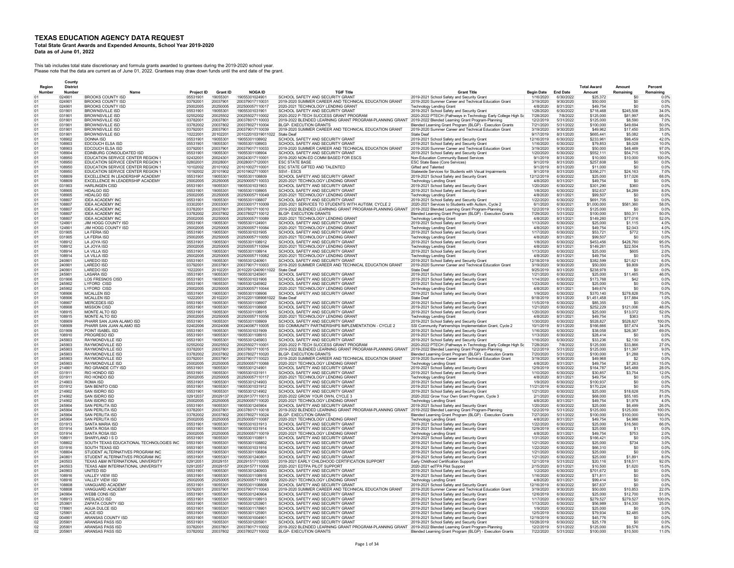# TEXAS EDUCATION AGENCY DATA REQUEST

**Total State Grant Awards and Expended Amounts, School Year 2019-2020**
**Data as of June 01, 2022**

This tab includes total state discretionary and formula grants awarded to grantees during the 2019-2020 school year.
Please note that the data are current as of June 01, 2022. Grantees may draw down funds until the end date of the grant.

| Region Number | County District Number | Name | Project ID | Grant ID | NOGA ID | TGIF Title | Grant Title | Begin Date | End Date | Total Award Amount | Amount Remaining | Percent Remaining |
|---|---|---|---|---|---|---|---|---|---|---|---|---|
| 01 | 024901 | BROOKS COUNTY ISD | 05531901 | 19055301 | 19055301024901 | SCHOOL SAFETY AND SECURITY GRANT | 2019-2021 School Safety and Security Grant | 1/16/2020 | 6/30/2022 | $25,372 | $0 | 0.0% |
| 01 | 024901 | BROOKS COUNTY ISD | 03792001 | 20037901 | 20037901710031 | 2019-2020 SUMMER CAREER AND TECHNICAL EDUCATION GRANT | 2019-2020 Summer Career and Technical Education Grant | 3/19/2020 | 9/30/2020 | $50,000 | $0 | 0.0% |
| 01 | 024901 | BROOKS COUNTY ISD | 25002005 | 20250005 | 20250005710017 | 2020-2021 TECHNOLOGY LENDING GRANT | Technology Lending Grant | 4/8/2020 | 8/31/2021 | $49,754 | $0 | 0.0% |
| 01 | 031901 | BROWNSVILLE ISD | 05531901 | 19055301 | 19055301031901 | SCHOOL SAFETY AND SECURITY GRANT | 2019-2021 School Safety and Security Grant | 1/28/2020 | 6/30/2022 | $718,468 | $245,508 | 34.0% |
| 01 | 031901 | BROWNSVILLE ISD | 02552002 | 20025502 | 20025502710002 | 2020-2022 P-TECH SUCCESS GRANT PROGRAM | 2020-2022 PTECH (Pathways in Technology Early College High Sc | 7/28/2020 | 7/8/2022 | $125,000 | $81,997 | 66.0% |
| 01 | 031901 | BROWNSVILLE ISD | 03782001 | 20037801 | 20037801710003 | 2019-2022 BLENDED LEARNING GRANT PROGRAM-PLANNING GRANT | 2019-2022 Blended Learning Grant Program-Planning | 12/2/2019 | 5/31/2022 | $125,000 | $8,590 | 7.0% |
| 01 | 031901 | BROWNSVILLE ISD | 03782002 | 20037802 | 20037802710004 | BLGP- EXECUTION GRANTS | Blended Learning Grant Program (BLGP) - Execution Grants | 7/21/2020 | 5/31/2022 | $100,000 | $49,694 | 50.0% |
| 01 | 031901 | BROWNSVILLE ISD | 03792001 | 20037901 | 20037901710039 | 2019-2020 SUMMER CAREER AND TECHNICAL EDUCATION GRANT | 2019-2020 Summer Career and Technical Education Grant | 3/19/2020 | 9/30/2020 | $49,962 | $17,450 | 35.0% |
| 01 | 031901 | BROWNSVILLE ISD | 10222001 | 20102201 | 20102201031901022 | State Deaf | State Deaf | 9/17/2019 | 8/31/2020 | $665,441 | $5,082 | 1.0% |
| 01 | 108902 | DONNA ISD | 05531901 | 19055301 | 19055301108902 | SCHOOL SAFETY AND SECURITY GRANT | 2019-2021 School Safety and Security Grant | 12/16/2019 | 6/30/2022 | $233,961 | $98,459 | 42.0% |
| 01 | 108903 | EDCOUCH ELSA ISD | 05531901 | 19055301 | 19055301108903 | SCHOOL SAFETY AND SECURITY GRANT | 2019-2021 School Safety and Security Grant | 1/16/2020 | 6/30/2022 | $79,853 | $8,028 | 10.0% |
| 01 | 108903 | EDCOUCH ELSA ISD | 03792001 | 20037901 | 20037901710033 | 2019-2020 SUMMER CAREER AND TECHNICAL EDUCATION GRANT | 2019-2020 Summer Career and Technical Education Grant | 3/19/2020 | 9/30/2020 | $50,000 | $48,469 | 97.0% |
| 01 | 108904 | EDINBURG CONSOLIDATED ISD | 05531901 | 19055301 | 19055301108904 | SCHOOL SAFETY AND SECURITY GRANT | 2019-2021 School Safety and Security Grant | 1/20/2020 | 6/30/2022 | $552,111 | $54,715 | 10.0% |
| 01 | 108950 | EDUCATION SERVICE CENTER REGION 1 | 02432001 | 20024301 | 20024301710001 | 2019-2020 NON-ED COMM BASED FOR ESCS | Non-Education Community Based Services | 9/1/2019 | 8/31/2020 | $10,000 | $10,000 | 100.0% |
| 01 | 108950 | EDUCATION SERVICE CENTER REGION 1 | 02802001 | 20028001 | 20028001712001 | ESC STATE BASE | ESC State Base (Core Services) | 9/1/2019 | 8/31/2020 | $257,608 | $0 | 0.0% |
| 01 | 108950 | EDUCATION SERVICE CENTER REGION 1 | 10102002 | 20101002 | 20101002710001 | ESC STATE GIFTED AND TALENTED | Gifted and Talented | 9/1/2019 | 8/31/2020 | $11,000 | $0 | 0.0% |
| 01 | 108950 | EDUCATION SERVICE CENTER REGION 1 | 10192002 | 20101902 | 20101902710001 | SSVI - ESCS | Statewide Services for Students with Visual Impairments | 9/1/2019 | 8/31/2020 | $356,271 | $24,163 | 7.0% |
| 01 | 108809 | EXCELLENCE IN LEADERSHIP ACADEMY | 05531901 | 19055301 | 19055301108809 | SCHOOL SAFETY AND SECURITY GRANT | 2019-2021 School Safety and Security Grant | 12/12/2019 | 6/30/2022 | $25,000 | $17,026 | 68.0% |
| 01 | 108809 | EXCELLENCE IN LEADERSHIP ACADEMY | 25002005 | 20250005 | 20250005710033 | 2020-2021 TECHNOLOGY LENDING GRANT | Technology Lending Grant | 4/8/2020 | 8/31/2021 | $49,754 | $0 | 0.0% |
| 01 | 031903 | HARLINGEN CISD | 05531901 | 19055301 | 19055301031903 | SCHOOL SAFETY AND SECURITY GRANT | 2019-2021 School Safety and Security Grant | 1/20/2020 | 6/30/2022 | $301,290 | $360 | 0.0% |
| 01 | 108905 | HIDALGO ISD | 05531901 | 19055301 | 19055301108905 | SCHOOL SAFETY AND SECURITY GRANT | 2019-2021 School Safety and Security Grant | 1/8/2020 | 6/30/2022 | $52,637 | $4,289 | 8.0% |
| 01 | 108905 | HIDALGO ISD | 25002005 | 20250005 | 20250005710049 | 2020-2021 TECHNOLOGY LENDING GRANT | Technology Lending Grant | 4/8/2020 | 8/31/2021 | $99,507 | $0 | 0.0% |
| 01 | 108807 | IDEA ACADEMY INC | 05531901 | 19055301 | 19055301108807 | SCHOOL SAFETY AND SECURITY GRANT | 2019-2021 School Safety and Security Grant | 1/22/2020 | 6/30/2022 | $691,705 | $0 | 0.0% |
| 01 | 108807 | IDEA ACADEMY INC | 03302001 | 20033001 | 20033001710009 | 2020-2021 SERVICES TO STUDENTS WITH AUTISM, CYCLE 2 | 2020-2021 Services to Students with Autism, Cycle 2 | 6/1/2020 | 6/30/2021 | $1,000,000 | $581,360 | 58.0% |
| 01 | 108807 | IDEA ACADEMY INC | 03782001 | 20037801 | 20037801710010 | 2019-2022 BLENDED LEARNING GRANT PROGRAM-PLANNING GRANT | 2019-2022 Blended Learning Grant Program-Planning | 12/2/2019 | 5/31/2022 | $125,000 | $0 | 0.0% |
| 01 | 108807 | IDEA ACADEMY INC | 03782002 | 20037802 | 20037802710012 | BLGP- EXECUTION GRANTS | Blended Learning Grant Program (BLGP) - Execution Grants | 7/29/2020 | 5/31/2022 | $100,000 | $50,311 | 50.0% |
| 01 | 108807 | IDEA ACADEMY INC | 25002005 | 20250005 | 20250005710089 | 2020-2021 TECHNOLOGY LENDING GRANT | Technology Lending Grant | 4/8/2020 | 8/31/2021 | $149,260 | $77,016 | 52.0% |
| 01 | 124901 | JIM HOGG COUNTY ISD | 05531901 | 19055301 | 19055301124901 | SCHOOL SAFETY AND SECURITY GRANT | 2019-2021 School Safety and Security Grant | 1/13/2020 | 6/30/2022 | $25,000 | $1,115 | 4.0% |
| 01 | 124901 | JIM HOGG COUNTY ISD | 25002005 | 20250005 | 20250005710084 | 2020-2021 TECHNOLOGY LENDING GRANT | Technology Lending Grant | 4/8/2020 | 8/31/2021 | $49,754 | $2,043 | 4.0% |
| 01 | 031905 | LA FERIA ISD | 05531901 | 19055301 | 19055301031905 | SCHOOL SAFETY AND SECURITY GRANT | 2019-2021 School Safety and Security Grant | 1/17/2020 | 6/30/2022 | $53,721 | $772 | 1.0% |
| 01 | 031905 | LA FERIA ISD | 25002005 | 20250005 | 20250005710050 | 2020-2021 TECHNOLOGY LENDING GRANT | Technology Lending Grant | 4/8/2020 | 8/31/2021 | $99,507 | $0 | 0.0% |
| 01 | 108912 | LA JOYA ISD | 05531901 | 19055301 | 19055301108912 | SCHOOL SAFETY AND SECURITY GRANT | 2019-2021 School Safety and Security Grant | 1/8/2020 | 6/30/2022 | $453,456 | $428,760 | 95.0% |
| 01 | 108912 | LA JOYA ISD | 25002005 | 20250005 | 20250005710094 | 2020-2021 TECHNOLOGY LENDING GRANT | Technology Lending Grant | 4/8/2020 | 8/31/2021 | $149,261 | $22,504 | 15.0% |
| 01 | 108914 | LA VILLA ISD | 05531901 | 19055301 | 19055301108914 | SCHOOL SAFETY AND SECURITY GRANT | 2019-2021 School Safety and Security Grant | 1/13/2020 | 6/30/2022 | $25,000 | $605 | 2.0% |
| 01 | 108914 | LA VILLA ISD | 25002005 | 20250005 | 20250005710082 | 2020-2021 TECHNOLOGY LENDING GRANT | Technology Lending Grant | 4/8/2020 | 8/31/2021 | $49,754 | $0 | 0.0% |
| 01 | 240901 | LAREDO ISD | 05531901 | 19055301 | 19055301240901 | SCHOOL SAFETY AND SECURITY GRANT | 2019-2021 School Safety and Security Grant | 12/18/2019 | 6/30/2022 | $382,599 | $21,621 | 6.0% |
| 01 | 240901 | LAREDO ISD | 03792001 | 20037901 | 20037901710003 | 2019-2020 SUMMER CAREER AND TECHNICAL EDUCATION GRANT | 2019-2020 Summer Career and Technical Education Grant | 3/19/2020 | 9/30/2020 | $50,000 | $9,809 | 20.0% |
| 01 | 240901 | LAREDO ISD | 10222001 | 20102201 | 20102201240901022 | State Deaf | State Deaf | 9/25/2019 | 8/31/2020 | $238,978 | $0 | 0.0% |
| 01 | 245901 | LASARA ISD | 05531901 | 19055301 | 19055301245901 | SCHOOL SAFETY AND SECURITY GRANT | 2019-2021 School Safety and Security Grant | 1/21/2020 | 6/30/2022 | $25,000 | $11,465 | 46.0% |
| 01 | 031906 | LOS FRESNOS CISD | 05531901 | 19055301 | 19055301031906 | SCHOOL SAFETY AND SECURITY GRANT | 2019-2021 School Safety and Security Grant | 1/14/2020 | 6/30/2022 | $173,768 | $42 | 0.0% |
| 01 | 245902 | LYFORD CISD | 05531901 | 19055301 | 19055301245902 | SCHOOL SAFETY AND SECURITY GRANT | 2019-2021 School Safety and Security Grant | 1/23/2020 | 6/30/2022 | $25,000 | $0 | 0.0% |
| 01 | 245902 | LYFORD CISD | 25002005 | 20250005 | 20250005710044 | 2020-2021 TECHNOLOGY LENDING GRANT | Technology Lending Grant | 4/8/2020 | 8/31/2021 | $49,674 | $0 | 0.0% |
| 01 | 108906 | MCALLEN ISD | 05531901 | 19055301 | 19055301108906 | SCHOOL SAFETY AND SECURITY GRANT | 2019-2021 School Safety and Security Grant | 1/9/2020 | 6/30/2022 | $370,140 | $278,828 | 75.0% |
| 01 | 108906 | MCALLEN ISD | 10222001 | 20102201 | 20102201108906022 | State Deaf | State Deaf | 9/18/2019 | 8/31/2020 | $1,451,458 | $17,884 | 1.0% |
| 01 | 108907 | MERCEDES ISD | 05531901 | 19055301 | 19055301108907 | SCHOOL SAFETY AND SECURITY GRANT | 2019-2021 School Safety and Security Grant | 11/5/2019 | 6/30/2022 | $85,355 | $0 | 0.0% |
| 01 | 108908 | MISSION CISD | 05531901 | 19055301 | 19055301108908 | SCHOOL SAFETY AND SECURITY GRANT | 2019-2021 School Safety and Security Grant | 1/21/2020 | 6/30/2022 | $252,229 | $121,006 | 48.0% |
| 01 | 108915 | MONTE ALTO ISD | 05531901 | 19055301 | 19055301108915 | SCHOOL SAFETY AND SECURITY GRANT | 2019-2021 School Safety and Security Grant | 1/20/2020 | 6/30/2022 | $25,000 | $13,072 | 52.0% |
| 01 | 108915 | MONTE ALTO ISD | 25002005 | 20250005 | 20250005710056 | 2020-2021 TECHNOLOGY LENDING GRANT | Technology Lending Grant | 4/8/2020 | 8/31/2021 | $49,754 | $363 | 1.0% |
| 01 | 108909 | PHARR SAN JUAN ALAMO ISD | 05531901 | 19055301 | 19055301108909 | SCHOOL SAFETY AND SECURITY GRANT | 2019-2021 School Safety and Security Grant | 1/30/2020 | 6/30/2022 | $528,827 | $528,827 | 100.0% |
| 01 | 108909 | PHARR SAN JUAN ALAMO ISD | 02402006 | 20024006 | 20024006710005 | SSI COMMUNITY PARTNERSHIPS IMPLEMENTATION - CYCLE 2 | SSI Community Partnerships Implementation Grant, Cycle 2 | 10/1/2019 | 8/31/2020 | $166,666 | $57,474 | 34.0% |
| 01 | 031909 | POINT ISABEL ISD | 05531901 | 19055301 | 19055301031909 | SCHOOL SAFETY AND SECURITY GRANT | 2019-2021 School Safety and Security Grant | 1/16/2020 | 6/30/2022 | $38,058 | $26,387 | 69.0% |
| 01 | 108910 | PROGRESO ISD | 05531901 | 19055301 | 19055301108910 | SCHOOL SAFETY AND SECURITY GRANT | 2019-2021 School Safety and Security Grant | 1/13/2020 | 6/30/2022 | $28,414 | $0 | 0.0% |
| 01 | 245903 | RAYMONDVILLE ISD | 05531901 | 19055301 | 19055301245903 | SCHOOL SAFETY AND SECURITY GRANT | 2019-2021 School Safety and Security Grant | 1/16/2020 | 6/30/2022 | $33,236 | $2,130 | 6.0% |
| 01 | 245903 | RAYMONDVILLE ISD | 02552002 | 20025502 | 20025502710001 | 2020-2022 P-TECH SUCCESS GRANT PROGRAM | 2020-2022 PTECH (Pathways in Technology Early College High Sc | 7/28/2020 | 7/8/2022 | $125,000 | $33,866 | 27.0% |
| 01 | 245903 | RAYMONDVILLE ISD | 03782001 | 20037801 | 20037801710015 | 2019-2022 BLENDED LEARNING GRANT PROGRAM-PLANNING GRANT | 2019-2022 Blended Learning Grant Program-Planning | 12/2/2019 | 5/31/2022 | $125,000 | $11,397 | 9.0% |
| 01 | 245903 | RAYMONDVILLE ISD | 03782002 | 20037802 | 20037802710020 | BLGP- EXECUTION GRANTS | Blended Learning Grant Program (BLGP) - Execution Grants | 7/20/2020 | 5/31/2022 | $100,000 | $1,288 | 1.0% |
| 01 | 245903 | RAYMONDVILLE ISD | 03792001 | 20037901 | 20037901710023 | 2019-2020 SUMMER CAREER AND TECHNICAL EDUCATION GRANT | 2019-2020 Summer Career and Technical Education Grant | 3/19/2020 | 9/30/2020 | $49,968 | $2 | 0.0% |
| 01 | 245903 | RAYMONDVILLE ISD | 25002005 | 20250005 | 20250005710068 | 2020-2021 TECHNOLOGY LENDING GRANT | Technology Lending Grant | 4/8/2020 | 8/31/2021 | $49,754 | $7,263 | 15.0% |
| 01 | 214901 | RIO GRANDE CITY ISD | 05531901 | 19055301 | 19055301214901 | SCHOOL SAFETY AND SECURITY GRANT | 2019-2021 School Safety and Security Grant | 12/9/2019 | 6/30/2022 | $164,787 | $45,488 | 28.0% |
| 01 | 031911 | RIO HONDO ISD | 05531901 | 19055301 | 19055301031911 | SCHOOL SAFETY AND SECURITY GRANT | 2019-2021 School Safety and Security Grant | 1/10/2020 | 6/30/2022 | $30,857 | $3,754 | 12.0% |
| 01 | 031911 | RIO HONDO ISD | 25002005 | 20250005 | 20250005710117 | 2020-2021 TECHNOLOGY LENDING GRANT | Technology Lending Grant | 4/8/2020 | 8/31/2021 | $49,754 | $0 | 0.0% |
| 01 | 214903 | ROMA ISD | 05531901 | 19055301 | 19055301214903 | SCHOOL SAFETY AND SECURITY GRANT | 2019-2021 School Safety and Security Grant | 1/9/2020 | 6/30/2022 | $100,937 | $0 | 0.0% |
| 01 | 031912 | SAN BENITO CISD | 05531901 | 19055301 | 19055301031912 | SCHOOL SAFETY AND SECURITY GRANT | 2019-2021 School Safety and Security Grant | 11/21/2019 | 6/30/2022 | $170,224 | $0 | 0.0% |
| 01 | 214902 | SAN ISIDRO ISD | 05531901 | 19055301 | 19055301214902 | SCHOOL SAFETY AND SECURITY GRANT | 2019-2021 School Safety and Security Grant | 1/21/2020 | 6/30/2022 | $25,000 | $18,628 | 75.0% |
| 01 | 214902 | SAN ISIDRO ISD | 02912037 | 20029137 | 20029137710013 | 2020-2022 GROW YOUR OWN, CYCLE 3 | 2020-2022 Grow Your Own Grant Program, Cycle 3 | 2/1/2020 | 6/30/2022 | $68,000 | $55,185 | 81.0% |
| 01 | 214902 | SAN ISIDRO ISD | 25002005 | 20250005 | 20250005710020 | 2020-2021 TECHNOLOGY LENDING GRANT | Technology Lending Grant | 4/8/2020 | 8/31/2021 | $49,754 | $1,978 | 4.0% |
| 01 | 245904 | SAN PERLITA ISD | 05531901 | 19055301 | 19055301245904 | SCHOOL SAFETY AND SECURITY GRANT | 2019-2021 School Safety and Security Grant | 1/20/2020 | 6/30/2022 | $25,000 | $6,499 | 26.0% |
| 01 | 245904 | SAN PERLITA ISD | 03782001 | 20037801 | 20037801710018 | 2019-2022 BLENDED LEARNING GRANT PROGRAM-PLANNING GRANT | 2019-2022 Blended Learning Grant Program-Planning | 12/2/2019 | 5/31/2022 | $125,000 | $125,000 | 100.0% |
| 01 | 245904 | SAN PERLITA ISD | 03782002 | 20037802 | 20037802710024 | BLGP- EXECUTION GRANTS | Blended Learning Grant Program (BLGP) - Execution Grants | 7/27/2020 | 5/31/2022 | $100,000 | $100,000 | 100.0% |
| 01 | 245904 | SAN PERLITA ISD | 25002005 | 20250005 | 20250005710087 | 2020-2021 TECHNOLOGY LENDING GRANT | Technology Lending Grant | 4/8/2020 | 8/31/2021 | $49,754 | $4,986 | 10.0% |
| 01 | 031913 | SANTA MARIA ISD | 05531901 | 19055301 | 19055301031913 | SCHOOL SAFETY AND SECURITY GRANT | 2019-2021 School Safety and Security Grant | 1/22/2020 | 6/30/2022 | $25,000 | $16,560 | 66.0% |
| 01 | 031914 | SANTA ROSA ISD | 05531901 | 19055301 | 19055301031914 | SCHOOL SAFETY AND SECURITY GRANT | 2019-2021 School Safety and Security Grant | 12/9/2019 | 6/30/2022 | $25,000 | $1 | 0.0% |
| 01 | 031914 | SANTA ROSA ISD | 25002005 | 20250005 | 20250005710019 | 2020-2021 TECHNOLOGY LENDING GRANT | Technology Lending Grant | 4/8/2020 | 8/31/2021 | $49,754 | $753 | 2.0% |
| 01 | 108911 | SHARYLAND I S D | 05531901 | 19055301 | 19055301108911 | SCHOOL SAFETY AND SECURITY GRANT | 2019-2021 School Safety and Security Grant | 1/31/2020 | 6/30/2022 | $166,421 | $0 | 0.0% |
| 01 | 108802 | SOUTH TEXAS EDUCATIONAL TECHNOLOGIES INC | 05531901 | 19055301 | 19055301108802 | SCHOOL SAFETY AND SECURITY GRANT | 2019-2021 School Safety and Security Grant | 1/21/2020 | 6/30/2022 | $25,000 | $734 | 3.0% |
| 01 | 031916 | SOUTH TEXAS ISD | 05531901 | 19055301 | 19055301031916 | SCHOOL SAFETY AND SECURITY GRANT | 2019-2021 School Safety and Security Grant | 1/22/2020 | 6/30/2022 | $66,310 | $0 | 0.0% |
| 01 | 108804 | STUDENT ALTERNATIVES PROGRAM INC | 05531901 | 19055301 | 19055301108804 | SCHOOL SAFETY AND SECURITY GRANT | 2019-2021 School Safety and Security Grant | 1/21/2020 | 6/30/2022 | $25,000 | $0 | 0.0% |
| 01 | 240801 | STUDENT ALTERNATIVES PROGRAM INC | 05531901 | 19055301 | 19055301240801 | SCHOOL SAFETY AND SECURITY GRANT | 2019-2021 School Safety and Security Grant | 1/21/2020 | 6/30/2022 | $25,000 | $1,891 | 8.0% |
| 01 | 240503 | TEXAS A&M INTERNATIONAL UNIVERSITY | 02912051 | 20029151 | 20029151710003 | 2019-2021 EARLY CHILDHOOD CERTIFICATION SUPPORT | Early Childhood Certification Support | 12/1/2019 | 5/31/2022 | $20,116 | $18,511 | 92.0% |
| 01 | 240503 | TEXAS A&M INTERNATIONAL UNIVERSITY | 02912057 | 20029157 | 20029157710006 | 2020-2021 EDTPA PILOT SUPPORT | 2020-2021 edTPA Pilot Support | 2/15/2020 | 8/31/2021 | $10,500 | $1,620 | 15.0% |
| 01 | 240903 | UNITED ISD | 05531901 | 19055301 | 19055301240903 | SCHOOL SAFETY AND SECURITY GRANT | 2019-2021 School Safety and Security Grant | 1/2/2020 | 6/30/2022 | $701,672 | $0 | 0.0% |
| 01 | 108916 | VALLEY VIEW ISD | 05531901 | 19055301 | 19055301108916 | SCHOOL SAFETY AND SECURITY GRANT | 2019-2021 School Safety and Security Grant | 1/16/2020 | 6/30/2022 | $71,811 | $0 | 0.0% |
| 01 | 108916 | VALLEY VIEW ISD | 25002005 | 20250005 | 20250005710058 | 2020-2021 TECHNOLOGY LENDING GRANT | Technology Lending Grant | 4/8/2020 | 8/31/2021 | $99,414 | $0 | 0.0% |
| 01 | 108808 | VANGUARD ACADEMY | 05531901 | 19055301 | 19055301108808 | SCHOOL SAFETY AND SECURITY GRANT | 2019-2021 School Safety and Security Grant | 12/16/2019 | 6/30/2022 | $67,637 | $0 | 0.0% |
| 01 | 108808 | VANGUARD ACADEMY | 03792001 | 20037901 | 20037901710043 | 2019-2020 SUMMER CAREER AND TECHNICAL EDUCATION GRANT | 2019-2020 Summer Career and Technical Education Grant | 3/19/2020 | 9/30/2020 | $50,000 | $10,853 | 22.0% |
| 01 | 240904 | WEBB CONS ISD | 05531901 | 19055301 | 19055301240904 | SCHOOL SAFETY AND SECURITY GRANT | 2019-2021 School Safety and Security Grant | 12/6/2019 | 6/30/2022 | $25,000 | $12,700 | 51.0% |
| 01 | 108913 | WESLACO ISD | 05531901 | 19055301 | 19055301108913 | SCHOOL SAFETY AND SECURITY GRANT | 2019-2021 School Safety and Security Grant | 1/17/2020 | 6/30/2022 | $279,527 | $279,527 | 100.0% |
| 01 | 253901 | ZAPATA COUNTY ISD | 05531901 | 19055301 | 19055301253901 | SCHOOL SAFETY AND SECURITY GRANT | 2019-2021 School Safety and Security Grant | 1/13/2020 | 6/30/2022 | $56,989 | $14,330 | 25.0% |
| 02 | 178901 | AGUA DULCE ISD | 05531901 | 19055301 | 19055301178901 | SCHOOL SAFETY AND SECURITY GRANT | 2019-2021 School Safety and Security Grant | 1/9/2020 | 6/30/2022 | $25,000 | $0 | 0.0% |
| 02 | 125901 | ALICE ISD | 05531901 | 19055301 | 19055301125901 | SCHOOL SAFETY AND SECURITY GRANT | 2019-2021 School Safety and Security Grant | 12/5/2019 | 6/30/2022 | $79,934 | $2,485 | 3.0% |
| 02 | 004901 | ARANSAS COUNTY ISD | 05531901 | 19055301 | 19055301004901 | SCHOOL SAFETY AND SECURITY GRANT | 2019-2021 School Safety and Security Grant | 12/19/2019 | 6/30/2022 | $45,776 | $0 | 0.0% |
| 02 | 205901 | ARANSAS PASS ISD | 05531901 | 19055301 | 19055301205901 | SCHOOL SAFETY AND SECURITY GRANT | 2019-2021 School Safety and Security Grant | 10/28/2019 | 6/30/2022 | $25,178 | $0 | 0.0% |
| 02 | 205901 | ARANSAS PASS ISD | 03782001 | 20037801 | 20037801710002 | 2019-2022 BLENDED LEARNING GRANT PROGRAM-PLANNING GRANT | 2019-2022 Blended Learning Grant Program-Planning | 12/2/2019 | 5/31/2022 | $125,000 | $9,576 | 8.0% |
| 02 | 205901 | ARANSAS PASS ISD | 03782002 | 20037802 | 20037802710002 | BLGP- EXECUTION GRANTS | Blended Learning Grant Program (BLGP) - Execution Grants | 7/22/2020 | 5/31/2022 | $100,000 | $10,500 | 11.0% |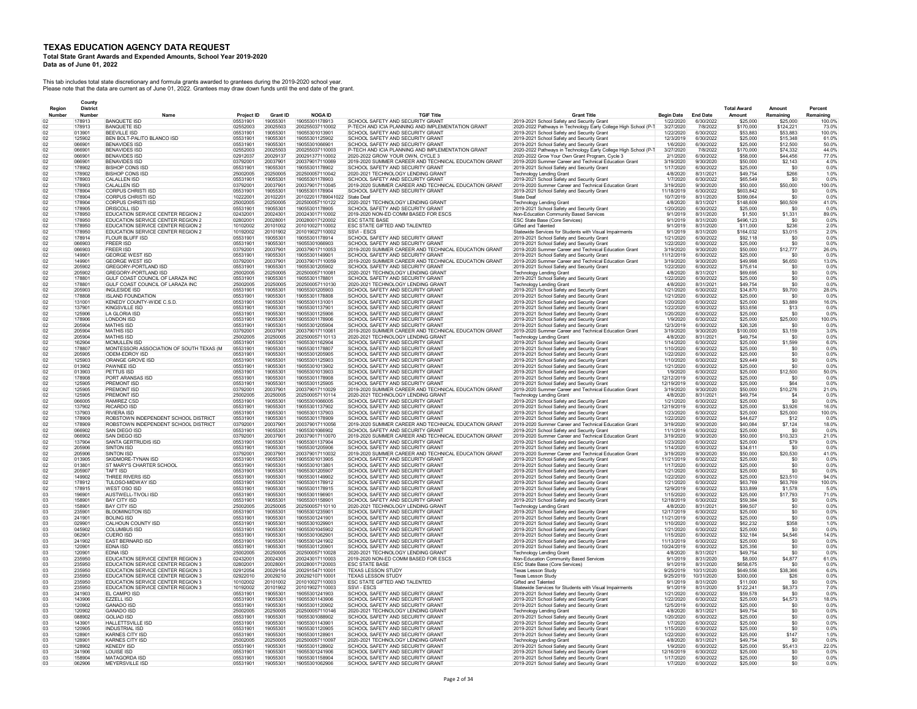# TEXAS EDUCATION AGENCY DATA REQUEST

**Total State Grant Awards and Expended Amounts, School Year 2019-2020**
**Data as of June 01, 2022**

This tab includes total state discretionary and formula grants awarded to grantees during the 2019-2020 school year.
Please note that the data are current as of June 01, 2022. Grantees may draw down funds until the end date of the grant.

| Region Number | County District Number | Name | Project ID | Grant ID | NOGA ID | TGIF Title | Grant Title | Begin Date | End Date | Total Award Amount | Amount Remaining | Percent Remaining |
|---|---|---|---|---|---|---|---|---|---|---|---|---|
| 02 | 178913 | BANQUETE ISD | 05531901 | 19055301 | 190553011178913 | SCHOOL SAFETY AND SECURITY GRANT | 2019-2021 School Safety and Security Grant | 1/22/2020 | 6/30/2022 | $25,000 | $25,000 | 100.0% |
| 02 | 178913 | BANQUETE ISD | 02552003 | 20025503 | 200255037110002 | P-TECH AND ICIA PLANNING AND IMPLEMENTATION GRANT | 2020-2022 Pathways in Technology Early College High School (P-T | 3/27/2020 | 7/8/2022 | $170,000 | $124,221 | 73.0% |
| 02 | 013901 | BEEVILLE ISD | 05531901 | 19055301 | 190553011013901 | SCHOOL SAFETY AND SECURITY GRANT | 2019-2021 School Safety and Security Grant | 1/22/2020 | 6/30/2022 | $53,883 | $53,883 | 100.0% |
| 02 | 125902 | BEN BOLT-PALITO BLANCO ISD | 05531901 | 19055301 | 190553011125902 | SCHOOL SAFETY AND SECURITY GRANT | 2019-2021 School Safety and Security Grant | 12/3/2019 | 6/30/2022 | $25,000 | $15,348 | 61.0% |
| 02 | 066901 | BENAVIDES ISD | 05531901 | 19055301 | 190553011066901 | SCHOOL SAFETY AND SECURITY GRANT | 2019-2021 School Safety and Security Grant | 1/6/2020 | 6/30/2022 | $25,000 | $12,500 | 50.0% |
| 02 | 066901 | BENAVIDES ISD | 02552003 | 20025503 | 200255037110003 | P-TECH AND ICIA PLANNING AND IMPLEMENTATION GRANT | 2020-2022 Pathways in Technology Early College High School (P-T | 3/27/2020 | 7/8/2022 | $170,000 | $74,332 | 44.0% |
| 02 | 066901 | BENAVIDES ISD | 02912037 | 20029137 | 200291377110002 | 2020-2022 GROW YOUR OWN, CYCLE 3 | 2020-2022 Grow Your Own Grant Program, Cycle 3 | 2/1/2020 | 6/30/2022 | $58,000 | $44,456 | 77.0% |
| 02 | 066901 | BENAVIDES ISD | 03792001 | 20037901 | 200379017110069 | 2019-2020 SUMMER CAREER AND TECHNICAL EDUCATION GRANT | 2019-2020 Summer Career and Technical Education Grant | 3/19/2020 | 9/30/2020 | $50,000 | $2,143 | 4.0% |
| 02 | 178902 | BISHOP CONS ISD | 05531901 | 19055301 | 190553011178902 | SCHOOL SAFETY AND SECURITY GRANT | 2019-2021 School Safety and Security Grant | 1/17/2020 | 6/30/2022 | $25,000 | $0 | 0.0% |
| 02 | 178902 | BISHOP CONS ISD | 25002005 | 20250005 | 202500057110042 | 2020-2021 TECHNOLOGY LENDING GRANT | Technology Lending Grant | 4/8/2020 | 8/31/2021 | $49,754 | $266 | 1.0% |
| 02 | 178903 | CALALLEN ISD | 05531901 | 19055301 | 190553011178903 | SCHOOL SAFETY AND SECURITY GRANT | 2019-2021 School Safety and Security Grant | 1/7/2020 | 6/30/2022 | $65,549 | $0 | 0.0% |
| 02 | 178903 | CALALLEN ISD | 03792001 | 20037901 | 200379017110045 | 2019-2020 SUMMER CAREER AND TECHNICAL EDUCATION GRANT | 2019-2020 Summer Career and Technical Education Grant | 3/19/2020 | 9/30/2020 | $50,000 | $50,000 | 100.0% |
| 02 | 178904 | CORPUS CHRISTI ISD | 05531901 | 19055301 | 190553011178904 | SCHOOL SAFETY AND SECURITY GRANT | 2019-2021 School Safety and Security Grant | 11/18/2019 | 6/30/2022 | $603,842 | $0 | 0.0% |
| 02 | 178904 | CORPUS CHRISTI ISD | 10222001 | 20102201 | 201022011789041022 | State Deaf | State Deaf | 10/7/2019 | 8/31/2020 | $399,064 | $0 | 0.0% |
| 02 | 178904 | CORPUS CHRISTI ISD | 25002005 | 20250005 | 202500057110122 | 2020-2021 TECHNOLOGY LENDING GRANT | Technology Lending Grant | 4/8/2020 | 8/31/2021 | $148,809 | $60,509 | 41.0% |
| 02 | 178905 | DRISCOLL ISD | 05531901 | 19055301 | 190553011178905 | SCHOOL SAFETY AND SECURITY GRANT | 2019-2021 School Safety and Security Grant | 1/20/2020 | 6/30/2022 | $25,000 | $0 | 0.0% |
| 02 | 178950 | EDUCATION SERVICE CENTER REGION 2 | 02432001 | 20024301 | 200243017110002 | 2019-2020 NON-ED COMM BASED FOR ESCS | Non-Education Community Based Services | 9/1/2019 | 8/31/2020 | $1,500 | $1,331 | 89.0% |
| 02 | 178950 | EDUCATION SERVICE CENTER REGION 2 | 02802001 | 20028001 | 200280017120002 | ESC STATE BASE | ESC State Base (Core Services) | 9/1/2019 | 8/31/2020 | $496,123 | $0 | 0.0% |
| 02 | 178950 | EDUCATION SERVICE CENTER REGION 2 | 10102002 | 20101002 | 201010027110002 | ESC STATE GIFTED AND TALENTED | Gifted and Talented | 9/1/2019 | 8/31/2020 | $11,000 | $236 | 2.0% |
| 02 | 178950 | EDUCATION SERVICE CENTER REGION 2 | 10192002 | 20101902 | 201019027110002 | SSVI - ESCS | Statewide Services for Students with Visual Impairments | 9/1/2019 | 8/31/2020 | $164,032 | $3,015 | 2.0% |
| 02 | 178914 | FLOUR BLUFF ISD | 05531901 | 19055301 | 190553011178914 | SCHOOL SAFETY AND SECURITY GRANT | 2019-2021 School Safety and Security Grant | 1/21/2020 | 6/30/2022 | $92,118 | $0 | 0.0% |
| 02 | 066903 | FREER ISD | 05531901 | 19055301 | 190553011066903 | SCHOOL SAFETY AND SECURITY GRANT | 2019-2021 School Safety and Security Grant | 1/22/2020 | 6/30/2022 | $25,000 | $0 | 0.0% |
| 02 | 066903 | FREER ISD | 03792001 | 20037901 | 200379017110053 | 2019-2020 SUMMER CAREER AND TECHNICAL EDUCATION GRANT | 2019-2020 Summer Career and Technical Education Grant | 3/19/2020 | 9/30/2020 | $50,000 | $12,777 | 26.0% |
| 02 | 149901 | GEORGE WEST ISD | 05531901 | 19055301 | 190553011149901 | SCHOOL SAFETY AND SECURITY GRANT | 2019-2021 School Safety and Security Grant | 11/12/2019 | 6/30/2022 | $25,000 | $0 | 0.0% |
| 02 | 149901 | GEORGE WEST ISD | 03792001 | 20037901 | 200379017110059 | 2019-2020 SUMMER CAREER AND TECHNICAL EDUCATION GRANT | 2019-2020 Summer Career and Technical Education Grant | 3/19/2020 | 9/30/2020 | $49,998 | $6,650 | 13.0% |
| 02 | 205902 | GREGORY-PORTLAND ISD | 05531901 | 19055301 | 190553011205902 | SCHOOL SAFETY AND SECURITY GRANT | 2019-2021 School Safety and Security Grant | 1/22/2020 | 6/30/2022 | $75,614 | $0 | 0.0% |
| 02 | 205902 | GREGORY-PORTLAND ISD | 25002005 | 20250005 | 202500057110081 | 2020-2021 TECHNOLOGY LENDING GRANT | Technology Lending Grant | 4/8/2020 | 8/31/2021 | $69,695 | $0 | 0.0% |
| 02 | 178801 | GULF COAST COUNCIL OF LARAZA INC | 05531901 | 19055301 | 190553011178801 | SCHOOL SAFETY AND SECURITY GRANT | 2019-2021 School Safety and Security Grant | 1/22/2020 | 6/30/2022 | $25,000 | $0 | 0.0% |
| 02 | 178801 | GULF COAST COUNCIL OF LARAZA INC | 25002005 | 20250005 | 202500057110130 | 2020-2021 TECHNOLOGY LENDING GRANT | Technology Lending Grant | 4/8/2020 | 8/31/2021 | $49,754 | $0 | 0.0% |
| 02 | 205903 | INGLESIDE ISD | 05531901 | 19055301 | 190553011205903 | SCHOOL SAFETY AND SECURITY GRANT | 2019-2021 School Safety and Security Grant | 1/21/2020 | 6/30/2022 | $34,870 | $9,700 | 28.0% |
| 02 | 178808 | ISLAND FOUNDATION | 05531901 | 19055301 | 190553011178808 | SCHOOL SAFETY AND SECURITY GRANT | 2019-2021 School Safety and Security Grant | 1/21/2020 | 6/30/2022 | $25,000 | $0 | 0.0% |
| 02 | 131001 | KENEDY COUNTY-WIDE C.S.D. | 05531901 | 19055301 | 190553011131001 | SCHOOL SAFETY AND SECURITY GRANT | 2019-2021 School Safety and Security Grant | 1/20/2020 | 6/30/2022 | $25,000 | $3,889 | 16.0% |
| 02 | 137901 | KINGSVILLE ISD | 05531901 | 19055301 | 190553011137901 | SCHOOL SAFETY AND SECURITY GRANT | 2019-2021 School Safety and Security Grant | 1/22/2020 | 6/30/2022 | $53,656 | $13 | 0.0% |
| 02 | 125906 | LA GLORIA ISD | 05531901 | 19055301 | 190553011125906 | SCHOOL SAFETY AND SECURITY GRANT | 2019-2021 School Safety and Security Grant | 1/20/2020 | 6/30/2022 | $25,000 | $0 | 0.0% |
| 02 | 178906 | LONDON ISD | 05531901 | 19055301 | 190553011178906 | SCHOOL SAFETY AND SECURITY GRANT | 2019-2021 School Safety and Security Grant | 1/9/2020 | 6/30/2022 | $25,000 | $25,000 | 100.0% |
| 02 | 205904 | MATHIS ISD | 05531901 | 19055301 | 190553011205904 | SCHOOL SAFETY AND SECURITY GRANT | 2019-2021 School Safety and Security Grant | 12/3/2019 | 6/30/2022 | $26,326 | $0 | 0.0% |
| 02 | 205904 | MATHIS ISD | 03792001 | 20037901 | 200379017110061 | 2019-2020 SUMMER CAREER AND TECHNICAL EDUCATION GRANT | 2019-2020 Summer Career and Technical Education Grant | 3/19/2020 | 9/30/2020 | $100,000 | $3,159 | 3.0% |
| 02 | 205904 | MATHIS ISD | 25002005 | 20250005 | 202500057110113 | 2020-2021 TECHNOLOGY LENDING GRANT | Technology Lending Grant | 4/8/2020 | 8/31/2021 | $49,754 | $0 | 0.0% |
| 02 | 162904 | MCMULLEN ISD | 05531901 | 19055301 | 190553011162904 | SCHOOL SAFETY AND SECURITY GRANT | 2019-2021 School Safety and Security Grant | 1/14/2020 | 6/30/2022 | $25,000 | $1,599 | 6.0% |
| 02 | 178807 | MONTESSORI ASSOCIATION OF SOUTH TEXAS (M | 05531901 | 19055301 | 190553011178807 | SCHOOL SAFETY AND SECURITY GRANT | 2019-2021 School Safety and Security Grant | 1/10/2020 | 6/30/2022 | $25,000 | $0 | 0.0% |
| 02 | 205905 | ODEM-EDROY ISD | 05531901 | 19055301 | 190553011205905 | SCHOOL SAFETY AND SECURITY GRANT | 2019-2021 School Safety and Security Grant | 1/22/2020 | 6/30/2022 | $25,000 | $0 | 0.0% |
| 02 | 125903 | ORANGE GROVE ISD | 05531901 | 19055301 | 190553011125903 | SCHOOL SAFETY AND SECURITY GRANT | 2019-2021 School Safety and Security Grant | 1/10/2020 | 6/30/2022 | $29,449 | $0 | 0.0% |
| 02 | 013902 | PAWNEE ISD | 05531901 | 19055301 | 190553011013902 | SCHOOL SAFETY AND SECURITY GRANT | 2019-2021 School Safety and Security Grant | 1/21/2020 | 6/30/2022 | $25,000 | $0 | 0.0% |
| 02 | 013903 | PETTUS ISD | 05531901 | 19055301 | 190553011013903 | SCHOOL SAFETY AND SECURITY GRANT | 2019-2021 School Safety and Security Grant | 1/9/2020 | 6/30/2022 | $25,000 | $12,500 | 50.0% |
| 02 | 178908 | PORT ARANSAS ISD | 05531901 | 19055301 | 190553011178908 | SCHOOL SAFETY AND SECURITY GRANT | 2019-2021 School Safety and Security Grant | 12/12/2019 | 6/30/2022 | $25,000 | $0 | 0.0% |
| 02 | 125905 | PREMONT ISD | 05531901 | 19055301 | 190553011125905 | SCHOOL SAFETY AND SECURITY GRANT | 2019-2021 School Safety and Security Grant | 12/19/2019 | 6/30/2022 | $25,000 | $64 | 0.0% |
| 02 | 125905 | PREMONT ISD | 03792001 | 20037901 | 200379017110029 | 2019-2020 SUMMER CAREER AND TECHNICAL EDUCATION GRANT | 2019-2020 Summer Career and Technical Education Grant | 3/19/2020 | 9/30/2020 | $50,000 | $10,276 | 21.0% |
| 02 | 125905 | PREMONT ISD | 25002005 | 20250005 | 202500057110114 | 2020-2021 TECHNOLOGY LENDING GRANT | Technology Lending Grant | 4/8/2020 | 8/31/2021 | $49,754 | $4 | 0.0% |
| 02 | 066005 | RAMIREZ CSD | 05531901 | 19055301 | 190553011066005 | SCHOOL SAFETY AND SECURITY GRANT | 2019-2021 School Safety and Security Grant | 1/21/2020 | 6/30/2022 | $25,000 | $0 | 0.0% |
| 02 | 137902 | RICARDO ISD | 05531901 | 19055301 | 190553011137902 | SCHOOL SAFETY AND SECURITY GRANT | 2019-2021 School Safety and Security Grant | 12/19/2019 | 6/30/2022 | $25,000 | $3,926 | 16.0% |
| 02 | 137903 | RIVIERA ISD | 05531901 | 19055301 | 190553011137903 | SCHOOL SAFETY AND SECURITY GRANT | 2019-2021 School Safety and Security Grant | 1/23/2020 | 6/30/2022 | $25,000 | $25,000 | 100.0% |
| 02 | 178909 | ROBSTOWN INDEPENDENT SCHOOL DISTRICT | 05531901 | 19055301 | 190553011178909 | SCHOOL SAFETY AND SECURITY GRANT | 2019-2021 School Safety and Security Grant | 1/22/2020 | 6/30/2022 | $44,627 | $12 | 0.0% |
| 02 | 178909 | ROBSTOWN INDEPENDENT SCHOOL DISTRICT | 03792001 | 20037901 | 200379017110056 | 2019-2020 SUMMER CAREER AND TECHNICAL EDUCATION GRANT | 2019-2020 Summer Career and Technical Education Grant | 3/19/2020 | 9/30/2020 | $40,084 | $7,124 | 18.0% |
| 02 | 066902 | SAN DIEGO ISD | 05531901 | 19055301 | 190553011066902 | SCHOOL SAFETY AND SECURITY GRANT | 2019-2021 School Safety and Security Grant | 11/1/2019 | 6/30/2022 | $25,000 | $0 | 0.0% |
| 02 | 066902 | SAN DIEGO ISD | 03792001 | 20037901 | 200379017110070 | 2019-2020 SUMMER CAREER AND TECHNICAL EDUCATION GRANT | 2019-2020 Summer Career and Technical Education Grant | 3/19/2020 | 9/30/2020 | $50,000 | $10,323 | 21.0% |
| 02 | 137904 | SANTA GERTRUDIS ISD | 05531901 | 19055301 | 190553011137904 | SCHOOL SAFETY AND SECURITY GRANT | 2019-2021 School Safety and Security Grant | 1/23/2020 | 6/30/2022 | $25,000 | $79 | 0.0% |
| 02 | 205906 | SINTON ISD | 05531901 | 19055301 | 190553011205906 | SCHOOL SAFETY AND SECURITY GRANT | 2019-2021 School Safety and Security Grant | 1/14/2020 | 6/30/2022 | $34,611 | $0 | 0.0% |
| 02 | 205906 | SINTON ISD | 03792001 | 20037901 | 200379017110032 | 2019-2020 SUMMER CAREER AND TECHNICAL EDUCATION GRANT | 2019-2020 Summer Career and Technical Education Grant | 3/19/2020 | 9/30/2020 | $50,000 | $20,530 | 41.0% |
| 02 | 013905 | SKIDMORE-TYNAN ISD | 05531901 | 19055301 | 190553011013905 | SCHOOL SAFETY AND SECURITY GRANT | 2019-2021 School Safety and Security Grant | 11/21/2019 | 6/30/2022 | $25,000 | $0 | 0.0% |
| 02 | 013801 | ST MARY'S CHARTER SCHOOL | 05531901 | 19055301 | 190553011013801 | SCHOOL SAFETY AND SECURITY GRANT | 2019-2021 School Safety and Security Grant | 1/17/2020 | 6/30/2022 | $25,000 | $0 | 0.0% |
| 02 | 205907 | TAFT ISD | 05531901 | 19055301 | 190553011205907 | SCHOOL SAFETY AND SECURITY GRANT | 2019-2021 School Safety and Security Grant | 1/21/2020 | 6/30/2022 | $25,000 | $0 | 0.0% |
| 02 | 149902 | THREE RIVERS ISD | 05531901 | 19055301 | 190553011149902 | SCHOOL SAFETY AND SECURITY GRANT | 2019-2021 School Safety and Security Grant | 1/22/2020 | 6/30/2022 | $25,000 | $23,510 | 94.0% |
| 02 | 178912 | TULOSO-MIDWAY ISD | 05531901 | 19055301 | 190553011178912 | SCHOOL SAFETY AND SECURITY GRANT | 2019-2021 School Safety and Security Grant | 1/21/2020 | 6/30/2022 | $63,769 | $63,769 | 100.0% |
| 02 | 178915 | WEST OSO ISD | 05531901 | 19055301 | 190553011178915 | SCHOOL SAFETY AND SECURITY GRANT | 2019-2021 School Safety and Security Grant | 12/9/2019 | 6/30/2022 | $33,899 | $1,578 | 5.0% |
| 03 | 196901 | AUSTWELL-TIVOLI ISD | 05531901 | 19055301 | 190553011196901 | SCHOOL SAFETY AND SECURITY GRANT | 2019-2021 School Safety and Security Grant | 1/15/2020 | 6/30/2022 | $25,000 | $17,793 | 71.0% |
| 03 | 158901 | BAY CITY ISD | 05531901 | 19055301 | 190553011158901 | SCHOOL SAFETY AND SECURITY GRANT | 2019-2021 School Safety and Security Grant | 12/18/2019 | 6/30/2022 | $59,384 | $0 | 0.0% |
| 03 | 158901 | BAY CITY ISD | 25002005 | 20250005 | 202500057110110 | 2020-2021 TECHNOLOGY LENDING GRANT | Technology Lending Grant | 4/8/2020 | 8/31/2021 | $99,507 | $0 | 0.0% |
| 03 | 235901 | BLOOMINGTON ISD | 05531901 | 19055301 | 190553011235901 | SCHOOL SAFETY AND SECURITY GRANT | 2019-2021 School Safety and Security Grant | 12/17/2019 | 6/30/2022 | $25,000 | $0 | 0.0% |
| 03 | 241901 | BOLING ISD | 05531901 | 19055301 | 190553011241901 | SCHOOL SAFETY AND SECURITY GRANT | 2019-2021 School Safety and Security Grant | 11/21/2019 | 6/30/2022 | $25,000 | $0 | 0.0% |
| 03 | 029901 | CALHOUN COUNTY ISD | 05531901 | 19055301 | 190553011029901 | SCHOOL SAFETY AND SECURITY GRANT | 2019-2021 School Safety and Security Grant | 1/10/2020 | 6/30/2022 | $62,232 | $358 | 1.0% |
| 03 | 045902 | COLUMBUS ISD | 05531901 | 19055301 | 190553011045902 | SCHOOL SAFETY AND SECURITY GRANT | 2019-2021 School Safety and Security Grant | 1/21/2020 | 6/30/2022 | $25,000 | $0 | 0.0% |
| 03 | 062901 | CUERO ISD | 05531901 | 19055301 | 190553011062901 | SCHOOL SAFETY AND SECURITY GRANT | 2019-2021 School Safety and Security Grant | 1/15/2020 | 6/30/2022 | $32,184 | $4,546 | 14.0% |
| 03 | 241902 | EAST BERNARD ISD | 05531901 | 19055301 | 190553011241902 | SCHOOL SAFETY AND SECURITY GRANT | 2019-2021 School Safety and Security Grant | 11/13/2019 | 6/30/2022 | $25,000 | $0 | 0.0% |
| 03 | 120901 | EDNA ISD | 05531901 | 19055301 | 190553011120901 | SCHOOL SAFETY AND SECURITY GRANT | 2019-2021 School Safety and Security Grant | 10/24/2019 | 6/30/2022 | $25,356 | $0 | 0.0% |
| 03 | 120901 | EDNA ISD | 25002005 | 20250005 | 202500057110028 | 2020-2021 TECHNOLOGY LENDING GRANT | Technology Lending Grant | 4/8/2020 | 8/31/2021 | $49,754 | $0 | 0.0% |
| 03 | 235950 | EDUCATION SERVICE CENTER REGION 3 | 02432001 | 20024301 | 200243017110003 | 2019-2020 NON-ED COMM BASED FOR ESCS | Non-Education Community Based Services | 9/1/2019 | 8/31/2020 | $8,000 | $4,877 | 61.0% |
| 03 | 235950 | EDUCATION SERVICE CENTER REGION 3 | 02802001 | 20028001 | 200280017120003 | ESC STATE BASE | ESC State Base (Core Services) | 9/1/2019 | 8/31/2020 | $658,675 | $0 | 0.0% |
| 03 | 235950 | EDUCATION SERVICE CENTER REGION 3 | 02912054 | 20029154 | 200291547110001 | TEXAS LESSON STUDY | Texas Lesson Study | 9/25/2019 | 10/31/2020 | $649,556 | $38,366 | 6.0% |
| 03 | 235950 | EDUCATION SERVICE CENTER REGION 3 | 02922010 | 20029210 | 200292107110001 | TEXAS LESSON STUDY | Texas Lesson Study | 9/25/2019 | 10/31/2020 | $300,000 | $26 | 0.0% |
| 03 | 235950 | EDUCATION SERVICE CENTER REGION 3 | 10102002 | 20101002 | 201010027110003 | ESC STATE GIFTED AND TALENTED | Gifted and Talented | 9/1/2019 | 8/31/2020 | $11,000 | $0 | 0.0% |
| 03 | 235950 | EDUCATION SERVICE CENTER REGION 3 | 10192002 | 20101902 | 201019027110003 | SSVI - ESCS | Statewide Services for Students with Visual Impairments | 9/1/2019 | 8/31/2020 | $122,241 | $8,373 | 7.0% |
| 03 | 241903 | EL CAMPO ISD | 05531901 | 19055301 | 190553011241903 | SCHOOL SAFETY AND SECURITY GRANT | 2019-2021 School Safety and Security Grant | 1/21/2020 | 6/30/2022 | $59,578 | $0 | 0.0% |
| 03 | 143906 | EZZELL ISD | 05531901 | 19055301 | 190553011143906 | SCHOOL SAFETY AND SECURITY GRANT | 2019-2021 School Safety and Security Grant | 1/22/2020 | 6/30/2022 | $25,000 | $4,573 | 18.0% |
| 03 | 120902 | GANADO ISD | 05531901 | 19055301 | 190553011120902 | SCHOOL SAFETY AND SECURITY GRANT | 2019-2021 School Safety and Security Grant | 12/5/2019 | 6/30/2022 | $25,000 | $0 | 0.0% |
| 03 | 120902 | GANADO ISD | 25002005 | 20250005 | 202500057110146 | 2020-2021 TECHNOLOGY LENDING GRANT | Technology Lending Grant | 4/8/2020 | 8/31/2021 | $49,754 | $0 | 0.0% |
| 03 | 088902 | GOLIAD ISD | 05531901 | 19055301 | 190553011088902 | SCHOOL SAFETY AND SECURITY GRANT | 2019-2021 School Safety and Security Grant | 1/20/2020 | 6/30/2022 | $25,000 | $0 | 0.0% |
| 03 | 143901 | HALLETTSVILLE ISD | 05531901 | 19055301 | 190553011143901 | SCHOOL SAFETY AND SECURITY GRANT | 2019-2021 School Safety and Security Grant | 1/7/2020 | 6/30/2022 | $25,000 | $0 | 0.0% |
| 03 | 120905 | INDUSTRIAL ISD | 05531901 | 19055301 | 190553011120905 | SCHOOL SAFETY AND SECURITY GRANT | 2019-2021 School Safety and Security Grant | 1/15/2020 | 6/30/2022 | $25,000 | $0 | 0.0% |
| 03 | 128901 | KARNES CITY ISD | 05531901 | 19055301 | 190553011128901 | SCHOOL SAFETY AND SECURITY GRANT | 2019-2021 School Safety and Security Grant | 1/22/2020 | 6/30/2022 | $25,000 | $147 | 1.0% |
| 03 | 128901 | KARNES CITY ISD | 25002005 | 20250005 | 202500057110097 | 2020-2021 TECHNOLOGY LENDING GRANT | Technology Lending Grant | 4/8/2020 | 8/31/2021 | $49,754 | $0 | 0.0% |
| 03 | 128902 | KENEDY ISD | 05531901 | 19055301 | 190553011128902 | SCHOOL SAFETY AND SECURITY GRANT | 2019-2021 School Safety and Security Grant | 1/9/2020 | 6/30/2022 | $25,000 | $5,413 | 22.0% |
| 03 | 241906 | LOUISE ISD | 05531901 | 19055301 | 190553011241906 | SCHOOL SAFETY AND SECURITY GRANT | 2019-2021 School Safety and Security Grant | 12/16/2019 | 6/30/2022 | $25,000 | $0 | 0.0% |
| 03 | 158904 | MATAGORDA ISD | 05531901 | 19055301 | 190553011158904 | SCHOOL SAFETY AND SECURITY GRANT | 2019-2021 School Safety and Security Grant | 1/17/2020 | 6/30/2022 | $25,000 | $0 | 0.0% |
| 03 | 062906 | MEYERSVILLE ISD | 05531901 | 19055301 | 190553011062906 | SCHOOL SAFETY AND SECURITY GRANT | 2019-2021 School Safety and Security Grant | 1/7/2020 | 6/30/2022 | $25,000 | $0 | 0.0% |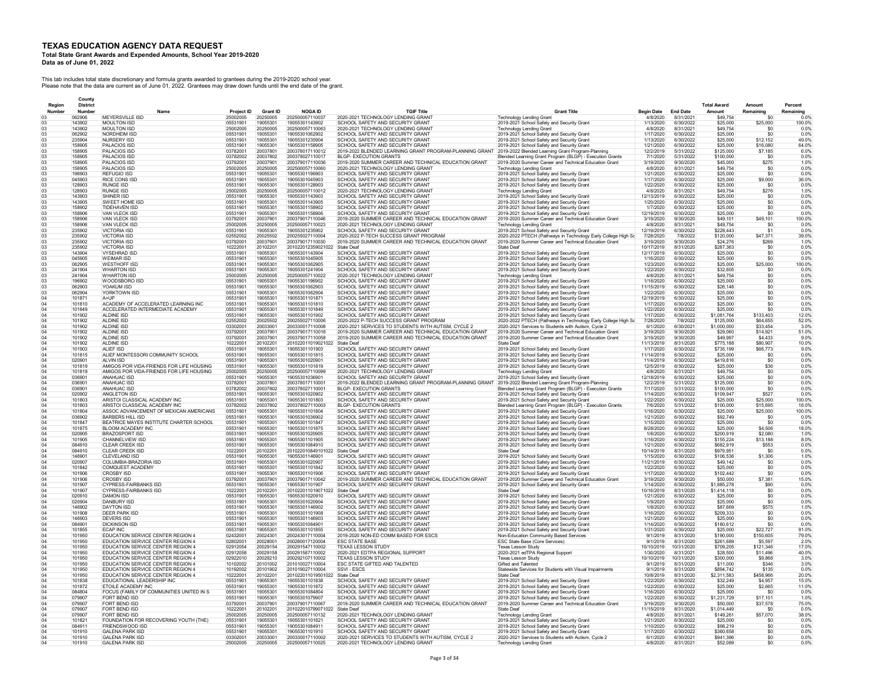# TEXAS EDUCATION AGENCY DATA REQUEST

**Total State Grant Awards and Expended Amounts, School Year 2019-2020**
**Data as of June 01, 2022**

This tab includes total state discretionary and formula grants awarded to grantees during the 2019-2020 school year.
Please note that the data are current as of June 01, 2022. Grantees may draw down funds until the end date of the grant.

| Region Number | County District Number | Name | Project ID | Grant ID | NOGA ID | TGIF Title | Grant Title | Begin Date | End Date | Total Award Amount | Amount Remaining | Percent Remaining |
|---|---|---|---|---|---|---|---|---|---|---|---|---|
| 03 | 062906 | MEYERSVILLE ISD | 25002005 | 20250005 | 202500057110037 | 2020-2021 TECHNOLOGY LENDING GRANT | Technology Lending Grant | 4/8/2020 | 8/31/2021 | $49,754 | $0 | 0.0% |
| 03 | 143902 | MOULTON ISD | 05531901 | 19055301 | 19055301143902 | SCHOOL SAFETY AND SECURITY GRANT | 2019-2021 School Safety and Security Grant | 1/13/2020 | 6/30/2022 | $25,000 | $25,000 | 100.0% |
| 03 | 143902 | MOULTON ISD | 25002005 | 20250005 | 202500057110063 | 2020-2021 TECHNOLOGY LENDING GRANT | Technology Lending Grant | 4/8/2020 | 8/31/2021 | $49,754 | $0 | 0.0% |
| 03 | 062902 | NORDHEIM ISD | 05531901 | 19055301 | 19055301062902 | SCHOOL SAFETY AND SECURITY GRANT | 2019-2021 School Safety and Security Grant | 1/17/2020 | 6/30/2022 | $25,000 | $0 | 0.0% |
| 03 | 235904 | NURSERY ISD | 05531901 | 19055301 | 19055301235904 | SCHOOL SAFETY AND SECURITY GRANT | 2019-2021 School Safety and Security Grant | 1/13/2020 | 6/30/2022 | $25,000 | $12,152 | 49.0% |
| 03 | 158905 | PALACIOS ISD | 05531901 | 19055301 | 19055301158905 | SCHOOL SAFETY AND SECURITY GRANT | 2019-2021 School Safety and Security Grant | 1/21/2020 | 6/30/2022 | $25,000 | $16,080 | 64.0% |
| 03 | 158905 | PALACIOS ISD | 03782001 | 20037801 | 200378017110012 | 2019-2022 BLENDED LEARNING GRANT PROGRAM-PLANNING GRANT | 2019-2022 Blended Learning Grant Program-Planning | 12/2/2019 | 5/31/2022 | $125,000 | $7,185 | 6.0% |
| 03 | 158905 | PALACIOS ISD | 03782002 | 20037802 | 200378027110017 | BLGP- EXECUTION GRANTS | Blended Learning Grant Program (BLGP) - Execution Grants | 7/1/2020 | 5/31/2022 | $100,000 | $0 | 0.0% |
| 03 | 158905 | PALACIOS ISD | 03792001 | 20037901 | 200379017110036 | 2019-2020 SUMMER CAREER AND TECHNICAL EDUCATION GRANT | 2019-2020 Summer Career and Technical Education Grant | 3/19/2020 | 9/30/2020 | $45,000 | $275 | 1.0% |
| 03 | 158905 | PALACIOS ISD | 25002005 | 20250005 | 202500057110060 | 2020-2021 TECHNOLOGY LENDING GRANT | Technology Lending Grant | 4/8/2020 | 8/31/2021 | $49,754 | $0 | 0.0% |
| 03 | 196903 | REFUGIO ISD | 05531901 | 19055301 | 19055301196903 | SCHOOL SAFETY AND SECURITY GRANT | 2019-2021 School Safety and Security Grant | 1/21/2020 | 6/30/2022 | $25,000 | $0 | 0.0% |
| 03 | 045903 | RICE CONS ISD | 05531901 | 19055301 | 19055301045903 | SCHOOL SAFETY AND SECURITY GRANT | 2019-2021 School Safety and Security Grant | 1/17/2020 | 6/30/2022 | $25,000 | $9,000 | 36.0% |
| 03 | 128903 | RUNGE ISD | 05531901 | 19055301 | 19055301128903 | SCHOOL SAFETY AND SECURITY GRANT | 2019-2021 School Safety and Security Grant | 1/22/2020 | 6/30/2022 | $25,000 | $0 | 0.0% |
| 03 | 128903 | RUNGE ISD | 25002005 | 20250005 | 202500057110012 | 2020-2021 TECHNOLOGY LENDING GRANT | Technology Lending Grant | 4/8/2020 | 8/31/2021 | $49,754 | $276 | 1.0% |
| 03 | 143903 | SHINER ISD | 05531901 | 19055301 | 19055301143903 | SCHOOL SAFETY AND SECURITY GRANT | 2019-2021 School Safety and Security Grant | 12/13/2019 | 6/30/2022 | $25,000 | $0 | 0.0% |
| 03 | 143905 | SWEET HOME ISD | 05531901 | 19055301 | 19055301143905 | SCHOOL SAFETY AND SECURITY GRANT | 2019-2021 School Safety and Security Grant | 1/20/2020 | 6/30/2022 | $25,000 | $0 | 0.0% |
| 03 | 158902 | TIDEHAVEN ISD | 05531901 | 19055301 | 19055301158902 | SCHOOL SAFETY AND SECURITY GRANT | 2019-2021 School Safety and Security Grant | 1/7/2020 | 6/30/2022 | $25,000 | $0 | 0.0% |
| 03 | 158906 | VAN VLECK ISD | 05531901 | 19055301 | 19055301158906 | SCHOOL SAFETY AND SECURITY GRANT | 2019-2021 School Safety and Security Grant | 12/19/2019 | 6/30/2022 | $25,000 | $0 | 0.0% |
| 03 | 158906 | VAN VLECK ISD | 03792001 | 20037901 | 200379017110046 | 2019-2020 SUMMER CAREER AND TECHNICAL EDUCATION GRANT | 2019-2020 Summer Career and Technical Education Grant | 3/19/2020 | 9/30/2020 | $49,101 | $49,101 | 100.0% |
| 03 | 158906 | VAN VLECK ISD | 25002005 | 20250005 | 202500057110023 | 2020-2021 TECHNOLOGY LENDING GRANT | Technology Lending Grant | 4/8/2020 | 8/31/2021 | $49,754 | $0 | 0.0% |
| 03 | 235902 | VICTORIA ISD | 05531901 | 19055301 | 19055301235902 | SCHOOL SAFETY AND SECURITY GRANT | 2019-2021 School Safety and Security Grant | 12/19/2019 | 6/30/2022 | $228,443 | $1 | 0.0% |
| 03 | 235902 | VICTORIA ISD | 02552002 | 20025502 | 200255027110004 | 2020-2022 P-TECH SUCCESS GRANT PROGRAM | 2020-2022 PTECH (Pathways in Technology Early College High Sc | 7/28/2020 | 7/8/2022 | $120,000 | $47,371 | 39.0% |
| 03 | 235902 | VICTORIA ISD | 03792001 | 20037901 | 200379017110030 | 2019-2020 SUMMER CAREER AND TECHNICAL EDUCATION GRANT | 2019-2020 Summer Career and Technical Education Grant | 3/19/2020 | 9/30/2020 | $24,276 | $269 | 1.0% |
| 03 | 235902 | VICTORIA ISD | 10222001 | 20102201 | 201022012359021022 | State Deaf | State Deaf | 10/17/2019 | 8/31/2020 | $287,363 | $0 | 0.0% |
| 03 | 143904 | VYSEHRAD ISD | 05531901 | 19055301 | 19055301143904 | SCHOOL SAFETY AND SECURITY GRANT | 2019-2021 School Safety and Security Grant | 12/17/2019 | 6/30/2022 | $25,000 | $0 | 0.0% |
| 03 | 045905 | WEIMAR ISD | 05531901 | 19055301 | 19055301045905 | SCHOOL SAFETY AND SECURITY GRANT | 2019-2021 School Safety and Security Grant | 1/16/2020 | 6/30/2022 | $25,000 | $0 | 0.0% |
| 03 | 062905 | WESTHOFF ISD | 05531901 | 19055301 | 19055301062905 | SCHOOL SAFETY AND SECURITY GRANT | 2019-2021 School Safety and Security Grant | 1/23/2020 | 6/30/2022 | $25,000 | $25,000 | 100.0% |
| 03 | 241904 | WHARTON ISD | 05531901 | 19055301 | 19055301241904 | SCHOOL SAFETY AND SECURITY GRANT | 2019-2021 School Safety and Security Grant | 1/22/2020 | 6/30/2022 | $32,605 | $0 | 0.0% |
| 03 | 241904 | WHARTON ISD | 25002005 | 20250005 | 202500057110022 | 2020-2021 TECHNOLOGY LENDING GRANT | Technology Lending Grant | 4/8/2020 | 8/31/2021 | $49,754 | $0 | 0.0% |
| 03 | 196902 | WOODSBORO ISD | 05531901 | 19055301 | 19055301196902 | SCHOOL SAFETY AND SECURITY GRANT | 2019-2021 School Safety and Security Grant | 1/16/2020 | 6/30/2022 | $25,000 | $0 | 0.0% |
| 03 | 062903 | YOAKUM ISD | 05531901 | 19055301 | 19055301062903 | SCHOOL SAFETY AND SECURITY GRANT | 2019-2021 School Safety and Security Grant | 11/15/2019 | 6/30/2022 | $26,148 | $0 | 0.0% |
| 03 | 062904 | YORKTOWN ISD | 05531901 | 19055301 | 19055301062904 | SCHOOL SAFETY AND SECURITY GRANT | 2019-2021 School Safety and Security Grant | 1/22/2020 | 6/30/2022 | $25,000 | $0 | 0.0% |
| 04 | 101871 | A+UP | 05531901 | 19055301 | 19055301101871 | SCHOOL SAFETY AND SECURITY GRANT | 2019-2021 School Safety and Security Grant | 12/19/2019 | 6/30/2022 | $25,000 | $0 | 0.0% |
| 04 | 101810 | ACADEMY OF ACCELERATED LEARNING INC | 05531901 | 19055301 | 19055301101810 | SCHOOL SAFETY AND SECURITY GRANT | 2019-2021 School Safety and Security Grant | 1/17/2020 | 6/30/2022 | $25,000 | $0 | 0.0% |
| 04 | 101849 | ACCELERATED INTERMEDIATE ACADEMY | 05531901 | 19055301 | 19055301101849 | SCHOOL SAFETY AND SECURITY GRANT | 2019-2021 School Safety and Security Grant | 1/22/2020 | 6/30/2022 | $25,000 | $0 | 0.0% |
| 04 | 101902 | ALDINE ISD | 05531901 | 19055301 | 19055301101902 | SCHOOL SAFETY AND SECURITY GRANT | 2019-2021 School Safety and Security Grant | 1/17/2020 | 6/30/2022 | $1,081,764 | $133,403 | 12.0% |
| 04 | 101902 | ALDINE ISD | 02552002 | 20025502 | 200255027110006 | 2020-2022 P-TECH SUCCESS GRANT PROGRAM | 2020-2022 PTECH (Pathways in Technology Early College High Sc | 7/28/2020 | 7/8/2022 | $125,000 | $64,655 | 52.0% |
| 04 | 101902 | ALDINE ISD | 03302001 | 20033001 | 200330017110008 | 2020-2021 SERVICES TO STUDENTS WITH AUTISM, CYCLE 2 | 2020-2021 Services to Students with Autism, Cycle 2 | 6/1/2020 | 6/30/2021 | $1,000,000 | $33,454 | 3.0% |
| 04 | 101902 | ALDINE ISD | 03792001 | 20037901 | 200379017110018 | 2019-2020 SUMMER CAREER AND TECHNICAL EDUCATION GRANT | 2019-2020 Summer Career and Technical Education Grant | 3/19/2020 | 9/30/2020 | $29,060 | $14,921 | 51.0% |
| 04 | 101902 | ALDINE ISD | 03792001 | 20037901 | 200379017110058 | 2019-2020 SUMMER CAREER AND TECHNICAL EDUCATION GRANT | 2019-2020 Summer Career and Technical Education Grant | 3/19/2020 | 9/30/2020 | $49,997 | $4,433 | 9.0% |
| 04 | 101902 | ALDINE ISD | 10222001 | 20102201 | 201022011019021022 | State Deaf | State Deaf | 11/13/2019 | 8/31/2020 | $775,188 | $80,907 | 10.0% |
| 04 | 101903 | ALIEF ISD | 05531901 | 19055301 | 19055301101903 | SCHOOL SAFETY AND SECURITY GRANT | 2019-2021 School Safety and Security Grant | 1/17/2020 | 6/30/2022 | $735,199 | $66,773 | 9.0% |
| 04 | 101815 | ALIEF MONTESSORI COMMUNITY SCHOOL | 05531901 | 19055301 | 19055301101815 | SCHOOL SAFETY AND SECURITY GRANT | 2019-2021 School Safety and Security Grant | 11/14/2019 | 6/30/2022 | $25,000 | $0 | 0.0% |
| 04 | 020901 | ALVIN ISD | 05531901 | 19055301 | 19055301020901 | SCHOOL SAFETY AND SECURITY GRANT | 2019-2021 School Safety and Security Grant | 11/4/2019 | 6/30/2022 | $419,816 | $0 | 0.0% |
| 04 | 101819 | AMIGOS POR VIDA-FRIENDS FOR LIFE HOUSING | 05531901 | 19055301 | 19055301101819 | SCHOOL SAFETY AND SECURITY GRANT | 2019-2021 School Safety and Security Grant | 12/5/2019 | 6/30/2022 | $25,000 | $36 | 0.0% |
| 04 | 101819 | AMIGOS POR VIDA-FRIENDS FOR LIFE HOUSING | 25002005 | 20250005 | 202500057110099 | 2020-2021 TECHNOLOGY LENDING GRANT | Technology Lending Grant | 4/8/2020 | 8/31/2021 | $49,754 | $0 | 0.0% |
| 04 | 036901 | ANAHUAC ISD | 05531901 | 19055301 | 19055301036901 | SCHOOL SAFETY AND SECURITY GRANT | 2019-2021 School Safety and Security Grant | 12/18/2019 | 6/30/2022 | $25,000 | $0 | 0.0% |
| 04 | 036901 | ANAHUAC ISD | 03782001 | 20037801 | 200378017110001 | 2019-2022 BLENDED LEARNING GRANT PROGRAM-PLANNING GRANT | 2019-2022 Blended Learning Grant Program-Planning | 12/2/2019 | 5/31/2022 | $125,000 | $0 | 0.0% |
| 04 | 036901 | ANAHUAC ISD | 03782002 | 20037802 | 200378027110001 | BLGP- EXECUTION GRANTS | Blended Learning Grant Program (BLGP) - Execution Grants | 7/17/2020 | 5/31/2022 | $100,000 | $0 | 0.0% |
| 04 | 020902 | ANGLETON ISD | 05531901 | 19055301 | 19055301020902 | SCHOOL SAFETY AND SECURITY GRANT | 2019-2021 School Safety and Security Grant | 1/14/2020 | 6/30/2022 | $109,947 | $527 | 0.0% |
| 04 | 101803 | ARISTOI CLASSICAL ACADEMY INC | 05531901 | 19055301 | 19055301101803 | SCHOOL SAFETY AND SECURITY GRANT | 2019-2021 School Safety and Security Grant | 1/22/2020 | 6/30/2022 | $25,000 | $25,000 | 100.0% |
| 04 | 101803 | ARISTOI CLASSICAL ACADEMY INC | 03782002 | 20037802 | 200378027110003 | BLGP- EXECUTION GRANTS | Blended Learning Grant Program (BLGP) - Execution Grants | 7/6/2020 | 5/31/2022 | $100,000 | $15,695 | 16.0% |
| 04 | 101804 | ASSOC ADVANCEMENT OF MEXICAN AMERICANS | 05531901 | 19055301 | 19055301101804 | SCHOOL SAFETY AND SECURITY GRANT | 2019-2021 School Safety and Security Grant | 1/16/2020 | 6/30/2022 | $25,000 | $25,000 | 100.0% |
| 04 | 036902 | BARBERS HILL ISD | 05531901 | 19055301 | 19055301036902 | SCHOOL SAFETY AND SECURITY GRANT | 2019-2021 School Safety and Security Grant | 1/21/2020 | 6/30/2022 | $92,749 | $0 | 0.0% |
| 04 | 101847 | BEATRICE MAYES INSTITUTE CHARTER SCHOOL | 05531901 | 19055301 | 19055301101847 | SCHOOL SAFETY AND SECURITY GRANT | 2019-2021 School Safety and Security Grant | 1/15/2020 | 6/30/2022 | $25,000 | $0 | 0.0% |
| 04 | 101875 | BLOOM ACADEMY INC | 05531901 | 19055301 | 19055301101875 | SCHOOL SAFETY AND SECURITY GRANT | 2019-2021 School Safety and Security Grant | 8/28/2020 | 6/30/2022 | $25,000 | $4,506 | 18.0% |
| 04 | 020905 | BRAZOSPORT ISD | 05531901 | 19055301 | 19055301020905 | SCHOOL SAFETY AND SECURITY GRANT | 2019-2021 School Safety and Security Grant | 1/6/2020 | 6/30/2022 | $200,919 | $2,080 | 1.0% |
| 04 | 101905 | CHANNELVIEW ISD | 05531901 | 19055301 | 19055301101905 | SCHOOL SAFETY AND SECURITY GRANT | 2019-2021 School Safety and Security Grant | 1/16/2020 | 6/30/2022 | $155,224 | $13,188 | 8.0% |
| 04 | 084910 | CLEAR CREEK ISD | 05531901 | 19055301 | 19055301084910 | SCHOOL SAFETY AND SECURITY GRANT | 2019-2021 School Safety and Security Grant | 1/21/2020 | 6/30/2022 | $682,919 | $553 | 0.0% |
| 04 | 084910 | CLEAR CREEK ISD | 10222001 | 20102201 | 201022010849101022 | State Deaf | State Deaf | 10/14/2019 | 8/31/2020 | $979,951 | $0 | 0.0% |
| 04 | 146901 | CLEVELAND ISD | 05531901 | 19055301 | 19055301146901 | SCHOOL SAFETY AND SECURITY GRANT | 2019-2021 School Safety and Security Grant | 1/15/2020 | 6/30/2022 | $106,536 | $1,306 | 1.0% |
| 04 | 020907 | COLUMBIA-BRAZORIA ISD | 05531901 | 19055301 | 19055301020907 | SCHOOL SAFETY AND SECURITY GRANT | 2019-2021 School Safety and Security Grant | 11/21/2019 | 6/30/2022 | $49,142 | $0 | 0.0% |
| 04 | 101842 | COMQUEST ACADEMY | 05531901 | 19055301 | 19055301101842 | SCHOOL SAFETY AND SECURITY GRANT | 2019-2021 School Safety and Security Grant | 1/22/2020 | 6/30/2022 | $25,000 | $0 | 0.0% |
| 04 | 101906 | CROSBY ISD | 05531901 | 19055301 | 19055301101906 | SCHOOL SAFETY AND SECURITY GRANT | 2019-2021 School Safety and Security Grant | 1/17/2020 | 6/30/2022 | $102,442 | $0 | 0.0% |
| 04 | 101906 | CROSBY ISD | 03792001 | 20037901 | 200379017110042 | 2019-2020 SUMMER CAREER AND TECHNICAL EDUCATION GRANT | 2019-2020 Summer Career and Technical Education Grant | 3/19/2020 | 9/30/2020 | $50,000 | $7,381 | 15.0% |
| 04 | 101907 | CYPRESS-FAIRBANKS ISD | 05531901 | 19055301 | 19055301101907 | SCHOOL SAFETY AND SECURITY GRANT | 2019-2021 School Safety and Security Grant | 1/14/2020 | 6/30/2022 | $1,885,278 | $90 | 0.0% |
| 04 | 101907 | CYPRESS-FAIRBANKS ISD | 10222001 | 20102201 | 201022011019071022 | State Deaf | State Deaf | 10/16/2019 | 8/31/2020 | $1,414,118 | $0 | 0.0% |
| 04 | 020910 | DAMON ISD | 05531901 | 19055301 | 19055301020910 | SCHOOL SAFETY AND SECURITY GRANT | 2019-2021 School Safety and Security Grant | 1/21/2020 | 6/30/2022 | $25,000 | $0 | 0.0% |
| 04 | 020904 | DANBURY ISD | 05531901 | 19055301 | 19055301020904 | SCHOOL SAFETY AND SECURITY GRANT | 2019-2021 School Safety and Security Grant | 1/9/2020 | 6/30/2022 | $25,000 | $0 | 0.0% |
| 04 | 146902 | DAYTON ISD | 05531901 | 19055301 | 19055301146902 | SCHOOL SAFETY AND SECURITY GRANT | 2019-2021 School Safety and Security Grant | 1/8/2020 | 6/30/2022 | $87,669 | $575 | 1.0% |
| 04 | 101908 | DEER PARK ISD | 05531901 | 19055301 | 19055301101908 | SCHOOL SAFETY AND SECURITY GRANT | 2019-2021 School Safety and Security Grant | 1/16/2020 | 6/30/2022 | $209,333 | $0 | 0.0% |
| 04 | 146903 | DEVERS ISD | 05531901 | 19055301 | 19055301146903 | SCHOOL SAFETY AND SECURITY GRANT | 2019-2021 School Safety and Security Grant | 1/21/2020 | 6/30/2022 | $25,000 | $0 | 0.0% |
| 04 | 084901 | DICKINSON ISD | 05531901 | 19055301 | 19055301084901 | SCHOOL SAFETY AND SECURITY GRANT | 2019-2021 School Safety and Security Grant | 1/14/2020 | 6/30/2022 | $180,612 | $0 | 0.0% |
| 04 | 101855 | ECAP INC | 05531901 | 19055301 | 19055301101855 | SCHOOL SAFETY AND SECURITY GRANT | 2019-2021 School Safety and Security Grant | 1/31/2020 | 6/30/2022 | $25,000 | $22,727 | 91.0% |
| 04 | 101950 | EDUCATION SERVICE CENTER REGION 4 | 02432001 | 20024301 | 200243017110004 | 2019-2020 NON-ED COMM BASED FOR ESCS | Non-Education Community Based Services | 9/1/2019 | 8/31/2020 | $190,000 | $150,605 | 79.0% |
| 04 | 101950 | EDUCATION SERVICE CENTER REGION 4 | 02802001 | 20028001 | 200280017120004 | ESC STATE BASE | ESC State Base (Core Services) | 9/1/2019 | 8/31/2020 | $261,689 | $5,597 | 2.0% |
| 04 | 101950 | EDUCATION SERVICE CENTER REGION 4 | 02912054 | 20029154 | 200291547110002 | TEXAS LESSON STUDY | Texas Lesson Study | 10/10/2019 | 10/31/2020 | $709,205 | $121,346 | 17.0% |
| 04 | 101950 | EDUCATION SERVICE CENTER REGION 4 | 02912058 | 20029158 | 200291587110002 | 2020-2021 EDTPA REGIONAL SUPPORT | 2020-2021 edTPA Regional Support | 1/30/2020 | 8/31/2021 | $28,500 | $11,496 | 40.0% |
| 04 | 101950 | EDUCATION SERVICE CENTER REGION 4 | 02922010 | 20029210 | 200292107110002 | TEXAS LESSON STUDY | Texas Lesson Study | 10/10/2019 | 10/31/2020 | $300,000 | $9,868 | 3.0% |
| 04 | 101950 | EDUCATION SERVICE CENTER REGION 4 | 10102002 | 20101002 | 201010027110004 | ESC STATE GIFTED AND TALENTED | Gifted and Talented | 9/1/2019 | 8/31/2020 | $11,000 | $346 | 3.0% |
| 04 | 101950 | EDUCATION SERVICE CENTER REGION 4 | 10192002 | 20101902 | 201019027110004 | SSVI - ESCS | Statewide Services for Students with Visual Impairments | 9/1/2019 | 8/31/2020 | $894,742 | $135 | 0.0% |
| 04 | 101950 | EDUCATION SERVICE CENTER REGION 4 | 10222001 | 20102201 | 201022011019501022 | State Deaf | State Deaf | 10/8/2019 | 8/31/2020 | $2,311,583 | $458,966 | 20.0% |
| 04 | 101838 | EDUCATIONAL LEADERSHIP INC | 05531901 | 19055301 | 19055301101838 | SCHOOL SAFETY AND SECURITY GRANT | 2019-2021 School Safety and Security Grant | 1/22/2020 | 6/30/2022 | $32,249 | $4,957 | 15.0% |
| 04 | 101872 | ETOILE ACADEMY INC | 05531901 | 19055301 | 19055301101872 | SCHOOL SAFETY AND SECURITY GRANT | 2019-2021 School Safety and Security Grant | 1/22/2020 | 6/30/2022 | $25,000 | $2,665 | 11.0% |
| 04 | 084804 | FOCUS (FAMILY OF COMMUNITIES UNITED IN S | 05531901 | 19055301 | 19055301084804 | SCHOOL SAFETY AND SECURITY GRANT | 2019-2021 School Safety and Security Grant | 1/16/2020 | 6/30/2022 | $25,000 | $0 | 0.0% |
| 04 | 079907 | FORT BEND ISD | 05531901 | 19055301 | 19055301079907 | SCHOOL SAFETY AND SECURITY GRANT | 2019-2021 School Safety and Security Grant | 1/22/2020 | 6/30/2022 | $1,231,729 | $17,101 | 1.0% |
| 04 | 079907 | FORT BEND ISD | 03792001 | 20037901 | 200379017110067 | 2019-2020 SUMMER CAREER AND TECHNICAL EDUCATION GRANT | 2019-2020 Summer Career and Technical Education Grant | 3/19/2020 | 9/30/2020 | $50,000 | $37,578 | 75.0% |
| 04 | 079907 | FORT BEND ISD | 10222001 | 20102201 | 201022010799071022 | State Deaf | State Deaf | 11/15/2019 | 8/31/2020 | $1,014,449 | $0 | 0.0% |
| 04 | 079907 | FORT BEND ISD | 25002005 | 20250005 | 202500057110132 | 2020-2021 TECHNOLOGY LENDING GRANT | Technology Lending Grant | 4/8/2020 | 8/31/2021 | $149,261 | $57,070 | 38.0% |
| 04 | 101821 | FOUNDATION FOR RECOVERING YOUTH (THE) | 05531901 | 19055301 | 19055301101821 | SCHOOL SAFETY AND SECURITY GRANT | 2019-2021 School Safety and Security Grant | 1/21/2020 | 6/30/2022 | $25,000 | $0 | 0.0% |
| 04 | 084911 | FRIENDSWOOD ISD | 05531901 | 19055301 | 19055301084911 | SCHOOL SAFETY AND SECURITY GRANT | 2019-2021 School Safety and Security Grant | 1/10/2020 | 6/30/2022 | $98,219 | $0 | 0.0% |
| 04 | 101910 | GALENA PARK ISD | 05531901 | 19055301 | 19055301101910 | SCHOOL SAFETY AND SECURITY GRANT | 2019-2021 School Safety and Security Grant | 1/17/2020 | 6/30/2022 | $360,658 | $0 | 0.0% |
| 04 | 101910 | GALENA PARK ISD | 03302001 | 20033001 | 200330017110002 | 2020-2021 SERVICES TO STUDENTS WITH AUTISM, CYCLE 2 | 2020-2021 Services to Students with Autism, Cycle 2 | 6/1/2020 | 6/30/2021 | $941,386 | $0 | 0.0% |
| 04 | 101910 | GALENA PARK ISD | 25002005 | 20250005 | 202500057110025 | 2020-2021 TECHNOLOGY LENDING GRANT | Technology Lending Grant | 4/8/2020 | 8/31/2021 | $52,089 | $0 | 0.0% |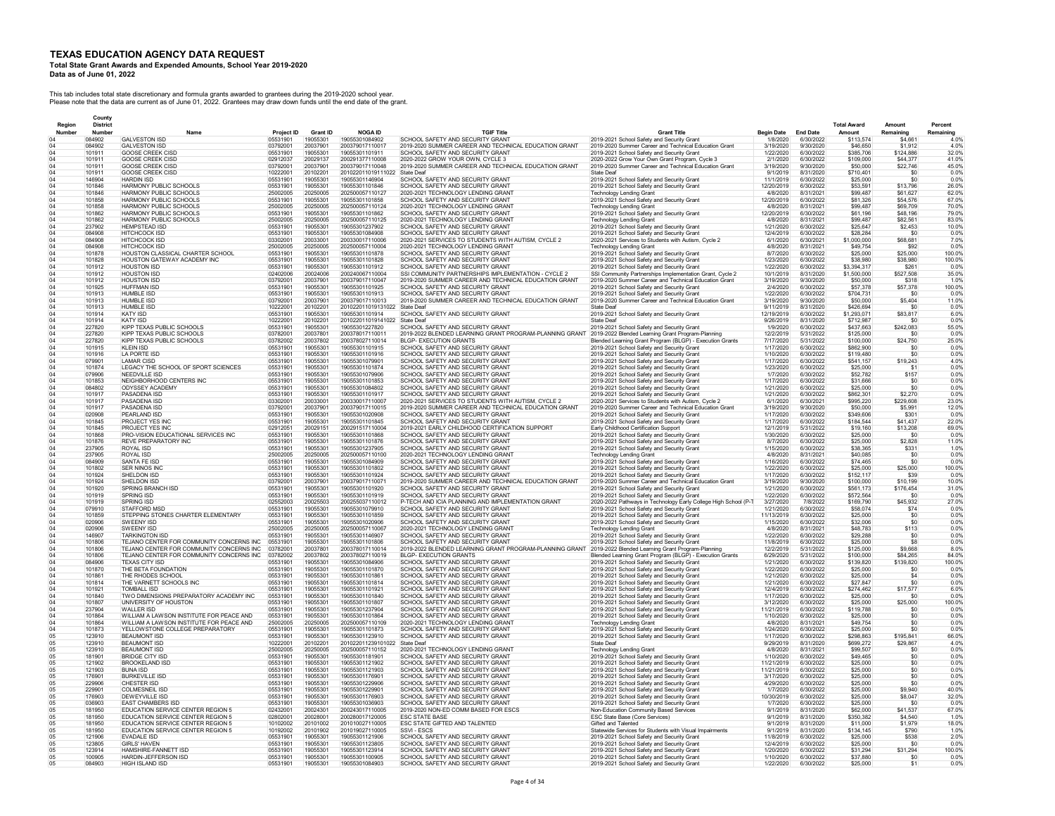# TEXAS EDUCATION AGENCY DATA REQUEST

**Total State Grant Awards and Expended Amounts, School Year 2019-2020**
**Data as of June 01, 2022**

This tab includes total state discretionary and formula grants awarded to grantees during the 2019-2020 school year.
Please note that the data are current as of June 01, 2022. Grantees may draw down funds until the end date of the grant.

| Region Number | County District Number | Name | Project ID | Grant ID | NOGA ID | TGIF Title | Grant Title | Begin Date | End Date | Total Award Amount | Amount Remaining | Percent Remaining |
|---|---|---|---|---|---|---|---|---|---|---|---|---|
| 04 | 084902 | GALVESTON ISD | 05531901 | 19055301 | 19055301084902 | SCHOOL SAFETY AND SECURITY GRANT | 2019-2021 School Safety and Security Grant | 1/8/2020 | 6/30/2022 | $113,574 | $4,661 | 4.0% |
| 04 | 084902 | GALVESTON ISD | 03792001 | 20037901 | 200379017110017 | 2019-2020 SUMMER CAREER AND TECHNICAL EDUCATION GRANT | 2019-2020 Summer Career and Technical Education Grant | 3/19/2020 | 9/30/2020 | $46,650 | $1,912 | 4.0% |
| 04 | 101911 | GOOSE CREEK CISD | 05531901 | 19055301 | 19055301101911 | SCHOOL SAFETY AND SECURITY GRANT | 2019-2021 School Safety and Security Grant | 1/22/2020 | 6/30/2022 | $385,706 | $124,886 | 32.0% |
| 04 | 101911 | GOOSE CREEK CISD | 02912037 | 20029137 | 200291377110008 | 2020-2022 GROW YOUR OWN, CYCLE 3 | 2020-2022 Grow Your Own Grant Program, Cycle 3 | 2/1/2020 | 6/30/2022 | $109,000 | $44,377 | 41.0% |
| 04 | 101911 | GOOSE CREEK CISD | 03792001 | 20037901 | 200379017110048 | 2019-2020 SUMMER CAREER AND TECHNICAL EDUCATION GRANT | 2019-2020 Summer Career and Technical Education Grant | 3/19/2020 | 9/30/2020 | $50,000 | $22,746 | 45.0% |
| 04 | 101911 | GOOSE CREEK CISD | 10222001 | 20102201 | 20102201101911022 | State Deaf | State Deaf | 9/1/2019 | 8/31/2020 | $710,401 | $0 | 0.0% |
| 04 | 146904 | HARDIN ISD | 05531901 | 19055301 | 19055301146904 | SCHOOL SAFETY AND SECURITY GRANT | 2019-2021 School Safety and Security Grant | 11/1/2019 | 6/30/2022 | $25,000 | $0 | 0.0% |
| 04 | 101846 | HARMONY PUBLIC SCHOOLS | 05531901 | 19055301 | 19055301101846 | SCHOOL SAFETY AND SECURITY GRANT | 2019-2021 School Safety and Security Grant | 12/20/2019 | 6/30/2022 | $53,591 | $13,796 | 26.0% |
| 04 | 101846 | HARMONY PUBLIC SCHOOLS | 25002005 | 20250005 | 202500057110127 | 2020-2021 TECHNOLOGY LENDING GRANT | Technology Lending Grant | 4/8/2020 | 8/31/2021 | $99,487 | $61,627 | 62.0% |
| 04 | 101858 | HARMONY PUBLIC SCHOOLS | 05531901 | 19055301 | 19055301101858 | SCHOOL SAFETY AND SECURITY GRANT | 2019-2021 School Safety and Security Grant | 12/20/2019 | 6/30/2022 | $81,326 | $54,576 | 67.0% |
| 04 | 101858 | HARMONY PUBLIC SCHOOLS | 25002005 | 20250005 | 202500057110124 | 2020-2021 TECHNOLOGY LENDING GRANT | Technology Lending Grant | 4/8/2020 | 8/31/2021 | $99,487 | $69,709 | 70.0% |
| 04 | 101862 | HARMONY PUBLIC SCHOOLS | 05531901 | 19055301 | 19055301101862 | SCHOOL SAFETY AND SECURITY GRANT | 2019-2021 School Safety and Security Grant | 12/20/2019 | 6/30/2022 | $61,196 | $48,196 | 79.0% |
| 04 | 101862 | HARMONY PUBLIC SCHOOLS | 25002005 | 20250005 | 202500057110125 | 2020-2021 TECHNOLOGY LENDING GRANT | Technology Lending Grant | 4/8/2020 | 8/31/2021 | $99,487 | $82,561 | 83.0% |
| 04 | 237902 | HEMPSTEAD ISD | 05531901 | 19055301 | 19055301237902 | SCHOOL SAFETY AND SECURITY GRANT | 2019-2021 School Safety and Security Grant | 1/21/2020 | 6/30/2022 | $25,647 | $2,453 | 10.0% |
| 04 | 084908 | HITCHCOCK ISD | 05531901 | 19055301 | 19055301084908 | SCHOOL SAFETY AND SECURITY GRANT | 2019-2021 School Safety and Security Grant | 12/4/2019 | 6/30/2022 | $28,284 | $0 | 0.0% |
| 04 | 084908 | HITCHCOCK ISD | 03302001 | 20033001 | 200330017110006 | 2020-2021 SERVICES TO STUDENTS WITH AUTISM, CYCLE 2 | 2020-2021 Services to Students with Autism, Cycle 2 | 6/1/2020 | 6/30/2021 | $1,000,000 | $68,681 | 7.0% |
| 04 | 084908 | HITCHCOCK ISD | 25002005 | 20250005 | 202500057110004 | 2020-2021 TECHNOLOGY LENDING GRANT | Technology Lending Grant | 4/8/2020 | 8/31/2021 | $49,754 | $92 | 0.0% |
| 04 | 101878 | HOUSTON CLASSICAL CHARTER SCHOOL | 05531901 | 19055301 | 19055301101878 | SCHOOL SAFETY AND SECURITY GRANT | 2019-2021 School Safety and Security Grant | 8/7/2020 | 6/30/2022 | $25,000 | $25,000 | 100.0% |
| 04 | 101828 | HOUSTON GATEWAY ACADEMY INC | 05531901 | 19055301 | 19055301101828 | SCHOOL SAFETY AND SECURITY GRANT | 2019-2021 School Safety and Security Grant | 1/23/2020 | 6/30/2022 | $38,980 | $38,980 | 100.0% |
| 04 | 101912 | HOUSTON ISD | 05531901 | 19055301 | 19055301101912 | SCHOOL SAFETY AND SECURITY GRANT | 2019-2021 School Safety and Security Grant | 1/22/2020 | 6/30/2022 | $3,394,317 | $261 | 0.0% |
| 04 | 101912 | HOUSTON ISD | 02402006 | 20024006 | 200240067110004 | SSI COMMUNITY PARTNERSHIPS IMPLEMENTATION - CYCLE 2 | SSI Community Partnerships Implementation Grant, Cycle 2 | 10/1/2019 | 8/31/2020 | $1,500,000 | $527,508 | 35.0% |
| 04 | 101912 | HOUSTON ISD | 03792001 | 20037901 | 200379017110047 | 2019-2020 SUMMER CAREER AND TECHNICAL EDUCATION GRANT | 2019-2020 Summer Career and Technical Education Grant | 3/19/2020 | 9/30/2020 | $50,000 | $318 | 1.0% |
| 04 | 101925 | HUFFMAN ISD | 05531901 | 19055301 | 19055301101925 | SCHOOL SAFETY AND SECURITY GRANT | 2019-2021 School Safety and Security Grant | 2/4/2020 | 6/30/2022 | $57,378 | $57,378 | 100.0% |
| 04 | 101913 | HUMBLE ISD | 05531901 | 19055301 | 19055301101913 | SCHOOL SAFETY AND SECURITY GRANT | 2019-2021 School Safety and Security Grant | 1/22/2020 | 6/30/2022 | $704,731 | $0 | 0.0% |
| 04 | 101913 | HUMBLE ISD | 03792001 | 20037901 | 200379017110013 | 2019-2020 SUMMER CAREER AND TECHNICAL EDUCATION GRANT | 2019-2020 Summer Career and Technical Education Grant | 3/19/2020 | 9/30/2020 | $50,000 | $5,404 | 11.0% |
| 04 | 101913 | HUMBLE ISD | 10222001 | 20102201 | 20102201101913022 | State Deaf | State Deaf | 9/11/2019 | 8/31/2020 | $426,694 | $0 | 0.0% |
| 04 | 101914 | KATY ISD | 05531901 | 19055301 | 19055301101914 | SCHOOL SAFETY AND SECURITY GRANT | 2019-2021 School Safety and Security Grant | 12/19/2019 | 6/30/2022 | $1,293,071 | $83,817 | 6.0% |
| 04 | 101914 | KATY ISD | 10222001 | 20102201 | 20102201101914022 | State Deaf | State Deaf | 9/26/2019 | 8/31/2020 | $712,987 | $0 | 0.0% |
| 04 | 227820 | KIPP TEXAS PUBLIC SCHOOLS | 05531901 | 19055301 | 19055301227820 | SCHOOL SAFETY AND SECURITY GRANT | 2019-2021 School Safety and Security Grant | 1/9/2020 | 6/30/2022 | $437,663 | $242,083 | 55.0% |
| 04 | 227820 | KIPP TEXAS PUBLIC SCHOOLS | 03782001 | 20037801 | 200378017110011 | 2019-2022 BLENDED LEARNING GRANT PROGRAM-PLANNING GRANT | 2019-2022 Blended Learning Grant Program-Planning | 12/2/2019 | 5/31/2022 | $125,000 | $0 | 0.0% |
| 04 | 227820 | KIPP TEXAS PUBLIC SCHOOLS | 03782002 | 20037802 | 200378027110014 | BLGP- EXECUTION GRANTS | Blended Learning Grant Program (BLGP) - Execution Grants | 7/17/2020 | 5/31/2022 | $100,000 | $24,750 | 25.0% |
| 04 | 101915 | KLEIN ISD | 05531901 | 19055301 | 19055301101915 | SCHOOL SAFETY AND SECURITY GRANT | 2019-2021 School Safety and Security Grant | 1/17/2020 | 6/30/2022 | $862,900 | $0 | 0.0% |
| 04 | 101916 | LA PORTE ISD | 05531901 | 19055301 | 19055301101916 | SCHOOL SAFETY AND SECURITY GRANT | 2019-2021 School Safety and Security Grant | 1/10/2020 | 6/30/2022 | $119,480 | $0 | 0.0% |
| 04 | 079901 | LAMAR CISD | 05531901 | 19055301 | 19055301079901 | SCHOOL SAFETY AND SECURITY GRANT | 2019-2021 School Safety and Security Grant | 1/17/2020 | 6/30/2022 | $541,157 | $19,243 | 4.0% |
| 04 | 101874 | LEGACY THE SCHOOL OF SPORT SCIENCES | 05531901 | 19055301 | 19055301101874 | SCHOOL SAFETY AND SECURITY GRANT | 2019-2021 School Safety and Security Grant | 1/23/2020 | 6/30/2022 | $25,000 | $1 | 0.0% |
| 04 | 079906 | NEEDVILLE ISD | 05531901 | 19055301 | 19055301079906 | SCHOOL SAFETY AND SECURITY GRANT | 2019-2021 School Safety and Security Grant | 1/7/2020 | 6/30/2022 | $52,782 | $157 | 0.0% |
| 04 | 101853 | NEIGHBORHOOD CENTERS INC | 05531901 | 19055301 | 19055301101853 | SCHOOL SAFETY AND SECURITY GRANT | 2019-2021 School Safety and Security Grant | 1/17/2020 | 6/30/2022 | $31,666 | $0 | 0.0% |
| 04 | 084802 | ODYSSEY ACADEMY | 05531901 | 19055301 | 19055301084802 | SCHOOL SAFETY AND SECURITY GRANT | 2019-2021 School Safety and Security Grant | 1/21/2020 | 6/30/2022 | $25,000 | $0 | 0.0% |
| 04 | 101917 | PASADENA ISD | 05531901 | 19055301 | 19055301101917 | SCHOOL SAFETY AND SECURITY GRANT | 2019-2021 School Safety and Security Grant | 1/21/2020 | 6/30/2022 | $862,301 | $2,270 | 0.0% |
| 04 | 101917 | PASADENA ISD | 03302001 | 20033001 | 200330017110007 | 2020-2021 SERVICES TO STUDENTS WITH AUTISM, CYCLE 2 | 2020-2021 Services to Students with Autism, Cycle 2 | 6/1/2020 | 6/30/2021 | $995,220 | $229,608 | 23.0% |
| 04 | 101917 | PASADENA ISD | 03792001 | 20037901 | 200379017110015 | 2019-2020 SUMMER CAREER AND TECHNICAL EDUCATION GRANT | 2019-2020 Summer Career and Technical Education Grant | 3/19/2020 | 9/30/2020 | $50,000 | $5,991 | 12.0% |
| 04 | 020908 | PEARLAND ISD | 05531901 | 19055301 | 19055301020908 | SCHOOL SAFETY AND SECURITY GRANT | 2019-2021 School Safety and Security Grant | 1/17/2020 | 6/30/2022 | $349,606 | $301 | 0.0% |
| 04 | 101845 | PROJECT YES INC | 05531901 | 19055301 | 19055301101845 | SCHOOL SAFETY AND SECURITY GRANT | 2019-2021 School Safety and Security Grant | 1/17/2020 | 6/30/2022 | $184,544 | $41,437 | 22.0% |
| 04 | 101845 | PROJECT YES INC | 02912051 | 20029151 | 200291517110004 | 2019-2021 EARLY CHILDHOOD CERTIFICATION SUPPORT | Early Childhood Certification Support | 12/1/2019 | 5/31/2022 | $19,160 | $13,208 | 69.0% |
| 04 | 101868 | PRO-VISION EDUCATIONAL SERVICES INC | 05531901 | 19055301 | 19055301101868 | SCHOOL SAFETY AND SECURITY GRANT | 2019-2021 School Safety and Security Grant | 1/30/2020 | 6/30/2022 | $25,000 | $0 | 0.0% |
| 04 | 101876 | REVE PREPARATORY INC | 05531901 | 19055301 | 19055301101876 | SCHOOL SAFETY AND SECURITY GRANT | 2019-2021 School Safety and Security Grant | 8/7/2020 | 6/30/2022 | $25,000 | $2,828 | 11.0% |
| 04 | 237905 | ROYAL ISD | 05531901 | 19055301 | 19055301237905 | SCHOOL SAFETY AND SECURITY GRANT | 2019-2021 School Safety and Security Grant | 1/15/2020 | 6/30/2022 | $38,365 | $331 | 1.0% |
| 04 | 237905 | ROYAL ISD | 25002005 | 20250005 | 202500057110100 | 2020-2021 TECHNOLOGY LENDING GRANT | Technology Lending Grant | 4/8/2020 | 8/31/2021 | $40,085 | $0 | 0.0% |
| 04 | 084909 | SANTA FE ISD | 05531901 | 19055301 | 19055301084909 | SCHOOL SAFETY AND SECURITY GRANT | 2019-2021 School Safety and Security Grant | 1/16/2020 | 6/30/2022 | $74,465 | $0 | 0.0% |
| 04 | 101802 | SER NINOS INC | 05531901 | 19055301 | 19055301101802 | SCHOOL SAFETY AND SECURITY GRANT | 2019-2021 School Safety and Security Grant | 1/22/2020 | 6/30/2022 | $25,000 | $25,000 | 100.0% |
| 04 | 101924 | SHELDON ISD | 05531901 | 19055301 | 19055301101924 | SCHOOL SAFETY AND SECURITY GRANT | 2019-2021 School Safety and Security Grant | 1/17/2020 | 6/30/2022 | $152,117 | $39 | 0.0% |
| 04 | 101924 | SHELDON ISD | 03792001 | 20037901 | 200379017110071 | 2019-2020 SUMMER CAREER AND TECHNICAL EDUCATION GRANT | 2019-2020 Summer Career and Technical Education Grant | 3/19/2020 | 9/30/2020 | $100,000 | $10,199 | 10.0% |
| 04 | 101920 | SPRING BRANCH ISD | 05531901 | 19055301 | 19055301101920 | SCHOOL SAFETY AND SECURITY GRANT | 2019-2021 School Safety and Security Grant | 1/21/2020 | 6/30/2022 | $561,173 | $176,454 | 31.0% |
| 04 | 101919 | SPRING ISD | 05531901 | 19055301 | 19055301101919 | SCHOOL SAFETY AND SECURITY GRANT | 2019-2021 School Safety and Security Grant | 1/22/2020 | 6/30/2022 | $572,564 | $0 | 0.0% |
| 04 | 101919 | SPRING ISD | 02552003 | 20025503 | 200255037110012 | P-TECH AND ICIA PLANNING AND IMPLEMENTATION GRANT | 2020-2022 Pathways in Technology Early College High School (P-T | 3/17/2020 | 7/8/2022 | $169,790 | $45,932 | 27.0% |
| 04 | 079910 | STAFFORD MSD | 05531901 | 19055301 | 19055301079910 | SCHOOL SAFETY AND SECURITY GRANT | 2019-2021 School Safety and Security Grant | 1/21/2020 | 6/30/2022 | $58,074 | $74 | 0.0% |
| 04 | 101859 | STEPPING STONES CHARTER ELEMENTARY | 05531901 | 19055301 | 19055301101859 | SCHOOL SAFETY AND SECURITY GRANT | 2019-2021 School Safety and Security Grant | 11/13/2019 | 6/30/2022 | $25,000 | $0 | 0.0% |
| 04 | 020906 | SWEENY ISD | 05531901 | 19055301 | 19055301020906 | SCHOOL SAFETY AND SECURITY GRANT | 2019-2021 School Safety and Security Grant | 1/15/2020 | 6/30/2022 | $32,006 | $0 | 0.0% |
| 04 | 020906 | SWEENY ISD | 25002005 | 20250005 | 202500057110067 | 2020-2021 TECHNOLOGY LENDING GRANT | Technology Lending Grant | 4/8/2020 | 8/31/2021 | $48,783 | $113 | 0.0% |
| 04 | 146907 | TARKINGTON ISD | 05531901 | 19055301 | 19055301146907 | SCHOOL SAFETY AND SECURITY GRANT | 2019-2021 School Safety and Security Grant | 1/22/2020 | 6/30/2022 | $29,288 | $0 | 0.0% |
| 04 | 101806 | TEJANO CENTER FOR COMMUNITY CONCERNS INC | 05531901 | 19055301 | 19055301101806 | SCHOOL SAFETY AND SECURITY GRANT | 2019-2021 School Safety and Security Grant | 11/8/2019 | 6/30/2022 | $25,000 | $8 | 0.0% |
| 04 | 101806 | TEJANO CENTER FOR COMMUNITY CONCERNS INC | 03782001 | 20037801 | 200378017110014 | 2019-2022 BLENDED LEARNING GRANT PROGRAM-PLANNING GRANT | 2019-2022 Blended Learning Grant Program-Planning | 12/2/2019 | 5/31/2022 | $125,000 | $9,668 | 8.0% |
| 04 | 101806 | TEJANO CENTER FOR COMMUNITY CONCERNS INC | 03782002 | 20037802 | 200378027110019 | BLGP- EXECUTION GRANTS | Blended Learning Grant Program (BLGP) - Execution Grants | 6/29/2020 | 5/31/2022 | $100,000 | $84,265 | 84.0% |
| 04 | 084906 | TEXAS CITY ISD | 05531901 | 19055301 | 19055301084906 | SCHOOL SAFETY AND SECURITY GRANT | 2019-2021 School Safety and Security Grant | 1/21/2020 | 6/30/2022 | $139,820 | $139,820 | 100.0% |
| 04 | 101870 | THE BETA FOUNDATION | 05531901 | 19055301 | 19055301101870 | SCHOOL SAFETY AND SECURITY GRANT | 2019-2021 School Safety and Security Grant | 1/22/2020 | 6/30/2022 | $25,000 | $0 | 0.0% |
| 04 | 101861 | THE RHODES SCHOOL | 05531901 | 19055301 | 19055301101861 | SCHOOL SAFETY AND SECURITY GRANT | 2019-2021 School Safety and Security Grant | 1/21/2020 | 6/30/2022 | $25,000 | $4 | 0.0% |
| 04 | 101814 | THE VARNETT SCHOOLS INC | 05531901 | 19055301 | 19055301101814 | SCHOOL SAFETY AND SECURITY GRANT | 2019-2021 School Safety and Security Grant | 1/21/2020 | 6/30/2022 | $27,847 | $0 | 0.0% |
| 04 | 101921 | TOMBALL ISD | 05531901 | 19055301 | 19055301101921 | SCHOOL SAFETY AND SECURITY GRANT | 2019-2021 School Safety and Security Grant | 12/4/2019 | 6/30/2022 | $274,462 | $17,577 | 6.0% |
| 04 | 101840 | TWO DIMENSIONS PREPARATORY ACADEMY INC | 05531901 | 19055301 | 19055301101840 | SCHOOL SAFETY AND SECURITY GRANT | 2019-2021 School Safety and Security Grant | 1/17/2020 | 6/30/2022 | $25,000 | $0 | 0.0% |
| 04 | 101807 | UNIVERSITY OF HOUSTON | 05531901 | 19055301 | 19055301101807 | SCHOOL SAFETY AND SECURITY GRANT | 2019-2021 School Safety and Security Grant | 3/12/2020 | 6/30/2022 | $25,000 | $25,000 | 100.0% |
| 04 | 237904 | WALLER ISD | 05531901 | 19055301 | 19055301237904 | SCHOOL SAFETY AND SECURITY GRANT | 2019-2021 School Safety and Security Grant | 11/21/2019 | 6/30/2022 | $119,788 | $0 | 0.0% |
| 04 | 101864 | WILLIAM A LAWSON INSTITUTE FOR PEACE AND | 05531901 | 19055301 | 19055301101864 | SCHOOL SAFETY AND SECURITY GRANT | 2019-2021 School Safety and Security Grant | 1/10/2020 | 6/30/2022 | $25,000 | $0 | 0.0% |
| 04 | 101864 | WILLIAM A LAWSON INSTITUTE FOR PEACE AND | 25002005 | 20250005 | 202500057110109 | 2020-2021 TECHNOLOGY LENDING GRANT | Technology Lending Grant | 4/8/2020 | 8/31/2021 | $49,754 | $0 | 0.0% |
| 04 | 101873 | YELLOWSTONE COLLEGE PREPARATORY | 05531901 | 19055301 | 19055301101873 | SCHOOL SAFETY AND SECURITY GRANT | 2019-2021 School Safety and Security Grant | 1/24/2020 | 6/30/2022 | $25,000 | $0 | 0.0% |
| 05 | 123910 | BEAUMONT ISD | 05531901 | 19055301 | 19055301123910 | SCHOOL SAFETY AND SECURITY GRANT | 2019-2021 School Safety and Security Grant | 1/17/2020 | 6/30/2022 | $298,863 | $195,841 | 66.0% |
| 05 | 123910 | BEAUMONT ISD | 10222001 | 20102201 | 20102201123910022 | State Deaf | State Deaf | 9/29/2019 | 8/31/2020 | $699,272 | $29,867 | 4.0% |
| 05 | 123910 | BEAUMONT ISD | 25002005 | 20250005 | 202500057110152 | 2020-2021 TECHNOLOGY LENDING GRANT | Technology Lending Grant | 4/8/2020 | 8/31/2021 | $99,507 | $0 | 0.0% |
| 05 | 181901 | BRIDGE CITY ISD | 05531901 | 19055301 | 19055301181901 | SCHOOL SAFETY AND SECURITY GRANT | 2019-2021 School Safety and Security Grant | 1/10/2020 | 6/30/2022 | $49,465 | $0 | 0.0% |
| 05 | 121902 | BROOKELAND ISD | 05531901 | 19055301 | 19055301121902 | SCHOOL SAFETY AND SECURITY GRANT | 2019-2021 School Safety and Security Grant | 11/21/2019 | 6/30/2022 | $25,000 | $0 | 0.0% |
| 05 | 121903 | BUNA ISD | 05531901 | 19055301 | 19055301121903 | SCHOOL SAFETY AND SECURITY GRANT | 2019-2021 School Safety and Security Grant | 11/21/2019 | 6/30/2022 | $25,000 | $0 | 0.0% |
| 05 | 176901 | BURKEVILLE ISD | 05531901 | 19055301 | 19055301176901 | SCHOOL SAFETY AND SECURITY GRANT | 2019-2021 School Safety and Security Grant | 3/17/2020 | 6/30/2022 | $25,000 | $0 | 0.0% |
| 05 | 229906 | CHESTER ISD | 05531901 | 19055301 | 19055301229906 | SCHOOL SAFETY AND SECURITY GRANT | 2019-2021 School Safety and Security Grant | 4/29/2020 | 6/30/2022 | $25,000 | $0 | 0.0% |
| 05 | 229901 | COLMESNEIL ISD | 05531901 | 19055301 | 19055301229901 | SCHOOL SAFETY AND SECURITY GRANT | 2019-2021 School Safety and Security Grant | 1/7/2020 | 6/30/2022 | $25,000 | $9,940 | 40.0% |
| 05 | 176903 | DEWEYVILLE ISD | 05531901 | 19055301 | 19055301176903 | SCHOOL SAFETY AND SECURITY GRANT | 2019-2021 School Safety and Security Grant | 10/30/2019 | 6/30/2022 | $25,000 | $8,047 | 32.0% |
| 05 | 036903 | EAST CHAMBERS ISD | 05531901 | 19055301 | 19055301036903 | SCHOOL SAFETY AND SECURITY GRANT | 2019-2021 School Safety and Security Grant | 1/7/2020 | 6/30/2022 | $25,000 | $0 | 0.0% |
| 05 | 181950 | EDUCATION SERVICE CENTER REGION 5 | 02432001 | 20024301 | 200243017110005 | 2019-2020 NON-ED COMM BASED FOR ESCS | Non-Education Community Based Services | 9/1/2019 | 8/31/2020 | $62,000 | $41,537 | 67.0% |
| 05 | 181950 | EDUCATION SERVICE CENTER REGION 5 | 02802001 | 20028001 | 200280017120005 | ESC STATE BASE | ESC State Base (Core Services) | 9/1/2019 | 8/31/2020 | $350,382 | $4,540 | 1.0% |
| 05 | 181950 | EDUCATION SERVICE CENTER REGION 5 | 10102002 | 20101002 | 201010027110005 | ESC STATE GIFTED AND TALENTED | Gifted and Talented | 9/1/2019 | 8/31/2020 | $11,000 | $1,979 | 18.0% |
| 05 | 181950 | EDUCATION SERVICE CENTER REGION 5 | 10192002 | 20101902 | 201019027110005 | SSVI - ESCS | Statewide Services for Students with Visual Impairments | 9/1/2019 | 8/31/2020 | $134,145 | $790 | 1.0% |
| 05 | 121906 | EVADALE ISD | 05531901 | 19055301 | 19055301121906 | SCHOOL SAFETY AND SECURITY GRANT | 2019-2021 School Safety and Security Grant | 11/8/2019 | 6/30/2022 | $25,000 | $538 | 2.0% |
| 05 | 123805 | GIRLS' HAVEN | 05531901 | 19055301 | 19055301123805 | SCHOOL SAFETY AND SECURITY GRANT | 2019-2021 School Safety and Security Grant | 12/4/2019 | 6/30/2022 | $25,000 | $0 | 0.0% |
| 05 | 123914 | HAMSHIRE-FANNETT ISD | 05531901 | 19055301 | 19055301123914 | SCHOOL SAFETY AND SECURITY GRANT | 2019-2021 School Safety and Security Grant | 1/20/2020 | 6/30/2022 | $31,294 | $31,294 | 100.0% |
| 05 | 100905 | HARDIN-JEFFERSON ISD | 05531901 | 19055301 | 19055301100905 | SCHOOL SAFETY AND SECURITY GRANT | 2019-2021 School Safety and Security Grant | 1/10/2020 | 6/30/2022 | $37,880 | $0 | 0.0% |
| 05 | 084903 | HIGH ISLAND ISD | 05531901 | 19055301 | 19055301084903 | SCHOOL SAFETY AND SECURITY GRANT | 2019-2021 School Safety and Security Grant | 1/22/2020 | 6/30/2022 | $25,000 | $1 | 0.0% |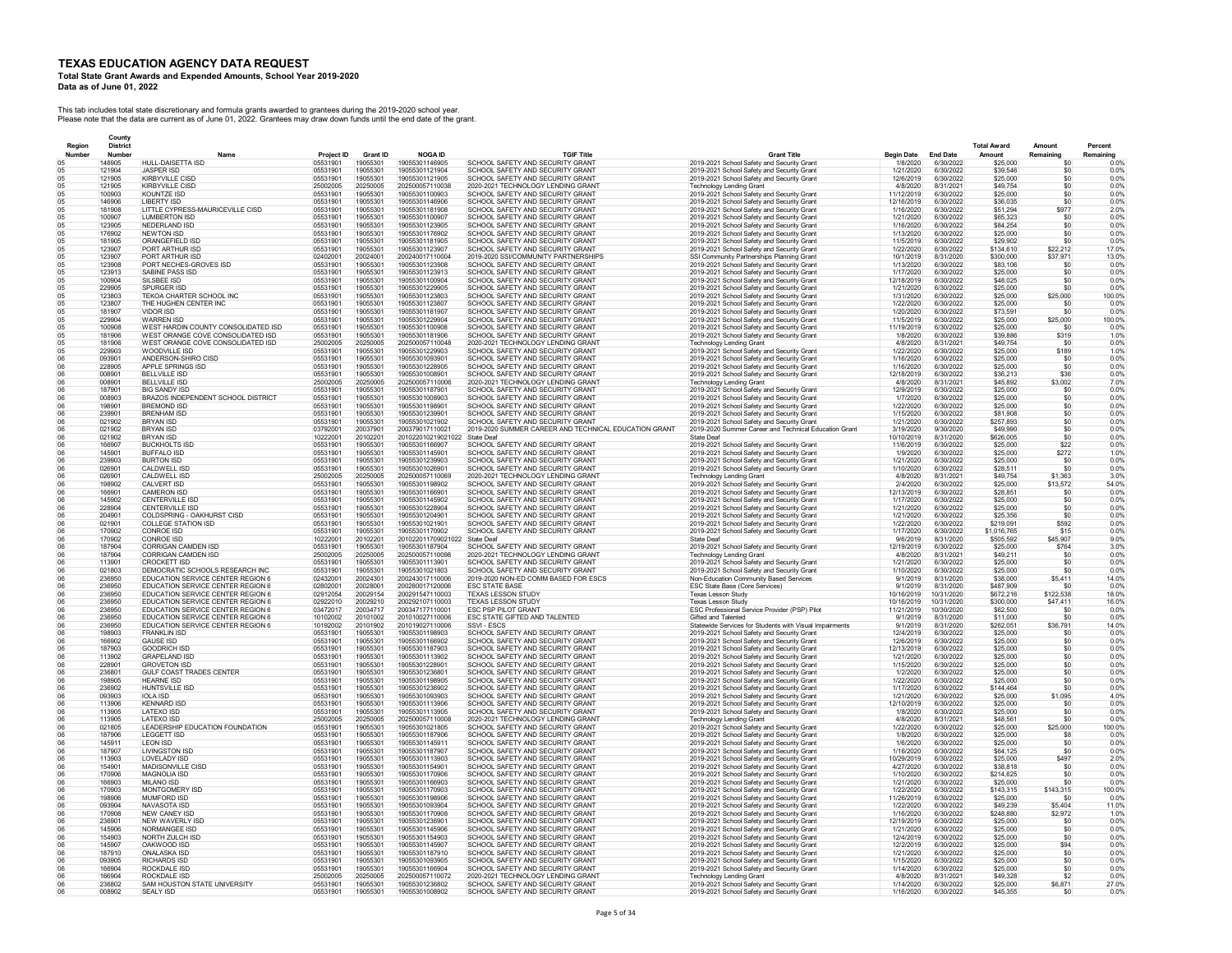# TEXAS EDUCATION AGENCY DATA REQUEST

**Total State Grant Awards and Expended Amounts, School Year 2019-2020**

**Data as of June 01, 2022**

This tab includes total state discretionary and formula grants awarded to grantees during the 2019-2020 school year.
Please note that the data are current as of June 01, 2022. Grantees may draw down funds until the end date of the grant.

| Region Number | County District Number | Name | Project ID | Grant ID | NOGA ID | TGIF Title | Grant Title | Begin Date | End Date | Total Award Amount | Amount Remaining | Percent Remaining |
|---|---|---|---|---|---|---|---|---|---|---|---|---|
| 05 | 146905 | HULL-DAISETTA ISD | 05531901 | 19055301 | 19055301146905 | SCHOOL SAFETY AND SECURITY GRANT | 2019-2021 School Safety and Security Grant | 1/8/2020 | 6/30/2022 | $25,000 | $0 | 0.0% |
| 05 | 121904 | JASPER ISD | 05531901 | 19055301 | 19055301121904 | SCHOOL SAFETY AND SECURITY GRANT | 2019-2021 School Safety and Security Grant | 1/21/2020 | 6/30/2022 | $39,546 | $0 | 0.0% |
| 05 | 121905 | KIRBYVILLE CISD | 05531901 | 19055301 | 19055301121905 | SCHOOL SAFETY AND SECURITY GRANT | 2019-2021 School Safety and Security Grant | 12/6/2019 | 6/30/2022 | $25,000 | $0 | 0.0% |
| 05 | 121905 | KIRBYVILLE CISD | 25002005 | 20250005 | 202500057110038 | 2020-2021 TECHNOLOGY LENDING GRANT | Technology Lending Grant | 4/8/2020 | 8/31/2021 | $49,754 | $0 | 0.0% |
| 05 | 100903 | KOUNTZE ISD | 05531901 | 19055301 | 19055301100903 | SCHOOL SAFETY AND SECURITY GRANT | 2019-2021 School Safety and Security Grant | 11/12/2019 | 6/30/2022 | $25,000 | $0 | 0.0% |
| 05 | 146906 | LIBERTY ISD | 05531901 | 19055301 | 19055301146906 | SCHOOL SAFETY AND SECURITY GRANT | 2019-2021 School Safety and Security Grant | 12/16/2019 | 6/30/2022 | $36,035 | $0 | 0.0% |
| 05 | 181908 | LITTLE CYPRESS-MAURICEVILLE CISD | 05531901 | 19055301 | 19055301181908 | SCHOOL SAFETY AND SECURITY GRANT | 2019-2021 School Safety and Security Grant | 1/16/2020 | 6/30/2022 | $51,294 | $977 | 2.0% |
| 05 | 100907 | LUMBERTON ISD | 05531901 | 19055301 | 19055301100907 | SCHOOL SAFETY AND SECURITY GRANT | 2019-2021 School Safety and Security Grant | 1/21/2020 | 6/30/2022 | $65,323 | $0 | 0.0% |
| 05 | 123905 | NEDERLAND ISD | 05531901 | 19055301 | 19055301123905 | SCHOOL SAFETY AND SECURITY GRANT | 2019-2021 School Safety and Security Grant | 1/16/2020 | 6/30/2022 | $84,254 | $0 | 0.0% |
| 05 | 176902 | NEWTON ISD | 05531901 | 19055301 | 19055301176902 | SCHOOL SAFETY AND SECURITY GRANT | 2019-2021 School Safety and Security Grant | 1/13/2020 | 6/30/2022 | $25,000 | $0 | 0.0% |
| 05 | 181905 | ORANGEFIELD ISD | 05531901 | 19055301 | 19055301181905 | SCHOOL SAFETY AND SECURITY GRANT | 2019-2021 School Safety and Security Grant | 11/5/2019 | 6/30/2022 | $29,902 | $0 | 0.0% |
| 05 | 123907 | PORT ARTHUR ISD | 05531901 | 19055301 | 19055301123907 | SCHOOL SAFETY AND SECURITY GRANT | 2019-2021 School Safety and Security Grant | 1/22/2020 | 6/30/2022 | $134,610 | $22,212 | 17.0% |
| 05 | 123907 | PORT ARTHUR ISD | 02402001 | 20024001 | 200240017110004 | 2019-2020 SSI/COMMUNITY PARTNERSHIPS | SSI Community Partnerships Planning Grant | 10/1/2019 | 8/31/2020 | $300,000 | $37,971 | 13.0% |
| 05 | 123908 | PORT NECHES-GROVES ISD | 05531901 | 19055301 | 19055301123908 | SCHOOL SAFETY AND SECURITY GRANT | 2019-2021 School Safety and Security Grant | 1/13/2020 | 6/30/2022 | $83,106 | $0 | 0.0% |
| 05 | 123913 | SABINE PASS ISD | 05531901 | 19055301 | 19055301123913 | SCHOOL SAFETY AND SECURITY GRANT | 2019-2021 School Safety and Security Grant | 1/17/2020 | 6/30/2022 | $25,000 | $0 | 0.0% |
| 05 | 100904 | SILSBEE ISD | 05531901 | 19055301 | 19055301100904 | SCHOOL SAFETY AND SECURITY GRANT | 2019-2021 School Safety and Security Grant | 12/18/2019 | 6/30/2022 | $48,025 | $0 | 0.0% |
| 05 | 229905 | SPURGER ISD | 05531901 | 19055301 | 19055301229905 | SCHOOL SAFETY AND SECURITY GRANT | 2019-2021 School Safety and Security Grant | 1/21/2020 | 6/30/2022 | $25,000 | $0 | 0.0% |
| 05 | 123803 | TEKOA CHARTER SCHOOL INC | 05531901 | 19055301 | 19055301123803 | SCHOOL SAFETY AND SECURITY GRANT | 2019-2021 School Safety and Security Grant | 1/31/2020 | 6/30/2022 | $25,000 | $25,000 | 100.0% |
| 05 | 123807 | THE HUGHEN CENTER INC | 05531901 | 19055301 | 19055301123807 | SCHOOL SAFETY AND SECURITY GRANT | 2019-2021 School Safety and Security Grant | 1/22/2020 | 6/30/2022 | $25,000 | $0 | 0.0% |
| 05 | 181907 | VIDOR ISD | 05531901 | 19055301 | 19055301181907 | SCHOOL SAFETY AND SECURITY GRANT | 2019-2021 School Safety and Security Grant | 1/20/2020 | 6/30/2022 | $73,591 | $0 | 0.0% |
| 05 | 229904 | WARREN ISD | 05531901 | 19055301 | 19055301229904 | SCHOOL SAFETY AND SECURITY GRANT | 2019-2021 School Safety and Security Grant | 11/5/2019 | 6/30/2022 | $25,000 | $25,000 | 100.0% |
| 05 | 100908 | WEST HARDIN COUNTY CONSOLIDATED ISD | 05531901 | 19055301 | 19055301100908 | SCHOOL SAFETY AND SECURITY GRANT | 2019-2021 School Safety and Security Grant | 11/19/2019 | 6/30/2022 | $25,000 | $0 | 0.0% |
| 05 | 181906 | WEST ORANGE COVE CONSOLIDATED ISD | 05531901 | 19055301 | 19055301181906 | SCHOOL SAFETY AND SECURITY GRANT | 2019-2021 School Safety and Security Grant | 1/8/2020 | 6/30/2022 | $39,886 | $319 | 1.0% |
| 05 | 181906 | WEST ORANGE COVE CONSOLIDATED ISD | 25002005 | 20250005 | 202500057110048 | 2020-2021 TECHNOLOGY LENDING GRANT | Technology Lending Grant | 4/8/2020 | 8/31/2021 | $49,754 | $0 | 0.0% |
| 05 | 229903 | WOODVILLE ISD | 05531901 | 19055301 | 19055301229903 | SCHOOL SAFETY AND SECURITY GRANT | 2019-2021 School Safety and Security Grant | 1/22/2020 | 6/30/2022 | $25,000 | $189 | 1.0% |
| 06 | 093901 | ANDERSON-SHIRO CISD | 05531901 | 19055301 | 19055301093901 | SCHOOL SAFETY AND SECURITY GRANT | 2019-2021 School Safety and Security Grant | 1/16/2020 | 6/30/2022 | $25,000 | $0 | 0.0% |
| 06 | 228905 | APPLE SPRINGS ISD | 05531901 | 19055301 | 19055301228905 | SCHOOL SAFETY AND SECURITY GRANT | 2019-2021 School Safety and Security Grant | 1/16/2020 | 6/30/2022 | $25,000 | $0 | 0.0% |
| 06 | 008901 | BELLVILLE ISD | 05531901 | 19055301 | 19055301008901 | SCHOOL SAFETY AND SECURITY GRANT | 2019-2021 School Safety and Security Grant | 12/18/2019 | 6/30/2022 | $36,213 | $36 | 0.0% |
| 06 | 008901 | BELLVILLE ISD | 25002005 | 20250005 | 202500057110006 | 2020-2021 TECHNOLOGY LENDING GRANT | Technology Lending Grant | 4/8/2020 | 8/31/2021 | $45,892 | $3,002 | 7.0% |
| 06 | 187901 | BIG SANDY ISD | 05531901 | 19055301 | 19055301187901 | SCHOOL SAFETY AND SECURITY GRANT | 2019-2021 School Safety and Security Grant | 12/9/2019 | 6/30/2022 | $25,000 | $0 | 0.0% |
| 06 | 008903 | BRAZOS INDEPENDENT SCHOOL DISTRICT | 05531901 | 19055301 | 19055301008903 | SCHOOL SAFETY AND SECURITY GRANT | 2019-2021 School Safety and Security Grant | 1/7/2020 | 6/30/2022 | $25,000 | $0 | 0.0% |
| 06 | 198901 | BREMOND ISD | 05531901 | 19055301 | 19055301198901 | SCHOOL SAFETY AND SECURITY GRANT | 2019-2021 School Safety and Security Grant | 1/22/2020 | 6/30/2022 | $25,000 | $0 | 0.0% |
| 06 | 239901 | BRENHAM ISD | 05531901 | 19055301 | 19055301239901 | SCHOOL SAFETY AND SECURITY GRANT | 2019-2021 School Safety and Security Grant | 1/15/2020 | 6/30/2022 | $81,908 | $0 | 0.0% |
| 06 | 021902 | BRYAN ISD | 05531901 | 19055301 | 19055301021902 | SCHOOL SAFETY AND SECURITY GRANT | 2019-2021 School Safety and Security Grant | 1/21/2020 | 6/30/2022 | $257,893 | $0 | 0.0% |
| 06 | 021902 | BRYAN ISD | 03792001 | 20037901 | 200379017110021 | 2019-2020 SUMMER CAREER AND TECHNICAL EDUCATION GRANT | 2019-2020 Summer Career and Technical Education Grant | 3/19/2020 | 9/30/2020 | $49,990 | $0 | 0.0% |
| 06 | 021902 | BRYAN ISD | 10222001 | 20102201 | 201022010219021022 | State Deaf | State Deaf | 10/10/2019 | 8/31/2020 | $626,005 | $0 | 0.0% |
| 06 | 166907 | BUCKHOLTS ISD | 05531901 | 19055301 | 19055301166907 | SCHOOL SAFETY AND SECURITY GRANT | 2019-2021 School Safety and Security Grant | 11/6/2019 | 6/30/2022 | $25,000 | $22 | 0.0% |
| 06 | 145901 | BUFFALO ISD | 05531901 | 19055301 | 19055301145901 | SCHOOL SAFETY AND SECURITY GRANT | 2019-2021 School Safety and Security Grant | 1/9/2020 | 6/30/2022 | $25,000 | $272 | 1.0% |
| 06 | 239903 | BURTON ISD | 05531901 | 19055301 | 19055301239903 | SCHOOL SAFETY AND SECURITY GRANT | 2019-2021 School Safety and Security Grant | 1/21/2020 | 6/30/2022 | $25,000 | $0 | 0.0% |
| 06 | 026901 | CALDWELL ISD | 05531901 | 19055301 | 19055301026901 | SCHOOL SAFETY AND SECURITY GRANT | 2019-2021 School Safety and Security Grant | 1/10/2020 | 6/30/2022 | $28,511 | $0 | 0.0% |
| 06 | 026901 | CALDWELL ISD | 25002005 | 20250005 | 202500057110069 | 2020-2021 TECHNOLOGY LENDING GRANT | Technology Lending Grant | 4/8/2020 | 8/31/2021 | $49,754 | $1,363 | 3.0% |
| 06 | 198902 | CALVERT ISD | 05531901 | 19055301 | 19055301198902 | SCHOOL SAFETY AND SECURITY GRANT | 2019-2021 School Safety and Security Grant | 2/4/2020 | 6/30/2022 | $25,000 | $13,572 | 54.0% |
| 06 | 166901 | CAMERON ISD | 05531901 | 19055301 | 19055301166901 | SCHOOL SAFETY AND SECURITY GRANT | 2019-2021 School Safety and Security Grant | 12/13/2019 | 6/30/2022 | $28,851 | $0 | 0.0% |
| 06 | 145902 | CENTERVILLE ISD | 05531901 | 19055301 | 19055301145902 | SCHOOL SAFETY AND SECURITY GRANT | 2019-2021 School Safety and Security Grant | 1/17/2020 | 6/30/2022 | $25,000 | $0 | 0.0% |
| 06 | 228904 | CENTERVILLE ISD | 05531901 | 19055301 | 19055301228904 | SCHOOL SAFETY AND SECURITY GRANT | 2019-2021 School Safety and Security Grant | 1/21/2020 | 6/30/2022 | $25,000 | $0 | 0.0% |
| 06 | 204901 | COLDSPRING - OAKHURST CISD | 05531901 | 19055301 | 19055301204901 | SCHOOL SAFETY AND SECURITY GRANT | 2019-2021 School Safety and Security Grant | 1/21/2020 | 6/30/2022 | $25,356 | $0 | 0.0% |
| 06 | 021901 | COLLEGE STATION ISD | 05531901 | 19055301 | 19055301021901 | SCHOOL SAFETY AND SECURITY GRANT | 2019-2021 School Safety and Security Grant | 1/22/2020 | 6/30/2022 | $219,091 | $592 | 0.0% |
| 06 | 170902 | CONROE ISD | 05531901 | 19055301 | 19055301170902 | SCHOOL SAFETY AND SECURITY GRANT | 2019-2021 School Safety and Security Grant | 1/17/2020 | 6/30/2022 | $1,016,765 | $15 | 0.0% |
| 06 | 170902 | CONROE ISD | 10222001 | 20102201 | 201022011709021022 | State Deaf | State Deaf | 9/6/2019 | 8/31/2020 | $505,592 | $45,907 | 9.0% |
| 06 | 187904 | CORRIGAN CAMDEN ISD | 05531901 | 19055301 | 19055301187904 | SCHOOL SAFETY AND SECURITY GRANT | 2019-2021 School Safety and Security Grant | 12/19/2019 | 6/30/2022 | $25,000 | $764 | 3.0% |
| 06 | 187904 | CORRIGAN CAMDEN ISD | 25002005 | 20250005 | 202500057110098 | 2020-2021 TECHNOLOGY LENDING GRANT | Technology Lending Grant | 4/8/2020 | 8/31/2021 | $49,211 | $0 | 0.0% |
| 06 | 113901 | CROCKETT ISD | 05531901 | 19055301 | 19055301113901 | SCHOOL SAFETY AND SECURITY GRANT | 2019-2021 School Safety and Security Grant | 1/21/2020 | 6/30/2022 | $25,000 | $0 | 0.0% |
| 06 | 021803 | DEMOCRATIC SCHOOLS RESEARCH INC | 05531901 | 19055301 | 19055301021803 | SCHOOL SAFETY AND SECURITY GRANT | 2019-2021 School Safety and Security Grant | 1/10/2020 | 6/30/2022 | $25,000 | $0 | 0.0% |
| 06 | 236950 | EDUCATION SERVICE CENTER REGION 6 | 02432001 | 20024301 | 200243017110006 | 2019-2020 NON-ED COMM BASED FOR ESCS | Non-Education Community Based Services | 9/1/2019 | 8/31/2020 | $38,000 | $5,411 | 14.0% |
| 06 | 236950 | EDUCATION SERVICE CENTER REGION 6 | 02802001 | 20028001 | 200280017120006 | ESC STATE BASE | ESC State Base (Core Services) | 9/1/2019 | 8/31/2020 | $487,909 | $0 | 0.0% |
| 06 | 236950 | EDUCATION SERVICE CENTER REGION 6 | 02912054 | 20029154 | 200291547110003 | TEXAS LESSON STUDY | Texas Lesson Study | 10/16/2019 | 10/31/2020 | $672,216 | $122,538 | 18.0% |
| 06 | 236950 | EDUCATION SERVICE CENTER REGION 6 | 02922010 | 20029210 | 200292107110003 | TEXAS LESSON STUDY | Texas Lesson Study | 10/16/2019 | 10/31/2020 | $300,000 | $47,411 | 16.0% |
| 06 | 236950 | EDUCATION SERVICE CENTER REGION 6 | 03472017 | 20034717 | 200347177110001 | ESC PSP PILOT GRANT | ESC Professional Service Provider (PSP) Pilot | 11/21/2019 | 10/30/2020 | $62,500 | $0 | 0.0% |
| 06 | 236950 | EDUCATION SERVICE CENTER REGION 6 | 10102002 | 20101002 | 201010027110006 | ESC STATE GIFTED AND TALENTED | Gifted and Talented | 9/1/2019 | 8/31/2020 | $11,000 | $0 | 0.0% |
| 06 | 236950 | EDUCATION SERVICE CENTER REGION 6 | 10192002 | 20101902 | 201019027110006 | SSVI - ESCS | Statewide Services for Students with Visual Impairments | 9/1/2019 | 8/31/2020 | $262,051 | $36,791 | 14.0% |
| 06 | 198903 | FRANKLIN ISD | 05531901 | 19055301 | 19055301198903 | SCHOOL SAFETY AND SECURITY GRANT | 2019-2021 School Safety and Security Grant | 12/4/2019 | 6/30/2022 | $25,000 | $0 | 0.0% |
| 06 | 166902 | GAUSE ISD | 05531901 | 19055301 | 19055301166902 | SCHOOL SAFETY AND SECURITY GRANT | 2019-2021 School Safety and Security Grant | 12/6/2019 | 6/30/2022 | $25,000 | $0 | 0.0% |
| 06 | 187903 | GOODRICH ISD | 05531901 | 19055301 | 19055301187903 | SCHOOL SAFETY AND SECURITY GRANT | 2019-2021 School Safety and Security Grant | 12/13/2019 | 6/30/2022 | $25,000 | $0 | 0.0% |
| 06 | 113902 | GRAPELAND ISD | 05531901 | 19055301 | 19055301113902 | SCHOOL SAFETY AND SECURITY GRANT | 2019-2021 School Safety and Security Grant | 1/21/2020 | 6/30/2022 | $25,000 | $0 | 0.0% |
| 06 | 228901 | GROVETON ISD | 05531901 | 19055301 | 19055301228901 | SCHOOL SAFETY AND SECURITY GRANT | 2019-2021 School Safety and Security Grant | 1/15/2020 | 6/30/2022 | $25,000 | $0 | 0.0% |
| 06 | 236801 | GULF COAST TRADES CENTER | 05531901 | 19055301 | 19055301236801 | SCHOOL SAFETY AND SECURITY GRANT | 2019-2021 School Safety and Security Grant | 1/2/2020 | 6/30/2022 | $25,000 | $0 | 0.0% |
| 06 | 198905 | HEARNE ISD | 05531901 | 19055301 | 19055301198905 | SCHOOL SAFETY AND SECURITY GRANT | 2019-2021 School Safety and Security Grant | 1/22/2020 | 6/30/2022 | $25,000 | $0 | 0.0% |
| 06 | 236902 | HUNTSVILLE ISD | 05531901 | 19055301 | 19055301236902 | SCHOOL SAFETY AND SECURITY GRANT | 2019-2021 School Safety and Security Grant | 1/17/2020 | 6/30/2022 | $144,464 | $0 | 0.0% |
| 06 | 093903 | IOLA ISD | 05531901 | 19055301 | 19055301093903 | SCHOOL SAFETY AND SECURITY GRANT | 2019-2021 School Safety and Security Grant | 1/21/2020 | 6/30/2022 | $25,000 | $1,095 | 4.0% |
| 06 | 113906 | KENNARD ISD | 05531901 | 19055301 | 19055301113906 | SCHOOL SAFETY AND SECURITY GRANT | 2019-2021 School Safety and Security Grant | 12/10/2019 | 6/30/2022 | $25,000 | $0 | 0.0% |
| 06 | 113905 | LATEXO ISD | 05531901 | 19055301 | 19055301113905 | SCHOOL SAFETY AND SECURITY GRANT | 2019-2021 School Safety and Security Grant | 1/8/2020 | 6/30/2022 | $25,000 | $0 | 0.0% |
| 06 | 113905 | LATEXO ISD | 25002005 | 20250005 | 202500057110008 | 2020-2021 TECHNOLOGY LENDING GRANT | Technology Lending Grant | 4/8/2020 | 8/31/2021 | $48,561 | $0 | 0.0% |
| 06 | 021805 | LEADERSHIP EDUCATION FOUNDATION | 05531901 | 19055301 | 19055301021805 | SCHOOL SAFETY AND SECURITY GRANT | 2019-2021 School Safety and Security Grant | 1/22/2020 | 6/30/2022 | $25,000 | $25,000 | 100.0% |
| 06 | 187906 | LEGGETT ISD | 05531901 | 19055301 | 19055301187906 | SCHOOL SAFETY AND SECURITY GRANT | 2019-2021 School Safety and Security Grant | 1/8/2020 | 6/30/2022 | $25,000 | $8 | 0.0% |
| 06 | 145911 | LEON ISD | 05531901 | 19055301 | 19055301145911 | SCHOOL SAFETY AND SECURITY GRANT | 2019-2021 School Safety and Security Grant | 1/6/2020 | 6/30/2022 | $25,000 | $0 | 0.0% |
| 06 | 187907 | LIVINGSTON ISD | 05531901 | 19055301 | 19055301187907 | SCHOOL SAFETY AND SECURITY GRANT | 2019-2021 School Safety and Security Grant | 1/16/2020 | 6/30/2022 | $64,125 | $0 | 0.0% |
| 06 | 113903 | LOVELADY ISD | 05531901 | 19055301 | 19055301113903 | SCHOOL SAFETY AND SECURITY GRANT | 2019-2021 School Safety and Security Grant | 10/29/2019 | 6/30/2022 | $25,000 | $497 | 2.0% |
| 06 | 154901 | MADISONVILLE CISD | 05531901 | 19055301 | 19055301154901 | SCHOOL SAFETY AND SECURITY GRANT | 2019-2021 School Safety and Security Grant | 4/27/2020 | 6/30/2022 | $38,818 | $0 | 0.0% |
| 06 | 170906 | MAGNOLIA ISD | 05531901 | 19055301 | 19055301170906 | SCHOOL SAFETY AND SECURITY GRANT | 2019-2021 School Safety and Security Grant | 1/10/2020 | 6/30/2022 | $214,625 | $0 | 0.0% |
| 06 | 166903 | MILANO ISD | 05531901 | 19055301 | 19055301166903 | SCHOOL SAFETY AND SECURITY GRANT | 2019-2021 School Safety and Security Grant | 1/21/2020 | 6/30/2022 | $25,000 | $0 | 0.0% |
| 06 | 170903 | MONTGOMERY ISD | 05531901 | 19055301 | 19055301170903 | SCHOOL SAFETY AND SECURITY GRANT | 2019-2021 School Safety and Security Grant | 1/22/2020 | 6/30/2022 | $143,315 | $143,315 | 100.0% |
| 06 | 198906 | MUMFORD ISD | 05531901 | 19055301 | 19055301198906 | SCHOOL SAFETY AND SECURITY GRANT | 2019-2021 School Safety and Security Grant | 11/26/2019 | 6/30/2022 | $25,000 | $0 | 0.0% |
| 06 | 093904 | NAVASOTA ISD | 05531901 | 19055301 | 19055301093904 | SCHOOL SAFETY AND SECURITY GRANT | 2019-2021 School Safety and Security Grant | 1/22/2020 | 6/30/2022 | $49,239 | $5,404 | 11.0% |
| 06 | 170908 | NEW CANEY ISD | 05531901 | 19055301 | 19055301170908 | SCHOOL SAFETY AND SECURITY GRANT | 2019-2021 School Safety and Security Grant | 1/16/2020 | 6/30/2022 | $248,880 | $2,972 | 1.0% |
| 06 | 236901 | NEW WAVERLY ISD | 05531901 | 19055301 | 19055301236901 | SCHOOL SAFETY AND SECURITY GRANT | 2019-2021 School Safety and Security Grant | 12/19/2019 | 6/30/2022 | $25,000 | $0 | 0.0% |
| 06 | 145906 | NORMANGEE ISD | 05531901 | 19055301 | 19055301145906 | SCHOOL SAFETY AND SECURITY GRANT | 2019-2021 School Safety and Security Grant | 1/21/2020 | 6/30/2022 | $25,000 | $0 | 0.0% |
| 06 | 154903 | NORTH ZULCH ISD | 05531901 | 19055301 | 19055301154903 | SCHOOL SAFETY AND SECURITY GRANT | 2019-2021 School Safety and Security Grant | 12/4/2019 | 6/30/2022 | $25,000 | $0 | 0.0% |
| 06 | 145907 | OAKWOOD ISD | 05531901 | 19055301 | 19055301145907 | SCHOOL SAFETY AND SECURITY GRANT | 2019-2021 School Safety and Security Grant | 12/2/2019 | 6/30/2022 | $25,000 | $94 | 0.0% |
| 06 | 187910 | ONALASKA ISD | 05531901 | 19055301 | 19055301187910 | SCHOOL SAFETY AND SECURITY GRANT | 2019-2021 School Safety and Security Grant | 1/21/2020 | 6/30/2022 | $25,000 | $0 | 0.0% |
| 06 | 093905 | RICHARDS ISD | 05531901 | 19055301 | 19055301093905 | SCHOOL SAFETY AND SECURITY GRANT | 2019-2021 School Safety and Security Grant | 1/15/2020 | 6/30/2022 | $25,000 | $0 | 0.0% |
| 06 | 166904 | ROCKDALE ISD | 05531901 | 19055301 | 19055301166904 | SCHOOL SAFETY AND SECURITY GRANT | 2019-2021 School Safety and Security Grant | 1/14/2020 | 6/30/2022 | $25,000 | $0 | 0.0% |
| 06 | 166904 | ROCKDALE ISD | 25002005 | 20250005 | 202500057110072 | 2020-2021 TECHNOLOGY LENDING GRANT | Technology Lending Grant | 4/8/2020 | 8/31/2021 | $49,328 | $2 | 0.0% |
| 06 | 236802 | SAM HOUSTON STATE UNIVERSITY | 05531901 | 19055301 | 19055301236802 | SCHOOL SAFETY AND SECURITY GRANT | 2019-2021 School Safety and Security Grant | 1/14/2020 | 6/30/2022 | $25,000 | $6,871 | 27.0% |
| 06 | 008902 | SEALY ISD | 05531901 | 19055301 | 19055301008902 | SCHOOL SAFETY AND SECURITY GRANT | 2019-2021 School Safety and Security Grant | 1/16/2020 | 6/30/2022 | $45,355 | $0 | 0.0% |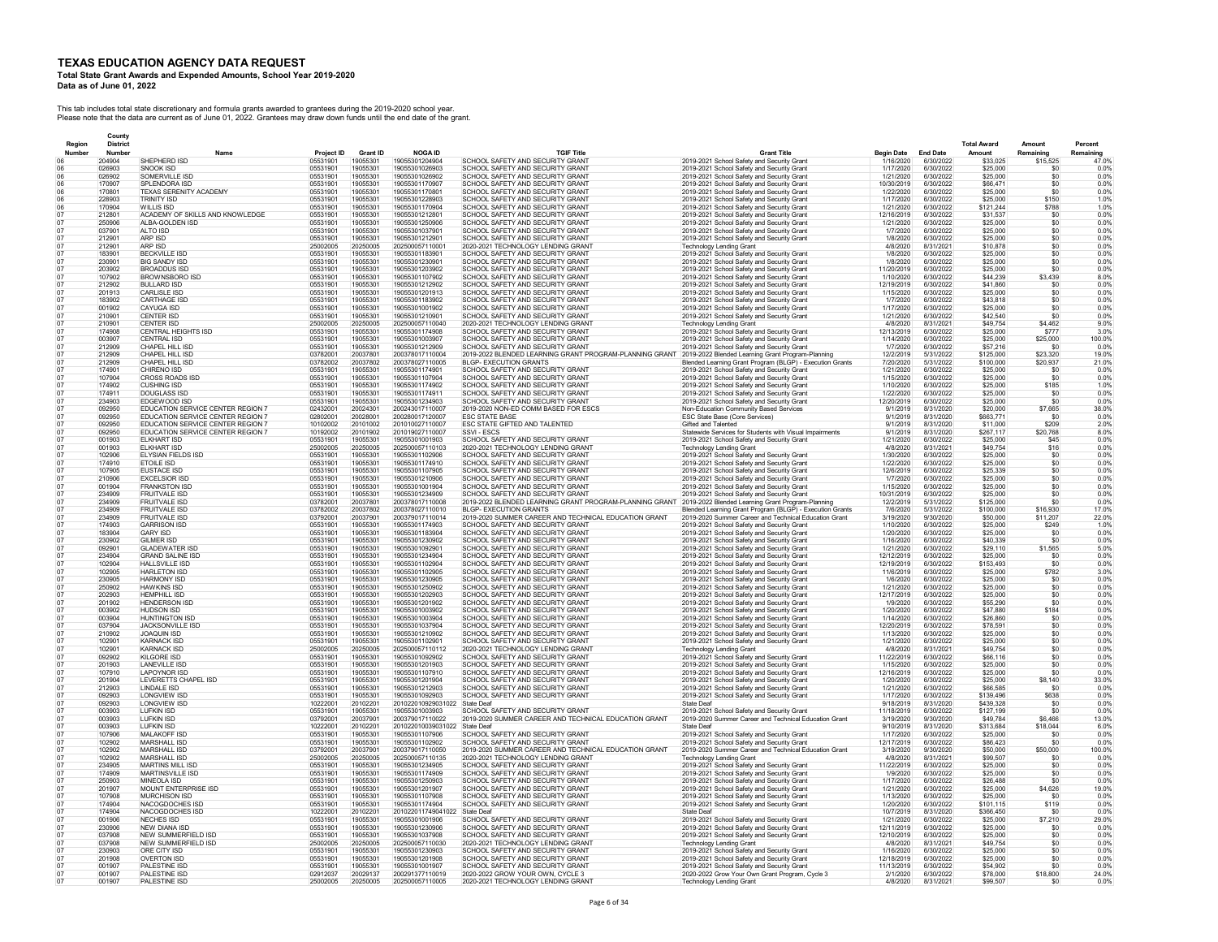# TEXAS EDUCATION AGENCY DATA REQUEST

**Total State Grant Awards and Expended Amounts, School Year 2019-2020**
**Data as of June 01, 2022**

This tab includes total state discretionary and formula grants awarded to grantees during the 2019-2020 school year.
Please note that the data are current as of June 01, 2022. Grantees may draw down funds until the end date of the grant.

| Region Number | County District Number | Name | Project ID | Grant ID | NOGA ID | TGIF Title | Grant Title | Begin Date | End Date | Total Award Amount | Amount Remaining | Percent Remaining |
|---|---|---|---|---|---|---|---|---|---|---|---|---|
| 06 | 204904 | SHEPHERD ISD | 05531901 | 19055301 | 19055301204904 | SCHOOL SAFETY AND SECURITY GRANT | 2019-2021 School Safety and Security Grant | 1/16/2020 | 6/30/2022 | $33,025 | $15,525 | 47.0% |
| 06 | 026903 | SNOOK ISD | 05531901 | 19055301 | 19055301026903 | SCHOOL SAFETY AND SECURITY GRANT | 2019-2021 School Safety and Security Grant | 1/17/2020 | 6/30/2022 | $25,000 | $0 | 0.0% |
| 06 | 026902 | SOMERVILLE ISD | 05531901 | 19055301 | 19055301026902 | SCHOOL SAFETY AND SECURITY GRANT | 2019-2021 School Safety and Security Grant | 1/21/2020 | 6/30/2022 | $25,000 | $0 | 0.0% |
| 06 | 170907 | SPLENDORA ISD | 05531901 | 19055301 | 19055301170907 | SCHOOL SAFETY AND SECURITY GRANT | 2019-2021 School Safety and Security Grant | 10/30/2019 | 6/30/2022 | $66,471 | $0 | 0.0% |
| 06 | 170801 | TEXAS SERENITY ACADEMY | 05531901 | 19055301 | 19055301170801 | SCHOOL SAFETY AND SECURITY GRANT | 2019-2021 School Safety and Security Grant | 1/22/2020 | 6/30/2022 | $25,000 | $0 | 0.0% |
| 06 | 228903 | TRINITY ISD | 05531901 | 19055301 | 19055301228903 | SCHOOL SAFETY AND SECURITY GRANT | 2019-2021 School Safety and Security Grant | 1/17/2020 | 6/30/2022 | $25,000 | $150 | 1.0% |
| 06 | 170904 | WILLIS ISD | 05531901 | 19055301 | 19055301170904 | SCHOOL SAFETY AND SECURITY GRANT | 2019-2021 School Safety and Security Grant | 1/21/2020 | 6/30/2022 | $121,244 | $788 | 1.0% |
| 07 | 212801 | ACADEMY OF SKILLS AND KNOWLEDGE | 05531901 | 19055301 | 19055301212801 | SCHOOL SAFETY AND SECURITY GRANT | 2019-2021 School Safety and Security Grant | 12/16/2019 | 6/30/2022 | $31,537 | $0 | 0.0% |
| 07 | 250906 | ALBA-GOLDEN ISD | 05531901 | 19055301 | 19055301250906 | SCHOOL SAFETY AND SECURITY GRANT | 2019-2021 School Safety and Security Grant | 1/21/2020 | 6/30/2022 | $25,000 | $0 | 0.0% |
| 07 | 037901 | ALTO ISD | 05531901 | 19055301 | 19055301037901 | SCHOOL SAFETY AND SECURITY GRANT | 2019-2021 School Safety and Security Grant | 1/7/2020 | 6/30/2022 | $25,000 | $0 | 0.0% |
| 07 | 212901 | ARP ISD | 05531901 | 19055301 | 19055301212901 | SCHOOL SAFETY AND SECURITY GRANT | 2019-2021 School Safety and Security Grant | 1/8/2020 | 6/30/2022 | $25,000 | $0 | 0.0% |
| 07 | 212901 | ARP ISD | 25002005 | 20250005 | 202500057110001 | 2020-2021 TECHNOLOGY LENDING GRANT | Technology Lending Grant | 4/8/2020 | 8/31/2021 | $10,878 | $0 | 0.0% |
| 07 | 183901 | BECKVILLE ISD | 05531901 | 19055301 | 19055301183901 | SCHOOL SAFETY AND SECURITY GRANT | 2019-2021 School Safety and Security Grant | 1/8/2020 | 6/30/2022 | $25,000 | $0 | 0.0% |
| 07 | 230901 | BIG SANDY ISD | 05531901 | 19055301 | 19055301230901 | SCHOOL SAFETY AND SECURITY GRANT | 2019-2021 School Safety and Security Grant | 1/8/2020 | 6/30/2022 | $25,000 | $0 | 0.0% |
| 07 | 203902 | BROADDUS ISD | 05531901 | 19055301 | 19055301203902 | SCHOOL SAFETY AND SECURITY GRANT | 2019-2021 School Safety and Security Grant | 11/20/2019 | 6/30/2022 | $25,000 | $0 | 0.0% |
| 07 | 107902 | BROWNSBORO ISD | 05531901 | 19055301 | 19055301107902 | SCHOOL SAFETY AND SECURITY GRANT | 2019-2021 School Safety and Security Grant | 1/10/2020 | 6/30/2022 | $44,239 | $3,439 | 8.0% |
| 07 | 212902 | BULLARD ISD | 05531901 | 19055301 | 19055301212902 | SCHOOL SAFETY AND SECURITY GRANT | 2019-2021 School Safety and Security Grant | 12/19/2019 | 6/30/2022 | $41,860 | $0 | 0.0% |
| 07 | 201913 | CARLISLE ISD | 05531901 | 19055301 | 19055301201913 | SCHOOL SAFETY AND SECURITY GRANT | 2019-2021 School Safety and Security Grant | 1/15/2020 | 6/30/2022 | $25,000 | $0 | 0.0% |
| 07 | 183902 | CARTHAGE ISD | 05531901 | 19055301 | 19055301183902 | SCHOOL SAFETY AND SECURITY GRANT | 2019-2021 School Safety and Security Grant | 1/7/2020 | 6/30/2022 | $43,818 | $0 | 0.0% |
| 07 | 001902 | CAYUGA ISD | 05531901 | 19055301 | 19055301001902 | SCHOOL SAFETY AND SECURITY GRANT | 2019-2021 School Safety and Security Grant | 1/17/2020 | 6/30/2022 | $25,000 | $0 | 0.0% |
| 07 | 210901 | CENTER ISD | 05531901 | 19055301 | 19055301210901 | SCHOOL SAFETY AND SECURITY GRANT | 2019-2021 School Safety and Security Grant | 1/21/2020 | 6/30/2022 | $42,540 | $0 | 0.0% |
| 07 | 210901 | CENTER ISD | 25002005 | 20250005 | 202500057110040 | 2020-2021 TECHNOLOGY LENDING GRANT | Technology Lending Grant | 4/8/2020 | 8/31/2021 | $49,754 | $4,462 | 9.0% |
| 07 | 174908 | CENTRAL HEIGHTS ISD | 05531901 | 19055301 | 19055301174908 | SCHOOL SAFETY AND SECURITY GRANT | 2019-2021 School Safety and Security Grant | 12/13/2019 | 6/30/2022 | $25,000 | $777 | 3.0% |
| 07 | 003907 | CENTRAL ISD | 05531901 | 19055301 | 19055301003907 | SCHOOL SAFETY AND SECURITY GRANT | 2019-2021 School Safety and Security Grant | 1/14/2020 | 6/30/2022 | $25,000 | $25,000 | 100.0% |
| 07 | 212909 | CHAPEL HILL ISD | 05531901 | 19055301 | 19055301212909 | SCHOOL SAFETY AND SECURITY GRANT | 2019-2021 School Safety and Security Grant | 1/7/2020 | 6/30/2022 | $57,216 | $0 | 0.0% |
| 07 | 212909 | CHAPEL HILL ISD | 03782001 | 20037801 | 200378017110004 | 2019-2022 BLENDED LEARNING GRANT PROGRAM-PLANNING GRANT | 2019-2022 Blended Learning Grant Program-Planning | 12/2/2019 | 5/31/2022 | $125,000 | $23,320 | 19.0% |
| 07 | 212909 | CHAPEL HILL ISD | 03782002 | 20037802 | 200378027110005 | BLGP- EXECUTION GRANTS | Blended Learning Grant Program (BLGP) - Execution Grants | 7/20/2020 | 5/31/2022 | $100,000 | $20,937 | 21.0% |
| 07 | 174901 | CHIRENO ISD | 05531901 | 19055301 | 19055301174901 | SCHOOL SAFETY AND SECURITY GRANT | 2019-2021 School Safety and Security Grant | 1/21/2020 | 6/30/2022 | $25,000 | $0 | 0.0% |
| 07 | 107904 | CROSS ROADS ISD | 05531901 | 19055301 | 19055301107904 | SCHOOL SAFETY AND SECURITY GRANT | 2019-2021 School Safety and Security Grant | 1/15/2020 | 6/30/2022 | $25,000 | $0 | 0.0% |
| 07 | 174902 | CUSHING ISD | 05531901 | 19055301 | 19055301174902 | SCHOOL SAFETY AND SECURITY GRANT | 2019-2021 School Safety and Security Grant | 1/10/2020 | 6/30/2022 | $25,000 | $185 | 1.0% |
| 07 | 174911 | DOUGLASS ISD | 05531901 | 19055301 | 19055301174911 | SCHOOL SAFETY AND SECURITY GRANT | 2019-2021 School Safety and Security Grant | 1/22/2020 | 6/30/2022 | $25,000 | $0 | 0.0% |
| 07 | 234903 | EDGEWOOD ISD | 05531901 | 19055301 | 19055301234903 | SCHOOL SAFETY AND SECURITY GRANT | 2019-2021 School Safety and Security Grant | 12/20/2019 | 6/30/2022 | $25,000 | $0 | 0.0% |
| 07 | 092950 | EDUCATION SERVICE CENTER REGION 7 | 02423001 | 20024301 | 200243017110007 | 2019-2020 NON-ED COMM BASED FOR ESCS | Non-Education Community Based Services | 9/1/2019 | 8/31/2020 | $20,000 | $7,665 | 38.0% |
| 07 | 092950 | EDUCATION SERVICE CENTER REGION 7 | 02802001 | 20028001 | 200280017120007 | ESC STATE BASE | ESC State Base (Core Services) | 9/1/2019 | 8/31/2020 | $663,771 | $0 | 0.0% |
| 07 | 092950 | EDUCATION SERVICE CENTER REGION 7 | 10102002 | 20101002 | 201010027110007 | ESC STATE GIFTED AND TALENTED | Gifted and Talented | 9/1/2019 | 8/31/2020 | $11,000 | $209 | 2.0% |
| 07 | 092950 | EDUCATION SERVICE CENTER REGION 7 | 10192002 | 20101902 | 201019027110007 | SSVI - ESCS | Statewide Services for Students with Visual Impairments | 9/1/2019 | 8/31/2020 | $267,117 | $20,768 | 8.0% |
| 07 | 001903 | ELKHART ISD | 05531901 | 19055301 | 19055301001903 | SCHOOL SAFETY AND SECURITY GRANT | 2019-2021 School Safety and Security Grant | 1/21/2020 | 6/30/2022 | $25,000 | $45 | 0.0% |
| 07 | 001903 | ELKHART ISD | 25002005 | 20250005 | 202500057110103 | 2020-2021 TECHNOLOGY LENDING GRANT | Technology Lending Grant | 4/8/2020 | 8/31/2021 | $49,754 | $16 | 0.0% |
| 07 | 102906 | ELYSIAN FIELDS ISD | 05531901 | 19055301 | 19055301102906 | SCHOOL SAFETY AND SECURITY GRANT | 2019-2021 School Safety and Security Grant | 1/30/2020 | 6/30/2022 | $25,000 | $0 | 0.0% |
| 07 | 174910 | ETOILE ISD | 05531901 | 19055301 | 19055301174910 | SCHOOL SAFETY AND SECURITY GRANT | 2019-2021 School Safety and Security Grant | 1/22/2020 | 6/30/2022 | $25,000 | $0 | 0.0% |
| 07 | 107905 | EUSTACE ISD | 05531901 | 19055301 | 19055301107905 | SCHOOL SAFETY AND SECURITY GRANT | 2019-2021 School Safety and Security Grant | 12/6/2019 | 6/30/2022 | $25,339 | $0 | 0.0% |
| 07 | 210906 | EXCELSIOR ISD | 05531901 | 19055301 | 19055301210906 | SCHOOL SAFETY AND SECURITY GRANT | 2019-2021 School Safety and Security Grant | 1/7/2020 | 6/30/2022 | $25,000 | $0 | 0.0% |
| 07 | 001904 | FRANKSTON ISD | 05531901 | 19055301 | 19055301001904 | SCHOOL SAFETY AND SECURITY GRANT | 2019-2021 School Safety and Security Grant | 1/15/2020 | 6/30/2022 | $25,000 | $0 | 0.0% |
| 07 | 234909 | FRUITVALE ISD | 05531901 | 19055301 | 19055301234909 | SCHOOL SAFETY AND SECURITY GRANT | 2019-2021 School Safety and Security Grant | 10/31/2019 | 6/30/2022 | $25,000 | $0 | 0.0% |
| 07 | 234909 | FRUITVALE ISD | 03782001 | 20037801 | 200378017110008 | 2019-2022 BLENDED LEARNING GRANT PROGRAM-PLANNING GRANT | 2019-2022 Blended Learning Grant Program-Planning | 12/2/2019 | 5/31/2022 | $125,000 | $0 | 0.0% |
| 07 | 234909 | FRUITVALE ISD | 03782002 | 20037802 | 200378027110010 | BLGP- EXECUTION GRANTS | Blended Learning Grant Program (BLGP) - Execution Grants | 7/8/2020 | 5/31/2022 | $100,000 | $16,930 | 17.0% |
| 07 | 234909 | FRUITVALE ISD | 03792001 | 20037901 | 200379017110014 | 2019-2020 SUMMER CAREER AND TECHNICAL EDUCATION GRANT | 2019-2020 Summer Career and Technical Education Grant | 3/19/2020 | 9/30/2020 | $50,000 | $11,207 | 22.0% |
| 07 | 174903 | GARRISON ISD | 05531901 | 19055301 | 19055301174903 | SCHOOL SAFETY AND SECURITY GRANT | 2019-2021 School Safety and Security Grant | 1/10/2020 | 6/30/2022 | $25,000 | $249 | 1.0% |
| 07 | 183904 | GARY ISD | 05531901 | 19055301 | 19055301183904 | SCHOOL SAFETY AND SECURITY GRANT | 2019-2021 School Safety and Security Grant | 1/20/2020 | 6/30/2022 | $25,000 | $0 | 0.0% |
| 07 | 230902 | GILMER ISD | 05531901 | 19055301 | 19055301230902 | SCHOOL SAFETY AND SECURITY GRANT | 2019-2021 School Safety and Security Grant | 1/16/2020 | 6/30/2022 | $40,339 | $0 | 0.0% |
| 07 | 092901 | GLADEWATER ISD | 05531901 | 19055301 | 19055301092901 | SCHOOL SAFETY AND SECURITY GRANT | 2019-2021 School Safety and Security Grant | 1/21/2020 | 6/30/2022 | $29,110 | $1,565 | 5.0% |
| 07 | 234904 | GRAND SALINE ISD | 05531901 | 19055301 | 19055301234904 | SCHOOL SAFETY AND SECURITY GRANT | 2019-2021 School Safety and Security Grant | 12/12/2019 | 6/30/2022 | $25,000 | $0 | 0.0% |
| 07 | 102904 | HALLSVILLE ISD | 05531901 | 19055301 | 19055301102904 | SCHOOL SAFETY AND SECURITY GRANT | 2019-2021 School Safety and Security Grant | 12/19/2019 | 6/30/2022 | $153,493 | $0 | 0.0% |
| 07 | 102905 | HARLETON ISD | 05531901 | 19055301 | 19055301102905 | SCHOOL SAFETY AND SECURITY GRANT | 2019-2021 School Safety and Security Grant | 11/6/2019 | 6/30/2022 | $25,000 | $782 | 3.0% |
| 07 | 230905 | HARMONY ISD | 05531901 | 19055301 | 19055301230905 | SCHOOL SAFETY AND SECURITY GRANT | 2019-2021 School Safety and Security Grant | 1/6/2020 | 6/30/2022 | $25,000 | $0 | 0.0% |
| 07 | 250902 | HAWKINS ISD | 05531901 | 19055301 | 19055301250902 | SCHOOL SAFETY AND SECURITY GRANT | 2019-2021 School Safety and Security Grant | 1/21/2020 | 6/30/2022 | $25,000 | $0 | 0.0% |
| 07 | 202903 | HEMPHILL ISD | 05531901 | 19055301 | 19055301202903 | SCHOOL SAFETY AND SECURITY GRANT | 2019-2021 School Safety and Security Grant | 12/17/2019 | 6/30/2022 | $25,000 | $0 | 0.0% |
| 07 | 201902 | HENDERSON ISD | 05531901 | 19055301 | 19055301201902 | SCHOOL SAFETY AND SECURITY GRANT | 2019-2021 School Safety and Security Grant | 1/9/2020 | 6/30/2022 | $55,290 | $0 | 0.0% |
| 07 | 003902 | HUDSON ISD | 05531901 | 19055301 | 19055301003902 | SCHOOL SAFETY AND SECURITY GRANT | 2019-2021 School Safety and Security Grant | 1/20/2020 | 6/30/2022 | $47,886 | $184 | 0.0% |
| 07 | 003904 | HUNTINGTON ISD | 05531901 | 19055301 | 19055301003904 | SCHOOL SAFETY AND SECURITY GRANT | 2019-2021 School Safety and Security Grant | 1/14/2020 | 6/30/2022 | $26,860 | $0 | 0.0% |
| 07 | 037904 | JACKSONVILLE ISD | 05531901 | 19055301 | 19055301037904 | SCHOOL SAFETY AND SECURITY GRANT | 2019-2021 School Safety and Security Grant | 12/20/2019 | 6/30/2022 | $78,591 | $0 | 0.0% |
| 07 | 210902 | JOAQUIN ISD | 05531901 | 19055301 | 19055301210902 | SCHOOL SAFETY AND SECURITY GRANT | 2019-2021 School Safety and Security Grant | 1/13/2020 | 6/30/2022 | $25,000 | $0 | 0.0% |
| 07 | 102901 | KARNACK ISD | 05531901 | 19055301 | 19055301102901 | SCHOOL SAFETY AND SECURITY GRANT | 2019-2021 School Safety and Security Grant | 1/21/2020 | 6/30/2022 | $25,000 | $0 | 0.0% |
| 07 | 102901 | KARNACK ISD | 25002005 | 20250005 | 202500057110112 | 2020-2021 TECHNOLOGY LENDING GRANT | Technology Lending Grant | 4/8/2020 | 8/31/2021 | $49,754 | $0 | 0.0% |
| 07 | 092902 | KILGORE ISD | 05531901 | 19055301 | 19055301092902 | SCHOOL SAFETY AND SECURITY GRANT | 2019-2021 School Safety and Security Grant | 11/22/2019 | 6/30/2022 | $66,116 | $0 | 0.0% |
| 07 | 201903 | LANEVILLE ISD | 05531901 | 19055301 | 19055301201903 | SCHOOL SAFETY AND SECURITY GRANT | 2019-2021 School Safety and Security Grant | 1/15/2020 | 6/30/2022 | $25,000 | $0 | 0.0% |
| 07 | 107910 | LAPOYNOR ISD | 05531901 | 19055301 | 19055301107910 | SCHOOL SAFETY AND SECURITY GRANT | 2019-2021 School Safety and Security Grant | 12/16/2019 | 6/30/2022 | $25,000 | $0 | 0.0% |
| 07 | 201904 | LEVERETTS CHAPEL ISD | 05531901 | 19055301 | 19055301201904 | SCHOOL SAFETY AND SECURITY GRANT | 2019-2021 School Safety and Security Grant | 1/20/2020 | 6/30/2022 | $25,000 | $8,140 | 33.0% |
| 07 | 212903 | LINDALE ISD | 05531901 | 19055301 | 19055301212903 | SCHOOL SAFETY AND SECURITY GRANT | 2019-2021 School Safety and Security Grant | 1/21/2020 | 6/30/2022 | $66,585 | $0 | 0.0% |
| 07 | 092903 | LONGVIEW ISD | 05531901 | 19055301 | 19055301092903 | SCHOOL SAFETY AND SECURITY GRANT | 2019-2021 School Safety and Security Grant | 1/17/2020 | 6/30/2022 | $139,496 | $638 | 0.0% |
| 07 | 092903 | LONGVIEW ISD | 10222001 | 20102201 | 201022010929031022 | State Deaf | State Deaf | 9/18/2019 | 8/31/2020 | $439,328 | $0 | 0.0% |
| 07 | 003903 | LUFKIN ISD | 05531901 | 19055301 | 19055301003903 | SCHOOL SAFETY AND SECURITY GRANT | 2019-2021 School Safety and Security Grant | 11/18/2019 | 6/30/2022 | $127,199 | $0 | 0.0% |
| 07 | 003903 | LUFKIN ISD | 03792001 | 20037901 | 200379017110022 | 2019-2020 SUMMER CAREER AND TECHNICAL EDUCATION GRANT | 2019-2020 Summer Career and Technical Education Grant | 3/19/2020 | 9/30/2020 | $49,784 | $6,466 | 13.0% |
| 07 | 003903 | LUFKIN ISD | 10222001 | 20102201 | 201022010039031022 | State Deaf | State Deaf | 9/10/2019 | 8/31/2020 | $313,684 | $18,044 | 6.0% |
| 07 | 107906 | MALAKOFF ISD | 05531901 | 19055301 | 19055301107906 | SCHOOL SAFETY AND SECURITY GRANT | 2019-2021 School Safety and Security Grant | 1/17/2020 | 6/30/2022 | $25,000 | $0 | 0.0% |
| 07 | 102902 | MARSHALL ISD | 05531901 | 19055301 | 19055301102902 | SCHOOL SAFETY AND SECURITY GRANT | 2019-2021 School Safety and Security Grant | 12/17/2019 | 6/30/2022 | $86,423 | $0 | 0.0% |
| 07 | 102902 | MARSHALL ISD | 03792001 | 20037901 | 200379017110050 | 2019-2020 SUMMER CAREER AND TECHNICAL EDUCATION GRANT | 2019-2020 Summer Career and Technical Education Grant | 3/19/2020 | 9/30/2020 | $50,000 | $50,000 | 100.0% |
| 07 | 102902 | MARSHALL ISD | 25002005 | 20250005 | 202500057110135 | 2020-2021 TECHNOLOGY LENDING GRANT | Technology Lending Grant | 4/8/2020 | 8/31/2021 | $99,507 | $0 | 0.0% |
| 07 | 234905 | MARTINS MILL ISD | 05531901 | 19055301 | 19055301234905 | SCHOOL SAFETY AND SECURITY GRANT | 2019-2021 School Safety and Security Grant | 11/22/2019 | 6/30/2022 | $25,000 | $0 | 0.0% |
| 07 | 174909 | MARTINSVILLE ISD | 05531901 | 19055301 | 19055301174909 | SCHOOL SAFETY AND SECURITY GRANT | 2019-2021 School Safety and Security Grant | 1/9/2020 | 6/30/2022 | $25,000 | $0 | 0.0% |
| 07 | 250903 | MINEOLA ISD | 05531901 | 19055301 | 19055301250903 | SCHOOL SAFETY AND SECURITY GRANT | 2019-2021 School Safety and Security Grant | 1/17/2020 | 6/30/2022 | $26,488 | $0 | 0.0% |
| 07 | 201907 | MOUNT ENTERPRISE ISD | 05531901 | 19055301 | 19055301201907 | SCHOOL SAFETY AND SECURITY GRANT | 2019-2021 School Safety and Security Grant | 1/21/2020 | 6/30/2022 | $25,000 | $4,626 | 19.0% |
| 07 | 107908 | MURCHISON ISD | 05531901 | 19055301 | 19055301107908 | SCHOOL SAFETY AND SECURITY GRANT | 2019-2021 School Safety and Security Grant | 1/13/2020 | 6/30/2022 | $25,000 | $0 | 0.0% |
| 07 | 174904 | NACOGDOCHES ISD | 05531901 | 19055301 | 19055301174904 | SCHOOL SAFETY AND SECURITY GRANT | 2019-2021 School Safety and Security Grant | 1/20/2020 | 6/30/2022 | $101,115 | $119 | 0.0% |
| 07 | 174904 | NACOGDOCHES ISD | 10222001 | 20102201 | 201022011749041022 | State Deaf | State Deaf | 10/7/2019 | 8/31/2020 | $366,450 | $0 | 0.0% |
| 07 | 001906 | NECHES ISD | 05531901 | 19055301 | 19055301001906 | SCHOOL SAFETY AND SECURITY GRANT | 2019-2021 School Safety and Security Grant | 1/21/2020 | 6/30/2022 | $25,000 | $7,210 | 29.0% |
| 07 | 230906 | NEW DIANA ISD | 05531901 | 19055301 | 19055301230906 | SCHOOL SAFETY AND SECURITY GRANT | 2019-2021 School Safety and Security Grant | 12/11/2019 | 6/30/2022 | $25,000 | $0 | 0.0% |
| 07 | 037908 | NEW SUMMERFIELD ISD | 05531901 | 19055301 | 19055301037908 | SCHOOL SAFETY AND SECURITY GRANT | 2019-2021 School Safety and Security Grant | 12/10/2019 | 6/30/2022 | $25,000 | $0 | 0.0% |
| 07 | 037908 | NEW SUMMERFIELD ISD | 25002005 | 20250005 | 202500057110030 | 2020-2021 TECHNOLOGY LENDING GRANT | Technology Lending Grant | 4/8/2020 | 8/31/2021 | $49,754 | $0 | 0.0% |
| 07 | 230903 | ORE CITY ISD | 05531901 | 19055301 | 19055301230903 | SCHOOL SAFETY AND SECURITY GRANT | 2019-2021 School Safety and Security Grant | 1/16/2020 | 6/30/2022 | $25,000 | $0 | 0.0% |
| 07 | 201908 | OVERTON ISD | 05531901 | 19055301 | 19055301201908 | SCHOOL SAFETY AND SECURITY GRANT | 2019-2021 School Safety and Security Grant | 12/18/2019 | 6/30/2022 | $25,000 | $0 | 0.0% |
| 07 | 001907 | PALESTINE ISD | 05531901 | 19055301 | 19055301001907 | SCHOOL SAFETY AND SECURITY GRANT | 2019-2021 School Safety and Security Grant | 11/13/2019 | 6/30/2022 | $54,902 | $0 | 0.0% |
| 07 | 001907 | PALESTINE ISD | 02912037 | 20029137 | 200291377110019 | 2020-2022 GROW YOUR OWN, CYCLE 3 | 2020-2022 Grow Your Own Grant Program, Cycle 3 | 2/1/2020 | 6/30/2022 | $78,000 | $18,800 | 24.0% |
| 07 | 001907 | PALESTINE ISD | 25002005 | 20250005 | 202500057110005 | 2020-2021 TECHNOLOGY LENDING GRANT | Technology Lending Grant | 4/8/2020 | 8/31/2021 | $99,507 | $0 | 0.0% |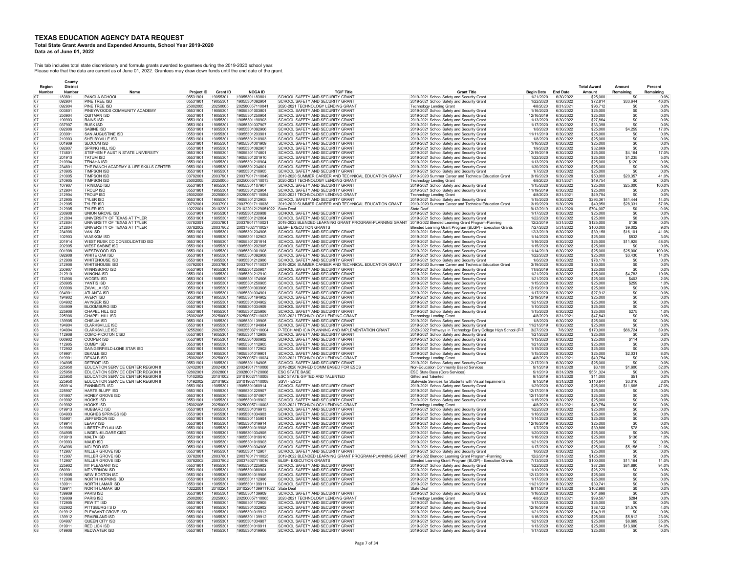# TEXAS EDUCATION AGENCY DATA REQUEST

**Total State Grant Awards and Expended Amounts, School Year 2019-2020**
**Data as of June 01, 2022**

This tab includes total state discretionary and formula grants awarded to grantees during the 2019-2020 school year.
Please note that the data are current as of June 01, 2022. Grantees may draw down funds until the end date of the grant.

| Region Number | County District Number | Name | Project ID | Grant ID | NOGA ID | TGIF Title | Grant Title | Begin Date | End Date | Total Award Amount | Amount Remaining | Percent Remaining |
|---|---|---|---|---|---|---|---|---|---|---|---|---|
| 07 | 183801 | PANOLA SCHOOL | 05531901 | 19055301 | 19055301183801 | SCHOOL SAFETY AND SECURITY GRANT | 2019-2021 School Safety and Security Grant | 1/21/2020 | 6/30/2022 | $25,000 | $0 | 0.0% |
| 07 | 092904 | PINE TREE ISD | 05531901 | 19055301 | 19055301092904 | SCHOOL SAFETY AND SECURITY GRANT | 2019-2021 School Safety and Security Grant | 1/22/2020 | 6/30/2022 | $72,814 | $33,644 | 46.0% |
| 07 | 092904 | PINE TREE ISD | 25002005 | 20250005 | 202500057110041 | 2020-2021 TECHNOLOGY LENDING GRANT | Technology Lending Grant | 4/8/2020 | 8/31/2021 | $96,712 | $0 | 0.0% |
| 07 | 003801 | PINEYWOODS COMMUNITY ACADEMY | 05531901 | 19055301 | 19055301003801 | SCHOOL SAFETY AND SECURITY GRANT | 2019-2021 School Safety and Security Grant | 1/16/2020 | 6/30/2022 | $25,000 | $0 | 0.0% |
| 07 | 250904 | QUITMAN ISD | 05531901 | 19055301 | 19055301250904 | SCHOOL SAFETY AND SECURITY GRANT | 2019-2021 School Safety and Security Grant | 12/16/2019 | 6/30/2022 | $25,000 | $0 | 0.0% |
| 07 | 190903 | RAINS ISD | 05531901 | 19055301 | 19055301190903 | SCHOOL SAFETY AND SECURITY GRANT | 2019-2021 School Safety and Security Grant | 1/13/2020 | 6/30/2022 | $27,864 | $0 | 0.0% |
| 07 | 037907 | RUSK ISD | 05531901 | 19055301 | 19055301037907 | SCHOOL SAFETY AND SECURITY GRANT | 2019-2021 School Safety and Security Grant | 1/17/2020 | 6/30/2022 | $33,398 | $0 | 0.0% |
| 07 | 092906 | SABINE ISD | 05531901 | 19055301 | 19055301092906 | SCHOOL SAFETY AND SECURITY GRANT | 2019-2021 School Safety and Security Grant | 1/8/2020 | 6/30/2022 | $25,000 | $4,259 | 17.0% |
| 07 | 203901 | SAN AUGUSTINE ISD | 05531901 | 19055301 | 19055301203901 | SCHOOL SAFETY AND SECURITY GRANT | 2019-2021 School Safety and Security Grant | 11/11/2019 | 6/30/2022 | $25,000 | $0 | 0.0% |
| 07 | 210903 | SHELBYVILLE ISD | 05531901 | 19055301 | 19055301210903 | SCHOOL SAFETY AND SECURITY GRANT | 2019-2021 School Safety and Security Grant | 1/8/2020 | 6/30/2022 | $25,000 | $0 | 0.0% |
| 07 | 001909 | SLOCUM ISD | 05531901 | 19055301 | 19055301001909 | SCHOOL SAFETY AND SECURITY GRANT | 2019-2021 School Safety and Security Grant | 1/16/2020 | 6/30/2022 | $25,000 | $0 | 0.0% |
| 07 | 092907 | SPRING HILL ISD | 05531901 | 19055301 | 19055301092907 | SCHOOL SAFETY AND SECURITY GRANT | 2019-2021 School Safety and Security Grant | 1/9/2020 | 6/30/2022 | $32,669 | $0 | 0.0% |
| 07 | 174801 | STEPHEN F AUSTIN STATE UNIVERSITY | 05531901 | 19055301 | 19055301174801 | SCHOOL SAFETY AND SECURITY GRANT | 2019-2021 School Safety and Security Grant | 12/19/2019 | 6/30/2022 | $25,000 | $4,164 | 17.0% |
| 07 | 201910 | TATUM ISD | 05531901 | 19055301 | 19055301201910 | SCHOOL SAFETY AND SECURITY GRANT | 2019-2021 School Safety and Security Grant | 1/22/2020 | 6/30/2022 | $25,000 | $1,235 | 5.0% |
| 07 | 210904 | TENAHA ISD | 05531901 | 19055301 | 19055301210904 | SCHOOL SAFETY AND SECURITY GRANT | 2019-2021 School Safety and Security Grant | 1/13/2020 | 6/30/2022 | $25,000 | $120 | 0.0% |
| 07 | 234801 | THE RANCH ACADEMY & LIFE SKILLS CENTER | 05531901 | 19055301 | 19055301234801 | SCHOOL SAFETY AND SECURITY GRANT | 2019-2021 School Safety and Security Grant | 1/30/2020 | 6/30/2022 | $25,000 | $0 | 0.0% |
| 07 | 210905 | TIMPSON ISD | 05531901 | 19055301 | 19055301210905 | SCHOOL SAFETY AND SECURITY GRANT | 2019-2021 School Safety and Security Grant | 1/7/2020 | 6/30/2022 | $25,000 | $0 | 0.0% |
| 07 | 210905 | TIMPSON ISD | 03792001 | 20037901 | 200379017110049 | 2019-2020 SUMMER CAREER AND TECHNICAL EDUCATION GRANT | 2019-2020 Summer Career and Technical Education Grant | 3/19/2020 | 9/30/2020 | $50,000 | $20,357 | 41.0% |
| 07 | 210905 | TIMPSON ISD | 25002005 | 20250005 | 202500057110013 | 2020-2021 TECHNOLOGY LENDING GRANT | Technology Lending Grant | 4/8/2020 | 8/31/2021 | $49,754 | $0 | 0.0% |
| 07 | 107907 | TRINIDAD ISD | 05531901 | 19055301 | 19055301107907 | SCHOOL SAFETY AND SECURITY GRANT | 2019-2021 School Safety and Security Grant | 1/15/2020 | 6/30/2022 | $25,000 | $25,000 | 100.0% |
| 07 | 212904 | TROUP ISD | 05531901 | 19055301 | 19055301212904 | SCHOOL SAFETY AND SECURITY GRANT | 2019-2021 School Safety and Security Grant | 11/19/2019 | 6/30/2022 | $25,000 | $0 | 0.0% |
| 07 | 212904 | TROUP ISD | 25002005 | 20250005 | 202500057110054 | 2020-2021 TECHNOLOGY LENDING GRANT | Technology Lending Grant | 4/8/2020 | 8/31/2021 | $49,754 | $0 | 0.0% |
| 07 | 212905 | TYLER ISD | 05531901 | 19055301 | 19055301212905 | SCHOOL SAFETY AND SECURITY GRANT | 2019-2021 School Safety and Security Grant | 1/15/2020 | 6/30/2022 | $293,361 | $41,444 | 14.0% |
| 07 | 212905 | TYLER ISD | 03792001 | 20037901 | 200379017110038 | 2019-2020 SUMMER CAREER AND TECHNICAL EDUCATION GRANT | 2019-2020 Summer Career and Technical Education Grant | 3/19/2020 | 9/30/2020 | $49,950 | $28,331 | 57.0% |
| 07 | 212905 | TYLER ISD | 10222001 | 20102201 | 201022012129051022 | State Deaf | State Deaf | 9/12/2019 | 8/31/2020 | $704,007 | $0 | 0.0% |
| 07 | 230908 | UNION GROVE ISD | 05531901 | 19055301 | 19055301230908 | SCHOOL SAFETY AND SECURITY GRANT | 2019-2021 School Safety and Security Grant | 1/17/2020 | 6/30/2022 | $25,000 | $0 | 0.0% |
| 07 | 212804 | UNIVERSITY OF TEXAS AT TYLER | 05531901 | 19055301 | 19055301212804 | SCHOOL SAFETY AND SECURITY GRANT | 2019-2021 School Safety and Security Grant | 1/22/2020 | 6/30/2022 | $25,000 | $0 | 0.0% |
| 07 | 212804 | UNIVERSITY OF TEXAS AT TYLER | 03782001 | 20037801 | 200378017110021 | 2019-2022 BLENDED LEARNING GRANT PROGRAM-PLANNING GRANT | 2019-2022 Blended Learning Grant Program-Planning | 12/2/2019 | 5/31/2022 | $125,000 | $136 | 0.0% |
| 07 | 212804 | UNIVERSITY OF TEXAS AT TYLER | 03782002 | 20037802 | 200378027110027 | BLGP- EXECUTION GRANTS | Blended Learning Grant Program (BLGP) - Execution Grants | 7/27/2020 | 5/31/2022 | $100,000 | $9,002 | 9.0% |
| 07 | 234906 | VAN ISD | 05531901 | 19055301 | 19055301234906 | SCHOOL SAFETY AND SECURITY GRANT | 2019-2021 School Safety and Security Grant | 12/3/2019 | 6/30/2022 | $39,158 | $16,101 | 41.0% |
| 07 | 102903 | WASKOM ISD | 05531901 | 19055301 | 19055301102903 | SCHOOL SAFETY AND SECURITY GRANT | 2019-2021 School Safety and Security Grant | 1/14/2020 | 6/30/2022 | $25,000 | $832 | 3.0% |
| 07 | 201914 | WEST RUSK CO CONSOLIDATED ISD | 05531901 | 19055301 | 19055301201914 | SCHOOL SAFETY AND SECURITY GRANT | 2019-2021 School Safety and Security Grant | 1/16/2020 | 6/30/2022 | $25,000 | $11,925 | 48.0% |
| 07 | 202905 | WEST SABINE ISD | 05531901 | 19055301 | 19055301202905 | SCHOOL SAFETY AND SECURITY GRANT | 2019-2021 School Safety and Security Grant | 1/15/2020 | 6/30/2022 | $25,000 | $0 | 0.0% |
| 07 | 001908 | WESTWOOD ISD | 05531901 | 19055301 | 19055301001908 | SCHOOL SAFETY AND SECURITY GRANT | 2019-2021 School Safety and Security Grant | 11/14/2019 | 6/30/2022 | $25,000 | $25,000 | 100.0% |
| 07 | 092908 | WHITE OAK ISD | 05531901 | 19055301 | 19055301092908 | SCHOOL SAFETY AND SECURITY GRANT | 2019-2021 School Safety and Security Grant | 1/22/2020 | 6/30/2022 | $25,000 | $3,430 | 14.0% |
| 07 | 212906 | WHITEHOUSE ISD | 05531901 | 19055301 | 19055301212906 | SCHOOL SAFETY AND SECURITY GRANT | 2019-2021 School Safety and Security Grant | 1/6/2020 | 6/30/2022 | $78,170 | $0 | 0.0% |
| 07 | 212906 | WHITEHOUSE ISD | 03792001 | 20037901 | 200379017110037 | 2019-2020 SUMMER CAREER AND TECHNICAL EDUCATION GRANT | 2019-2020 Summer Career and Technical Education Grant | 3/19/2020 | 9/30/2020 | $50,000 | $0 | 0.0% |
| 07 | 250907 | WINNSBORO ISD | 05531901 | 19055301 | 19055301250907 | SCHOOL SAFETY AND SECURITY GRANT | 2019-2021 School Safety and Security Grant | 11/8/2019 | 6/30/2022 | $25,000 | $0 | 0.0% |
| 07 | 212910 | WINONA ISD | 05531901 | 19055301 | 19055301212910 | SCHOOL SAFETY AND SECURITY GRANT | 2019-2021 School Safety and Security Grant | 1/21/2020 | 6/30/2022 | $25,000 | $4,783 | 19.0% |
| 07 | 174906 | WODEN ISD | 05531901 | 19055301 | 19055301174906 | SCHOOL SAFETY AND SECURITY GRANT | 2019-2021 School Safety and Security Grant | 1/21/2020 | 6/30/2022 | $25,000 | $403 | 2.0% |
| 07 | 250905 | YANTIS ISD | 05531901 | 19055301 | 19055301250905 | SCHOOL SAFETY AND SECURITY GRANT | 2019-2021 School Safety and Security Grant | 1/15/2020 | 6/30/2022 | $25,000 | $259 | 1.0% |
| 07 | 003906 | ZAVALLA ISD | 05531901 | 19055301 | 19055301003906 | SCHOOL SAFETY AND SECURITY GRANT | 2019-2021 School Safety and Security Grant | 12/19/2019 | 6/30/2022 | $25,000 | $0 | 0.0% |
| 08 | 034901 | ATLANTA ISD | 05531901 | 19055301 | 19055301034901 | SCHOOL SAFETY AND SECURITY GRANT | 2019-2021 School Safety and Security Grant | 1/17/2020 | 6/30/2022 | $27,912 | $0 | 0.0% |
| 08 | 194902 | AVERY ISD | 05531901 | 19055301 | 19055301194902 | SCHOOL SAFETY AND SECURITY GRANT | 2019-2021 School Safety and Security Grant | 12/19/2019 | 6/30/2022 | $25,000 | $0 | 0.0% |
| 08 | 034902 | AVINGER ISD | 05531901 | 19055301 | 19055301034902 | SCHOOL SAFETY AND SECURITY GRANT | 2019-2021 School Safety and Security Grant | 1/21/2020 | 6/30/2022 | $25,000 | $0 | 0.0% |
| 08 | 034909 | BLOOMBURG ISD | 05531901 | 19055301 | 19055301034909 | SCHOOL SAFETY AND SECURITY GRANT | 2019-2021 School Safety and Security Grant | 1/10/2020 | 6/30/2022 | $25,000 | $0 | 0.0% |
| 08 | 225906 | CHAPEL HILL ISD | 05531901 | 19055301 | 19055301225906 | SCHOOL SAFETY AND SECURITY GRANT | 2019-2021 School Safety and Security Grant | 1/15/2020 | 6/30/2022 | $25,000 | $275 | 1.0% |
| 08 | 225906 | CHAPEL HILL ISD | 25002005 | 20250005 | 202500057110032 | 2020-2021 TECHNOLOGY LENDING GRANT | Technology Lending Grant | 4/8/2020 | 8/31/2021 | $47,843 | $0 | 0.0% |
| 08 | 139905 | CHISUM ISD | 05531901 | 19055301 | 19055301139905 | SCHOOL SAFETY AND SECURITY GRANT | 2019-2021 School Safety and Security Grant | 1/6/2020 | 6/30/2022 | $25,000 | $0 | 0.0% |
| 08 | 194904 | CLARKSVILLE ISD | 05531901 | 19055301 | 19055301194904 | SCHOOL SAFETY AND SECURITY GRANT | 2019-2021 School Safety and Security Grant | 11/21/2019 | 6/30/2022 | $25,000 | $0 | 0.0% |
| 08 | 194904 | CLARKSVILLE ISD | 02552003 | 20025503 | 200255037110004 | P-TECH AND ICIA PLANNING AND IMPLEMENTATION GRANT | 2020-2022 Pathways in Technology Early College High School (P-T | 3/27/2020 | 7/8/2022 | $170,000 | $66,724 | 39.0% |
| 08 | 112908 | COMO-PICKTON CISD | 05531901 | 19055301 | 19055301112908 | SCHOOL SAFETY AND SECURITY GRANT | 2019-2021 School Safety and Security Grant | 1/21/2020 | 6/30/2022 | $25,000 | $0 | 0.0% |
| 08 | 060902 | COOPER ISD | 05531901 | 19055301 | 19055301060902 | SCHOOL SAFETY AND SECURITY GRANT | 2019-2021 School Safety and Security Grant | 1/13/2020 | 6/30/2022 | $25,000 | $114 | 0.0% |
| 08 | 112905 | CUMBY ISD | 05531901 | 19055301 | 19055301112905 | SCHOOL SAFETY AND SECURITY GRANT | 2019-2021 School Safety and Security Grant | 1/21/2020 | 6/30/2022 | $25,000 | $0 | 0.0% |
| 08 | 172902 | DAINGERFIELD-LONE STAR ISD | 05531901 | 19055301 | 19055301172902 | SCHOOL SAFETY AND SECURITY GRANT | 2019-2021 School Safety and Security Grant | 1/15/2020 | 6/30/2022 | $25,000 | $0 | 0.0% |
| 08 | 019901 | DEKALB ISD | 05531901 | 19055301 | 19055301019901 | SCHOOL SAFETY AND SECURITY GRANT | 2019-2021 School Safety and Security Grant | 1/15/2020 | 6/30/2022 | $25,000 | $2,031 | 8.0% |
| 08 | 019901 | DEKALB ISD | 25002005 | 20250005 | 202500057110024 | 2020-2021 TECHNOLOGY LENDING GRANT | Technology Lending Grant | 4/8/2020 | 8/31/2021 | $49,754 | $0 | 0.0% |
| 08 | 194905 | DETROIT ISD | 05531901 | 19055301 | 19055301194905 | SCHOOL SAFETY AND SECURITY GRANT | 2019-2021 School Safety and Security Grant | 12/17/2019 | 6/30/2022 | $25,000 | $0 | 0.0% |
| 08 | 225950 | EDUCATION SERVICE CENTER REGION 8 | 02432001 | 20024301 | 200243017110008 | 2019-2020 NON-ED COMM BASED FOR ESCS | Non-Education Community Based Services | 9/1/2019 | 8/31/2020 | $3,100 | $1,600 | 52.0% |
| 08 | 225950 | EDUCATION SERVICE CENTER REGION 8 | 02802001 | 20028001 | 200280017120008 | ESC STATE BASE | ESC State Base (Core Services) | 9/1/2019 | 8/31/2020 | $551,324 | $0 | 0.0% |
| 08 | 225950 | EDUCATION SERVICE CENTER REGION 8 | 10102002 | 20101002 | 201010027110008 | ESC STATE GIFTED AND TALENTED | Gifted and Talented | 9/1/2019 | 8/31/2020 | $11,000 | $51 | 0.0% |
| 08 | 225950 | EDUCATION SERVICE CENTER REGION 8 | 10192002 | 20101902 | 201019027110008 | SSVI - ESCS | Statewide Services for Students with Visual Impairments | 9/1/2019 | 8/31/2020 | $110,844 | $3,016 | 3.0% |
| 08 | 060914 | FANNINDEL ISD | 05531901 | 19055301 | 19055301060914 | SCHOOL SAFETY AND SECURITY GRANT | 2019-2021 School Safety and Security Grant | 1/29/2020 | 6/30/2022 | $25,000 | $11,665 | 47.0% |
| 08 | 225907 | HARTS BLUFF ISD | 05531901 | 19055301 | 19055301225907 | SCHOOL SAFETY AND SECURITY GRANT | 2019-2021 School Safety and Security Grant | 12/17/2019 | 6/30/2022 | $25,000 | $0 | 0.0% |
| 08 | 074907 | HONEY GROVE ISD | 05531901 | 19055301 | 19055301074907 | SCHOOL SAFETY AND SECURITY GRANT | 2019-2021 School Safety and Security Grant | 12/11/2019 | 6/30/2022 | $25,000 | $0 | 0.0% |
| 08 | 019902 | HOOKS ISD | 05531901 | 19055301 | 19055301019902 | SCHOOL SAFETY AND SECURITY GRANT | 2019-2021 School Safety and Security Grant | 1/15/2020 | 6/30/2022 | $25,000 | $0 | 0.0% |
| 08 | 019902 | HOOKS ISD | 25002005 | 20250005 | 202500057110003 | 2020-2021 TECHNOLOGY LENDING GRANT | Technology Lending Grant | 4/8/2020 | 8/31/2021 | $49,754 | $0 | 0.0% |
| 08 | 019913 | HUBBARD ISD | 05531901 | 19055301 | 19055301019913 | SCHOOL SAFETY AND SECURITY GRANT | 2019-2021 School Safety and Security Grant | 1/22/2020 | 6/30/2022 | $25,000 | $0 | 0.0% |
| 08 | 034903 | HUGHES SPRINGS ISD | 05531901 | 19055301 | 19055301034903 | SCHOOL SAFETY AND SECURITY GRANT | 2019-2021 School Safety and Security Grant | 1/16/2020 | 6/30/2022 | $25,000 | $0 | 0.0% |
| 08 | 155901 | JEFFERSON ISD | 05531901 | 19055301 | 19055301155901 | SCHOOL SAFETY AND SECURITY GRANT | 2019-2021 School Safety and Security Grant | 1/14/2020 | 6/30/2022 | $25,000 | $0 | 0.0% |
| 08 | 019914 | LEARY ISD | 05531901 | 19055301 | 19055301019914 | SCHOOL SAFETY AND SECURITY GRANT | 2019-2021 School Safety and Security Grant | 12/16/2019 | 6/30/2022 | $25,000 | $0 | 0.0% |
| 08 | 019908 | LIBERTY-EYLAU ISD | 05531901 | 19055301 | 19055301019908 | SCHOOL SAFETY AND SECURITY GRANT | 2019-2021 School Safety and Security Grant | 1/7/2020 | 6/30/2022 | $39,886 | $78 | 0.0% |
| 08 | 034905 | LINDEN-KILDARE CISD | 05531901 | 19055301 | 19055301034905 | SCHOOL SAFETY AND SECURITY GRANT | 2019-2021 School Safety and Security Grant | 1/20/2020 | 6/30/2022 | $25,000 | $0 | 0.0% |
| 08 | 019910 | MALTA ISD | 05531901 | 19055301 | 19055301019910 | SCHOOL SAFETY AND SECURITY GRANT | 2019-2021 School Safety and Security Grant | 1/16/2020 | 6/30/2022 | $25,000 | $136 | 1.0% |
| 08 | 019903 | MAUD ISD | 05531901 | 19055301 | 19055301019903 | SCHOOL SAFETY AND SECURITY GRANT | 2019-2021 School Safety and Security Grant | 1/21/2020 | 6/30/2022 | $25,000 | $0 | 0.0% |
| 08 | 034906 | MCLEOD ISD | 05531901 | 19055301 | 19055301034906 | SCHOOL SAFETY AND SECURITY GRANT | 2019-2021 School Safety and Security Grant | 1/17/2020 | 6/30/2022 | $25,000 | $5,156 | 21.0% |
| 08 | 112907 | MILLER GROVE ISD | 05531901 | 19055301 | 19055301112907 | SCHOOL SAFETY AND SECURITY GRANT | 2019-2021 School Safety and Security Grant | 1/6/2020 | 6/30/2022 | $25,000 | $0 | 0.0% |
| 08 | 112907 | MILLER GROVE ISD | 03782001 | 20037801 | 200378017110025 | 2019-2022 BLENDED LEARNING GRANT PROGRAM-PLANNING GRANT | 2019-2022 Blended Learning Grant Program-Planning | 12/2/2019 | 5/31/2022 | $125,000 | $0 | 0.0% |
| 08 | 112907 | MILLER GROVE ISD | 03782002 | 20037802 | 200378027110016 | BLGP- EXECUTION GRANTS | Blended Learning Grant Program (BLGP) - Execution Grants | 7/13/2020 | 5/31/2022 | $100,000 | $11,164 | 11.0% |
| 08 | 225902 | MT PLEASANT ISD | 05531901 | 19055301 | 19055301225902 | SCHOOL SAFETY AND SECURITY GRANT | 2019-2021 School Safety and Security Grant | 1/22/2020 | 6/30/2022 | $87,280 | $81,880 | 94.0% |
| 08 | 080901 | MT VERNON ISD | 05531901 | 19055301 | 19055301080901 | SCHOOL SAFETY AND SECURITY GRANT | 2019-2021 School Safety and Security Grant | 1/10/2020 | 6/30/2022 | $26,229 | $0 | 0.0% |
| 08 | 019905 | NEW BOSTON ISD | 05531901 | 19055301 | 19055301019905 | SCHOOL SAFETY AND SECURITY GRANT | 2019-2021 School Safety and Security Grant | 12/12/2019 | 6/30/2022 | $25,000 | $0 | 0.0% |
| 08 | 112906 | NORTH HOPKINS ISD | 05531901 | 19055301 | 19055301112906 | SCHOOL SAFETY AND SECURITY GRANT | 2019-2021 School Safety and Security Grant | 1/17/2020 | 6/30/2022 | $25,000 | $0 | 0.0% |
| 08 | 139911 | NORTH LAMAR ISD | 05531901 | 19055301 | 19055301139911 | SCHOOL SAFETY AND SECURITY GRANT | 2019-2021 School Safety and Security Grant | 11/21/2019 | 6/30/2022 | $39,741 | $0 | 0.0% |
| 08 | 139911 | NORTH LAMAR ISD | 10222001 | 20102201 | 201022011399111022 | State Deaf | State Deaf | 9/11/2019 | 8/31/2020 | $102,980 | $0 | 0.0% |
| 08 | 139909 | PARIS ISD | 05531901 | 19055301 | 19055301139909 | SCHOOL SAFETY AND SECURITY GRANT | 2019-2021 School Safety and Security Grant | 1/16/2020 | 6/30/2022 | $61,698 | $0 | 0.0% |
| 08 | 139909 | PARIS ISD | 25002005 | 20250005 | 202500057110065 | 2020-2021 TECHNOLOGY LENDING GRANT | Technology Lending Grant | 4/8/2020 | 8/31/2021 | $99,507 | $284 | 0.0% |
| 08 | 172905 | PEWITT ISD | 05531901 | 19055301 | 19055301172905 | SCHOOL SAFETY AND SECURITY GRANT | 2019-2021 School Safety and Security Grant | 1/17/2020 | 6/30/2022 | $25,000 | $0 | 0.0% |
| 08 | 032902 | PITTSBURG I S D | 05531901 | 19055301 | 19055301032902 | SCHOOL SAFETY AND SECURITY GRANT | 2019-2021 School Safety and Security Grant | 12/16/2019 | 6/30/2022 | $38,122 | $1,576 | 4.0% |
| 08 | 019912 | PLEASANT GROVE ISD | 05531901 | 19055301 | 19055301019912 | SCHOOL SAFETY AND SECURITY GRANT | 2019-2021 School Safety and Security Grant | 1/21/2020 | 6/30/2022 | $34,919 | $0 | 0.0% |
| 08 | 139912 | PRAIRILAND ISD | 05531901 | 19055301 | 19055301139912 | SCHOOL SAFETY AND SECURITY GRANT | 2019-2021 School Safety and Security Grant | 1/16/2020 | 6/30/2022 | $25,000 | $5,812 | 23.0% |
| 08 | 034907 | QUEEN CITY ISD | 05531901 | 19055301 | 19055301034907 | SCHOOL SAFETY AND SECURITY GRANT | 2019-2021 School Safety and Security Grant | 1/21/2020 | 6/30/2022 | $25,000 | $8,669 | 35.0% |
| 08 | 019911 | RED LICK ISD | 05531901 | 19055301 | 19055301019911 | SCHOOL SAFETY AND SECURITY GRANT | 2019-2021 School Safety and Security Grant | 1/13/2020 | 6/30/2022 | $25,000 | $13,600 | 54.0% |
| 08 | 019906 | REDWATER ISD | 05531901 | 19055301 | 19055301019906 | SCHOOL SAFETY AND SECURITY GRANT | 2019-2021 School Safety and Security Grant | 1/17/2020 | 6/30/2022 | $25,000 | $0 | 0.0% |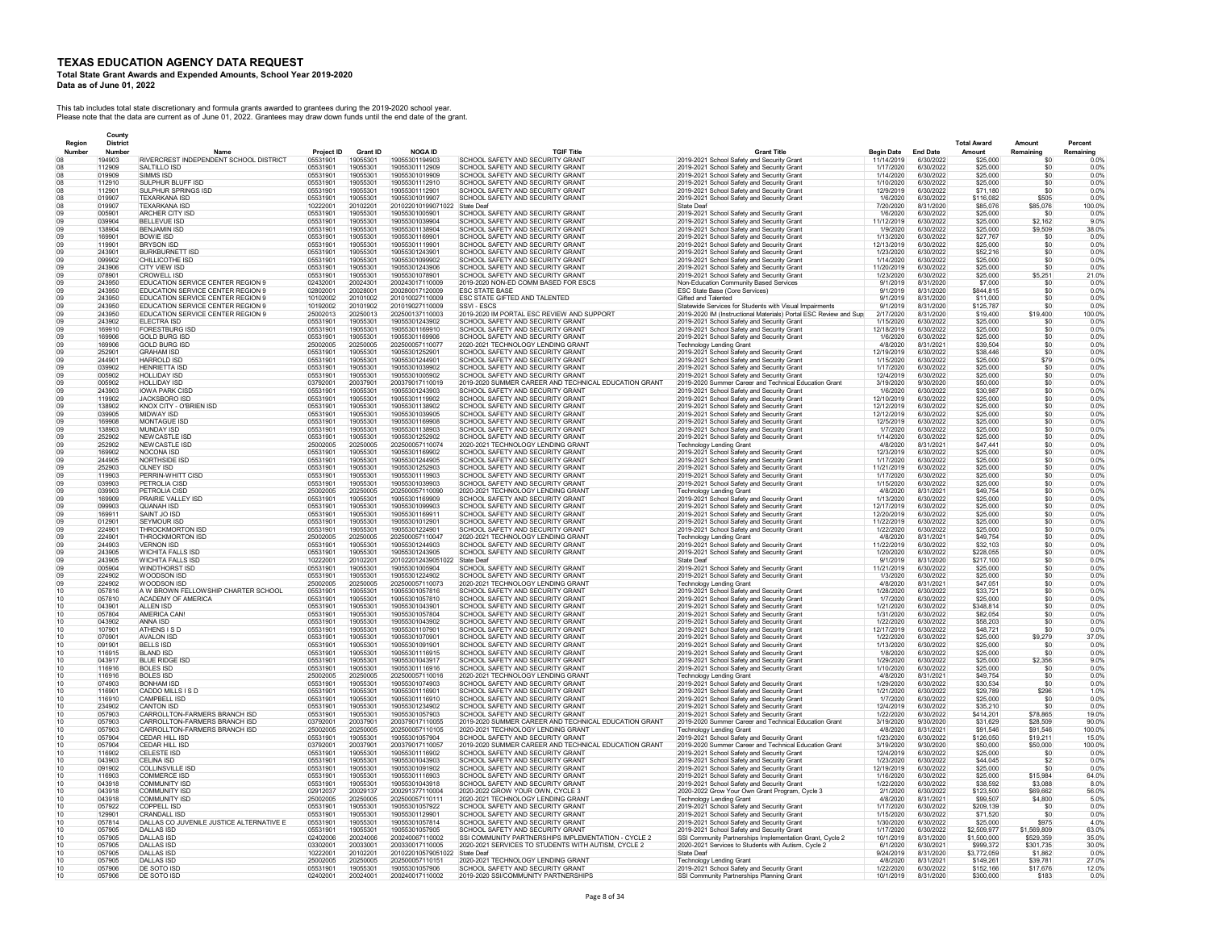# TEXAS EDUCATION AGENCY DATA REQUEST

**Total State Grant Awards and Expended Amounts, School Year 2019-2020**
**Data as of June 01, 2022**

This tab includes total state discretionary and formula grants awarded to grantees during the 2019-2020 school year.
Please note that the data are current as of June 01, 2022. Grantees may draw down funds until the end date of the grant.

| Region Number | County District Number | Name | Project ID | Grant ID | NOGA ID | TGIF Title | Grant Title | Begin Date | End Date | Total Award Amount | Amount Remaining | Percent Remaining |
|---|---|---|---|---|---|---|---|---|---|---|---|---|
| 08 | 194903 | RIVERCREST INDEPENDENT SCHOOL DISTRICT | 05531901 | 19055301 | 19055301194903 | SCHOOL SAFETY AND SECURITY GRANT | 2019-2021 School Safety and Security Grant | 11/14/2019 | 6/30/2022 | $25,000 | $0 | 0.0% |
| 08 | 112909 | SALTILLO ISD | 05531901 | 19055301 | 19055301112909 | SCHOOL SAFETY AND SECURITY GRANT | 2019-2021 School Safety and Security Grant | 1/17/2020 | 6/30/2022 | $25,000 | $0 | 0.0% |
| 08 | 019909 | SIMMS ISD | 05531901 | 19055301 | 19055301019909 | SCHOOL SAFETY AND SECURITY GRANT | 2019-2021 School Safety and Security Grant | 1/14/2020 | 6/30/2022 | $25,000 | $0 | 0.0% |
| 08 | 112910 | SULPHUR BLUFF ISD | 05531901 | 19055301 | 19055301112910 | SCHOOL SAFETY AND SECURITY GRANT | 2019-2021 School Safety and Security Grant | 1/10/2020 | 6/30/2022 | $25,000 | $0 | 0.0% |
| 08 | 112901 | SULPHUR SPRINGS ISD | 05531901 | 19055301 | 19055301112901 | SCHOOL SAFETY AND SECURITY GRANT | 2019-2021 School Safety and Security Grant | 12/9/2019 | 6/30/2022 | $71,180 | $0 | 0.0% |
| 08 | 019907 | TEXARKANA ISD | 05531901 | 19055301 | 19055301019907 | SCHOOL SAFETY AND SECURITY GRANT | 2019-2021 School Safety and Security Grant | 1/6/2020 | 6/30/2022 | $116,082 | $505 | 0.0% |
| 08 | 019907 | TEXARKANA ISD | 10222001 | 20102201 | 201022010199071022 | State Deaf | State Deaf | 7/20/2020 | 8/31/2020 | $85,076 | $85,076 | 100.0% |
| 09 | 005901 | ARCHER CITY ISD | 05531901 | 19055301 | 19055301005901 | SCHOOL SAFETY AND SECURITY GRANT | 2019-2021 School Safety and Security Grant | 1/6/2020 | 6/30/2022 | $25,000 | $0 | 0.0% |
| 09 | 039904 | BELLEVUE ISD | 05531901 | 19055301 | 19055301039904 | SCHOOL SAFETY AND SECURITY GRANT | 2019-2021 School Safety and Security Grant | 11/12/2019 | 6/30/2022 | $25,000 | $2,162 | 9.0% |
| 09 | 138904 | BENJAMIN ISD | 05531901 | 19055301 | 19055301138904 | SCHOOL SAFETY AND SECURITY GRANT | 2019-2021 School Safety and Security Grant | 1/9/2020 | 6/30/2022 | $25,000 | $9,509 | 38.0% |
| 09 | 169901 | BOWIE ISD | 05531901 | 19055301 | 19055301169901 | SCHOOL SAFETY AND SECURITY GRANT | 2019-2021 School Safety and Security Grant | 1/13/2020 | 6/30/2022 | $27,767 | $0 | 0.0% |
| 09 | 119901 | BRYSON ISD | 05531901 | 19055301 | 19055301119901 | SCHOOL SAFETY AND SECURITY GRANT | 2019-2021 School Safety and Security Grant | 12/13/2019 | 6/30/2022 | $25,000 | $0 | 0.0% |
| 09 | 243901 | BURKBURNETT ISD | 05531901 | 19055301 | 19055301243901 | SCHOOL SAFETY AND SECURITY GRANT | 2019-2021 School Safety and Security Grant | 1/23/2020 | 6/30/2022 | $52,216 | $0 | 0.0% |
| 09 | 099902 | CHILLICOTHE ISD | 05531901 | 19055301 | 19055301099902 | SCHOOL SAFETY AND SECURITY GRANT | 2019-2021 School Safety and Security Grant | 1/14/2020 | 6/30/2022 | $25,000 | $0 | 0.0% |
| 09 | 243906 | CITY VIEW ISD | 05531901 | 19055301 | 19055301243906 | SCHOOL SAFETY AND SECURITY GRANT | 2019-2021 School Safety and Security Grant | 11/20/2019 | 6/30/2022 | $25,000 | $0 | 0.0% |
| 09 | 078901 | CROWELL ISD | 05531901 | 19055301 | 19055301078901 | SCHOOL SAFETY AND SECURITY GRANT | 2019-2021 School Safety and Security Grant | 1/23/2020 | 6/30/2022 | $25,000 | $5,251 | 21.0% |
| 09 | 243950 | EDUCATION SERVICE CENTER REGION 9 | 02432001 | 20024301 | 200243017110009 | 2019-2020 NON-ED COMM BASED FOR ESCS | Non-Education Community Based Services | 9/1/2019 | 8/31/2020 | $7,000 | $0 | 0.0% |
| 09 | 243950 | EDUCATION SERVICE CENTER REGION 9 | 02802001 | 20028001 | 200280017120009 | ESC STATE BASE | ESC State Base (Core Services) | 9/1/2019 | 8/31/2020 | $844,815 | $0 | 0.0% |
| 09 | 243950 | EDUCATION SERVICE CENTER REGION 9 | 10102002 | 20101002 | 201010027110009 | ESC STATE GIFTED AND TALENTED | Gifted and Talented | 9/1/2019 | 8/31/2020 | $11,000 | $0 | 0.0% |
| 09 | 243950 | EDUCATION SERVICE CENTER REGION 9 | 10192002 | 20101902 | 201019027110009 | SSVI - ESCS | Statewide Services for Students with Visual Impairments | 9/1/2019 | 8/31/2020 | $125,787 | $0 | 0.0% |
| 09 | 243950 | EDUCATION SERVICE CENTER REGION 9 | 25002013 | 20250013 | 202500137110003 | 2019-2020 IM PORTAL ESC REVIEW AND SUPPORT | 2019-2020 IM (Instructional Materials) Portal ESC Review and Sup | 2/17/2020 | 8/31/2020 | $19,400 | $19,400 | 100.0% |
| 09 | 243902 | ELECTRA ISD | 05531901 | 19055301 | 19055301243902 | SCHOOL SAFETY AND SECURITY GRANT | 2019-2021 School Safety and Security Grant | 1/15/2020 | 6/30/2022 | $25,000 | $0 | 0.0% |
| 09 | 169910 | FORESTBURG ISD | 05531901 | 19055301 | 19055301169910 | SCHOOL SAFETY AND SECURITY GRANT | 2019-2021 School Safety and Security Grant | 12/18/2019 | 6/30/2022 | $25,000 | $0 | 0.0% |
| 09 | 169906 | GOLD BURG ISD | 05531901 | 19055301 | 19055301169906 | SCHOOL SAFETY AND SECURITY GRANT | 2019-2021 School Safety and Security Grant | 1/6/2020 | 6/30/2022 | $25,000 | $0 | 0.0% |
| 09 | 169906 | GOLD BURG ISD | 25002005 | 20250005 | 202500057110077 | 2020-2021 TECHNOLOGY LENDING GRANT | Technology Lending Grant | 4/8/2020 | 8/31/2021 | $39,504 | $0 | 0.0% |
| 09 | 252901 | GRAHAM ISD | 05531901 | 19055301 | 19055301252901 | SCHOOL SAFETY AND SECURITY GRANT | 2019-2021 School Safety and Security Grant | 12/19/2019 | 6/30/2022 | $38,446 | $0 | 0.0% |
| 09 | 244901 | HARROLD ISD | 05531901 | 19055301 | 19055301244901 | SCHOOL SAFETY AND SECURITY GRANT | 2019-2021 School Safety and Security Grant | 1/15/2020 | 6/30/2022 | $25,000 | $79 | 0.0% |
| 09 | 039902 | HENRIETTA ISD | 05531901 | 19055301 | 19055301039902 | SCHOOL SAFETY AND SECURITY GRANT | 2019-2021 School Safety and Security Grant | 1/17/2020 | 6/30/2022 | $25,000 | $0 | 0.0% |
| 09 | 005902 | HOLLIDAY ISD | 05531901 | 19055301 | 19055301005902 | SCHOOL SAFETY AND SECURITY GRANT | 2019-2021 School Safety and Security Grant | 12/4/2019 | 6/30/2022 | $25,000 | $0 | 0.0% |
| 09 | 005902 | HOLLIDAY ISD | 03792001 | 20037901 | 200379017110019 | 2019-2020 SUMMER CAREER AND TECHNICAL EDUCATION GRANT | 2019-2020 Summer Career and Technical Education Grant | 3/19/2020 | 9/30/2020 | $50,000 | $0 | 0.0% |
| 09 | 243903 | IOWA PARK CISD | 05531901 | 19055301 | 19055301243903 | SCHOOL SAFETY AND SECURITY GRANT | 2019-2021 School Safety and Security Grant | 1/6/2020 | 6/30/2022 | $30,987 | $0 | 0.0% |
| 09 | 119902 | JACKSBORO ISD | 05531901 | 19055301 | 19055301119902 | SCHOOL SAFETY AND SECURITY GRANT | 2019-2021 School Safety and Security Grant | 12/10/2019 | 6/30/2022 | $25,000 | $0 | 0.0% |
| 09 | 138902 | KNOX CITY - O'BRIEN ISD | 05531901 | 19055301 | 19055301138902 | SCHOOL SAFETY AND SECURITY GRANT | 2019-2021 School Safety and Security Grant | 12/12/2019 | 6/30/2022 | $25,000 | $0 | 0.0% |
| 09 | 039905 | MIDWAY ISD | 05531901 | 19055301 | 19055301039905 | SCHOOL SAFETY AND SECURITY GRANT | 2019-2021 School Safety and Security Grant | 12/12/2019 | 6/30/2022 | $25,000 | $0 | 0.0% |
| 09 | 169908 | MONTAGUE ISD | 05531901 | 19055301 | 19055301169908 | SCHOOL SAFETY AND SECURITY GRANT | 2019-2021 School Safety and Security Grant | 12/5/2019 | 6/30/2022 | $25,000 | $0 | 0.0% |
| 09 | 138903 | MUNDAY ISD | 05531901 | 19055301 | 19055301138903 | SCHOOL SAFETY AND SECURITY GRANT | 2019-2021 School Safety and Security Grant | 1/7/2020 | 6/30/2022 | $25,000 | $0 | 0.0% |
| 09 | 252902 | NEWCASTLE ISD | 05531901 | 19055301 | 19055301252902 | SCHOOL SAFETY AND SECURITY GRANT | 2019-2021 School Safety and Security Grant | 1/14/2020 | 6/30/2022 | $25,000 | $0 | 0.0% |
| 09 | 252902 | NEWCASTLE ISD | 25002005 | 20250005 | 202500057110074 | 2020-2021 TECHNOLOGY LENDING GRANT | Technology Lending Grant | 4/8/2020 | 8/31/2021 | $47,441 | $0 | 0.0% |
| 09 | 169902 | NOCONA ISD | 05531901 | 19055301 | 19055301169902 | SCHOOL SAFETY AND SECURITY GRANT | 2019-2021 School Safety and Security Grant | 12/3/2019 | 6/30/2022 | $25,000 | $0 | 0.0% |
| 09 | 244905 | NORTHSIDE ISD | 05531901 | 19055301 | 19055301244905 | SCHOOL SAFETY AND SECURITY GRANT | 2019-2021 School Safety and Security Grant | 1/17/2020 | 6/30/2022 | $25,000 | $0 | 0.0% |
| 09 | 252903 | OLNEY ISD | 05531901 | 19055301 | 19055301252903 | SCHOOL SAFETY AND SECURITY GRANT | 2019-2021 School Safety and Security Grant | 11/21/2019 | 6/30/2022 | $25,000 | $0 | 0.0% |
| 09 | 119903 | PERRIN-WHITT CISD | 05531901 | 19055301 | 19055301119903 | SCHOOL SAFETY AND SECURITY GRANT | 2019-2021 School Safety and Security Grant | 1/17/2020 | 6/30/2022 | $25,000 | $0 | 0.0% |
| 09 | 039903 | PETROLIA CISD | 05531901 | 19055301 | 19055301039903 | SCHOOL SAFETY AND SECURITY GRANT | 2019-2021 School Safety and Security Grant | 1/15/2020 | 6/30/2022 | $25,000 | $0 | 0.0% |
| 09 | 039903 | PETROLIA CISD | 25002005 | 20250005 | 202500057110090 | 2020-2021 TECHNOLOGY LENDING GRANT | Technology Lending Grant | 4/8/2020 | 8/31/2021 | $49,754 | $0 | 0.0% |
| 09 | 169909 | PRAIRIE VALLEY ISD | 05531901 | 19055301 | 19055301169909 | SCHOOL SAFETY AND SECURITY GRANT | 2019-2021 School Safety and Security Grant | 1/13/2020 | 6/30/2022 | $25,000 | $0 | 0.0% |
| 09 | 099903 | QUANAH ISD | 05531901 | 19055301 | 19055301099903 | SCHOOL SAFETY AND SECURITY GRANT | 2019-2021 School Safety and Security Grant | 12/17/2019 | 6/30/2022 | $25,000 | $0 | 0.0% |
| 09 | 169911 | SAINT JO ISD | 05531901 | 19055301 | 19055301169911 | SCHOOL SAFETY AND SECURITY GRANT | 2019-2021 School Safety and Security Grant | 12/20/2019 | 6/30/2022 | $25,000 | $0 | 0.0% |
| 09 | 012901 | SEYMOUR ISD | 05531901 | 19055301 | 19055301012901 | SCHOOL SAFETY AND SECURITY GRANT | 2019-2021 School Safety and Security Grant | 11/22/2019 | 6/30/2022 | $25,000 | $0 | 0.0% |
| 09 | 224901 | THROCKMORTON ISD | 05531901 | 19055301 | 19055301224901 | SCHOOL SAFETY AND SECURITY GRANT | 2019-2021 School Safety and Security Grant | 1/22/2020 | 6/30/2022 | $25,000 | $0 | 0.0% |
| 09 | 224901 | THROCKMORTON ISD | 25002005 | 20250005 | 202500057110047 | 2020-2021 TECHNOLOGY LENDING GRANT | Technology Lending Grant | 4/8/2020 | 8/31/2021 | $49,754 | $0 | 0.0% |
| 09 | 244903 | VERNON ISD | 05531901 | 19055301 | 19055301244903 | SCHOOL SAFETY AND SECURITY GRANT | 2019-2021 School Safety and Security Grant | 11/22/2019 | 6/30/2022 | $32,103 | $0 | 0.0% |
| 09 | 243905 | WICHITA FALLS ISD | 05531901 | 19055301 | 19055301243905 | SCHOOL SAFETY AND SECURITY GRANT | 2019-2021 School Safety and Security Grant | 1/20/2020 | 6/30/2022 | $228,055 | $0 | 0.0% |
| 09 | 243905 | WICHITA FALLS ISD | 10222001 | 20102201 | 201022012439051022 | State Deaf | State Deaf | 9/1/2019 | 8/31/2020 | $217,100 | $0 | 0.0% |
| 09 | 005904 | WINDTHORST ISD | 05531901 | 19055301 | 19055301005904 | SCHOOL SAFETY AND SECURITY GRANT | 2019-2021 School Safety and Security Grant | 11/21/2019 | 6/30/2022 | $25,000 | $0 | 0.0% |
| 09 | 224902 | WOODSON ISD | 05531901 | 19055301 | 19055301224902 | SCHOOL SAFETY AND SECURITY GRANT | 2019-2021 School Safety and Security Grant | 1/3/2020 | 6/30/2022 | $25,000 | $0 | 0.0% |
| 09 | 224902 | WOODSON ISD | 25002005 | 20250005 | 202500057110073 | 2020-2021 TECHNOLOGY LENDING GRANT | Technology Lending Grant | 4/8/2020 | 8/31/2021 | $47,051 | $0 | 0.0% |
| 10 | 057816 | A W BROWN FELLOWSHIP CHARTER SCHOOL | 05531901 | 19055301 | 19055301057816 | SCHOOL SAFETY AND SECURITY GRANT | 2019-2021 School Safety and Security Grant | 1/28/2020 | 6/30/2022 | $33,721 | $0 | 0.0% |
| 10 | 057810 | ACADEMY OF AMERICA | 05531901 | 19055301 | 19055301057810 | SCHOOL SAFETY AND SECURITY GRANT | 2019-2021 School Safety and Security Grant | 1/7/2020 | 6/30/2022 | $25,000 | $0 | 0.0% |
| 10 | 043901 | ALLEN ISD | 05531901 | 19055301 | 19055301043901 | SCHOOL SAFETY AND SECURITY GRANT | 2019-2021 School Safety and Security Grant | 1/21/2020 | 6/30/2022 | $348,814 | $0 | 0.0% |
| 10 | 057804 | AMERICA CAN! | 05531901 | 19055301 | 19055301057804 | SCHOOL SAFETY AND SECURITY GRANT | 2019-2021 School Safety and Security Grant | 1/31/2020 | 6/30/2022 | $82,054 | $0 | 0.0% |
| 10 | 043902 | ANNA ISD | 05531901 | 19055301 | 19055301043902 | SCHOOL SAFETY AND SECURITY GRANT | 2019-2021 School Safety and Security Grant | 1/22/2020 | 6/30/2022 | $58,203 | $0 | 0.0% |
| 10 | 107901 | ATHENS I S D | 05531901 | 19055301 | 19055301107901 | SCHOOL SAFETY AND SECURITY GRANT | 2019-2021 School Safety and Security Grant | 12/17/2019 | 6/30/2022 | $48,721 | $0 | 0.0% |
| 10 | 070901 | AVALON ISD | 05531901 | 19055301 | 19055301070901 | SCHOOL SAFETY AND SECURITY GRANT | 2019-2021 School Safety and Security Grant | 1/22/2020 | 6/30/2022 | $25,000 | $9,279 | 37.0% |
| 10 | 091901 | BELLS ISD | 05531901 | 19055301 | 19055301091901 | SCHOOL SAFETY AND SECURITY GRANT | 2019-2021 School Safety and Security Grant | 1/13/2020 | 6/30/2022 | $25,000 | $0 | 0.0% |
| 10 | 116915 | BLAND ISD | 05531901 | 19055301 | 19055301116915 | SCHOOL SAFETY AND SECURITY GRANT | 2019-2021 School Safety and Security Grant | 1/8/2020 | 6/30/2022 | $25,000 | $0 | 0.0% |
| 10 | 043917 | BLUE RIDGE ISD | 05531901 | 19055301 | 19055301043917 | SCHOOL SAFETY AND SECURITY GRANT | 2019-2021 School Safety and Security Grant | 1/29/2020 | 6/30/2022 | $25,000 | $2,356 | 9.0% |
| 10 | 116916 | BOLES ISD | 05531901 | 19055301 | 19055301116916 | SCHOOL SAFETY AND SECURITY GRANT | 2019-2021 School Safety and Security Grant | 1/10/2020 | 6/30/2022 | $25,000 | $0 | 0.0% |
| 10 | 116916 | BOLES ISD | 25002005 | 20250005 | 202500057110016 | 2020-2021 TECHNOLOGY LENDING GRANT | Technology Lending Grant | 4/8/2020 | 8/31/2021 | $49,754 | $0 | 0.0% |
| 10 | 074903 | BONHAM ISD | 05531901 | 19055301 | 19055301074903 | SCHOOL SAFETY AND SECURITY GRANT | 2019-2021 School Safety and Security Grant | 1/29/2020 | 6/30/2022 | $30,534 | $0 | 0.0% |
| 10 | 116901 | CADDO MILLS I S D | 05531901 | 19055301 | 19055301116901 | SCHOOL SAFETY AND SECURITY GRANT | 2019-2021 School Safety and Security Grant | 1/21/2020 | 6/30/2022 | $29,789 | $296 | 1.0% |
| 10 | 116910 | CAMPBELL ISD | 05531901 | 19055301 | 19055301116910 | SCHOOL SAFETY AND SECURITY GRANT | 2019-2021 School Safety and Security Grant | 1/7/2020 | 6/30/2022 | $25,000 | $0 | 0.0% |
| 10 | 234902 | CANTON ISD | 05531901 | 19055301 | 19055301234902 | SCHOOL SAFETY AND SECURITY GRANT | 2019-2021 School Safety and Security Grant | 12/4/2019 | 6/30/2022 | $35,210 | $0 | 0.0% |
| 10 | 057903 | CARROLLTON-FARMERS BRANCH ISD | 05531901 | 19055301 | 19055301057903 | SCHOOL SAFETY AND SECURITY GRANT | 2019-2021 School Safety and Security Grant | 1/22/2020 | 6/30/2022 | $414,201 | $78,865 | 19.0% |
| 10 | 057903 | CARROLLTON-FARMERS BRANCH ISD | 03792001 | 20037901 | 200379017110055 | 2019-2020 SUMMER CAREER AND TECHNICAL EDUCATION GRANT | 2019-2020 Summer Career and Technical Education Grant | 3/19/2020 | 9/30/2020 | $31,629 | $28,509 | 90.0% |
| 10 | 057903 | CARROLLTON-FARMERS BRANCH ISD | 25002005 | 20250005 | 202500057110105 | 2020-2021 TECHNOLOGY LENDING GRANT | Technology Lending Grant | 4/8/2020 | 8/31/2021 | $91,546 | $91,546 | 100.0% |
| 10 | 057904 | CEDAR HILL ISD | 05531901 | 19055301 | 19055301057904 | SCHOOL SAFETY AND SECURITY GRANT | 2019-2021 School Safety and Security Grant | 1/23/2020 | 6/30/2022 | $126,050 | $19,211 | 15.0% |
| 10 | 057904 | CEDAR HILL ISD | 03792001 | 20037901 | 200379017110057 | 2019-2020 SUMMER CAREER AND TECHNICAL EDUCATION GRANT | 2019-2020 Summer Career and Technical Education Grant | 3/19/2020 | 9/30/2020 | $50,000 | $50,000 | 100.0% |
| 10 | 116902 | CELESTE ISD | 05531901 | 19055301 | 19055301116902 | SCHOOL SAFETY AND SECURITY GRANT | 2019-2021 School Safety and Security Grant | 12/4/2019 | 6/30/2022 | $25,000 | $0 | 0.0% |
| 10 | 043903 | CELINA ISD | 05531901 | 19055301 | 19055301043903 | SCHOOL SAFETY AND SECURITY GRANT | 2019-2021 School Safety and Security Grant | 1/23/2020 | 6/30/2022 | $44,045 | $2 | 0.0% |
| 10 | 091902 | COLLINSVILLE ISD | 05531901 | 19055301 | 19055301091902 | SCHOOL SAFETY AND SECURITY GRANT | 2019-2021 School Safety and Security Grant | 12/19/2019 | 6/30/2022 | $25,000 | $0 | 0.0% |
| 10 | 116903 | COMMERCE ISD | 05531901 | 19055301 | 19055301116903 | SCHOOL SAFETY AND SECURITY GRANT | 2019-2021 School Safety and Security Grant | 1/16/2020 | 6/30/2022 | $25,000 | $15,984 | 64.0% |
| 10 | 043918 | COMMUNITY ISD | 05531901 | 19055301 | 19055301043918 | SCHOOL SAFETY AND SECURITY GRANT | 2019-2021 School Safety and Security Grant | 1/22/2020 | 6/30/2022 | $38,592 | $3,088 | 8.0% |
| 10 | 043918 | COMMUNITY ISD | 02912037 | 20029137 | 200291377110004 | 2020-2022 GROW YOUR OWN, CYCLE 3 | 2020-2022 Grow Your Own Grant Program, Cycle 3 | 2/1/2020 | 6/30/2022 | $123,500 | $69,662 | 56.0% |
| 10 | 043918 | COMMUNITY ISD | 25002005 | 20250005 | 202500057110111 | 2020-2021 TECHNOLOGY LENDING GRANT | Technology Lending Grant | 4/8/2020 | 8/31/2021 | $99,507 | $4,800 | 5.0% |
| 10 | 057922 | COPPELL ISD | 05531901 | 19055301 | 19055301057922 | SCHOOL SAFETY AND SECURITY GRANT | 2019-2021 School Safety and Security Grant | 1/17/2020 | 6/30/2022 | $209,139 | $0 | 0.0% |
| 10 | 129901 | CRANDALL ISD | 05531901 | 19055301 | 19055301129901 | SCHOOL SAFETY AND SECURITY GRANT | 2019-2021 School Safety and Security Grant | 1/15/2020 | 6/30/2022 | $71,520 | $0 | 0.0% |
| 10 | 057814 | DALLAS CO JUVENILE JUSTICE ALTERNATIVE E | 05531901 | 19055301 | 19055301057814 | SCHOOL SAFETY AND SECURITY GRANT | 2019-2021 School Safety and Security Grant | 1/30/2020 | 6/30/2022 | $25,000 | $975 | 4.0% |
| 10 | 057905 | DALLAS ISD | 05531901 | 19055301 | 19055301057905 | SCHOOL SAFETY AND SECURITY GRANT | 2019-2021 School Safety and Security Grant | 1/17/2020 | 6/30/2022 | $2,509,977 | $1,569,809 | 63.0% |
| 10 | 057905 | DALLAS ISD | 02402006 | 20024006 | 200240067110002 | SSI COMMUNITY PARTNERSHIPS IMPLEMENTATION - CYCLE 2 | SSI Community Partnerships Implementation Grant, Cycle 2 | 10/1/2019 | 8/31/2020 | $1,500,000 | $529,359 | 35.0% |
| 10 | 057905 | DALLAS ISD | 03302001 | 20033001 | 200330017110005 | 2020-2021 SERVICES TO STUDENTS WITH AUTISM, CYCLE 2 | 2020-2021 Services to Students with Autism, Cycle 2 | 6/1/2020 | 8/31/2021 | $999,372 | $301,735 | 30.0% |
| 10 | 057905 | DALLAS ISD | 10222001 | 20102201 | 201022010579051022 | State Deaf | State Deaf | 9/24/2019 | 8/31/2020 | $3,772,059 | $1,862 | 0.0% |
| 10 | 057905 | DALLAS ISD | 25002005 | 20250005 | 202500057110151 | 2020-2021 TECHNOLOGY LENDING GRANT | Technology Lending Grant | 4/8/2020 | 8/31/2021 | $149,261 | $39,781 | 27.0% |
| 10 | 057906 | DE SOTO ISD | 05531901 | 19055301 | 19055301057906 | SCHOOL SAFETY AND SECURITY GRANT | 2019-2021 School Safety and Security Grant | 1/22/2020 | 6/30/2022 | $152,166 | $17,676 | 12.0% |
| 10 | 057906 | DE SOTO ISD | 02402001 | 20024001 | 200240017110002 | 2019-2020 SSI/COMMUNITY PARTNERSHIPS | SSI Community Partnerships Planning Grant | 10/1/2019 | 8/31/2020 | $300,000 | $183 | 0.0% |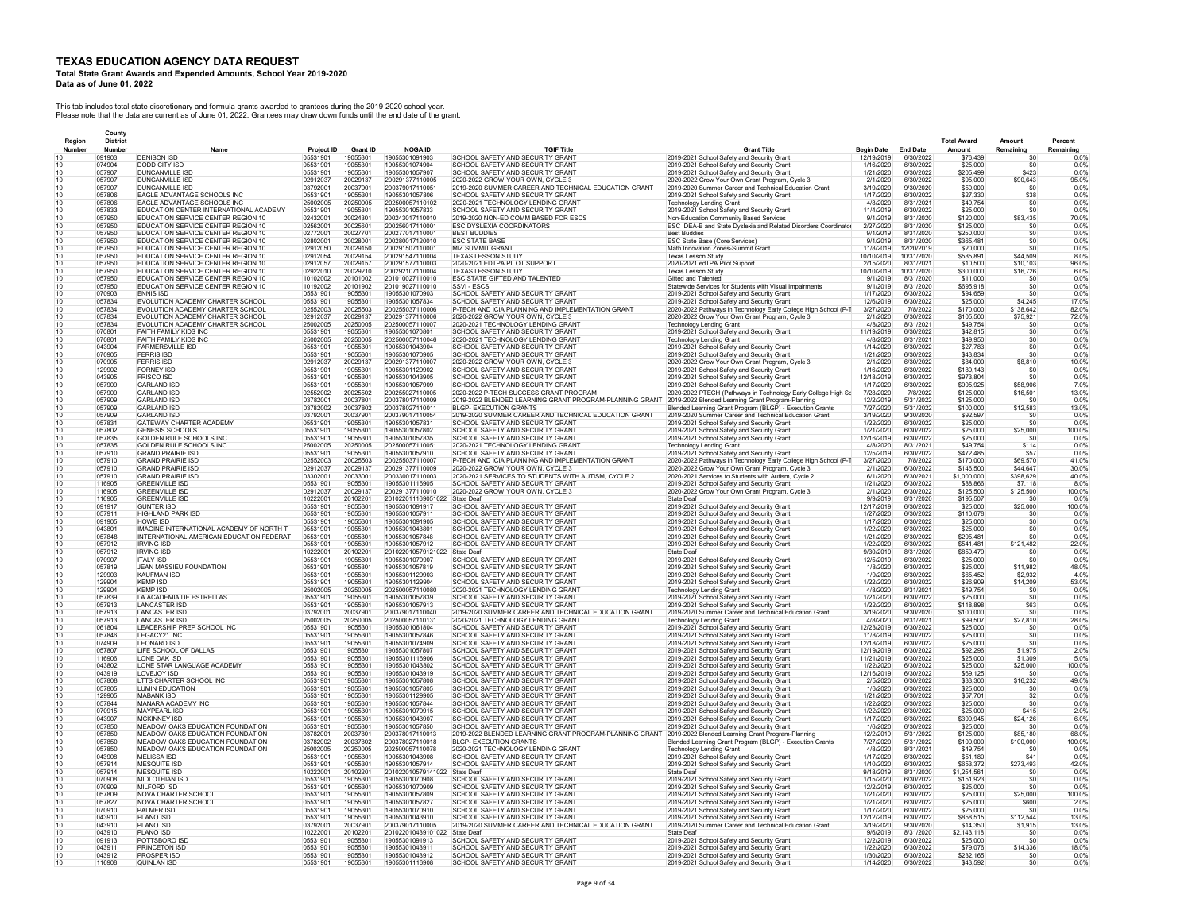# TEXAS EDUCATION AGENCY DATA REQUEST

**Total State Grant Awards and Expended Amounts, School Year 2019-2020**
**Data as of June 01, 2022**

This tab includes total state discretionary and formula grants awarded to grantees during the 2019-2020 school year.
Please note that the data are current as of June 01, 2022. Grantees may draw down funds until the end date of the grant.

| Region Number | County District Number | Name | Project ID | Grant ID | NOGA ID | TGIF Title | Grant Title | Begin Date | End Date | Total Award Amount | Amount Remaining | Percent Remaining |
|---|---|---|---|---|---|---|---|---|---|---|---|---|
| 10 | 091903 | DENISON ISD | 05531901 | 19055301 | 19055301091903 | SCHOOL SAFETY AND SECURITY GRANT | 2019-2021 School Safety and Security Grant | 12/19/2019 | 6/30/2022 | $76,439 | $0 | 0.0% |
| 10 | 074904 | DODD CITY ISD | 05531901 | 19055301 | 19055301074904 | SCHOOL SAFETY AND SECURITY GRANT | 2019-2021 School Safety and Security Grant | 1/16/2020 | 6/30/2022 | $25,000 | $0 | 0.0% |
| 10 | 057907 | DUNCANVILLE ISD | 05531901 | 19055301 | 19055301057907 | SCHOOL SAFETY AND SECURITY GRANT | 2019-2021 School Safety and Security Grant | 1/21/2020 | 6/30/2022 | $205,499 | $423 | 0.0% |
| 10 | 057907 | DUNCANVILLE ISD | 02912037 | 20029137 | 200291377110005 | 2020-2022 GROW YOUR OWN, CYCLE 3 | 2020-2022 Grow Your Own Grant Program, Cycle 3 | 2/1/2020 | 6/30/2022 | $95,000 | $90,643 | 95.0% |
| 10 | 057907 | DUNCANVILLE ISD | 03792001 | 20037901 | 200379017110051 | 2019-2020 SUMMER CAREER AND TECHNICAL EDUCATION GRANT | 2019-2020 Summer Career and Technical Education Grant | 3/19/2020 | 9/30/2020 | $50,000 | $0 | 0.0% |
| 10 | 057806 | EAGLE ADVANTAGE SCHOOLS INC | 05531901 | 19055301 | 19055301057806 | SCHOOL SAFETY AND SECURITY GRANT | 2019-2021 School Safety and Security Grant | 1/17/2020 | 6/30/2022 | $27,330 | $38 | 0.0% |
| 10 | 057806 | EAGLE ADVANTAGE SCHOOLS INC | 25002005 | 20250005 | 202500057110102 | 2020-2021 TECHNOLOGY LENDING GRANT | Technology Lending Grant | 4/8/2020 | 8/31/2021 | $49,754 | $0 | 0.0% |
| 10 | 057833 | EDUCATION CENTER INTERNATIONAL ACADEMY | 05531901 | 19055301 | 19055301057833 | SCHOOL SAFETY AND SECURITY GRANT | 2019-2021 School Safety and Security Grant | 11/4/2019 | 6/30/2022 | $25,000 | $0 | 0.0% |
| 10 | 057950 | EDUCATION SERVICE CENTER REGION 10 | 02432001 | 20024301 | 200243017110010 | 2019-2020 NON-ED COMM BASED FOR ESCS | Non-Education Community Based Services | 9/1/2019 | 8/31/2020 | $120,000 | $83,435 | 70.0% |
| 10 | 057950 | EDUCATION SERVICE CENTER REGION 10 | 02562001 | 20025601 | 200256017110001 | ESC DYSLEXIA COORDINATORS | ESC IDEA-B and State Dyslexia and Related Disorders Coordinator | 2/27/2020 | 8/31/2020 | $125,000 | $0 | 0.0% |
| 10 | 057950 | EDUCATION SERVICE CENTER REGION 10 | 02772001 | 20027701 | 200277017110001 | BEST BUDDIES | Best Buddies | 9/1/2019 | 8/31/2020 | $250,000 | $0 | 0.0% |
| 10 | 057950 | EDUCATION SERVICE CENTER REGION 10 | 02802001 | 20028001 | 200280017120010 | ESC STATE BASE | ESC State Base (Core Services) | 9/1/2019 | 8/31/2020 | $365,481 | $0 | 0.0% |
| 10 | 057950 | EDUCATION SERVICE CENTER REGION 10 | 02912050 | 20029150 | 200291507110001 | MIZ SUMMIT GRANT | Math Innovation Zones-Summit Grant | 11/8/2019 | 12/20/2019 | $20,000 | $0 | 0.0% |
| 10 | 057950 | EDUCATION SERVICE CENTER REGION 10 | 02912054 | 20029154 | 200291547110004 | TEXAS LESSON STUDY | Texas Lesson Study | 10/10/2019 | 10/31/2020 | $585,891 | $44,509 | 8.0% |
| 10 | 057950 | EDUCATION SERVICE CENTER REGION 10 | 02912057 | 20029157 | 200291577110003 | 2020-2021 EDTPA PILOT SUPPORT | 2020-2021 edTPA Pilot Support | 2/15/2020 | 8/31/2021 | $10,500 | $10,103 | 96.0% |
| 10 | 057950 | EDUCATION SERVICE CENTER REGION 10 | 02922010 | 20029210 | 200292107110004 | TEXAS LESSON STUDY | Texas Lesson Study | 10/10/2019 | 10/31/2020 | $300,000 | $16,726 | 6.0% |
| 10 | 057950 | EDUCATION SERVICE CENTER REGION 10 | 10102002 | 20101002 | 201010027110010 | ESC STATE GIFTED AND TALENTED | Gifted and Talented | 9/1/2019 | 8/31/2020 | $11,000 | $0 | 0.0% |
| 10 | 057950 | EDUCATION SERVICE CENTER REGION 10 | 10192002 | 20101902 | 201019027110010 | SSVI - ESCS | Statewide Services for Students with Visual Impairments | 9/1/2019 | 8/31/2020 | $695,918 | $0 | 0.0% |
| 10 | 070903 | ENNIS ISD | 05531901 | 19055301 | 19055301070903 | SCHOOL SAFETY AND SECURITY GRANT | 2019-2021 School Safety and Security Grant | 1/17/2020 | 6/30/2022 | $94,659 | $0 | 0.0% |
| 10 | 057834 | EVOLUTION ACADEMY CHARTER SCHOOL | 05531901 | 19055301 | 19055301057834 | SCHOOL SAFETY AND SECURITY GRANT | 2019-2021 School Safety and Security Grant | 12/6/2019 | 6/30/2022 | $25,000 | $4,245 | 17.0% |
| 10 | 057834 | EVOLUTION ACADEMY CHARTER SCHOOL | 02552003 | 20025503 | 200255037110006 | P-TECH AND ICIA PLANNING AND IMPLEMENTATION GRANT | 2020-2022 Pathways in Technology Early College High School (P-T | 3/27/2020 | 7/8/2022 | $170,000 | $138,642 | 82.0% |
| 10 | 057834 | EVOLUTION ACADEMY CHARTER SCHOOL | 02912037 | 20029137 | 200291377110006 | 2020-2022 GROW YOUR OWN, CYCLE 3 | 2020-2022 Grow Your Own Grant Program, Cycle 3 | 2/1/2020 | 6/30/2022 | $105,500 | $75,921 | 72.0% |
| 10 | 057834 | EVOLUTION ACADEMY CHARTER SCHOOL | 25002005 | 20250005 | 202500057110007 | 2020-2021 TECHNOLOGY LENDING GRANT | Technology Lending Grant | 4/8/2020 | 8/31/2021 | $49,754 | $0 | 0.0% |
| 10 | 070801 | FAITH FAMILY KIDS INC | 05531901 | 19055301 | 19055301070801 | SCHOOL SAFETY AND SECURITY GRANT | 2019-2021 School Safety and Security Grant | 11/19/2019 | 6/30/2022 | $42,815 | $0 | 0.0% |
| 10 | 070801 | FAITH FAMILY KIDS INC | 25002005 | 20250005 | 202500057110046 | 2020-2021 TECHNOLOGY LENDING GRANT | Technology Lending Grant | 4/8/2020 | 8/31/2021 | $49,950 | $0 | 0.0% |
| 10 | 043904 | FARMERSVILLE ISD | 05531901 | 19055301 | 19055301043904 | SCHOOL SAFETY AND SECURITY GRANT | 2019-2021 School Safety and Security Grant | 1/14/2020 | 6/30/2022 | $27,783 | $0 | 0.0% |
| 10 | 070905 | FERRIS ISD | 05531901 | 19055301 | 19055301070905 | SCHOOL SAFETY AND SECURITY GRANT | 2019-2021 School Safety and Security Grant | 1/21/2020 | 6/30/2022 | $43,834 | $0 | 0.0% |
| 10 | 070905 | FERRIS ISD | 02912037 | 20029137 | 200291377110007 | 2020-2022 GROW YOUR OWN, CYCLE 3 | 2020-2022 Grow Your Own Grant Program, Cycle 3 | 2/1/2020 | 6/30/2022 | $84,000 | $8,810 | 10.0% |
| 10 | 129902 | FORNEY ISD | 05531901 | 19055301 | 19055301129902 | SCHOOL SAFETY AND SECURITY GRANT | 2019-2021 School Safety and Security Grant | 1/16/2020 | 6/30/2022 | $180,143 | $0 | 0.0% |
| 10 | 043905 | FRISCO ISD | 05531901 | 19055301 | 19055301043905 | SCHOOL SAFETY AND SECURITY GRANT | 2019-2021 School Safety and Security Grant | 12/18/2019 | 6/30/2022 | $973,804 | $0 | 0.0% |
| 10 | 057909 | GARLAND ISD | 05531901 | 19055301 | 19055301057909 | SCHOOL SAFETY AND SECURITY GRANT | 2019-2021 School Safety and Security Grant | 1/17/2020 | 6/30/2022 | $905,925 | $58,906 | 7.0% |
| 10 | 057909 | GARLAND ISD | 02552002 | 20025502 | 200255027110005 | 2020-2022 P-TECH SUCCESS GRANT PROGRAM | 2020-2022 PTECH (Pathways in Technology Early College High Sc | 7/28/2020 | 7/8/2022 | $125,000 | $16,501 | 13.0% |
| 10 | 057909 | GARLAND ISD | 03782001 | 20037801 | 200378017110009 | 2019-2022 BLENDED LEARNING GRANT PROGRAM-PLANNING GRANT | 2019-2022 Blended Learning Grant Program-Planning | 12/2/2019 | 5/31/2022 | $125,000 | $0 | 0.0% |
| 10 | 057909 | GARLAND ISD | 03782002 | 20037802 | 200378027110011 | BLGP- EXECUTION GRANTS | Blended Learning Grant Program (BLGP) - Execution Grants | 7/27/2020 | 5/31/2022 | $100,000 | $12,583 | 13.0% |
| 10 | 057909 | GARLAND ISD | 03792001 | 20037901 | 200379017110054 | 2019-2020 SUMMER CAREER AND TECHNICAL EDUCATION GRANT | 2019-2020 Summer Career and Technical Education Grant | 3/19/2020 | 9/30/2020 | $92,597 | $0 | 0.0% |
| 10 | 057831 | GATEWAY CHARTER ACADEMY | 05531901 | 19055301 | 19055301057831 | SCHOOL SAFETY AND SECURITY GRANT | 2019-2021 School Safety and Security Grant | 1/22/2020 | 6/30/2022 | $25,000 | $0 | 0.0% |
| 10 | 057802 | GENESIS SCHOOLS | 05531901 | 19055301 | 19055301057802 | SCHOOL SAFETY AND SECURITY GRANT | 2019-2021 School Safety and Security Grant | 1/21/2020 | 6/30/2022 | $25,000 | $25,000 | 100.0% |
| 10 | 057835 | GOLDEN RULE SCHOOLS INC | 05531901 | 19055301 | 19055301057835 | SCHOOL SAFETY AND SECURITY GRANT | 2019-2021 School Safety and Security Grant | 12/16/2019 | 6/30/2022 | $25,000 | $0 | 0.0% |
| 10 | 057835 | GOLDEN RULE SCHOOLS INC | 25002005 | 20250005 | 202500057110051 | 2020-2021 TECHNOLOGY LENDING GRANT | Technology Lending Grant | 4/8/2020 | 8/31/2021 | $49,754 | $114 | 0.0% |
| 10 | 057910 | GRAND PRAIRIE ISD | 05531901 | 19055301 | 19055301057910 | SCHOOL SAFETY AND SECURITY GRANT | 2019-2021 School Safety and Security Grant | 12/5/2019 | 6/30/2022 | $472,485 | $57 | 0.0% |
| 10 | 057910 | GRAND PRAIRIE ISD | 02552003 | 20025503 | 200255037110007 | P-TECH AND ICIA PLANNING AND IMPLEMENTATION GRANT | 2020-2022 Pathways in Technology Early College High School (P-T | 3/27/2020 | 7/8/2022 | $170,000 | $69,570 | 41.0% |
| 10 | 057910 | GRAND PRAIRIE ISD | 02912037 | 20029137 | 200291377110009 | 2020-2022 GROW YOUR OWN, CYCLE 3 | 2020-2022 Grow Your Own Grant Program, Cycle 3 | 2/1/2020 | 6/30/2022 | $146,500 | $44,647 | 30.0% |
| 10 | 057910 | GRAND PRAIRIE ISD | 03302001 | 20033001 | 200330017110003 | 2020-2021 SERVICES TO STUDENTS WITH AUTISM, CYCLE 2 | 2020-2021 Services to Students with Autism, Cycle 2 | 6/1/2020 | 6/30/2021 | $1,000,000 | $398,629 | 40.0% |
| 10 | 116905 | GREENVILLE ISD | 05531901 | 19055301 | 19055301116905 | SCHOOL SAFETY AND SECURITY GRANT | 2019-2021 School Safety and Security Grant | 1/21/2020 | 6/30/2022 | $88,866 | $7,118 | 8.0% |
| 10 | 116905 | GREENVILLE ISD | 02912037 | 20029137 | 200291377110010 | 2020-2022 GROW YOUR OWN, CYCLE 3 | 2020-2022 Grow Your Own Grant Program, Cycle 3 | 2/1/2020 | 6/30/2022 | $125,500 | $125,500 | 100.0% |
| 10 | 116905 | GREENVILLE ISD | 10222001 | 20102201 | 201022011169051022 | State Deaf | State Deaf | 9/9/2019 | 8/31/2020 | $195,507 | $0 | 0.0% |
| 10 | 091917 | GUNTER ISD | 05531901 | 19055301 | 19055301091917 | SCHOOL SAFETY AND SECURITY GRANT | 2019-2021 School Safety and Security Grant | 12/17/2019 | 6/30/2022 | $25,000 | $25,000 | 100.0% |
| 10 | 057911 | HIGHLAND PARK ISD | 05531901 | 19055301 | 19055301057911 | SCHOOL SAFETY AND SECURITY GRANT | 2019-2021 School Safety and Security Grant | 1/27/2020 | 6/30/2022 | $110,678 | $0 | 0.0% |
| 10 | 091905 | HOWE ISD | 05531901 | 19055301 | 19055301091905 | SCHOOL SAFETY AND SECURITY GRANT | 2019-2021 School Safety and Security Grant | 1/17/2020 | 6/30/2022 | $25,000 | $0 | 0.0% |
| 10 | 043801 | IMAGINE INTERNATIONAL ACADEMY OF NORTH T | 05531901 | 19055301 | 19055301043801 | SCHOOL SAFETY AND SECURITY GRANT | 2019-2021 School Safety and Security Grant | 1/22/2020 | 6/30/2022 | $25,000 | $0 | 0.0% |
| 10 | 057848 | INTERNATIONAL AMERICAN EDUCATION FEDERAT | 05531901 | 19055301 | 19055301057848 | SCHOOL SAFETY AND SECURITY GRANT | 2019-2021 School Safety and Security Grant | 1/21/2020 | 6/30/2022 | $295,481 | $0 | 0.0% |
| 10 | 057912 | IRVING ISD | 05531901 | 19055301 | 19055301057912 | SCHOOL SAFETY AND SECURITY GRANT | 2019-2021 School Safety and Security Grant | 1/22/2020 | 6/30/2022 | $541,481 | $121,482 | 22.0% |
| 10 | 057912 | IRVING ISD | 10222001 | 20102201 | 201022010579121022 | State Deaf | State Deaf | 9/30/2019 | 8/31/2020 | $859,479 | $0 | 0.0% |
| 10 | 070907 | ITALY ISD | 05531901 | 19055301 | 19055301070907 | SCHOOL SAFETY AND SECURITY GRANT | 2019-2021 School Safety and Security Grant | 12/5/2019 | 6/30/2022 | $25,000 | $0 | 0.0% |
| 10 | 057819 | JEAN MASSIEU FOUNDATION | 05531901 | 19055301 | 19055301057819 | SCHOOL SAFETY AND SECURITY GRANT | 2019-2021 School Safety and Security Grant | 1/8/2020 | 6/30/2022 | $25,000 | $11,982 | 48.0% |
| 10 | 129903 | KAUFMAN ISD | 05531901 | 19055301 | 19055301129903 | SCHOOL SAFETY AND SECURITY GRANT | 2019-2021 School Safety and Security Grant | 1/9/2020 | 6/30/2022 | $65,452 | $2,932 | 4.0% |
| 10 | 129904 | KEMP ISD | 05531901 | 19055301 | 19055301129904 | SCHOOL SAFETY AND SECURITY GRANT | 2019-2021 School Safety and Security Grant | 1/22/2020 | 6/30/2022 | $26,909 | $14,209 | 53.0% |
| 10 | 129904 | KEMP ISD | 25002005 | 20250005 | 202500057110080 | 2020-2021 TECHNOLOGY LENDING GRANT | Technology Lending Grant | 4/8/2020 | 8/31/2021 | $49,754 | $0 | 0.0% |
| 10 | 057839 | LA ACADEMIA DE ESTRELLAS | 05531901 | 19055301 | 19055301057839 | SCHOOL SAFETY AND SECURITY GRANT | 2019-2021 School Safety and Security Grant | 1/21/2020 | 6/30/2022 | $25,000 | $0 | 0.0% |
| 10 | 057913 | LANCASTER ISD | 05531901 | 19055301 | 19055301057913 | SCHOOL SAFETY AND SECURITY GRANT | 2019-2021 School Safety and Security Grant | 1/22/2020 | 6/30/2022 | $118,898 | $63 | 0.0% |
| 10 | 057913 | LANCASTER ISD | 03792001 | 20037901 | 200379017110040 | 2019-2020 SUMMER CAREER AND TECHNICAL EDUCATION GRANT | 2019-2020 Summer Career and Technical Education Grant | 3/19/2020 | 9/30/2020 | $100,000 | $0 | 0.0% |
| 10 | 057913 | LANCASTER ISD | 25002005 | 20250005 | 202500057110131 | 2020-2021 TECHNOLOGY LENDING GRANT | Technology Lending Grant | 4/8/2020 | 8/31/2021 | $99,507 | $27,810 | 28.0% |
| 10 | 061804 | LEADERSHIP PREP SCHOOL INC | 05531901 | 19055301 | 19055301061804 | SCHOOL SAFETY AND SECURITY GRANT | 2019-2021 School Safety and Security Grant | 12/23/2019 | 6/30/2022 | $25,000 | $0 | 0.0% |
| 10 | 057846 | LEGACY21 INC | 05531901 | 19055301 | 19055301057846 | SCHOOL SAFETY AND SECURITY GRANT | 2019-2021 School Safety and Security Grant | 11/8/2019 | 6/30/2022 | $25,000 | $0 | 0.0% |
| 10 | 074909 | LEONARD ISD | 05531901 | 19055301 | 19055301074909 | SCHOOL SAFETY AND SECURITY GRANT | 2019-2021 School Safety and Security Grant | 12/18/2019 | 6/30/2022 | $25,000 | $0 | 0.0% |
| 10 | 057807 | LIFE SCHOOL OF DALLAS | 05531901 | 19055301 | 19055301057807 | SCHOOL SAFETY AND SECURITY GRANT | 2019-2021 School Safety and Security Grant | 12/19/2019 | 6/30/2022 | $92,296 | $1,975 | 2.0% |
| 10 | 116906 | LONE OAK ISD | 05531901 | 19055301 | 19055301116906 | SCHOOL SAFETY AND SECURITY GRANT | 2019-2021 School Safety and Security Grant | 11/21/2019 | 6/30/2022 | $25,000 | $1,309 | 5.0% |
| 10 | 043802 | LONE STAR LANGUAGE ACADEMY | 05531901 | 19055301 | 19055301043802 | SCHOOL SAFETY AND SECURITY GRANT | 2019-2021 School Safety and Security Grant | 1/22/2020 | 6/30/2022 | $25,000 | $25,000 | 100.0% |
| 10 | 043919 | LOVEJOY ISD | 05531901 | 19055301 | 19055301043919 | SCHOOL SAFETY AND SECURITY GRANT | 2019-2021 School Safety and Security Grant | 12/16/2019 | 6/30/2022 | $69,125 | $0 | 0.0% |
| 10 | 057808 | LTTS CHARTER SCHOOL INC | 05531901 | 19055301 | 19055301057808 | SCHOOL SAFETY AND SECURITY GRANT | 2019-2021 School Safety and Security Grant | 2/5/2020 | 6/30/2022 | $33,300 | $16,232 | 49.0% |
| 10 | 057805 | LUMIN EDUCATION | 05531901 | 19055301 | 19055301057805 | SCHOOL SAFETY AND SECURITY GRANT | 2019-2021 School Safety and Security Grant | 1/6/2020 | 6/30/2022 | $25,000 | $0 | 0.0% |
| 10 | 129905 | MABANK ISD | 05531901 | 19055301 | 19055301129905 | SCHOOL SAFETY AND SECURITY GRANT | 2019-2021 School Safety and Security Grant | 1/21/2020 | 6/30/2022 | $57,701 | $2 | 0.0% |
| 10 | 057844 | MANARA ACADEMY INC | 05531901 | 19055301 | 19055301057844 | SCHOOL SAFETY AND SECURITY GRANT | 2019-2021 School Safety and Security Grant | 1/22/2020 | 6/30/2022 | $25,000 | $0 | 0.0% |
| 10 | 070915 | MAYPEARL ISD | 05531901 | 19055301 | 19055301070915 | SCHOOL SAFETY AND SECURITY GRANT | 2019-2021 School Safety and Security Grant | 1/22/2020 | 6/30/2022 | $25,000 | $415 | 2.0% |
| 10 | 043907 | MCKINNEY ISD | 05531901 | 19055301 | 19055301043907 | SCHOOL SAFETY AND SECURITY GRANT | 2019-2021 School Safety and Security Grant | 1/17/2020 | 6/30/2022 | $399,945 | $24,126 | 6.0% |
| 10 | 057850 | MEADOW OAKS EDUCATION FOUNDATION | 05531901 | 19055301 | 19055301057850 | SCHOOL SAFETY AND SECURITY GRANT | 2019-2021 School Safety and Security Grant | 1/6/2020 | 6/30/2022 | $25,000 | $0 | 0.0% |
| 10 | 057850 | MEADOW OAKS EDUCATION FOUNDATION | 03782001 | 20037801 | 200378017110013 | 2019-2022 BLENDED LEARNING GRANT PROGRAM-PLANNING GRANT | 2019-2022 Blended Learning Grant Program-Planning | 12/2/2019 | 5/31/2022 | $125,000 | $85,180 | 68.0% |
| 10 | 057850 | MEADOW OAKS EDUCATION FOUNDATION | 03782002 | 20037802 | 200378027110018 | BLGP- EXECUTION GRANTS | Blended Learning Grant Program (BLGP) - Execution Grants | 7/27/2020 | 5/31/2022 | $100,000 | $100,000 | 100.0% |
| 10 | 057850 | MEADOW OAKS EDUCATION FOUNDATION | 25002005 | 20250005 | 202500057110078 | 2020-2021 TECHNOLOGY LENDING GRANT | Technology Lending Grant | 4/8/2020 | 8/31/2021 | $49,754 | $0 | 0.0% |
| 10 | 043908 | MELISSA ISD | 05531901 | 19055301 | 19055301043908 | SCHOOL SAFETY AND SECURITY GRANT | 2019-2021 School Safety and Security Grant | 1/17/2020 | 6/30/2022 | $51,180 | $41 | 0.0% |
| 10 | 057914 | MESQUITE ISD | 05531901 | 19055301 | 19055301057914 | SCHOOL SAFETY AND SECURITY GRANT | 2019-2021 School Safety and Security Grant | 1/10/2020 | 6/30/2022 | $653,372 | $273,493 | 42.0% |
| 10 | 057914 | MESQUITE ISD | 10222001 | 20102201 | 201022010579141022 | State Deaf | State Deaf | 9/18/2019 | 8/31/2020 | $1,254,561 | $0 | 0.0% |
| 10 | 070908 | MIDLOTHIAN ISD | 05531901 | 19055301 | 19055301070908 | SCHOOL SAFETY AND SECURITY GRANT | 2019-2021 School Safety and Security Grant | 1/15/2020 | 6/30/2022 | $151,923 | $0 | 0.0% |
| 10 | 070909 | MILFORD ISD | 05531901 | 19055301 | 19055301070909 | SCHOOL SAFETY AND SECURITY GRANT | 2019-2021 School Safety and Security Grant | 12/2/2019 | 6/30/2022 | $25,000 | $0 | 0.0% |
| 10 | 057809 | NOVA CHARTER SCHOOL | 05531901 | 19055301 | 19055301057809 | SCHOOL SAFETY AND SECURITY GRANT | 2019-2021 School Safety and Security Grant | 1/21/2020 | 6/30/2022 | $25,000 | $25,000 | 100.0% |
| 10 | 057827 | NOVA CHARTER SCHOOL | 05531901 | 19055301 | 19055301057827 | SCHOOL SAFETY AND SECURITY GRANT | 2019-2021 School Safety and Security Grant | 1/21/2020 | 6/30/2022 | $25,000 | $600 | 2.0% |
| 10 | 070910 | PALMER ISD | 05531901 | 19055301 | 19055301070910 | SCHOOL SAFETY AND SECURITY GRANT | 2019-2021 School Safety and Security Grant | 1/17/2020 | 6/30/2022 | $25,000 | $0 | 0.0% |
| 10 | 043910 | PLANO ISD | 05531901 | 19055301 | 19055301043910 | SCHOOL SAFETY AND SECURITY GRANT | 2019-2021 School Safety and Security Grant | 12/12/2019 | 6/30/2022 | $858,515 | $112,544 | 13.0% |
| 10 | 043910 | PLANO ISD | 03792001 | 20037901 | 200379017110005 | 2019-2020 SUMMER CAREER AND TECHNICAL EDUCATION GRANT | 2019-2020 Summer Career and Technical Education Grant | 3/19/2020 | 9/30/2020 | $14,350 | $1,915 | 13.0% |
| 10 | 043910 | PLANO ISD | 10222001 | 20102201 | 201022010439101022 | State Deaf | State Deaf | 9/6/2019 | 8/31/2020 | $2,143,118 | $0 | 0.0% |
| 10 | 091913 | POTTSBORO ISD | 05531901 | 19055301 | 19055301091913 | SCHOOL SAFETY AND SECURITY GRANT | 2019-2021 School Safety and Security Grant | 12/2/2019 | 6/30/2022 | $25,000 | $0 | 0.0% |
| 10 | 043911 | PRINCETON ISD | 05531901 | 19055301 | 19055301043911 | SCHOOL SAFETY AND SECURITY GRANT | 2019-2021 School Safety and Security Grant | 1/22/2020 | 6/30/2022 | $79,076 | $14,336 | 18.0% |
| 10 | 043912 | PROSPER ISD | 05531901 | 19055301 | 19055301043912 | SCHOOL SAFETY AND SECURITY GRANT | 2019-2021 School Safety and Security Grant | 1/30/2020 | 6/30/2022 | $232,165 | $0 | 0.0% |
| 10 | 116908 | QUINLAN ISD | 05531901 | 19055301 | 19055301116908 | SCHOOL SAFETY AND SECURITY GRANT | 2019-2021 School Safety and Security Grant | 1/14/2020 | 6/30/2022 | $43,592 | $0 | 0.0% |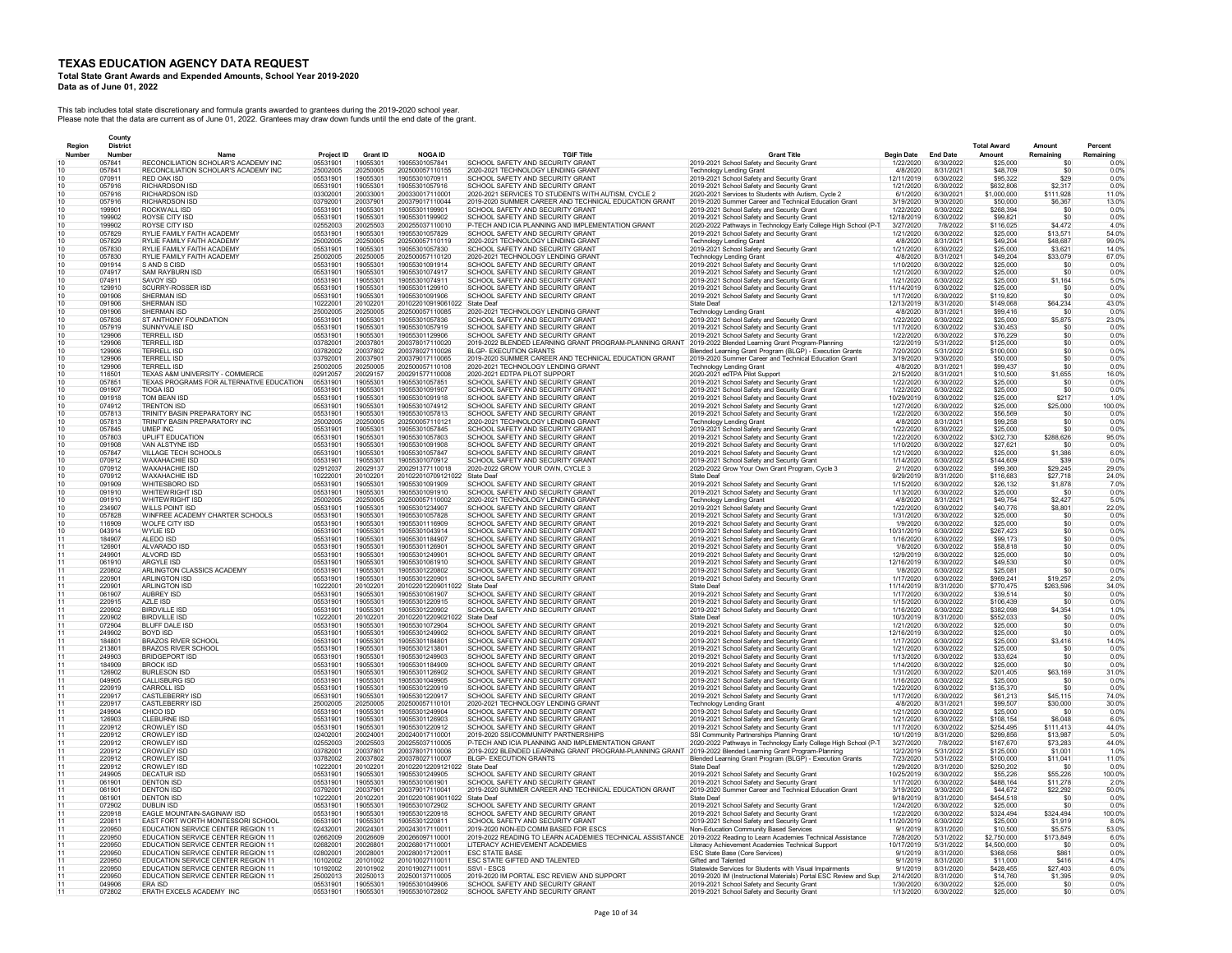# TEXAS EDUCATION AGENCY DATA REQUEST

**Total State Grant Awards and Expended Amounts, School Year 2019-2020**
**Data as of June 01, 2022**

This tab includes total state discretionary and formula grants awarded to grantees during the 2019-2020 school year.
Please note that the data are current as of June 01, 2022. Grantees may draw down funds until the end date of the grant.

| Region Number | County District Number | Name | Project ID | Grant ID | NOGA ID | TGIF Title | Grant Title | Begin Date | End Date | Total Award Amount | Amount Remaining | Percent Remaining |
|---|---|---|---|---|---|---|---|---|---|---|---|---|
| 10 | 057841 | RECONCILIATION SCHOLAR'S ACADEMY INC | 05531901 | 19055301 | 19055301057841 | SCHOOL SAFETY AND SECURITY GRANT | 2019-2021 School Safety and Security Grant | 1/22/2020 | 6/30/2022 | $25,000 | $0 | 0.0% |
| 10 | 057841 | RECONCILIATION SCHOLAR'S ACADEMY INC | 25002005 | 20250005 | 202500057110155 | 2020-2021 TECHNOLOGY LENDING GRANT | Technology Lending Grant | 4/8/2020 | 8/31/2021 | $48,709 | $0 | 0.0% |
| 10 | 070911 | RED OAK ISD | 05531901 | 19055301 | 19055301070911 | SCHOOL SAFETY AND SECURITY GRANT | 2019-2021 School Safety and Security Grant | 12/11/2019 | 6/30/2022 | $95,322 | $29 | 0.0% |
| 10 | 057916 | RICHARDSON ISD | 05531901 | 19055301 | 19055301057916 | SCHOOL SAFETY AND SECURITY GRANT | 2019-2021 School Safety and Security Grant | 1/21/2020 | 6/30/2022 | $632,806 | $2,317 | 0.0% |
| 10 | 057916 | RICHARDSON ISD | 03302001 | 20033001 | 200330017110001 | 2020-2021 SERVICES TO STUDENTS WITH AUTISM, CYCLE 2 | 2020-2021 Services to Students with Autism, Cycle 2 | 6/1/2020 | 6/30/2021 | $1,000,000 | $111,928 | 11.0% |
| 10 | 057916 | RICHARDSON ISD | 03792001 | 20037901 | 200379017110044 | 2019-2020 SUMMER CAREER AND TECHNICAL EDUCATION GRANT | 2019-2020 Summer Career and Technical Education Grant | 3/19/2020 | 9/30/2020 | $50,000 | $6,367 | 13.0% |
| 10 | 199901 | ROCKWALL ISD | 05531901 | 19055301 | 19055301199901 | SCHOOL SAFETY AND SECURITY GRANT | 2019-2021 School Safety and Security Grant | 1/22/2020 | 6/30/2022 | $268,394 | $0 | 0.0% |
| 10 | 199902 | ROYSE CITY ISD | 05531901 | 19055301 | 19055301199902 | SCHOOL SAFETY AND SECURITY GRANT | 2019-2021 School Safety and Security Grant | 12/18/2019 | 6/30/2022 | $99,821 | $0 | 0.0% |
| 10 | 199902 | ROYSE CITY ISD | 02552003 | 20025503 | 200255037110010 | P-TECH AND ICIA PLANNING AND IMPLEMENTATION GRANT | 2020-2022 Pathways in Technology Early College High School (P-T | 3/27/2020 | 7/8/2022 | $116,025 | $4,472 | 4.0% |
| 10 | 057829 | RYLIE FAITH ACADEMY | 05531901 | 19055301 | 19055301057829 | SCHOOL SAFETY AND SECURITY GRANT | 2019-2021 School Safety and Security Grant | 1/21/2020 | 6/30/2022 | $25,000 | $13,571 | 54.0% |
| 10 | 057829 | RYLIE FAITH ACADEMY | 25002005 | 20250005 | 202500057110119 | 2020-2021 TECHNOLOGY LENDING GRANT | Technology Lending Grant | 4/8/2020 | 8/31/2021 | $49,204 | $48,687 | 99.0% |
| 10 | 057830 | RYLIE FAITH ACADEMY | 05531901 | 19055301 | 19055301057830 | SCHOOL SAFETY AND SECURITY GRANT | 2019-2021 School Safety and Security Grant | 1/21/2020 | 6/30/2022 | $25,000 | $3,621 | 14.0% |
| 10 | 057830 | RYLIE FAITH ACADEMY | 25002005 | 20250005 | 202500057110120 | 2020-2021 TECHNOLOGY LENDING GRANT | Technology Lending Grant | 4/8/2020 | 8/31/2021 | $49,204 | $33,079 | 67.0% |
| 10 | 091914 | S AND S CISD | 05531901 | 19055301 | 19055301091914 | SCHOOL SAFETY AND SECURITY GRANT | 2019-2021 School Safety and Security Grant | 1/10/2020 | 6/30/2022 | $25,000 | $0 | 0.0% |
| 10 | 074917 | SAM RAYBURN ISD | 05531901 | 19055301 | 19055301074917 | SCHOOL SAFETY AND SECURITY GRANT | 2019-2021 School Safety and Security Grant | 1/21/2020 | 6/30/2022 | $25,000 | $0 | 0.0% |
| 10 | 074911 | SAVOY ISD | 05531901 | 19055301 | 19055301074911 | SCHOOL SAFETY AND SECURITY GRANT | 2019-2021 School Safety and Security Grant | 1/21/2020 | 6/30/2022 | $25,000 | $1,164 | 5.0% |
| 10 | 129910 | SCURRY-ROSSER ISD | 05531901 | 19055301 | 19055301129910 | SCHOOL SAFETY AND SECURITY GRANT | 2019-2021 School Safety and Security Grant | 11/14/2019 | 6/30/2022 | $25,000 | $0 | 0.0% |
| 10 | 091906 | SHERMAN ISD | 05531901 | 19055301 | 19055301091906 | SCHOOL SAFETY AND SECURITY GRANT | 2019-2021 School Safety and Security Grant | 1/17/2020 | 6/30/2022 | $119,820 | $0 | 0.0% |
| 10 | 091906 | SHERMAN ISD | 10222001 | 20102201 | 201022010919061022 | State Deaf | State Deaf | 12/13/2019 | 8/31/2020 | $149,068 | $64,234 | 43.0% |
| 10 | 091906 | SHERMAN ISD | 25002005 | 20250005 | 202500057110085 | 2020-2021 TECHNOLOGY LENDING GRANT | Technology Lending Grant | 4/8/2020 | 8/31/2021 | $99,416 | $0 | 0.0% |
| 10 | 057836 | ST ANTHONY FOUNDATION | 05531901 | 19055301 | 19055301057836 | SCHOOL SAFETY AND SECURITY GRANT | 2019-2021 School Safety and Security Grant | 1/22/2020 | 6/30/2022 | $25,000 | $5,875 | 23.0% |
| 10 | 057919 | SUNNYVALE ISD | 05531901 | 19055301 | 19055301057919 | SCHOOL SAFETY AND SECURITY GRANT | 2019-2021 School Safety and Security Grant | 1/17/2020 | 6/30/2022 | $30,453 | $0 | 0.0% |
| 10 | 129906 | TERRELL ISD | 05531901 | 19055301 | 19055301129906 | SCHOOL SAFETY AND SECURITY GRANT | 2019-2021 School Safety and Security Grant | 1/22/2020 | 6/30/2022 | $76,229 | $0 | 0.0% |
| 10 | 129906 | TERRELL ISD | 03782001 | 20037801 | 200378017110020 | 2019-2022 BLENDED LEARNING GRANT PROGRAM-PLANNING GRANT | 2019-2022 Blended Learning Grant Program-Planning | 12/2/2019 | 5/31/2022 | $125,000 | $0 | 0.0% |
| 10 | 129906 | TERRELL ISD | 03782002 | 20037802 | 200378027110026 | BLGP- EXECUTION GRANTS | Blended Learning Grant Program (BLGP) - Execution Grants | 7/20/2020 | 5/31/2022 | $100,000 | $0 | 0.0% |
| 10 | 129906 | TERRELL ISD | 03792001 | 20037901 | 200379017110065 | 2019-2020 SUMMER CAREER AND TECHNICAL EDUCATION GRANT | 2019-2020 Summer Career and Technical Education Grant | 3/19/2020 | 9/30/2020 | $50,000 | $0 | 0.0% |
| 10 | 129906 | TERRELL ISD | 25002005 | 20250005 | 202500057110108 | 2020-2021 TECHNOLOGY LENDING GRANT | Technology Lending Grant | 4/8/2020 | 8/31/2021 | $99,437 | $0 | 0.0% |
| 10 | 116501 | TEXAS A&M UNIVERSITY - COMMERCE | 02912057 | 20029157 | 200291577110008 | 2020-2021 EDTPA PILOT SUPPORT | 2020-2021 edTPA Pilot Support | 2/15/2020 | 8/31/2021 | $10,500 | $1,655 | 16.0% |
| 10 | 057851 | TEXAS PROGRAMS FOR ALTERNATIVE EDUCATION | 05531901 | 19055301 | 19055301057851 | SCHOOL SAFETY AND SECURITY GRANT | 2019-2021 School Safety and Security Grant | 1/22/2020 | 6/30/2022 | $25,000 | $0 | 0.0% |
| 10 | 091907 | TIOGA ISD | 05531901 | 19055301 | 19055301091907 | SCHOOL SAFETY AND SECURITY GRANT | 2019-2021 School Safety and Security Grant | 1/22/2020 | 6/30/2022 | $25,000 | $0 | 0.0% |
| 10 | 091918 | TOM BEAN ISD | 05531901 | 19055301 | 19055301091918 | SCHOOL SAFETY AND SECURITY GRANT | 2019-2021 School Safety and Security Grant | 10/29/2019 | 6/30/2022 | $25,000 | $217 | 1.0% |
| 10 | 074912 | TRENTON ISD | 05531901 | 19055301 | 19055301074912 | SCHOOL SAFETY AND SECURITY GRANT | 2019-2021 School Safety and Security Grant | 1/27/2020 | 6/30/2022 | $25,000 | $25,000 | 100.0% |
| 10 | 057813 | TRINITY BASIN PREPARATORY INC | 05531901 | 19055301 | 19055301057813 | SCHOOL SAFETY AND SECURITY GRANT | 2019-2021 School Safety and Security Grant | 1/22/2020 | 6/30/2022 | $56,569 | $0 | 0.0% |
| 10 | 057813 | TRINITY BASIN PREPARATORY INC | 25002005 | 20250005 | 202500057110121 | 2020-2021 TECHNOLOGY LENDING GRANT | Technology Lending Grant | 4/8/2020 | 8/31/2021 | $99,258 | $0 | 0.0% |
| 10 | 057845 | UMEP INC | 05531901 | 19055301 | 19055301057845 | SCHOOL SAFETY AND SECURITY GRANT | 2019-2021 School Safety and Security Grant | 1/22/2020 | 6/30/2022 | $25,000 | $0 | 0.0% |
| 10 | 057803 | UPLIFT EDUCATION | 05531901 | 19055301 | 19055301057803 | SCHOOL SAFETY AND SECURITY GRANT | 2019-2021 School Safety and Security Grant | 1/22/2020 | 6/30/2022 | $302,730 | $288,626 | 95.0% |
| 10 | 091908 | VAN ALSTYNE ISD | 05531901 | 19055301 | 19055301091908 | SCHOOL SAFETY AND SECURITY GRANT | 2019-2021 School Safety and Security Grant | 1/10/2020 | 6/30/2022 | $27,621 | $0 | 0.0% |
| 10 | 057847 | VILLAGE TECH SCHOOLS | 05531901 | 19055301 | 19055301057847 | SCHOOL SAFETY AND SECURITY GRANT | 2019-2021 School Safety and Security Grant | 1/21/2020 | 6/30/2022 | $25,000 | $1,386 | 6.0% |
| 10 | 070912 | WAXAHACHIE ISD | 05531901 | 19055301 | 19055301070912 | SCHOOL SAFETY AND SECURITY GRANT | 2019-2021 School Safety and Security Grant | 1/14/2020 | 6/30/2022 | $144,609 | $39 | 0.0% |
| 10 | 070912 | WAXAHACHIE ISD | 02912037 | 20029137 | 200291377110018 | 2020-2022 GROW YOUR OWN, CYCLE 3 | 2020-2022 Grow Your Own Grant Program, Cycle 3 | 2/1/2020 | 6/30/2022 | $99,360 | $29,245 | 29.0% |
| 10 | 070912 | WAXAHACHIE ISD | 10222001 | 20102201 | 201022010709121022 | State Deaf | State Deaf | 9/29/2019 | 8/31/2020 | $116,683 | $27,718 | 24.0% |
| 10 | 091909 | WHITESBORO ISD | 05531901 | 19055301 | 19055301091909 | SCHOOL SAFETY AND SECURITY GRANT | 2019-2021 School Safety and Security Grant | 1/15/2020 | 6/30/2022 | $26,132 | $1,878 | 7.0% |
| 10 | 091910 | WHITEWRIGHT ISD | 05531901 | 19055301 | 19055301091910 | SCHOOL SAFETY AND SECURITY GRANT | 2019-2021 School Safety and Security Grant | 1/13/2020 | 6/30/2022 | $25,000 | $0 | 0.0% |
| 10 | 091910 | WHITEWRIGHT ISD | 25002005 | 20250005 | 202500057110002 | 2020-2021 TECHNOLOGY LENDING GRANT | Technology Lending Grant | 4/8/2020 | 8/31/2021 | $49,754 | $2,427 | 5.0% |
| 10 | 234907 | WILLS POINT ISD | 05531901 | 19055301 | 19055301234907 | SCHOOL SAFETY AND SECURITY GRANT | 2019-2021 School Safety and Security Grant | 1/22/2020 | 6/30/2022 | $40,776 | $8,801 | 22.0% |
| 10 | 057828 | WINFREE ACADEMY CHARTER SCHOOLS | 05531901 | 19055301 | 19055301057828 | SCHOOL SAFETY AND SECURITY GRANT | 2019-2021 School Safety and Security Grant | 1/31/2020 | 6/30/2022 | $25,000 | $0 | 0.0% |
| 10 | 116909 | WOLFE CITY ISD | 05531901 | 19055301 | 19055301116909 | SCHOOL SAFETY AND SECURITY GRANT | 2019-2021 School Safety and Security Grant | 1/9/2020 | 6/30/2022 | $25,000 | $0 | 0.0% |
| 10 | 043914 | WYLIE ISD | 05531901 | 19055301 | 19055301043914 | SCHOOL SAFETY AND SECURITY GRANT | 2019-2021 School Safety and Security Grant | 10/31/2019 | 6/30/2022 | $267,423 | $0 | 0.0% |
| 11 | 184907 | ALEDO ISD | 05531901 | 19055301 | 19055301184907 | SCHOOL SAFETY AND SECURITY GRANT | 2019-2021 School Safety and Security Grant | 1/16/2020 | 6/30/2022 | $99,173 | $0 | 0.0% |
| 11 | 126901 | ALVARADO ISD | 05531901 | 19055301 | 19055301126901 | SCHOOL SAFETY AND SECURITY GRANT | 2019-2021 School Safety and Security Grant | 1/8/2020 | 6/30/2022 | $58,818 | $0 | 0.0% |
| 11 | 249901 | ALVORD ISD | 05531901 | 19055301 | 19055301249901 | SCHOOL SAFETY AND SECURITY GRANT | 2019-2021 School Safety and Security Grant | 12/9/2019 | 6/30/2022 | $25,000 | $0 | 0.0% |
| 11 | 061910 | ARGYLE ISD | 05531901 | 19055301 | 19055301061910 | SCHOOL SAFETY AND SECURITY GRANT | 2019-2021 School Safety and Security Grant | 12/16/2019 | 6/30/2022 | $49,530 | $0 | 0.0% |
| 11 | 220802 | ARLINGTON CLASSICS ACADEMY | 05531901 | 19055301 | 19055301220802 | SCHOOL SAFETY AND SECURITY GRANT | 2019-2021 School Safety and Security Grant | 1/8/2020 | 6/30/2022 | $25,081 | $0 | 0.0% |
| 11 | 220901 | ARLINGTON ISD | 05531901 | 19055301 | 19055301220901 | SCHOOL SAFETY AND SECURITY GRANT | 2019-2021 School Safety and Security Grant | 1/17/2020 | 6/30/2022 | $969,241 | $19,257 | 2.0% |
| 11 | 220901 | ARLINGTON ISD | 10222001 | 20102201 | 201022012209011022 | State Deaf | State Deaf | 11/14/2019 | 8/31/2020 | $770,475 | $263,596 | 34.0% |
| 11 | 061907 | AUBREY ISD | 05531901 | 19055301 | 19055301061907 | SCHOOL SAFETY AND SECURITY GRANT | 2019-2021 School Safety and Security Grant | 1/17/2020 | 6/30/2022 | $39,514 | $0 | 0.0% |
| 11 | 220915 | AZLE ISD | 05531901 | 19055301 | 19055301220915 | SCHOOL SAFETY AND SECURITY GRANT | 2019-2021 School Safety and Security Grant | 1/15/2020 | 6/30/2022 | $106,439 | $0 | 0.0% |
| 11 | 220902 | BIRDVILLE ISD | 05531901 | 19055301 | 19055301220902 | SCHOOL SAFETY AND SECURITY GRANT | 2019-2021 School Safety and Security Grant | 1/16/2020 | 6/30/2022 | $382,098 | $4,354 | 1.0% |
| 11 | 220902 | BIRDVILLE ISD | 10222001 | 20102201 | 201022012209021022 | State Deaf | State Deaf | 10/3/2019 | 8/31/2020 | $552,033 | $0 | 0.0% |
| 11 | 072904 | BLUFF DALE ISD | 05531901 | 19055301 | 19055301072904 | SCHOOL SAFETY AND SECURITY GRANT | 2019-2021 School Safety and Security Grant | 1/21/2020 | 6/30/2022 | $25,000 | $0 | 0.0% |
| 11 | 249902 | BOYD ISD | 05531901 | 19055301 | 19055301249902 | SCHOOL SAFETY AND SECURITY GRANT | 2019-2021 School Safety and Security Grant | 12/16/2019 | 6/30/2022 | $25,000 | $0 | 0.0% |
| 11 | 184801 | BRAZOS RIVER SCHOOL | 05531901 | 19055301 | 19055301184801 | SCHOOL SAFETY AND SECURITY GRANT | 2019-2021 School Safety and Security Grant | 1/17/2020 | 6/30/2022 | $25,000 | $3,416 | 14.0% |
| 11 | 213801 | BRAZOS RIVER SCHOOL | 05531901 | 19055301 | 19055301213801 | SCHOOL SAFETY AND SECURITY GRANT | 2019-2021 School Safety and Security Grant | 1/21/2020 | 6/30/2022 | $25,000 | $0 | 0.0% |
| 11 | 249903 | BRIDGEPORT ISD | 05531901 | 19055301 | 19055301249903 | SCHOOL SAFETY AND SECURITY GRANT | 2019-2021 School Safety and Security Grant | 1/13/2020 | 6/30/2022 | $33,624 | $0 | 0.0% |
| 11 | 184909 | BROCK ISD | 05531901 | 19055301 | 19055301184909 | SCHOOL SAFETY AND SECURITY GRANT | 2019-2021 School Safety and Security Grant | 1/14/2020 | 6/30/2022 | $25,000 | $0 | 0.0% |
| 11 | 126902 | BURLESON ISD | 05531901 | 19055301 | 19055301126902 | SCHOOL SAFETY AND SECURITY GRANT | 2019-2021 School Safety and Security Grant | 1/31/2020 | 6/30/2022 | $201,405 | $63,169 | 31.0% |
| 11 | 049905 | CALLISBURG ISD | 05531901 | 19055301 | 19055301049905 | SCHOOL SAFETY AND SECURITY GRANT | 2019-2021 School Safety and Security Grant | 1/16/2020 | 6/30/2022 | $25,000 | $0 | 0.0% |
| 11 | 220919 | CARROLL ISD | 05531901 | 19055301 | 19055301220919 | SCHOOL SAFETY AND SECURITY GRANT | 2019-2021 School Safety and Security Grant | 1/22/2020 | 6/30/2022 | $135,370 | $0 | 0.0% |
| 11 | 220917 | CASTLEBERRY ISD | 05531901 | 19055301 | 19055301220917 | SCHOOL SAFETY AND SECURITY GRANT | 2019-2021 School Safety and Security Grant | 1/17/2020 | 6/30/2022 | $61,213 | $45,115 | 74.0% |
| 11 | 220917 | CASTLEBERRY ISD | 25002005 | 20250005 | 202500057110101 | 2020-2021 TECHNOLOGY LENDING GRANT | Technology Lending Grant | 4/8/2020 | 8/31/2021 | $99,507 | $30,000 | 30.0% |
| 11 | 249904 | CHICO ISD | 05531901 | 19055301 | 19055301249904 | SCHOOL SAFETY AND SECURITY GRANT | 2019-2021 School Safety and Security Grant | 1/21/2020 | 6/30/2022 | $25,000 | $0 | 0.0% |
| 11 | 126903 | CLEBURNE ISD | 05531901 | 19055301 | 19055301126903 | SCHOOL SAFETY AND SECURITY GRANT | 2019-2021 School Safety and Security Grant | 1/21/2020 | 6/30/2022 | $108,154 | $6,048 | 6.0% |
| 11 | 220912 | CROWLEY ISD | 05531901 | 19055301 | 19055301220912 | SCHOOL SAFETY AND SECURITY GRANT | 2019-2021 School Safety and Security Grant | 1/17/2020 | 6/30/2022 | $254,495 | $111,413 | 44.0% |
| 11 | 220912 | CROWLEY ISD | 02402001 | 20024001 | 200240017110001 | 2019-2020 SSI/COMMUNITY PARTNERSHIPS | SSI Community Partnerships Planning Grant | 10/1/2019 | 8/31/2020 | $299,856 | $13,987 | 5.0% |
| 11 | 220912 | CROWLEY ISD | 02552003 | 20025503 | 200255037110005 | P-TECH AND ICIA PLANNING AND IMPLEMENTATION GRANT | 2020-2022 Pathways in Technology Early College High School (P-T | 3/27/2020 | 7/8/2022 | $167,670 | $73,283 | 44.0% |
| 11 | 220912 | CROWLEY ISD | 03782001 | 20037801 | 200378017110006 | 2019-2022 BLENDED LEARNING GRANT PROGRAM-PLANNING GRANT | 2019-2022 Blended Learning Grant Program-Planning | 12/2/2019 | 5/31/2022 | $125,000 | $1,001 | 1.0% |
| 11 | 220912 | CROWLEY ISD | 03782002 | 20037802 | 200378027110007 | BLGP- EXECUTION GRANTS | Blended Learning Grant Program (BLGP) - Execution Grants | 7/23/2020 | 5/31/2022 | $100,000 | $11,041 | 11.0% |
| 11 | 220912 | CROWLEY ISD | 10222001 | 20102201 | 201022012209121022 | State Deaf | State Deaf | 1/29/2020 | 8/31/2020 | $250,202 | $0 | 0.0% |
| 11 | 249905 | DECATUR ISD | 05531901 | 19055301 | 19055301249905 | SCHOOL SAFETY AND SECURITY GRANT | 2019-2021 School Safety and Security Grant | 10/25/2019 | 6/30/2022 | $55,226 | $55,226 | 100.0% |
| 11 | 061901 | DENTON ISD | 05531901 | 19055301 | 19055301061901 | SCHOOL SAFETY AND SECURITY GRANT | 2019-2021 School Safety and Security Grant | 1/17/2020 | 6/30/2022 | $488,164 | $11,278 | 2.0% |
| 11 | 061901 | DENTON ISD | 03792001 | 20037901 | 200379017110041 | 2019-2020 SUMMER CAREER AND TECHNICAL EDUCATION GRANT | 2019-2020 Summer Career and Technical Education Grant | 3/19/2020 | 9/30/2020 | $44,672 | $22,292 | 50.0% |
| 11 | 061901 | DENTON ISD | 10222001 | 20102201 | 201022010619011022 | State Deaf | State Deaf | 9/18/2019 | 8/31/2020 | $454,518 | $0 | 0.0% |
| 11 | 072902 | DUBLIN ISD | 05531901 | 19055301 | 19055301072902 | SCHOOL SAFETY AND SECURITY GRANT | 2019-2021 School Safety and Security Grant | 1/24/2020 | 6/30/2022 | $25,000 | $0 | 0.0% |
| 11 | 220918 | EAGLE MOUNTAIN-SAGINAW ISD | 05531901 | 19055301 | 19055301220918 | SCHOOL SAFETY AND SECURITY GRANT | 2019-2021 School Safety and Security Grant | 1/22/2020 | 6/30/2022 | $324,494 | $324,494 | 100.0% |
| 11 | 220811 | EAST FORT WORTH MONTESSORI SCHOOL | 05531901 | 19055301 | 19055301220811 | SCHOOL SAFETY AND SECURITY GRANT | 2019-2021 School Safety and Security Grant | 11/20/2019 | 6/30/2022 | $25,000 | $1,919 | 8.0% |
| 11 | 220950 | EDUCATION SERVICE CENTER REGION 11 | 02432001 | 20024301 | 200243017110011 | 2019-2020 NON-ED COMM BASED FOR ESCS | Non-Education Community Based Services | 9/1/2019 | 8/31/2020 | $10,500 | $5,575 | 53.0% |
| 11 | 220950 | EDUCATION SERVICE CENTER REGION 11 | 02662009 | 20026609 | 200266097110001 | 2019-2022 READING TO LEARN ACADEMIES TECHNICAL ASSISTANCE | 2019-2022 Reading to Learn Academies Technical Assistance | 7/28/2020 | 5/31/2022 | $2,726,023 | $173,849 | 6.0% |
| 11 | 220950 | EDUCATION SERVICE CENTER REGION 11 | 02682001 | 20026801 | 200268017110001 | LITERACY ACHIEVEMENT ACADEMIES | Literacy Achievement Academies Technical Support | 10/17/2019 | 5/31/2022 | $4,500,000 | $0 | 0.0% |
| 11 | 220950 | EDUCATION SERVICE CENTER REGION 11 | 02802001 | 20028001 | 200280017120011 | ESC STATE BASE | ESC State Base (Core Services) | 9/1/2019 | 8/31/2020 | $368,056 | $861 | 0.0% |
| 11 | 220950 | EDUCATION SERVICE CENTER REGION 11 | 10102002 | 20101002 | 201010027110011 | ESC STATE GIFTED AND TALENTED | Gifted and Talented | 9/1/2019 | 8/31/2020 | $11,000 | $416 | 4.0% |
| 11 | 220950 | EDUCATION SERVICE CENTER REGION 11 | 10192002 | 20101902 | 201019027110011 | SSVI - ESCS | Statewide Services for Students with Visual Impairments | 9/1/2019 | 8/31/2020 | $428,455 | $27,403 | 6.0% |
| 11 | 220950 | EDUCATION SERVICE CENTER REGION 11 | 25002013 | 20250013 | 202500137110005 | 2019-2020 IM PORTAL ESC REVIEW AND SUPPORT | 2019-2020 IM (Instructional Materials) Portal ESC Review and Sup | 2/14/2020 | 8/31/2020 | $14,760 | $1,395 | 9.0% |
| 11 | 049906 | ERA ISD | 05531901 | 19055301 | 19055301049906 | SCHOOL SAFETY AND SECURITY GRANT | 2019-2021 School Safety and Security Grant | 1/30/2020 | 6/30/2022 | $25,000 | $0 | 0.0% |
| 11 | 072802 | ERATH EXCELS ACADEMY INC | 05531901 | 19055301 | 19055301072802 | SCHOOL SAFETY AND SECURITY GRANT | 2019-2021 School Safety and Security Grant | 1/13/2020 | 6/30/2022 | $25,000 | $0 | 0.0% |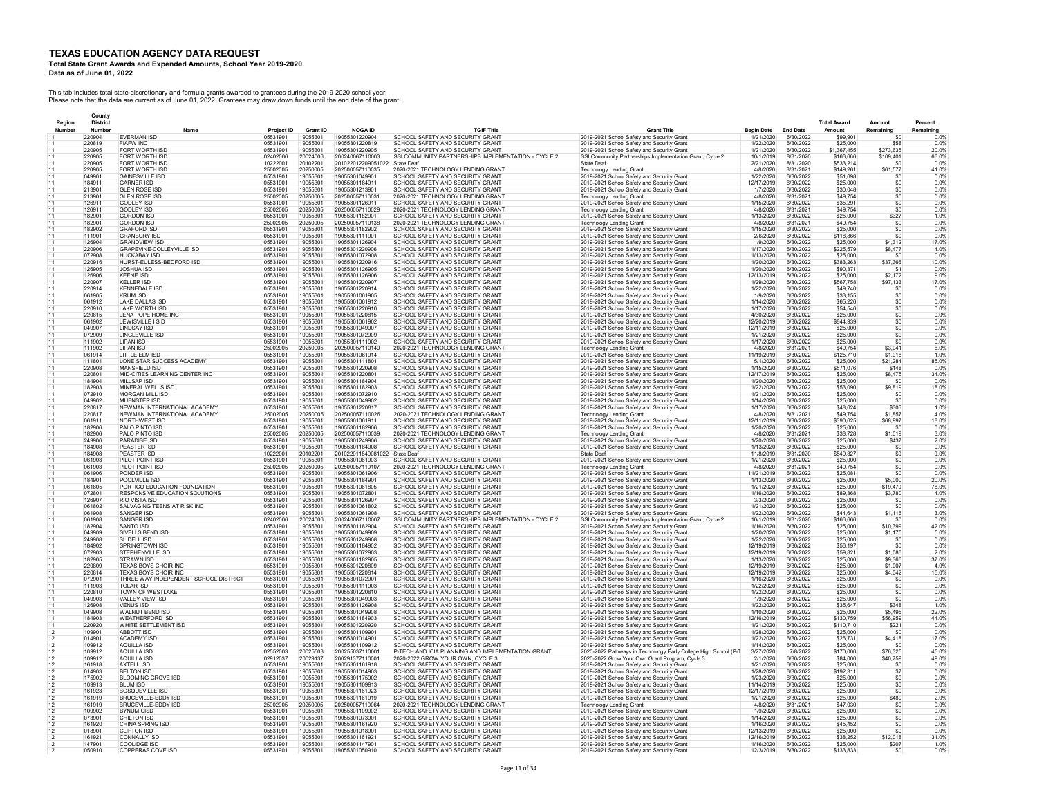# TEXAS EDUCATION AGENCY DATA REQUEST

**Total State Grant Awards and Expended Amounts, School Year 2019-2020**
**Data as of June 01, 2022**

This tab includes total state discretionary and formula grants awarded to grantees during the 2019-2020 school year.
Please note that the data are current as of June 01, 2022. Grantees may draw down funds until the end date of the grant.

| Region Number | County District Number | Name | Project ID | Grant ID | NOGA ID | TGIF Title | Grant Title | Begin Date | End Date | Total Award Amount | Amount Remaining | Percent Remaining |
|---|---|---|---|---|---|---|---|---|---|---|---|---|
| 11 | 220904 | EVERMAN ISD | 05531901 | 19055301 | 19055301220904 | SCHOOL SAFETY AND SECURITY GRANT | 2019-2021 School Safety and Security Grant | 1/21/2020 | 6/30/2022 | $99,901 | $0 | 0.0% |
| 11 | 220819 | FIAFW INC | 05531901 | 19055301 | 19055301220819 | SCHOOL SAFETY AND SECURITY GRANT | 2019-2021 School Safety and Security Grant | 1/22/2020 | 6/30/2022 | $25,000 | $58 | 0.0% |
| 11 | 220905 | FORT WORTH ISD | 05531901 | 19055301 | 19055301220905 | SCHOOL SAFETY AND SECURITY GRANT | 2019-2021 School Safety and Security Grant | 1/21/2020 | 6/30/2022 | $1,367,455 | $273,635 | 20.0% |
| 11 | 220905 | FORT WORTH ISD | 02402006 | 20024006 | 20024006710003 | SSI COMMUNITY PARTNERSHIPS IMPLEMENTATION - CYCLE 2 | SSI Community Partnerships Implementation Grant, Cycle 2 | 10/1/2019 | 8/31/2020 | $166,666 | $109,401 | 66.0% |
| 11 | 220905 | FORT WORTH ISD | 10222001 | 20102201 | 20102201220905 1022 | State Deaf | State Deaf | 2/21/2020 | 8/31/2020 | $533,214 | $0 | 0.0% |
| 11 | 220905 | FORT WORTH ISD | 25002005 | 20250005 | 202500057110035 | 2020-2021 TECHNOLOGY LENDING GRANT | Technology Lending Grant | 4/8/2020 | 8/31/2021 | $149,261 | $61,577 | 41.0% |
| 11 | 049901 | GAINESVILLE ISD | 05531901 | 19055301 | 19055301049901 | SCHOOL SAFETY AND SECURITY GRANT | 2019-2021 School Safety and Security Grant | 1/22/2020 | 6/30/2022 | $51,698 | $0 | 0.0% |
| 11 | 184911 | GARNER ISD | 05531901 | 19055301 | 19055301184911 | SCHOOL SAFETY AND SECURITY GRANT | 2019-2021 School Safety and Security Grant | 12/17/2019 | 6/30/2022 | $25,000 | $0 | 0.0% |
| 11 | 213901 | GLEN ROSE ISD | 05531901 | 19055301 | 19055301213901 | SCHOOL SAFETY AND SECURITY GRANT | 2019-2021 School Safety and Security Grant | 1/7/2020 | 6/30/2022 | $30,048 | $0 | 0.0% |
| 11 | 213901 | GLEN ROSE ISD | 25002005 | 20250005 | 202500057110031 | 2020-2021 TECHNOLOGY LENDING GRANT | Technology Lending Grant | 4/8/2020 | 8/31/2021 | $49,754 | $0 | 0.0% |
| 11 | 126911 | GODLEY ISD | 05531901 | 19055301 | 19055301126911 | SCHOOL SAFETY AND SECURITY GRANT | 2019-2021 School Safety and Security Grant | 1/15/2020 | 6/30/2022 | $35,291 | $0 | 0.0% |
| 11 | 126911 | GODLEY ISD | 25002005 | 20250005 | 202500057110029 | 2020-2021 TECHNOLOGY LENDING GRANT | Technology Lending Grant | 4/8/2020 | 8/31/2021 | $49,754 | $0 | 0.0% |
| 11 | 182901 | GORDON ISD | 05531901 | 19055301 | 19055301182901 | SCHOOL SAFETY AND SECURITY GRANT | 2019-2021 School Safety and Security Grant | 1/13/2020 | 6/30/2022 | $25,000 | $327 | 1.0% |
| 11 | 182901 | GORDON ISD | 25002005 | 20250005 | 202500057110138 | 2020-2021 TECHNOLOGY LENDING GRANT | Technology Lending Grant | 4/8/2020 | 8/31/2021 | $49,754 | $0 | 0.0% |
| 11 | 182902 | GRAFORD ISD | 05531901 | 19055301 | 19055301182902 | SCHOOL SAFETY AND SECURITY GRANT | 2019-2021 School Safety and Security Grant | 1/15/2020 | 6/30/2022 | $25,000 | $0 | 0.0% |
| 11 | 111901 | GRANBURY ISD | 05531901 | 19055301 | 19055301111901 | SCHOOL SAFETY AND SECURITY GRANT | 2019-2021 School Safety and Security Grant | 2/6/2020 | 6/30/2022 | $118,866 | $0 | 0.0% |
| 11 | 126904 | GRANDVIEW ISD | 05531901 | 19055301 | 19055301126904 | SCHOOL SAFETY AND SECURITY GRANT | 2019-2021 School Safety and Security Grant | 1/9/2020 | 6/30/2022 | $25,000 | $4,312 | 17.0% |
| 11 | 220906 | GRAPEVINE-COLLEYVILLE ISD | 05531901 | 19055301 | 19055301220906 | SCHOOL SAFETY AND SECURITY GRANT | 2019-2021 School Safety and Security Grant | 1/17/2020 | 6/30/2022 | $225,579 | $8,477 | 4.0% |
| 11 | 072908 | HUCKABAY ISD | 05531901 | 19055301 | 19055301072908 | SCHOOL SAFETY AND SECURITY GRANT | 2019-2021 School Safety and Security Grant | 1/13/2020 | 6/30/2022 | $25,000 | $0 | 0.0% |
| 11 | 220916 | HURST-EULESS-BEDFORD ISD | 05531901 | 19055301 | 19055301220916 | SCHOOL SAFETY AND SECURITY GRANT | 2019-2021 School Safety and Security Grant | 1/20/2020 | 6/30/2022 | $383,263 | $37,366 | 10.0% |
| 11 | 126905 | JOSHUA ISD | 05531901 | 19055301 | 19055301126905 | SCHOOL SAFETY AND SECURITY GRANT | 2019-2021 School Safety and Security Grant | 1/20/2020 | 6/30/2022 | $90,371 | $1 | 0.0% |
| 11 | 126906 | KEENE ISD | 05531901 | 19055301 | 19055301126906 | SCHOOL SAFETY AND SECURITY GRANT | 2019-2021 School Safety and Security Grant | 12/13/2019 | 6/30/2022 | $25,000 | $2,172 | 9.0% |
| 11 | 220907 | KELLER ISD | 05531901 | 19055301 | 19055301220907 | SCHOOL SAFETY AND SECURITY GRANT | 2019-2021 School Safety and Security Grant | 1/29/2020 | 6/30/2022 | $567,758 | $97,133 | 17.0% |
| 11 | 220914 | KENNEDALE ISD | 05531901 | 19055301 | 19055301220914 | SCHOOL SAFETY AND SECURITY GRANT | 2019-2021 School Safety and Security Grant | 1/22/2020 | 6/30/2022 | $49,740 | $0 | 0.0% |
| 11 | 061905 | KRUM ISD | 05531901 | 19055301 | 19055301061905 | SCHOOL SAFETY AND SECURITY GRANT | 2019-2021 School Safety and Security Grant | 1/9/2020 | 6/30/2022 | $33,155 | $0 | 0.0% |
| 11 | 061912 | LAKE DALLAS ISD | 05531901 | 19055301 | 19055301061912 | SCHOOL SAFETY AND SECURITY GRANT | 2019-2021 School Safety and Security Grant | 1/14/2020 | 6/30/2022 | $65,226 | $0 | 0.0% |
| 11 | 220910 | LAKE WORTH ISD | 05531901 | 19055301 | 19055301220910 | SCHOOL SAFETY AND SECURITY GRANT | 2019-2021 School Safety and Security Grant | 1/17/2020 | 6/30/2022 | $54,546 | $0 | 0.0% |
| 11 | 220815 | LENA POPE HOME INC | 05531901 | 19055301 | 19055301220815 | SCHOOL SAFETY AND SECURITY GRANT | 2019-2021 School Safety and Security Grant | 4/30/2020 | 6/30/2022 | $25,000 | $0 | 0.0% |
| 11 | 061902 | LEWISVILLE I S D | 05531901 | 19055301 | 19055301061902 | SCHOOL SAFETY AND SECURITY GRANT | 2019-2021 School Safety and Security Grant | 12/20/2019 | 6/30/2022 | $844,939 | $0 | 0.0% |
| 11 | 049907 | LINDSAY ISD | 05531901 | 19055301 | 19055301049907 | SCHOOL SAFETY AND SECURITY GRANT | 2019-2021 School Safety and Security Grant | 12/11/2019 | 6/30/2022 | $25,000 | $0 | 0.0% |
| 11 | 072909 | LINGLEVILLE ISD | 05531901 | 19055301 | 19055301072909 | SCHOOL SAFETY AND SECURITY GRANT | 2019-2021 School Safety and Security Grant | 1/21/2020 | 6/30/2022 | $25,000 | $0 | 0.0% |
| 11 | 111902 | LIPAN ISD | 05531901 | 19055301 | 19055301111902 | SCHOOL SAFETY AND SECURITY GRANT | 2019-2021 School Safety and Security Grant | 1/17/2020 | 6/30/2022 | $25,000 | $0 | 0.0% |
| 11 | 111902 | LIPAN ISD | 25002005 | 20250005 | 202500057110149 | 2020-2021 TECHNOLOGY LENDING GRANT | Technology Lending Grant | 4/8/2020 | 8/31/2021 | $49,754 | $3,041 | 6.0% |
| 11 | 061914 | LITTLE ELM ISD | 05531901 | 19055301 | 19055301061914 | SCHOOL SAFETY AND SECURITY GRANT | 2019-2021 School Safety and Security Grant | 11/19/2019 | 6/30/2022 | $125,710 | $1,018 | 1.0% |
| 11 | 111801 | LONE STAR SUCCESS ACADEMY | 05531901 | 19055301 | 19055301111801 | SCHOOL SAFETY AND SECURITY GRANT | 2019-2021 School Safety and Security Grant | 5/1/2020 | 6/30/2022 | $25,000 | $21,284 | 85.0% |
| 11 | 220908 | MANSFIELD ISD | 05531901 | 19055301 | 19055301220908 | SCHOOL SAFETY AND SECURITY GRANT | 2019-2021 School Safety and Security Grant | 1/15/2020 | 6/30/2022 | $571,076 | $148 | 0.0% |
| 11 | 220801 | MID-CITIES LEARNING CENTER INC | 05531901 | 19055301 | 19055301220801 | SCHOOL SAFETY AND SECURITY GRANT | 2019-2021 School Safety and Security Grant | 12/17/2019 | 6/30/2022 | $25,000 | $8,475 | 34.0% |
| 11 | 184904 | MILLSAP ISD | 05531901 | 19055301 | 19055301184904 | SCHOOL SAFETY AND SECURITY GRANT | 2019-2021 School Safety and Security Grant | 1/20/2020 | 6/30/2022 | $25,000 | $0 | 0.0% |
| 11 | 182903 | MINERAL WELLS ISD | 05531901 | 19055301 | 19055301182903 | SCHOOL SAFETY AND SECURITY GRANT | 2019-2021 School Safety and Security Grant | 1/22/2020 | 6/30/2022 | $53,090 | $9,819 | 18.0% |
| 11 | 072910 | MORGAN MILL ISD | 05531901 | 19055301 | 19055301072910 | SCHOOL SAFETY AND SECURITY GRANT | 2019-2021 School Safety and Security Grant | 1/21/2020 | 6/30/2022 | $25,000 | $0 | 0.0% |
| 11 | 049902 | MUENSTER ISD | 05531901 | 19055301 | 19055301049902 | SCHOOL SAFETY AND SECURITY GRANT | 2019-2021 School Safety and Security Grant | 1/14/2020 | 6/30/2022 | $25,000 | $0 | 0.0% |
| 11 | 220817 | NEWMAN INTERNATIONAL ACADEMY | 05531901 | 19055301 | 19055301220817 | SCHOOL SAFETY AND SECURITY GRANT | 2019-2021 School Safety and Security Grant | 1/17/2020 | 6/30/2022 | $48,624 | $305 | 1.0% |
| 11 | 220817 | NEWMAN INTERNATIONAL ACADEMY | 25002005 | 20250005 | 202500057110026 | 2020-2021 TECHNOLOGY LENDING GRANT | Technology Lending Grant | 4/8/2020 | 8/31/2021 | $49,754 | $1,857 | 4.0% |
| 11 | 061911 | NORTHWEST ISD | 05531901 | 19055301 | 19055301061911 | SCHOOL SAFETY AND SECURITY GRANT | 2019-2021 School Safety and Security Grant | 12/11/2019 | 6/30/2022 | $390,625 | $68,997 | 18.0% |
| 11 | 182906 | PALO PINTO ISD | 05531901 | 19055301 | 19055301182906 | SCHOOL SAFETY AND SECURITY GRANT | 2019-2021 School Safety and Security Grant | 1/20/2020 | 6/30/2022 | $25,000 | $0 | 0.0% |
| 11 | 182906 | PALO PINTO ISD | 25002005 | 20250005 | 202500057110039 | 2020-2021 TECHNOLOGY LENDING GRANT | Technology Lending Grant | 4/8/2020 | 8/31/2021 | $38,728 | $1,019 | 3.0% |
| 11 | 249906 | PARADISE ISD | 05531901 | 19055301 | 19055301249906 | SCHOOL SAFETY AND SECURITY GRANT | 2019-2021 School Safety and Security Grant | 1/20/2020 | 6/30/2022 | $25,000 | $437 | 2.0% |
| 11 | 184908 | PEASTER ISD | 05531901 | 19055301 | 19055301184908 | SCHOOL SAFETY AND SECURITY GRANT | 2019-2021 School Safety and Security Grant | 1/13/2020 | 6/30/2022 | $25,000 | $0 | 0.0% |
| 11 | 184908 | PEASTER ISD | 10222001 | 20102201 | 20102201184908 1022 | State Deaf | State Deaf | 11/8/2019 | 8/31/2020 | $549,327 | $0 | 0.0% |
| 11 | 061903 | PILOT POINT ISD | 05531901 | 19055301 | 19055301061903 | SCHOOL SAFETY AND SECURITY GRANT | 2019-2021 School Safety and Security Grant | 1/21/2020 | 6/30/2022 | $25,000 | $0 | 0.0% |
| 11 | 061903 | PILOT POINT ISD | 25002005 | 20250005 | 202500057110107 | 2020-2021 TECHNOLOGY LENDING GRANT | Technology Lending Grant | 4/8/2020 | 8/31/2021 | $49,754 | $0 | 0.0% |
| 11 | 061906 | PONDER ISD | 05531901 | 19055301 | 19055301061906 | SCHOOL SAFETY AND SECURITY GRANT | 2019-2021 School Safety and Security Grant | 11/21/2019 | 6/30/2022 | $25,081 | $0 | 0.0% |
| 11 | 184901 | POOLVILLE ISD | 05531901 | 19055301 | 19055301184901 | SCHOOL SAFETY AND SECURITY GRANT | 2019-2021 School Safety and Security Grant | 1/13/2020 | 6/30/2022 | $25,000 | $5,000 | 20.0% |
| 11 | 061805 | PORTICO EDUCATION FOUNDATION | 05531901 | 19055301 | 19055301061805 | SCHOOL SAFETY AND SECURITY GRANT | 2019-2021 School Safety and Security Grant | 1/21/2020 | 6/30/2022 | $25,000 | $19,470 | 78.0% |
| 11 | 072801 | RESPONSIVE EDUCATION SOLUTIONS | 05531901 | 19055301 | 19055301072801 | SCHOOL SAFETY AND SECURITY GRANT | 2019-2021 School Safety and Security Grant | 1/16/2020 | 6/30/2022 | $89,368 | $3,780 | 4.0% |
| 11 | 126907 | RIO VISTA ISD | 05531901 | 19055301 | 19055301126907 | SCHOOL SAFETY AND SECURITY GRANT | 2019-2021 School Safety and Security Grant | 3/3/2020 | 6/30/2022 | $25,000 | $0 | 0.0% |
| 11 | 061802 | SALVAGING TEENS AT RISK INC | 05531901 | 19055301 | 19055301061802 | SCHOOL SAFETY AND SECURITY GRANT | 2019-2021 School Safety and Security Grant | 1/21/2020 | 6/30/2022 | $25,000 | $0 | 0.0% |
| 11 | 061908 | SANGER ISD | 05531901 | 19055301 | 19055301061908 | SCHOOL SAFETY AND SECURITY GRANT | 2019-2021 School Safety and Security Grant | 1/22/2020 | 6/30/2022 | $44,643 | $1,116 | 3.0% |
| 11 | 061908 | SANGER ISD | 02402006 | 20024006 | 20024006710007 | SSI COMMUNITY PARTNERSHIPS IMPLEMENTATION - CYCLE 2 | SSI Community Partnerships Implementation Grant, Cycle 2 | 10/1/2019 | 8/31/2020 | $166,666 | $0 | 0.0% |
| 11 | 182904 | SANTO ISD | 05531901 | 19055301 | 19055301182904 | SCHOOL SAFETY AND SECURITY GRANT | 2019-2021 School Safety and Security Grant | 1/16/2020 | 6/30/2022 | $25,000 | $10,399 | 42.0% |
| 11 | 049909 | SIVELLS BEND ISD | 05531901 | 19055301 | 19055301049909 | SCHOOL SAFETY AND SECURITY GRANT | 2019-2021 School Safety and Security Grant | 1/20/2020 | 6/30/2022 | $25,000 | $1,175 | 5.0% |
| 11 | 249908 | SLIDELL ISD | 05531901 | 19055301 | 19055301249908 | SCHOOL SAFETY AND SECURITY GRANT | 2019-2021 School Safety and Security Grant | 1/22/2020 | 6/30/2022 | $25,000 | $0 | 0.0% |
| 11 | 184902 | SPRINGTOWN ISD | 05531901 | 19055301 | 19055301184902 | SCHOOL SAFETY AND SECURITY GRANT | 2019-2021 School Safety and Security Grant | 12/19/2019 | 6/30/2022 | $56,197 | $0 | 0.0% |
| 11 | 072903 | STEPHENVILLE ISD | 05531901 | 19055301 | 19055301072903 | SCHOOL SAFETY AND SECURITY GRANT | 2019-2021 School Safety and Security Grant | 12/19/2019 | 6/30/2022 | $59,821 | $1,086 | 2.0% |
| 11 | 182905 | STRAWN ISD | 05531901 | 19055301 | 19055301182905 | SCHOOL SAFETY AND SECURITY GRANT | 2019-2021 School Safety and Security Grant | 1/13/2020 | 6/30/2022 | $25,000 | $9,366 | 37.0% |
| 11 | 220809 | TEXAS BOYS CHOIR INC | 05531901 | 19055301 | 19055301220809 | SCHOOL SAFETY AND SECURITY GRANT | 2019-2021 School Safety and Security Grant | 12/19/2019 | 6/30/2022 | $25,000 | $1,007 | 4.0% |
| 11 | 220814 | TEXAS BOYS CHOIR INC | 05531901 | 19055301 | 19055301220814 | SCHOOL SAFETY AND SECURITY GRANT | 2019-2021 School Safety and Security Grant | 12/19/2019 | 6/30/2022 | $25,000 | $4,042 | 16.0% |
| 11 | 072901 | THREE WAY INDEPENDENT SCHOOL DISTRICT | 05531901 | 19055301 | 19055301072901 | SCHOOL SAFETY AND SECURITY GRANT | 2019-2021 School Safety and Security Grant | 1/16/2020 | 6/30/2022 | $25,000 | $0 | 0.0% |
| 11 | 111903 | TOLAR ISD | 05531901 | 19055301 | 19055301111903 | SCHOOL SAFETY AND SECURITY GRANT | 2019-2021 School Safety and Security Grant | 1/22/2020 | 6/30/2022 | $25,000 | $0 | 0.0% |
| 11 | 220810 | TOWN OF WESTLAKE | 05531901 | 19055301 | 19055301220810 | SCHOOL SAFETY AND SECURITY GRANT | 2019-2021 School Safety and Security Grant | 1/22/2020 | 6/30/2022 | $25,000 | $0 | 0.0% |
| 11 | 049903 | VALLEY VIEW ISD | 05531901 | 19055301 | 19055301049903 | SCHOOL SAFETY AND SECURITY GRANT | 2019-2021 School Safety and Security Grant | 1/9/2020 | 6/30/2022 | $25,000 | $0 | 0.0% |
| 11 | 126908 | VENUS ISD | 05531901 | 19055301 | 19055301126908 | SCHOOL SAFETY AND SECURITY GRANT | 2019-2021 School Safety and Security Grant | 1/22/2020 | 6/30/2022 | $35,647 | $348 | 1.0% |
| 11 | 049908 | WALNUT BEND ISD | 05531901 | 19055301 | 19055301049908 | SCHOOL SAFETY AND SECURITY GRANT | 2019-2021 School Safety and Security Grant | 1/10/2020 | 6/30/2022 | $25,000 | $5,495 | 22.0% |
| 11 | 184903 | WEATHERFORD ISD | 05531901 | 19055301 | 19055301184903 | SCHOOL SAFETY AND SECURITY GRANT | 2019-2021 School Safety and Security Grant | 12/16/2019 | 6/30/2022 | $130,759 | $56,959 | 44.0% |
| 11 | 220920 | WHITE SETTLEMENT ISD | 05531901 | 19055301 | 19055301220920 | SCHOOL SAFETY AND SECURITY GRANT | 2019-2021 School Safety and Security Grant | 1/21/2020 | 6/30/2022 | $110,710 | $221 | 0.0% |
| 12 | 109901 | ABBOTT ISD | 05531901 | 19055301 | 19055301109901 | SCHOOL SAFETY AND SECURITY GRANT | 2019-2021 School Safety and Security Grant | 1/28/2020 | 6/30/2022 | $25,000 | $0 | 0.0% |
| 12 | 014901 | ACADEMY ISD | 05531901 | 19055301 | 19055301014901 | SCHOOL SAFETY AND SECURITY GRANT | 2019-2021 School Safety and Security Grant | 1/22/2020 | 6/30/2022 | $26,731 | $4,418 | 17.0% |
| 12 | 109912 | AQUILLA ISD | 05531901 | 19055301 | 19055301109912 | SCHOOL SAFETY AND SECURITY GRANT | 2019-2021 School Safety and Security Grant | 1/14/2020 | 6/30/2022 | $25,000 | $0 | 0.0% |
| 12 | 109912 | AQUILLA ISD | 02552003 | 20025503 | 200255037110001 | P-TECH AND ICIA PLANNING AND IMPLEMENTATION GRANT | 2020-2022 Pathways in Technology Early College High School (P-T | 3/27/2020 | 7/8/2022 | $170,000 | $76,325 | 45.0% |
| 12 | 109912 | AQUILLA ISD | 02912037 | 20029137 | 200291377110001 | 2020-2022 GROW YOUR OWN, CYCLE 3 | 2020-2022 Grow Your Own Grant Program, Cycle 3 | 2/1/2020 | 6/30/2022 | $84,000 | $40,759 | 49.0% |
| 12 | 161918 | AXTELL ISD | 05531901 | 19055301 | 19055301161918 | SCHOOL SAFETY AND SECURITY GRANT | 2019-2021 School Safety and Security Grant | 1/21/2020 | 6/30/2022 | $25,000 | $0 | 0.0% |
| 12 | 014903 | BELTON ISD | 05531901 | 19055301 | 19055301014903 | SCHOOL SAFETY AND SECURITY GRANT | 2019-2021 School Safety and Security Grant | 1/28/2020 | 6/30/2022 | $192,311 | $7 | 0.0% |
| 12 | 175902 | BLOOMING GROVE ISD | 05531901 | 19055301 | 19055301175902 | SCHOOL SAFETY AND SECURITY GRANT | 2019-2021 School Safety and Security Grant | 1/23/2020 | 6/30/2022 | $25,000 | $0 | 0.0% |
| 12 | 109913 | BLUM ISD | 05531901 | 19055301 | 19055301109913 | SCHOOL SAFETY AND SECURITY GRANT | 2019-2021 School Safety and Security Grant | 11/14/2019 | 6/30/2022 | $25,000 | $0 | 0.0% |
| 12 | 161923 | BOSQUEVILLE ISD | 05531901 | 19055301 | 19055301161923 | SCHOOL SAFETY AND SECURITY GRANT | 2019-2021 School Safety and Security Grant | 12/17/2019 | 6/30/2022 | $25,000 | $0 | 0.0% |
| 12 | 161919 | BRUCEVILLE-EDDY ISD | 05531901 | 19055301 | 19055301161919 | SCHOOL SAFETY AND SECURITY GRANT | 2019-2021 School Safety and Security Grant | 1/21/2020 | 6/30/2022 | $25,000 | $480 | 2.0% |
| 12 | 161919 | BRUCEVILLE-EDDY ISD | 25002005 | 20250005 | 202500057110064 | 2020-2021 TECHNOLOGY LENDING GRANT | Technology Lending Grant | 4/8/2020 | 8/31/2021 | $47,930 | $0 | 0.0% |
| 12 | 109902 | BYNUM CISD | 05531901 | 19055301 | 19055301109902 | SCHOOL SAFETY AND SECURITY GRANT | 2019-2021 School Safety and Security Grant | 1/9/2020 | 6/30/2022 | $25,000 | $0 | 0.0% |
| 12 | 073901 | CHILTON ISD | 05531901 | 19055301 | 19055301073901 | SCHOOL SAFETY AND SECURITY GRANT | 2019-2021 School Safety and Security Grant | 1/14/2020 | 6/30/2022 | $25,000 | $0 | 0.0% |
| 12 | 161920 | CHINA SPRING ISD | 05531901 | 19055301 | 19055301161920 | SCHOOL SAFETY AND SECURITY GRANT | 2019-2021 School Safety and Security Grant | 1/16/2020 | 6/30/2022 | $45,452 | $0 | 0.0% |
| 12 | 018901 | CLIFTON ISD | 05531901 | 19055301 | 19055301018901 | SCHOOL SAFETY AND SECURITY GRANT | 2019-2021 School Safety and Security Grant | 12/13/2019 | 6/30/2022 | $25,000 | $0 | 0.0% |
| 12 | 161921 | CONNALLY ISD | 05531901 | 19055301 | 19055301161921 | SCHOOL SAFETY AND SECURITY GRANT | 2019-2021 School Safety and Security Grant | 12/16/2019 | 6/30/2022 | $38,252 | $12,018 | 31.0% |
| 12 | 147901 | COOLIDGE ISD | 05531901 | 19055301 | 19055301147901 | SCHOOL SAFETY AND SECURITY GRANT | 2019-2021 School Safety and Security Grant | 1/16/2020 | 6/30/2022 | $25,000 | $207 | 1.0% |
| 12 | 050910 | COPPERAS COVE ISD | 05531901 | 19055301 | 19055301050910 | SCHOOL SAFETY AND SECURITY GRANT | 2019-2021 School Safety and Security Grant | 12/3/2019 | 6/30/2022 | $133,833 | $0 | 0.0% |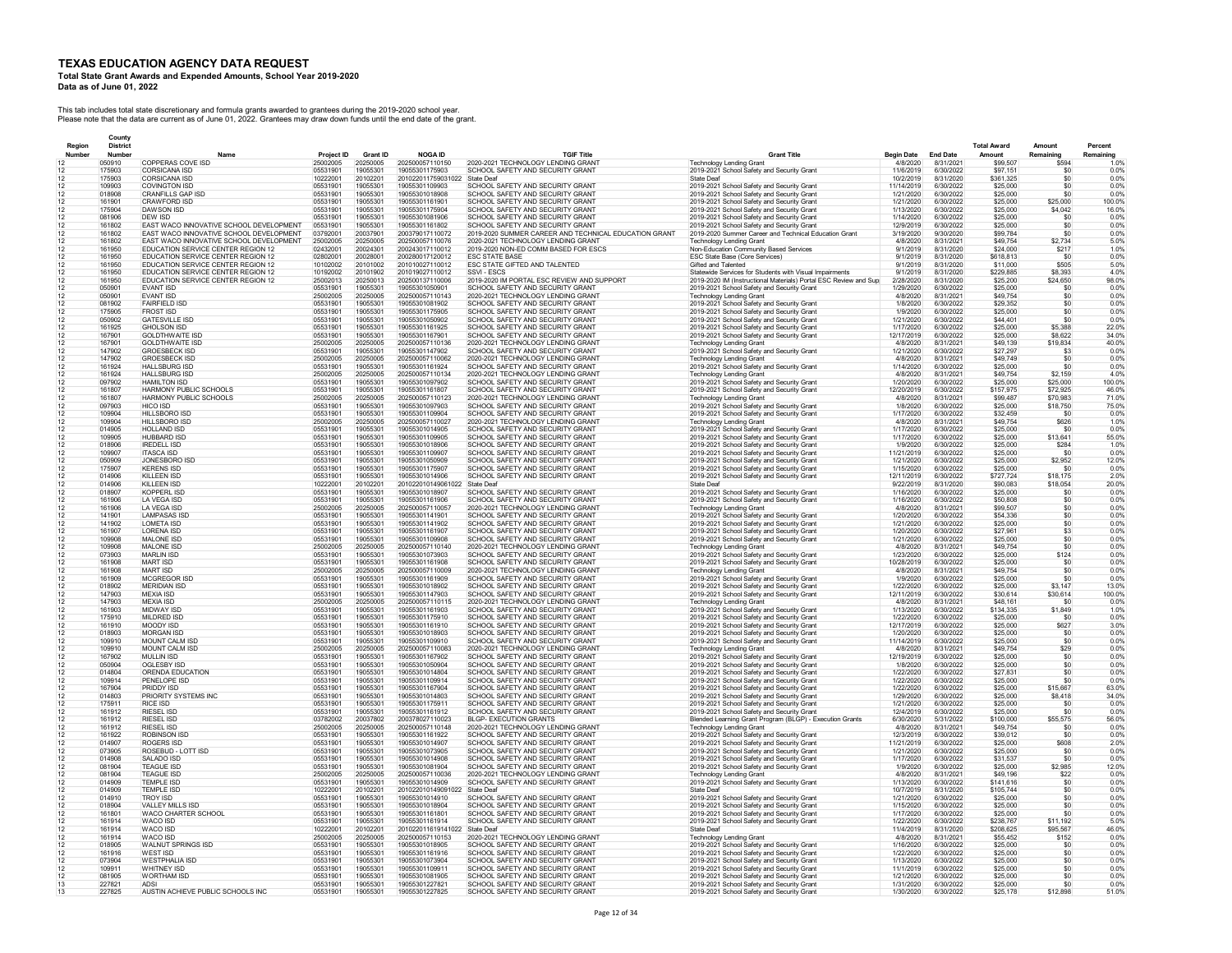# TEXAS EDUCATION AGENCY DATA REQUEST

**Total State Grant Awards and Expended Amounts, School Year 2019-2020**
**Data as of June 01, 2022**

This tab includes total state discretionary and formula grants awarded to grantees during the 2019-2020 school year.
Please note that the data are current as of June 01, 2022. Grantees may draw down funds until the end date of the grant.

| Region Number | County District Number | Name | Project ID | Grant ID | NOGA ID | TGIF Title | Grant Title | Begin Date | End Date | Total Award Amount | Amount Remaining | Percent Remaining |
|---|---|---|---|---|---|---|---|---|---|---|---|---|
| 12 | 050910 | COPPERAS COVE ISD | 25002005 | 20250005 | 202500057110150 | 2020-2021 TECHNOLOGY LENDING GRANT | Technology Lending Grant | 4/8/2020 | 8/31/2021 | $99,507 | $594 | 1.0% |
| 12 | 175903 | CORSICANA ISD | 05531901 | 19055301 | 190553011175903 | SCHOOL SAFETY AND SECURITY GRANT | 2019-2021 School Safety and Security Grant | 11/6/2019 | 6/30/2022 | $97,151 | $0 | 0.0% |
| 12 | 175903 | CORSICANA ISD | 10222001 | 20102201 | 201022011759031022 | State Deaf | State Deaf | 10/2/2019 | 8/31/2020 | $361,325 | $0 | 0.0% |
| 12 | 109903 | COVINGTON ISD | 05531901 | 19055301 | 190553011109903 | SCHOOL SAFETY AND SECURITY GRANT | 2019-2021 School Safety and Security Grant | 11/14/2019 | 6/30/2022 | $25,000 | $0 | 0.0% |
| 12 | 018908 | CRANFILLS GAP ISD | 05531901 | 19055301 | 190553011018908 | SCHOOL SAFETY AND SECURITY GRANT | 2019-2021 School Safety and Security Grant | 1/21/2020 | 6/30/2022 | $25,000 | $0 | 0.0% |
| 12 | 161901 | CRAWFORD ISD | 05531901 | 19055301 | 190553011161901 | SCHOOL SAFETY AND SECURITY GRANT | 2019-2021 School Safety and Security Grant | 1/21/2020 | 6/30/2022 | $25,000 | $25,000 | 100.0% |
| 12 | 175904 | DAWSON ISD | 05531901 | 19055301 | 190553011175904 | SCHOOL SAFETY AND SECURITY GRANT | 2019-2021 School Safety and Security Grant | 1/13/2020 | 6/30/2022 | $25,000 | $4,042 | 16.0% |
| 12 | 081906 | DEW ISD | 05531901 | 19055301 | 190553011081906 | SCHOOL SAFETY AND SECURITY GRANT | 2019-2021 School Safety and Security Grant | 1/14/2020 | 6/30/2022 | $25,000 | $0 | 0.0% |
| 12 | 161802 | EAST WACO INNOVATIVE SCHOOL DEVELOPMENT | 05531901 | 19055301 | 190553011161802 | SCHOOL SAFETY AND SECURITY GRANT | 2019-2021 School Safety and Security Grant | 12/9/2019 | 6/30/2022 | $25,000 | $0 | 0.0% |
| 12 | 161802 | EAST WACO INNOVATIVE SCHOOL DEVELOPMENT | 03792001 | 20037901 | 200379017120013 | 2019-2020 SUMMER CAREER AND TECHNICAL EDUCATION GRANT | 2019-2020 Summer Career and Technical Education Grant | 3/19/2020 | 9/30/2020 | $99,784 | $0 | 0.0% |
| 12 | 161802 | EAST WACO INNOVATIVE SCHOOL DEVELOPMENT | 25002005 | 20250005 | 202500057110076 | 2020-2021 TECHNOLOGY LENDING GRANT | Technology Lending Grant | 4/8/2020 | 8/31/2021 | $49,754 | $2,734 | 5.0% |
| 12 | 161950 | EDUCATION SERVICE CENTER REGION 12 | 02432001 | 20024301 | 200243017110012 | 2019-2020 NON-ED COMM BASED FOR ESCS | Non-Education Community Based Services | 9/1/2019 | 8/31/2020 | $24,000 | $217 | 1.0% |
| 12 | 161950 | EDUCATION SERVICE CENTER REGION 12 | 02802001 | 20028001 | 200280017120012 | ESC STATE BASE | ESC State Base (Core Services) | 9/1/2019 | 8/31/2020 | $618,813 | $0 | 0.0% |
| 12 | 161950 | EDUCATION SERVICE CENTER REGION 12 | 10102002 | 20101002 | 201010027110012 | ESC STATE GIFTED AND TALENTED | Gifted and Talented | 9/1/2019 | 8/31/2020 | $11,000 | $505 | 5.0% |
| 12 | 161950 | EDUCATION SERVICE CENTER REGION 12 | 10192002 | 20101902 | 201019027110012 | SSVI - ESCS | Statewide Services for Students with Visual Impairments | 9/1/2019 | 8/31/2020 | $229,885 | $8,393 | 4.0% |
| 12 | 161950 | EDUCATION SERVICE CENTER REGION 12 | 25002013 | 20250013 | 202500137110006 | 2019-2020 IM PORTAL ESC REVIEW AND SUPPORT | 2019-2020 IM (Instructional Materials) Portal ESC Review and Sup | 2/28/2020 | 8/31/2020 | $25,200 | $24,650 | 98.0% |
| 12 | 050901 | EVANT ISD | 05531901 | 19055301 | 190553011050901 | SCHOOL SAFETY AND SECURITY GRANT | 2019-2021 School Safety and Security Grant | 1/29/2020 | 6/30/2022 | $25,000 | $0 | 0.0% |
| 12 | 050901 | EVANT ISD | 25002005 | 20250005 | 202500057110143 | 2020-2021 TECHNOLOGY LENDING GRANT | Technology Lending Grant | 4/8/2020 | 8/31/2021 | $49,754 | $0 | 0.0% |
| 12 | 081902 | FAIRFIELD ISD | 05531901 | 19055301 | 190553011081902 | SCHOOL SAFETY AND SECURITY GRANT | 2019-2021 School Safety and Security Grant | 1/8/2020 | 6/30/2022 | $29,352 | $0 | 0.0% |
| 12 | 175905 | FROST ISD | 05531901 | 19055301 | 190553011175905 | SCHOOL SAFETY AND SECURITY GRANT | 2019-2021 School Safety and Security Grant | 1/9/2020 | 6/30/2022 | $25,000 | $0 | 0.0% |
| 12 | 050902 | GATESVILLE ISD | 05531901 | 19055301 | 190553011050902 | SCHOOL SAFETY AND SECURITY GRANT | 2019-2021 School Safety and Security Grant | 1/21/2020 | 6/30/2022 | $44,401 | $0 | 0.0% |
| 12 | 161925 | GHOLSON ISD | 05531901 | 19055301 | 190553011161925 | SCHOOL SAFETY AND SECURITY GRANT | 2019-2021 School Safety and Security Grant | 1/17/2020 | 6/30/2022 | $25,000 | $5,388 | 22.0% |
| 12 | 167901 | GOLDTHWAITE ISD | 05531901 | 19055301 | 190553011167901 | SCHOOL SAFETY AND SECURITY GRANT | 2019-2021 School Safety and Security Grant | 12/17/2019 | 6/30/2022 | $25,000 | $8,622 | 34.0% |
| 12 | 167901 | GOLDTHWAITE ISD | 25002005 | 20250005 | 202500057110136 | 2020-2021 TECHNOLOGY LENDING GRANT | Technology Lending Grant | 4/8/2020 | 8/31/2021 | $49,139 | $19,834 | 40.0% |
| 12 | 147902 | GROESBECK ISD | 05531901 | 19055301 | 190553011147902 | SCHOOL SAFETY AND SECURITY GRANT | 2019-2021 School Safety and Security Grant | 1/21/2020 | 6/30/2022 | $27,297 | $3 | 0.0% |
| 12 | 147902 | GROESBECK ISD | 25002005 | 20250005 | 202500057110062 | 2020-2021 TECHNOLOGY LENDING GRANT | Technology Lending Grant | 4/8/2020 | 8/31/2021 | $49,749 | $0 | 0.0% |
| 12 | 161924 | HALLSBURG ISD | 05531901 | 19055301 | 190553011161924 | SCHOOL SAFETY AND SECURITY GRANT | 2019-2021 School Safety and Security Grant | 1/14/2020 | 6/30/2022 | $25,000 | $0 | 0.0% |
| 12 | 161924 | HALLSBURG ISD | 25002005 | 20250005 | 202500057110134 | 2020-2021 TECHNOLOGY LENDING GRANT | Technology Lending Grant | 4/8/2020 | 8/31/2021 | $49,754 | $2,159 | 4.0% |
| 12 | 097902 | HAMILTON ISD | 05531901 | 19055301 | 190553011097902 | SCHOOL SAFETY AND SECURITY GRANT | 2019-2021 School Safety and Security Grant | 1/20/2020 | 6/30/2022 | $25,000 | $25,000 | 100.0% |
| 12 | 161807 | HARMONY PUBLIC SCHOOLS | 05531901 | 19055301 | 190553011161807 | SCHOOL SAFETY AND SECURITY GRANT | 2019-2021 School Safety and Security Grant | 12/20/2019 | 6/30/2022 | $157,975 | $72,925 | 46.0% |
| 12 | 161807 | HARMONY PUBLIC SCHOOLS | 25002005 | 20250005 | 202500057110123 | 2020-2021 TECHNOLOGY LENDING GRANT | Technology Lending Grant | 4/8/2020 | 8/31/2021 | $99,487 | $70,983 | 71.0% |
| 12 | 097903 | HICO ISD | 05531901 | 19055301 | 190553011097903 | SCHOOL SAFETY AND SECURITY GRANT | 2019-2021 School Safety and Security Grant | 1/8/2020 | 6/30/2022 | $25,000 | $18,750 | 75.0% |
| 12 | 109904 | HILLSBORO ISD | 05531901 | 19055301 | 190553011109904 | SCHOOL SAFETY AND SECURITY GRANT | 2019-2021 School Safety and Security Grant | 1/17/2020 | 6/30/2022 | $32,459 | $0 | 0.0% |
| 12 | 109904 | HILLSBORO ISD | 25002005 | 20250005 | 202500057110027 | 2020-2021 TECHNOLOGY LENDING GRANT | Technology Lending Grant | 4/8/2020 | 8/31/2021 | $49,754 | $626 | 1.0% |
| 12 | 014905 | HOLLAND ISD | 05531901 | 19055301 | 190553011014905 | SCHOOL SAFETY AND SECURITY GRANT | 2019-2021 School Safety and Security Grant | 1/17/2020 | 6/30/2022 | $25,000 | $0 | 0.0% |
| 12 | 109905 | HUBBARD ISD | 05531901 | 19055301 | 190553011109905 | SCHOOL SAFETY AND SECURITY GRANT | 2019-2021 School Safety and Security Grant | 1/17/2020 | 6/30/2022 | $25,000 | $13,641 | 55.0% |
| 12 | 018906 | IREDELL ISD | 05531901 | 19055301 | 190553011018906 | SCHOOL SAFETY AND SECURITY GRANT | 2019-2021 School Safety and Security Grant | 1/9/2020 | 6/30/2022 | $25,000 | $284 | 1.0% |
| 12 | 109907 | ITASCA ISD | 05531901 | 19055301 | 190553011109907 | SCHOOL SAFETY AND SECURITY GRANT | 2019-2021 School Safety and Security Grant | 11/21/2019 | 6/30/2022 | $25,000 | $0 | 0.0% |
| 12 | 050909 | JONESBORO ISD | 05531901 | 19055301 | 190553011050909 | SCHOOL SAFETY AND SECURITY GRANT | 2019-2021 School Safety and Security Grant | 1/21/2020 | 6/30/2022 | $25,000 | $2,952 | 12.0% |
| 12 | 175907 | KERENS ISD | 05531901 | 19055301 | 190553011175907 | SCHOOL SAFETY AND SECURITY GRANT | 2019-2021 School Safety and Security Grant | 1/15/2020 | 6/30/2022 | $25,000 | $0 | 0.0% |
| 12 | 014906 | KILLEEN ISD | 05531901 | 19055301 | 190553011014906 | SCHOOL SAFETY AND SECURITY GRANT | 2019-2021 School Safety and Security Grant | 12/11/2019 | 6/30/2022 | $727,724 | $18,175 | 2.0% |
| 12 | 014906 | KILLEEN ISD | 10222001 | 20102201 | 201022010149061022 | State Deaf | State Deaf | 9/22/2019 | 8/31/2020 | $90,083 | $18,054 | 20.0% |
| 12 | 018907 | KOPPERL ISD | 05531901 | 19055301 | 190553011018907 | SCHOOL SAFETY AND SECURITY GRANT | 2019-2021 School Safety and Security Grant | 1/16/2020 | 6/30/2022 | $25,000 | $0 | 0.0% |
| 12 | 161906 | LA VEGA ISD | 05531901 | 19055301 | 190553011161906 | SCHOOL SAFETY AND SECURITY GRANT | 2019-2021 School Safety and Security Grant | 1/16/2020 | 6/30/2022 | $50,808 | $0 | 0.0% |
| 12 | 161906 | LA VEGA ISD | 25002005 | 20250005 | 202500057110057 | 2020-2021 TECHNOLOGY LENDING GRANT | Technology Lending Grant | 4/8/2020 | 8/31/2021 | $99,507 | $0 | 0.0% |
| 12 | 141901 | LAMPASAS ISD | 05531901 | 19055301 | 190553011141901 | SCHOOL SAFETY AND SECURITY GRANT | 2019-2021 School Safety and Security Grant | 1/20/2020 | 6/30/2022 | $54,336 | $0 | 0.0% |
| 12 | 141902 | LOMETA ISD | 05531901 | 19055301 | 190553011141902 | SCHOOL SAFETY AND SECURITY GRANT | 2019-2021 School Safety and Security Grant | 1/21/2020 | 6/30/2022 | $25,000 | $0 | 0.0% |
| 12 | 161907 | LORENA ISD | 05531901 | 19055301 | 190553011161907 | SCHOOL SAFETY AND SECURITY GRANT | 2019-2021 School Safety and Security Grant | 1/20/2020 | 6/30/2022 | $27,961 | $3 | 0.0% |
| 12 | 109908 | MALONE ISD | 05531901 | 19055301 | 190553011109908 | SCHOOL SAFETY AND SECURITY GRANT | 2019-2021 School Safety and Security Grant | 1/21/2020 | 6/30/2022 | $25,000 | $0 | 0.0% |
| 12 | 109908 | MALONE ISD | 25002005 | 20250005 | 202500057110140 | 2020-2021 TECHNOLOGY LENDING GRANT | Technology Lending Grant | 4/8/2020 | 8/31/2021 | $49,754 | $0 | 0.0% |
| 12 | 073903 | MARLIN ISD | 05531901 | 19055301 | 190553011073903 | SCHOOL SAFETY AND SECURITY GRANT | 2019-2021 School Safety and Security Grant | 1/23/2020 | 6/30/2022 | $25,000 | $124 | 0.0% |
| 12 | 161908 | MART ISD | 05531901 | 19055301 | 190553011161908 | SCHOOL SAFETY AND SECURITY GRANT | 2019-2021 School Safety and Security Grant | 10/28/2019 | 6/30/2022 | $25,000 | $0 | 0.0% |
| 12 | 161908 | MART ISD | 25002005 | 20250005 | 202500057110009 | 2020-2021 TECHNOLOGY LENDING GRANT | Technology Lending Grant | 4/8/2020 | 8/31/2021 | $49,754 | $0 | 0.0% |
| 12 | 161909 | MCGREGOR ISD | 05531901 | 19055301 | 190553011161909 | SCHOOL SAFETY AND SECURITY GRANT | 2019-2021 School Safety and Security Grant | 1/9/2020 | 6/30/2022 | $25,000 | $0 | 0.0% |
| 12 | 018902 | MERIDIAN ISD | 05531901 | 19055301 | 190553011018902 | SCHOOL SAFETY AND SECURITY GRANT | 2019-2021 School Safety and Security Grant | 1/22/2020 | 6/30/2022 | $25,000 | $3,147 | 13.0% |
| 12 | 147903 | MEXIA ISD | 05531901 | 19055301 | 190553011147903 | SCHOOL SAFETY AND SECURITY GRANT | 2019-2021 School Safety and Security Grant | 12/11/2019 | 6/30/2022 | $30,614 | $30,614 | 100.0% |
| 12 | 147903 | MEXIA ISD | 25002005 | 20250005 | 202500057110115 | 2020-2021 TECHNOLOGY LENDING GRANT | Technology Lending Grant | 4/8/2020 | 8/31/2021 | $48,161 | $0 | 0.0% |
| 12 | 161903 | MIDWAY ISD | 05531901 | 19055301 | 190553011161903 | SCHOOL SAFETY AND SECURITY GRANT | 2019-2021 School Safety and Security Grant | 1/13/2020 | 6/30/2022 | $134,335 | $1,849 | 1.0% |
| 12 | 175910 | MILDRED ISD | 05531901 | 19055301 | 190553011175910 | SCHOOL SAFETY AND SECURITY GRANT | 2019-2021 School Safety and Security Grant | 1/22/2020 | 6/30/2022 | $25,000 | $0 | 0.0% |
| 12 | 161910 | MOODY ISD | 05531901 | 19055301 | 190553011161910 | SCHOOL SAFETY AND SECURITY GRANT | 2019-2021 School Safety and Security Grant | 12/17/2019 | 6/30/2022 | $25,000 | $627 | 3.0% |
| 12 | 018903 | MORGAN ISD | 05531901 | 19055301 | 190553011018903 | SCHOOL SAFETY AND SECURITY GRANT | 2019-2021 School Safety and Security Grant | 1/20/2020 | 6/30/2022 | $25,000 | $0 | 0.0% |
| 12 | 109910 | MOUNT CALM ISD | 05531901 | 19055301 | 190553011109910 | SCHOOL SAFETY AND SECURITY GRANT | 2019-2021 School Safety and Security Grant | 11/14/2019 | 6/30/2022 | $25,000 | $0 | 0.0% |
| 12 | 109910 | MOUNT CALM ISD | 25002005 | 20250005 | 202500057110083 | 2020-2021 TECHNOLOGY LENDING GRANT | Technology Lending Grant | 4/8/2020 | 8/31/2021 | $49,754 | $29 | 0.0% |
| 12 | 167902 | MULLIN ISD | 05531901 | 19055301 | 190553011167902 | SCHOOL SAFETY AND SECURITY GRANT | 2019-2021 School Safety and Security Grant | 12/19/2019 | 6/30/2022 | $25,000 | $0 | 0.0% |
| 12 | 050904 | OGLESBY ISD | 05531901 | 19055301 | 190553011050904 | SCHOOL SAFETY AND SECURITY GRANT | 2019-2021 School Safety and Security Grant | 1/8/2020 | 6/30/2022 | $25,000 | $0 | 0.0% |
| 12 | 014804 | ORENDA EDUCATION | 05531901 | 19055301 | 190553011014804 | SCHOOL SAFETY AND SECURITY GRANT | 2019-2021 School Safety and Security Grant | 1/22/2020 | 6/30/2022 | $27,831 | $0 | 0.0% |
| 12 | 109914 | PENELOPE ISD | 05531901 | 19055301 | 190553011109914 | SCHOOL SAFETY AND SECURITY GRANT | 2019-2021 School Safety and Security Grant | 1/22/2020 | 6/30/2022 | $25,000 | $0 | 0.0% |
| 12 | 167904 | PRIDDY ISD | 05531901 | 19055301 | 190553011167904 | SCHOOL SAFETY AND SECURITY GRANT | 2019-2021 School Safety and Security Grant | 1/22/2020 | 6/30/2022 | $25,000 | $15,667 | 63.0% |
| 12 | 014803 | PRIORITY SYSTEMS INC | 05531901 | 19055301 | 190553011014803 | SCHOOL SAFETY AND SECURITY GRANT | 2019-2021 School Safety and Security Grant | 1/29/2020 | 6/30/2022 | $25,000 | $8,418 | 34.0% |
| 12 | 175911 | RICE ISD | 05531901 | 19055301 | 190553011175911 | SCHOOL SAFETY AND SECURITY GRANT | 2019-2021 School Safety and Security Grant | 1/21/2020 | 6/30/2022 | $25,000 | $0 | 0.0% |
| 12 | 161912 | RIESEL ISD | 05531901 | 19055301 | 190553011161912 | SCHOOL SAFETY AND SECURITY GRANT | 2019-2021 School Safety and Security Grant | 12/4/2019 | 6/30/2022 | $25,000 | $0 | 0.0% |
| 12 | 161912 | RIESEL ISD | 03782002 | 20037802 | 200378027110023 | BLGP- EXECUTION GRANTS | Blended Learning Grant Program (BLGP) - Execution Grants | 6/30/2020 | 5/31/2022 | $100,000 | $55,575 | 56.0% |
| 12 | 161912 | RIESEL ISD | 25002005 | 20250005 | 202500057110148 | 2020-2021 TECHNOLOGY LENDING GRANT | Technology Lending Grant | 4/8/2020 | 8/31/2021 | $49,754 | $0 | 0.0% |
| 12 | 161922 | ROBINSON ISD | 05531901 | 19055301 | 190553011161922 | SCHOOL SAFETY AND SECURITY GRANT | 2019-2021 School Safety and Security Grant | 12/3/2019 | 6/30/2022 | $39,012 | $0 | 0.0% |
| 12 | 014907 | ROGERS ISD | 05531901 | 19055301 | 190553011014907 | SCHOOL SAFETY AND SECURITY GRANT | 2019-2021 School Safety and Security Grant | 11/21/2019 | 6/30/2022 | $25,000 | $608 | 2.0% |
| 12 | 073905 | ROSEBUD - LOTT ISD | 05531901 | 19055301 | 190553011073905 | SCHOOL SAFETY AND SECURITY GRANT | 2019-2021 School Safety and Security Grant | 1/21/2020 | 6/30/2022 | $25,000 | $0 | 0.0% |
| 12 | 014908 | SALADO ISD | 05531901 | 19055301 | 190553011014908 | SCHOOL SAFETY AND SECURITY GRANT | 2019-2021 School Safety and Security Grant | 1/17/2020 | 6/30/2022 | $31,537 | $0 | 0.0% |
| 12 | 081904 | TEAGUE ISD | 05531901 | 19055301 | 190553011081904 | SCHOOL SAFETY AND SECURITY GRANT | 2019-2021 School Safety and Security Grant | 1/9/2020 | 6/30/2022 | $25,000 | $2,985 | 12.0% |
| 12 | 081904 | TEAGUE ISD | 25002005 | 20250005 | 202500057110036 | 2020-2021 TECHNOLOGY LENDING GRANT | Technology Lending Grant | 4/8/2020 | 8/31/2021 | $49,196 | $22 | 0.0% |
| 12 | 014909 | TEMPLE ISD | 05531901 | 19055301 | 190553011014909 | SCHOOL SAFETY AND SECURITY GRANT | 2019-2021 School Safety and Security Grant | 1/13/2020 | 6/30/2022 | $141,616 | $0 | 0.0% |
| 12 | 014909 | TEMPLE ISD | 10222001 | 20102201 | 201022010149091022 | State Deaf | State Deaf | 10/7/2019 | 8/31/2020 | $105,744 | $0 | 0.0% |
| 12 | 014910 | TROY ISD | 05531901 | 19055301 | 190553011014910 | SCHOOL SAFETY AND SECURITY GRANT | 2019-2021 School Safety and Security Grant | 1/21/2020 | 6/30/2022 | $25,000 | $0 | 0.0% |
| 12 | 018904 | VALLEY MILLS ISD | 05531901 | 19055301 | 190553011018904 | SCHOOL SAFETY AND SECURITY GRANT | 2019-2021 School Safety and Security Grant | 1/15/2020 | 6/30/2022 | $25,000 | $0 | 0.0% |
| 12 | 161801 | WACO CHARTER SCHOOL | 05531901 | 19055301 | 190553011161801 | SCHOOL SAFETY AND SECURITY GRANT | 2019-2021 School Safety and Security Grant | 1/17/2020 | 6/30/2022 | $25,000 | $0 | 0.0% |
| 12 | 161914 | WACO ISD | 05531901 | 19055301 | 190553011161914 | SCHOOL SAFETY AND SECURITY GRANT | 2019-2021 School Safety and Security Grant | 1/22/2020 | 6/30/2022 | $238,767 | $11,192 | 5.0% |
| 12 | 161914 | WACO ISD | 10222001 | 20102201 | 201022011619141022 | State Deaf | State Deaf | 11/4/2019 | 8/31/2020 | $208,625 | $95,567 | 46.0% |
| 12 | 161914 | WACO ISD | 25002005 | 20250005 | 202500057110153 | 2020-2021 TECHNOLOGY LENDING GRANT | Technology Lending Grant | 4/8/2020 | 8/31/2021 | $55,452 | $152 | 0.0% |
| 12 | 018905 | WALNUT SPRINGS ISD | 05531901 | 19055301 | 190553011018905 | SCHOOL SAFETY AND SECURITY GRANT | 2019-2021 School Safety and Security Grant | 1/16/2020 | 6/30/2022 | $25,000 | $0 | 0.0% |
| 12 | 161916 | WEST ISD | 05531901 | 19055301 | 190553011161916 | SCHOOL SAFETY AND SECURITY GRANT | 2019-2021 School Safety and Security Grant | 1/22/2020 | 6/30/2022 | $25,000 | $0 | 0.0% |
| 12 | 073904 | WESTPHALIA ISD | 05531901 | 19055301 | 190553011073904 | SCHOOL SAFETY AND SECURITY GRANT | 2019-2021 School Safety and Security Grant | 1/13/2020 | 6/30/2022 | $25,000 | $0 | 0.0% |
| 12 | 109911 | WHITNEY ISD | 05531901 | 19055301 | 190553011109911 | SCHOOL SAFETY AND SECURITY GRANT | 2019-2021 School Safety and Security Grant | 11/1/2019 | 6/30/2022 | $25,000 | $0 | 0.0% |
| 12 | 081905 | WORTHAM ISD | 05531901 | 19055301 | 190553011081905 | SCHOOL SAFETY AND SECURITY GRANT | 2019-2021 School Safety and Security Grant | 1/21/2020 | 6/30/2022 | $25,000 | $0 | 0.0% |
| 13 | 227821 | ADSI | 05531901 | 19055301 | 190553011227821 | SCHOOL SAFETY AND SECURITY GRANT | 2019-2021 School Safety and Security Grant | 1/31/2020 | 6/30/2022 | $25,000 | $0 | 0.0% |
| 13 | 227825 | AUSTIN ACHIEVE PUBLIC SCHOOLS INC | 05531901 | 19055301 | 190553011227825 | SCHOOL SAFETY AND SECURITY GRANT | 2019-2021 School Safety and Security Grant | 1/30/2020 | 6/30/2022 | $25,178 | $12,898 | 51.0% |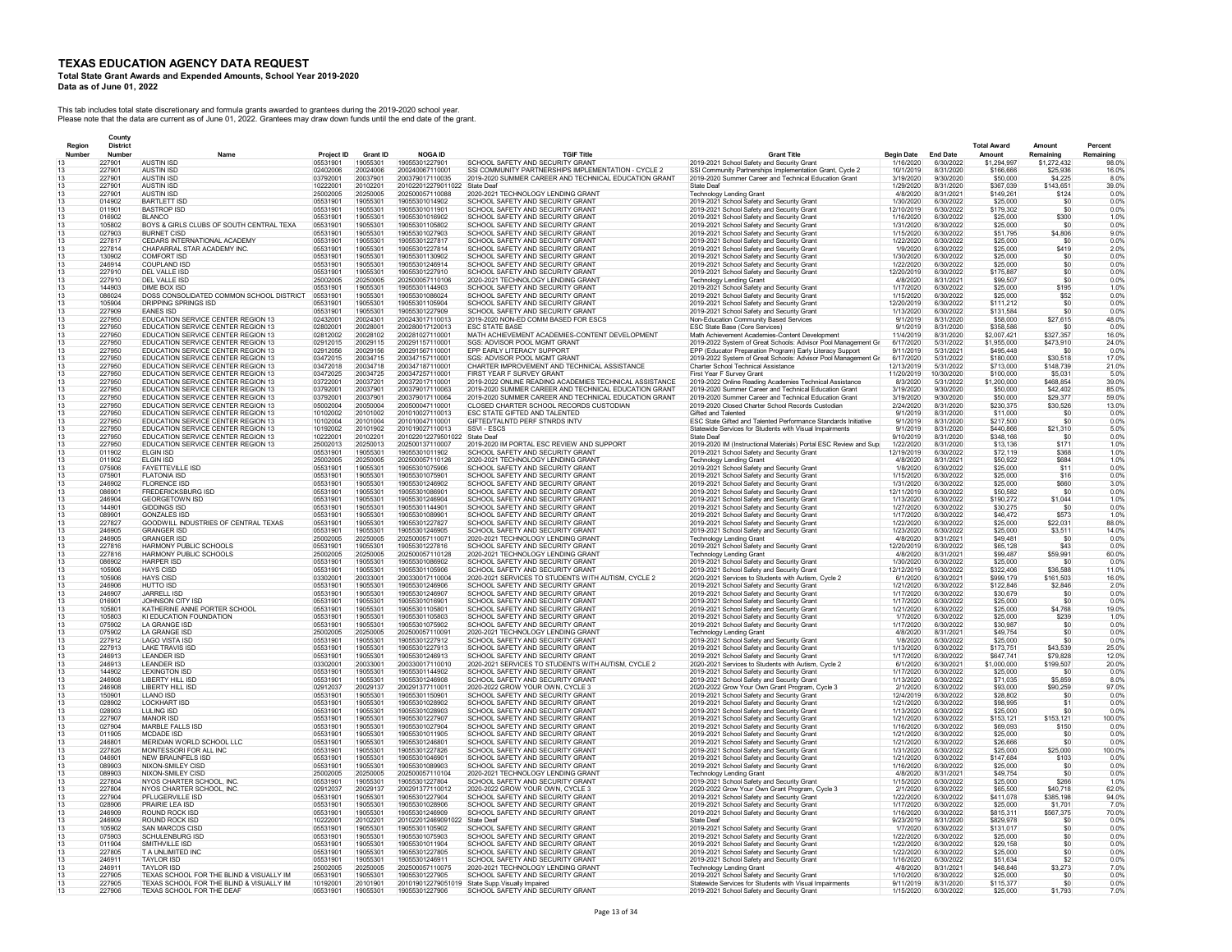# TEXAS EDUCATION AGENCY DATA REQUEST

**Total State Grant Awards and Expended Amounts, School Year 2019-2020**
**Data as of June 01, 2022**

This tab includes total state discretionary and formula grants awarded to grantees during the 2019-2020 school year.
Please note that the data are current as of June 01, 2022. Grantees may draw down funds until the end date of the grant.

| Region Number | County District Number | Name | Project ID | Grant ID | NOGA ID | TGIF Title | Grant Title | Begin Date | End Date | Total Award Amount | Amount Remaining | Percent Remaining |
|---|---|---|---|---|---|---|---|---|---|---|---|---|
| 13 | 227901 | AUSTIN ISD | 05531901 | 19055301 | 19055301227901 | SCHOOL SAFETY AND SECURITY GRANT | 2019-2021 School Safety and Security Grant | 1/16/2020 | 6/30/2022 | $1,294,997 | $1,272,432 | 98.0% |
| 13 | 227901 | AUSTIN ISD | 02402006 | 20024006 | 200240067110001 | SSI COMMUNITY PARTNERSHIPS IMPLEMENTATION - CYCLE 2 | SSI Community Partnerships Implementation Grant, Cycle 2 | 10/1/2019 | 8/31/2020 | $166,666 | $25,936 | 16.0% |
| 13 | 227901 | AUSTIN ISD | 03792001 | 20037901 | 200379017110035 | 2019-2020 SUMMER CAREER AND TECHNICAL EDUCATION GRANT | 2019-2020 Summer Career and Technical Education Grant | 3/19/2020 | 9/30/2020 | $50,000 | $4,225 | 8.0% |
| 13 | 227901 | AUSTIN ISD | 10222001 | 20102201 | 201022012279011022 | State Deaf | State Deaf | 1/29/2020 | 8/31/2020 | $367,039 | $143,651 | 39.0% |
| 13 | 227901 | AUSTIN ISD | 25002005 | 20250005 | 202500057110088 | 2020-2021 TECHNOLOGY LENDING GRANT | Technology Lending Grant | 4/8/2020 | 8/31/2021 | $149,261 | $124 | 0.0% |
| 13 | 014902 | BARTLETT ISD | 05531901 | 19055301 | 19055301014902 | SCHOOL SAFETY AND SECURITY GRANT | 2019-2021 School Safety and Security Grant | 1/30/2020 | 6/30/2022 | $25,000 | $0 | 0.0% |
| 13 | 011901 | BASTROP ISD | 05531901 | 19055301 | 19055301011901 | SCHOOL SAFETY AND SECURITY GRANT | 2019-2021 School Safety and Security Grant | 12/10/2019 | 6/30/2022 | $179,302 | $0 | 0.0% |
| 13 | 016902 | BLANCO | 05531901 | 19055301 | 19055301016902 | SCHOOL SAFETY AND SECURITY GRANT | 2019-2021 School Safety and Security Grant | 1/16/2020 | 6/30/2022 | $25,000 | $300 | 1.0% |
| 13 | 105802 | BOYS & GIRLS CLUBS OF SOUTH CENTRAL TEXA | 05531901 | 19055301 | 19055301105802 | SCHOOL SAFETY AND SECURITY GRANT | 2019-2021 School Safety and Security Grant | 1/31/2020 | 6/30/2022 | $25,000 | $0 | 0.0% |
| 13 | 027903 | BURNET CISD | 05531901 | 19055301 | 19055301027903 | SCHOOL SAFETY AND SECURITY GRANT | 2019-2021 School Safety and Security Grant | 1/15/2020 | 6/30/2022 | $51,795 | $4,806 | 9.0% |
| 13 | 227817 | CEDARS INTERNATIONAL ACADEMY | 05531901 | 19055301 | 19055301227817 | SCHOOL SAFETY AND SECURITY GRANT | 2019-2021 School Safety and Security Grant | 1/22/2020 | 6/30/2022 | $25,000 | $0 | 0.0% |
| 13 | 227814 | CHAPARRAL STAR ACADEMY INC. | 05531901 | 19055301 | 19055301227814 | SCHOOL SAFETY AND SECURITY GRANT | 2019-2021 School Safety and Security Grant | 1/9/2020 | 6/30/2022 | $25,000 | $419 | 2.0% |
| 13 | 130902 | COMFORT ISD | 05531901 | 19055301 | 19055301130902 | SCHOOL SAFETY AND SECURITY GRANT | 2019-2021 School Safety and Security Grant | 1/30/2020 | 6/30/2022 | $25,000 | $0 | 0.0% |
| 13 | 246914 | COUPLAND ISD | 05531901 | 19055301 | 19055301246914 | SCHOOL SAFETY AND SECURITY GRANT | 2019-2021 School Safety and Security Grant | 1/22/2020 | 6/30/2022 | $25,000 | $0 | 0.0% |
| 13 | 227910 | DEL VALLE ISD | 05531901 | 19055301 | 19055301227910 | SCHOOL SAFETY AND SECURITY GRANT | 2019-2021 School Safety and Security Grant | 12/20/2019 | 6/30/2022 | $175,887 | $0 | 0.0% |
| 13 | 227910 | DEL VALLE ISD | 25002005 | 20250005 | 202500057110106 | 2020-2021 TECHNOLOGY LENDING GRANT | Technology Lending Grant | 4/8/2020 | 8/31/2021 | $99,507 | $0 | 0.0% |
| 13 | 144903 | DIME BOX ISD | 05531901 | 19055301 | 19055301144903 | SCHOOL SAFETY AND SECURITY GRANT | 2019-2021 School Safety and Security Grant | 1/17/2020 | 6/30/2022 | $25,000 | $195 | 1.0% |
| 13 | 086024 | DOSS CONSOLIDATED COMMON SCHOOL DISTRICT | 05531901 | 19055301 | 19055301086024 | SCHOOL SAFETY AND SECURITY GRANT | 2019-2021 School Safety and Security Grant | 1/15/2020 | 6/30/2022 | $25,000 | $52 | 0.0% |
| 13 | 105904 | DRIPPING SPRINGS ISD | 05531901 | 19055301 | 19055301105904 | SCHOOL SAFETY AND SECURITY GRANT | 2019-2021 School Safety and Security Grant | 12/20/2019 | 6/30/2022 | $111,212 | $0 | 0.0% |
| 13 | 227909 | EANES ISD | 05531901 | 19055301 | 19055301227909 | SCHOOL SAFETY AND SECURITY GRANT | 2019-2021 School Safety and Security Grant | 1/13/2020 | 6/30/2022 | $131,584 | $0 | 0.0% |
| 13 | 227950 | EDUCATION SERVICE CENTER REGION 13 | 02432001 | 20024301 | 200243017110013 | 2019-2020 NON-ED COMM BASED FOR ESCS | Non-Education Community Based Services | 9/1/2019 | 8/31/2020 | $58,000 | $27,615 | 48.0% |
| 13 | 227950 | EDUCATION SERVICE CENTER REGION 13 | 02802001 | 20028001 | 200280017120013 | ESC STATE BASE | ESC State Base (Core Services) | 9/1/2019 | 8/31/2020 | $358,586 | $0 | 0.0% |
| 13 | 227950 | EDUCATION SERVICE CENTER REGION 13 | 02812002 | 20028102 | 200281027110001 | MATH ACHIEVEMENT ACADEMIES-CONTENT DEVELOPMENT | Math Achievement Academies-Content Development | 11/4/2019 | 8/31/2020 | $2,007,421 | $327,357 | 16.0% |
| 13 | 227950 | EDUCATION SERVICE CENTER REGION 13 | 02912015 | 20029115 | 200291157110001 | SGS: ADVISOR POOL MGMT GRANT | 2019-2022 System of Great Schools: Advisor Pool Management Gr | 6/17/2020 | 5/31/2022 | $1,955,000 | $473,910 | 24.0% |
| 13 | 227950 | EDUCATION SERVICE CENTER REGION 13 | 02912056 | 20029156 | 200291567110001 | EPP EARLY LITERACY SUPPORT | EPP (Educator Preparation Program) Early Literacy Support | 9/11/2019 | 5/31/2021 | $495,448 | $0 | 0.0% |
| 13 | 227950 | EDUCATION SERVICE CENTER REGION 13 | 03472015 | 20034715 | 200347157110001 | SGS: ADVISOR POOL MGMT GRANT | 2019-2022 System of Great Schools: Advisor Pool Management Gr | 6/17/2020 | 5/31/2022 | $180,000 | $30,518 | 17.0% |
| 13 | 227950 | EDUCATION SERVICE CENTER REGION 13 | 03472018 | 20034718 | 200347187110001 | CHARTER IMPROVEMENT AND TECHNICAL ASSISTANCE | Charter School Technical Assistance | 12/13/2019 | 5/31/2022 | $713,000 | $148,739 | 21.0% |
| 13 | 227950 | EDUCATION SERVICE CENTER REGION 13 | 03472025 | 20034725 | 200347257110001 | FIRST YEAR F SURVEY GRANT | First Year F Survey Grant | 11/20/2019 | 10/30/2020 | $100,000 | $5,031 | 5.0% |
| 13 | 227950 | EDUCATION SERVICE CENTER REGION 13 | 03722001 | 20037201 | 200372017110001 | 2019-2022 ONLINE READING ACADEMIES TECHNICAL ASSISTANCE | 2019-2022 Online Reading Academies Technical Assistance | 8/3/2020 | 5/31/2022 | $1,200,000 | $468,854 | 39.0% |
| 13 | 227950 | EDUCATION SERVICE CENTER REGION 13 | 03792001 | 20037901 | 200379017110063 | 2019-2020 SUMMER CAREER AND TECHNICAL EDUCATION GRANT | 2019-2020 Summer Career and Technical Education Grant | 3/19/2020 | 9/30/2020 | $50,000 | $42,402 | 85.0% |
| 13 | 227950 | EDUCATION SERVICE CENTER REGION 13 | 03792001 | 20037901 | 200379017110064 | 2019-2020 SUMMER CAREER AND TECHNICAL EDUCATION GRANT | 2019-2020 Summer Career and Technical Education Grant | 3/19/2020 | 9/30/2020 | $50,000 | $29,377 | 59.0% |
| 13 | 227950 | EDUCATION SERVICE CENTER REGION 13 | 05002004 | 20050004 | 200500047110001 | CLOSED CHARTER SCHOOL RECORDS CUSTODIAN | 2019-2020 Closed Charter School Records Custodian | 2/24/2020 | 8/31/2020 | $230,375 | $30,526 | 13.0% |
| 13 | 227950 | EDUCATION SERVICE CENTER REGION 13 | 10102002 | 20101002 | 201010027110013 | ESC STATE GIFTED AND TALENTED | Gifted and Talented | 9/1/2019 | 8/31/2020 | $11,000 | $0 | 0.0% |
| 13 | 227950 | EDUCATION SERVICE CENTER REGION 13 | 10102004 | 20101004 | 201010047110001 | GIFTED/TALNTD PERF STNRDS INTV | ESC State Gifted and Talented Performance Standards Initiative | 9/1/2019 | 8/31/2020 | $217,500 | $0 | 0.0% |
| 13 | 227950 | EDUCATION SERVICE CENTER REGION 13 | 10192002 | 20101902 | 201019027110013 | SSVI - ESCS | Statewide Services for Students with Visual Impairments | 9/1/2019 | 8/31/2020 | $440,866 | $21,310 | 5.0% |
| 13 | 227950 | EDUCATION SERVICE CENTER REGION 13 | 10222001 | 20102201 | 201022012279501022 | State Deaf | State Deaf | 9/10/2019 | 8/31/2020 | $348,166 | $0 | 0.0% |
| 13 | 227950 | EDUCATION SERVICE CENTER REGION 13 | 25002013 | 20250013 | 202500137110007 | 2019-2020 IM PORTAL ESC REVIEW AND SUPPORT | 2019-2020 IM (Instructional Materials) Portal ESC Review and Sup | 1/22/2020 | 8/31/2020 | $13,136 | $171 | 1.0% |
| 13 | 011902 | ELGIN ISD | 05531901 | 19055301 | 19055301011902 | SCHOOL SAFETY AND SECURITY GRANT | 2019-2021 School Safety and Security Grant | 12/19/2019 | 6/30/2022 | $72,119 | $368 | 1.0% |
| 13 | 011902 | ELGIN ISD | 25002005 | 20250005 | 202500057110126 | 2020-2021 TECHNOLOGY LENDING GRANT | Technology Lending Grant | 4/8/2020 | 8/31/2021 | $50,922 | $684 | 1.0% |
| 13 | 075906 | FAYETTEVILLE ISD | 05531901 | 19055301 | 19055301075906 | SCHOOL SAFETY AND SECURITY GRANT | 2019-2021 School Safety and Security Grant | 1/8/2020 | 6/30/2022 | $25,000 | $11 | 0.0% |
| 13 | 075901 | FLATONIA ISD | 05531901 | 19055301 | 19055301075901 | SCHOOL SAFETY AND SECURITY GRANT | 2019-2021 School Safety and Security Grant | 1/15/2020 | 6/30/2022 | $25,000 | $16 | 0.0% |
| 13 | 246902 | FLORENCE ISD | 05531901 | 19055301 | 19055301246902 | SCHOOL SAFETY AND SECURITY GRANT | 2019-2021 School Safety and Security Grant | 1/31/2020 | 6/30/2022 | $25,000 | $660 | 3.0% |
| 13 | 086901 | FREDERICKSBURG ISD | 05531901 | 19055301 | 19055301086901 | SCHOOL SAFETY AND SECURITY GRANT | 2019-2021 School Safety and Security Grant | 12/11/2019 | 6/30/2022 | $50,582 | $0 | 0.0% |
| 13 | 246904 | GEORGETOWN ISD | 05531901 | 19055301 | 19055301246904 | SCHOOL SAFETY AND SECURITY GRANT | 2019-2021 School Safety and Security Grant | 1/13/2020 | 6/30/2022 | $190,272 | $1,044 | 1.0% |
| 13 | 144901 | GIDDINGS ISD | 05531901 | 19055301 | 19055301144901 | SCHOOL SAFETY AND SECURITY GRANT | 2019-2021 School Safety and Security Grant | 1/27/2020 | 6/30/2022 | $30,275 | $0 | 0.0% |
| 13 | 089901 | GONZALES ISD | 05531901 | 19055301 | 19055301089901 | SCHOOL SAFETY AND SECURITY GRANT | 2019-2021 School Safety and Security Grant | 1/17/2020 | 6/30/2022 | $46,472 | $573 | 1.0% |
| 13 | 227827 | GOODWILL INDUSTRIES OF CENTRAL TEXAS | 05531901 | 19055301 | 19055301227827 | SCHOOL SAFETY AND SECURITY GRANT | 2019-2021 School Safety and Security Grant | 1/22/2020 | 6/30/2022 | $25,000 | $22,031 | 88.0% |
| 13 | 246905 | GRANGER ISD | 05531901 | 19055301 | 19055301246905 | SCHOOL SAFETY AND SECURITY GRANT | 2019-2021 School Safety and Security Grant | 1/23/2020 | 6/30/2022 | $25,000 | $3,511 | 14.0% |
| 13 | 246905 | GRANGER ISD | 25002005 | 20250005 | 202500057110071 | 2020-2021 TECHNOLOGY LENDING GRANT | Technology Lending Grant | 4/8/2020 | 8/31/2021 | $49,481 | $0 | 0.0% |
| 13 | 227816 | HARMONY PUBLIC SCHOOLS | 05531901 | 19055301 | 19055301227816 | SCHOOL SAFETY AND SECURITY GRANT | 2019-2021 School Safety and Security Grant | 12/20/2019 | 6/30/2022 | $65,128 | $43 | 0.0% |
| 13 | 227816 | HARMONY PUBLIC SCHOOLS | 25002005 | 20250005 | 202500057110128 | 2020-2021 TECHNOLOGY LENDING GRANT | Technology Lending Grant | 4/8/2020 | 8/31/2021 | $99,487 | $59,991 | 60.0% |
| 13 | 086902 | HARPER ISD | 05531901 | 19055301 | 19055301086902 | SCHOOL SAFETY AND SECURITY GRANT | 2019-2021 School Safety and Security Grant | 1/30/2020 | 6/30/2022 | $25,000 | $0 | 0.0% |
| 13 | 105906 | HAYS CISD | 05531901 | 19055301 | 19055301105906 | SCHOOL SAFETY AND SECURITY GRANT | 2019-2021 School Safety and Security Grant | 12/12/2019 | 6/30/2022 | $322,406 | $36,588 | 11.0% |
| 13 | 105906 | HAYS CISD | 03302001 | 20033001 | 200330017110004 | 2020-2021 SERVICES TO STUDENTS WITH AUTISM, CYCLE 2 | 2020-2021 Services to Students with Autism, Cycle 2 | 6/1/2020 | 6/30/2021 | $999,179 | $161,503 | 16.0% |
| 13 | 246906 | HUTTO ISD | 05531901 | 19055301 | 19055301246906 | SCHOOL SAFETY AND SECURITY GRANT | 2019-2021 School Safety and Security Grant | 1/21/2020 | 6/30/2022 | $122,846 | $2,846 | 2.0% |
| 13 | 246907 | JARRELL ISD | 05531901 | 19055301 | 19055301246907 | SCHOOL SAFETY AND SECURITY GRANT | 2019-2021 School Safety and Security Grant | 1/17/2020 | 6/30/2022 | $30,679 | $0 | 0.0% |
| 13 | 016901 | JOHNSON CITY ISD | 05531901 | 19055301 | 19055301016901 | SCHOOL SAFETY AND SECURITY GRANT | 2019-2021 School Safety and Security Grant | 1/17/2020 | 6/30/2022 | $25,000 | $0 | 0.0% |
| 13 | 105801 | KATHERINE ANNE PORTER SCHOOL | 05531901 | 19055301 | 19055301105801 | SCHOOL SAFETY AND SECURITY GRANT | 2019-2021 School Safety and Security Grant | 1/21/2020 | 6/30/2022 | $25,000 | $4,768 | 19.0% |
| 13 | 105803 | KI EDUCATION FOUNDATION | 05531901 | 19055301 | 19055301105803 | SCHOOL SAFETY AND SECURITY GRANT | 2019-2021 School Safety and Security Grant | 1/7/2020 | 6/30/2022 | $25,000 | $239 | 1.0% |
| 13 | 075902 | LA GRANGE ISD | 05531901 | 19055301 | 19055301075902 | SCHOOL SAFETY AND SECURITY GRANT | 2019-2021 School Safety and Security Grant | 1/17/2020 | 6/30/2022 | $30,987 | $0 | 0.0% |
| 13 | 075902 | LA GRANGE ISD | 25002005 | 20250005 | 202500057110091 | 2020-2021 TECHNOLOGY LENDING GRANT | Technology Lending Grant | 4/8/2020 | 8/31/2021 | $49,754 | $0 | 0.0% |
| 13 | 227912 | LAGO VISTA ISD | 05531901 | 19055301 | 19055301227912 | SCHOOL SAFETY AND SECURITY GRANT | 2019-2021 School Safety and Security Grant | 1/8/2020 | 6/30/2022 | $25,000 | $0 | 0.0% |
| 13 | 227913 | LAKE TRAVIS ISD | 05531901 | 19055301 | 19055301227913 | SCHOOL SAFETY AND SECURITY GRANT | 2019-2021 School Safety and Security Grant | 1/13/2020 | 6/30/2022 | $173,751 | $43,539 | 25.0% |
| 13 | 246913 | LEANDER ISD | 05531901 | 19055301 | 19055301246913 | SCHOOL SAFETY AND SECURITY GRANT | 2019-2021 School Safety and Security Grant | 1/17/2020 | 6/30/2022 | $647,741 | $79,828 | 12.0% |
| 13 | 246913 | LEANDER ISD | 03302001 | 20033001 | 200330017110010 | 2020-2021 SERVICES TO STUDENTS WITH AUTISM, CYCLE 2 | 2020-2021 Services to Students with Autism, Cycle 2 | 6/1/2020 | 6/30/2021 | $1,000,000 | $199,507 | 20.0% |
| 13 | 144902 | LEXINGTON ISD | 05531901 | 19055301 | 19055301144902 | SCHOOL SAFETY AND SECURITY GRANT | 2019-2021 School Safety and Security Grant | 1/17/2020 | 6/30/2022 | $25,000 | $0 | 0.0% |
| 13 | 246908 | LIBERTY HILL ISD | 05531901 | 19055301 | 19055301246908 | SCHOOL SAFETY AND SECURITY GRANT | 2019-2021 School Safety and Security Grant | 1/13/2020 | 6/30/2022 | $71,035 | $5,859 | 8.0% |
| 13 | 246908 | LIBERTY HILL ISD | 02912037 | 20029137 | 200291377110011 | 2020-2022 GROW YOUR OWN, CYCLE 3 | 2020-2022 Grow Your Own Grant Program, Cycle 3 | 2/1/2020 | 6/30/2022 | $93,000 | $90,259 | 97.0% |
| 13 | 150901 | LLANO ISD | 05531901 | 19055301 | 19055301150901 | SCHOOL SAFETY AND SECURITY GRANT | 2019-2021 School Safety and Security Grant | 12/4/2019 | 6/30/2022 | $28,802 | $0 | 0.0% |
| 13 | 028902 | LOCKHART ISD | 05531901 | 19055301 | 19055301028902 | SCHOOL SAFETY AND SECURITY GRANT | 2019-2021 School Safety and Security Grant | 1/21/2020 | 6/30/2022 | $98,995 | $1 | 0.0% |
| 13 | 028903 | LULING ISD | 05531901 | 19055301 | 19055301028903 | SCHOOL SAFETY AND SECURITY GRANT | 2019-2021 School Safety and Security Grant | 1/13/2020 | 6/30/2022 | $25,000 | $0 | 0.0% |
| 13 | 227907 | MANOR ISD | 05531901 | 19055301 | 19055301227907 | SCHOOL SAFETY AND SECURITY GRANT | 2019-2021 School Safety and Security Grant | 1/21/2020 | 6/30/2022 | $153,121 | $153,121 | 100.0% |
| 13 | 027904 | MARBLE FALLS ISD | 05531901 | 19055301 | 19055301027904 | SCHOOL SAFETY AND SECURITY GRANT | 2019-2021 School Safety and Security Grant | 1/16/2020 | 6/30/2022 | $69,093 | $150 | 0.0% |
| 13 | 011905 | MCDADE ISD | 05531901 | 19055301 | 19055301011905 | SCHOOL SAFETY AND SECURITY GRANT | 2019-2021 School Safety and Security Grant | 1/21/2020 | 6/30/2022 | $25,000 | $0 | 0.0% |
| 13 | 246801 | MERIDIAN WORLD SCHOOL LLC | 05531901 | 19055301 | 19055301246801 | SCHOOL SAFETY AND SECURITY GRANT | 2019-2021 School Safety and Security Grant | 1/21/2020 | 6/30/2022 | $26,666 | $0 | 0.0% |
| 13 | 227826 | MONTESSORI FOR ALL INC | 05531901 | 19055301 | 19055301227826 | SCHOOL SAFETY AND SECURITY GRANT | 2019-2021 School Safety and Security Grant | 1/31/2020 | 6/30/2022 | $25,000 | $25,000 | 100.0% |
| 13 | 046901 | NEW BRAUNFELS ISD | 05531901 | 19055301 | 19055301046901 | SCHOOL SAFETY AND SECURITY GRANT | 2019-2021 School Safety and Security Grant | 1/21/2020 | 6/30/2022 | $147,684 | $103 | 0.0% |
| 13 | 089903 | NIXON-SMILEY CISD | 05531901 | 19055301 | 19055301089903 | SCHOOL SAFETY AND SECURITY GRANT | 2019-2021 School Safety and Security Grant | 1/16/2020 | 6/30/2022 | $25,000 | $0 | 0.0% |
| 13 | 089903 | NIXON-SMILEY CISD | 25002005 | 20250005 | 202500057110104 | 2020-2021 TECHNOLOGY LENDING GRANT | Technology Lending Grant | 4/8/2020 | 8/31/2021 | $49,754 | $0 | 0.0% |
| 13 | 227804 | NYOS CHARTER SCHOOL, INC. | 05531901 | 19055301 | 19055301227804 | SCHOOL SAFETY AND SECURITY GRANT | 2019-2021 School Safety and Security Grant | 1/15/2020 | 6/30/2022 | $25,000 | $266 | 1.0% |
| 13 | 227804 | NYOS CHARTER SCHOOL, INC. | 02912037 | 20029137 | 200291377110012 | 2020-2022 GROW YOUR OWN, CYCLE 3 | 2020-2022 Grow Your Own Grant Program, Cycle 3 | 2/1/2020 | 6/30/2022 | $65,500 | $40,718 | 62.0% |
| 13 | 227904 | PFLUGERVILLE ISD | 05531901 | 19055301 | 19055301227904 | SCHOOL SAFETY AND SECURITY GRANT | 2019-2021 School Safety and Security Grant | 1/22/2020 | 6/30/2022 | $411,078 | $385,198 | 94.0% |
| 13 | 028906 | PRAIRIE LEA ISD | 05531901 | 19055301 | 19055301028906 | SCHOOL SAFETY AND SECURITY GRANT | 2019-2021 School Safety and Security Grant | 1/17/2020 | 6/30/2022 | $25,000 | $1,701 | 7.0% |
| 13 | 246909 | ROUND ROCK ISD | 05531901 | 19055301 | 19055301246909 | SCHOOL SAFETY AND SECURITY GRANT | 2019-2021 School Safety and Security Grant | 1/16/2020 | 6/30/2022 | $815,311 | $567,375 | 70.0% |
| 13 | 246909 | ROUND ROCK ISD | 10222001 | 20102201 | 201022012469091022 | State Deaf | State Deaf | 9/23/2019 | 8/31/2020 | $829,978 | $0 | 0.0% |
| 13 | 105902 | SAN MARCOS CISD | 05531901 | 19055301 | 19055301105902 | SCHOOL SAFETY AND SECURITY GRANT | 2019-2021 School Safety and Security Grant | 1/7/2020 | 6/30/2022 | $131,017 | $0 | 0.0% |
| 13 | 075903 | SCHULENBURG ISD | 05531901 | 19055301 | 19055301075903 | SCHOOL SAFETY AND SECURITY GRANT | 2019-2021 School Safety and Security Grant | 1/22/2020 | 6/30/2022 | $25,000 | $0 | 0.0% |
| 13 | 011904 | SMITHVILLE ISD | 05531901 | 19055301 | 19055301011904 | SCHOOL SAFETY AND SECURITY GRANT | 2019-2021 School Safety and Security Grant | 1/22/2020 | 6/30/2022 | $29,158 | $0 | 0.0% |
| 13 | 227805 | T A UNLIMITED INC | 05531901 | 19055301 | 19055301227805 | SCHOOL SAFETY AND SECURITY GRANT | 2019-2021 School Safety and Security Grant | 1/22/2020 | 6/30/2022 | $25,000 | $0 | 0.0% |
| 13 | 246911 | TAYLOR ISD | 05531901 | 19055301 | 19055301246911 | SCHOOL SAFETY AND SECURITY GRANT | 2019-2021 School Safety and Security Grant | 1/16/2020 | 6/30/2022 | $51,634 | $2 | 0.0% |
| 13 | 246911 | TAYLOR ISD | 25002005 | 20250005 | 202500057110075 | 2020-2021 TECHNOLOGY LENDING GRANT | Technology Lending Grant | 4/8/2020 | 8/31/2021 | $48,846 | $3,273 | 7.0% |
| 13 | 227905 | TEXAS SCHOOL FOR THE BLIND & VISUALLY IM | 05531901 | 19055301 | 19055301227905 | SCHOOL SAFETY AND SECURITY GRANT | 2019-2021 School Safety and Security Grant | 1/10/2020 | 6/30/2022 | $25,000 | $0 | 0.0% |
| 13 | 227905 | TEXAS SCHOOL FOR THE BLIND & VISUALLY IM | 10192001 | 20101901 | 201019012279051019 | State Supp Visually Impaired | Statewide Services for Students with Visual Impairments | 9/11/2019 | 8/31/2020 | $115,377 | $0 | 0.0% |
| 13 | 227906 | TEXAS SCHOOL FOR THE DEAF | 05531901 | 19055301 | 19055301227906 | SCHOOL SAFETY AND SECURITY GRANT | 2019-2021 School Safety and Security Grant | 1/15/2020 | 6/30/2022 | $25,000 | $1,793 | 7.0% |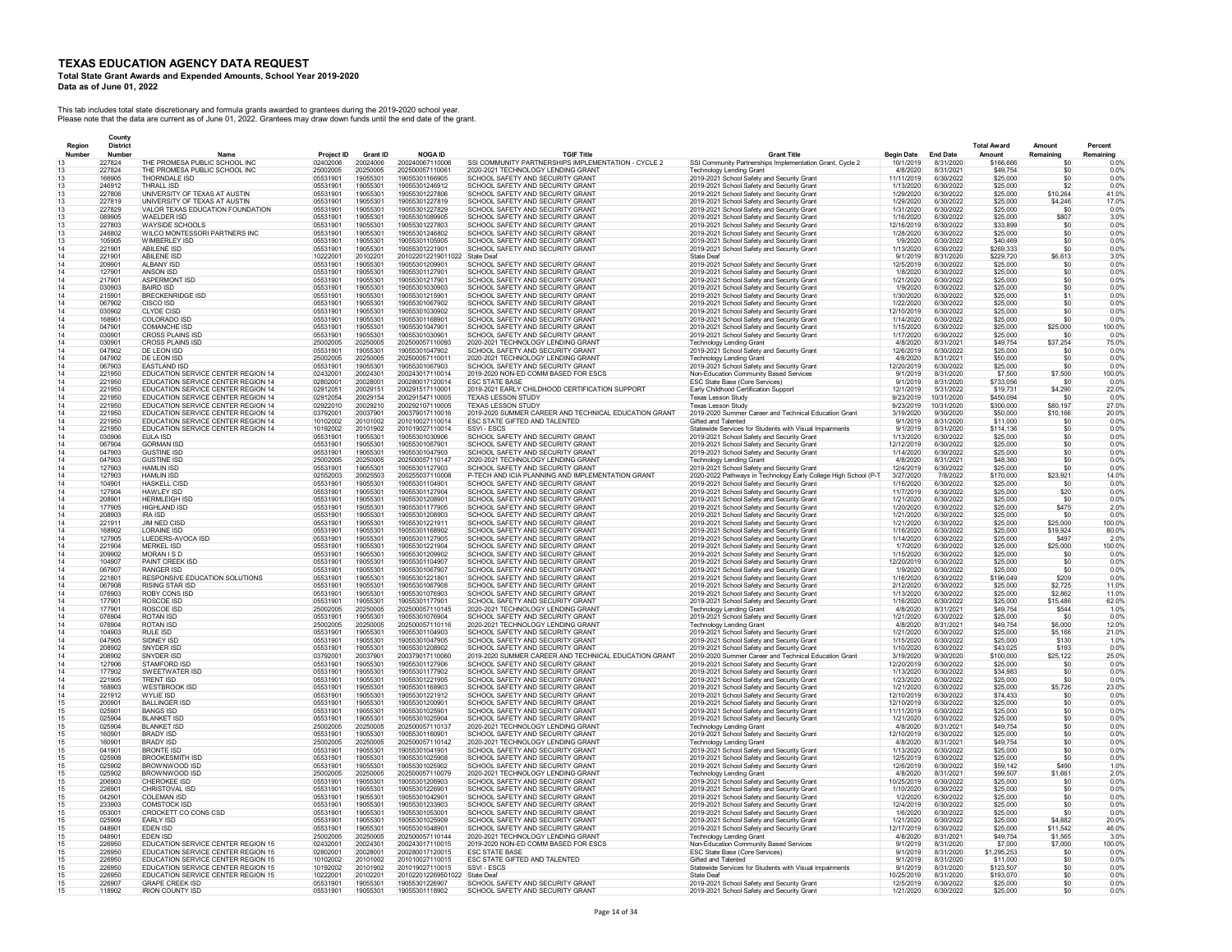# TEXAS EDUCATION AGENCY DATA REQUEST

**Total State Grant Awards and Expended Amounts, School Year 2019-2020**
**Data as of June 01, 2022**

This tab includes total state discretionary and formula grants awarded to grantees during the 2019-2020 school year.
Please note that the data are current as of June 01, 2022. Grantees may draw down funds until the end date of the grant.

| Region Number | County District Number | Name | Project ID | Grant ID | NOGA ID | TGIF Title | Grant Title | Begin Date | End Date | Total Award Amount | Amount Remaining | Percent Remaining |
|---|---|---|---|---|---|---|---|---|---|---|---|---|
| 13 | 227824 | THE PROMESA PUBLIC SCHOOL INC | 02402006 | 20024006 | 202400671100006 | SSI COMMUNITY PARTNERSHIPS IMPLEMENTATION - CYCLE 2 | SSI Community Partnerships Implementation Grant, Cycle 2 | 10/1/2019 | 8/31/2020 | $166,666 | $0 | 0.0% |
| 13 | 227824 | THE PROMESA PUBLIC SCHOOL INC | 25002005 | 20250005 | 202500057110061 | 2020-2021 TECHNOLOGY LENDING GRANT | Technology Lending Grant | 4/8/2020 | 8/31/2021 | $49,754 | $0 | 0.0% |
| 13 | 166905 | THORNDALE ISD | 05531901 | 19055301 | 190553011669005 | SCHOOL SAFETY AND SECURITY GRANT | 2019-2021 School Safety and Security Grant | 11/11/2019 | 6/30/2022 | $25,000 | $0 | 0.0% |
| 13 | 246912 | THRALL ISD | 05531901 | 19055301 | 190553012469912 | SCHOOL SAFETY AND SECURITY GRANT | 2019-2021 School Safety and Security Grant | 1/13/2020 | 6/30/2022 | $25,000 | $2 | 0.0% |
| 13 | 227806 | UNIVERSITY OF TEXAS AT AUSTIN | 05531901 | 19055301 | 190553012278006 | SCHOOL SAFETY AND SECURITY GRANT | 2019-2021 School Safety and Security Grant | 1/29/2020 | 6/30/2022 | $25,000 | $10,264 | 41.0% |
| 13 | 227819 | UNIVERSITY OF TEXAS AT AUSTIN | 05531901 | 19055301 | 190553012278019 | SCHOOL SAFETY AND SECURITY GRANT | 2019-2021 School Safety and Security Grant | 1/29/2020 | 6/30/2022 | $25,000 | $4,246 | 17.0% |
| 13 | 227829 | VALOR TEXAS EDUCATION FOUNDATION | 05531901 | 19055301 | 190553012278029 | SCHOOL SAFETY AND SECURITY GRANT | 2019-2021 School Safety and Security Grant | 1/31/2020 | 6/30/2022 | $25,000 | $0 | 0.0% |
| 13 | 089905 | WAELDER ISD | 05531901 | 19055301 | 190553010899005 | SCHOOL SAFETY AND SECURITY GRANT | 2019-2021 School Safety and Security Grant | 1/16/2020 | 6/30/2022 | $25,000 | $807 | 3.0% |
| 13 | 227803 | WAYSIDE SCHOOLS | 05531901 | 19055301 | 190553012278003 | SCHOOL SAFETY AND SECURITY GRANT | 2019-2021 School Safety and Security Grant | 12/16/2019 | 6/30/2022 | $33,899 | $0 | 0.0% |
| 13 | 246802 | WILCO MONTESSORI PARTNERS INC | 05531901 | 19055301 | 190553012468002 | SCHOOL SAFETY AND SECURITY GRANT | 2019-2021 School Safety and Security Grant | 1/28/2020 | 6/30/2022 | $25,000 | $0 | 0.0% |
| 13 | 105905 | WIMBERLEY ISD | 05531901 | 19055301 | 190553011059005 | SCHOOL SAFETY AND SECURITY GRANT | 2019-2021 School Safety and Security Grant | 1/9/2020 | 6/30/2022 | $40,469 | $0 | 0.0% |
| 14 | 221901 | ABILENE ISD | 05531901 | 19055301 | 190553012219001 | SCHOOL SAFETY AND SECURITY GRANT | 2019-2021 School Safety and Security Grant | 1/13/2020 | 6/30/2022 | $269,333 | $0 | 0.0% |
| 14 | 221901 | ABILENE ISD | 10222001 | 20102201 | 201022012219011022 | State Deaf | State Deaf | 9/1/2019 | 8/31/2020 | $229,720 | $6,613 | 3.0% |
| 14 | 209901 | ALBANY ISD | 05531901 | 19055301 | 190553012099001 | SCHOOL SAFETY AND SECURITY GRANT | 2019-2021 School Safety and Security Grant | 12/5/2019 | 6/30/2022 | $25,000 | $0 | 0.0% |
| 14 | 127901 | ANSON ISD | 05531901 | 19055301 | 190553011279001 | SCHOOL SAFETY AND SECURITY GRANT | 2019-2021 School Safety and Security Grant | 1/8/2020 | 6/30/2022 | $25,000 | $0 | 0.0% |
| 14 | 217901 | ASPERMONT ISD | 05531901 | 19055301 | 190553012179001 | SCHOOL SAFETY AND SECURITY GRANT | 2019-2021 School Safety and Security Grant | 1/21/2020 | 6/30/2022 | $25,000 | $0 | 0.0% |
| 14 | 030903 | BAIRD ISD | 05531901 | 19055301 | 190553010309003 | SCHOOL SAFETY AND SECURITY GRANT | 2019-2021 School Safety and Security Grant | 1/9/2020 | 6/30/2022 | $25,000 | $0 | 0.0% |
| 14 | 215901 | BRECKENRIDGE ISD | 05531901 | 19055301 | 190553012159001 | SCHOOL SAFETY AND SECURITY GRANT | 2019-2021 School Safety and Security Grant | 1/30/2020 | 6/30/2022 | $25,000 | $1 | 0.0% |
| 14 | 067902 | CISCO ISD | 05531901 | 19055301 | 190553010679002 | SCHOOL SAFETY AND SECURITY GRANT | 2019-2021 School Safety and Security Grant | 1/22/2020 | 6/30/2022 | $25,000 | $0 | 0.0% |
| 14 | 030902 | CLYDE CISD | 05531901 | 19055301 | 190553010309002 | SCHOOL SAFETY AND SECURITY GRANT | 2019-2021 School Safety and Security Grant | 12/10/2019 | 6/30/2022 | $25,000 | $0 | 0.0% |
| 14 | 168901 | COLORADO ISD | 05531901 | 19055301 | 190553011689001 | SCHOOL SAFETY AND SECURITY GRANT | 2019-2021 School Safety and Security Grant | 1/14/2020 | 6/30/2022 | $25,000 | $0 | 0.0% |
| 14 | 047901 | COMANCHE ISD | 05531901 | 19055301 | 190553010479001 | SCHOOL SAFETY AND SECURITY GRANT | 2019-2021 School Safety and Security Grant | 1/15/2020 | 6/30/2022 | $25,000 | $25,000 | 100.0% |
| 14 | 030901 | CROSS PLAINS ISD | 05531901 | 19055301 | 190553010309001 | SCHOOL SAFETY AND SECURITY GRANT | 2019-2021 School Safety and Security Grant | 1/17/2020 | 6/30/2022 | $25,000 | $0 | 0.0% |
| 14 | 030901 | CROSS PLAINS ISD | 25002005 | 20250005 | 202500057110093 | 2020-2021 TECHNOLOGY LENDING GRANT | Technology Lending Grant | 4/8/2020 | 8/31/2021 | $49,754 | $37,254 | 75.0% |
| 14 | 047902 | DE LEON ISD | 05531901 | 19055301 | 190553010479002 | SCHOOL SAFETY AND SECURITY GRANT | 2019-2021 School Safety and Security Grant | 12/6/2019 | 6/30/2022 | $25,000 | $0 | 0.0% |
| 14 | 047902 | DE LEON ISD | 25002005 | 20250005 | 202500057110011 | 2020-2021 TECHNOLOGY LENDING GRANT | Technology Lending Grant | 4/8/2020 | 8/31/2021 | $50,000 | $0 | 0.0% |
| 14 | 067903 | EASTLAND ISD | 05531901 | 19055301 | 190553010679003 | SCHOOL SAFETY AND SECURITY GRANT | 2019-2021 School Safety and Security Grant | 12/20/2019 | 6/30/2022 | $25,000 | $0 | 0.0% |
| 14 | 221950 | EDUCATION SERVICE CENTER REGION 14 | 02432001 | 20024301 | 200243017110014 | 2019-2020 NON-ED COMM BASED FOR ESCS | Non-Education Community Based Services | 9/1/2019 | 8/31/2020 | $7,500 | $7,500 | 100.0% |
| 14 | 221950 | EDUCATION SERVICE CENTER REGION 14 | 02802001 | 20028001 | 200280017120014 | ESC STATE BASE | ESC State Base (Core Services) | 9/1/2019 | 8/31/2020 | $733,056 | $0 | 0.0% |
| 14 | 221950 | EDUCATION SERVICE CENTER REGION 14 | 02912051 | 20029151 | 200291517110001 | 2019-2021 EARLY CHILDHOOD CERTIFICATION SUPPORT | Early Childhood Certification Support | 12/1/2019 | 5/31/2022 | $19,731 | $4,290 | 22.0% |
| 14 | 221950 | EDUCATION SERVICE CENTER REGION 14 | 02912054 | 20029154 | 200291547110005 | TEXAS LESSON STUDY | Texas Lesson Study | 9/23/2019 | 10/31/2020 | $450,094 | $0 | 0.0% |
| 14 | 221950 | EDUCATION SERVICE CENTER REGION 14 | 02922010 | 20029210 | 200292107110005 | TEXAS LESSON STUDY | Texas Lesson Study | 9/23/2019 | 10/31/2020 | $300,000 | $80,197 | 27.0% |
| 14 | 221950 | EDUCATION SERVICE CENTER REGION 14 | 03792001 | 20037901 | 200379017110016 | 2019-2020 SUMMER CAREER AND TECHNICAL EDUCATION GRANT | 2019-2020 Summer Career and Technical Education Grant | 3/19/2020 | 9/30/2020 | $50,000 | $10,166 | 20.0% |
| 14 | 221950 | EDUCATION SERVICE CENTER REGION 14 | 10102002 | 20101002 | 201010027110014 | ESC STATE GIFTED AND TALENTED | Gifted and Talented | 9/1/2019 | 8/31/2020 | $11,000 | $0 | 0.0% |
| 14 | 221950 | EDUCATION SERVICE CENTER REGION 14 | 10192002 | 20101902 | 201019027110014 | SSVI - ESCS | Statewide Services for Students with Visual Impairments | 9/1/2019 | 8/31/2020 | $114,136 | $0 | 0.0% |
| 14 | 030906 | EULA ISD | 05531901 | 19055301 | 190553010309006 | SCHOOL SAFETY AND SECURITY GRANT | 2019-2021 School Safety and Security Grant | 1/13/2020 | 6/30/2022 | $25,000 | $0 | 0.0% |
| 14 | 067904 | GORMAN ISD | 05531901 | 19055301 | 190553010679004 | SCHOOL SAFETY AND SECURITY GRANT | 2019-2021 School Safety and Security Grant | 12/12/2019 | 6/30/2022 | $25,000 | $0 | 0.0% |
| 14 | 047903 | GUSTINE ISD | 05531901 | 19055301 | 190553010479003 | SCHOOL SAFETY AND SECURITY GRANT | 2019-2021 School Safety and Security Grant | 1/14/2020 | 6/30/2022 | $25,000 | $0 | 0.0% |
| 14 | 047903 | GUSTINE ISD | 25002005 | 20250005 | 202500057110147 | 2020-2021 TECHNOLOGY LENDING GRANT | Technology Lending Grant | 4/8/2020 | 8/31/2021 | $48,360 | $0 | 0.0% |
| 14 | 127903 | HAMLIN ISD | 05531901 | 19055301 | 190553011279003 | SCHOOL SAFETY AND SECURITY GRANT | 2019-2021 School Safety and Security Grant | 12/4/2019 | 6/30/2022 | $25,000 | $0 | 0.0% |
| 14 | 127903 | HAMLIN ISD | 02552003 | 20025503 | 200255037110008 | P-TECH AND ICIA PLANNING AND IMPLEMENTATION GRANT | 2020-2022 Pathways in Technology Early College High School (P-T | 3/27/2020 | 7/8/2022 | $170,000 | $23,921 | 14.0% |
| 14 | 104901 | HASKELL CISD | 05531901 | 19055301 | 190553011049001 | SCHOOL SAFETY AND SECURITY GRANT | 2019-2021 School Safety and Security Grant | 1/16/2020 | 6/30/2022 | $25,000 | $0 | 0.0% |
| 14 | 127904 | HAWLEY ISD | 05531901 | 19055301 | 190553011279004 | SCHOOL SAFETY AND SECURITY GRANT | 2019-2021 School Safety and Security Grant | 11/7/2019 | 6/30/2022 | $25,000 | $20 | 0.0% |
| 14 | 208901 | HERMLEIGH ISD | 05531901 | 19055301 | 190553012089001 | SCHOOL SAFETY AND SECURITY GRANT | 2019-2021 School Safety and Security Grant | 1/21/2020 | 6/30/2022 | $25,000 | $0 | 0.0% |
| 14 | 177905 | HIGHLAND ISD | 05531901 | 19055301 | 190553011779005 | SCHOOL SAFETY AND SECURITY GRANT | 2019-2021 School Safety and Security Grant | 1/20/2020 | 6/30/2022 | $25,000 | $475 | 2.0% |
| 14 | 208903 | IRA ISD | 05531901 | 19055301 | 190553012089003 | SCHOOL SAFETY AND SECURITY GRANT | 2019-2021 School Safety and Security Grant | 1/21/2020 | 6/30/2022 | $25,000 | $0 | 0.0% |
| 14 | 221911 | JIM NED CISD | 05531901 | 19055301 | 190553012219011 | SCHOOL SAFETY AND SECURITY GRANT | 2019-2021 School Safety and Security Grant | 1/21/2020 | 6/30/2022 | $25,000 | $25,000 | 100.0% |
| 14 | 168902 | LORAINE ISD | 05531901 | 19055301 | 190553011689002 | SCHOOL SAFETY AND SECURITY GRANT | 2019-2021 School Safety and Security Grant | 1/16/2020 | 6/30/2022 | $25,000 | $19,924 | 80.0% |
| 14 | 127905 | LUEDERS-AVOCA ISD | 05531901 | 19055301 | 190553011279005 | SCHOOL SAFETY AND SECURITY GRANT | 2019-2021 School Safety and Security Grant | 1/14/2020 | 6/30/2022 | $25,000 | $497 | 2.0% |
| 14 | 221904 | MERKEL ISD | 05531901 | 19055301 | 190553012219004 | SCHOOL SAFETY AND SECURITY GRANT | 2019-2021 School Safety and Security Grant | 1/7/2020 | 6/30/2022 | $25,000 | $25,000 | 100.0% |
| 14 | 209902 | MORAN I S D | 05531901 | 19055301 | 190553012099002 | SCHOOL SAFETY AND SECURITY GRANT | 2019-2021 School Safety and Security Grant | 1/15/2020 | 6/30/2022 | $25,000 | $0 | 0.0% |
| 14 | 104907 | PAINT CREEK ISD | 05531901 | 19055301 | 190553011049007 | SCHOOL SAFETY AND SECURITY GRANT | 2019-2021 School Safety and Security Grant | 12/20/2019 | 6/30/2022 | $25,000 | $0 | 0.0% |
| 14 | 067907 | RANGER ISD | 05531901 | 19055301 | 190553010679007 | SCHOOL SAFETY AND SECURITY GRANT | 2019-2021 School Safety and Security Grant | 1/9/2020 | 6/30/2022 | $25,000 | $0 | 0.0% |
| 14 | 221801 | RESPONSIVE EDUCATION SOLUTIONS | 05531901 | 19055301 | 190553012218001 | SCHOOL SAFETY AND SECURITY GRANT | 2019-2021 School Safety and Security Grant | 1/16/2020 | 6/30/2022 | $196,049 | $209 | 0.0% |
| 14 | 067908 | RISING STAR ISD | 05531901 | 19055301 | 190553010679008 | SCHOOL SAFETY AND SECURITY GRANT | 2019-2021 School Safety and Security Grant | 2/12/2020 | 6/30/2022 | $25,000 | $2,725 | 11.0% |
| 14 | 076903 | ROBY CONS ISD | 05531901 | 19055301 | 190553010769003 | SCHOOL SAFETY AND SECURITY GRANT | 2019-2021 School Safety and Security Grant | 1/13/2020 | 6/30/2022 | $25,000 | $2,862 | 11.0% |
| 14 | 177901 | ROSCOE ISD | 05531901 | 19055301 | 190553011779001 | SCHOOL SAFETY AND SECURITY GRANT | 2019-2021 School Safety and Security Grant | 1/16/2020 | 6/30/2022 | $25,000 | $15,486 | 62.0% |
| 14 | 177901 | ROSCOE ISD | 25002005 | 20250005 | 202500057110145 | 2020-2021 TECHNOLOGY LENDING GRANT | Technology Lending Grant | 4/8/2020 | 8/31/2021 | $49,754 | $544 | 1.0% |
| 14 | 076904 | ROTAN ISD | 05531901 | 19055301 | 190553010769004 | SCHOOL SAFETY AND SECURITY GRANT | 2019-2021 School Safety and Security Grant | 1/21/2020 | 6/30/2022 | $25,000 | $0 | 0.0% |
| 14 | 076904 | ROTAN ISD | 25002005 | 20250005 | 202500057110116 | 2020-2021 TECHNOLOGY LENDING GRANT | Technology Lending Grant | 4/8/2020 | 8/31/2021 | $49,754 | $6,000 | 12.0% |
| 14 | 104903 | RULE ISD | 05531901 | 19055301 | 190553011049003 | SCHOOL SAFETY AND SECURITY GRANT | 2019-2021 School Safety and Security Grant | 1/21/2020 | 6/30/2022 | $25,000 | $5,166 | 21.0% |
| 14 | 047905 | SIDNEY ISD | 05531901 | 19055301 | 190553010479005 | SCHOOL SAFETY AND SECURITY GRANT | 2019-2021 School Safety and Security Grant | 1/15/2020 | 6/30/2022 | $25,000 | $130 | 1.0% |
| 14 | 208902 | SNYDER ISD | 05531901 | 19055301 | 190553012089002 | SCHOOL SAFETY AND SECURITY GRANT | 2019-2021 School Safety and Security Grant | 1/10/2020 | 6/30/2022 | $43,025 | $193 | 0.0% |
| 14 | 208902 | SNYDER ISD | 03792001 | 20037901 | 200379017110060 | 2019-2020 SUMMER CAREER AND TECHNICAL EDUCATION GRANT | 2019-2020 Summer Career and Technical Education Grant | 3/19/2020 | 9/30/2020 | $100,000 | $25,122 | 25.0% |
| 14 | 127906 | STAMFORD ISD | 05531901 | 19055301 | 190553011279006 | SCHOOL SAFETY AND SECURITY GRANT | 2019-2021 School Safety and Security Grant | 12/20/2019 | 6/30/2022 | $25,000 | $0 | 0.0% |
| 14 | 177902 | SWEETWATER ISD | 05531901 | 19055301 | 190553011779002 | SCHOOL SAFETY AND SECURITY GRANT | 2019-2021 School Safety and Security Grant | 1/13/2020 | 6/30/2022 | $34,983 | $0 | 0.0% |
| 14 | 221905 | TRENT ISD | 05531901 | 19055301 | 190553012219005 | SCHOOL SAFETY AND SECURITY GRANT | 2019-2021 School Safety and Security Grant | 1/23/2020 | 6/30/2022 | $25,000 | $0 | 0.0% |
| 14 | 168903 | WESTBROOK ISD | 05531901 | 19055301 | 190553011689003 | SCHOOL SAFETY AND SECURITY GRANT | 2019-2021 School Safety and Security Grant | 1/21/2020 | 6/30/2022 | $25,000 | $5,726 | 23.0% |
| 14 | 221912 | WYLIE ISD | 05531901 | 19055301 | 190553012219012 | SCHOOL SAFETY AND SECURITY GRANT | 2019-2021 School Safety and Security Grant | 12/10/2019 | 6/30/2022 | $74,433 | $0 | 0.0% |
| 15 | 200901 | BALLINGER ISD | 05531901 | 19055301 | 190553012009001 | SCHOOL SAFETY AND SECURITY GRANT | 2019-2021 School Safety and Security Grant | 12/10/2019 | 6/30/2022 | $25,000 | $0 | 0.0% |
| 15 | 025901 | BANGS ISD | 05531901 | 19055301 | 190553010259001 | SCHOOL SAFETY AND SECURITY GRANT | 2019-2021 School Safety and Security Grant | 11/11/2019 | 6/30/2022 | $25,000 | $0 | 0.0% |
| 15 | 025904 | BLANKET ISD | 05531901 | 19055301 | 190553010259004 | SCHOOL SAFETY AND SECURITY GRANT | 2019-2021 School Safety and Security Grant | 1/21/2020 | 6/30/2022 | $25,000 | $0 | 0.0% |
| 15 | 025904 | BLANKET ISD | 25002005 | 20250005 | 202500057110137 | 2020-2021 TECHNOLOGY LENDING GRANT | Technology Lending Grant | 4/8/2020 | 8/31/2021 | $49,754 | $0 | 0.0% |
| 15 | 160901 | BRADY ISD | 05531901 | 19055301 | 190553011609001 | SCHOOL SAFETY AND SECURITY GRANT | 2019-2021 School Safety and Security Grant | 12/10/2019 | 6/30/2022 | $25,000 | $0 | 0.0% |
| 15 | 160901 | BRADY ISD | 25002005 | 20250005 | 202500057110142 | 2020-2021 TECHNOLOGY LENDING GRANT | Technology Lending Grant | 4/8/2020 | 8/31/2021 | $49,754 | $0 | 0.0% |
| 15 | 041901 | BRONTE ISD | 05531901 | 19055301 | 190553010419001 | SCHOOL SAFETY AND SECURITY GRANT | 2019-2021 School Safety and Security Grant | 1/13/2020 | 6/30/2022 | $25,000 | $0 | 0.0% |
| 15 | 025908 | BROOKESMITH ISD | 05531901 | 19055301 | 190553010259008 | SCHOOL SAFETY AND SECURITY GRANT | 2019-2021 School Safety and Security Grant | 12/5/2019 | 6/30/2022 | $25,000 | $0 | 0.0% |
| 15 | 025902 | BROWNWOOD ISD | 05531901 | 19055301 | 190553010259002 | SCHOOL SAFETY AND SECURITY GRANT | 2019-2021 School Safety and Security Grant | 12/6/2019 | 6/30/2022 | $59,142 | $490 | 1.0% |
| 15 | 025902 | BROWNWOOD ISD | 25002005 | 20250005 | 202500057110079 | 2020-2021 TECHNOLOGY LENDING GRANT | Technology Lending Grant | 4/8/2020 | 8/31/2021 | $99,507 | $1,661 | 2.0% |
| 15 | 206903 | CHEROKEE ISD | 05531901 | 19055301 | 190553012069003 | SCHOOL SAFETY AND SECURITY GRANT | 2019-2021 School Safety and Security Grant | 10/25/2019 | 6/30/2022 | $25,000 | $0 | 0.0% |
| 15 | 226901 | CHRISTOVAL ISD | 05531901 | 19055301 | 190553012269001 | SCHOOL SAFETY AND SECURITY GRANT | 2019-2021 School Safety and Security Grant | 1/10/2020 | 6/30/2022 | $25,000 | $0 | 0.0% |
| 15 | 042901 | COLEMAN ISD | 05531901 | 19055301 | 190553010429001 | SCHOOL SAFETY AND SECURITY GRANT | 2019-2021 School Safety and Security Grant | 1/2/2020 | 6/30/2022 | $25,000 | $0 | 0.0% |
| 15 | 233903 | COMSTOCK ISD | 05531901 | 19055301 | 190553012339003 | SCHOOL SAFETY AND SECURITY GRANT | 2019-2021 School Safety and Security Grant | 12/4/2019 | 6/30/2022 | $25,000 | $0 | 0.0% |
| 15 | 053001 | CROCKETT CO CONS CSD | 05531901 | 19055301 | 190553010530001 | SCHOOL SAFETY AND SECURITY GRANT | 2019-2021 School Safety and Security Grant | 1/6/2020 | 6/30/2022 | $25,000 | $0 | 0.0% |
| 15 | 025909 | EARLY ISD | 05531901 | 19055301 | 190553010259009 | SCHOOL SAFETY AND SECURITY GRANT | 2019-2021 School Safety and Security Grant | 1/21/2020 | 6/30/2022 | $25,000 | $4,882 | 20.0% |
| 15 | 048901 | EDEN ISD | 05531901 | 19055301 | 190553010489001 | SCHOOL SAFETY AND SECURITY GRANT | 2019-2021 School Safety and Security Grant | 12/17/2019 | 6/30/2022 | $25,000 | $11,542 | 46.0% |
| 15 | 048901 | EDEN ISD | 25002005 | 20250005 | 202500057110144 | 2020-2021 TECHNOLOGY LENDING GRANT | Technology Lending Grant | 4/8/2020 | 8/31/2021 | $49,754 | $1,565 | 3.0% |
| 15 | 226950 | EDUCATION SERVICE CENTER REGION 15 | 02432001 | 20024301 | 200243017110015 | 2019-2020 NON-ED COMM BASED FOR ESCS | Non-Education Community Based Services | 9/1/2019 | 8/31/2020 | $7,000 | $7,000 | 100.0% |
| 15 | 226950 | EDUCATION SERVICE CENTER REGION 15 | 02802001 | 20028001 | 200280017120015 | ESC STATE BASE | ESC State Base (Core Services) | 9/1/2019 | 8/31/2020 | $1,295,253 | $0 | 0.0% |
| 15 | 226950 | EDUCATION SERVICE CENTER REGION 15 | 10102002 | 20101002 | 201010027110015 | ESC STATE GIFTED AND TALENTED | Gifted and Talented | 9/1/2019 | 8/31/2020 | $11,000 | $0 | 0.0% |
| 15 | 226950 | EDUCATION SERVICE CENTER REGION 15 | 10192002 | 20101902 | 201019027110015 | SSVI - ESCS | Statewide Services for Students with Visual Impairments | 9/1/2019 | 8/31/2020 | $123,507 | $0 | 0.0% |
| 15 | 226950 | EDUCATION SERVICE CENTER REGION 15 | 10222001 | 20102201 | 201022012269501022 | State Deaf | State Deaf | 10/25/2019 | 8/31/2020 | $193,070 | $0 | 0.0% |
| 15 | 226907 | GRAPE CREEK ISD | 05531901 | 19055301 | 190553012269007 | SCHOOL SAFETY AND SECURITY GRANT | 2019-2021 School Safety and Security Grant | 12/5/2019 | 6/30/2022 | $25,000 | $0 | 0.0% |
| 15 | 118902 | IRION COUNTY ISD | 05531901 | 19055301 | 190553011189002 | SCHOOL SAFETY AND SECURITY GRANT | 2019-2021 School Safety and Security Grant | 1/21/2020 | 6/30/2022 | $25,000 | $0 | 0.0% |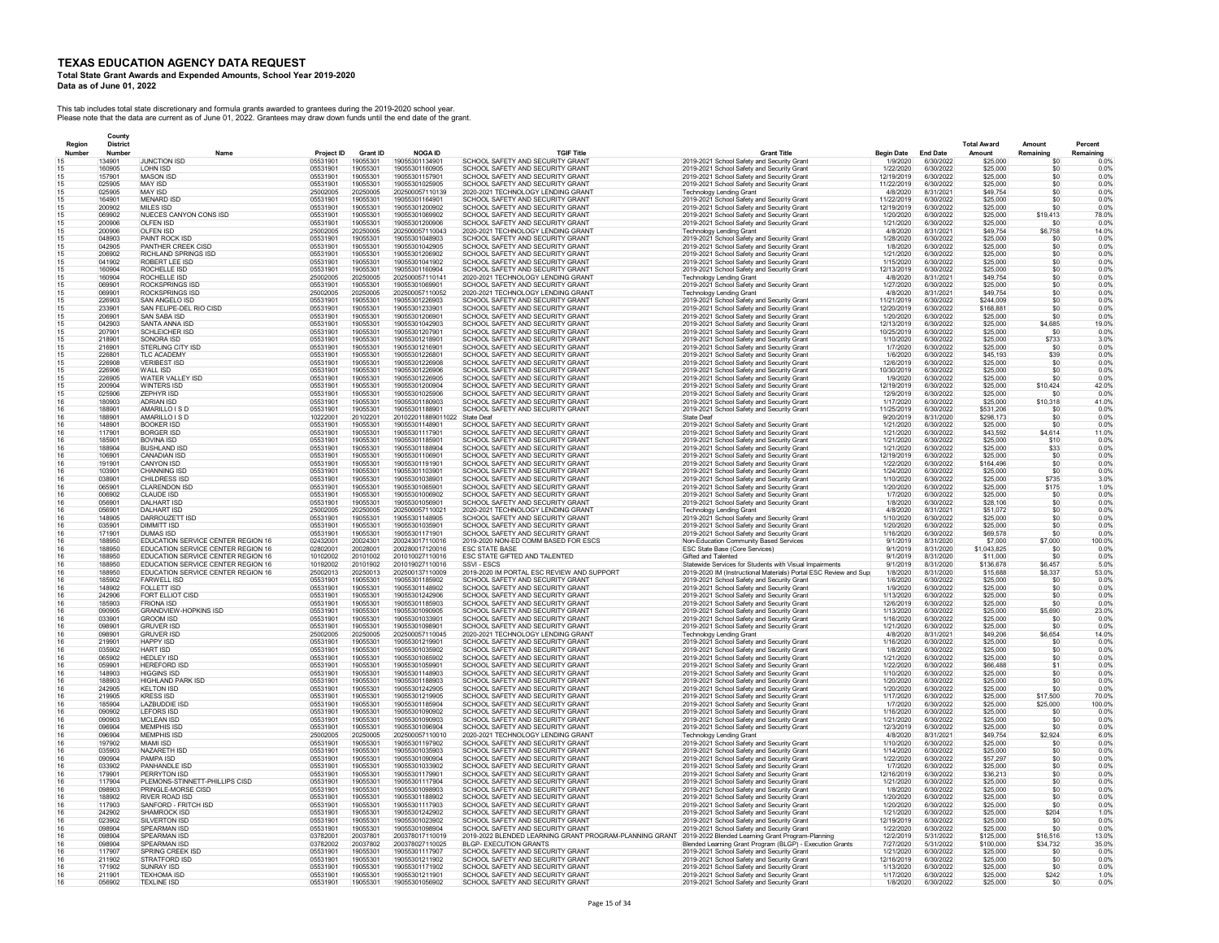# TEXAS EDUCATION AGENCY DATA REQUEST

**Total State Grant Awards and Expended Amounts, School Year 2019-2020**
**Data as of June 01, 2022**

This tab includes total state discretionary and formula grants awarded to grantees during the 2019-2020 school year.
Please note that the data are current as of June 01, 2022. Grantees may draw down funds until the end date of the grant.

| Region Number | County District Number | Name | Project ID | Grant ID | NOGA ID | TGIF Title | Grant Title | Begin Date | End Date | Total Award Amount | Amount Remaining | Percent Remaining |
|---|---|---|---|---|---|---|---|---|---|---|---|---|
| 15 | 134901 | JUNCTION ISD | 05531901 | 19055301 | 19055301134901 | SCHOOL SAFETY AND SECURITY GRANT | 2019-2021 School Safety and Security Grant | 1/9/2020 | 6/30/2022 | $25,000 | $0 | 0.0% |
| 15 | 160905 | LOHN ISD | 05531901 | 19055301 | 19055301160905 | SCHOOL SAFETY AND SECURITY GRANT | 2019-2021 School Safety and Security Grant | 1/22/2020 | 6/30/2022 | $25,000 | $0 | 0.0% |
| 15 | 157901 | MASON ISD | 05531901 | 19055301 | 19055301157901 | SCHOOL SAFETY AND SECURITY GRANT | 2019-2021 School Safety and Security Grant | 12/19/2019 | 6/30/2022 | $25,000 | $0 | 0.0% |
| 15 | 025905 | MAY ISD | 05531901 | 19055301 | 19055301025905 | SCHOOL SAFETY AND SECURITY GRANT | 2019-2021 School Safety and Security Grant | 11/22/2019 | 6/30/2022 | $25,000 | $0 | 0.0% |
| 15 | 025905 | MAY ISD | 25002005 | 20250005 | 202500057110139 | 2020-2021 TECHNOLOGY LENDING GRANT | Technology Lending Grant | 4/8/2020 | 8/31/2021 | $49,754 | $0 | 0.0% |
| 15 | 164901 | MENARD ISD | 05531901 | 19055301 | 19055301164901 | SCHOOL SAFETY AND SECURITY GRANT | 2019-2021 School Safety and Security Grant | 11/22/2019 | 6/30/2022 | $25,000 | $0 | 0.0% |
| 15 | 200902 | MILES ISD | 05531901 | 19055301 | 19055301200902 | SCHOOL SAFETY AND SECURITY GRANT | 2019-2021 School Safety and Security Grant | 12/19/2019 | 6/30/2022 | $25,000 | $0 | 0.0% |
| 15 | 069902 | NUECES CANYON CONS ISD | 05531901 | 19055301 | 19055301069902 | SCHOOL SAFETY AND SECURITY GRANT | 2019-2021 School Safety and Security Grant | 1/20/2020 | 6/30/2022 | $25,000 | $19,413 | 78.0% |
| 15 | 200906 | OLFEN ISD | 05531901 | 19055301 | 19055301200906 | SCHOOL SAFETY AND SECURITY GRANT | 2019-2021 School Safety and Security Grant | 1/21/2020 | 6/30/2022 | $25,000 | $0 | 0.0% |
| 15 | 200906 | OLFEN ISD | 25002005 | 20250005 | 202500057110043 | 2020-2021 TECHNOLOGY LENDING GRANT | Technology Lending Grant | 4/8/2020 | 8/31/2021 | $49,754 | $6,758 | 14.0% |
| 15 | 048903 | PAINT ROCK ISD | 05531901 | 19055301 | 19055301048903 | SCHOOL SAFETY AND SECURITY GRANT | 2019-2021 School Safety and Security Grant | 1/28/2020 | 6/30/2022 | $25,000 | $0 | 0.0% |
| 15 | 042905 | PANTHER CREEK CISD | 05531901 | 19055301 | 19055301042905 | SCHOOL SAFETY AND SECURITY GRANT | 2019-2021 School Safety and Security Grant | 1/8/2020 | 6/30/2022 | $25,000 | $0 | 0.0% |
| 15 | 206902 | RICHLAND SPRINGS ISD | 05531901 | 19055301 | 19055301206902 | SCHOOL SAFETY AND SECURITY GRANT | 2019-2021 School Safety and Security Grant | 1/21/2020 | 6/30/2022 | $25,000 | $0 | 0.0% |
| 15 | 041902 | ROBERT LEE ISD | 05531901 | 19055301 | 19055301041902 | SCHOOL SAFETY AND SECURITY GRANT | 2019-2021 School Safety and Security Grant | 1/15/2020 | 6/30/2022 | $25,000 | $0 | 0.0% |
| 15 | 160904 | ROCHELLE ISD | 05531901 | 19055301 | 19055301160904 | SCHOOL SAFETY AND SECURITY GRANT | 2019-2021 School Safety and Security Grant | 12/13/2019 | 6/30/2022 | $25,000 | $0 | 0.0% |
| 15 | 160904 | ROCHELLE ISD | 25002005 | 20250005 | 202500057110141 | 2020-2021 TECHNOLOGY LENDING GRANT | Technology Lending Grant | 4/8/2020 | 8/31/2021 | $49,754 | $0 | 0.0% |
| 15 | 069901 | ROCKSPRINGS ISD | 05531901 | 19055301 | 19055301069901 | SCHOOL SAFETY AND SECURITY GRANT | 2019-2021 School Safety and Security Grant | 1/27/2020 | 6/30/2022 | $25,000 | $0 | 0.0% |
| 15 | 069901 | ROCKSPRINGS ISD | 25002005 | 20250005 | 202500057110052 | 2020-2021 TECHNOLOGY LENDING GRANT | Technology Lending Grant | 4/8/2020 | 8/31/2021 | $49,754 | $0 | 0.0% |
| 15 | 226903 | SAN ANGELO ISD | 05531901 | 19055301 | 19055301226903 | SCHOOL SAFETY AND SECURITY GRANT | 2019-2021 School Safety and Security Grant | 11/21/2019 | 6/30/2022 | $244,009 | $0 | 0.0% |
| 15 | 233901 | SAN FELIPE-DEL RIO CISD | 05531901 | 19055301 | 19055301233901 | SCHOOL SAFETY AND SECURITY GRANT | 2019-2021 School Safety and Security Grant | 12/20/2019 | 6/30/2022 | $168,881 | $0 | 0.0% |
| 15 | 206901 | SAN SABA ISD | 05531901 | 19055301 | 19055301206901 | SCHOOL SAFETY AND SECURITY GRANT | 2019-2021 School Safety and Security Grant | 1/20/2020 | 6/30/2022 | $25,000 | $0 | 0.0% |
| 15 | 042903 | SANTA ANNA ISD | 05531901 | 19055301 | 19055301042903 | SCHOOL SAFETY AND SECURITY GRANT | 2019-2021 School Safety and Security Grant | 12/13/2019 | 6/30/2022 | $25,000 | $4,685 | 19.0% |
| 15 | 207901 | SCHLEICHER ISD | 05531901 | 19055301 | 19055301207901 | SCHOOL SAFETY AND SECURITY GRANT | 2019-2021 School Safety and Security Grant | 10/25/2019 | 6/30/2022 | $25,000 | $0 | 0.0% |
| 15 | 218901 | SONORA ISD | 05531901 | 19055301 | 19055301218901 | SCHOOL SAFETY AND SECURITY GRANT | 2019-2021 School Safety and Security Grant | 1/10/2020 | 6/30/2022 | $25,000 | $733 | 3.0% |
| 15 | 216901 | STERLING CITY ISD | 05531901 | 19055301 | 19055301216901 | SCHOOL SAFETY AND SECURITY GRANT | 2019-2021 School Safety and Security Grant | 1/7/2020 | 6/30/2022 | $25,000 | $0 | 0.0% |
| 15 | 226801 | TLC ACADEMY | 05531901 | 19055301 | 19055301226801 | SCHOOL SAFETY AND SECURITY GRANT | 2019-2021 School Safety and Security Grant | 1/6/2020 | 6/30/2022 | $45,193 | $39 | 0.0% |
| 15 | 226908 | VERIBEST ISD | 05531901 | 19055301 | 19055301226908 | SCHOOL SAFETY AND SECURITY GRANT | 2019-2021 School Safety and Security Grant | 12/6/2019 | 6/30/2022 | $25,000 | $0 | 0.0% |
| 15 | 226906 | WALL ISD | 05531901 | 19055301 | 19055301226906 | SCHOOL SAFETY AND SECURITY GRANT | 2019-2021 School Safety and Security Grant | 10/30/2019 | 6/30/2022 | $25,000 | $0 | 0.0% |
| 15 | 226905 | WATER VALLEY ISD | 05531901 | 19055301 | 19055301226905 | SCHOOL SAFETY AND SECURITY GRANT | 2019-2021 School Safety and Security Grant | 1/9/2020 | 6/30/2022 | $25,000 | $0 | 0.0% |
| 15 | 200904 | WINTERS ISD | 05531901 | 19055301 | 19055301200904 | SCHOOL SAFETY AND SECURITY GRANT | 2019-2021 School Safety and Security Grant | 12/19/2019 | 6/30/2022 | $25,000 | $10,424 | 42.0% |
| 15 | 025906 | ZEPHYR ISD | 05531901 | 19055301 | 19055301025906 | SCHOOL SAFETY AND SECURITY GRANT | 2019-2021 School Safety and Security Grant | 12/9/2019 | 6/30/2022 | $25,000 | $0 | 0.0% |
| 16 | 180903 | ADRIAN ISD | 05531901 | 19055301 | 19055301180903 | SCHOOL SAFETY AND SECURITY GRANT | 2019-2021 School Safety and Security Grant | 1/17/2020 | 6/30/2022 | $25,000 | $10,318 | 41.0% |
| 16 | 188901 | AMARILLO I S D | 05531901 | 19055301 | 19055301188901 | SCHOOL SAFETY AND SECURITY GRANT | 2019-2021 School Safety and Security Grant | 11/25/2019 | 6/30/2022 | $531,206 | $0 | 0.0% |
| 16 | 188901 | AMARILLO I S D | 10222001 | 20102201 | 201022011889011022 | State Deaf | State Deaf | 9/20/2019 | 8/31/2020 | $298,173 | $0 | 0.0% |
| 16 | 148901 | BOOKER ISD | 05531901 | 19055301 | 19055301148901 | SCHOOL SAFETY AND SECURITY GRANT | 2019-2021 School Safety and Security Grant | 1/21/2020 | 6/30/2022 | $25,000 | $0 | 0.0% |
| 16 | 117901 | BORGER ISD | 05531901 | 19055301 | 19055301117901 | SCHOOL SAFETY AND SECURITY GRANT | 2019-2021 School Safety and Security Grant | 1/21/2020 | 6/30/2022 | $43,592 | $4,614 | 11.0% |
| 16 | 185901 | BOVINA ISD | 05531901 | 19055301 | 19055301185901 | SCHOOL SAFETY AND SECURITY GRANT | 2019-2021 School Safety and Security Grant | 1/21/2020 | 6/30/2022 | $25,000 | $10 | 0.0% |
| 16 | 188904 | BUSHLAND ISD | 05531901 | 19055301 | 19055301188904 | SCHOOL SAFETY AND SECURITY GRANT | 2019-2021 School Safety and Security Grant | 1/21/2020 | 6/30/2022 | $25,000 | $33 | 0.0% |
| 16 | 106901 | CANADIAN ISD | 05531901 | 19055301 | 19055301106901 | SCHOOL SAFETY AND SECURITY GRANT | 2019-2021 School Safety and Security Grant | 12/19/2019 | 6/30/2022 | $25,000 | $0 | 0.0% |
| 16 | 191901 | CANYON ISD | 05531901 | 19055301 | 19055301191901 | SCHOOL SAFETY AND SECURITY GRANT | 2019-2021 School Safety and Security Grant | 1/22/2020 | 6/30/2022 | $164,496 | $0 | 0.0% |
| 16 | 103901 | CHANNING ISD | 05531901 | 19055301 | 19055301103901 | SCHOOL SAFETY AND SECURITY GRANT | 2019-2021 School Safety and Security Grant | 1/24/2020 | 6/30/2022 | $25,000 | $0 | 0.0% |
| 16 | 038901 | CHILDRESS ISD | 05531901 | 19055301 | 19055301038901 | SCHOOL SAFETY AND SECURITY GRANT | 2019-2021 School Safety and Security Grant | 1/10/2020 | 6/30/2022 | $25,000 | $735 | 3.0% |
| 16 | 065901 | CLARENDON ISD | 05531901 | 19055301 | 19055301065901 | SCHOOL SAFETY AND SECURITY GRANT | 2019-2021 School Safety and Security Grant | 1/20/2020 | 6/30/2022 | $25,000 | $175 | 1.0% |
| 16 | 006902 | CLAUDE ISD | 05531901 | 19055301 | 19055301006902 | SCHOOL SAFETY AND SECURITY GRANT | 2019-2021 School Safety and Security Grant | 1/7/2020 | 6/30/2022 | $25,000 | $0 | 0.0% |
| 16 | 056901 | DALHART ISD | 05531901 | 19055301 | 19055301056901 | SCHOOL SAFETY AND SECURITY GRANT | 2019-2021 School Safety and Security Grant | 1/8/2020 | 6/30/2022 | $28,106 | $0 | 0.0% |
| 16 | 056901 | DALHART ISD | 25002005 | 20250005 | 202500057110021 | 2020-2021 TECHNOLOGY LENDING GRANT | Technology Lending Grant | 4/8/2020 | 8/31/2021 | $51,072 | $0 | 0.0% |
| 16 | 148905 | DARROUZETT ISD | 05531901 | 19055301 | 19055301148905 | SCHOOL SAFETY AND SECURITY GRANT | 2019-2021 School Safety and Security Grant | 1/10/2020 | 6/30/2022 | $25,000 | $0 | 0.0% |
| 16 | 035901 | DIMMITT ISD | 05531901 | 19055301 | 19055301035901 | SCHOOL SAFETY AND SECURITY GRANT | 2019-2021 School Safety and Security Grant | 1/20/2020 | 6/30/2022 | $25,000 | $0 | 0.0% |
| 16 | 171901 | DUMAS ISD | 05531901 | 19055301 | 19055301171901 | SCHOOL SAFETY AND SECURITY GRANT | 2019-2021 School Safety and Security Grant | 1/16/2020 | 6/30/2022 | $69,578 | $0 | 0.0% |
| 16 | 188950 | EDUCATION SERVICE CENTER REGION 16 | 02432001 | 20024301 | 200243017110016 | 2019-2020 NON-ED COMM BASED FOR ESCS | Non-Education Community Based Services | 9/1/2019 | 8/31/2020 | $7,000 | $7,000 | 100.0% |
| 16 | 188950 | EDUCATION SERVICE CENTER REGION 16 | 02802001 | 20028001 | 200280017120016 | ESC STATE BASE | ESC State Base (Core Services) | 9/1/2019 | 8/31/2020 | $1,043,825 | $0 | 0.0% |
| 16 | 188950 | EDUCATION SERVICE CENTER REGION 16 | 10102002 | 20101002 | 201010027110016 | ESC STATE GIFTED AND TALENTED | Gifted and Talented | 9/1/2019 | 8/31/2020 | $11,000 | $0 | 0.0% |
| 16 | 188950 | EDUCATION SERVICE CENTER REGION 16 | 10192002 | 20101902 | 201019027110016 | SSVI - ESCS | Statewide Services for Students with Visual Impairments | 9/1/2019 | 8/31/2020 | $136,678 | $6,457 | 5.0% |
| 16 | 188950 | EDUCATION SERVICE CENTER REGION 16 | 25002013 | 20250013 | 202500137110009 | 2019-2020 IM PORTAL ESC REVIEW AND SUPPORT | 2019-2020 IM (Instructional Materials) Portal ESC Review and Sup | 1/8/2020 | 8/31/2020 | $15,688 | $8,337 | 53.0% |
| 16 | 185902 | FARWELL ISD | 05531901 | 19055301 | 19055301185902 | SCHOOL SAFETY AND SECURITY GRANT | 2019-2021 School Safety and Security Grant | 1/6/2020 | 6/30/2022 | $25,000 | $0 | 0.0% |
| 16 | 148902 | FOLLETT ISD | 05531901 | 19055301 | 19055301148902 | SCHOOL SAFETY AND SECURITY GRANT | 2019-2021 School Safety and Security Grant | 1/9/2020 | 6/30/2022 | $25,000 | $0 | 0.0% |
| 16 | 242906 | FORT ELLIOT CISD | 05531901 | 19055301 | 19055301242906 | SCHOOL SAFETY AND SECURITY GRANT | 2019-2021 School Safety and Security Grant | 1/13/2020 | 6/30/2022 | $25,000 | $0 | 0.0% |
| 16 | 185903 | FRIONA ISD | 05531901 | 19055301 | 19055301185903 | SCHOOL SAFETY AND SECURITY GRANT | 2019-2021 School Safety and Security Grant | 12/6/2019 | 6/30/2022 | $25,000 | $0 | 0.0% |
| 16 | 090905 | GRANDVIEW-HOPKINS ISD | 05531901 | 19055301 | 19055301090905 | SCHOOL SAFETY AND SECURITY GRANT | 2019-2021 School Safety and Security Grant | 1/13/2020 | 6/30/2022 | $25,000 | $5,690 | 23.0% |
| 16 | 033901 | GROOM ISD | 05531901 | 19055301 | 19055301033901 | SCHOOL SAFETY AND SECURITY GRANT | 2019-2021 School Safety and Security Grant | 1/16/2020 | 6/30/2022 | $25,000 | $0 | 0.0% |
| 16 | 098901 | GRUVER ISD | 05531901 | 19055301 | 19055301098901 | SCHOOL SAFETY AND SECURITY GRANT | 2019-2021 School Safety and Security Grant | 1/21/2020 | 6/30/2022 | $25,000 | $0 | 0.0% |
| 16 | 098901 | GRUVER ISD | 25002005 | 20250005 | 202500057110045 | 2020-2021 TECHNOLOGY LENDING GRANT | Technology Lending Grant | 4/8/2020 | 8/31/2021 | $49,206 | $6,654 | 14.0% |
| 16 | 219901 | HAPPY ISD | 05531901 | 19055301 | 19055301219901 | SCHOOL SAFETY AND SECURITY GRANT | 2019-2021 School Safety and Security Grant | 1/16/2020 | 6/30/2022 | $25,000 | $0 | 0.0% |
| 16 | 035902 | HART ISD | 05531901 | 19055301 | 19055301035902 | SCHOOL SAFETY AND SECURITY GRANT | 2019-2021 School Safety and Security Grant | 1/8/2020 | 6/30/2022 | $25,000 | $0 | 0.0% |
| 16 | 065902 | HEDLEY ISD | 05531901 | 19055301 | 19055301065902 | SCHOOL SAFETY AND SECURITY GRANT | 2019-2021 School Safety and Security Grant | 1/21/2020 | 6/30/2022 | $25,000 | $0 | 0.0% |
| 16 | 059901 | HEREFORD ISD | 05531901 | 19055301 | 19055301059901 | SCHOOL SAFETY AND SECURITY GRANT | 2019-2021 School Safety and Security Grant | 1/22/2020 | 6/30/2022 | $66,488 | $1 | 0.0% |
| 16 | 148903 | HIGGINS ISD | 05531901 | 19055301 | 19055301148903 | SCHOOL SAFETY AND SECURITY GRANT | 2019-2021 School Safety and Security Grant | 1/10/2020 | 6/30/2022 | $25,000 | $0 | 0.0% |
| 16 | 188903 | HIGHLAND PARK ISD | 05531901 | 19055301 | 19055301188903 | SCHOOL SAFETY AND SECURITY GRANT | 2019-2021 School Safety and Security Grant | 1/20/2020 | 6/30/2022 | $25,000 | $0 | 0.0% |
| 16 | 242905 | KELTON ISD | 05531901 | 19055301 | 19055301242905 | SCHOOL SAFETY AND SECURITY GRANT | 2019-2021 School Safety and Security Grant | 1/20/2020 | 6/30/2022 | $25,000 | $0 | 0.0% |
| 16 | 219905 | KRESS ISD | 05531901 | 19055301 | 19055301219905 | SCHOOL SAFETY AND SECURITY GRANT | 2019-2021 School Safety and Security Grant | 1/17/2020 | 6/30/2022 | $25,000 | $17,500 | 70.0% |
| 16 | 185904 | LAZBUDDIE ISD | 05531901 | 19055301 | 19055301185904 | SCHOOL SAFETY AND SECURITY GRANT | 2019-2021 School Safety and Security Grant | 1/7/2020 | 6/30/2022 | $25,000 | $25,000 | 100.0% |
| 16 | 090902 | LEFORS ISD | 05531901 | 19055301 | 19055301090902 | SCHOOL SAFETY AND SECURITY GRANT | 2019-2021 School Safety and Security Grant | 1/16/2020 | 6/30/2022 | $25,000 | $0 | 0.0% |
| 16 | 090903 | MCLEAN ISD | 05531901 | 19055301 | 19055301090903 | SCHOOL SAFETY AND SECURITY GRANT | 2019-2021 School Safety and Security Grant | 1/21/2020 | 6/30/2022 | $25,000 | $0 | 0.0% |
| 16 | 096904 | MEMPHIS ISD | 05531901 | 19055301 | 19055301096904 | SCHOOL SAFETY AND SECURITY GRANT | 2019-2021 School Safety and Security Grant | 12/3/2019 | 6/30/2022 | $25,000 | $0 | 0.0% |
| 16 | 096904 | MEMPHIS ISD | 25002005 | 20250005 | 202500057110010 | 2020-2021 TECHNOLOGY LENDING GRANT | Technology Lending Grant | 4/8/2020 | 8/31/2021 | $49,754 | $2,924 | 6.0% |
| 16 | 197902 | MIAMI ISD | 05531901 | 19055301 | 19055301197902 | SCHOOL SAFETY AND SECURITY GRANT | 2019-2021 School Safety and Security Grant | 1/10/2020 | 6/30/2022 | $25,000 | $0 | 0.0% |
| 16 | 035903 | NAZARETH ISD | 05531901 | 19055301 | 19055301035903 | SCHOOL SAFETY AND SECURITY GRANT | 2019-2021 School Safety and Security Grant | 1/14/2020 | 6/30/2022 | $25,000 | $0 | 0.0% |
| 16 | 090904 | PAMPA ISD | 05531901 | 19055301 | 19055301090904 | SCHOOL SAFETY AND SECURITY GRANT | 2019-2021 School Safety and Security Grant | 1/22/2020 | 6/30/2022 | $57,297 | $0 | 0.0% |
| 16 | 033902 | PANHANDLE ISD | 05531901 | 19055301 | 19055301033902 | SCHOOL SAFETY AND SECURITY GRANT | 2019-2021 School Safety and Security Grant | 1/7/2020 | 6/30/2022 | $25,000 | $0 | 0.0% |
| 16 | 179901 | PERRYTON ISD | 05531901 | 19055301 | 19055301179901 | SCHOOL SAFETY AND SECURITY GRANT | 2019-2021 School Safety and Security Grant | 12/16/2019 | 6/30/2022 | $36,213 | $0 | 0.0% |
| 16 | 117904 | PLEMONS-STINNETT-PHILLIPS CISD | 05531901 | 19055301 | 19055301117904 | SCHOOL SAFETY AND SECURITY GRANT | 2019-2021 School Safety and Security Grant | 1/21/2020 | 6/30/2022 | $25,000 | $0 | 0.0% |
| 16 | 098903 | PRINGLE-MORSE CISD | 05531901 | 19055301 | 19055301098903 | SCHOOL SAFETY AND SECURITY GRANT | 2019-2021 School Safety and Security Grant | 1/8/2020 | 6/30/2022 | $25,000 | $0 | 0.0% |
| 16 | 188902 | RIVER ROAD ISD | 05531901 | 19055301 | 19055301188902 | SCHOOL SAFETY AND SECURITY GRANT | 2019-2021 School Safety and Security Grant | 1/20/2020 | 6/30/2022 | $25,000 | $0 | 0.0% |
| 16 | 117903 | SANFORD - FRITCH ISD | 05531901 | 19055301 | 19055301117903 | SCHOOL SAFETY AND SECURITY GRANT | 2019-2021 School Safety and Security Grant | 1/20/2020 | 6/30/2022 | $25,000 | $0 | 0.0% |
| 16 | 242902 | SHAMROCK ISD | 05531901 | 19055301 | 19055301242902 | SCHOOL SAFETY AND SECURITY GRANT | 2019-2021 School Safety and Security Grant | 1/21/2020 | 6/30/2022 | $25,000 | $204 | 1.0% |
| 16 | 023902 | SILVERTON ISD | 05531901 | 19055301 | 19055301023902 | SCHOOL SAFETY AND SECURITY GRANT | 2019-2021 School Safety and Security Grant | 12/19/2019 | 6/30/2022 | $25,000 | $0 | 0.0% |
| 16 | 098904 | SPEARMAN ISD | 05531901 | 19055301 | 19055301098904 | SCHOOL SAFETY AND SECURITY GRANT | 2019-2021 School Safety and Security Grant | 1/22/2020 | 6/30/2022 | $25,000 | $0 | 0.0% |
| 16 | 098904 | SPEARMAN ISD | 03782001 | 20037801 | 200378017110019 | 2019-2022 BLENDED LEARNING GRANT PROGRAM-PLANNING GRANT | 2019-2022 Blended Learning Grant Program-Planning | 12/2/2019 | 5/31/2022 | $125,000 | $16,516 | 13.0% |
| 16 | 098904 | SPEARMAN ISD | 03782002 | 20037802 | 200378027110025 | BLGP- EXECUTION GRANTS | Blended Learning Grant Program (BLGP) - Execution Grants | 7/27/2020 | 5/31/2022 | $100,000 | $34,732 | 35.0% |
| 16 | 117907 | SPRING CREEK ISD | 05531901 | 19055301 | 19055301117907 | SCHOOL SAFETY AND SECURITY GRANT | 2019-2021 School Safety and Security Grant | 1/21/2020 | 6/30/2022 | $25,000 | $0 | 0.0% |
| 16 | 211902 | STRATFORD ISD | 05531901 | 19055301 | 19055301211902 | SCHOOL SAFETY AND SECURITY GRANT | 2019-2021 School Safety and Security Grant | 12/16/2019 | 6/30/2022 | $25,000 | $0 | 0.0% |
| 16 | 171902 | SUNRAY ISD | 05531901 | 19055301 | 19055301171902 | SCHOOL SAFETY AND SECURITY GRANT | 2019-2021 School Safety and Security Grant | 1/13/2020 | 6/30/2022 | $25,000 | $0 | 0.0% |
| 16 | 211901 | TEXHOMA ISD | 05531901 | 19055301 | 19055301211901 | SCHOOL SAFETY AND SECURITY GRANT | 2019-2021 School Safety and Security Grant | 1/17/2020 | 6/30/2022 | $25,000 | $242 | 1.0% |
| 16 | 056902 | TEXLINE ISD | 05531901 | 19055301 | 19055301056902 | SCHOOL SAFETY AND SECURITY GRANT | 2019-2021 School Safety and Security Grant | 1/8/2020 | 6/30/2022 | $25,000 | $0 | 0.0% |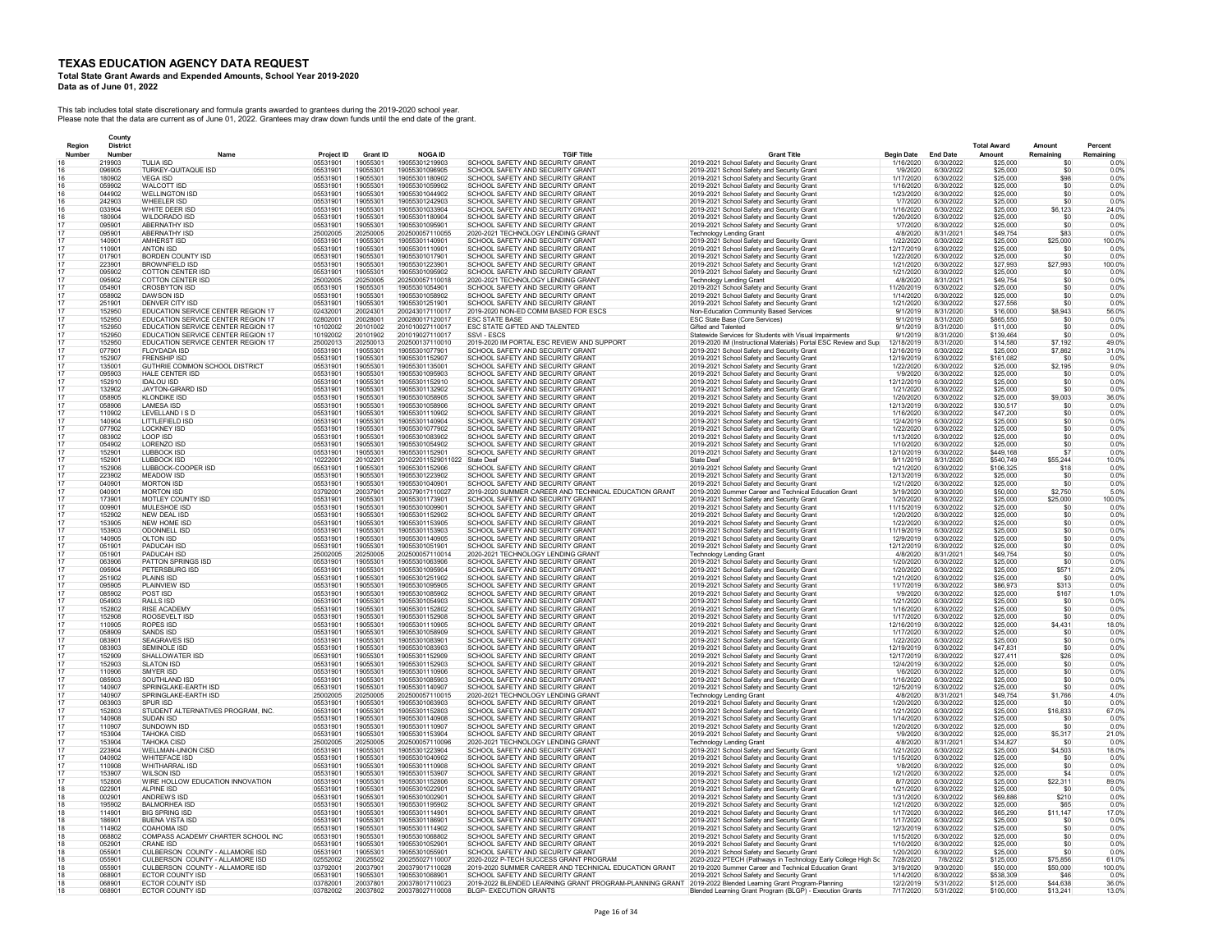# TEXAS EDUCATION AGENCY DATA REQUEST

**Total State Grant Awards and Expended Amounts, School Year 2019-2020**

**Data as of June 01, 2022**

This tab includes total state discretionary and formula grants awarded to grantees during the 2019-2020 school year.
Please note that the data are current as of June 01, 2022. Grantees may draw down funds until the end date of the grant.

| Region Number | County District Number | Name | Project ID | Grant ID | NOGA ID | TGIF Title | Grant Title | Begin Date | End Date | Total Award Amount | Amount Remaining | Percent Remaining |
|---|---|---|---|---|---|---|---|---|---|---|---|---|
| 16 | 219903 | TULIA ISD | 05531901 | 19055301 | 19055301219903 | SCHOOL SAFETY AND SECURITY GRANT | 2019-2021 School Safety and Security Grant | 1/16/2020 | 6/30/2022 | $25,000 | $0 | 0.0% |
| 16 | 096905 | TURKEY-QUITAQUE ISD | 05531901 | 19055301 | 19055301096905 | SCHOOL SAFETY AND SECURITY GRANT | 2019-2021 School Safety and Security Grant | 1/9/2020 | 6/30/2022 | $25,000 | $0 | 0.0% |
| 16 | 180902 | VEGA ISD | 05531901 | 19055301 | 19055301180902 | SCHOOL SAFETY AND SECURITY GRANT | 2019-2021 School Safety and Security Grant | 1/17/2020 | 6/30/2022 | $25,000 | $98 | 0.0% |
| 16 | 059902 | WALCOTT ISD | 05531901 | 19055301 | 19055301059902 | SCHOOL SAFETY AND SECURITY GRANT | 2019-2021 School Safety and Security Grant | 1/16/2020 | 6/30/2022 | $25,000 | $0 | 0.0% |
| 16 | 044902 | WELLINGTON ISD | 05531901 | 19055301 | 19055301044902 | SCHOOL SAFETY AND SECURITY GRANT | 2019-2021 School Safety and Security Grant | 1/23/2020 | 6/30/2022 | $25,000 | $0 | 0.0% |
| 16 | 242903 | WHEELER ISD | 05531901 | 19055301 | 19055301242903 | SCHOOL SAFETY AND SECURITY GRANT | 2019-2021 School Safety and Security Grant | 1/7/2020 | 6/30/2022 | $25,000 | $0 | 0.0% |
| 16 | 033904 | WHITE DEER ISD | 05531901 | 19055301 | 19055301033904 | SCHOOL SAFETY AND SECURITY GRANT | 2019-2021 School Safety and Security Grant | 1/16/2020 | 6/30/2022 | $25,000 | $6,123 | 24.0% |
| 16 | 180904 | WILDORADO ISD | 05531901 | 19055301 | 19055301180904 | SCHOOL SAFETY AND SECURITY GRANT | 2019-2021 School Safety and Security Grant | 1/20/2020 | 6/30/2022 | $25,000 | $0 | 0.0% |
| 17 | 095901 | ABERNATHY ISD | 05531901 | 19055301 | 19055301095901 | SCHOOL SAFETY AND SECURITY GRANT | 2019-2021 School Safety and Security Grant | 1/7/2020 | 6/30/2022 | $25,000 | $0 | 0.0% |
| 17 | 095901 | ABERNATHY ISD | 25002005 | 20250005 | 202500057110055 | 2020-2021 TECHNOLOGY LENDING GRANT | Technology Lending Grant | 4/8/2020 | 8/31/2021 | $49,754 | $83 | 0.0% |
| 17 | 140901 | AMHERST ISD | 05531901 | 19055301 | 19055301140901 | SCHOOL SAFETY AND SECURITY GRANT | 2019-2021 School Safety and Security Grant | 1/22/2020 | 6/30/2022 | $25,000 | $25,000 | 100.0% |
| 17 | 110901 | ANTON ISD | 05531901 | 19055301 | 19055301110901 | SCHOOL SAFETY AND SECURITY GRANT | 2019-2021 School Safety and Security Grant | 12/17/2019 | 6/30/2022 | $25,000 | $0 | 0.0% |
| 17 | 017901 | BORDEN COUNTY ISD | 05531901 | 19055301 | 19055301017901 | SCHOOL SAFETY AND SECURITY GRANT | 2019-2021 School Safety and Security Grant | 1/22/2020 | 6/30/2022 | $25,000 | $0 | 0.0% |
| 17 | 223901 | BROWNFIELD ISD | 05531901 | 19055301 | 19055301223901 | SCHOOL SAFETY AND SECURITY GRANT | 2019-2021 School Safety and Security Grant | 1/21/2020 | 6/30/2022 | $27,993 | $27,993 | 100.0% |
| 17 | 095902 | COTTON CENTER ISD | 05531901 | 19055301 | 19055301095902 | SCHOOL SAFETY AND SECURITY GRANT | 2019-2021 School Safety and Security Grant | 1/21/2020 | 6/30/2022 | $25,000 | $0 | 0.0% |
| 17 | 095902 | COTTON CENTER ISD | 25002005 | 20250005 | 202500057110018 | 2020-2021 TECHNOLOGY LENDING GRANT | Technology Lending Grant | 4/8/2020 | 8/31/2021 | $49,754 | $0 | 0.0% |
| 17 | 054901 | CROSBYTON ISD | 05531901 | 19055301 | 19055301054901 | SCHOOL SAFETY AND SECURITY GRANT | 2019-2021 School Safety and Security Grant | 11/20/2019 | 6/30/2022 | $25,000 | $0 | 0.0% |
| 17 | 058902 | DAWSON ISD | 05531901 | 19055301 | 19055301058902 | SCHOOL SAFETY AND SECURITY GRANT | 2019-2021 School Safety and Security Grant | 1/14/2020 | 6/30/2022 | $25,000 | $0 | 0.0% |
| 17 | 251901 | DENVER CITY ISD | 05531901 | 19055301 | 19055301251901 | SCHOOL SAFETY AND SECURITY GRANT | 2019-2021 School Safety and Security Grant | 1/21/2020 | 6/30/2022 | $27,556 | $0 | 0.0% |
| 17 | 152950 | EDUCATION SERVICE CENTER REGION 17 | 02432001 | 20024301 | 200243017110017 | 2019-2020 NON-ED COMM BASED FOR ESCS | Non-Education Community Based Services | 9/1/2019 | 8/31/2020 | $16,000 | $8,943 | 56.0% |
| 17 | 152950 | EDUCATION SERVICE CENTER REGION 17 | 02802001 | 20028001 | 200280017120017 | ESC STATE BASE | ESC State Base (Core Services) | 9/1/2019 | 8/31/2020 | $865,550 | $0 | 0.0% |
| 17 | 152950 | EDUCATION SERVICE CENTER REGION 17 | 10102002 | 20101002 | 201010027110017 | ESC STATE GIFTED AND TALENTED | Gifted and Talented | 9/1/2019 | 8/31/2020 | $11,000 | $0 | 0.0% |
| 17 | 152950 | EDUCATION SERVICE CENTER REGION 17 | 10192002 | 20101902 | 201019027110017 | SSVI - ESCS | Statewide Services for Students with Visual Impairments | 9/1/2019 | 8/31/2020 | $139,464 | $0 | 0.0% |
| 17 | 152950 | EDUCATION SERVICE CENTER REGION 17 | 25002013 | 20250013 | 202500137110010 | 2019-2020 IM PORTAL ESC REVIEW AND SUPPORT | 2019-2020 IM (Instructional Materials) Portal ESC Review and Sup | 12/18/2019 | 8/31/2020 | $14,580 | $7,192 | 49.0% |
| 17 | 077901 | FLOYDADA ISD | 05531901 | 19055301 | 19055301077901 | SCHOOL SAFETY AND SECURITY GRANT | 2019-2021 School Safety and Security Grant | 12/16/2019 | 6/30/2022 | $25,000 | $7,862 | 31.0% |
| 17 | 152907 | FRENSHIP ISD | 05531901 | 19055301 | 19055301152907 | SCHOOL SAFETY AND SECURITY GRANT | 2019-2021 School Safety and Security Grant | 12/19/2019 | 6/30/2022 | $161,082 | $0 | 0.0% |
| 17 | 135001 | GUTHRIE COMMON SCHOOL DISTRICT | 05531901 | 19055301 | 19055301135001 | SCHOOL SAFETY AND SECURITY GRANT | 2019-2021 School Safety and Security Grant | 1/22/2020 | 6/30/2022 | $25,000 | $2,195 | 9.0% |
| 17 | 095903 | HALE CENTER ISD | 05531901 | 19055301 | 19055301095903 | SCHOOL SAFETY AND SECURITY GRANT | 2019-2021 School Safety and Security Grant | 1/9/2020 | 6/30/2022 | $25,000 | $0 | 0.0% |
| 17 | 152910 | IDALOU ISD | 05531901 | 19055301 | 19055301152910 | SCHOOL SAFETY AND SECURITY GRANT | 2019-2021 School Safety and Security Grant | 12/12/2019 | 6/30/2022 | $25,000 | $0 | 0.0% |
| 17 | 132902 | JAYTON-GIRARD ISD | 05531901 | 19055301 | 19055301132902 | SCHOOL SAFETY AND SECURITY GRANT | 2019-2021 School Safety and Security Grant | 1/21/2020 | 6/30/2022 | $25,000 | $0 | 0.0% |
| 17 | 058905 | KLONDIKE ISD | 05531901 | 19055301 | 19055301058905 | SCHOOL SAFETY AND SECURITY GRANT | 2019-2021 School Safety and Security Grant | 1/20/2020 | 6/30/2022 | $25,000 | $9,003 | 36.0% |
| 17 | 058906 | LAMESA ISD | 05531901 | 19055301 | 19055301058906 | SCHOOL SAFETY AND SECURITY GRANT | 2019-2021 School Safety and Security Grant | 12/13/2019 | 6/30/2022 | $30,517 | $0 | 0.0% |
| 17 | 110902 | LEVELLAND I S D | 05531901 | 19055301 | 19055301110902 | SCHOOL SAFETY AND SECURITY GRANT | 2019-2021 School Safety and Security Grant | 1/16/2020 | 6/30/2022 | $47,200 | $0 | 0.0% |
| 17 | 140904 | LITTLEFIELD ISD | 05531901 | 19055301 | 19055301140904 | SCHOOL SAFETY AND SECURITY GRANT | 2019-2021 School Safety and Security Grant | 12/4/2019 | 6/30/2022 | $25,000 | $0 | 0.0% |
| 17 | 077902 | LOCKNEY ISD | 05531901 | 19055301 | 19055301077902 | SCHOOL SAFETY AND SECURITY GRANT | 2019-2021 School Safety and Security Grant | 1/22/2020 | 6/30/2022 | $25,000 | $0 | 0.0% |
| 17 | 083902 | LOOP ISD | 05531901 | 19055301 | 19055301083902 | SCHOOL SAFETY AND SECURITY GRANT | 2019-2021 School Safety and Security Grant | 1/13/2020 | 6/30/2022 | $25,000 | $0 | 0.0% |
| 17 | 054902 | LORENZO ISD | 05531901 | 19055301 | 19055301054902 | SCHOOL SAFETY AND SECURITY GRANT | 2019-2021 School Safety and Security Grant | 1/10/2020 | 6/30/2022 | $25,000 | $0 | 0.0% |
| 17 | 152901 | LUBBOCK ISD | 05531901 | 19055301 | 19055301152901 | SCHOOL SAFETY AND SECURITY GRANT | 2019-2021 School Safety and Security Grant | 12/10/2019 | 6/30/2022 | $449,168 | $7 | 0.0% |
| 17 | 152901 | LUBBOCK ISD | 10222001 | 20102201 | 201022011529011022 | State Deaf | State Deaf | 9/11/2019 | 8/31/2020 | $540,749 | $55,244 | 10.0% |
| 17 | 152906 | LUBBOCK-COOPER ISD | 05531901 | 19055301 | 19055301152906 | SCHOOL SAFETY AND SECURITY GRANT | 2019-2021 School Safety and Security Grant | 1/21/2020 | 6/30/2022 | $106,325 | $18 | 0.0% |
| 17 | 223902 | MEADOW ISD | 05531901 | 19055301 | 19055301223902 | SCHOOL SAFETY AND SECURITY GRANT | 2019-2021 School Safety and Security Grant | 12/13/2019 | 6/30/2022 | $25,000 | $0 | 0.0% |
| 17 | 040901 | MORTON ISD | 05531901 | 19055301 | 19055301040901 | SCHOOL SAFETY AND SECURITY GRANT | 2019-2021 School Safety and Security Grant | 1/21/2020 | 6/30/2022 | $25,000 | $0 | 0.0% |
| 17 | 040901 | MORTON ISD | 03792001 | 20037901 | 200379017110027 | 2019-2020 SUMMER CAREER AND TECHNICAL EDUCATION GRANT | 2019-2020 Summer Career and Technical Education Grant | 3/19/2020 | 9/30/2020 | $50,000 | $2,750 | 5.0% |
| 17 | 173901 | MOTLEY COUNTY ISD | 05531901 | 19055301 | 19055301173901 | SCHOOL SAFETY AND SECURITY GRANT | 2019-2021 School Safety and Security Grant | 1/20/2020 | 6/30/2022 | $25,000 | $25,000 | 100.0% |
| 17 | 009901 | MULESHOE ISD | 05531901 | 19055301 | 19055301009901 | SCHOOL SAFETY AND SECURITY GRANT | 2019-2021 School Safety and Security Grant | 11/15/2019 | 6/30/2022 | $25,000 | $0 | 0.0% |
| 17 | 152902 | NEW DEAL ISD | 05531901 | 19055301 | 19055301152902 | SCHOOL SAFETY AND SECURITY GRANT | 2019-2021 School Safety and Security Grant | 1/20/2020 | 6/30/2022 | $25,000 | $0 | 0.0% |
| 17 | 153905 | NEW HOME ISD | 05531901 | 19055301 | 19055301153905 | SCHOOL SAFETY AND SECURITY GRANT | 2019-2021 School Safety and Security Grant | 1/22/2020 | 6/30/2022 | $25,000 | $0 | 0.0% |
| 17 | 153903 | ODONNELL ISD | 05531901 | 19055301 | 19055301153903 | SCHOOL SAFETY AND SECURITY GRANT | 2019-2021 School Safety and Security Grant | 11/19/2019 | 6/30/2022 | $25,000 | $0 | 0.0% |
| 17 | 140905 | OLTON ISD | 05531901 | 19055301 | 19055301140905 | SCHOOL SAFETY AND SECURITY GRANT | 2019-2021 School Safety and Security Grant | 12/9/2019 | 6/30/2022 | $25,000 | $0 | 0.0% |
| 17 | 051901 | PADUCAH ISD | 05531901 | 19055301 | 19055301051901 | SCHOOL SAFETY AND SECURITY GRANT | 2019-2021 School Safety and Security Grant | 12/12/2019 | 6/30/2022 | $25,000 | $0 | 0.0% |
| 17 | 051901 | PADUCAH ISD | 25002005 | 20250005 | 202500057110014 | 2020-2021 TECHNOLOGY LENDING GRANT | Technology Lending Grant | 4/8/2020 | 8/31/2021 | $49,754 | $0 | 0.0% |
| 17 | 063906 | PATTON SPRINGS ISD | 05531901 | 19055301 | 19055301063906 | SCHOOL SAFETY AND SECURITY GRANT | 2019-2021 School Safety and Security Grant | 1/20/2020 | 6/30/2022 | $25,000 | $0 | 0.0% |
| 17 | 095904 | PETERSBURG ISD | 05531901 | 19055301 | 19055301095904 | SCHOOL SAFETY AND SECURITY GRANT | 2019-2021 School Safety and Security Grant | 1/20/2020 | 6/30/2022 | $25,000 | $571 | 2.0% |
| 17 | 251902 | PLAINS ISD | 05531901 | 19055301 | 19055301251902 | SCHOOL SAFETY AND SECURITY GRANT | 2019-2021 School Safety and Security Grant | 1/21/2020 | 6/30/2022 | $25,000 | $0 | 0.0% |
| 17 | 095905 | PLAINVIEW ISD | 05531901 | 19055301 | 19055301095905 | SCHOOL SAFETY AND SECURITY GRANT | 2019-2021 School Safety and Security Grant | 11/7/2019 | 6/30/2022 | $86,973 | $313 | 0.0% |
| 17 | 085902 | POST ISD | 05531901 | 19055301 | 19055301085902 | SCHOOL SAFETY AND SECURITY GRANT | 2019-2021 School Safety and Security Grant | 1/9/2020 | 6/30/2022 | $25,000 | $167 | 1.0% |
| 17 | 054903 | RALLS ISD | 05531901 | 19055301 | 19055301054903 | SCHOOL SAFETY AND SECURITY GRANT | 2019-2021 School Safety and Security Grant | 1/21/2020 | 6/30/2022 | $25,000 | $0 | 0.0% |
| 17 | 152802 | RISE ACADEMY | 05531901 | 19055301 | 19055301152802 | SCHOOL SAFETY AND SECURITY GRANT | 2019-2021 School Safety and Security Grant | 1/16/2020 | 6/30/2022 | $25,000 | $0 | 0.0% |
| 17 | 152908 | ROOSEVELT ISD | 05531901 | 19055301 | 19055301152908 | SCHOOL SAFETY AND SECURITY GRANT | 2019-2021 School Safety and Security Grant | 1/17/2020 | 6/30/2022 | $25,000 | $0 | 0.0% |
| 17 | 110905 | ROPES ISD | 05531901 | 19055301 | 19055301110905 | SCHOOL SAFETY AND SECURITY GRANT | 2019-2021 School Safety and Security Grant | 12/16/2019 | 6/30/2022 | $25,000 | $4,431 | 18.0% |
| 17 | 058909 | SANDS ISD | 05531901 | 19055301 | 19055301058909 | SCHOOL SAFETY AND SECURITY GRANT | 2019-2021 School Safety and Security Grant | 1/17/2020 | 6/30/2022 | $25,000 | $0 | 0.0% |
| 17 | 083901 | SEAGRAVES ISD | 05531901 | 19055301 | 19055301083901 | SCHOOL SAFETY AND SECURITY GRANT | 2019-2021 School Safety and Security Grant | 1/22/2020 | 6/30/2022 | $25,000 | $0 | 0.0% |
| 17 | 083903 | SEMINOLE ISD | 05531901 | 19055301 | 19055301083903 | SCHOOL SAFETY AND SECURITY GRANT | 2019-2021 School Safety and Security Grant | 12/19/2019 | 6/30/2022 | $47,831 | $0 | 0.0% |
| 17 | 152909 | SHALLOWATER ISD | 05531901 | 19055301 | 19055301152909 | SCHOOL SAFETY AND SECURITY GRANT | 2019-2021 School Safety and Security Grant | 12/17/2019 | 6/30/2022 | $27,411 | $26 | 0.0% |
| 17 | 152903 | SLATON ISD | 05531901 | 19055301 | 19055301152903 | SCHOOL SAFETY AND SECURITY GRANT | 2019-2021 School Safety and Security Grant | 12/4/2019 | 6/30/2022 | $25,000 | $0 | 0.0% |
| 17 | 110906 | SMYER ISD | 05531901 | 19055301 | 19055301110906 | SCHOOL SAFETY AND SECURITY GRANT | 2019-2021 School Safety and Security Grant | 1/6/2020 | 6/30/2022 | $25,000 | $0 | 0.0% |
| 17 | 085903 | SOUTHLAND ISD | 05531901 | 19055301 | 19055301085903 | SCHOOL SAFETY AND SECURITY GRANT | 2019-2021 School Safety and Security Grant | 1/16/2020 | 6/30/2022 | $25,000 | $0 | 0.0% |
| 17 | 140907 | SPRINGLAKE-EARTH ISD | 05531901 | 19055301 | 19055301140907 | SCHOOL SAFETY AND SECURITY GRANT | 2019-2021 School Safety and Security Grant | 12/5/2019 | 6/30/2022 | $25,000 | $0 | 0.0% |
| 17 | 140907 | SPRINGLAKE-EARTH ISD | 25002005 | 20250005 | 202500057110015 | 2020-2021 TECHNOLOGY LENDING GRANT | Technology Lending Grant | 4/8/2020 | 8/31/2021 | $49,754 | $1,766 | 4.0% |
| 17 | 063903 | SPUR ISD | 05531901 | 19055301 | 19055301063903 | SCHOOL SAFETY AND SECURITY GRANT | 2019-2021 School Safety and Security Grant | 1/20/2020 | 6/30/2022 | $25,000 | $0 | 0.0% |
| 17 | 152803 | STUDENT ALTERNATIVES PROGRAM, INC. | 05531901 | 19055301 | 19055301152803 | SCHOOL SAFETY AND SECURITY GRANT | 2019-2021 School Safety and Security Grant | 1/21/2020 | 6/30/2022 | $25,000 | $16,833 | 67.0% |
| 17 | 140908 | SUDAN ISD | 05531901 | 19055301 | 19055301140908 | SCHOOL SAFETY AND SECURITY GRANT | 2019-2021 School Safety and Security Grant | 1/14/2020 | 6/30/2022 | $25,000 | $0 | 0.0% |
| 17 | 110907 | SUNDOWN ISD | 05531901 | 19055301 | 19055301110907 | SCHOOL SAFETY AND SECURITY GRANT | 2019-2021 School Safety and Security Grant | 1/20/2020 | 6/30/2022 | $25,000 | $0 | 0.0% |
| 17 | 153904 | TAHOKA CISD | 05531901 | 19055301 | 19055301153904 | SCHOOL SAFETY AND SECURITY GRANT | 2019-2021 School Safety and Security Grant | 1/9/2020 | 6/30/2022 | $25,000 | $5,317 | 21.0% |
| 17 | 153904 | TAHOKA CISD | 25002005 | 20250005 | 202500057110096 | 2020-2021 TECHNOLOGY LENDING GRANT | Technology Lending Grant | 4/8/2020 | 8/31/2021 | $34,827 | $0 | 0.0% |
| 17 | 223904 | WELLMAN-UNION CISD | 05531901 | 19055301 | 19055301223904 | SCHOOL SAFETY AND SECURITY GRANT | 2019-2021 School Safety and Security Grant | 1/21/2020 | 6/30/2022 | $25,000 | $4,503 | 18.0% |
| 17 | 040902 | WHITEFACE ISD | 05531901 | 19055301 | 19055301040902 | SCHOOL SAFETY AND SECURITY GRANT | 2019-2021 School Safety and Security Grant | 1/15/2020 | 6/30/2022 | $25,000 | $0 | 0.0% |
| 17 | 110908 | WHITHARRAL ISD | 05531901 | 19055301 | 19055301110908 | SCHOOL SAFETY AND SECURITY GRANT | 2019-2021 School Safety and Security Grant | 1/8/2020 | 6/30/2022 | $25,000 | $0 | 0.0% |
| 17 | 153907 | WILSON ISD | 05531901 | 19055301 | 19055301153907 | SCHOOL SAFETY AND SECURITY GRANT | 2019-2021 School Safety and Security Grant | 1/21/2020 | 6/30/2022 | $25,000 | $4 | 0.0% |
| 17 | 152806 | WIRE HOLLOW EDUCATION INNOVATION | 05531901 | 19055301 | 19055301152806 | SCHOOL SAFETY AND SECURITY GRANT | 2019-2021 School Safety and Security Grant | 8/7/2020 | 6/30/2022 | $25,000 | $22,311 | 89.0% |
| 18 | 022901 | ALPINE ISD | 05531901 | 19055301 | 19055301022901 | SCHOOL SAFETY AND SECURITY GRANT | 2019-2021 School Safety and Security Grant | 1/21/2020 | 6/30/2022 | $25,000 | $0 | 0.0% |
| 18 | 002901 | ANDREWS ISD | 05531901 | 19055301 | 19055301002901 | SCHOOL SAFETY AND SECURITY GRANT | 2019-2021 School Safety and Security Grant | 1/31/2020 | 6/30/2022 | $69,886 | $210 | 0.0% |
| 18 | 195902 | BALMORHEA ISD | 05531901 | 19055301 | 19055301195902 | SCHOOL SAFETY AND SECURITY GRANT | 2019-2021 School Safety and Security Grant | 1/21/2020 | 6/30/2022 | $25,000 | $65 | 0.0% |
| 18 | 114901 | BIG SPRING ISD | 05531901 | 19055301 | 19055301114901 | SCHOOL SAFETY AND SECURITY GRANT | 2019-2021 School Safety and Security Grant | 1/17/2020 | 6/30/2022 | $65,290 | $11,147 | 17.0% |
| 18 | 186901 | BUENA VISTA ISD | 05531901 | 19055301 | 19055301186901 | SCHOOL SAFETY AND SECURITY GRANT | 2019-2021 School Safety and Security Grant | 1/17/2020 | 6/30/2022 | $25,000 | $0 | 0.0% |
| 18 | 114902 | COAHOMA ISD | 05531901 | 19055301 | 19055301114902 | SCHOOL SAFETY AND SECURITY GRANT | 2019-2021 School Safety and Security Grant | 12/3/2019 | 6/30/2022 | $25,000 | $0 | 0.0% |
| 18 | 068802 | COMPASS ACADEMY CHARTER SCHOOL INC | 05531901 | 19055301 | 19055301068802 | SCHOOL SAFETY AND SECURITY GRANT | 2019-2021 School Safety and Security Grant | 1/15/2020 | 6/30/2022 | $25,000 | $0 | 0.0% |
| 18 | 052901 | CRANE ISD | 05531901 | 19055301 | 19055301052901 | SCHOOL SAFETY AND SECURITY GRANT | 2019-2021 School Safety and Security Grant | 1/10/2020 | 6/30/2022 | $25,000 | $0 | 0.0% |
| 18 | 055901 | CULBERSON COUNTY - ALLAMORE ISD | 05531901 | 19055301 | 19055301055901 | SCHOOL SAFETY AND SECURITY GRANT | 2019-2021 School Safety and Security Grant | 1/20/2020 | 6/30/2022 | $25,000 | $0 | 0.0% |
| 18 | 055901 | CULBERSON COUNTY - ALLAMORE ISD | 02552002 | 20025502 | 200255027110007 | 2020-2022 P-TECH SUCCESS GRANT PROGRAM | 2020-2022 PTECH (Pathways in Technology Early College High Sc | 7/28/2020 | 7/8/2022 | $125,000 | $75,856 | 61.0% |
| 18 | 055901 | CULBERSON COUNTY - ALLAMORE ISD | 03792001 | 20037901 | 200379017110028 | 2019-2020 SUMMER CAREER AND TECHNICAL EDUCATION GRANT | 2019-2020 Summer Career and Technical Education Grant | 3/19/2020 | 9/30/2020 | $50,000 | $50,000 | 100.0% |
| 18 | 068901 | ECTOR COUNTY ISD | 05531901 | 19055301 | 19055301068901 | SCHOOL SAFETY AND SECURITY GRANT | 2019-2021 School Safety and Security Grant | 1/14/2020 | 6/30/2022 | $538,309 | $46 | 0.0% |
| 18 | 068901 | ECTOR COUNTY ISD | 03782001 | 20037801 | 200378017110023 | 2019-2022 BLENDED LEARNING GRANT PROGRAM-PLANNING GRANT | 2019-2022 Blended Learning Grant Program-Planning | 12/2/2019 | 5/31/2022 | $125,000 | $44,638 | 36.0% |
| 18 | 068901 | ECTOR COUNTY ISD | 03782002 | 20037802 | 200378027110008 | BLGP- EXECUTION GRANTS | Blended Learning Grant Program (BLGP) - Execution Grants | 7/17/2020 | 5/31/2022 | $100,000 | $13,241 | 13.0% |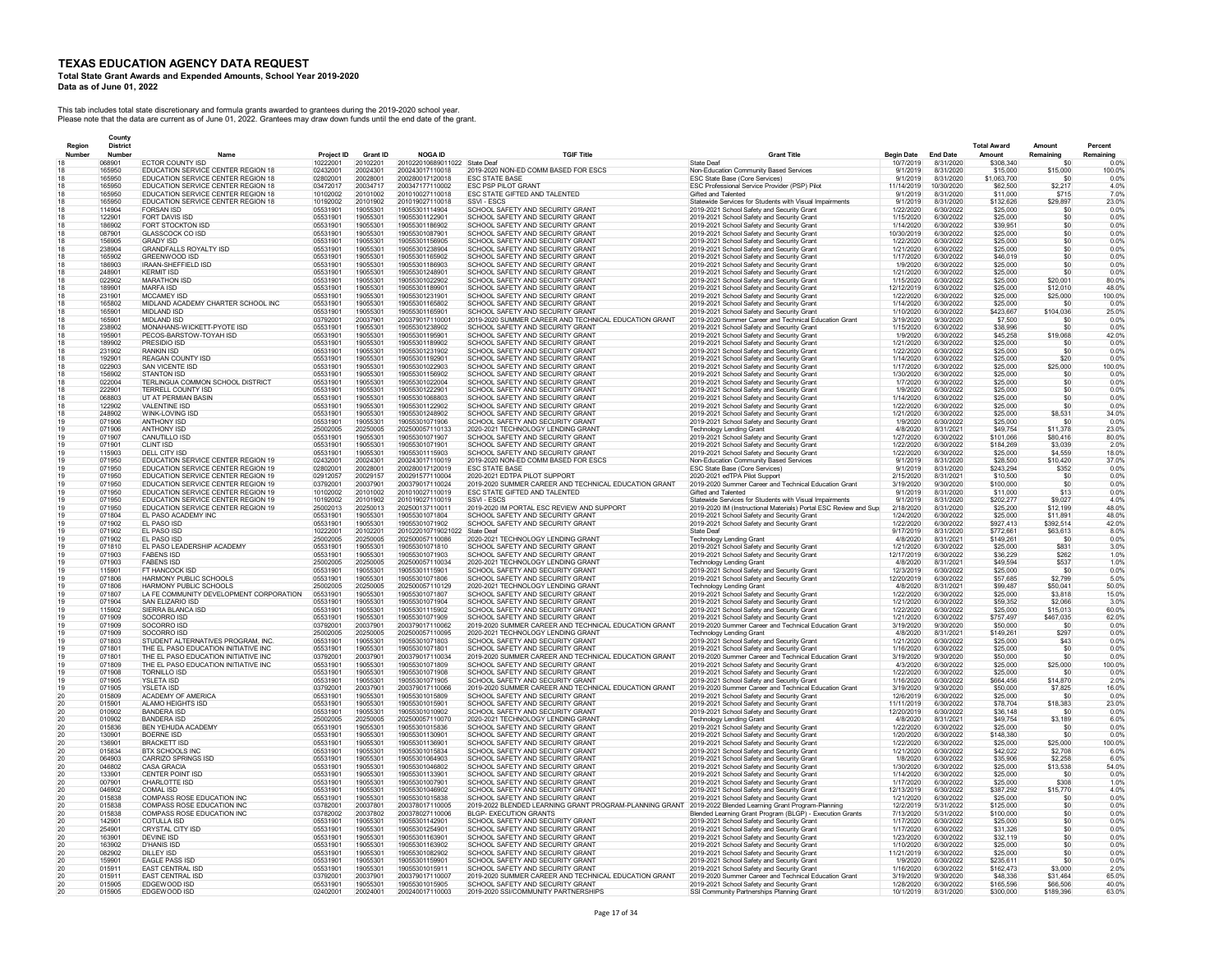# TEXAS EDUCATION AGENCY DATA REQUEST

**Total State Grant Awards and Expended Amounts, School Year 2019-2020**
**Data as of June 01, 2022**

This tab includes total state discretionary and formula grants awarded to grantees during the 2019-2020 school year.
Please note that the data are current as of June 01, 2022. Grantees may draw down funds until the end date of the grant.

| Region Number | County District Number | Name | Project ID | Grant ID | NOGA ID | TGIF Title | Grant Title | Begin Date | End Date | Total Award Amount | Amount Remaining | Percent Remaining |
|---|---|---|---|---|---|---|---|---|---|---|---|---|
| 18 | 068901 | ECTOR COUNTY ISD | 10222001 | 20102201 | 201022010689011022 | State Deaf | State Deaf | 10/7/2019 | 8/31/2020 | $308,340 | $0 | 0.0% |
| 18 | 165950 | EDUCATION SERVICE CENTER REGION 18 | 02432001 | 20024301 | 200243017110018 | 2019-2020 NON-ED COMM BASED FOR ESCS | Non-Education Community Based Services | 9/1/2019 | 8/31/2020 | $15,000 | $15,000 | 100.0% |
| 18 | 165950 | EDUCATION SERVICE CENTER REGION 18 | 02802001 | 20028001 | 200280017120018 | ESC STATE BASE | ESC State Base (Core Services) | 9/1/2019 | 8/31/2020 | $1,063,700 | $0 | 0.0% |
| 18 | 165950 | EDUCATION SERVICE CENTER REGION 18 | 03472017 | 20034717 | 200347177110002 | ESC PSP PILOT GRANT | ESC Professional Service Provider (PSP) Pilot | 11/14/2019 | 10/30/2020 | $62,500 | $2,217 | 4.0% |
| 18 | 165950 | EDUCATION SERVICE CENTER REGION 18 | 10102002 | 20101002 | 201010027110018 | ESC STATE GIFTED AND TALENTED | Gifted and Talented | 9/1/2019 | 8/31/2020 | $11,000 | $715 | 7.0% |
| 18 | 165950 | EDUCATION SERVICE CENTER REGION 18 | 10192002 | 20101902 | 201019027110018 | SSVI - ESCS | Statewide Services for Students with Visual Impairments | 9/1/2019 | 8/31/2020 | $132,626 | $29,897 | 23.0% |
| 18 | 114904 | FORSAN ISD | 05531901 | 19055301 | 19055301114904 | SCHOOL SAFETY AND SECURITY GRANT | 2019-2021 School Safety and Security Grant | 1/22/2020 | 6/30/2022 | $25,000 | $0 | 0.0% |
| 18 | 122901 | FORT DAVIS ISD | 05531901 | 19055301 | 19055301122901 | SCHOOL SAFETY AND SECURITY GRANT | 2019-2021 School Safety and Security Grant | 1/15/2020 | 6/30/2022 | $25,000 | $0 | 0.0% |
| 18 | 186902 | FORT STOCKTON ISD | 05531901 | 19055301 | 19055301186902 | SCHOOL SAFETY AND SECURITY GRANT | 2019-2021 School Safety and Security Grant | 1/14/2020 | 6/30/2022 | $39,951 | $0 | 0.0% |
| 18 | 087901 | GLASSCOCK CO ISD | 05531901 | 19055301 | 19055301087901 | SCHOOL SAFETY AND SECURITY GRANT | 2019-2021 School Safety and Security Grant | 10/30/2019 | 6/30/2022 | $25,000 | $0 | 0.0% |
| 18 | 156905 | GRADY ISD | 05531901 | 19055301 | 19055301156905 | SCHOOL SAFETY AND SECURITY GRANT | 2019-2021 School Safety and Security Grant | 1/22/2020 | 6/30/2022 | $25,000 | $0 | 0.0% |
| 18 | 238904 | GRANDFALLS ROYALTY ISD | 05531901 | 19055301 | 19055301238904 | SCHOOL SAFETY AND SECURITY GRANT | 2019-2021 School Safety and Security Grant | 1/21/2020 | 6/30/2022 | $25,000 | $0 | 0.0% |
| 18 | 165902 | GREENWOOD ISD | 05531901 | 19055301 | 19055301165902 | SCHOOL SAFETY AND SECURITY GRANT | 2019-2021 School Safety and Security Grant | 1/17/2020 | 6/30/2022 | $46,019 | $0 | 0.0% |
| 18 | 186903 | IRAAN-SHEFFIELD ISD | 05531901 | 19055301 | 19055301186903 | SCHOOL SAFETY AND SECURITY GRANT | 2019-2021 School Safety and Security Grant | 1/9/2020 | 6/30/2022 | $25,000 | $0 | 0.0% |
| 18 | 248901 | KERMIT ISD | 05531901 | 19055301 | 19055301248901 | SCHOOL SAFETY AND SECURITY GRANT | 2019-2021 School Safety and Security Grant | 1/21/2020 | 6/30/2022 | $25,000 | $0 | 0.0% |
| 18 | 022902 | MARATHON ISD | 05531901 | 19055301 | 19055301022902 | SCHOOL SAFETY AND SECURITY GRANT | 2019-2021 School Safety and Security Grant | 1/15/2020 | 6/30/2022 | $25,000 | $20,001 | 80.0% |
| 18 | 189901 | MARFA ISD | 05531901 | 19055301 | 19055301189901 | SCHOOL SAFETY AND SECURITY GRANT | 2019-2021 School Safety and Security Grant | 12/12/2019 | 6/30/2022 | $25,000 | $12,010 | 48.0% |
| 18 | 231901 | MCCAMEY ISD | 05531901 | 19055301 | 19055301231901 | SCHOOL SAFETY AND SECURITY GRANT | 2019-2021 School Safety and Security Grant | 1/22/2020 | 6/30/2022 | $25,000 | $25,000 | 100.0% |
| 18 | 165802 | MIDLAND ACADEMY CHARTER SCHOOL INC | 05531901 | 19055301 | 19055301165802 | SCHOOL SAFETY AND SECURITY GRANT | 2019-2021 School Safety and Security Grant | 1/14/2020 | 6/30/2022 | $25,000 | $0 | 0.0% |
| 18 | 165901 | MIDLAND ISD | 05531901 | 19055301 | 19055301165901 | SCHOOL SAFETY AND SECURITY GRANT | 2019-2021 School Safety and Security Grant | 1/10/2020 | 6/30/2022 | $423,667 | $104,036 | 25.0% |
| 18 | 165901 | MIDLAND ISD | 03792001 | 20037901 | 200379017110001 | 2019-2020 SUMMER CAREER AND TECHNICAL EDUCATION GRANT | 2019-2020 Summer Career and Technical Education Grant | 3/19/2020 | 9/30/2020 | $7,500 | $0 | 0.0% |
| 18 | 238902 | MONAHANS-WICKETT-PYOTE ISD | 05531901 | 19055301 | 19055301238902 | SCHOOL SAFETY AND SECURITY GRANT | 2019-2021 School Safety and Security Grant | 1/15/2020 | 6/30/2022 | $38,996 | $0 | 0.0% |
| 18 | 195901 | PECOS-BARSTOW-TOYAH ISD | 05531901 | 19055301 | 19055301195901 | SCHOOL SAFETY AND SECURITY GRANT | 2019-2021 School Safety and Security Grant | 1/9/2020 | 6/30/2022 | $45,258 | $19,068 | 42.0% |
| 18 | 189902 | PRESIDIO ISD | 05531901 | 19055301 | 19055301189902 | SCHOOL SAFETY AND SECURITY GRANT | 2019-2021 School Safety and Security Grant | 1/21/2020 | 6/30/2022 | $25,000 | $0 | 0.0% |
| 18 | 231902 | RANKIN ISD | 05531901 | 19055301 | 19055301231902 | SCHOOL SAFETY AND SECURITY GRANT | 2019-2021 School Safety and Security Grant | 1/22/2020 | 6/30/2022 | $25,000 | $0 | 0.0% |
| 18 | 192901 | REAGAN COUNTY ISD | 05531901 | 19055301 | 19055301192901 | SCHOOL SAFETY AND SECURITY GRANT | 2019-2021 School Safety and Security Grant | 1/14/2020 | 6/30/2022 | $25,000 | $20 | 0.0% |
| 18 | 022903 | SAN VICENTE ISD | 05531901 | 19055301 | 19055301022903 | SCHOOL SAFETY AND SECURITY GRANT | 2019-2021 School Safety and Security Grant | 1/17/2020 | 6/30/2022 | $25,000 | $25,000 | 100.0% |
| 18 | 156902 | STANTON ISD | 05531901 | 19055301 | 19055301156902 | SCHOOL SAFETY AND SECURITY GRANT | 2019-2021 School Safety and Security Grant | 1/30/2020 | 6/30/2022 | $25,000 | $0 | 0.0% |
| 18 | 022004 | TERLINGUA COMMON SCHOOL DISTRICT | 05531901 | 19055301 | 19055301022004 | SCHOOL SAFETY AND SECURITY GRANT | 2019-2021 School Safety and Security Grant | 1/7/2020 | 6/30/2022 | $25,000 | $0 | 0.0% |
| 18 | 222901 | TERRELL COUNTY ISD | 05531901 | 19055301 | 19055301222901 | SCHOOL SAFETY AND SECURITY GRANT | 2019-2021 School Safety and Security Grant | 1/9/2020 | 6/30/2022 | $25,000 | $0 | 0.0% |
| 18 | 068803 | UT AT PERMIAN BASIN | 05531901 | 19055301 | 19055301068803 | SCHOOL SAFETY AND SECURITY GRANT | 2019-2021 School Safety and Security Grant | 1/14/2020 | 6/30/2022 | $25,000 | $0 | 0.0% |
| 18 | 122902 | VALENTINE ISD | 05531901 | 19055301 | 19055301122902 | SCHOOL SAFETY AND SECURITY GRANT | 2019-2021 School Safety and Security Grant | 1/22/2020 | 6/30/2022 | $25,000 | $0 | 0.0% |
| 18 | 248902 | WINK-LOVING ISD | 05531901 | 19055301 | 19055301248902 | SCHOOL SAFETY AND SECURITY GRANT | 2019-2021 School Safety and Security Grant | 1/21/2020 | 6/30/2022 | $25,000 | $8,531 | 34.0% |
| 19 | 071906 | ANTHONY ISD | 05531901 | 19055301 | 19055301071906 | SCHOOL SAFETY AND SECURITY GRANT | 2019-2021 School Safety and Security Grant | 1/9/2020 | 6/30/2022 | $25,000 | $0 | 0.0% |
| 19 | 071906 | ANTHONY ISD | 25002005 | 20250005 | 202500057110133 | 2020-2021 TECHNOLOGY LENDING GRANT | Technology Lending Grant | 4/8/2020 | 8/31/2021 | $49,754 | $11,378 | 23.0% |
| 19 | 071907 | CANUTILLO ISD | 05531901 | 19055301 | 19055301071907 | SCHOOL SAFETY AND SECURITY GRANT | 2019-2021 School Safety and Security Grant | 1/27/2020 | 6/30/2022 | $101,066 | $80,416 | 80.0% |
| 19 | 071901 | CLINT ISD | 05531901 | 19055301 | 19055301071901 | SCHOOL SAFETY AND SECURITY GRANT | 2019-2021 School Safety and Security Grant | 1/22/2020 | 6/30/2022 | $184,269 | $3,039 | 2.0% |
| 19 | 115903 | DELL CITY ISD | 05531901 | 19055301 | 19055301115903 | SCHOOL SAFETY AND SECURITY GRANT | 2019-2021 School Safety and Security Grant | 1/22/2020 | 6/30/2022 | $25,000 | $4,559 | 18.0% |
| 19 | 071950 | EDUCATION SERVICE CENTER REGION 19 | 02432001 | 20024301 | 200243017110019 | 2019-2020 NON-ED COMM BASED FOR ESCS | Non-Education Community Based Services | 9/1/2019 | 8/31/2020 | $28,500 | $10,420 | 37.0% |
| 19 | 071950 | EDUCATION SERVICE CENTER REGION 19 | 02802001 | 20028001 | 200280017120019 | ESC STATE BASE | ESC State Base (Core Services) | 9/1/2019 | 8/31/2020 | $243,294 | $352 | 0.0% |
| 19 | 071950 | EDUCATION SERVICE CENTER REGION 19 | 02912057 | 20029157 | 200291577110004 | 2020-2021 EDTPA PILOT SUPPORT | 2020-2021 edTPA Pilot Support | 2/15/2020 | 8/31/2021 | $10,500 | $0 | 0.0% |
| 19 | 071950 | EDUCATION SERVICE CENTER REGION 19 | 03792001 | 20037901 | 200379017110024 | 2019-2020 SUMMER CAREER AND TECHNICAL EDUCATION GRANT | 2019-2020 Summer Career and Technical Education Grant | 3/19/2020 | 9/30/2020 | $100,000 | $0 | 0.0% |
| 19 | 071950 | EDUCATION SERVICE CENTER REGION 19 | 10102002 | 20101002 | 201010027110019 | ESC STATE GIFTED AND TALENTED | Gifted and Talented | 9/1/2019 | 8/31/2020 | $11,000 | $13 | 0.0% |
| 19 | 071950 | EDUCATION SERVICE CENTER REGION 19 | 10192002 | 20101902 | 201019027110019 | SSVI - ESCS | Statewide Services for Students with Visual Impairments | 9/1/2019 | 8/31/2020 | $202,277 | $9,027 | 4.0% |
| 19 | 071950 | EDUCATION SERVICE CENTER REGION 19 | 25002013 | 20250013 | 202500137110011 | 2019-2020 IM PORTAL ESC REVIEW AND SUPPORT | 2019-2020 IM (Instructional Materials) Portal ESC Review and Sup | 2/18/2020 | 8/31/2020 | $25,000 | $12,199 | 48.0% |
| 19 | 071804 | EL PASO ACADEMY INC | 05531901 | 19055301 | 19055301071804 | SCHOOL SAFETY AND SECURITY GRANT | 2019-2021 School Safety and Security Grant | 1/24/2020 | 6/30/2022 | $25,000 | $11,891 | 48.0% |
| 19 | 071902 | EL PASO ISD | 05531901 | 19055301 | 19055301071902 | SCHOOL SAFETY AND SECURITY GRANT | 2019-2021 School Safety and Security Grant | 1/22/2020 | 6/30/2022 | $927,413 | $392,514 | 42.0% |
| 19 | 071902 | EL PASO ISD | 10222001 | 20102201 | 201022010719021022 | State Deaf | State Deaf | 9/17/2019 | 8/31/2020 | $772,661 | $63,613 | 8.0% |
| 19 | 071902 | EL PASO ISD | 25002005 | 20250005 | 202500057110086 | 2020-2021 TECHNOLOGY LENDING GRANT | Technology Lending Grant | 4/8/2020 | 8/31/2021 | $149,261 | $0 | 0.0% |
| 19 | 071810 | EL PASO LEADERSHIP ACADEMY | 05531901 | 19055301 | 19055301071810 | SCHOOL SAFETY AND SECURITY GRANT | 2019-2021 School Safety and Security Grant | 1/21/2020 | 6/30/2022 | $25,000 | $831 | 3.0% |
| 19 | 071903 | FABENS ISD | 05531901 | 19055301 | 19055301071903 | SCHOOL SAFETY AND SECURITY GRANT | 2019-2021 School Safety and Security Grant | 12/17/2019 | 6/30/2022 | $36,229 | $262 | 1.0% |
| 19 | 071903 | FABENS ISD | 25002005 | 20250005 | 202500057110034 | 2020-2021 TECHNOLOGY LENDING GRANT | Technology Lending Grant | 4/8/2020 | 8/31/2021 | $49,594 | $537 | 1.0% |
| 19 | 115901 | FT HANCOCK ISD | 05531901 | 19055301 | 19055301115901 | SCHOOL SAFETY AND SECURITY GRANT | 2019-2021 School Safety and Security Grant | 12/3/2019 | 6/30/2022 | $25,000 | $0 | 0.0% |
| 19 | 071806 | HARMONY PUBLIC SCHOOLS | 05531901 | 19055301 | 19055301071806 | SCHOOL SAFETY AND SECURITY GRANT | 2019-2021 School Safety and Security Grant | 12/20/2019 | 6/30/2022 | $57,685 | $2,799 | 5.0% |
| 19 | 071806 | HARMONY PUBLIC SCHOOLS | 25002005 | 20250005 | 202500057110129 | 2020-2021 TECHNOLOGY LENDING GRANT | Technology Lending Grant | 4/8/2020 | 8/31/2021 | $99,487 | $50,041 | 50.0% |
| 19 | 071807 | LA FE COMMUNITY DEVELOPMENT CORPORATION | 05531901 | 19055301 | 19055301071807 | SCHOOL SAFETY AND SECURITY GRANT | 2019-2021 School Safety and Security Grant | 1/22/2020 | 6/30/2022 | $25,000 | $3,818 | 15.0% |
| 19 | 071904 | SAN ELIZARIO ISD | 05531901 | 19055301 | 19055301071904 | SCHOOL SAFETY AND SECURITY GRANT | 2019-2021 School Safety and Security Grant | 1/21/2020 | 6/30/2022 | $59,352 | $2,066 | 3.0% |
| 19 | 115902 | SIERRA BLANCA ISD | 05531901 | 19055301 | 19055301115902 | SCHOOL SAFETY AND SECURITY GRANT | 2019-2021 School Safety and Security Grant | 1/22/2020 | 6/30/2022 | $25,000 | $15,013 | 60.0% |
| 19 | 071909 | SOCORRO ISD | 05531901 | 19055301 | 19055301071909 | SCHOOL SAFETY AND SECURITY GRANT | 2019-2021 School Safety and Security Grant | 1/21/2020 | 6/30/2022 | $757,497 | $467,035 | 62.0% |
| 19 | 071909 | SOCORRO ISD | 03792001 | 20037901 | 200379017110062 | 2019-2020 SUMMER CAREER AND TECHNICAL EDUCATION GRANT | 2019-2020 Summer Career and Technical Education Grant | 3/19/2020 | 9/30/2020 | $50,000 | $0 | 0.0% |
| 19 | 071909 | SOCORRO ISD | 25002005 | 20250005 | 202500057110095 | 2020-2021 TECHNOLOGY LENDING GRANT | Technology Lending Grant | 4/8/2020 | 8/31/2021 | $149,261 | $297 | 0.0% |
| 19 | 071803 | STUDENT ALTERNATIVES PROGRAM, INC. | 05531901 | 19055301 | 19055301071803 | SCHOOL SAFETY AND SECURITY GRANT | 2019-2021 School Safety and Security Grant | 1/21/2020 | 6/30/2022 | $25,000 | $43 | 0.0% |
| 19 | 071801 | THE EL PASO EDUCATION INITIATIVE INC | 05531901 | 19055301 | 19055301071801 | SCHOOL SAFETY AND SECURITY GRANT | 2019-2021 School Safety and Security Grant | 1/16/2020 | 6/30/2022 | $25,000 | $0 | 0.0% |
| 19 | 071801 | THE EL PASO EDUCATION INITIATIVE INC | 03792001 | 20037901 | 200379017110034 | 2019-2020 SUMMER CAREER AND TECHNICAL EDUCATION GRANT | 2019-2020 Summer Career and Technical Education Grant | 3/19/2020 | 9/30/2020 | $50,000 | $0 | 0.0% |
| 19 | 071809 | THE EL PASO EDUCATION INITIATIVE INC | 05531901 | 19055301 | 19055301071809 | SCHOOL SAFETY AND SECURITY GRANT | 2019-2021 School Safety and Security Grant | 4/3/2020 | 6/30/2022 | $25,000 | $25,000 | 100.0% |
| 19 | 071908 | TORNILLO ISD | 05531901 | 19055301 | 19055301071908 | SCHOOL SAFETY AND SECURITY GRANT | 2019-2021 School Safety and Security Grant | 1/22/2020 | 6/30/2022 | $25,000 | $0 | 0.0% |
| 19 | 071905 | YSLETA ISD | 05531901 | 19055301 | 19055301071905 | SCHOOL SAFETY AND SECURITY GRANT | 2019-2021 School Safety and Security Grant | 1/16/2020 | 6/30/2022 | $664,456 | $14,870 | 2.0% |
| 19 | 071905 | YSLETA ISD | 03792001 | 20037901 | 200379017110066 | 2019-2020 SUMMER CAREER AND TECHNICAL EDUCATION GRANT | 2019-2020 Summer Career and Technical Education Grant | 3/19/2020 | 9/30/2020 | $50,000 | $7,825 | 16.0% |
| 20 | 015809 | ACADEMY OF AMERICA | 05531901 | 19055301 | 19055301015809 | SCHOOL SAFETY AND SECURITY GRANT | 2019-2021 School Safety and Security Grant | 12/6/2019 | 6/30/2022 | $25,000 | $0 | 0.0% |
| 20 | 015901 | ALAMO HEIGHTS ISD | 05531901 | 19055301 | 19055301015901 | SCHOOL SAFETY AND SECURITY GRANT | 2019-2021 School Safety and Security Grant | 11/11/2019 | 6/30/2022 | $78,704 | $18,383 | 23.0% |
| 20 | 010902 | BANDERA ISD | 05531901 | 19055301 | 19055301010902 | SCHOOL SAFETY AND SECURITY GRANT | 2019-2021 School Safety and Security Grant | 12/20/2019 | 6/30/2022 | $36,148 | $0 | 0.0% |
| 20 | 010902 | BANDERA ISD | 25002005 | 20250005 | 202500057110070 | 2020-2021 TECHNOLOGY LENDING GRANT | Technology Lending Grant | 4/8/2020 | 8/31/2021 | $49,754 | $3,189 | 6.0% |
| 20 | 015836 | BEN YEHUDA ACADEMY | 05531901 | 19055301 | 19055301015836 | SCHOOL SAFETY AND SECURITY GRANT | 2019-2021 School Safety and Security Grant | 1/22/2020 | 6/30/2022 | $25,000 | $0 | 0.0% |
| 20 | 130901 | BOERNE ISD | 05531901 | 19055301 | 19055301130901 | SCHOOL SAFETY AND SECURITY GRANT | 2019-2021 School Safety and Security Grant | 1/20/2020 | 6/30/2022 | $148,380 | $0 | 0.0% |
| 20 | 136901 | BRACKETT ISD | 05531901 | 19055301 | 19055301136901 | SCHOOL SAFETY AND SECURITY GRANT | 2019-2021 School Safety and Security Grant | 1/22/2020 | 6/30/2022 | $25,000 | $25,000 | 100.0% |
| 20 | 015834 | BTX SCHOOLS INC | 05531901 | 19055301 | 19055301015834 | SCHOOL SAFETY AND SECURITY GRANT | 2019-2021 School Safety and Security Grant | 1/21/2020 | 6/30/2022 | $42,022 | $2,708 | 6.0% |
| 20 | 064903 | CARRIZO SPRINGS ISD | 05531901 | 19055301 | 19055301064903 | SCHOOL SAFETY AND SECURITY GRANT | 2019-2021 School Safety and Security Grant | 1/8/2020 | 6/30/2022 | $35,906 | $2,258 | 6.0% |
| 20 | 046802 | CASA GRACIA | 05531901 | 19055301 | 19055301046802 | SCHOOL SAFETY AND SECURITY GRANT | 2019-2021 School Safety and Security Grant | 1/30/2020 | 6/30/2022 | $25,000 | $13,538 | 54.0% |
| 20 | 133901 | CENTER POINT ISD | 05531901 | 19055301 | 19055301133901 | SCHOOL SAFETY AND SECURITY GRANT | 2019-2021 School Safety and Security Grant | 1/14/2020 | 6/30/2022 | $25,000 | $0 | 0.0% |
| 20 | 007901 | CHARLOTTE ISD | 05531901 | 19055301 | 19055301007901 | SCHOOL SAFETY AND SECURITY GRANT | 2019-2021 School Safety and Security Grant | 1/17/2020 | 6/30/2022 | $25,000 | $308 | 1.0% |
| 20 | 046902 | COMAL ISD | 05531901 | 19055301 | 19055301046902 | SCHOOL SAFETY AND SECURITY GRANT | 2019-2021 School Safety and Security Grant | 12/13/2019 | 6/30/2022 | $387,292 | $15,770 | 4.0% |
| 20 | 015838 | COMPASS ROSE EDUCATION INC | 05531901 | 19055301 | 19055301015838 | SCHOOL SAFETY AND SECURITY GRANT | 2019-2021 School Safety and Security Grant | 1/21/2020 | 6/30/2022 | $25,000 | $0 | 0.0% |
| 20 | 015838 | COMPASS ROSE EDUCATION INC | 03782001 | 20037801 | 200378017110005 | 2019-2022 BLENDED LEARNING GRANT PROGRAM-PLANNING GRANT | 2019-2022 Blended Learning Grant Program-Planning | 12/2/2019 | 5/31/2022 | $125,000 | $0 | 0.0% |
| 20 | 015838 | COMPASS ROSE EDUCATION INC | 03782002 | 20037802 | 200378027110006 | BLGP- EXECUTION GRANTS | Blended Learning Grant Program (BLGP) - Execution Grants | 7/13/2020 | 5/31/2022 | $100,000 | $0 | 0.0% |
| 20 | 142901 | COTULLA ISD | 05531901 | 19055301 | 19055301142901 | SCHOOL SAFETY AND SECURITY GRANT | 2019-2021 School Safety and Security Grant | 1/17/2020 | 6/30/2022 | $25,000 | $0 | 0.0% |
| 20 | 254901 | CRYSTAL CITY ISD | 05531901 | 19055301 | 19055301254901 | SCHOOL SAFETY AND SECURITY GRANT | 2019-2021 School Safety and Security Grant | 1/17/2020 | 6/30/2022 | $31,326 | $0 | 0.0% |
| 20 | 163901 | DEVINE ISD | 05531901 | 19055301 | 19055301163901 | SCHOOL SAFETY AND SECURITY GRANT | 2019-2021 School Safety and Security Grant | 1/23/2020 | 6/30/2022 | $32,119 | $0 | 0.0% |
| 20 | 163902 | D'HANIS ISD | 05531901 | 19055301 | 19055301163902 | SCHOOL SAFETY AND SECURITY GRANT | 2019-2021 School Safety and Security Grant | 1/10/2020 | 6/30/2022 | $25,000 | $0 | 0.0% |
| 20 | 082902 | DILLEY ISD | 05531901 | 19055301 | 19055301082902 | SCHOOL SAFETY AND SECURITY GRANT | 2019-2021 School Safety and Security Grant | 11/21/2019 | 6/30/2022 | $25,000 | $0 | 0.0% |
| 20 | 159901 | EAGLE PASS ISD | 05531901 | 19055301 | 19055301159901 | SCHOOL SAFETY AND SECURITY GRANT | 2019-2021 School Safety and Security Grant | 1/9/2020 | 6/30/2022 | $235,611 | $0 | 0.0% |
| 20 | 015911 | EAST CENTRAL ISD | 05531901 | 19055301 | 19055301015911 | SCHOOL SAFETY AND SECURITY GRANT | 2019-2021 School Safety and Security Grant | 1/16/2020 | 6/30/2022 | $162,473 | $3,000 | 2.0% |
| 20 | 015911 | EAST CENTRAL ISD | 03792001 | 20037901 | 200379017110007 | 2019-2020 SUMMER CAREER AND TECHNICAL EDUCATION GRANT | 2019-2020 Summer Career and Technical Education Grant | 3/19/2020 | 9/30/2020 | $48,336 | $31,464 | 65.0% |
| 20 | 015905 | EDGEWOOD ISD | 05531901 | 19055301 | 19055301015905 | SCHOOL SAFETY AND SECURITY GRANT | 2019-2021 School Safety and Security Grant | 1/28/2020 | 6/30/2022 | $165,596 | $66,506 | 40.0% |
| 20 | 015905 | EDGEWOOD ISD | 02402001 | 20024001 | 200240017110003 | 2019-2020 SSI/COMMUNITY PARTNERSHIPS | SSI Community Partnerships Planning Grant | 10/1/2019 | 8/31/2020 | $300,000 | $189,396 | 63.0% |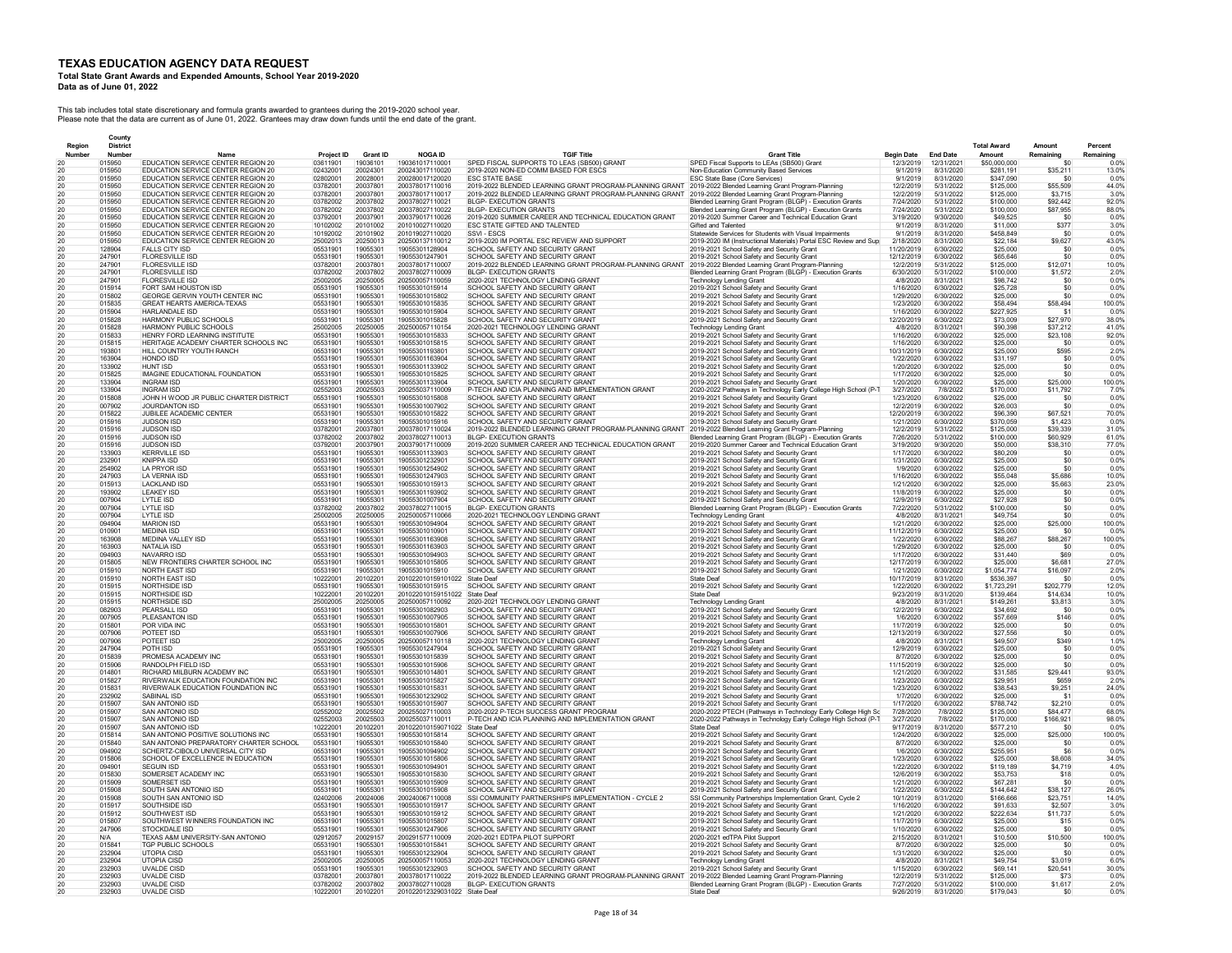# TEXAS EDUCATION AGENCY DATA REQUEST

**Total State Grant Awards and Expended Amounts, School Year 2019-2020**
**Data as of June 01, 2022**

This tab includes total state discretionary and formula grants awarded to grantees during the 2019-2020 school year.
Please note that the data are current as of June 01, 2022. Grantees may draw down funds until the end date of the grant.

| Region Number | County District Number | Name | Project ID | Grant ID | NOGA ID | TGIF Title | Grant Title | Begin Date | End Date | Total Award Amount | Amount Remaining | Percent Remaining |
|---|---|---|---|---|---|---|---|---|---|---|---|---|
| 20 | 015950 | EDUCATION SERVICE CENTER REGION 20 | 03611901 | 19036101 | 190361017110001 | SPED FISCAL SUPPORTS TO LEAS (SB500) GRANT | SPED Fiscal Supports to LEAs (SB500) Grant | 12/3/2019 | 12/31/2021 | $50,000,000 | $0 | 0.0% |
| 20 | 015950 | EDUCATION SERVICE CENTER REGION 20 | 02432001 | 20024301 | 200243017110020 | 2019-2020 NON-ED COMM BASED FOR ESCS | Non-Education Community Based Services | 9/1/2019 | 8/31/2020 | $281,191 | $35,211 | 13.0% |
| 20 | 015950 | EDUCATION SERVICE CENTER REGION 20 | 02802001 | 20028001 | 200280017120020 | ESC STATE BASE | ESC State Base (Core Services) | 9/1/2019 | 8/31/2020 | $347,090 | $0 | 0.0% |
| 20 | 015950 | EDUCATION SERVICE CENTER REGION 20 | 03782001 | 20037801 | 200378017110016 | 2019-2022 BLENDED LEARNING GRANT PROGRAM-PLANNING GRANT | 2019-2022 Blended Learning Grant Program-Planning | 12/2/2019 | 5/31/2022 | $125,000 | $55,509 | 44.0% |
| 20 | 015950 | EDUCATION SERVICE CENTER REGION 20 | 03782001 | 20037801 | 200378017110017 | 2019-2022 BLENDED LEARNING GRANT PROGRAM-PLANNING GRANT | 2019-2022 Blended Learning Grant Program-Planning | 12/2/2019 | 5/31/2022 | $125,000 | $3,715 | 3.0% |
| 20 | 015950 | EDUCATION SERVICE CENTER REGION 20 | 03782002 | 20037802 | 200378027110021 | BLGP- EXECUTION GRANTS | Blended Learning Grant Program (BLGP) - Execution Grants | 7/24/2020 | 5/31/2022 | $100,000 | $92,442 | 92.0% |
| 20 | 015950 | EDUCATION SERVICE CENTER REGION 20 | 03782002 | 20037802 | 200378027110022 | BLGP- EXECUTION GRANTS | Blended Learning Grant Program (BLGP) - Execution Grants | 7/24/2020 | 5/31/2022 | $100,000 | $87,955 | 88.0% |
| 20 | 015950 | EDUCATION SERVICE CENTER REGION 20 | 03792001 | 20037901 | 200379017110026 | 2019-2020 SUMMER CAREER AND TECHNICAL EDUCATION GRANT | 2019-2020 Summer Career and Technical Education Grant | 3/19/2020 | 9/30/2020 | $49,525 | $0 | 0.0% |
| 20 | 015950 | EDUCATION SERVICE CENTER REGION 20 | 10102002 | 20101002 | 201010027110020 | ESC STATE GIFTED AND TALENTED | Gifted and Talented | 9/1/2019 | 8/31/2020 | $11,000 | $377 | 3.0% |
| 20 | 015950 | EDUCATION SERVICE CENTER REGION 20 | 10192002 | 20101902 | 201019027110020 | SSVI - ESCS | Statewide Services for Students with Visual Impairments | 9/1/2019 | 8/31/2020 | $458,849 | $0 | 0.0% |
| 20 | 015950 | EDUCATION SERVICE CENTER REGION 20 | 25002013 | 20250013 | 202500137110012 | 2019-2020 IM PORTAL ESC REVIEW AND SUPPORT | 2019-2020 IM (Instructional Materials) Portal ESC Review and Sup | 2/18/2020 | 8/31/2020 | $22,184 | $9,627 | 43.0% |
| 20 | 128904 | FALLS CITY ISD | 05531901 | 19055301 | 190553011128904 | SCHOOL SAFETY AND SECURITY GRANT | 2019-2021 School Safety and Security Grant | 11/20/2019 | 6/30/2022 | $25,000 | $0 | 0.0% |
| 20 | 247901 | FLORESVILLE ISD | 05531901 | 19055301 | 190553011247901 | SCHOOL SAFETY AND SECURITY GRANT | 2019-2021 School Safety and Security Grant | 12/12/2019 | 6/30/2022 | $65,646 | $0 | 0.0% |
| 20 | 247901 | FLORESVILLE ISD | 03782001 | 20037801 | 200378017110007 | 2019-2022 BLENDED LEARNING GRANT PROGRAM-PLANNING GRANT | 2019-2022 Blended Learning Grant Program-Planning | 12/2/2019 | 5/31/2022 | $125,000 | $12,071 | 10.0% |
| 20 | 247901 | FLORESVILLE ISD | 03782002 | 20037802 | 200378027110009 | BLGP- EXECUTION GRANTS | Blended Learning Grant Program (BLGP) - Execution Grants | 6/30/2020 | 5/31/2022 | $100,000 | $1,572 | 2.0% |
| 20 | 247901 | FLORESVILLE ISD | 25002005 | 20250005 | 202500057110059 | 2020-2021 TECHNOLOGY LENDING GRANT | Technology Lending Grant | 4/8/2020 | 8/31/2021 | $98,742 | $0 | 0.0% |
| 20 | 015914 | FORT SAM HOUSTON ISD | 05531901 | 19055301 | 190553010015914 | SCHOOL SAFETY AND SECURITY GRANT | 2019-2021 School Safety and Security Grant | 1/16/2020 | 6/30/2022 | $25,728 | $0 | 0.0% |
| 20 | 015802 | GEORGE GERVIN YOUTH CENTER INC | 05531901 | 19055301 | 190553010015802 | SCHOOL SAFETY AND SECURITY GRANT | 2019-2021 School Safety and Security Grant | 1/29/2020 | 6/30/2022 | $25,000 | $0 | 0.0% |
| 20 | 015835 | GREAT HEARTS AMERICA-TEXAS | 05531901 | 19055301 | 190553010015835 | SCHOOL SAFETY AND SECURITY GRANT | 2019-2021 School Safety and Security Grant | 1/23/2020 | 6/30/2022 | $58,494 | $58,494 | 100.0% |
| 20 | 015904 | HARLANDALE ISD | 05531901 | 19055301 | 190553010015904 | SCHOOL SAFETY AND SECURITY GRANT | 2019-2021 School Safety and Security Grant | 1/16/2020 | 6/30/2022 | $227,925 | $1 | 0.0% |
| 20 | 015828 | HARMONY PUBLIC SCHOOLS | 05531901 | 19055301 | 190553010015828 | SCHOOL SAFETY AND SECURITY GRANT | 2019-2021 School Safety and Security Grant | 12/20/2019 | 6/30/2022 | $73,009 | $27,970 | 38.0% |
| 20 | 015828 | HARMONY PUBLIC SCHOOLS | 25002005 | 20250005 | 202500057110154 | 2020-2021 TECHNOLOGY LENDING GRANT | Technology Lending Grant | 4/8/2020 | 8/31/2021 | $90,398 | $37,212 | 41.0% |
| 20 | 015833 | HENRY FORD LEARNING INSTITUTE | 05531901 | 19055301 | 190553010015833 | SCHOOL SAFETY AND SECURITY GRANT | 2019-2021 School Safety and Security Grant | 1/16/2020 | 6/30/2022 | $25,000 | $23,108 | 92.0% |
| 20 | 015815 | HERITAGE ACADEMY CHARTER SCHOOLS INC | 05531901 | 19055301 | 190553010015815 | SCHOOL SAFETY AND SECURITY GRANT | 2019-2021 School Safety and Security Grant | 1/16/2020 | 6/30/2022 | $25,000 | $0 | 0.0% |
| 20 | 193801 | HILL COUNTRY YOUTH RANCH | 05531901 | 19055301 | 190553011193801 | SCHOOL SAFETY AND SECURITY GRANT | 2019-2021 School Safety and Security Grant | 10/31/2019 | 6/30/2022 | $25,000 | $595 | 2.0% |
| 20 | 163904 | HONDO ISD | 05531901 | 19055301 | 190553011163904 | SCHOOL SAFETY AND SECURITY GRANT | 2019-2021 School Safety and Security Grant | 1/22/2020 | 6/30/2022 | $31,197 | $0 | 0.0% |
| 20 | 133902 | HUNT ISD | 05531901 | 19055301 | 190553011133902 | SCHOOL SAFETY AND SECURITY GRANT | 2019-2021 School Safety and Security Grant | 1/20/2020 | 6/30/2022 | $25,000 | $0 | 0.0% |
| 20 | 015825 | IMAGINE EDUCATIONAL FOUNDATION | 05531901 | 19055301 | 190553010015825 | SCHOOL SAFETY AND SECURITY GRANT | 2019-2021 School Safety and Security Grant | 1/17/2020 | 6/30/2022 | $25,000 | $0 | 0.0% |
| 20 | 133904 | INGRAM ISD | 05531901 | 19055301 | 190553011133904 | SCHOOL SAFETY AND SECURITY GRANT | 2019-2021 School Safety and Security Grant | 1/20/2020 | 6/30/2022 | $25,000 | $25,000 | 100.0% |
| 20 | 133904 | INGRAM ISD | 02552003 | 20025503 | 200255037110009 | P-TECH AND ICIA PLANNING AND IMPLEMENTATION GRANT | 2020-2022 Pathways in Technology Early College High School (P-T | 3/27/2020 | 7/8/2022 | $170,000 | $11,792 | 7.0% |
| 20 | 015808 | JOHN H WOOD JR PUBLIC CHARTER DISTRICT | 05531901 | 19055301 | 190553010015808 | SCHOOL SAFETY AND SECURITY GRANT | 2019-2021 School Safety and Security Grant | 1/23/2020 | 6/30/2022 | $25,000 | $0 | 0.0% |
| 20 | 007902 | JOURDANTON ISD | 05531901 | 19055301 | 190553011007902 | SCHOOL SAFETY AND SECURITY GRANT | 2019-2021 School Safety and Security Grant | 12/2/2019 | 6/30/2022 | $26,003 | $0 | 0.0% |
| 20 | 015822 | JUBILEE ACADEMIC CENTER | 05531901 | 19055301 | 190553010015822 | SCHOOL SAFETY AND SECURITY GRANT | 2019-2021 School Safety and Security Grant | 12/20/2019 | 6/30/2022 | $96,390 | $67,521 | 70.0% |
| 20 | 015916 | JUDSON ISD | 05531901 | 19055301 | 190553010015916 | SCHOOL SAFETY AND SECURITY GRANT | 2019-2021 School Safety and Security Grant | 1/21/2020 | 6/30/2022 | $370,059 | $1,423 | 0.0% |
| 20 | 015916 | JUDSON ISD | 03782001 | 20037801 | 200378017110024 | 2019-2022 BLENDED LEARNING GRANT PROGRAM-PLANNING GRANT | 2019-2022 Blended Learning Grant Program-Planning | 12/2/2019 | 5/31/2022 | $125,000 | $39,339 | 31.0% |
| 20 | 015916 | JUDSON ISD | 03782002 | 20037802 | 200378027110013 | BLGP- EXECUTION GRANTS | Blended Learning Grant Program (BLGP) - Execution Grants | 7/26/2020 | 5/31/2022 | $100,000 | $60,929 | 61.0% |
| 20 | 015916 | JUDSON ISD | 03792001 | 20037901 | 200379017110009 | 2019-2020 SUMMER CAREER AND TECHNICAL EDUCATION GRANT | 2019-2020 Summer Career and Technical Education Grant | 3/19/2020 | 9/30/2020 | $50,000 | $38,310 | 77.0% |
| 20 | 133903 | KERRVILLE ISD | 05531901 | 19055301 | 190553011133903 | SCHOOL SAFETY AND SECURITY GRANT | 2019-2021 School Safety and Security Grant | 1/17/2020 | 6/30/2022 | $80,209 | $0 | 0.0% |
| 20 | 232901 | KNIPPA ISD | 05531901 | 19055301 | 190553011232901 | SCHOOL SAFETY AND SECURITY GRANT | 2019-2021 School Safety and Security Grant | 1/31/2020 | 6/30/2022 | $25,000 | $0 | 0.0% |
| 20 | 254902 | LA PRYOR ISD | 05531901 | 19055301 | 190553011254902 | SCHOOL SAFETY AND SECURITY GRANT | 2019-2021 School Safety and Security Grant | 1/9/2020 | 6/30/2022 | $25,000 | $0 | 0.0% |
| 20 | 247903 | LA VERNIA ISD | 05531901 | 19055301 | 190553011247903 | SCHOOL SAFETY AND SECURITY GRANT | 2019-2021 School Safety and Security Grant | 1/16/2020 | 6/30/2022 | $55,048 | $5,686 | 10.0% |
| 20 | 015913 | LACKLAND ISD | 05531901 | 19055301 | 190553010015913 | SCHOOL SAFETY AND SECURITY GRANT | 2019-2021 School Safety and Security Grant | 1/21/2020 | 6/30/2022 | $25,000 | $5,663 | 23.0% |
| 20 | 193902 | LEAKEY ISD | 05531901 | 19055301 | 190553011193902 | SCHOOL SAFETY AND SECURITY GRANT | 2019-2021 School Safety and Security Grant | 11/8/2019 | 6/30/2022 | $25,000 | $0 | 0.0% |
| 20 | 007904 | LYTLE ISD | 05531901 | 19055301 | 190553011007904 | SCHOOL SAFETY AND SECURITY GRANT | 2019-2021 School Safety and Security Grant | 12/9/2019 | 6/30/2022 | $27,928 | $0 | 0.0% |
| 20 | 007904 | LYTLE ISD | 03782002 | 20037802 | 200378027110015 | BLGP- EXECUTION GRANTS | Blended Learning Grant Program (BLGP) - Execution Grants | 7/22/2020 | 5/31/2022 | $100,000 | $0 | 0.0% |
| 20 | 007904 | LYTLE ISD | 25002005 | 20250005 | 202500057110066 | 2020-2021 TECHNOLOGY LENDING GRANT | Technology Lending Grant | 4/8/2020 | 8/31/2021 | $49,754 | $0 | 0.0% |
| 20 | 094904 | MARION ISD | 05531901 | 19055301 | 190553011094904 | SCHOOL SAFETY AND SECURITY GRANT | 2019-2021 School Safety and Security Grant | 1/21/2020 | 6/30/2022 | $25,000 | $25,000 | 100.0% |
| 20 | 010901 | MEDINA ISD | 05531901 | 19055301 | 190553011010901 | SCHOOL SAFETY AND SECURITY GRANT | 2019-2021 School Safety and Security Grant | 11/12/2019 | 6/30/2022 | $25,000 | $0 | 0.0% |
| 20 | 163908 | MEDINA VALLEY ISD | 05531901 | 19055301 | 190553011163908 | SCHOOL SAFETY AND SECURITY GRANT | 2019-2021 School Safety and Security Grant | 1/22/2020 | 6/30/2022 | $88,267 | $88,267 | 100.0% |
| 20 | 163903 | NATALIA ISD | 05531901 | 19055301 | 190553011163903 | SCHOOL SAFETY AND SECURITY GRANT | 2019-2021 School Safety and Security Grant | 1/29/2020 | 6/30/2022 | $25,000 | $0 | 0.0% |
| 20 | 094903 | NAVARRO ISD | 05531901 | 19055301 | 190553011094903 | SCHOOL SAFETY AND SECURITY GRANT | 2019-2021 School Safety and Security Grant | 1/17/2020 | 6/30/2022 | $31,440 | $69 | 0.0% |
| 20 | 015805 | NEW FRONTIERS CHARTER SCHOOL INC | 05531901 | 19055301 | 190553010015805 | SCHOOL SAFETY AND SECURITY GRANT | 2019-2021 School Safety and Security Grant | 12/17/2019 | 6/30/2022 | $25,000 | $6,681 | 27.0% |
| 20 | 015910 | NORTH EAST ISD | 05531901 | 19055301 | 190553010015910 | SCHOOL SAFETY AND SECURITY GRANT | 2019-2021 School Safety and Security Grant | 1/21/2020 | 6/30/2022 | $1,054,774 | $16,097 | 2.0% |
| 20 | 015910 | NORTH EAST ISD | 10222001 | 20102201 | 201022010159101022 | State Deaf | State Deaf | 10/17/2019 | 8/31/2020 | $536,397 | $0 | 0.0% |
| 20 | 015915 | NORTHSIDE ISD | 05531901 | 19055301 | 190553010015915 | SCHOOL SAFETY AND SECURITY GRANT | 2019-2021 School Safety and Security Grant | 1/22/2020 | 6/30/2022 | $1,723,291 | $202,779 | 12.0% |
| 20 | 015915 | NORTHSIDE ISD | 10222001 | 20102201 | 201022010159151022 | State Deaf | State Deaf | 9/23/2019 | 8/31/2020 | $139,464 | $14,634 | 10.0% |
| 20 | 015915 | NORTHSIDE ISD | 25002005 | 20250005 | 202500057110092 | 2020-2021 TECHNOLOGY LENDING GRANT | Technology Lending Grant | 4/8/2020 | 8/31/2021 | $149,261 | $3,813 | 3.0% |
| 20 | 082903 | PEARSALL ISD | 05531901 | 19055301 | 190553011082903 | SCHOOL SAFETY AND SECURITY GRANT | 2019-2021 School Safety and Security Grant | 12/2/2019 | 6/30/2022 | $34,692 | $0 | 0.0% |
| 20 | 007905 | PLEASANTON ISD | 05531901 | 19055301 | 190553011007905 | SCHOOL SAFETY AND SECURITY GRANT | 2019-2021 School Safety and Security Grant | 1/6/2020 | 6/30/2022 | $57,669 | $146 | 0.0% |
| 20 | 015801 | POR VIDA INC | 05531901 | 19055301 | 190553010015801 | SCHOOL SAFETY AND SECURITY GRANT | 2019-2021 School Safety and Security Grant | 11/7/2019 | 6/30/2022 | $25,000 | $0 | 0.0% |
| 20 | 007906 | POTEET ISD | 05531901 | 19055301 | 190553011007906 | SCHOOL SAFETY AND SECURITY GRANT | 2019-2021 School Safety and Security Grant | 12/13/2019 | 6/30/2022 | $27,556 | $0 | 0.0% |
| 20 | 007906 | POTEET ISD | 25002005 | 20250005 | 202500057110118 | 2020-2021 TECHNOLOGY LENDING GRANT | Technology Lending Grant | 4/8/2020 | 8/31/2021 | $49,507 | $349 | 1.0% |
| 20 | 247904 | POTH ISD | 05531901 | 19055301 | 190553011247904 | SCHOOL SAFETY AND SECURITY GRANT | 2019-2021 School Safety and Security Grant | 12/9/2019 | 6/30/2022 | $25,000 | $0 | 0.0% |
| 20 | 015839 | PROMESA ACADEMY INC | 05531901 | 19055301 | 190553010015839 | SCHOOL SAFETY AND SECURITY GRANT | 2019-2021 School Safety and Security Grant | 8/7/2020 | 6/30/2022 | $25,000 | $0 | 0.0% |
| 20 | 015906 | RANDOLPH FIELD ISD | 05531901 | 19055301 | 190553010015906 | SCHOOL SAFETY AND SECURITY GRANT | 2019-2021 School Safety and Security Grant | 11/15/2019 | 6/30/2022 | $25,000 | $0 | 0.0% |
| 20 | 014801 | RICHARD MILBURN ACADEMY INC | 05531901 | 19055301 | 190553010014801 | SCHOOL SAFETY AND SECURITY GRANT | 2019-2021 School Safety and Security Grant | 1/21/2020 | 6/30/2022 | $31,585 | $29,441 | 93.0% |
| 20 | 015827 | RIVERWALK EDUCATION FOUNDATION INC | 05531901 | 19055301 | 190553010015827 | SCHOOL SAFETY AND SECURITY GRANT | 2019-2021 School Safety and Security Grant | 1/23/2020 | 6/30/2022 | $29,951 | $659 | 2.0% |
| 20 | 015831 | RIVERWALK EDUCATION FOUNDATION INC | 05531901 | 19055301 | 190553010015831 | SCHOOL SAFETY AND SECURITY GRANT | 2019-2021 School Safety and Security Grant | 1/23/2020 | 6/30/2022 | $38,543 | $9,251 | 24.0% |
| 20 | 232902 | SABINAL ISD | 05531901 | 19055301 | 190553011232902 | SCHOOL SAFETY AND SECURITY GRANT | 2019-2021 School Safety and Security Grant | 1/7/2020 | 6/30/2022 | $25,000 | $1 | 0.0% |
| 20 | 015907 | SAN ANTONIO ISD | 05531901 | 19055301 | 190553010015907 | SCHOOL SAFETY AND SECURITY GRANT | 2019-2021 School Safety and Security Grant | 1/17/2020 | 6/30/2022 | $788,742 | $2,210 | 0.0% |
| 20 | 015907 | SAN ANTONIO ISD | 02552002 | 20025502 | 200255027110003 | 2020-2022 P-TECH SUCCESS GRANT PROGRAM | 2020-2022 PTECH (Pathways in Technology Early College High Sc | 7/28/2020 | 7/8/2022 | $125,000 | $84,477 | 68.0% |
| 20 | 015907 | SAN ANTONIO ISD | 02552003 | 20025503 | 200255037110011 | P-TECH AND ICIA PLANNING AND IMPLEMENTATION GRANT | 2020-2022 Pathways in Technology Early College High School (P-T | 3/27/2020 | 7/8/2022 | $170,000 | $166,921 | 98.0% |
| 20 | 015907 | SAN ANTONIO ISD | 10222001 | 20102201 | 201022010159071022 | State Deaf | State Deaf | 9/17/2019 | 8/31/2020 | $577,210 | $0 | 0.0% |
| 20 | 015814 | SAN ANTONIO POSITIVE SOLUTIONS INC | 05531901 | 19055301 | 190553010015814 | SCHOOL SAFETY AND SECURITY GRANT | 2019-2021 School Safety and Security Grant | 1/24/2020 | 6/30/2022 | $25,000 | $25,000 | 100.0% |
| 20 | 015840 | SAN ANTONIO PREPARATORY CHARTER SCHOOL | 05531901 | 19055301 | 190553010015840 | SCHOOL SAFETY AND SECURITY GRANT | 2019-2021 School Safety and Security Grant | 8/7/2020 | 6/30/2022 | $25,000 | $0 | 0.0% |
| 20 | 094902 | SCHERTZ-CIBOLO UNIVERSAL CITY ISD | 05531901 | 19055301 | 190553011094902 | SCHOOL SAFETY AND SECURITY GRANT | 2019-2021 School Safety and Security Grant | 1/6/2020 | 6/30/2022 | $255,951 | $6 | 0.0% |
| 20 | 015806 | SCHOOL OF EXCELLENCE IN EDUCATION | 05531901 | 19055301 | 190553010015806 | SCHOOL SAFETY AND SECURITY GRANT | 2019-2021 School Safety and Security Grant | 1/23/2020 | 6/30/2022 | $25,000 | $8,608 | 34.0% |
| 20 | 094901 | SEGUIN ISD | 05531901 | 19055301 | 190553011094901 | SCHOOL SAFETY AND SECURITY GRANT | 2019-2021 School Safety and Security Grant | 1/22/2020 | 6/30/2022 | $119,189 | $4,719 | 4.0% |
| 20 | 015830 | SOMERSET ACADEMY INC | 05531901 | 19055301 | 190553010015830 | SCHOOL SAFETY AND SECURITY GRANT | 2019-2021 School Safety and Security Grant | 12/6/2019 | 6/30/2022 | $53,753 | $18 | 0.0% |
| 20 | 015909 | SOMERSET ISD | 05531901 | 19055301 | 190553010015909 | SCHOOL SAFETY AND SECURITY GRANT | 2019-2021 School Safety and Security Grant | 1/21/2020 | 6/30/2022 | $67,281 | $0 | 0.0% |
| 20 | 015908 | SOUTH SAN ANTONIO ISD | 05531901 | 19055301 | 190553010015908 | SCHOOL SAFETY AND SECURITY GRANT | 2019-2021 School Safety and Security Grant | 1/22/2020 | 6/30/2022 | $144,642 | $38,127 | 26.0% |
| 20 | 015908 | SOUTH SAN ANTONIO ISD | 02402006 | 20024006 | 200240067110008 | SSI COMMUNITY PARTNERSHIPS IMPLEMENTATION - CYCLE 2 | SSI Community Partnerships Implementation Grant, Cycle 2 | 10/1/2019 | 8/31/2020 | $166,666 | $23,751 | 14.0% |
| 20 | 015917 | SOUTHSIDE ISD | 05531901 | 19055301 | 190553010015917 | SCHOOL SAFETY AND SECURITY GRANT | 2019-2021 School Safety and Security Grant | 1/16/2020 | 6/30/2022 | $91,633 | $2,507 | 3.0% |
| 20 | 015912 | SOUTHWEST ISD | 05531901 | 19055301 | 190553010015912 | SCHOOL SAFETY AND SECURITY GRANT | 2019-2021 School Safety and Security Grant | 1/21/2020 | 6/30/2022 | $222,634 | $11,737 | 5.0% |
| 20 | 015807 | SOUTHWEST WINNERS FOUNDATION INC | 05531901 | 19055301 | 190553010015807 | SCHOOL SAFETY AND SECURITY GRANT | 2019-2021 School Safety and Security Grant | 11/7/2019 | 6/30/2022 | $25,000 | $15 | 0.0% |
| 20 | 247906 | STOCKDALE ISD | 05531901 | 19055301 | 190553011247906 | SCHOOL SAFETY AND SECURITY GRANT | 2019-2021 School Safety and Security Grant | 1/10/2020 | 6/30/2022 | $25,000 | $0 | 0.0% |
| 20 | N/A | TEXAS A&M UNIVERSITY-SAN ANTONIO | 02912057 | 20029157 | 200291577110009 | 2020-2021 EDTPA PILOT SUPPORT | 2020-2021 edTPA Pilot Support | 2/15/2020 | 8/31/2021 | $10,500 | $10,500 | 100.0% |
| 20 | 015841 | TGP PUBLIC SCHOOLS | 05531901 | 19055301 | 190553010015841 | SCHOOL SAFETY AND SECURITY GRANT | 2019-2021 School Safety and Security Grant | 8/7/2020 | 6/30/2022 | $25,000 | $0 | 0.0% |
| 20 | 232904 | UTOPIA CISD | 05531901 | 19055301 | 190553011232904 | SCHOOL SAFETY AND SECURITY GRANT | 2019-2021 School Safety and Security Grant | 1/31/2020 | 6/30/2022 | $25,000 | $0 | 0.0% |
| 20 | 232904 | UTOPIA CISD | 25002005 | 20250005 | 202500057110053 | 2020-2021 TECHNOLOGY LENDING GRANT | Technology Lending Grant | 4/8/2020 | 8/31/2021 | $49,754 | $3,019 | 6.0% |
| 20 | 232903 | UVALDE CISD | 05531901 | 19055301 | 190553011232903 | SCHOOL SAFETY AND SECURITY GRANT | 2019-2021 School Safety and Security Grant | 1/15/2020 | 6/30/2022 | $69,141 | $20,541 | 30.0% |
| 20 | 232903 | UVALDE CISD | 03782001 | 20037801 | 200378017110022 | 2019-2022 BLENDED LEARNING GRANT PROGRAM-PLANNING GRANT | 2019-2022 Blended Learning Grant Program-Planning | 12/2/2019 | 5/31/2022 | $125,000 | $73 | 0.0% |
| 20 | 232903 | UVALDE CISD | 03782002 | 20037802 | 200378027110028 | BLGP- EXECUTION GRANTS | Blended Learning Grant Program (BLGP) - Execution Grants | 7/27/2020 | 5/31/2022 | $100,000 | $1,617 | 2.0% |
| 20 | 232903 | UVALDE CISD | 10222001 | 20102201 | 201022012329031022 | State Deaf | State Deaf | 9/26/2019 | 8/31/2020 | $179,043 | $0 | 0.0% |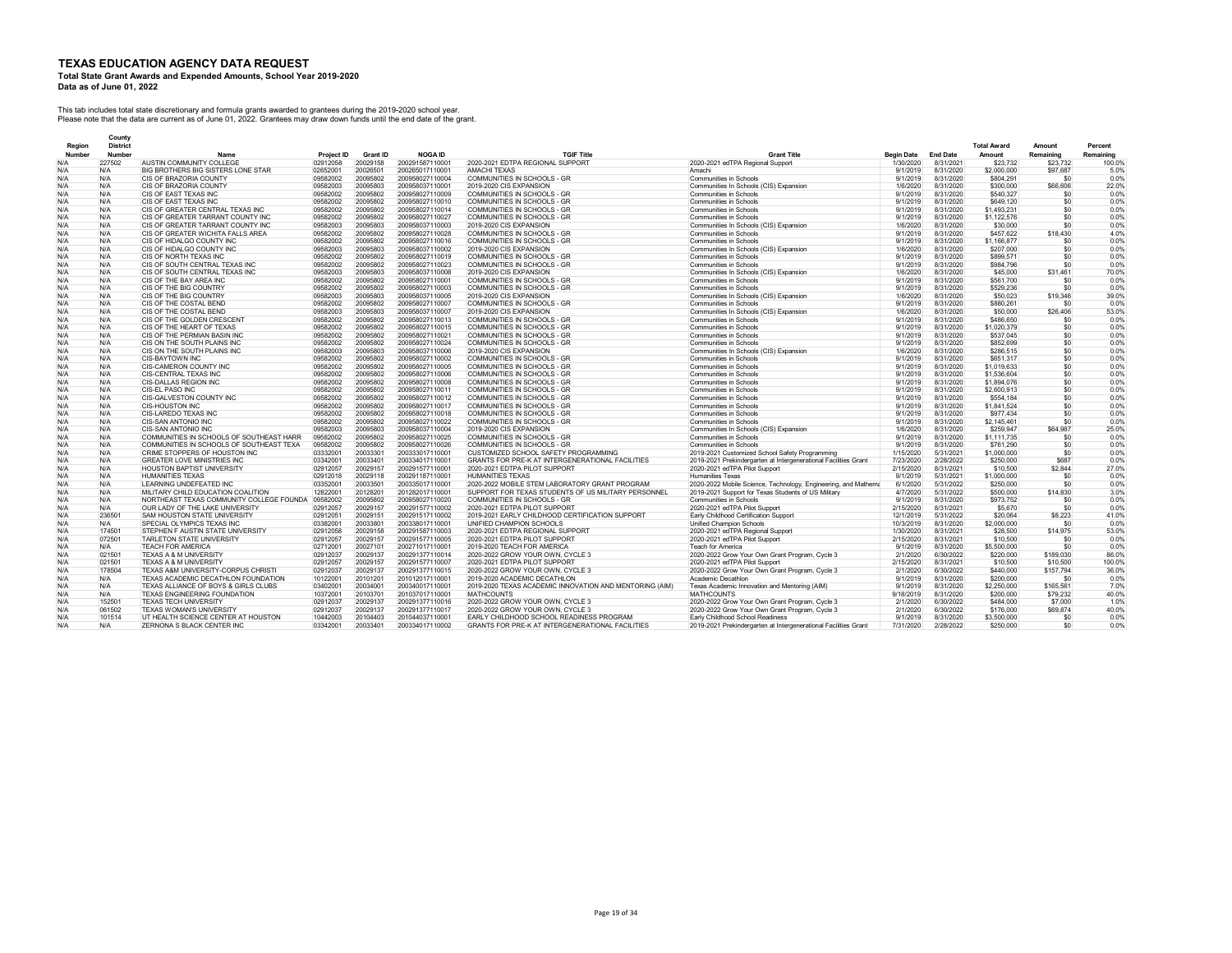# TEXAS EDUCATION AGENCY DATA REQUEST

**Total State Grant Awards and Expended Amounts, School Year 2019-2020**

**Data as of June 01, 2022**

This tab includes total state discretionary and formula grants awarded to grantees during the 2019-2020 school year.
Please note that the data are current as of June 01, 2022. Grantees may draw down funds until the end date of the grant.

| Region Number | County District Number | Name | Project ID | Grant ID | NOGA ID | TGIF Title | Grant Title | Begin Date | End Date | Total Award Amount | Amount Remaining | Percent Remaining |
|---|---|---|---|---|---|---|---|---|---|---|---|---|
| N/A | 227502 | AUSTIN COMMUNITY COLLEGE | 02912058 | 20029158 | 200291587110001 | 2020-2021 EDTPA REGIONAL SUPPORT | 2020-2021 edTPA Regional Support | 1/30/2020 | 8/31/2021 | $23,732 | $23,732 | 100.0% |
| N/A | N/A | BIG BROTHERS BIG SISTERS LONE STAR | 02652001 | 20026501 | 200265017110001 | AMACHI TEXAS | Amachi | 9/1/2019 | 8/31/2020 | $2,000,000 | $97,687 | 5.0% |
| N/A | N/A | CIS OF BRAZORIA COUNTY | 09582002 | 20095802 | 200958027110004 | COMMUNITIES IN SCHOOLS - GR | Communities in Schools | 9/1/2019 | 8/31/2020 | $804,291 | $0 | 0.0% |
| N/A | N/A | CIS OF BRAZORIA COUNTY | 09582003 | 20095803 | 200958037110001 | 2019-2020 CIS EXPANSION | Communities In Schools (CIS) Expansion | 1/6/2020 | 8/31/2020 | $300,000 | $66,606 | 22.0% |
| N/A | N/A | CIS OF EAST TEXAS INC | 09582002 | 20095802 | 200958027110009 | COMMUNITIES IN SCHOOLS - GR | Communities in Schools | 9/1/2019 | 8/31/2020 | $540,327 | $0 | 0.0% |
| N/A | N/A | CIS OF EAST TEXAS INC | 09582002 | 20095802 | 200958027110010 | COMMUNITIES IN SCHOOLS - GR | Communities in Schools | 9/1/2019 | 8/31/2020 | $649,120 | $0 | 0.0% |
| N/A | N/A | CIS OF GREATER CENTRAL TEXAS INC | 09582002 | 20095802 | 200958027110014 | COMMUNITIES IN SCHOOLS - GR | Communities in Schools | 9/1/2019 | 8/31/2020 | $1,493,231 | $0 | 0.0% |
| N/A | N/A | CIS OF GREATER TARRANT COUNTY INC | 09582002 | 20095802 | 200958027110027 | COMMUNITIES IN SCHOOLS - GR | Communities in Schools | 9/1/2019 | 8/31/2020 | $1,122,576 | $0 | 0.0% |
| N/A | N/A | CIS OF GREATER TARRANT COUNTY INC | 09582003 | 20095803 | 200958037110003 | 2019-2020 CIS EXPANSION | Communities In Schools (CIS) Expansion | 1/6/2020 | 8/31/2020 | $30,000 | $0 | 0.0% |
| N/A | N/A | CIS OF GREATER WICHITA FALLS AREA | 09582002 | 20095802 | 200958027110028 | COMMUNITIES IN SCHOOLS - GR | Communities in Schools | 9/1/2019 | 8/31/2020 | $457,622 | $18,430 | 4.0% |
| N/A | N/A | CIS OF HIDALGO COUNTY INC | 09582002 | 20095802 | 200958027110016 | COMMUNITIES IN SCHOOLS - GR | Communities in Schools | 9/1/2019 | 8/31/2020 | $1,166,877 | $0 | 0.0% |
| N/A | N/A | CIS OF HIDALGO COUNTY INC | 09582003 | 20095803 | 200958037110002 | 2019-2020 CIS EXPANSION | Communities In Schools (CIS) Expansion | 1/6/2020 | 8/31/2020 | $207,000 | $0 | 0.0% |
| N/A | N/A | CIS OF NORTH TEXAS INC | 09582002 | 20095802 | 200958027110019 | COMMUNITIES IN SCHOOLS - GR | Communities in Schools | 9/1/2019 | 8/31/2020 | $899,571 | $0 | 0.0% |
| N/A | N/A | CIS OF SOUTH CENTRAL TEXAS INC | 09582002 | 20095802 | 200958027110023 | COMMUNITIES IN SCHOOLS - GR | Communities in Schools | 9/1/2019 | 8/31/2020 | $984,796 | $0 | 0.0% |
| N/A | N/A | CIS OF SOUTH CENTRAL TEXAS INC | 09582003 | 20095803 | 200958037110008 | 2019-2020 CIS EXPANSION | Communities In Schools (CIS) Expansion | 1/6/2020 | 8/31/2020 | $45,000 | $31,461 | 70.0% |
| N/A | N/A | CIS OF THE BAY AREA INC | 09582002 | 20095802 | 200958027110001 | COMMUNITIES IN SCHOOLS - GR | Communities in Schools | 9/1/2019 | 8/31/2020 | $561,700 | $0 | 0.0% |
| N/A | N/A | CIS OF THE BIG COUNTRY | 09582002 | 20095802 | 200958027110003 | COMMUNITIES IN SCHOOLS - GR | Communities in Schools | 9/1/2019 | 8/31/2020 | $529,236 | $0 | 0.0% |
| N/A | N/A | CIS OF THE BIG COUNTRY | 09582003 | 20095803 | 200958037110005 | 2019-2020 CIS EXPANSION | Communities In Schools (CIS) Expansion | 1/6/2020 | 8/31/2020 | $50,023 | $19,346 | 39.0% |
| N/A | N/A | CIS OF THE COSTAL BEND | 09582002 | 20095802 | 200958027110007 | COMMUNITIES IN SCHOOLS - GR | Communities in Schools | 9/1/2019 | 8/31/2020 | $880,261 | $0 | 0.0% |
| N/A | N/A | CIS OF THE COSTAL BEND | 09582003 | 20095803 | 200958037110007 | 2019-2020 CIS EXPANSION | Communities In Schools (CIS) Expansion | 1/6/2020 | 8/31/2020 | $50,000 | $26,406 | 53.0% |
| N/A | N/A | CIS OF THE GOLDEN CRESCENT | 09582002 | 20095802 | 200958027110013 | COMMUNITIES IN SCHOOLS - GR | Communities in Schools | 9/1/2019 | 8/31/2020 | $486,650 | $0 | 0.0% |
| N/A | N/A | CIS OF THE HEART OF TEXAS | 09582002 | 20095802 | 200958027110015 | COMMUNITIES IN SCHOOLS - GR | Communities in Schools | 9/1/2019 | 8/31/2020 | $1,020,379 | $0 | 0.0% |
| N/A | N/A | CIS OF THE PERMIAN BASIN INC | 09582002 | 20095802 | 200958027110021 | COMMUNITIES IN SCHOOLS - GR | Communities in Schools | 9/1/2019 | 8/31/2020 | $537,045 | $0 | 0.0% |
| N/A | N/A | CIS ON THE SOUTH PLAINS INC | 09582002 | 20095802 | 200958027110024 | COMMUNITIES IN SCHOOLS - GR | Communities in Schools | 9/1/2019 | 8/31/2020 | $852,699 | $0 | 0.0% |
| N/A | N/A | CIS ON THE SOUTH PLAINS INC | 09582003 | 20095803 | 200958037110006 | 2019-2020 CIS EXPANSION | Communities In Schools (CIS) Expansion | 1/6/2020 | 8/31/2020 | $286,515 | $0 | 0.0% |
| N/A | N/A | CIS-BAYTOWN INC | 09582002 | 20095802 | 200958027110002 | COMMUNITIES IN SCHOOLS - GR | Communities in Schools | 9/1/2019 | 8/31/2020 | $651,317 | $0 | 0.0% |
| N/A | N/A | CIS-CAMERON COUNTY INC | 09582002 | 20095802 | 200958027110005 | COMMUNITIES IN SCHOOLS - GR | Communities in Schools | 9/1/2019 | 8/31/2020 | $1,019,633 | $0 | 0.0% |
| N/A | N/A | CIS-CENTRAL TEXAS INC | 09582002 | 20095802 | 200958027110006 | COMMUNITIES IN SCHOOLS - GR | Communities in Schools | 9/1/2019 | 8/31/2020 | $1,536,604 | $0 | 0.0% |
| N/A | N/A | CIS-DALLAS REGION INC | 09582002 | 20095802 | 200958027110008 | COMMUNITIES IN SCHOOLS - GR | Communities in Schools | 9/1/2019 | 8/31/2020 | $1,894,076 | $0 | 0.0% |
| N/A | N/A | CIS-EL PASO INC | 09582002 | 20095802 | 200958027110011 | COMMUNITIES IN SCHOOLS - GR | Communities in Schools | 9/1/2019 | 8/31/2020 | $2,600,913 | $0 | 0.0% |
| N/A | N/A | CIS-GALVESTON COUNTY INC | 09582002 | 20095802 | 200958027110012 | COMMUNITIES IN SCHOOLS - GR | Communities in Schools | 9/1/2019 | 8/31/2020 | $554,184 | $0 | 0.0% |
| N/A | N/A | CIS-HOUSTON INC | 09582002 | 20095802 | 200958027110017 | COMMUNITIES IN SCHOOLS - GR | Communities in Schools | 9/1/2019 | 8/31/2020 | $1,841,524 | $0 | 0.0% |
| N/A | N/A | CIS-LAREDO TEXAS INC | 09582002 | 20095802 | 200958027110018 | COMMUNITIES IN SCHOOLS - GR | Communities in Schools | 9/1/2019 | 8/31/2020 | $977,434 | $0 | 0.0% |
| N/A | N/A | CIS-SAN ANTONIO INC | 09582002 | 20095802 | 200958027110022 | COMMUNITIES IN SCHOOLS - GR | Communities in Schools | 9/1/2019 | 8/31/2020 | $2,145,461 | $0 | 0.0% |
| N/A | N/A | CIS-SAN ANTONIO INC | 09582003 | 20095803 | 200958037110004 | 2019-2020 CIS EXPANSION | Communities In Schools (CIS) Expansion | 1/6/2020 | 8/31/2020 | $259,947 | $64,987 | 25.0% |
| N/A | N/A | COMMUNITIES IN SCHOOLS OF SOUTHEAST HARR | 09582002 | 20095802 | 200958027110025 | COMMUNITIES IN SCHOOLS - GR | Communities in Schools | 9/1/2019 | 8/31/2020 | $1,111,735 | $0 | 0.0% |
| N/A | N/A | COMMUNITIES IN SCHOOLS OF SOUTHEAST TEXA | 09582002 | 20095802 | 200958027110026 | COMMUNITIES IN SCHOOLS - GR | Communities in Schools | 9/1/2019 | 8/31/2020 | $761,290 | $0 | 0.0% |
| N/A | N/A | CRIME STOPPERS OF HOUSTON INC | 03332001 | 20033301 | 200333017110001 | CUSTOMIZED SCHOOL SAFETY PROGRAMMING | 2019-2021 Customized School Safety Programming | 1/15/2020 | 5/31/2021 | $1,000,000 | $0 | 0.0% |
| N/A | N/A | GREATER LOVE MINISTRIES INC | 03342001 | 20033401 | 200334017110001 | GRANTS FOR PRE-K AT INTERGENERATIONAL FACILITIES | 2019-2021 Prekindergarten at Intergenerational Facilities Grant | 7/23/2020 | 2/28/2022 | $250,000 | $687 | 0.0% |
| N/A | N/A | HOUSTON BAPTIST UNIVERSITY | 02912057 | 20029157 | 200291577110001 | 2020-2021 EDTPA PILOT SUPPORT | 2020-2021 edTPA Pilot Support | 2/15/2020 | 8/31/2021 | $10,500 | $2,844 | 27.0% |
| N/A | N/A | HUMANITIES TEXAS | 02912018 | 20029118 | 200291187110001 | HUMANITIES TEXAS | Humanities Texas | 9/1/2019 | 5/31/2021 | $1,000,000 | $0 | 0.0% |
| N/A | N/A | LEARNING UNDEFEATED INC | 03352001 | 20033501 | 200335017110001 | 2020-2022 MOBILE STEM LABORATORY GRANT PROGRAM | 2020-2022 Mobile Science, Technology, Engineering, and Mathema | 6/1/2020 | 5/31/2022 | $250,000 | $0 | 0.0% |
| N/A | N/A | MILITARY CHILD EDUCATION COALITION | 12822001 | 20128201 | 201282017110001 | SUPPORT FOR TEXAS STUDENTS OF US MILITARY PERSONNEL | 2019-2021 Support for Texas Students of US Military | 4/7/2020 | 5/31/2022 | $500,000 | $14,830 | 3.0% |
| N/A | N/A | NORTHEAST TEXAS COMMUNITY COLLEGE FOUNDA | 09582002 | 20095802 | 200958027110020 | COMMUNITIES IN SCHOOLS - GR | Communities in Schools | 9/1/2019 | 8/31/2020 | $973,752 | $0 | 0.0% |
| N/A | N/A | OUR LADY OF THE LAKE UNIVERSITY | 02912057 | 20029157 | 200291577110002 | 2020-2021 EDTPA PILOT SUPPORT | 2020-2021 edTPA Pilot Support | 2/15/2020 | 8/31/2021 | $5,670 | $0 | 0.0% |
| N/A | 236501 | SAM HOUSTON STATE UNIVERSITY | 02912051 | 20029151 | 200291517110002 | 2019-2021 EARLY CHILDHOOD CERTIFICATION SUPPORT | Early Childhood Certification Support | 12/1/2019 | 5/31/2022 | $20,084 | $8,223 | 41.0% |
| N/A | N/A | SPECIAL OLYMPICS TEXAS INC | 03382001 | 20033801 | 200338017110001 | UNIFIED CHAMPION SCHOOLS | Unified Champion Schools | 10/3/2019 | 8/31/2020 | $2,000,000 | $0 | 0.0% |
| N/A | 174501 | STEPHEN F AUSTIN STATE UNIVERSITY | 02912058 | 20029158 | 200291587110003 | 2020-2021 EDTPA REGIONAL SUPPORT | 2020-2021 edTPA Regional Support | 1/30/2020 | 8/31/2021 | $28,500 | $14,975 | 53.0% |
| N/A | 072501 | TARLETON STATE UNIVERSITY | 02912057 | 20029157 | 200291577110005 | 2020-2021 EDTPA PILOT SUPPORT | 2020-2021 edTPA Pilot Support | 2/15/2020 | 8/31/2021 | $10,500 | $0 | 0.0% |
| N/A | N/A | TEACH FOR AMERICA | 02712001 | 20027101 | 200271017110001 | 2019-2020 TEACH FOR AMERICA | Teach for America | 9/1/2019 | 8/31/2020 | $5,500,000 | $0 | 0.0% |
| N/A | 021501 | TEXAS A & M UNIVERSITY | 02912037 | 20029137 | 200291377110014 | 2020-2022 GROW YOUR OWN, CYCLE 3 | 2020-2022 Grow Your Own Grant Program, Cycle 3 | 2/1/2020 | 6/30/2022 | $220,000 | $189,030 | 86.0% |
| N/A | 021501 | TEXAS A & M UNIVERSITY | 02912057 | 20029157 | 200291577110007 | 2020-2021 EDTPA PILOT SUPPORT | 2020-2021 edTPA Pilot Support | 2/15/2020 | 8/31/2021 | $10,500 | $10,500 | 100.0% |
| N/A | 178504 | TEXAS A&M UNIVERSITY-CORPUS CHRISTI | 02912037 | 20029137 | 200291377110015 | 2020-2022 GROW YOUR OWN, CYCLE 3 | 2020-2022 Grow Your Own Grant Program, Cycle 3 | 2/1/2020 | 6/30/2022 | $440,000 | $157,794 | 36.0% |
| N/A | N/A | TEXAS ACADEMIC DECATHLON FOUNDATION | 10122001 | 20101201 | 201012017110001 | 2019-2020 ACADEMIC DECATHLON | Academic Decathlon | 9/1/2019 | 8/31/2020 | $200,000 | $0 | 0.0% |
| N/A | N/A | TEXAS ALLIANCE OF BOYS & GIRLS CLUBS | 03402001 | 20034001 | 200340017110001 | 2019-2020 TEXAS ACADEMIC INNOVATION AND MENTORING (AIM) | Texas Academic Innovation and Mentoring (AIM) | 9/1/2019 | 8/31/2020 | $2,250,000 | $165,561 | 7.0% |
| N/A | N/A | TEXAS ENGINEERING FOUNDATION | 10372001 | 20103701 | 201037017110001 | MATHCOUNTS | MATHCOUNTS | 9/18/2019 | 8/31/2020 | $200,000 | $79,232 | 40.0% |
| N/A | 152501 | TEXAS TECH UNIVERSITY | 02912037 | 20029137 | 200291377110016 | 2020-2022 GROW YOUR OWN, CYCLE 3 | 2020-2022 Grow Your Own Grant Program, Cycle 3 | 2/1/2020 | 6/30/2022 | $484,000 | $7,000 | 1.0% |
| N/A | 061502 | TEXAS WOMAN'S UNIVERSITY | 02912037 | 20029137 | 200291377110017 | 2020-2022 GROW YOUR OWN, CYCLE 3 | 2020-2022 Grow Your Own Grant Program, Cycle 3 | 2/1/2020 | 6/30/2022 | $176,000 | $69,874 | 40.0% |
| N/A | 101514 | UT HEALTH SCIENCE CENTER AT HOUSTON | 10442003 | 20104403 | 201044037110001 | EARLY CHILDHOOD SCHOOL READINESS PROGRAM | Early Childhood School Readiness | 9/1/2019 | 8/31/2020 | $3,500,000 | $0 | 0.0% |
| N/A | N/A | ZERNONA S BLACK CENTER INC | 03342001 | 20033401 | 200334017110002 | GRANTS FOR PRE-K AT INTERGENERATIONAL FACILITIES | 2019-2021 Prekindergarten at Intergenerational Facilities Grant | 7/31/2020 | 2/28/2022 | $250,000 | $0 | 0.0% |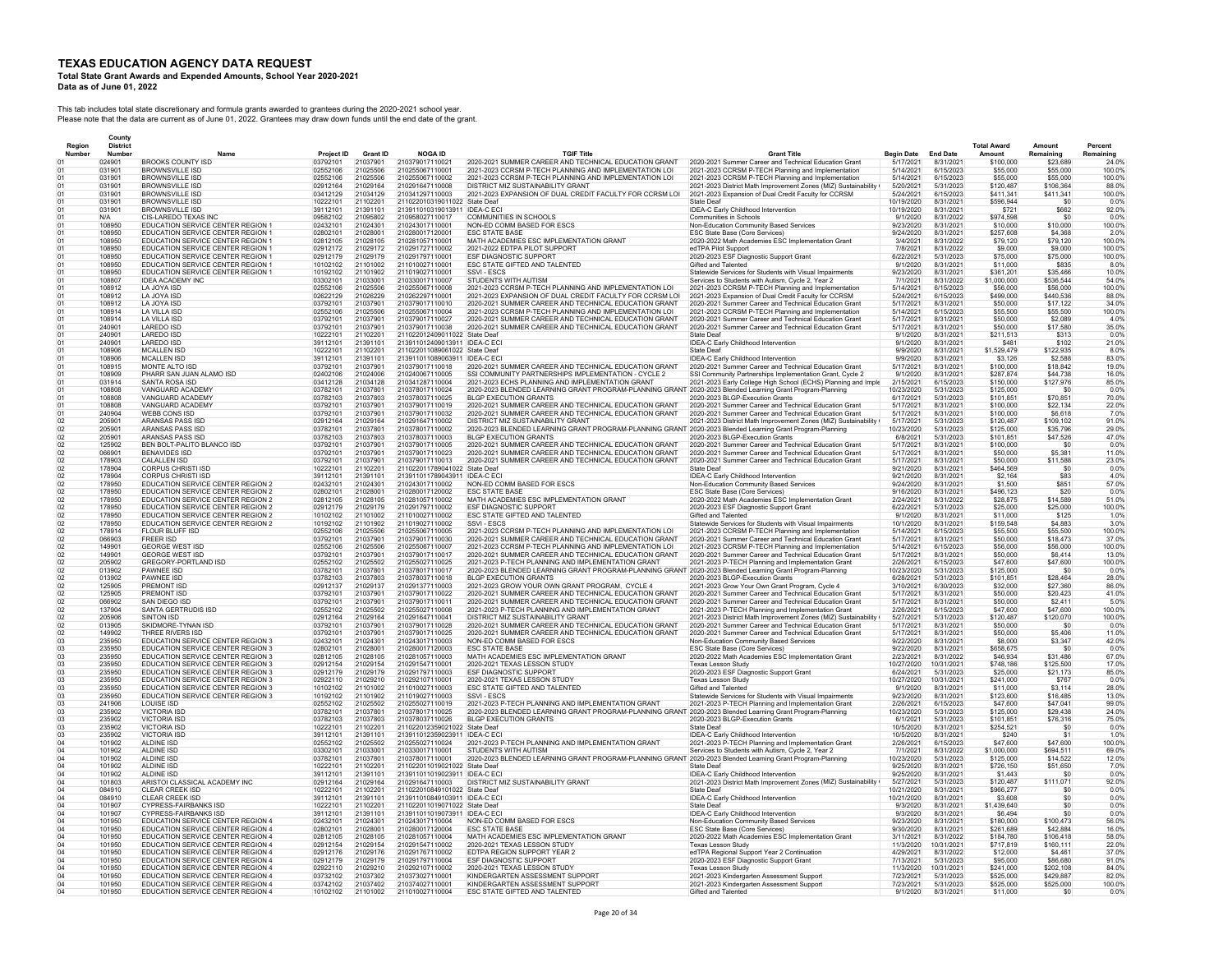# TEXAS EDUCATION AGENCY DATA REQUEST

**Total State Grant Awards and Expended Amounts, School Year 2020-2021**
**Data as of June 01, 2022**

This tab includes total state discretionary and formula grants awarded to grantees during the 2020-2021 school year.
Please note that the data are current as of June 01, 2022. Grantees may draw down funds until the end date of the grant.

| Region Number | County District Number | Name | Project ID | Grant ID | NOGA ID | TGIF Title | Grant Title | Begin Date | End Date | Total Award Amount | Amount Remaining | Percent Remaining |
|---|---|---|---|---|---|---|---|---|---|---|---|---|
| 01 | 024901 | BROOKS COUNTY ISD | 03792101 | 21037901 | 210379017110021 | 2020-2021 SUMMER CAREER AND TECHNICAL EDUCATION GRANT | 2020-2021 Summer Career and Technical Education Grant | 5/17/2021 | 8/31/2021 | $100,000 | $23,689 | 24.0% |
| 01 | 031901 | BROWNSVILLE ISD | 02552106 | 21025506 | 210255067110001 | 2021-2023 CCRSM P-TECH PLANNING AND IMPLEMENTATION LOI | 2021-2023 CCRSM P-TECH Planning and Implementation | 5/14/2021 | 6/15/2023 | $55,000 | $55,000 | 100.0% |
| 01 | 031901 | BROWNSVILLE ISD | 02552106 | 21025506 | 210255067110002 | 2021-2023 CCRSM P-TECH PLANNING AND IMPLEMENTATION LOI | 2021-2023 CCRSM P-TECH Planning and Implementation | 5/14/2021 | 6/15/2023 | $55,000 | $55,000 | 100.0% |
| 01 | 031901 | BROWNSVILLE ISD | 02912164 | 21029164 | 210291647110008 | DISTRICT MIZ SUSTAINABILITY GRANT | 2021-2023 District Math Improvement Zones (MIZ) Sustainability | 5/20/2021 | 5/31/2023 | $120,487 | $106,364 | 88.0% |
| 01 | 031901 | BROWNSVILLE ISD | 03412129 | 21034129 | 210341297110003 | 2021-2023 EXPANSION OF DUAL CREDIT FACULTY FOR CCRSM LOI | 2021-2023 Expansion of Dual Credit Faculty for CCRSM | 5/24/2021 | 6/15/2023 | $411,341 | $411,341 | 100.0% |
| 01 | 031901 | BROWNSVILLE ISD | 10222101 | 21102201 | 211022010319011022 | State Deaf | State Deaf | 10/19/2020 | 8/31/2021 | $596,944 | $0 | 0.0% |
| 01 | 031901 | BROWNSVILLE ISD | 39112101 | 21391101 | 213911010319013911 | IDEA-C ECI | IDEA-C Early Childhood Intervention | 10/19/2020 | 8/31/2021 | $721 | $662 | 92.0% |
| 01 | N/A | CIS-LAREDO TEXAS INC | 09582102 | 21095802 | 210958027110017 | COMMUNITIES IN SCHOOLS | Communities in Schools | 9/1/2020 | 8/31/2022 | $974,598 | $0 | 0.0% |
| 01 | 108950 | EDUCATION SERVICE CENTER REGION 1 | 02432101 | 21024301 | 210243017110001 | NON-ED COMM BASED FOR ESCS | Non-Education Community Based Services | 9/23/2020 | 8/31/2021 | $10,000 | $10,000 | 100.0% |
| 01 | 108950 | EDUCATION SERVICE CENTER REGION 1 | 02802101 | 21028001 | 210280017120001 | ESC STATE BASE | ESC State Base (Core Services) | 9/24/2020 | 8/31/2021 | $257,608 | $4,368 | 2.0% |
| 01 | 108950 | EDUCATION SERVICE CENTER REGION 1 | 02812105 | 21028105 | 210281057110001 | MATH ACADEMIES ESC IMPLEMENTATION GRANT | 2020-2022 Math Academies ESC Implementation Grant | 3/4/2021 | 8/31/2022 | $79,120 | $79,120 | 100.0% |
| 01 | 108950 | EDUCATION SERVICE CENTER REGION 1 | 02912172 | 21029172 | 210291727110001 | 2021-2022 EDTPA PILOT SUPPORT | edTPA Pilot Support | 7/8/2021 | 8/31/2022 | $9,000 | $9,000 | 100.0% |
| 01 | 108950 | EDUCATION SERVICE CENTER REGION 1 | 02912179 | 21029179 | 210291797110001 | ESF DIAGNOSTIC SUPPORT | 2020-2023 ESF Diagnostic Support Grant | 6/22/2021 | 5/31/2023 | $75,000 | $75,000 | 100.0% |
| 01 | 108950 | EDUCATION SERVICE CENTER REGION 1 | 10102102 | 21101002 | 211010027110001 | ESC STATE GIFTED AND TALENTED | Gifted and Talented | 9/1/2020 | 8/31/2021 | $11,000 | $835 | 8.0% |
| 01 | 108950 | EDUCATION SERVICE CENTER REGION 1 | 10192102 | 21101902 | 211019027110001 | SSVI - ESCS | Statewide Services for Students with Visual Impairments | 9/23/2020 | 8/31/2021 | $361,201 | $35,466 | 10.0% |
| 01 | 108807 | IDEA ACADEMY INC | 03302101 | 21033001 | 210330017110007 | STUDENTS WITH AUTISM | Services to Students with Autism, Cycle 2, Year 2 | 7/1/2021 | 8/31/2022 | $1,000,000 | $536,544 | 54.0% |
| 01 | 108912 | LA JOYA ISD | 02552106 | 21025506 | 210255067110008 | 2021-2023 CCRSM P-TECH PLANNING AND IMPLEMENTATION LOI | 2021-2023 CCRSM P-TECH Planning and Implementation | 5/14/2021 | 6/15/2023 | $56,000 | $56,000 | 100.0% |
| 01 | 108912 | LA JOYA ISD | 02622129 | 21026229 | 210262297110001 | 2021-2023 EXPANSION OF DUAL CREDIT FACULTY FOR CCRSM LOI | 2021-2023 Expansion of Dual Credit Faculty for CCRSM | 5/24/2021 | 6/15/2023 | $499,000 | $440,536 | 88.0% |
| 01 | 108912 | LA JOYA ISD | 03792101 | 21037901 | 210379017110010 | 2020-2021 SUMMER CAREER AND TECHNICAL EDUCATION GRANT | 2020-2021 Summer Career and Technical Education Grant | 5/17/2021 | 8/31/2021 | $50,000 | $17,122 | 34.0% |
| 01 | 108914 | LA VILLA ISD | 02552106 | 21025506 | 210255067110004 | 2021-2023 CCRSM P-TECH PLANNING AND IMPLEMENTATION LOI | 2021-2023 CCRSM P-TECH Planning and Implementation | 5/14/2021 | 6/15/2023 | $55,500 | $55,500 | 100.0% |
| 01 | 108914 | LA VILLA ISD | 03792101 | 21037901 | 210379017110027 | 2020-2021 SUMMER CAREER AND TECHNICAL EDUCATION GRANT | 2020-2021 Summer Career and Technical Education Grant | 5/17/2021 | 8/31/2021 | $50,000 | $2,089 | 4.0% |
| 01 | 240901 | LAREDO ISD | 03792101 | 21037901 | 210379017110038 | 2020-2021 SUMMER CAREER AND TECHNICAL EDUCATION GRANT | 2020-2021 Summer Career and Technical Education Grant | 5/17/2021 | 8/31/2021 | $50,000 | $17,580 | 35.0% |
| 01 | 240901 | LAREDO ISD | 10222101 | 21102201 | 211022012409011022 | State Deaf | State Deaf | 9/1/2020 | 8/31/2021 | $211,513 | $313 | 0.0% |
| 01 | 240901 | LAREDO ISD | 39112101 | 21391101 | 213911012409013911 | IDEA-C ECI | IDEA-C Early Childhood Intervention | 9/1/2020 | 8/31/2021 | $481 | $102 | 21.0% |
| 01 | 108906 | MCALLEN ISD | 10222101 | 21102201 | 211022011089061022 | State Deaf | State Deaf | 9/9/2020 | 8/31/2021 | $1,529,479 | $122,935 | 8.0% |
| 01 | 108906 | MCALLEN ISD | 39112101 | 21391101 | 213911010890613911 | IDEA-C ECI | IDEA-C Early Childhood Intervention | 9/9/2020 | 8/31/2021 | $3,126 | $2,588 | 83.0% |
| 01 | 108915 | MONTE ALTO ISD | 03792101 | 21037901 | 210379017110018 | 2020-2021 SUMMER CAREER AND TECHNICAL EDUCATION GRANT | 2020-2021 Summer Career and Technical Education Grant | 5/17/2021 | 8/31/2021 | $100,000 | $18,842 | 19.0% |
| 01 | 108909 | PHARR SAN JUAN ALAMO ISD | 02402106 | 21024006 | 210240067110005 | SSI COMMUNITY PARTNERSHIPS IMPLEMENTATION - CYCLE 2 | SSI Community Partnerships Implementation Grant, Cycle 2 | 9/1/2020 | 8/31/2021 | $287,874 | $44,736 | 16.0% |
| 01 | 031914 | SANTA ROSA ISD | 03412128 | 21034128 | 210341287110004 | 2021-2023 ECHS PLANNING AND IMPLEMENTATION GRANT | 2021-2023 Early College High School (ECHS) Planning and Imple | 2/15/2021 | 6/15/2023 | $150,000 | $127,976 | 85.0% |
| 01 | 108808 | VANGUARD ACADEMY | 03782101 | 21037801 | 210378017110024 | 2020-2023 BLENDED LEARNING GRANT PROGRAM-PLANNING GRANT | 2020-2023 Blended Learning Grant Program-Planning | 10/23/2020 | 5/31/2023 | $125,000 | $0 | 0.0% |
| 01 | 108808 | VANGUARD ACADEMY | 03782103 | 21037803 | 210378037110025 | BLGP EXECUTION GRANTS | 2020-2023 BLGP-Execution Grants | 6/17/2021 | 5/31/2023 | $101,851 | $70,851 | 70.0% |
| 01 | 108808 | VANGUARD ACADEMY | 03792101 | 21037901 | 210379017110019 | 2020-2021 SUMMER CAREER AND TECHNICAL EDUCATION GRANT | 2020-2021 Summer Career and Technical Education Grant | 5/17/2021 | 8/31/2021 | $100,000 | $22,134 | 22.0% |
| 01 | 240904 | WEBB CONS ISD | 03792101 | 21037901 | 210379017110032 | 2020-2021 SUMMER CAREER AND TECHNICAL EDUCATION GRANT | 2020-2021 Summer Career and Technical Education Grant | 5/17/2021 | 8/31/2021 | $100,000 | $6,618 | 7.0% |
| 02 | 205901 | ARANSAS PASS ISD | 02912164 | 21029164 | 210291647110002 | DISTRICT MIZ SUSTAINABILITY GRANT | 2021-2023 District Math Improvement Zones (MIZ) Sustainability | 5/17/2021 | 5/31/2023 | $120,487 | $109,102 | 91.0% |
| 02 | 205901 | ARANSAS PASS ISD | 03782101 | 21037801 | 210378017110002 | 2020-2023 BLENDED LEARNING GRANT PROGRAM-PLANNING GRANT | 2020-2023 Blended Learning Grant Program-Planning | 10/23/2020 | 5/31/2023 | $125,000 | $35,796 | 29.0% |
| 02 | 205901 | ARANSAS PASS ISD | 03782103 | 21037803 | 210378037110003 | BLGP EXECUTION GRANTS | 2020-2023 BLGP-Execution Grants | 6/8/2021 | 5/31/2023 | $101,851 | $47,526 | 47.0% |
| 02 | 125902 | BEN BOLT-PALITO BLANCO ISD | 03792101 | 21037901 | 210379017110005 | 2020-2021 SUMMER CAREER AND TECHNICAL EDUCATION GRANT | 2020-2021 Summer Career and Technical Education Grant | 5/17/2021 | 8/31/2021 | $100,000 | $0 | 0.0% |
| 02 | 066901 | BENAVIDES ISD | 03792101 | 21037901 | 210379017110023 | 2020-2021 SUMMER CAREER AND TECHNICAL EDUCATION GRANT | 2020-2021 Summer Career and Technical Education Grant | 5/17/2021 | 8/31/2021 | $50,000 | $5,381 | 11.0% |
| 02 | 178903 | CALALLEN ISD | 03792101 | 21037901 | 210379017110013 | 2020-2021 SUMMER CAREER AND TECHNICAL EDUCATION GRANT | 2020-2021 Summer Career and Technical Education Grant | 5/17/2021 | 8/31/2021 | $50,000 | $11,588 | 23.0% |
| 02 | 178904 | CORPUS CHRISTI ISD | 10222101 | 21102201 | 211022011789041022 | State Deaf | State Deaf | 9/21/2020 | 8/31/2021 | $464,569 | $0 | 0.0% |
| 02 | 178904 | CORPUS CHRISTI ISD | 39112101 | 21391101 | 213911011789043911 | IDEA-C ECI | IDEA-C Early Childhood Intervention | 9/21/2020 | 8/31/2021 | $2,164 | $83 | 4.0% |
| 02 | 178950 | EDUCATION SERVICE CENTER REGION 2 | 02432101 | 21024301 | 210243017110002 | NON-ED COMM BASED FOR ESCS | Non-Education Community Based Services | 9/24/2020 | 8/31/2021 | $1,500 | $851 | 57.0% |
| 02 | 178950 | EDUCATION SERVICE CENTER REGION 2 | 02802101 | 21028001 | 210280017120002 | ESC STATE BASE | ESC State Base (Core Services) | 9/16/2020 | 8/31/2021 | $496,123 | $20 | 0.0% |
| 02 | 178950 | EDUCATION SERVICE CENTER REGION 2 | 02812105 | 21028105 | 210281057110002 | MATH ACADEMIES ESC IMPLEMENTATION GRANT | 2020-2022 Math Academies ESC Implementation Grant | 2/24/2021 | 8/31/2022 | $28,875 | $14,589 | 51.0% |
| 02 | 178950 | EDUCATION SERVICE CENTER REGION 2 | 02912179 | 21029179 | 210291797110002 | ESF DIAGNOSTIC SUPPORT | 2020-2023 ESF Diagnostic Support Grant | 6/22/2021 | 5/31/2023 | $25,000 | $25,000 | 100.0% |
| 02 | 178950 | EDUCATION SERVICE CENTER REGION 2 | 10102102 | 21101002 | 211010027110002 | ESC STATE GIFTED AND TALENTED | Gifted and Talented | 9/1/2020 | 8/31/2021 | $11,000 | $125 | 1.0% |
| 02 | 178950 | EDUCATION SERVICE CENTER REGION 2 | 10192102 | 21101902 | 211019027110002 | SSVI - ESCS | Statewide Services for Students with Visual Impairments | 10/1/2020 | 8/31/2021 | $159,548 | $4,883 | 3.0% |
| 02 | 178914 | FLOUR BLUFF ISD | 02552106 | 21025506 | 210255067110005 | 2021-2023 CCRSM P-TECH PLANNING AND IMPLEMENTATION LOI | 2021-2023 CCRSM P-TECH Planning and Implementation | 5/14/2021 | 6/15/2023 | $55,500 | $55,500 | 100.0% |
| 02 | 066903 | FREER ISD | 03792101 | 21037901 | 210379017110030 | 2020-2021 SUMMER CAREER AND TECHNICAL EDUCATION GRANT | 2020-2021 Summer Career and Technical Education Grant | 5/17/2021 | 8/31/2021 | $50,000 | $18,473 | 37.0% |
| 02 | 149901 | GEORGE WEST ISD | 02552106 | 21025506 | 210255067110007 | 2021-2023 CCRSM P-TECH PLANNING AND IMPLEMENTATION LOI | 2021-2023 CCRSM P-TECH Planning and Implementation | 5/14/2021 | 6/15/2023 | $56,000 | $56,000 | 100.0% |
| 02 | 149901 | GEORGE WEST ISD | 03792101 | 21037901 | 210379017110017 | 2020-2021 SUMMER CAREER AND TECHNICAL EDUCATION GRANT | 2020-2021 Summer Career and Technical Education Grant | 5/17/2021 | 8/31/2021 | $50,000 | $6,414 | 13.0% |
| 02 | 205902 | GREGORY-PORTLAND ISD | 02552102 | 21025502 | 210255027110025 | 2021-2023 P-TECH PLANNING AND IMPLEMENTATION GRANT | 2021-2023 P-TECH Planning and Implementation Grant | 2/26/2021 | 6/15/2023 | $47,600 | $47,600 | 100.0% |
| 02 | 013902 | PAWNEE ISD | 03782101 | 21037801 | 210378017110017 | 2020-2023 BLENDED LEARNING GRANT PROGRAM-PLANNING GRANT | 2020-2023 Blended Learning Grant Program-Planning | 10/23/2020 | 5/31/2023 | $125,000 | $0 | 0.0% |
| 02 | 013902 | PAWNEE ISD | 03782103 | 21037803 | 210378037110018 | BLGP EXECUTION GRANTS | 2020-2023 BLGP-Execution Grants | 6/28/2021 | 5/31/2023 | $101,851 | $28,464 | 28.0% |
| 02 | 125905 | PREMONT ISD | 02912137 | 21029137 | 210291377110003 | 2021-2023 GROW YOUR OWN GRANT PROGRAM, CYCLE 4 | 2021-2023 Grow Your Own Grant Program, Cycle 4 | 3/10/2021 | 6/30/2023 | $32,000 | $27,360 | 86.0% |
| 02 | 125905 | PREMONT ISD | 03792101 | 21037901 | 210379017110022 | 2020-2021 SUMMER CAREER AND TECHNICAL EDUCATION GRANT | 2020-2021 Summer Career and Technical Education Grant | 5/17/2021 | 8/31/2021 | $50,000 | $20,423 | 41.0% |
| 02 | 066902 | SAN DIEGO ISD | 03792101 | 21037901 | 210379017110011 | 2020-2021 SUMMER CAREER AND TECHNICAL EDUCATION GRANT | 2020-2021 Summer Career and Technical Education Grant | 5/17/2021 | 8/31/2021 | $50,000 | $2,411 | 5.0% |
| 02 | 137904 | SANTA GERTRUDIS ISD | 02552102 | 21025502 | 210255027110008 | 2021-2023 P-TECH PLANNING AND IMPLEMENTATION GRANT | 2021-2023 P-TECH Planning and Implementation Grant | 2/26/2021 | 6/15/2023 | $47,600 | $47,600 | 100.0% |
| 02 | 205906 | SINTON ISD | 02912164 | 21029164 | 210291647110041 | DISTRICT MIZ SUSTAINABILITY GRANT | 2021-2023 District Math Improvement Zones (MIZ) Sustainability | 5/27/2021 | 5/31/2023 | $120,487 | $120,070 | 100.0% |
| 02 | 013905 | SKIDMORE-TYNAN ISD | 03792101 | 21037901 | 210379017110028 | 2020-2021 SUMMER CAREER AND TECHNICAL EDUCATION GRANT | 2020-2021 Summer Career and Technical Education Grant | 5/17/2021 | 8/31/2021 | $50,000 | $0 | 0.0% |
| 02 | 149902 | THREE RIVERS ISD | 03792101 | 21037901 | 210379017110025 | 2020-2021 SUMMER CAREER AND TECHNICAL EDUCATION GRANT | 2020-2021 Summer Career and Technical Education Grant | 5/17/2021 | 8/31/2021 | $50,000 | $5,406 | 11.0% |
| 03 | 235950 | EDUCATION SERVICE CENTER REGION 3 | 02432101 | 21024301 | 210243017110003 | NON-ED COMM BASED FOR ESCS | Non-Education Community Based Services | 9/22/2020 | 8/31/2021 | $8,000 | $3,347 | 42.0% |
| 03 | 235950 | EDUCATION SERVICE CENTER REGION 3 | 02802101 | 21028001 | 210280017120003 | ESC STATE BASE | ESC State Base (Core Services) | 9/22/2020 | 8/31/2021 | $658,675 | $0 | 0.0% |
| 03 | 235950 | EDUCATION SERVICE CENTER REGION 3 | 02812105 | 21028105 | 210281057110003 | MATH ACADEMIES ESC IMPLEMENTATION GRANT | 2020-2022 Math Academies ESC Implementation Grant | 2/23/2021 | 8/31/2022 | $46,934 | $31,486 | 67.0% |
| 03 | 235950 | EDUCATION SERVICE CENTER REGION 3 | 02912154 | 21029154 | 210291547110001 | 2020-2021 TEXAS LESSON STUDY | Texas Lesson Study | 10/27/2020 | 10/31/2021 | $748,186 | $125,500 | 17.0% |
| 03 | 235950 | EDUCATION SERVICE CENTER REGION 3 | 02912179 | 21029179 | 210291797110003 | ESF DIAGNOSTIC SUPPORT | 2020-2023 ESF Diagnostic Support Grant | 6/24/2021 | 5/31/2023 | $25,000 | $21,173 | 85.0% |
| 03 | 235950 | EDUCATION SERVICE CENTER REGION 3 | 02922110 | 21029210 | 210292107110001 | 2020-2021 TEXAS LESSON STUDY | Texas Lesson Study | 10/27/2020 | 10/31/2021 | $241,000 | $767 | 0.0% |
| 03 | 235950 | EDUCATION SERVICE CENTER REGION 3 | 10102102 | 21101002 | 211010027110003 | ESC STATE GIFTED AND TALENTED | Gifted and Talented | 9/1/2020 | 8/31/2021 | $11,000 | $3,114 | 28.0% |
| 03 | 235950 | EDUCATION SERVICE CENTER REGION 3 | 10192102 | 21101902 | 211019027110003 | SSVI - ESCS | Statewide Services for Students with Visual Impairments | 9/23/2020 | 8/31/2021 | $123,600 | $16,485 | 13.0% |
| 03 | 241906 | LOUISE ISD | 02552102 | 21025502 | 210255027110019 | 2021-2023 P-TECH PLANNING AND IMPLEMENTATION GRANT | 2021-2023 P-TECH Planning and Implementation Grant | 2/26/2021 | 6/15/2023 | $47,600 | $47,041 | 99.0% |
| 03 | 235902 | VICTORIA ISD | 03782101 | 21037801 | 210378017110025 | 2020-2023 BLENDED LEARNING GRANT PROGRAM-PLANNING GRANT | 2020-2023 Blended Learning Grant Program-Planning | 10/23/2020 | 5/31/2023 | $125,000 | $29,438 | 24.0% |
| 03 | 235902 | VICTORIA ISD | 03782103 | 21037803 | 210378037110026 | BLGP EXECUTION GRANTS | 2020-2023 BLGP-Execution Grants | 6/1/2021 | 5/31/2023 | $101,851 | $76,316 | 75.0% |
| 03 | 235902 | VICTORIA ISD | 10222101 | 21102201 | 211022012359021022 | State Deaf | State Deaf | 10/5/2020 | 8/31/2021 | $254,521 | $0 | 0.0% |
| 03 | 235902 | VICTORIA ISD | 39112101 | 21391101 | 213911012359023911 | IDEA-C ECI | IDEA-C Early Childhood Intervention | 10/5/2020 | 8/31/2021 | $240 | $1 | 1.0% |
| 04 | 101902 | ALDINE ISD | 02552102 | 21025502 | 210255027110024 | 2021-2023 P-TECH PLANNING AND IMPLEMENTATION GRANT | 2021-2023 P-TECH Planning and Implementation Grant | 2/26/2021 | 6/15/2023 | $47,600 | $47,600 | 100.0% |
| 04 | 101902 | ALDINE ISD | 03302101 | 21033001 | 210330017110001 | STUDENTS WITH AUTISM | Services to Students with Autism, Cycle 2, Year 2 | 7/1/2021 | 8/31/2022 | $1,000,000 | $694,511 | 69.0% |
| 04 | 101902 | ALDINE ISD | 03782101 | 21037801 | 210378017110001 | 2020-2023 BLENDED LEARNING GRANT PROGRAM-PLANNING GRANT | 2020-2023 Blended Learning Grant Program-Planning | 10/23/2020 | 5/31/2023 | $125,000 | $14,522 | 12.0% |
| 04 | 101902 | ALDINE ISD | 10222101 | 21102201 | 211022011019021022 | State Deaf | State Deaf | 9/25/2020 | 8/31/2021 | $726,150 | $51,650 | 7.0% |
| 04 | 101902 | ALDINE ISD | 39112101 | 21391101 | 213911011019023911 | IDEA-C ECI | IDEA-C Early Childhood Intervention | 9/25/2020 | 8/31/2021 | $1,443 | $0 | 0.0% |
| 04 | 101803 | ARISTOI CLASSICAL ACADEMY INC | 02912164 | 21029164 | 210291647110003 | DISTRICT MIZ SUSTAINABILITY GRANT | 2021-2023 District Math Improvement Zones (MIZ) Sustainability | 5/27/2021 | 5/31/2023 | $120,487 | $111,071 | 92.0% |
| 04 | 084910 | CLEAR CREEK ISD | 10222101 | 21102201 | 211022010849101022 | State Deaf | State Deaf | 10/21/2020 | 8/31/2021 | $966,277 | $0 | 0.0% |
| 04 | 084910 | CLEAR CREEK ISD | 39112101 | 21391101 | 213911010849103911 | IDEA-C ECI | IDEA-C Early Childhood Intervention | 10/21/2020 | 8/31/2021 | $3,608 | $0 | 0.0% |
| 04 | 101907 | CYPRESS-FAIRBANKS ISD | 10222101 | 21102201 | 211022011019071022 | State Deaf | State Deaf | 9/3/2020 | 8/31/2021 | $1,439,640 | $0 | 0.0% |
| 04 | 101907 | CYPRESS-FAIRBANKS ISD | 39112101 | 21391101 | 213911011019073911 | IDEA-C ECI | IDEA-C Early Childhood Intervention | 9/3/2020 | 8/31/2021 | $6,494 | $0 | 0.0% |
| 04 | 101950 | EDUCATION SERVICE CENTER REGION 4 | 02432101 | 21024301 | 210243017110004 | NON-ED COMM BASED FOR ESCS | Non-Education Community Based Services | 9/23/2020 | 8/31/2021 | $180,000 | $100,473 | 56.0% |
| 04 | 101950 | EDUCATION SERVICE CENTER REGION 4 | 02802101 | 21028001 | 210280017120004 | ESC STATE BASE | ESC State Base (Core Services) | 9/30/2020 | 8/31/2021 | $261,689 | $42,884 | 16.0% |
| 04 | 101950 | EDUCATION SERVICE CENTER REGION 4 | 02812105 | 21028105 | 210281057110004 | MATH ACADEMIES ESC IMPLEMENTATION GRANT | 2020-2022 Math Academies ESC Implementation Grant | 3/11/2021 | 8/31/2022 | $184,780 | $106,418 | 58.0% |
| 04 | 101950 | EDUCATION SERVICE CENTER REGION 4 | 02912154 | 21029154 | 210291547110002 | 2020-2021 TEXAS LESSON STUDY | Texas Lesson Study | 11/3/2020 | 10/31/2021 | $717,819 | $160,111 | 22.0% |
| 04 | 101950 | EDUCATION SERVICE CENTER REGION 4 | 02912176 | 21029176 | 210291767110002 | EDTPA REGION SUPPORT YEAR 2 | edTPA Regional Support Year 2 Continuation | 4/29/2021 | 8/31/2022 | $12,000 | $4,461 | 37.0% |
| 04 | 101950 | EDUCATION SERVICE CENTER REGION 4 | 02912179 | 21029179 | 210291797110004 | ESF DIAGNOSTIC SUPPORT | 2020-2023 ESF Diagnostic Support Grant | 7/13/2021 | 5/31/2023 | $95,000 | $86,680 | 91.0% |
| 04 | 101950 | EDUCATION SERVICE CENTER REGION 4 | 02922110 | 21029210 | 210292107110002 | 2020-2021 TEXAS LESSON STUDY | Texas Lesson Study | 11/3/2020 | 10/31/2021 | $241,000 | $202,108 | 84.0% |
| 04 | 101950 | EDUCATION SERVICE CENTER REGION 4 | 03732102 | 21037302 | 210373027110001 | KINDERGARTEN ASSESSMENT SUPPORT | 2021-2023 Kindergarten Assessment Support | 7/23/2021 | 5/31/2023 | $525,000 | $429,887 | 82.0% |
| 04 | 101950 | EDUCATION SERVICE CENTER REGION 4 | 03742102 | 21037402 | 210374027110001 | KINDERGARTEN ASSESSMENT SUPPORT | 2021-2023 Kindergarten Assessment Support | 7/23/2021 | 5/31/2023 | $525,000 | $525,000 | 100.0% |
| 04 | 101950 | EDUCATION SERVICE CENTER REGION 4 | 10102102 | 21101002 | 211010027110004 | ESC STATE GIFTED AND TALENTED | Gifted and Talented | 9/1/2020 | 8/31/2021 | $11,000 | $0 | 0.0% |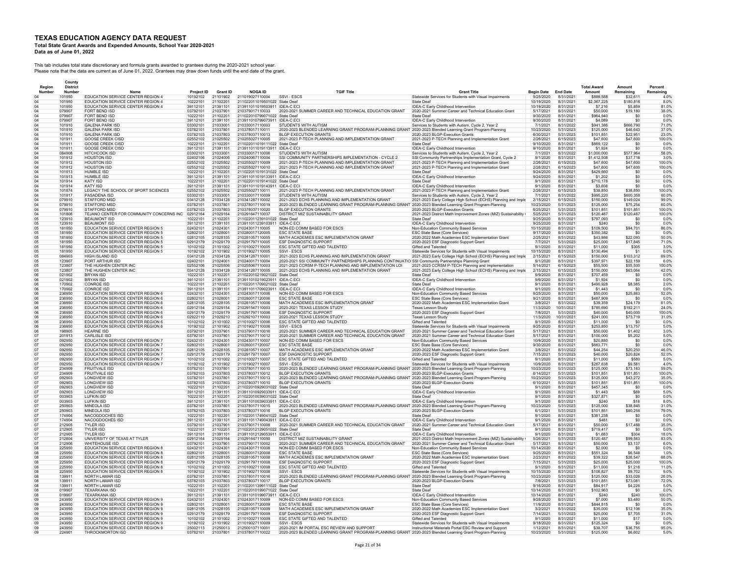# TEXAS EDUCATION AGENCY DATA REQUEST

**Total State Grant Awards and Expended Amounts, School Year 2020-2021**
**Data as of June 01, 2022**

This tab includes total state discretionary and formula grants awarded to grantees during the 2020-2021 school year.
Please note that the data are current as of June 01, 2022. Grantees may draw down funds until the end date of the grant.

| Region Number | County District Number | Name | Project ID | Grant ID | NOGA ID | TGIF Title | Grant Title | Begin Date | End Date | Total Award Amount | Amount Remaining | Percent Remaining |
|---|---|---|---|---|---|---|---|---|---|---|---|---|
| 04 | 101950 | EDUCATION SERVICE CENTER REGION 4 | 10192102 | 21101902 | 211019027110004 | SSVI - ESCS | Statewide Services for Students with Visual Impairments | 9/25/2020 | 8/31/2021 | $889,588 | $32,611 | 4.0% |
| 04 | 101950 | EDUCATION SERVICE CENTER REGION 4 | 10222101 | 21102201 | 211022011019501022 | State Deaf | State Deaf | 10/19/2020 | 8/31/2021 | $2,367,225 | $180,816 | 8.0% |
| 04 | 101950 | EDUCATION SERVICE CENTER REGION 4 | 39112101 | 21391101 | 213911011019503911 | IDEA-C ECI | IDEA-C Early Childhood Intervention | 10/19/2020 | 8/31/2021 | $7,216 | $5,859 | 81.0% |
| 04 | 079907 | FORT BEND ISD | 03792101 | 21037901 | 210379017110033 | 2020-2021 SUMMER CAREER AND TECHNICAL EDUCATION GRANT | 2020-2021 Summer Career and Technical Education Grant | 5/17/2021 | 8/31/2021 | $50,000 | $19,180 | 38.0% |
| 04 | 079907 | FORT BEND ISD | 10222101 | 21102201 | 211022010799071022 | State Deaf | State Deaf | 9/30/2020 | 8/31/2021 | $964,940 | $0 | 0.0% |
| 04 | 079907 | FORT BEND ISD | 39112101 | 21391101 | 213911010799073911 | IDEA-C ECI | IDEA-C Early Childhood Intervention | 9/30/2020 | 8/31/2021 | $4,089 | $0 | 0.0% |
| 04 | 101910 | GALENA PARK ISD | 03302101 | 21033001 | 210330017110003 | STUDENTS WITH AUTISM | Services to Students with Autism, Cycle 2, Year 2 | 7/1/2021 | 8/31/2022 | $941,386 | $666,790 | 71.0% |
| 04 | 101910 | GALENA PARK ISD | 03782101 | 21037801 | 210378017110011 | 2020-2023 BLENDED LEARNING GRANT PROGRAM-PLANNING GRANT | 2020-2023 Blended Learning Grant Program-Planning | 10/23/2020 | 5/31/2023 | $125,000 | $46,643 | 37.0% |
| 04 | 101910 | GALENA PARK ISD | 03782103 | 21037803 | 210378037110013 | BLGP EXECUTION GRANTS | 2020-2023 BLGP-Execution Grants | 6/30/2021 | 5/31/2023 | $101,851 | $22,951 | 23.0% |
| 04 | 101911 | GOOSE CREEK CISD | 02552102 | 21025502 | 210255027110005 | 2021-2023 P-TECH PLANNING AND IMPLEMENTATION GRANT | 2021-2023 P-TECH Planning and Implementation Grant | 2/26/2021 | 6/15/2023 | $47,600 | $47,600 | 100.0% |
| 04 | 101911 | GOOSE CREEK CISD | 10222101 | 21102201 | 211022011019111022 | State Deaf | State Deaf | 9/10/2020 | 8/31/2021 | $669,122 | $0 | 0.0% |
| 04 | 101911 | GOOSE CREEK CISD | 39112101 | 21391101 | 213911011019113911 | IDEA-C ECI | IDEA-C Early Childhood Intervention | 9/10/2020 | 8/31/2021 | $1,924 | $0 | 0.0% |
| 04 | 084908 | HITCHCOCK ISD | 03302101 | 21033001 | 210330017110006 | STUDENTS WITH AUTISM | Services to Students with Autism, Cycle 2, Year 2 | 7/1/2021 | 8/31/2022 | $1,000,000 | $577,964 | 58.0% |
| 04 | 101912 | HOUSTON ISD | 02402106 | 21024006 | 210240067110004 | SSI COMMUNITY PARTNERSHIPS IMPLEMENTATION - CYCLE 2 | SSI Community Partnerships Implementation Grant, Cycle 2 | 9/1/2020 | 8/31/2021 | $1,412,508 | $37,718 | 3.0% |
| 04 | 101912 | HOUSTON ISD | 02552102 | 21025502 | 210255027110009 | 2021-2023 P-TECH PLANNING AND IMPLEMENTATION GRANT | 2021-2023 P-TECH Planning and Implementation Grant | 2/26/2021 | 6/15/2023 | $47,600 | $47,600 | 100.0% |
| 04 | 101912 | HOUSTON ISD | 02552102 | 21025502 | 210255027110010 | 2021-2023 P-TECH PLANNING AND IMPLEMENTATION GRANT | 2021-2023 P-TECH Planning and Implementation Grant | 2/26/2021 | 6/15/2023 | $47,600 | $47,600 | 100.0% |
| 04 | 101913 | HUMBLE ISD | 10222101 | 21102201 | 211022011019131022 | State Deaf | State Deaf | 9/24/2020 | 8/31/2021 | $429,660 | $0 | 0.0% |
| 04 | 101913 | HUMBLE ISD | 39112101 | 21391101 | 213911011019133911 | IDEA-C ECI | IDEA-C Early Childhood Intervention | 9/24/2020 | 8/31/2021 | $1,202 | $0 | 0.0% |
| 04 | 101914 | KATY ISD | 10222101 | 21102201 | 211022011019141022 | State Deaf | State Deaf | 9/1/2020 | 8/31/2021 | $710,178 | $0 | 0.0% |
| 04 | 101914 | KATY ISD | 39112101 | 21391101 | 213911011019143911 | IDEA-C ECI | IDEA-C Early Childhood Intervention | 9/1/2020 | 8/31/2021 | $3,608 | $0 | 0.0% |
| 04 | 101874 | LEGACY THE SCHOOL OF SPORT SCIENCES | 02552102 | 21025502 | 210255027110011 | 2021-2023 P-TECH PLANNING AND IMPLEMENTATION GRANT | 2021-2023 P-TECH Planning and Implementation Grant | 2/26/2021 | 6/15/2023 | $38,850 | $38,850 | 100.0% |
| 04 | 101917 | PASADENA ISD | 03302101 | 21033001 | 210330017110009 | STUDENTS WITH AUTISM | Services to Students with Autism, Cycle 2, Year 2 | 7/1/2021 | 8/31/2022 | $995,220 | $600,358 | 60.0% |
| 04 | 079910 | STAFFORD MSD | 03412128 | 21034128 | 210341287110002 | 2021-2023 ECHS PLANNING AND IMPLEMENTATION GRANT | 2021-2023 Early College High School (ECHS) Planning and Imple | 2/15/2021 | 6/15/2023 | $150,000 | $149,024 | 99.0% |
| 04 | 079910 | STAFFORD MSD | 03782101 | 21037801 | 210378017110019 | 2020-2023 BLENDED LEARNING GRANT PROGRAM-PLANNING GRANT | 2020-2023 Blended Learning Grant Program-Planning | 10/23/2020 | 5/31/2023 | $125,000 | $75,254 | 60.0% |
| 04 | 079910 | STAFFORD MSD | 03782103 | 21037803 | 210378037110020 | BLGP EXECUTION GRANTS | 2020-2023 BLGP-Execution Grants | 6/25/2021 | 5/31/2023 | $101,851 | $101,851 | 100.0% |
| 04 | 101806 | TEJANO CENTER FOR COMMUNITY CONCERNS INC | 02912164 | 21029164 | 210291647110037 | DISTRICT MIZ SUSTAINABILITY GRANT | 2021-2023 District Math Improvement Zones (MIZ) Sustainability | 5/25/2021 | 5/31/2023 | $120,487 | $120,487 | 100.0% |
| 05 | 123910 | BEAUMONT ISD | 10222101 | 21102201 | 211022011239101022 | State Deaf | State Deaf | 9/25/2020 | 8/31/2021 | $797,093 | $0 | 0.0% |
| 05 | 123910 | BEAUMONT ISD | 39112101 | 21391101 | 213911011239103911 | IDEA-C ECI | IDEA-C Early Childhood Intervention | 9/25/2020 | 8/31/2021 | $240 | $0 | 0.0% |
| 05 | 181950 | EDUCATION SERVICE CENTER REGION 5 | 02432101 | 21024301 | 210243017110005 | NON-ED COMM BASED FOR ESCS | Non-Education Community Based Services | 10/15/2020 | 8/31/2021 | $109,500 | $94,701 | 86.0% |
| 05 | 181950 | EDUCATION SERVICE CENTER REGION 5 | 02802101 | 21028001 | 210280017120005 | ESC STATE BASE | ESC State Base (Core Services) | 9/17/2020 | 8/31/2021 | $350,382 | $0 | 0.0% |
| 05 | 181950 | EDUCATION SERVICE CENTER REGION 5 | 02812105 | 21028105 | 210281057110005 | MATH ACADEMIES ESC IMPLEMENTATION GRANT | 2020-2022 Math Academies ESC Implementation Grant | 2/25/2021 | 8/31/2022 | $43,986 | $22,093 | 50.0% |
| 05 | 181950 | EDUCATION SERVICE CENTER REGION 5 | 02912179 | 21029179 | 210291797110005 | ESF DIAGNOSTIC SUPPORT | 2020-2023 ESF Diagnostic Support Grant | 7/7/2021 | 5/31/2023 | $25,000 | $17,845 | 71.0% |
| 05 | 181950 | EDUCATION SERVICE CENTER REGION 5 | 10102102 | 21101002 | 211010027110005 | ESC STATE GIFTED AND TALENTED | Gifted and Talented | 9/1/2020 | 8/31/2021 | $11,000 | $305 | 3.0% |
| 05 | 181950 | EDUCATION SERVICE CENTER REGION 5 | 10192102 | 21101902 | 211019027110005 | SSVI - ESCS | Statewide Services for Students with Visual Impairments | 10/15/2020 | 8/31/2021 | $130,494 | $1 | 0.0% |
| 05 | 084903 | HIGH ISLAND ISD | 03412128 | 21034128 | 210341287110001 | 2021-2023 ECHS PLANNING AND IMPLEMENTATION GRANT | 2021-2023 Early College High School (ECHS) Planning and Imple | 2/15/2021 | 6/15/2023 | $150,000 | $103,312 | 69.0% |
| 05 | 123907 | PORT ARTHUR ISD | 02402101 | 21024001 | 210240017110004 | 2020-2021 SSI COMMUNITY PARTNERSHIPS PLANNING CONTINUATIO | SSI Community Partnerships Planning Grant | 9/1/2020 | 8/31/2021 | $397,971 | $22,159 | 6.0% |
| 05 | 123807 | THE HUGHEN CENTER INC | 02552106 | 21025506 | 210255067110003 | 2021-2023 CCRSM P-TECH PLANNING AND IMPLEMENTATION LOI | 2021-2023 CCRSM P-TECH Planning and Implementation | 5/14/2021 | 6/15/2023 | $55,500 | $55,500 | 100.0% |
| 05 | 123807 | THE HUGHEN CENTER INC | 03412128 | 21034128 | 210341287110005 | 2021-2023 ECHS PLANNING AND IMPLEMENTATION GRANT | 2021-2023 Early College High School (ECHS) Planning and Imple | 2/15/2021 | 6/15/2023 | $150,000 | $63,064 | 42.0% |
| 06 | 021902 | BRYAN ISD | 10222101 | 21102201 | 211022010219021022 | State Deaf | State Deaf | 9/9/2020 | 8/31/2021 | $707,459 | $0 | 0.0% |
| 06 | 021902 | BRYAN ISD | 39112101 | 21391101 | 213911010219023911 | IDEA-C ECI | IDEA-C Early Childhood Intervention | 9/9/2020 | 8/31/2021 | $1,924 | $0 | 0.0% |
| 06 | 170902 | CONROE ISD | 10222101 | 21102201 | 211022011709021022 | State Deaf | State Deaf | 9/1/2020 | 8/31/2021 | $490,928 | $8,385 | 2.0% |
| 06 | 170902 | CONROE ISD | 39112101 | 21391101 | 213911011709023911 | IDEA-C ECI | IDEA-C Early Childhood Intervention | 9/1/2020 | 8/31/2021 | $1,443 | $0 | 0.0% |
| 06 | 236950 | EDUCATION SERVICE CENTER REGION 6 | 02432101 | 21024301 | 210243017110006 | NON-ED COMM BASED FOR ESCS | Non-Education Community Based Services | 9/25/2020 | 8/31/2021 | $50,000 | $25,863 | 52.0% |
| 06 | 236950 | EDUCATION SERVICE CENTER REGION 6 | 02802101 | 21028001 | 210280017120006 | ESC STATE BASE | ESC State Base (Core Services) | 9/21/2020 | 8/31/2021 | $487,909 | $0 | 0.0% |
| 06 | 236950 | EDUCATION SERVICE CENTER REGION 6 | 02812105 | 21028105 | 210281057110006 | MATH ACADEMIES ESC IMPLEMENTATION GRANT | 2020-2022 Math Academies ESC Implementation Grant | 3/8/2021 | 8/31/2022 | $39,359 | $24,179 | 61.0% |
| 06 | 236950 | EDUCATION SERVICE CENTER REGION 6 | 02912154 | 21029154 | 210291547110003 | 2020-2021 TEXAS LESSON STUDY | Texas Lesson Study | 11/3/2020 | 10/31/2021 | $785,690 | $192,211 | 24.0% |
| 06 | 236950 | EDUCATION SERVICE CENTER REGION 6 | 02912179 | 21029179 | 210291797110006 | ESF DIAGNOSTIC SUPPORT | 2020-2023 ESF Diagnostic Support Grant | 7/8/2021 | 5/31/2023 | $40,000 | $40,000 | 100.0% |
| 06 | 236950 | EDUCATION SERVICE CENTER REGION 6 | 02922110 | 21029210 | 210292107110003 | 2020-2021 TEXAS LESSON STUDY | Texas Lesson Study | 11/3/2020 | 10/31/2021 | $241,000 | $73,719 | 31.0% |
| 06 | 236950 | EDUCATION SERVICE CENTER REGION 6 | 10102102 | 21101002 | 211010027110006 | ESC STATE GIFTED AND TALENTED | Gifted and Talented | 9/1/2020 | 8/31/2021 | $11,000 | $0 | 0.0% |
| 06 | 236950 | EDUCATION SERVICE CENTER REGION 6 | 10192102 | 21101902 | 211019027110006 | SSVI - ESCS | Statewide Services for Students with Visual Impairments | 9/25/2020 | 8/31/2021 | $253,850 | $13,757 | 5.0% |
| 06 | 198905 | HEARNE ISD | 03792101 | 21037901 | 210379017110016 | 2020-2021 SUMMER CAREER AND TECHNICAL EDUCATION GRANT | 2020-2021 Summer Career and Technical Education Grant | 5/17/2021 | 8/31/2021 | $50,000 | $1,402 | 3.0% |
| 07 | 201913 | CARLISLE ISD | 03792101 | 21037901 | 210379017110012 | 2020-2021 SUMMER CAREER AND TECHNICAL EDUCATION GRANT | 2020-2021 Summer Career and Technical Education Grant | 5/17/2021 | 8/31/2021 | $100,000 | $5,202 | 5.0% |
| 07 | 092950 | EDUCATION SERVICE CENTER REGION 7 | 02432101 | 21024301 | 210243017110007 | NON-ED COMM BASED FOR ESCS | Non-Education Community Based Services | 10/9/2020 | 8/31/2021 | $20,880 | $0 | 0.0% |
| 07 | 092950 | EDUCATION SERVICE CENTER REGION 7 | 02802101 | 21028001 | 210280017120007 | ESC STATE BASE | ESC State Base (Core Services) | 9/30/2020 | 8/31/2021 | $663,771 | $0 | 0.0% |
| 07 | 092950 | EDUCATION SERVICE CENTER REGION 7 | 02812105 | 21028105 | 210281057110007 | MATH ACADEMIES ESC IMPLEMENTATION GRANT | 2020-2022 Math Academies ESC Implementation Grant | 3/8/2021 | 8/31/2022 | $44,254 | $20,250 | 46.0% |
| 07 | 092950 | EDUCATION SERVICE CENTER REGION 7 | 02912179 | 21029179 | 210291797110007 | ESF DIAGNOSTIC SUPPORT | 2020-2023 ESF Diagnostic Support Grant | 7/15/2021 | 5/31/2023 | $40,000 | $20,824 | 52.0% |
| 07 | 092950 | EDUCATION SERVICE CENTER REGION 7 | 10102102 | 21101002 | 211010027110007 | ESC STATE GIFTED AND TALENTED | Gifted and Talented | 9/1/2020 | 8/31/2021 | $11,000 | $580 | 5.0% |
| 07 | 092950 | EDUCATION SERVICE CENTER REGION 7 | 10192102 | 21101902 | 211019027110007 | SSVI - ESCS | Statewide Services for Students with Visual Impairments | 10/9/2020 | 8/31/2021 | $267,638 | $9,581 | 4.0% |
| 07 | 234909 | FRUITVALE ISD | 03782101 | 21037801 | 210378017110010 | 2020-2023 BLENDED LEARNING GRANT PROGRAM-PLANNING GRANT | 2020-2023 Blended Learning Grant Program-Planning | 10/23/2020 | 5/31/2023 | $125,000 | $73,163 | 59.0% |
| 07 | 234909 | FRUITVALE ISD | 03782103 | 21037803 | 210378037110012 | BLGP EXECUTION GRANTS | 2020-2023 BLGP-Execution Grants | 6/14/2021 | 5/31/2023 | $101,851 | $101,851 | 100.0% |
| 07 | 092903 | LONGVIEW ISD | 03782101 | 21037801 | 210378017110013 | 2020-2023 BLENDED LEARNING GRANT PROGRAM-PLANNING GRANT | 2020-2023 Blended Learning Grant Program-Planning | 10/23/2020 | 5/31/2023 | $125,000 | $43,272 | 35.0% |
| 07 | 092903 | LONGVIEW ISD | 03782103 | 21037803 | 210378037110010 | BLGP EXECUTION GRANTS | 2020-2023 BLGP-Execution Grants | 6/10/2021 | 5/31/2023 | $101,851 | $101,851 | 100.0% |
| 07 | 092903 | LONGVIEW ISD | 10222101 | 21102201 | 211022010929031022 | State Deaf | State Deaf | 9/1/2020 | 8/31/2021 | $457,345 | $0 | 0.0% |
| 07 | 092903 | LONGVIEW ISD | 39112101 | 21391101 | 213911010929033911 | IDEA-C ECI | IDEA-C Early Childhood Intervention | 9/1/2020 | 8/31/2021 | $1,443 | $69 | 5.0% |
| 07 | 003903 | LUFKIN ISD | 10222101 | 21102201 | 211022010039031022 | State Deaf | State Deaf | 9/1/2020 | 8/31/2021 | $327,871 | $0 | 0.0% |
| 07 | 003903 | LUFKIN ISD | 39112101 | 21391101 | 213911010039033911 | IDEA-C ECI | IDEA-C Early Childhood Intervention | 9/1/2020 | 8/31/2021 | $240 | $18 | 8.0% |
| 07 | 250903 | MINEOLA ISD | 03782101 | 21037801 | 210378017110015 | 2020-2023 BLENDED LEARNING GRANT PROGRAM-PLANNING GRANT | 2020-2023 Blended Learning Grant Program-Planning | 10/23/2020 | 5/31/2023 | $125,000 | $38,845 | 31.0% |
| 07 | 250903 | MINEOLA ISD | 03782103 | 21037803 | 210378037110016 | BLGP EXECUTION GRANTS | 2020-2023 BLGP-Execution Grants | 6/1/2021 | 5/31/2023 | $101,851 | $80,256 | 79.0% |
| 07 | 174904 | NACOGDOCHES ISD | 10222101 | 21102201 | 211022011749041022 | State Deaf | State Deaf | 9/1/2020 | 8/31/2021 | $381,238 | $0 | 0.0% |
| 07 | 174904 | NACOGDOCHES ISD | 39112101 | 21391101 | 213911011749043911 | IDEA-C ECI | IDEA-C Early Childhood Intervention | 9/1/2020 | 8/31/2021 | $481 | $0 | 0.0% |
| 07 | 212905 | TYLER ISD | 03792101 | 21037901 | 210379017110008 | 2020-2021 SUMMER CAREER AND TECHNICAL EDUCATION GRANT | 2020-2021 Summer Career and Technical Education Grant | 5/17/2021 | 8/31/2021 | $50,000 | $17,488 | 35.0% |
| 07 | 212905 | TYLER ISD | 10222101 | 21102201 | 211022012129051022 | State Deaf | State Deaf | 9/1/2020 | 8/31/2021 | $719,417 | $0 | 0.0% |
| 07 | 212905 | TYLER ISD | 39112101 | 21391101 | 213911012129053911 | IDEA-C ECI | IDEA-C Early Childhood Intervention | 9/1/2020 | 8/31/2021 | $1,683 | $304 | 18.0% |
| 07 | 212804 | UNIVERSITY OF TEXAS AT TYLER | 02912164 | 21029164 | 210291647110050 | DISTRICT MIZ SUSTAINABILITY GRANT | 2021-2023 District Math Improvement Zones (MIZ) Sustainability | 5/26/2021 | 5/31/2023 | $120,487 | $99,563 | 83.0% |
| 07 | 212906 | WHITEHOUSE ISD | 03792101 | 21037901 | 210379017110002 | 2020-2021 SUMMER CAREER AND TECHNICAL EDUCATION GRANT | 2020-2021 Summer Career and Technical Education Grant | 5/17/2021 | 8/31/2021 | $50,000 | $3,137 | 6.0% |
| 08 | 225950 | EDUCATION SERVICE CENTER REGION 8 | 02432101 | 21024301 | 210243017110008 | NON-ED COMM BASED FOR ESCS | Non-Education Community Based Services | 10/14/2020 | 8/31/2021 | $2,000 | $0 | 0.0% |
| 08 | 225950 | EDUCATION SERVICE CENTER REGION 8 | 02802101 | 21028001 | 210280017120008 | ESC STATE BASE | ESC State Base (Core Services) | 9/25/2020 | 8/31/2021 | $551,324 | $6,548 | 1.0% |
| 08 | 225950 | EDUCATION SERVICE CENTER REGION 8 | 02812105 | 21028105 | 210281057110008 | MATH ACADEMIES ESC IMPLEMENTATION GRANT | 2020-2022 Math Academies ESC Implementation Grant | 2/23/2021 | 8/31/2022 | $39,322 | $26,547 | 68.0% |
| 08 | 225950 | EDUCATION SERVICE CENTER REGION 8 | 02912179 | 21029179 | 210291797110008 | ESF DIAGNOSTIC SUPPORT | 2020-2023 ESF Diagnostic Support Grant | 7/15/2021 | 5/31/2023 | $25,000 | $25,000 | 100.0% |
| 08 | 225950 | EDUCATION SERVICE CENTER REGION 8 | 10102102 | 21101002 | 211010027110008 | ESC STATE GIFTED AND TALENTED | Gifted and Talented | 9/1/2020 | 8/31/2021 | $11,000 | $1,216 | 11.0% |
| 08 | 225950 | EDUCATION SERVICE CENTER REGION 8 | 10192102 | 21101902 | 211019027110008 | SSVI - ESCS | Statewide Services for Students with Visual Impairments | 10/15/2020 | 8/31/2021 | $108,827 | $9,702 | 9.0% |
| 08 | 139911 | NORTH LAMAR ISD | 03782101 | 21037801 | 210378017110016 | 2020-2023 BLENDED LEARNING GRANT PROGRAM-PLANNING GRANT | 2020-2023 Blended Learning Grant Program-Planning | 10/23/2020 | 5/31/2023 | $125,000 | $33,028 | 26.0% |
| 08 | 139911 | NORTH LAMAR ISD | 03782103 | 21037803 | 210378037110017 | BLGP EXECUTION GRANTS | 2020-2023 BLGP-Execution Grants | 7/6/2021 | 5/31/2023 | $101,851 | $73,081 | 72.0% |
| 08 | 139911 | NORTH LAMAR ISD | 10222101 | 21102201 | 211022011399111022 | State Deaf | State Deaf | 9/16/2020 | 8/31/2021 | $84,917 | $4,226 | 5.0% |
| 08 | 019907 | TEXARKANA ISD | 10222101 | 21102201 | 211022010199071022 | State Deaf | State Deaf | 10/14/2020 | 8/31/2021 | $102,963 | $0 | 0.0% |
| 08 | 019907 | TEXARKANA ISD | 39112101 | 21391101 | 213911010199073911 | IDEA-C ECI | IDEA-C Early Childhood Intervention | 10/14/2020 | 8/31/2021 | $240 | $240 | 100.0% |
| 09 | 243950 | EDUCATION SERVICE CENTER REGION 9 | 02432101 | 21024301 | 210243017110009 | NON-ED COMM BASED FOR ESCS | Non-Education Community Based Services | 9/28/2020 | 8/31/2021 | $7,000 | $3,480 | 50.0% |
| 09 | 243950 | EDUCATION SERVICE CENTER REGION 9 | 02802101 | 21028001 | 210280017120009 | ESC STATE BASE | ESC State Base (Core Services) | 11/9/2020 | 8/31/2021 | $844,815 | $0 | 0.0% |
| 09 | 243950 | EDUCATION SERVICE CENTER REGION 9 | 02812105 | 21028105 | 210281057110009 | MATH ACADEMIES ESC IMPLEMENTATION GRANT | 2020-2022 Math Academies ESC Implementation Grant | 3/2/2021 | 8/31/2022 | $35,000 | $12,106 | 35.0% |
| 09 | 243950 | EDUCATION SERVICE CENTER REGION 9 | 02912179 | 21029179 | 210291797110009 | ESF DIAGNOSTIC SUPPORT | 2020-2023 ESF Diagnostic Support Grant | 7/14/2021 | 5/31/2023 | $25,000 | $7,705 | 31.0% |
| 09 | 243950 | EDUCATION SERVICE CENTER REGION 9 | 10102102 | 21101002 | 211010027110009 | ESC STATE GIFTED AND TALENTED | Gifted and Talented | 9/1/2020 | 8/31/2021 | $11,000 | $17 | 0.0% |
| 09 | 243950 | EDUCATION SERVICE CENTER REGION 9 | 10192102 | 21101902 | 211019027110009 | SSVI - ESCS | Statewide Services for Students with Visual Impairments | 9/18/2020 | 8/31/2021 | $125,324 | $0 | 0.0% |
| 09 | 243950 | EDUCATION SERVICE CENTER REGION 9 | 25002113 | 21250013 | 212500137110001 | 2020-2021 IM PORTAL ESC REVIEW AND SUPPORT | Instructional Materials Portal ESC Review and Support | 1/12/2021 | 8/31/2021 | $38,707 | $36,755 | 95.0% |
| 09 | 224901 | THROCKMORTON ISD | 03782101 | 21037801 | 210378017110022 | 2020-2023 BLENDED LEARNING GRANT PROGRAM-PLANNING GRANT | 2020-2023 Blended Learning Grant Program-Planning | 10/23/2020 | 5/31/2023 | $125,000 | $6,602 | 5.0% |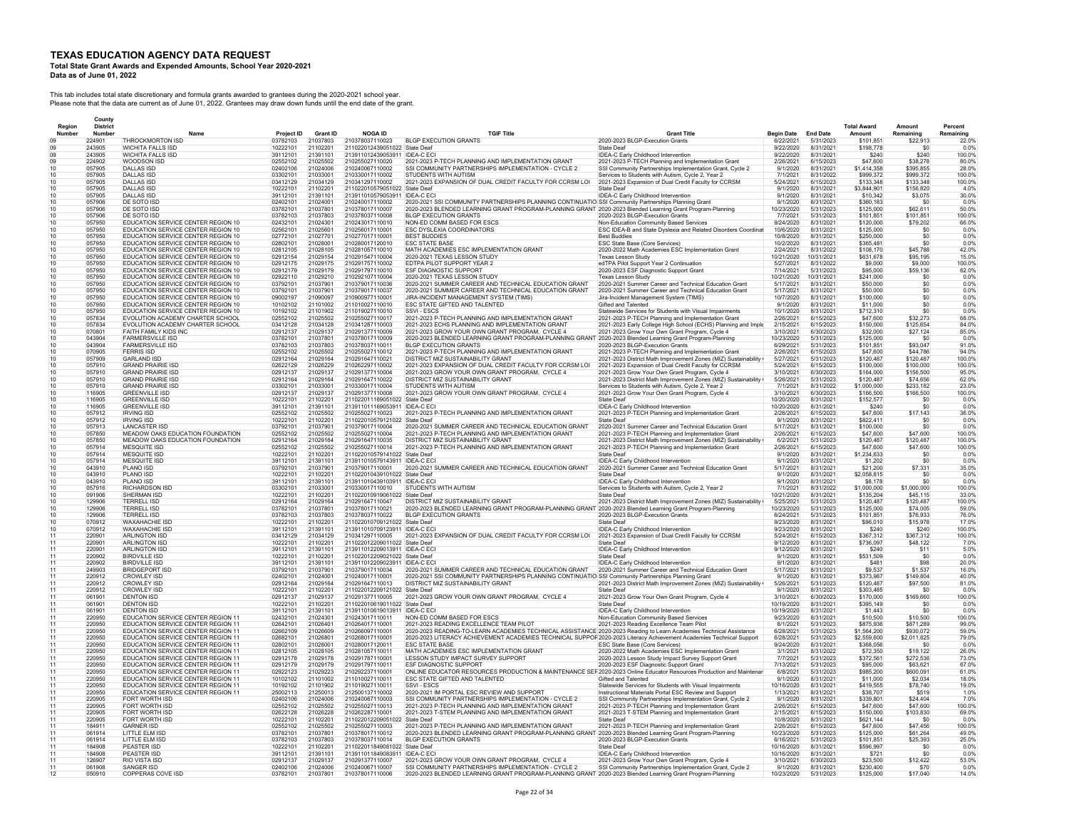# TEXAS EDUCATION AGENCY DATA REQUEST

**Total State Grant Awards and Expended Amounts, School Year 2020-2021**
**Data as of June 01, 2022**

This tab includes total state discretionary and formula grants awarded to grantees during the 2020-2021 school year.
Please note that the data are current as of June 01, 2022. Grantees may draw down funds until the end date of the grant.

| Region Number | County District Number | Name | Project ID | Grant ID | NOGA ID | TGIF Title | Grant Title | Begin Date | End Date | Total Award Amount | Amount Remaining | Percent Remaining |
|---|---|---|---|---|---|---|---|---|---|---|---|---|
| 09 | 224901 | THROCKMORTON ISD | 03782103 | 21037803 | 210378037110007 | BLGP EXECUTION GRANTS | 2020-2023 BLGP-Execution Grants | 6/22/2021 | 5/31/2023 | $101,851 | $22,913 | 22.0% |
| 09 | 243905 | WICHITA FALLS ISD | 10222101 | 21102201 | 211022012439051022 | State Deaf | State Deaf | 9/22/2020 | 8/31/2021 | $198,778 | $0 | 0.0% |
| 09 | 243905 | WICHITA FALLS ISD | 39112101 | 21391101 | 213911012439053911 | IDEA-C ECI | IDEA-C Early Childhood Intervention | 9/22/2020 | 8/31/2021 | $240 | $240 | 100.0% |
| 09 | 224902 | WOODSON ISD | 02552102 | 21025502 | 210255027110020 | 2021-2023 P-TECH PLANNING AND IMPLEMENTATION GRANT | 2021-2023 P-TECH Planning and Implementation Grant | 2/26/2021 | 6/15/2023 | $47,600 | $38,278 | 80.0% |
| 10 | 057905 | DALLAS ISD | 02402106 | 21024006 | 210240067110002 | SSI COMMUNITY PARTNERSHIPS IMPLEMENTATION - CYCLE 2 | SSI Community Partnerships Implementation Grant, Cycle 2 | 9/1/2020 | 8/31/2021 | $1,414,358 | $395,855 | 28.0% |
| 10 | 057905 | DALLAS ISD | 03302101 | 21033001 | 210330017110002 | STUDENTS WITH AUTISM | Services to Students with Autism, Cycle 2, Year 2 | 7/1/2021 | 8/31/2022 | $999,372 | $999,372 | 100.0% |
| 10 | 057905 | DALLAS ISD | 03412129 | 21034129 | 210341297110002 | 2021-2023 EXPANSION OF DUAL CREDIT FACULTY FOR CCRSM LOI | 2021-2023 Expansion of Dual Credit Faculty for CCRSM | 5/24/2021 | 6/15/2023 | $133,348 | $133,348 | 100.0% |
| 10 | 057905 | DALLAS ISD | 10222101 | 21102201 | 211022010579051022 | State Deaf | State Deaf | 9/1/2020 | 8/31/2021 | $3,844,901 | $156,820 | 4.0% |
| 10 | 057905 | DALLAS ISD | 39112101 | 21391101 | 213911010579053911 | IDEA-C ECI | IDEA-C Early Childhood Intervention | 9/1/2020 | 8/31/2021 | $10,342 | $3,075 | 30.0% |
| 10 | 057906 | DE SOTO ISD | 02402101 | 21024001 | 210240017110007 | 2020-2021 SSI COMMUNITY PARTNERSHIPS PLANNING CONTINUATIO | SSI Community Partnerships Planning Grant | 9/1/2020 | 8/31/2021 | $360,183 | $0 | 0.0% |
| 10 | 057906 | DE SOTO ISD | 03782101 | 21037801 | 210378017110007 | 2020-2023 BLENDED LEARNING GRANT PROGRAM-PLANNING GRANT | 2020-2023 Blended Learning Grant Program-Planning | 10/23/2020 | 5/31/2023 | $125,000 | $62,611 | 50.0% |
| 10 | 057906 | DE SOTO ISD | 03782103 | 21037803 | 210378037110008 | BLGP EXECUTION GRANTS | 2020-2023 BLGP-Execution Grants | 7/7/2021 | 5/31/2023 | $101,851 | $101,851 | 100.0% |
| 10 | 057950 | EDUCATION SERVICE CENTER REGION 10 | 02432101 | 21024301 | 210243017110010 | NON-ED COMM BASED FOR ESCS | Non-Education Community Based Services | 9/24/2020 | 8/31/2021 | $120,000 | $79,202 | 66.0% |
| 10 | 057950 | EDUCATION SERVICE CENTER REGION 10 | 02562101 | 21025601 | 210256017110001 | ESC DYSLEXIA COORDINATORS | ESC IDEA-B and State Dyslexia and Related Disorders Coordinat | 10/6/2020 | 8/31/2021 | $125,000 | $0 | 0.0% |
| 10 | 057950 | EDUCATION SERVICE CENTER REGION 10 | 02772101 | 21027701 | 210277017110001 | BEST BUDDIES | Best Buddies | 10/8/2020 | 8/31/2021 | $250,000 | $0 | 0.0% |
| 10 | 057950 | EDUCATION SERVICE CENTER REGION 10 | 02802101 | 21028001 | 210280017120010 | ESC STATE BASE | ESC State Base (Core Services) | 10/2/2020 | 8/31/2021 | $365,481 | $0 | 0.0% |
| 10 | 057950 | EDUCATION SERVICE CENTER REGION 10 | 02812105 | 21028105 | 210281057110010 | MATH ACADEMIES ESC IMPLEMENTATION GRANT | 2020-2022 Math Academies ESC Implementation Grant | 2/24/2021 | 8/31/2022 | $108,170 | $45,788 | 42.0% |
| 10 | 057950 | EDUCATION SERVICE CENTER REGION 10 | 02912154 | 21029154 | 210291547110004 | 2020-2021 TEXAS LESSON STUDY | Texas Lesson Study | 10/21/2020 | 10/31/2021 | $631,678 | $95,195 | 15.0% |
| 10 | 057950 | EDUCATION SERVICE CENTER REGION 10 | 02912175 | 21029175 | 210291757110002 | EDTPA PILOT SUPPORT YEAR 2 | edTPA Pilot Support Year 2 Continuation | 5/27/2021 | 8/31/2022 | $9,000 | $9,000 | 100.0% |
| 10 | 057950 | EDUCATION SERVICE CENTER REGION 10 | 02912179 | 21029179 | 210291797110010 | ESF DIAGNOSTIC SUPPORT | 2020-2023 ESF Diagnostic Support Grant | 7/14/2021 | 5/31/2023 | $95,000 | $59,136 | 62.0% |
| 10 | 057950 | EDUCATION SERVICE CENTER REGION 10 | 02922110 | 21029210 | 210292107110004 | 2020-2021 TEXAS LESSON STUDY | Texas Lesson Study | 10/21/2020 | 10/31/2021 | $241,000 | $0 | 0.0% |
| 10 | 057950 | EDUCATION SERVICE CENTER REGION 10 | 03792101 | 21037901 | 210379017110036 | 2020-2021 SUMMER CAREER AND TECHNICAL EDUCATION GRANT | 2020-2021 Summer Career and Technical Education Grant | 5/17/2021 | 8/31/2021 | $50,000 | $0 | 0.0% |
| 10 | 057950 | EDUCATION SERVICE CENTER REGION 10 | 03792101 | 21037901 | 210379017110037 | 2020-2021 SUMMER CAREER AND TECHNICAL EDUCATION GRANT | 2020-2021 Summer Career and Technical Education Grant | 5/17/2021 | 8/31/2021 | $50,000 | $0 | 0.0% |
| 10 | 057950 | EDUCATION SERVICE CENTER REGION 10 | 09002197 | 21090097 | 210900977110001 | JIRA-INCIDENT MANAGEMENT SYSTEM (TIMS) | Jira-Incident Management System (TIMS) | 10/7/2020 | 8/31/2021 | $100,000 | $0 | 0.0% |
| 10 | 057950 | EDUCATION SERVICE CENTER REGION 10 | 10102102 | 21101002 | 211010027110010 | ESC STATE GIFTED AND TALENTED | Gifted and Talented | 9/1/2020 | 8/31/2021 | $11,000 | $0 | 0.0% |
| 10 | 057950 | EDUCATION SERVICE CENTER REGION 10 | 10192102 | 21101902 | 211019027110010 | SSVI - ESCS | Statewide Services for Students with Visual Impairments | 10/1/2020 | 8/31/2021 | $712,310 | $0 | 0.0% |
| 10 | 057834 | EVOLUTION ACADEMY CHARTER SCHOOL | 02552102 | 21025502 | 210255027110017 | 2021-2023 P-TECH PLANNING AND IMPLEMENTATION GRANT | 2021-2023 P-TECH Planning and Implementation Grant | 2/26/2021 | 6/15/2023 | $47,600 | $32,275 | 68.0% |
| 10 | 057834 | EVOLUTION ACADEMY CHARTER SCHOOL | 03412128 | 21034128 | 210341287110003 | 2021-2023 ECHS PLANNING AND IMPLEMENTATION GRANT | 2021-2023 Early College High School (ECHS) Planning and Imple | 2/15/2021 | 6/15/2023 | $150,000 | $125,654 | 84.0% |
| 10 | 070801 | FAITH FAMILY KIDS INC | 02912137 | 21029137 | 210291377110009 | 2021-2023 GROW YOUR OWN GRANT PROGRAM, CYCLE 4 | 2021-2023 Grow Your Own Grant Program, Cycle 4 | 3/10/2021 | 6/30/2023 | $32,000 | $27,124 | 85.0% |
| 10 | 043904 | FARMERSVILLE ISD | 03782101 | 21037801 | 210378017110009 | 2020-2023 BLENDED LEARNING GRANT PROGRAM-PLANNING GRANT | 2020-2023 Blended Learning Grant Program-Planning | 10/23/2020 | 5/31/2023 | $125,000 | $0 | 0.0% |
| 10 | 043904 | FARMERSVILLE ISD | 03782103 | 21037803 | 210378037110011 | BLGP EXECUTION GRANTS | 2020-2023 BLGP-Execution Grants | 6/29/2021 | 5/31/2023 | $101,851 | $93,047 | 91.0% |
| 10 | 070905 | FERRIS ISD | 02552102 | 21025502 | 210255027110012 | 2021-2023 P-TECH PLANNING AND IMPLEMENTATION GRANT | 2021-2023 P-TECH Planning and Implementation Grant | 2/26/2021 | 6/15/2023 | $47,600 | $44,786 | 94.0% |
| 10 | 057909 | GARLAND ISD | 02912164 | 21029164 | 210291647110021 | DISTRICT MIZ SUSTAINABILITY GRANT | 2021-2023 District Math Improvement Zones (MIZ) Sustainability | 5/27/2021 | 5/31/2023 | $120,487 | $120,487 | 100.0% |
| 10 | 057910 | GRAND PRAIRIE ISD | 02622129 | 21026229 | 210262297110002 | 2021-2023 EXPANSION OF DUAL CREDIT FACULTY FOR CCRSM LOI | 2021-2023 Expansion of Dual Credit Faculty for CCRSM | 5/24/2021 | 6/15/2023 | $100,000 | $100,000 | 100.0% |
| 10 | 057910 | GRAND PRAIRIE ISD | 02912137 | 21029137 | 210291377110004 | 2021-2023 GROW YOUR OWN GRANT PROGRAM, CYCLE 4 | 2021-2023 Grow Your Own Grant Program, Cycle 4 | 3/10/2021 | 6/30/2023 | $164,000 | $156,500 | 95.0% |
| 10 | 057910 | GRAND PRAIRIE ISD | 02912164 | 21029164 | 210291647110022 | DISTRICT MIZ SUSTAINABILITY GRANT | 2021-2023 District Math Improvement Zones (MIZ) Sustainability | 5/26/2021 | 5/31/2023 | $120,487 | $74,656 | 62.0% |
| 10 | 057910 | GRAND PRAIRIE ISD | 03302101 | 21033001 | 210330017110004 | STUDENTS WITH AUTISM | Services to Students with Autism, Cycle 2, Year 2 | 7/1/2021 | 8/31/2022 | $1,000,000 | $233,182 | 23.0% |
| 10 | 116905 | GREENVILLE ISD | 02912137 | 21029137 | 210291377110008 | 2021-2023 GROW YOUR OWN GRANT PROGRAM, CYCLE 4 | 2021-2023 Grow Your Own Grant Program, Cycle 4 | 3/10/2021 | 6/30/2023 | $166,500 | $166,500 | 100.0% |
| 10 | 116905 | GREENVILLE ISD | 10222101 | 21102201 | 211022011169051022 | State Deaf | State Deaf | 10/20/2020 | 8/31/2021 | $152,577 | $0 | 0.0% |
| 10 | 116905 | GREENVILLE ISD | 39112101 | 21391101 | 213911011169053911 | IDEA-C ECI | IDEA-C Early Childhood Intervention | 10/20/2020 | 8/31/2021 | $240 | $0 | 0.0% |
| 10 | 057912 | IRVING ISD | 02552102 | 21025502 | 210255027110023 | 2021-2023 P-TECH PLANNING AND IMPLEMENTATION GRANT | 2021-2023 P-TECH Planning and Implementation Grant | 2/26/2021 | 6/15/2023 | $47,600 | $17,143 | 36.0% |
| 10 | 057912 | IRVING ISD | 10222101 | 21102201 | 211022010579121022 | State Deaf | State Deaf | 9/1/2020 | 8/31/2021 | $822,411 | $0 | 0.0% |
| 10 | 057913 | LANCASTER ISD | 03792101 | 21037901 | 210379017110004 | 2020-2021 SUMMER CAREER AND TECHNICAL EDUCATION GRANT | 2020-2021 Summer Career and Technical Education Grant | 5/17/2021 | 8/31/2021 | $100,000 | $0 | 0.0% |
| 10 | 057850 | MEADOW OAKS EDUCATION FOUNDATION | 02552102 | 21025502 | 210255027110004 | 2021-2023 P-TECH PLANNING AND IMPLEMENTATION GRANT | 2021-2023 P-TECH Planning and Implementation Grant | 2/26/2021 | 6/15/2023 | $47,600 | $47,600 | 100.0% |
| 10 | 057850 | MEADOW OAKS EDUCATION FOUNDATION | 02912164 | 21029164 | 210291647110035 | DISTRICT MIZ SUSTAINABILITY GRANT | 2021-2023 District Math Improvement Zones (MIZ) Sustainability | 6/2/2021 | 5/31/2023 | $120,487 | $120,487 | 100.0% |
| 10 | 057914 | MESQUITE ISD | 02552102 | 21025502 | 210255027110014 | 2021-2023 P-TECH PLANNING AND IMPLEMENTATION GRANT | 2021-2023 P-TECH Planning and Implementation Grant | 2/26/2021 | 6/15/2023 | $47,600 | $47,600 | 100.0% |
| 10 | 057914 | MESQUITE ISD | 10222101 | 21102201 | 211022010579141022 | State Deaf | State Deaf | 9/1/2020 | 8/31/2021 | $1,234,633 | $0 | 0.0% |
| 10 | 057914 | MESQUITE ISD | 39112101 | 21391101 | 213911010579143911 | IDEA-C ECI | IDEA-C Early Childhood Intervention | 9/1/2020 | 8/31/2021 | $1,202 | $0 | 0.0% |
| 10 | 043910 | PLANO ISD | 03792101 | 21037901 | 210379017110001 | 2020-2021 SUMMER CAREER AND TECHNICAL EDUCATION GRANT | 2020-2021 Summer Career and Technical Education Grant | 5/17/2021 | 8/31/2021 | $21,200 | $7,331 | 35.0% |
| 10 | 043910 | PLANO ISD | 10222101 | 21102201 | 211022010439101022 | State Deaf | State Deaf | 9/1/2020 | 8/31/2021 | $2,058,815 | $0 | 0.0% |
| 10 | 043910 | PLANO ISD | 39112101 | 21391101 | 213911010439103911 | IDEA-C ECI | IDEA-C Early Childhood Intervention | 9/1/2020 | 8/31/2021 | $8,178 | $0 | 0.0% |
| 10 | 057916 | RICHARDSON ISD | 03302101 | 21033001 | 210330017110010 | STUDENTS WITH AUTISM | Services to Students with Autism, Cycle 2, Year 2 | 7/1/2021 | 8/31/2022 | $1,000,000 | $1,000,000 | 100.0% |
| 10 | 091906 | SHERMAN ISD | 10222101 | 21102201 | 211022010919061022 | State Deaf | State Deaf | 10/21/2020 | 8/31/2021 | $135,204 | $45,115 | 33.0% |
| 10 | 129906 | TERRELL ISD | 02912164 | 21029164 | 210291647110047 | DISTRICT MIZ SUSTAINABILITY GRANT | 2021-2023 District Math Improvement Zones (MIZ) Sustainability | 5/25/2021 | 5/31/2023 | $120,487 | $120,487 | 100.0% |
| 10 | 129906 | TERRELL ISD | 03782101 | 21037801 | 210378017110021 | 2020-2023 BLENDED LEARNING GRANT PROGRAM-PLANNING GRANT | 2020-2023 Blended Learning Grant Program-Planning | 10/23/2020 | 5/31/2023 | $125,000 | $74,005 | 59.0% |
| 10 | 129906 | TERRELL ISD | 03782103 | 21037803 | 210378037110022 | BLGP EXECUTION GRANTS | 2020-2023 BLGP-Execution Grants | 6/24/2021 | 5/31/2023 | $101,851 | $76,933 | 76.0% |
| 10 | 070912 | WAXAHACHIE ISD | 10222101 | 21102201 | 211022010709121022 | State Deaf | State Deaf | 9/23/2020 | 8/31/2021 | $96,010 | $15,978 | 17.0% |
| 10 | 070912 | WAXAHACHIE ISD | 39112101 | 21391101 | 213911010709123911 | IDEA-C ECI | IDEA-C Early Childhood Intervention | 9/23/2020 | 8/31/2021 | $240 | $240 | 100.0% |
| 11 | 220901 | ARLINGTON ISD | 03412129 | 21034129 | 210341297110005 | 2021-2023 EXPANSION OF DUAL CREDIT FACULTY FOR CCRSM LOI | 2021-2023 Expansion of Dual Credit Faculty for CCRSM | 5/24/2021 | 6/15/2023 | $367,312 | $367,312 | 100.0% |
| 11 | 220901 | ARLINGTON ISD | 10222101 | 21102201 | 211022012209011022 | State Deaf | State Deaf | 9/12/2020 | 8/31/2021 | $736,097 | $48,122 | 7.0% |
| 11 | 220901 | ARLINGTON ISD | 39112101 | 21391101 | 213911012209013911 | IDEA-C ECI | IDEA-C Early Childhood Intervention | 9/12/2020 | 8/31/2021 | $240 | $11 | 5.0% |
| 11 | 220902 | BIRDVILLE ISD | 10222101 | 21102201 | 211022012209021022 | State Deaf | State Deaf | 9/1/2020 | 8/31/2021 | $531,509 | $0 | 0.0% |
| 11 | 220902 | BIRDVILLE ISD | 39112101 | 21391101 | 213911012209023911 | IDEA-C ECI | IDEA-C Early Childhood Intervention | 9/1/2020 | 8/31/2021 | $481 | $98 | 20.0% |
| 11 | 249903 | BRIDGEPORT ISD | 03792101 | 21037901 | 210379017110034 | 2020-2021 SUMMER CAREER AND TECHNICAL EDUCATION GRANT | 2020-2021 Summer Career and Technical Education Grant | 5/17/2021 | 8/31/2021 | $9,537 | $1,537 | 16.0% |
| 11 | 220912 | CROWLEY ISD | 02402101 | 21024001 | 210240017110007 | 2020-2021 SSI COMMUNITY PARTNERSHIPS PLANNING CONTINUATIO | SSI Community Partnerships Planning Grant | 9/1/2020 | 8/31/2021 | $373,987 | $149,804 | 40.0% |
| 11 | 220912 | CROWLEY ISD | 02912164 | 21029164 | 210291647110013 | DISTRICT MIZ SUSTAINABILITY GRANT | 2021-2023 District Math Improvement Zones (MIZ) Sustainability | 5/26/2021 | 5/31/2023 | $120,487 | $97,500 | 81.0% |
| 11 | 220912 | CROWLEY ISD | 10222101 | 21102201 | 211022012209121022 | State Deaf | State Deaf | 9/1/2020 | 8/31/2021 | $303,485 | $0 | 0.0% |
| 11 | 061901 | DENTON ISD | 02912137 | 21029137 | 210291377110005 | 2021-2023 GROW YOUR OWN GRANT PROGRAM, CYCLE 4 | 2021-2023 Grow Your Own Grant Program, Cycle 4 | 3/10/2021 | 6/30/2023 | $170,000 | $169,660 | 100.0% |
| 11 | 061901 | DENTON ISD | 10222101 | 21102201 | 211022010619011022 | State Deaf | State Deaf | 10/19/2020 | 8/31/2021 | $395,149 | $0 | 0.0% |
| 11 | 061901 | DENTON ISD | 39112101 | 21391101 | 213911010619013911 | IDEA-C ECI | IDEA-C Early Childhood Intervention | 10/19/2020 | 8/31/2021 | $1,443 | $0 | 0.0% |
| 11 | 220950 | EDUCATION SERVICE CENTER REGION 11 | 02432101 | 21024301 | 210243017110011 | NON-ED COMM BASED FOR ESCS | Non-Education Community Based Services | 9/23/2020 | 8/31/2021 | $10,500 | $10,500 | 100.0% |
| 11 | 220950 | EDUCATION SERVICE CENTER REGION 11 | 02642101 | 21026401 | 210264017110001 | 2021-2023 READING EXCELLENCE TEAM PILOT | 2021-2023 Reading Excellence Team Pilot | 8/1/2021 | 5/31/2023 | $875,936 | $871,289 | 99.0% |
| 11 | 220950 | EDUCATION SERVICE CENTER REGION 11 | 02662109 | 21026609 | 210266097110001 | 2020-2023 READING-TO-LEARN ACADEMIES TECHNICAL ASSISTANCE | 2020-2023 Reading to Learn Academies Technical Assistance | 6/28/2021 | 5/31/2023 | $1,564,200 | $930,072 | 59.0% |
| 11 | 220950 | EDUCATION SERVICE CENTER REGION 11 | 02682101 | 21026801 | 210268017110001 | 2020-2023 LITERACY ACHIEVEMENT ACADEMIES TECHNICAL SUPPOR | 2020-2023 Literacy Achievement Academies Technical Support | 6/28/2021 | 5/31/2023 | $2,559,600 | $2,011,625 | 79.0% |
| 11 | 220950 | EDUCATION SERVICE CENTER REGION 11 | 02802101 | 21028001 | 210280017120011 | ESC STATE BASE | ESC State Base (Core Services) | 9/24/2020 | 8/31/2021 | $368,056 | $0 | 0.0% |
| 11 | 220950 | EDUCATION SERVICE CENTER REGION 11 | 02812105 | 21028105 | 210281057110011 | MATH ACADEMIES ESC IMPLEMENTATION GRANT | 2020-2022 Math Academies ESC Implementation Grant | 3/1/2021 | 8/31/2022 | $72,350 | $19,122 | 26.0% |
| 11 | 220950 | EDUCATION SERVICE CENTER REGION 11 | 02912178 | 21029178 | 210291787110001 | LESSON STUDY IMPACT SURVEY SUPPORT | 2020-2023 Lesson Study Impact Survey Support Grant | 7/7/2021 | 5/31/2023 | $372,561 | $272,536 | 73.0% |
| 11 | 220950 | EDUCATION SERVICE CENTER REGION 11 | 02912179 | 21029179 | 210291797110011 | ESF DIAGNOSTIC SUPPORT | 2020-2023 ESF Diagnostic Support Grant | 7/13/2021 | 5/31/2023 | $95,000 | $63,621 | 67.0% |
| 11 | 220950 | EDUCATION SERVICE CENTER REGION 11 | 02922123 | 21029223 | 210292237110001 | ONLINE EDUCATOR RESOURCES PRODUCTION & MAINTENANCE SEF | 2020-2023 Online Educator Resources Production and Maintenar | 6/8/2021 | 5/31/2023 | $985,200 | $600,091 | 61.0% |
| 11 | 220950 | EDUCATION SERVICE CENTER REGION 11 | 10102102 | 21101002 | 211010027110011 | ESC STATE GIFTED AND TALENTED | Gifted and Talented | 9/1/2020 | 8/31/2021 | $11,000 | $2,034 | 18.0% |
| 11 | 220950 | EDUCATION SERVICE CENTER REGION 11 | 10192102 | 21101902 | 211019027110011 | SSVI - ESCS | Statewide Services for Students with Visual Impairments | 10/16/2020 | 8/31/2021 | $419,555 | $78,740 | 19.0% |
| 11 | 220950 | EDUCATION SERVICE CENTER REGION 11 | 25002113 | 21250013 | 212500137110002 | 2020-2021 IM PORTAL ESC REVIEW AND SUPPORT | Instructional Materials Portal ESC Review and Support | 1/13/2021 | 8/31/2021 | $38,707 | $519 | 1.0% |
| 11 | 220905 | FORT WORTH ISD | 02402106 | 21024006 | 210240067110003 | SSI COMMUNITY PARTNERSHIPS IMPLEMENTATION - CYCLE 2 | SSI Community Partnerships Implementation Grant, Cycle 2 | 9/1/2020 | 8/31/2021 | $339,801 | $24,404 | 7.0% |
| 11 | 220905 | FORT WORTH ISD | 02552102 | 21025502 | 210255027110013 | 2021-2023 P-TECH PLANNING AND IMPLEMENTATION GRANT | 2021-2023 P-TECH Planning and Implementation Grant | 2/26/2021 | 6/15/2023 | $47,600 | $47,600 | 100.0% |
| 11 | 220905 | FORT WORTH ISD | 02622128 | 21026228 | 210262287110001 | 2021-2023 T-STEM PLANNING AND IMPLEMENTATION GRANT | 2021-2023 T-STEM Planning and Implementation Grant | 2/15/2021 | 6/15/2023 | $150,000 | $103,830 | 69.0% |
| 11 | 220905 | FORT WORTH ISD | 10222101 | 21102201 | 211022012209051022 | State Deaf | State Deaf | 10/8/2020 | 8/31/2021 | $621,144 | $0 | 0.0% |
| 11 | 184911 | GARNER ISD | 02552102 | 21025502 | 210255027110003 | 2021-2023 P-TECH PLANNING AND IMPLEMENTATION GRANT | 2021-2023 P-TECH Planning and Implementation Grant | 2/26/2021 | 6/15/2023 | $47,600 | $47,456 | 100.0% |
| 11 | 061914 | LITTLE ELM ISD | 03782101 | 21037801 | 210378017110012 | 2020-2023 BLENDED LEARNING GRANT PROGRAM-PLANNING GRANT | 2020-2023 Blended Learning Grant Program-Planning | 10/23/2020 | 5/31/2023 | $125,000 | $61,264 | 49.0% |
| 11 | 061914 | LITTLE ELM ISD | 03782103 | 21037803 | 210378037110014 | BLGP EXECUTION GRANTS | 2020-2023 BLGP-Execution Grants | 6/18/2021 | 5/31/2023 | $101,851 | $25,393 | 25.0% |
| 11 | 184908 | PEASTER ISD | 10222101 | 21102201 | 211022011849081022 | State Deaf | State Deaf | 10/16/2020 | 8/31/2021 | $596,997 | $0 | 0.0% |
| 11 | 184908 | PEASTER ISD | 39112101 | 21391101 | 213911011849083911 | IDEA-C ECI | IDEA-C Early Childhood Intervention | 10/16/2020 | 8/31/2021 | $721 | $0 | 0.0% |
| 11 | 126907 | RIO VISTA ISD | 02912137 | 21029137 | 210291377110007 | 2021-2023 GROW YOUR OWN GRANT PROGRAM, CYCLE 4 | 2021-2023 Grow Your Own Grant Program, Cycle 4 | 3/10/2021 | 6/30/2023 | $23,500 | $12,422 | 53.0% |
| 11 | 061908 | SANGER ISD | 02402106 | 21024006 | 210240067110006 | SSI COMMUNITY PARTNERSHIPS IMPLEMENTATION - CYCLE 2 | SSI Community Partnerships Implementation Grant, Cycle 2 | 9/1/2020 | 8/31/2021 | $230,400 | $70 | 0.0% |
| 12 | 050910 | COPPERAS COVE ISD | 03782101 | 21037801 | 210378017110006 | 2020-2023 BLENDED LEARNING GRANT PROGRAM-PLANNING GRANT | 2020-2023 Blended Learning Grant Program-Planning | 10/23/2020 | 5/31/2023 | $125,000 | $17,040 | 14.0% |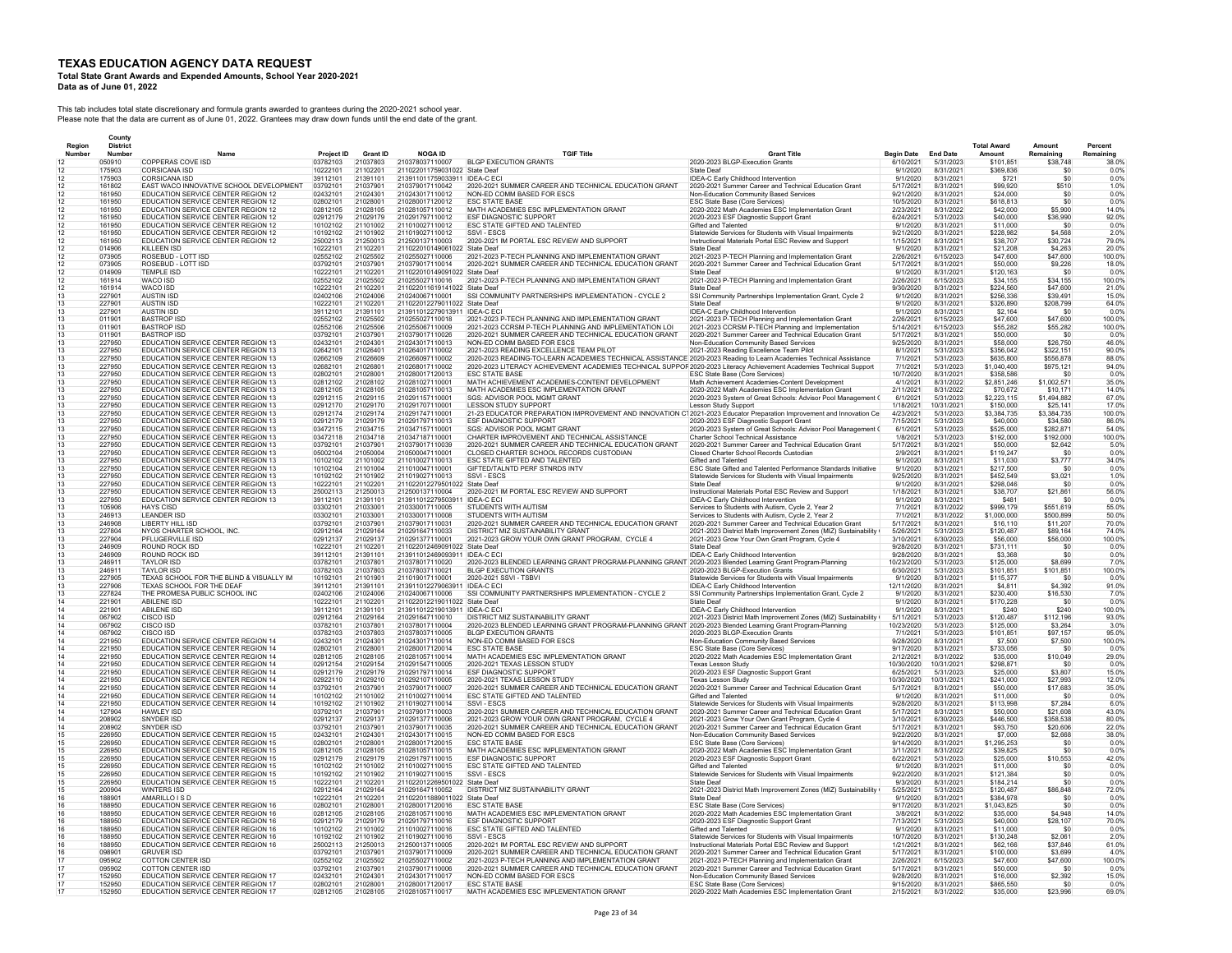# TEXAS EDUCATION AGENCY DATA REQUEST

**Total State Grant Awards and Expended Amounts, School Year 2020-2021**
**Data as of June 01, 2022**

This tab includes total state discretionary and formula grants awarded to grantees during the 2020-2021 school year.
Please note that the data are current as of June 01, 2022. Grantees may draw down funds until the end date of the grant.

| Region Number | County District Number | Name | Project ID | Grant ID | NOGA ID | TGIF Title | Grant Title | Begin Date | End Date | Total Award Amount | Amount Remaining | Percent Remaining |
|---|---|---|---|---|---|---|---|---|---|---|---|---|
| 12 | 050910 | COPPERAS COVE ISD | 03782103 | 21037803 | 210378037110007 | BLGP EXECUTION GRANTS | 2020-2023 BLGP-Execution Grants | 6/10/2021 | 5/31/2023 | $101,851 | $38,748 | 38.0% |
| 12 | 175903 | CORSICANA ISD | 10222101 | 21102201 | 211022011759031022 | State Deaf | State Deaf | 9/1/2020 | 8/31/2021 | $369,836 | $0 | 0.0% |
| 12 | 175903 | CORSICANA ISD | 39112101 | 21391101 | 213911011759033911 | IDEA-C ECI | IDEA-C Early Childhood Intervention | 9/1/2020 | 8/31/2021 | $721 | $0 | 0.0% |
| 12 | 161802 | EAST WACO INNOVATIVE SCHOOL DEVELOPMENT | 03792101 | 21037901 | 210379017110042 | 2020-2021 SUMMER CAREER AND TECHNICAL EDUCATION GRANT | 2020-2021 Summer Career and Technical Education Grant | 5/17/2021 | 8/31/2021 | $99,920 | $510 | 1.0% |
| 12 | 161950 | EDUCATION SERVICE CENTER REGION 12 | 02432101 | 21024301 | 210243017110012 | NON-ED COMM BASED FOR ESCS | Non-Education Community Based Services | 9/21/2020 | 8/31/2021 | $24,000 | $0 | 0.0% |
| 12 | 161950 | EDUCATION SERVICE CENTER REGION 12 | 02802101 | 21028001 | 210280017120012 | ESC STATE BASE | ESC State Base (Core Services) | 10/5/2020 | 8/31/2021 | $618,813 | $0 | 0.0% |
| 12 | 161950 | EDUCATION SERVICE CENTER REGION 12 | 02812105 | 21028105 | 210281057110012 | MATH ACADEMIES ESC IMPLEMENTATION GRANT | 2020-2022 Math Academies ESC Implementation Grant | 2/23/2021 | 8/31/2022 | $42,000 | $5,900 | 14.0% |
| 12 | 161950 | EDUCATION SERVICE CENTER REGION 12 | 02912179 | 21029179 | 210291797110012 | ESF DIAGNOSTIC SUPPORT | 2020-2023 ESF Diagnostic Support Grant | 6/24/2021 | 5/31/2023 | $40,000 | $36,990 | 92.0% |
| 12 | 161950 | EDUCATION SERVICE CENTER REGION 12 | 10102102 | 21101002 | 211010027110012 | ESC STATE GIFTED AND TALENTED | Gifted and Talented | 9/1/2020 | 8/31/2021 | $11,000 | $0 | 0.0% |
| 12 | 161950 | EDUCATION SERVICE CENTER REGION 12 | 10192102 | 21101902 | 211019027110012 | SSVI - ESCS | Statewide Services for Students with Visual Impairments | 9/21/2020 | 8/31/2021 | $228,982 | $4,568 | 2.0% |
| 12 | 161950 | EDUCATION SERVICE CENTER REGION 12 | 25002113 | 21250013 | 212500137110003 | 2020-2021 IM PORTAL ESC REVIEW AND SUPPORT | Instructional Materials Portal ESC Review and Support | 1/15/2021 | 8/31/2021 | $38,707 | $30,724 | 79.0% |
| 12 | 014906 | KILLEEN ISD | 10222101 | 21102201 | 211022010149061022 | State Deaf | State Deaf | 9/1/2020 | 8/31/2021 | $21,208 | $4,263 | 20.0% |
| 12 | 073905 | ROSEBUD - LOTT ISD | 02552102 | 21025502 | 210255027110006 | 2021-2023 P-TECH PLANNING AND IMPLEMENTATION GRANT | 2021-2023 P-TECH Planning and Implementation Grant | 2/26/2021 | 6/15/2023 | $47,600 | $47,600 | 100.0% |
| 12 | 073905 | ROSEBUD - LOTT ISD | 03792101 | 21037901 | 210379017110014 | 2020-2021 SUMMER CAREER AND TECHNICAL EDUCATION GRANT | 2020-2021 Summer Career and Technical Education Grant | 5/17/2021 | 8/31/2021 | $50,000 | $9,226 | 18.0% |
| 12 | 014909 | TEMPLE ISD | 10222101 | 21102201 | 211022010149091022 | State Deaf | State Deaf | 9/1/2020 | 8/31/2021 | $120,163 | $0 | 0.0% |
| 12 | 161914 | WACO ISD | 02552102 | 21025502 | 210255027110016 | 2021-2023 P-TECH PLANNING AND IMPLEMENTATION GRANT | 2021-2023 P-TECH Planning and Implementation Grant | 2/26/2021 | 6/15/2023 | $34,155 | $34,155 | 100.0% |
| 12 | 161914 | WACO ISD | 10222101 | 21102201 | 211022011619141022 | State Deaf | State Deaf | 9/30/2020 | 8/31/2021 | $224,560 | $47,600 | 21.0% |
| 13 | 227901 | AUSTIN ISD | 02402106 | 21024006 | 210240067110001 | SSI COMMUNITY PARTNERSHIPS IMPLEMENTATION - CYCLE 2 | SSI Community Partnerships Implementation Grant, Cycle 2 | 9/1/2020 | 8/31/2021 | $256,336 | $39,491 | 15.0% |
| 13 | 227901 | AUSTIN ISD | 10222101 | 21102201 | 211022012279011022 | State Deaf | State Deaf | 9/1/2020 | 8/31/2021 | $326,890 | $208,799 | 64.0% |
| 13 | 227901 | AUSTIN ISD | 39112101 | 21391101 | 213911012279013911 | IDEA-C ECI | IDEA-C Early Childhood Intervention | 9/1/2020 | 8/31/2021 | $2,164 | $0 | 0.0% |
| 13 | 011901 | BASTROP ISD | 02552102 | 21025502 | 210255027110018 | 2021-2023 P-TECH PLANNING AND IMPLEMENTATION GRANT | 2021-2023 P-TECH Planning and Implementation Grant | 2/26/2021 | 6/15/2023 | $47,600 | $47,600 | 100.0% |
| 13 | 011901 | BASTROP ISD | 02552106 | 21025506 | 210255067110009 | 2021-2023 CCRSM P-TECH PLANNING AND IMPLEMENTATION LOI | 2021-2023 CCRSM P-TECH Planning and Implementation | 5/14/2021 | 6/15/2023 | $55,282 | $55,282 | 100.0% |
| 13 | 011901 | BASTROP ISD | 03792101 | 21037901 | 210379017110026 | 2020-2021 SUMMER CAREER AND TECHNICAL EDUCATION GRANT | 2020-2021 Summer Career and Technical Education Grant | 5/17/2021 | 8/31/2021 | $50,000 | $0 | 0.0% |
| 13 | 227950 | EDUCATION SERVICE CENTER REGION 13 | 02432101 | 21024301 | 210243017110013 | NON-ED COMM BASED FOR ESCS | Non-Education Community Based Services | 9/25/2020 | 8/31/2021 | $58,000 | $26,750 | 46.0% |
| 13 | 227950 | EDUCATION SERVICE CENTER REGION 13 | 02642101 | 21026401 | 210264017110002 | 2021-2023 READING EXCELLENCE TEAM PILOT | 2021-2023 Reading Excellence Team Pilot | 8/1/2021 | 5/31/2023 | $356,042 | $322,151 | 90.0% |
| 13 | 227950 | EDUCATION SERVICE CENTER REGION 13 | 02662109 | 21026609 | 210266097110002 | 2020-2023 READING-TO-LEARN ACADEMIES TECHNICAL ASSISTANCE | 2020-2023 Reading to Learn Academies Technical Assistance | 7/1/2021 | 5/31/2023 | $635,800 | $556,878 | 88.0% |
| 13 | 227950 | EDUCATION SERVICE CENTER REGION 13 | 02682101 | 21026801 | 210268017110002 | 2020-2023 LITERACY ACHIEVEMENT ACADEMIES TECHNICAL SUPPOR | 2020-2023 Literacy Achievement Academies Technical Support | 7/1/2021 | 5/31/2023 | $1,040,400 | $975,121 | 94.0% |
| 13 | 227950 | EDUCATION SERVICE CENTER REGION 13 | 02802101 | 21028001 | 210280017120013 | ESC STATE BASE | ESC State Base (Core Services) | 10/7/2020 | 8/31/2021 | $358,586 | $0 | 0.0% |
| 13 | 227950 | EDUCATION SERVICE CENTER REGION 13 | 02812102 | 21028102 | 210281027110001 | MATH ACHIEVEMENT ACADEMIES-CONTENT DEVELOPMENT | Math Achievement Academies-Content Development | 4/1/2021 | 8/31/2022 | $2,851,246 | $1,002,571 | 35.0% |
| 13 | 227950 | EDUCATION SERVICE CENTER REGION 13 | 02812105 | 21028105 | 210281057110013 | MATH ACADEMIES ESC IMPLEMENTATION GRANT | 2020-2022 Math Academies ESC Implementation Grant | 2/11/2021 | 8/31/2022 | $70,672 | $10,171 | 14.0% |
| 13 | 227950 | EDUCATION SERVICE CENTER REGION 13 | 02912115 | 21029115 | 210291157110001 | SGS: ADVISOR POOL MGMT GRANT | 2020-2023 System of Great Schools: Advisor Pool Management ( | 6/1/2021 | 5/31/2023 | $2,223,115 | $1,494,882 | 67.0% |
| 13 | 227950 | EDUCATION SERVICE CENTER REGION 13 | 02912170 | 21029170 | 210291707110001 | LESSON STUDY SUPPORT | Lesson Study Support | 1/18/2021 | 10/31/2021 | $150,000 | $25,141 | 17.0% |
| 13 | 227950 | EDUCATION SERVICE CENTER REGION 13 | 02912174 | 21029174 | 210291747110001 | 21-23 EDUCATOR PREPARATION IMPROVEMENT AND INNOVATION CT | 2021-2023 Educator Preparation Improvement and Innovation Ce | 4/23/2021 | 5/31/2023 | $3,384,735 | $3,384,735 | 100.0% |
| 13 | 227950 | EDUCATION SERVICE CENTER REGION 13 | 02912179 | 21029179 | 210291797110013 | ESF DIAGNOSTIC SUPPORT | 2020-2023 ESF Diagnostic Support Grant | 7/15/2021 | 5/31/2023 | $40,000 | $34,580 | 86.0% |
| 13 | 227950 | EDUCATION SERVICE CENTER REGION 13 | 03472115 | 21034715 | 210347157110001 | SGS: ADVISOR POOL MGMT GRANT | 2020-2023 System of Great Schools: Advisor Pool Management ( | 6/1/2021 | 5/31/2023 | $525,000 | $282,871 | 54.0% |
| 13 | 227950 | EDUCATION SERVICE CENTER REGION 13 | 03472118 | 21034718 | 210347187110001 | CHARTER IMPROVEMENT AND TECHNICAL ASSISTANCE | Charter School Technical Assistance | 1/8/2021 | 5/31/2023 | $192,000 | $192,000 | 100.0% |
| 13 | 227950 | EDUCATION SERVICE CENTER REGION 13 | 03792101 | 21037901 | 210379017110039 | 2020-2021 SUMMER CAREER AND TECHNICAL EDUCATION GRANT | 2020-2021 Summer Career and Technical Education Grant | 5/17/2021 | 8/31/2021 | $50,000 | $2,642 | 5.0% |
| 13 | 227950 | EDUCATION SERVICE CENTER REGION 13 | 05002104 | 21050004 | 210500047110001 | CLOSED CHARTER SCHOOL RECORDS CUSTODIAN | Closed Charter School Records Custodian | 2/9/2021 | 8/31/2021 | $119,247 | $0 | 0.0% |
| 13 | 227950 | EDUCATION SERVICE CENTER REGION 13 | 10102102 | 21101002 | 211010027110013 | ESC STATE GIFTED AND TALENTED | Gifted and Talented | 9/1/2020 | 8/31/2021 | $11,030 | $3,777 | 34.0% |
| 13 | 227950 | EDUCATION SERVICE CENTER REGION 13 | 10102104 | 21101004 | 211010047110001 | GIFTED/TALNTD PERF STNRDS INTV | ESC State Gifted and Talented Performance Standards Initiative | 9/1/2020 | 8/31/2021 | $217,500 | $0 | 0.0% |
| 13 | 227950 | EDUCATION SERVICE CENTER REGION 13 | 10192102 | 21101902 | 211019027110013 | SSVI - ESCS | Statewide Services for Students with Visual Impairments | 9/25/2020 | 8/31/2021 | $452,549 | $3,021 | 1.0% |
| 13 | 227950 | EDUCATION SERVICE CENTER REGION 13 | 10222101 | 21102201 | 211022012279501022 | State Deaf | State Deaf | 9/1/2020 | 8/31/2021 | $298,046 | $0 | 0.0% |
| 13 | 227950 | EDUCATION SERVICE CENTER REGION 13 | 25002113 | 21250013 | 212500137110004 | 2020-2021 IM PORTAL ESC REVIEW AND SUPPORT | Instructional Materials Portal ESC Review and Support | 1/18/2021 | 8/31/2021 | $38,707 | $21,861 | 56.0% |
| 13 | 227950 | EDUCATION SERVICE CENTER REGION 13 | 39112101 | 21391101 | 213911012279503911 | IDEA-C ECI | IDEA-C Early Childhood Intervention | 9/1/2020 | 8/31/2021 | $481 | $0 | 0.0% |
| 13 | 105906 | HAYS CISD | 03302101 | 21033001 | 210330017110005 | STUDENTS WITH AUTISM | Services to Students with Autism, Cycle 2, Year 2 | 7/1/2021 | 8/31/2022 | $999,179 | $551,619 | 55.0% |
| 13 | 246913 | LEANDER ISD | 03302101 | 21033001 | 210330017110008 | STUDENTS WITH AUTISM | Services to Students with Autism, Cycle 2, Year 2 | 7/1/2021 | 8/31/2022 | $1,000,000 | $500,899 | 50.0% |
| 13 | 246908 | LIBERTY HILL ISD | 03792101 | 21037901 | 210379017110031 | 2020-2021 SUMMER CAREER AND TECHNICAL EDUCATION GRANT | 2020-2021 Summer Career and Technical Education Grant | 5/17/2021 | 8/31/2021 | $16,110 | $11,207 | 70.0% |
| 13 | 227804 | NYOS CHARTER SCHOOL, INC. | 02912164 | 21029164 | 210291647110033 | DISTRICT MIZ SUSTAINABILITY GRANT | 2021-2023 District Math Improvement Zones (MIZ) Sustainability | 5/26/2021 | 5/31/2023 | $120,487 | $89,164 | 74.0% |
| 13 | 227904 | PFLUGERVILLE ISD | 02912137 | 21029137 | 210291377110001 | 2021-2023 GROW YOUR OWN GRANT PROGRAM, CYCLE 4 | 2021-2023 Grow Your Own Grant Program, Cycle 4 | 3/10/2021 | 6/30/2023 | $56,000 | $56,000 | 100.0% |
| 13 | 246909 | ROUND ROCK ISD | 10222101 | 21102201 | 211022012469091022 | State Deaf | State Deaf | 9/28/2020 | 8/31/2021 | $731,111 | $0 | 0.0% |
| 13 | 246909 | ROUND ROCK ISD | 39112101 | 21391101 | 213911012469093911 | IDEA-C ECI | IDEA-C Early Childhood Intervention | 9/28/2020 | 8/31/2021 | $3,368 | $0 | 0.0% |
| 13 | 246911 | TAYLOR ISD | 03782101 | 21037801 | 210378017110020 | 2020-2023 BLENDED LEARNING GRANT PROGRAM-PLANNING GRANT | 2020-2023 Blended Learning Grant Program-Planning | 10/23/2020 | 5/31/2023 | $125,000 | $8,699 | 7.0% |
| 13 | 246911 | TAYLOR ISD | 03782103 | 21037803 | 210378037110021 | BLGP EXECUTION GRANTS | 2020-2023 BLGP-Execution Grants | 6/30/2021 | 5/31/2023 | $101,851 | $101,851 | 100.0% |
| 13 | 227905 | TEXAS SCHOOL FOR THE BLIND & VISUALLY IM | 10192101 | 21101901 | 211019017110001 | 2020-2021 SSVI - TSBVI | Statewide Services for Students with Visual Impairments | 9/1/2020 | 8/31/2021 | $115,377 | $0 | 0.0% |
| 13 | 227906 | TEXAS SCHOOL FOR THE DEAF | 39112101 | 21391101 | 213911012279063911 | IDEA-C ECI | IDEA-C Early Childhood Intervention | 12/11/2020 | 8/31/2021 | $4,811 | $4,392 | 91.0% |
| 13 | 227824 | THE PROMESA PUBLIC SCHOOL INC | 02402106 | 21024006 | 210240067110006 | SSI COMMUNITY PARTNERSHIPS IMPLEMENTATION - CYCLE 2 | SSI Community Partnerships Implementation Grant, Cycle 2 | 9/1/2020 | 8/31/2021 | $230,400 | $16,530 | 7.0% |
| 14 | 221901 | ABILENE ISD | 10222101 | 21102201 | 211022012219011022 | State Deaf | State Deaf | 9/1/2020 | 8/31/2021 | $170,228 | $0 | 0.0% |
| 14 | 221901 | ABILENE ISD | 39112101 | 21391101 | 213911012219013911 | IDEA-C ECI | IDEA-C Early Childhood Intervention | 9/1/2020 | 8/31/2021 | $240 | $240 | 100.0% |
| 14 | 067902 | CISCO ISD | 02912164 | 21029164 | 210291647110010 | DISTRICT MIZ SUSTAINABILITY GRANT | 2021-2023 District Math Improvement Zones (MIZ) Sustainability | 5/11/2021 | 5/31/2023 | $120,487 | $112,196 | 93.0% |
| 14 | 067902 | CISCO ISD | 03782101 | 21037801 | 210378017110004 | 2020-2023 BLENDED LEARNING GRANT PROGRAM-PLANNING GRANT | 2020-2023 Blended Learning Grant Program-Planning | 10/23/2020 | 5/31/2023 | $125,000 | $3,264 | 3.0% |
| 14 | 067902 | CISCO ISD | 03782103 | 21037803 | 210378037110005 | BLGP EXECUTION GRANTS | 2020-2023 BLGP-Execution Grants | 7/1/2021 | 5/31/2023 | $101,851 | $97,157 | 95.0% |
| 14 | 221950 | EDUCATION SERVICE CENTER REGION 14 | 02432101 | 21024301 | 210243017110014 | NON-ED COMM BASED FOR ESCS | Non-Education Community Based Services | 9/28/2020 | 8/31/2021 | $7,500 | $7,500 | 100.0% |
| 14 | 221950 | EDUCATION SERVICE CENTER REGION 14 | 02802101 | 21028001 | 210280017120014 | ESC STATE BASE | ESC State Base (Core Services) | 9/17/2020 | 8/31/2021 | $733,056 | $0 | 0.0% |
| 14 | 221950 | EDUCATION SERVICE CENTER REGION 14 | 02812105 | 21028105 | 210281057110014 | MATH ACADEMIES ESC IMPLEMENTATION GRANT | 2020-2022 Math Academies ESC Implementation Grant | 2/12/2021 | 8/31/2022 | $35,000 | $10,049 | 29.0% |
| 14 | 221950 | EDUCATION SERVICE CENTER REGION 14 | 02912154 | 21029154 | 210291547110005 | 2020-2021 TEXAS LESSON STUDY | Texas Lesson Study | 10/30/2020 | 10/31/2021 | $298,871 | $0 | 0.0% |
| 14 | 221950 | EDUCATION SERVICE CENTER REGION 14 | 02912179 | 21029179 | 210291797110014 | ESF DIAGNOSTIC SUPPORT | 2020-2023 ESF Diagnostic Support Grant | 6/25/2021 | 5/31/2023 | $25,000 | $3,807 | 15.0% |
| 14 | 221950 | EDUCATION SERVICE CENTER REGION 14 | 02922110 | 21029210 | 210292107110005 | 2020-2021 TEXAS LESSON STUDY | Texas Lesson Study | 10/30/2020 | 10/31/2021 | $241,000 | $27,993 | 12.0% |
| 14 | 221950 | EDUCATION SERVICE CENTER REGION 14 | 03792101 | 21037901 | 210379017110007 | 2020-2021 SUMMER CAREER AND TECHNICAL EDUCATION GRANT | 2020-2021 Summer Career and Technical Education Grant | 5/17/2021 | 8/31/2021 | $50,000 | $17,683 | 35.0% |
| 14 | 221950 | EDUCATION SERVICE CENTER REGION 14 | 10102102 | 21101002 | 211010027110014 | ESC STATE GIFTED AND TALENTED | Gifted and Talented | 9/1/2020 | 8/31/2021 | $11,000 | $0 | 0.0% |
| 14 | 221950 | EDUCATION SERVICE CENTER REGION 14 | 10192102 | 21101902 | 211019027110014 | SSVI - ESCS | Statewide Services for Students with Visual Impairments | 9/28/2020 | 8/31/2021 | $113,998 | $7,284 | 6.0% |
| 14 | 127904 | HAWLEY ISD | 03792101 | 21037901 | 210379017110003 | 2020-2021 SUMMER CAREER AND TECHNICAL EDUCATION GRANT | 2020-2021 Summer Career and Technical Education Grant | 5/17/2021 | 8/31/2021 | $50,000 | $21,608 | 43.0% |
| 14 | 208902 | SNYDER ISD | 02912137 | 21029137 | 210291377110006 | 2021-2023 GROW YOUR OWN GRANT PROGRAM, CYCLE 4 | 2021-2023 Grow Your Own Grant Program, Cycle 4 | 3/10/2021 | 6/30/2023 | $446,500 | $358,538 | 80.0% |
| 14 | 208902 | SNYDER ISD | 03792101 | 21037901 | 210379017110035 | 2020-2021 SUMMER CAREER AND TECHNICAL EDUCATION GRANT | 2020-2021 Summer Career and Technical Education Grant | 5/17/2021 | 8/31/2021 | $93,750 | $20,606 | 22.0% |
| 15 | 226950 | EDUCATION SERVICE CENTER REGION 15 | 02432101 | 21024301 | 210243017110015 | NON-ED COMM BASED FOR ESCS | Non-Education Community Based Services | 9/22/2020 | 8/31/2021 | $7,000 | $2,668 | 38.0% |
| 15 | 226950 | EDUCATION SERVICE CENTER REGION 15 | 02802101 | 21028001 | 210280017120015 | ESC STATE BASE | ESC State Base (Core Services) | 9/14/2020 | 8/31/2021 | $1,295,253 | $0 | 0.0% |
| 15 | 226950 | EDUCATION SERVICE CENTER REGION 15 | 02812105 | 21028105 | 210281057110015 | MATH ACADEMIES ESC IMPLEMENTATION GRANT | 2020-2022 Math Academies ESC Implementation Grant | 3/11/2021 | 8/31/2022 | $39,825 | $0 | 0.0% |
| 15 | 226950 | EDUCATION SERVICE CENTER REGION 15 | 02912179 | 21029179 | 210291797110015 | ESF DIAGNOSTIC SUPPORT | 2020-2023 ESF Diagnostic Support Grant | 6/22/2021 | 5/31/2023 | $25,000 | $10,553 | 42.0% |
| 15 | 226950 | EDUCATION SERVICE CENTER REGION 15 | 10102102 | 21101002 | 211010027110015 | ESC STATE GIFTED AND TALENTED | Gifted and Talented | 9/1/2020 | 8/31/2021 | $11,000 | $0 | 0.0% |
| 15 | 226950 | EDUCATION SERVICE CENTER REGION 15 | 10192102 | 21101902 | 211019027110015 | SSVI - ESCS | Statewide Services for Students with Visual Impairments | 9/22/2020 | 8/31/2021 | $121,384 | $0 | 0.0% |
| 15 | 226950 | EDUCATION SERVICE CENTER REGION 15 | 10222101 | 21102201 | 211022012269501022 | State Deaf | State Deaf | 9/3/2020 | 8/31/2021 | $184,214 | $0 | 0.0% |
| 15 | 200904 | WINTERS ISD | 02912164 | 21029164 | 210291647110052 | DISTRICT MIZ SUSTAINABILITY GRANT | 2021-2023 District Math Improvement Zones (MIZ) Sustainability | 5/25/2021 | 5/31/2023 | $120,487 | $86,848 | 72.0% |
| 16 | 188901 | AMARILLO I S D | 10222101 | 21102201 | 211022011889011022 | State Deaf | State Deaf | 9/1/2020 | 8/31/2021 | $384,978 | $0 | 0.0% |
| 16 | 188950 | EDUCATION SERVICE CENTER REGION 16 | 02802101 | 21028001 | 210280017120016 | ESC STATE BASE | ESC State Base (Core Services) | 9/17/2020 | 8/31/2021 | $1,043,825 | $0 | 0.0% |
| 16 | 188950 | EDUCATION SERVICE CENTER REGION 16 | 02812105 | 21028105 | 210281057110016 | MATH ACADEMIES ESC IMPLEMENTATION GRANT | 2020-2022 Math Academies ESC Implementation Grant | 3/8/2021 | 8/31/2022 | $35,000 | $4,948 | 14.0% |
| 16 | 188950 | EDUCATION SERVICE CENTER REGION 16 | 02912179 | 21029179 | 210291797110016 | ESF DIAGNOSTIC SUPPORT | 2020-2023 ESF Diagnostic Support Grant | 7/13/2021 | 5/31/2023 | $40,000 | $28,107 | 70.0% |
| 16 | 188950 | EDUCATION SERVICE CENTER REGION 16 | 10102102 | 21101002 | 211010027110016 | ESC STATE GIFTED AND TALENTED | Gifted and Talented | 9/1/2020 | 8/31/2021 | $11,000 | $0 | 0.0% |
| 16 | 188950 | EDUCATION SERVICE CENTER REGION 16 | 10192102 | 21101902 | 211019027110016 | SSVI - ESCS | Statewide Services for Students with Visual Impairments | 10/7/2020 | 8/31/2021 | $130,248 | $2,061 | 2.0% |
| 16 | 188950 | EDUCATION SERVICE CENTER REGION 16 | 25002113 | 21250013 | 212500137110005 | 2020-2021 IM PORTAL ESC REVIEW AND SUPPORT | Instructional Materials Portal ESC Review and Support | 1/21/2021 | 8/31/2021 | $62,166 | $37,846 | 61.0% |
| 16 | 098901 | GRUVER ISD | 03792101 | 21037901 | 210379017110009 | 2020-2021 SUMMER CAREER AND TECHNICAL EDUCATION GRANT | 2020-2021 Summer Career and Technical Education Grant | 5/17/2021 | 8/31/2021 | $100,000 | $3,699 | 4.0% |
| 17 | 095902 | COTTON CENTER ISD | 02552102 | 21025502 | 210255027110002 | 2021-2023 P-TECH PLANNING AND IMPLEMENTATION GRANT | 2021-2023 P-TECH Planning and Implementation Grant | 2/26/2021 | 6/15/2023 | $47,600 | $47,600 | 100.0% |
| 17 | 095902 | COTTON CENTER ISD | 03792101 | 21037901 | 210379017110006 | 2020-2021 SUMMER CAREER AND TECHNICAL EDUCATION GRANT | 2020-2021 Summer Career and Technical Education Grant | 5/17/2021 | 8/31/2021 | $50,000 | $0 | 0.0% |
| 17 | 152950 | EDUCATION SERVICE CENTER REGION 17 | 02432101 | 21024301 | 210243017110017 | NON-ED COMM BASED FOR ESCS | Non-Education Community Based Services | 9/28/2020 | 8/31/2021 | $16,000 | $2,392 | 15.0% |
| 17 | 152950 | EDUCATION SERVICE CENTER REGION 17 | 02802101 | 21028001 | 210280017120017 | ESC STATE BASE | ESC State Base (Core Services) | 9/15/2020 | 8/31/2021 | $865,550 | $0 | 0.0% |
| 17 | 152950 | EDUCATION SERVICE CENTER REGION 17 | 02812105 | 21028105 | 210281057110017 | MATH ACADEMIES ESC IMPLEMENTATION GRANT | 2020-2022 Math Academies ESC Implementation Grant | 2/15/2021 | 8/31/2022 | $35,000 | $23,996 | 69.0% |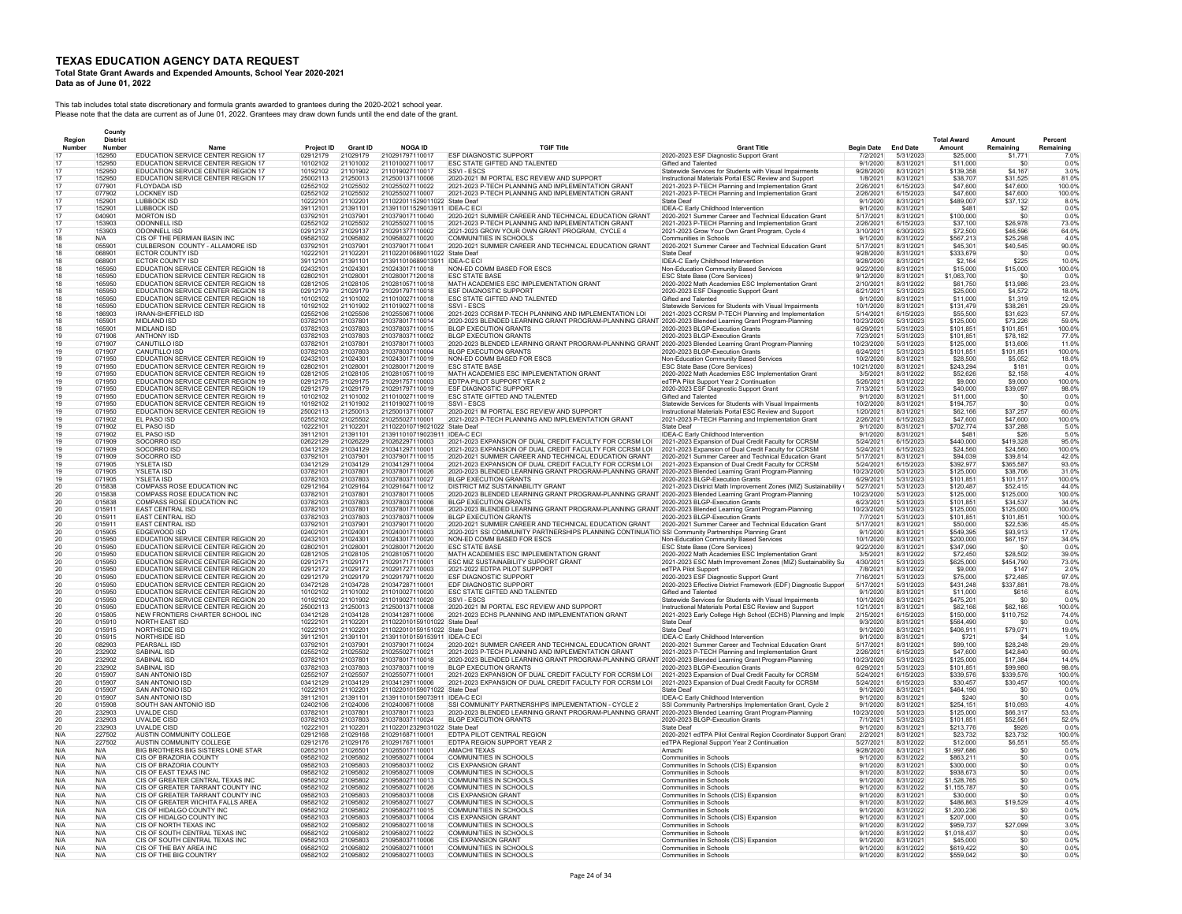# TEXAS EDUCATION AGENCY DATA REQUEST

**Total State Grant Awards and Expended Amounts, School Year 2020-2021**
**Data as of June 01, 2022**

This tab includes total state discretionary and formula grants awarded to grantees during the 2020-2021 school year.
Please note that the data are current as of June 01, 2022. Grantees may draw down funds until the end date of the grant.

| Region Number | County District Number | Name | Project ID | Grant ID | NOGA ID | TGIF Title | Grant Title | Begin Date | End Date | Total Award Amount | Amount Remaining | Percent Remaining |
|---|---|---|---|---|---|---|---|---|---|---|---|---|
| 17 | 152950 | EDUCATION SERVICE CENTER REGION 17 | 02912179 | 21029179 | 21029179710017 | ESF DIAGNOSTIC SUPPORT | 2020-2023 ESF Diagnostic Support Grant | 7/2/2021 | 5/31/2023 | $25,000 | $1,771 | 7.0% |
| 17 | 152950 | EDUCATION SERVICE CENTER REGION 17 | 10102102 | 21101002 | 21101002710017 | ESC STATE GIFTED AND TALENTED | Gifted and Talented | 9/1/2020 | 8/31/2021 | $11,000 | $0 | 0.0% |
| 17 | 152950 | EDUCATION SERVICE CENTER REGION 17 | 10192102 | 21101902 | 21101902710017 | SSVI - ESCS | Statewide Services for Students with Visual Impairments | 9/28/2020 | 8/31/2021 | $139,358 | $4,167 | 3.0% |
| 17 | 152950 | EDUCATION SERVICE CENTER REGION 17 | 25002113 | 21250013 | 21250013710006 | 2020-2021 IM PORTAL ESC REVIEW AND SUPPORT | Instructional Materials Portal ESC Review and Support | 1/8/2021 | 8/31/2021 | $38,707 | $31,525 | 81.0% |
| 17 | 077901 | FLOYDADA ISD | 02552102 | 21025502 | 21025502710022 | 2021-2023 P-TECH PLANNING AND IMPLEMENTATION GRANT | 2021-2023 P-TECH Planning and Implementation Grant | 2/26/2021 | 6/15/2023 | $47,600 | $47,600 | 100.0% |
| 17 | 077902 | LOCKNEY ISD | 02552102 | 21025502 | 21025502710007 | 2021-2023 P-TECH PLANNING AND IMPLEMENTATION GRANT | 2021-2023 P-TECH Planning and Implementation Grant | 2/26/2021 | 6/15/2023 | $47,600 | $47,600 | 100.0% |
| 17 | 152901 | LUBBOCK ISD | 10222101 | 21102201 | 21102201152901022 | State Deaf | State Deaf | 9/1/2020 | 8/31/2021 | $489,007 | $37,132 | 8.0% |
| 17 | 152901 | LUBBOCK ISD | 39112101 | 21391101 | 21391101152901391 | IDEA-C ECI | IDEA-C Early Childhood Intervention | 9/1/2020 | 8/31/2021 | $481 | $2 | 0.0% |
| 17 | 040901 | MORTON ISD | 03792101 | 21037901 | 21037901710040 | 2020-2021 SUMMER CAREER AND TECHNICAL EDUCATION GRANT | 2020-2021 Summer Career and Technical Education Grant | 5/17/2021 | 8/31/2021 | $100,000 | $0 | 0.0% |
| 17 | 153903 | ODONNELL ISD | 02552102 | 21025502 | 21025502710015 | 2021-2023 P-TECH PLANNING AND IMPLEMENTATION GRANT | 2021-2023 P-TECH Planning and Implementation Grant | 2/26/2021 | 6/15/2023 | $37,100 | $26,978 | 73.0% |
| 17 | 153903 | ODONNELL ISD | 02912137 | 21029137 | 21029137710002 | 2021-2023 GROW YOUR OWN GRANT PROGRAM, CYCLE 4 | 2021-2023 Grow Your Own Grant Program, Cycle 4 | 3/10/2021 | 6/30/2023 | $72,500 | $46,596 | 64.0% |
| 18 | N/A | CIS OF THE PERMIAN BASIN INC | 09582102 | 21095802 | 21095802710020 | COMMUNITIES IN SCHOOLS | Communities in Schools | 9/1/2020 | 8/31/2022 | $567,213 | $25,298 | 4.0% |
| 18 | 055901 | CULBERSON COUNTY - ALLAMORE ISD | 03792101 | 21037901 | 21037901710041 | 2020-2021 SUMMER CAREER AND TECHNICAL EDUCATION GRANT | 2020-2021 Summer Career and Technical Education Grant | 5/17/2021 | 8/31/2021 | $45,301 | $40,545 | 90.0% |
| 18 | 068901 | ECTOR COUNTY ISD | 10222101 | 21102201 | 21102201068901022 | State Deaf | State Deaf | 9/28/2020 | 8/31/2021 | $333,679 | $0 | 0.0% |
| 18 | 068901 | ECTOR COUNTY ISD | 39112101 | 21391101 | 21391101068901391 | IDEA-C ECI | IDEA-C Early Childhood Intervention | 9/28/2020 | 8/31/2021 | $2,164 | $225 | 10.0% |
| 18 | 165950 | EDUCATION SERVICE CENTER REGION 18 | 02432101 | 21024301 | 21024301710018 | NON-ED COMM BASED FOR ESCS | Non-Education Community Based Services | 9/22/2020 | 8/31/2021 | $15,000 | $15,000 | 100.0% |
| 18 | 165950 | EDUCATION SERVICE CENTER REGION 18 | 02802101 | 21028001 | 21028001710018 | ESC STATE BASE | ESC State Base (Core Services) | 9/12/2020 | 8/31/2021 | $1,063,700 | $0 | 0.0% |
| 18 | 165950 | EDUCATION SERVICE CENTER REGION 18 | 02812105 | 21028105 | 21028105710018 | MATH ACADEMIES ESC IMPLEMENTATION GRANT | 2020-2022 Math Academies ESC Implementation Grant | 2/10/2021 | 8/31/2022 | $61,750 | $13,986 | 23.0% |
| 18 | 165950 | EDUCATION SERVICE CENTER REGION 18 | 02912179 | 21029179 | 21029179710018 | ESF DIAGNOSTIC SUPPORT | 2020-2023 ESF Diagnostic Support Grant | 6/21/2021 | 5/31/2023 | $25,000 | $4,572 | 18.0% |
| 18 | 165950 | EDUCATION SERVICE CENTER REGION 18 | 10102102 | 21101002 | 21101002710018 | ESC STATE GIFTED AND TALENTED | Gifted and Talented | 9/1/2020 | 8/31/2021 | $11,000 | $1,319 | 12.0% |
| 18 | 165950 | EDUCATION SERVICE CENTER REGION 18 | 10192102 | 21101902 | 21101902710018 | SSVI - ESCS | Statewide Services for Students with Visual Impairments | 10/1/2020 | 8/31/2021 | $131,479 | $38,261 | 29.0% |
| 18 | 186903 | IRAAN-SHEFFIELD ISD | 02552106 | 21025506 | 21025506710006 | 2021-2023 CCRSM P-TECH PLANNING AND IMPLEMENTATION LOI | 2021-2023 CCRSM P-TECH Planning and Implementation | 5/14/2021 | 6/15/2023 | $55,500 | $31,623 | 57.0% |
| 18 | 165901 | MIDLAND ISD | 03782101 | 21037801 | 21037801710014 | 2020-2023 BLENDED LEARNING GRANT PROGRAM-PLANNING GRANT | 2020-2023 Blended Learning Grant Program-Planning | 10/23/2020 | 5/31/2023 | $125,000 | $73,226 | 59.0% |
| 18 | 165901 | MIDLAND ISD | 03782103 | 21037803 | 21037803710015 | BLGP EXECUTION GRANTS | 2020-2023 BLGP-Execution Grants | 6/29/2021 | 5/31/2023 | $101,851 | $101,851 | 100.0% |
| 19 | 071906 | ANTHONY ISD | 03782103 | 21037803 | 21037803710002 | BLGP EXECUTION GRANTS | 2020-2023 BLGP-Execution Grants | 7/23/2021 | 5/31/2023 | $101,851 | $78,182 | 77.0% |
| 19 | 071907 | CANUTILLO ISD | 03782101 | 21037801 | 21037801710003 | 2020-2023 BLENDED LEARNING GRANT PROGRAM-PLANNING GRANT | 2020-2023 Blended Learning Grant Program-Planning | 10/23/2020 | 5/31/2023 | $125,000 | $13,606 | 11.0% |
| 19 | 071907 | CANUTILLO ISD | 03782103 | 21037803 | 21037803710004 | BLGP EXECUTION GRANTS | 2020-2023 BLGP-Execution Grants | 6/24/2021 | 5/31/2023 | $101,851 | $101,851 | 100.0% |
| 19 | 071950 | EDUCATION SERVICE CENTER REGION 19 | 02432101 | 21024301 | 21024301710019 | NON-ED COMM BASED FOR ESCS | Non-Education Community Based Services | 10/2/2020 | 8/31/2021 | $28,500 | $5,052 | 18.0% |
| 19 | 071950 | EDUCATION SERVICE CENTER REGION 19 | 02802101 | 21028001 | 21028001710019 | ESC STATE BASE | ESC State Base (Core Services) | 10/21/2020 | 8/31/2021 | $243,294 | $181 | 0.0% |
| 19 | 071950 | EDUCATION SERVICE CENTER REGION 19 | 02812105 | 21028105 | 21028105710019 | MATH ACADEMIES ESC IMPLEMENTATION GRANT | 2020-2022 Math Academies ESC Implementation Grant | 3/5/2021 | 8/31/2022 | $52,626 | $2,158 | 4.0% |
| 19 | 071950 | EDUCATION SERVICE CENTER REGION 19 | 02912175 | 21029175 | 21029175710003 | EDTPA PILOT SUPPORT YEAR 2 | edTPA Pilot Support Year 2 Continuation | 5/26/2021 | 8/31/2022 | $9,000 | $9,000 | 100.0% |
| 19 | 071950 | EDUCATION SERVICE CENTER REGION 19 | 02912179 | 21029179 | 21029179710019 | ESF DIAGNOSTIC SUPPORT | 2020-2023 ESF Diagnostic Support Grant | 7/13/2021 | 5/31/2023 | $40,000 | $39,097 | 98.0% |
| 19 | 071950 | EDUCATION SERVICE CENTER REGION 19 | 10102102 | 21101002 | 21101002710019 | ESC STATE GIFTED AND TALENTED | Gifted and Talented | 9/1/2020 | 8/31/2021 | $11,000 | $0 | 0.0% |
| 19 | 071950 | EDUCATION SERVICE CENTER REGION 19 | 10192102 | 21101902 | 21101902710019 | SSVI - ESCS | Statewide Services for Students with Visual Impairments | 10/2/2020 | 8/31/2021 | $194,757 | $0 | 0.0% |
| 19 | 071950 | EDUCATION SERVICE CENTER REGION 19 | 25002113 | 21250013 | 21250013710007 | 2020-2021 IM PORTAL ESC REVIEW AND SUPPORT | Instructional Materials Portal ESC Review and Support | 1/20/2021 | 8/31/2021 | $62,166 | $37,257 | 60.0% |
| 19 | 071902 | EL PASO ISD | 02552102 | 21025502 | 21025502710001 | 2021-2023 P-TECH PLANNING AND IMPLEMENTATION GRANT | 2021-2023 P-TECH Planning and Implementation Grant | 2/26/2021 | 6/15/2023 | $47,600 | $47,600 | 100.0% |
| 19 | 071902 | EL PASO ISD | 10222101 | 21102201 | 21102201071902022 | State Deaf | State Deaf | 9/1/2020 | 8/31/2021 | $702,774 | $37,288 | 5.0% |
| 19 | 071902 | EL PASO ISD | 39112101 | 21391101 | 21391101071902391 | IDEA-C ECI | IDEA-C Early Childhood Intervention | 9/1/2020 | 8/31/2021 | $481 | $26 | 5.0% |
| 19 | 071909 | SOCORRO ISD | 02622129 | 21026229 | 21026229710003 | 2021-2023 EXPANSION OF DUAL CREDIT FACULTY FOR CCRSM LOI | 2021-2023 Expansion of Dual Credit Faculty for CCRSM | 5/24/2021 | 6/15/2023 | $440,000 | $419,328 | 95.0% |
| 19 | 071909 | SOCORRO ISD | 03412129 | 21034129 | 21034129710001 | 2021-2023 EXPANSION OF DUAL CREDIT FACULTY FOR CCRSM LOI | 2021-2023 Expansion of Dual Credit Faculty for CCRSM | 5/24/2021 | 6/15/2023 | $24,560 | $24,560 | 100.0% |
| 19 | 071909 | SOCORRO ISD | 03792101 | 21037901 | 21037901710015 | 2020-2021 SUMMER CAREER AND TECHNICAL EDUCATION GRANT | 2020-2021 Summer Career and Technical Education Grant | 5/17/2021 | 8/31/2021 | $94,039 | $39,814 | 42.0% |
| 19 | 071905 | YSLETA ISD | 03412129 | 21034129 | 21034129710004 | 2021-2023 EXPANSION OF DUAL CREDIT FACULTY FOR CCRSM LOI | 2021-2023 Expansion of Dual Credit Faculty for CCRSM | 5/24/2021 | 6/15/2023 | $392,977 | $365,587 | 93.0% |
| 19 | 071905 | YSLETA ISD | 03782101 | 21037801 | 21037801710026 | 2020-2023 BLENDED LEARNING GRANT PROGRAM-PLANNING GRANT | 2020-2023 Blended Learning Grant Program-Planning | 10/23/2020 | 5/31/2023 | $125,000 | $38,706 | 31.0% |
| 19 | 071905 | YSLETA ISD | 03782103 | 21037803 | 21037803710027 | BLGP EXECUTION GRANTS | 2020-2023 BLGP-Execution Grants | 6/29/2021 | 5/31/2023 | $101,851 | $101,517 | 100.0% |
| 20 | 015838 | COMPASS ROSE EDUCATION INC | 02912164 | 21029164 | 21029164710012 | DISTRICT MIZ SUSTAINABILITY GRANT | 2021-2023 District Math Improvement Zones (MIZ) Sustainability | 5/27/2021 | 5/31/2023 | $120,487 | $52,415 | 44.0% |
| 20 | 015838 | COMPASS ROSE EDUCATION INC | 03782101 | 21037801 | 21037801710005 | 2020-2023 BLENDED LEARNING GRANT PROGRAM-PLANNING GRANT | 2020-2023 Blended Learning Grant Program-Planning | 10/23/2020 | 5/31/2023 | $125,000 | $125,000 | 100.0% |
| 20 | 015838 | COMPASS ROSE EDUCATION INC | 03782103 | 21037803 | 21037803710006 | BLGP EXECUTION GRANTS | 2020-2023 BLGP-Execution Grants | 6/23/2021 | 5/31/2023 | $101,851 | $34,537 | 34.0% |
| 20 | 015911 | EAST CENTRAL ISD | 03782101 | 21037801 | 21037801710008 | 2020-2023 BLENDED LEARNING GRANT PROGRAM-PLANNING GRANT | 2020-2023 Blended Learning Grant Program-Planning | 10/23/2020 | 5/31/2023 | $125,000 | $125,000 | 100.0% |
| 20 | 015911 | EAST CENTRAL ISD | 03782103 | 21037803 | 21037803710009 | BLGP EXECUTION GRANTS | 2020-2023 BLGP-Execution Grants | 7/7/2021 | 5/31/2023 | $101,851 | $101,851 | 100.0% |
| 20 | 015911 | EAST CENTRAL ISD | 03792101 | 21037901 | 21037901710020 | 2020-2021 SUMMER CAREER AND TECHNICAL EDUCATION GRANT | 2020-2021 Summer Career and Technical Education Grant | 5/17/2021 | 8/31/2021 | $50,000 | $22,536 | 45.0% |
| 20 | 015905 | EDGEWOOD ISD | 02402101 | 21024001 | 21024001710003 | 2020-2021 SSI COMMUNITY PARTNERSHIPS PLANNING CONTINUATIO | SSI Community Partnerships Planning Grant | 9/1/2020 | 8/31/2021 | $549,395 | $93,913 | 17.0% |
| 20 | 015950 | EDUCATION SERVICE CENTER REGION 20 | 02432101 | 21024301 | 21024301710020 | NON-ED COMM BASED FOR ESCS | Non-Education Community Based Services | 10/1/2020 | 8/31/2021 | $200,000 | $67,157 | 34.0% |
| 20 | 015950 | EDUCATION SERVICE CENTER REGION 20 | 02802101 | 21028001 | 21028001710020 | ESC STATE BASE | ESC State Base (Core Services) | 9/22/2020 | 8/31/2021 | $347,090 | $0 | 0.0% |
| 20 | 015950 | EDUCATION SERVICE CENTER REGION 20 | 02812105 | 21028105 | 21028105710020 | MATH ACADEMIES ESC IMPLEMENTATION GRANT | 2020-2022 Math Academies ESC Implementation Grant | 3/5/2021 | 8/31/2022 | $72,450 | $28,502 | 39.0% |
| 20 | 015950 | EDUCATION SERVICE CENTER REGION 20 | 02912171 | 21029171 | 21029171710001 | ESC MIZ SUSTAINABILITY SUPPORT GRANT | 2021-2023 ESC Math Improvement Zones (MIZ) Sustainability Su | 4/30/2021 | 5/31/2023 | $625,000 | $454,790 | 73.0% |
| 20 | 015950 | EDUCATION SERVICE CENTER REGION 20 | 02912172 | 21029172 | 21029172710003 | 2021-2022 EDTPA PILOT SUPPORT | edTPA Pilot Support | 7/8/2021 | 8/31/2022 | $9,000 | $147 | 2.0% |
| 20 | 015950 | EDUCATION SERVICE CENTER REGION 20 | 02912179 | 21029179 | 21029179710020 | ESF DIAGNOSTIC SUPPORT | 2020-2023 ESF Diagnostic Support Grant | 7/16/2021 | 5/31/2023 | $75,000 | $72,485 | 97.0% |
| 20 | 015950 | EDUCATION SERVICE CENTER REGION 20 | 03472128 | 21034728 | 21034728710001 | EDF DIAGNOSTIC SUPPORT | 2020-2023 Effective District Framework (EDF) Diagnostic Support | 5/17/2021 | 5/31/2023 | $431,248 | $337,881 | 78.0% |
| 20 | 015950 | EDUCATION SERVICE CENTER REGION 20 | 10102102 | 21101002 | 21101002710020 | ESC STATE GIFTED AND TALENTED | Gifted and Talented | 9/1/2020 | 8/31/2021 | $11,000 | $616 | 6.0% |
| 20 | 015950 | EDUCATION SERVICE CENTER REGION 20 | 10192102 | 21101902 | 21101902710020 | SSVI - ESCS | Statewide Services for Students with Visual Impairments | 10/1/2020 | 8/31/2021 | $475,201 | $0 | 0.0% |
| 20 | 015950 | EDUCATION SERVICE CENTER REGION 20 | 25002113 | 21250013 | 21250013710008 | 2020-2021 IM PORTAL ESC REVIEW AND SUPPORT | Instructional Materials Portal ESC Review and Support | 1/21/2021 | 8/31/2021 | $62,166 | $62,166 | 100.0% |
| 20 | 015805 | NEW FRONTIERS CHARTER SCHOOL INC | 03412128 | 21034128 | 21034128710006 | 2021-2023 ECHS PLANNING AND IMPLEMENTATION GRANT | 2021-2023 Early College High School (ECHS) Planning and Imple | 2/15/2021 | 6/15/2023 | $150,000 | $110,752 | 74.0% |
| 20 | 015910 | NORTH EAST ISD | 10222101 | 21102201 | 21102201015910022 | State Deaf | State Deaf | 9/3/2020 | 8/31/2021 | $564,490 | $0 | 0.0% |
| 20 | 015915 | NORTHSIDE ISD | 10222101 | 21102201 | 21102201015915022 | State Deaf | State Deaf | 9/1/2020 | 8/31/2021 | $406,911 | $79,071 | 19.0% |
| 20 | 015915 | NORTHSIDE ISD | 39112101 | 21391101 | 21391101015915391 | IDEA-C ECI | IDEA-C Early Childhood Intervention | 9/1/2020 | 8/31/2021 | $721 | $4 | 1.0% |
| 20 | 082903 | PEARSALL ISD | 03792101 | 21037901 | 21037901710024 | 2020-2021 SUMMER CAREER AND TECHNICAL EDUCATION GRANT | 2020-2021 Summer Career and Technical Education Grant | 5/17/2021 | 8/31/2021 | $99,100 | $28,248 | 29.0% |
| 20 | 232902 | SABINAL ISD | 02552102 | 21025502 | 21025502710021 | 2021-2023 P-TECH PLANNING AND IMPLEMENTATION GRANT | 2021-2023 P-TECH Planning and Implementation Grant | 2/26/2021 | 6/15/2023 | $47,600 | $42,840 | 90.0% |
| 20 | 232902 | SABINAL ISD | 03782101 | 21037801 | 21037801710018 | 2020-2023 BLENDED LEARNING GRANT PROGRAM-PLANNING GRANT | 2020-2023 Blended Learning Grant Program-Planning | 10/23/2020 | 5/31/2023 | $125,000 | $17,384 | 14.0% |
| 20 | 232902 | SABINAL ISD | 03782103 | 21037803 | 21037803710019 | BLGP EXECUTION GRANTS | 2020-2023 BLGP-Execution Grants | 6/29/2021 | 5/31/2023 | $101,851 | $99,980 | 98.0% |
| 20 | 015907 | SAN ANTONIO ISD | 02552107 | 21025507 | 21025507710001 | 2021-2023 EXPANSION OF DUAL CREDIT FACULTY FOR CCRSM LOI | 2021-2023 Expansion of Dual Credit Faculty for CCRSM | 5/24/2021 | 6/15/2023 | $339,576 | $339,576 | 100.0% |
| 20 | 015907 | SAN ANTONIO ISD | 03412129 | 21034129 | 21034129710006 | 2021-2023 EXPANSION OF DUAL CREDIT FACULTY FOR CCRSM LOI | 2021-2023 Expansion of Dual Credit Faculty for CCRSM | 5/24/2021 | 6/15/2023 | $30,457 | $30,457 | 100.0% |
| 20 | 015907 | SAN ANTONIO ISD | 10222101 | 21102201 | 21102201015907022 | State Deaf | State Deaf | 9/1/2020 | 8/31/2021 | $464,190 | $0 | 0.0% |
| 20 | 015907 | SAN ANTONIO ISD | 39112101 | 21391101 | 21391101015907391 | IDEA-C ECI | IDEA-C Early Childhood Intervention | 9/1/2020 | 8/31/2021 | $240 | $0 | 0.0% |
| 20 | 015908 | SOUTH SAN ANTONIO ISD | 02402106 | 21024006 | 21024006710008 | SSI COMMUNITY PARTNERSHIPS IMPLEMENTATION - CYCLE 2 | SSI Community Partnerships Implementation Grant, Cycle 2 | 9/1/2020 | 8/31/2021 | $254,151 | $10,093 | 4.0% |
| 20 | 232903 | UVALDE CISD | 03782101 | 21037801 | 21037801710023 | 2020-2023 BLENDED LEARNING GRANT PROGRAM-PLANNING GRANT | 2020-2023 Blended Learning Grant Program-Planning | 10/23/2020 | 5/31/2023 | $125,000 | $66,317 | 53.0% |
| 20 | 232903 | UVALDE CISD | 03782103 | 21037803 | 21037803710024 | BLGP EXECUTION GRANTS | 2020-2023 BLGP-Execution Grants | 7/1/2021 | 5/31/2023 | $101,851 | $52,561 | 52.0% |
| 20 | 232903 | UVALDE CISD | 10222101 | 21102201 | 21102201232903022 | State Deaf | State Deaf | 9/1/2020 | 8/31/2021 | $213,776 | $926 | 0.0% |
| N/A | 227502 | AUSTIN COMMUNITY COLLEGE | 02912168 | 21029168 | 21029168710001 | EDTPA PILOT CENTRAL REGION | 2020-2021 edTPA Pilot Central Region Coordinator Support Grant | 2/2/2021 | 8/31/2021 | $23,732 | $23,732 | 100.0% |
| N/A | 227502 | AUSTIN COMMUNITY COLLEGE | 02912176 | 21029176 | 21029176710001 | EDTPA REGION SUPPORT YEAR 2 | edTPA Regional Support Year 2 Continuation | 5/27/2021 | 8/31/2022 | $12,000 | $6,551 | 55.0% |
| N/A | N/A | BIG BROTHERS BIG SISTERS LONE STAR | 02652101 | 21026501 | 21026501710001 | AMACHI TEXAS | Amachi | 9/28/2020 | 8/31/2021 | $1,997,686 | $0 | 0.0% |
| N/A | N/A | CIS OF BRAZORIA COUNTY | 09582102 | 21095802 | 21095802710004 | COMMUNITIES IN SCHOOLS | Communities in Schools | 9/1/2020 | 8/31/2022 | $863,211 | $0 | 0.0% |
| N/A | N/A | CIS OF BRAZORIA COUNTY | 09582103 | 21095803 | 21095803710002 | CIS EXPANSION GRANT | Communities In Schools (CIS) Expansion | 9/1/2020 | 8/31/2021 | $300,000 | $0 | 0.0% |
| N/A | N/A | CIS OF EAST TEXAS INC | 09582102 | 21095802 | 21095802710009 | COMMUNITIES IN SCHOOLS | Communities in Schools | 9/1/2020 | 8/31/2022 | $938,673 | $0 | 0.0% |
| N/A | N/A | CIS OF GREATER CENTRAL TEXAS INC | 09582102 | 21095802 | 21095802710013 | COMMUNITIES IN SCHOOLS | Communities in Schools | 9/1/2020 | 8/31/2022 | $1,528,765 | $0 | 0.0% |
| N/A | N/A | CIS OF GREATER TARRANT COUNTY INC | 09582102 | 21095802 | 21095802710026 | COMMUNITIES IN SCHOOLS | Communities in Schools | 9/1/2020 | 8/31/2022 | $1,155,787 | $0 | 0.0% |
| N/A | N/A | CIS OF GREATER TARRANT COUNTY INC | 09582103 | 21095803 | 21095803710008 | CIS EXPANSION GRANT | Communities In Schools (CIS) Expansion | 9/1/2020 | 8/31/2021 | $30,000 | $0 | 0.0% |
| N/A | N/A | CIS OF GREATER WICHITA FALLS AREA | 09582102 | 21095802 | 21095802710027 | COMMUNITIES IN SCHOOLS | Communities in Schools | 9/1/2020 | 8/31/2022 | $486,863 | $19,529 | 4.0% |
| N/A | N/A | CIS OF HIDALGO COUNTY INC | 09582102 | 21095802 | 21095802710015 | COMMUNITIES IN SCHOOLS | Communities in Schools | 9/1/2020 | 8/31/2022 | $1,200,236 | $0 | 0.0% |
| N/A | N/A | CIS OF HIDALGO COUNTY INC | 09582103 | 21095803 | 21095803710004 | CIS EXPANSION GRANT | Communities In Schools (CIS) Expansion | 9/1/2020 | 8/31/2021 | $207,000 | $0 | 0.0% |
| N/A | N/A | CIS OF NORTH TEXAS INC | 09582102 | 21095802 | 21095802710018 | COMMUNITIES IN SCHOOLS | Communities in Schools | 9/1/2020 | 8/31/2022 | $959,737 | $27,099 | 3.0% |
| N/A | N/A | CIS OF SOUTH CENTRAL TEXAS INC | 09582102 | 21095802 | 21095802710022 | COMMUNITIES IN SCHOOLS | Communities in Schools | 9/1/2020 | 8/31/2022 | $1,018,437 | $0 | 0.0% |
| N/A | N/A | CIS OF SOUTH CENTRAL TEXAS INC | 09582103 | 21095803 | 21095803710006 | CIS EXPANSION GRANT | Communities In Schools (CIS) Expansion | 9/1/2020 | 8/31/2021 | $45,000 | $0 | 0.0% |
| N/A | N/A | CIS OF THE BAY AREA INC | 09582102 | 21095802 | 21095802710001 | COMMUNITIES IN SCHOOLS | Communities in Schools | 9/1/2020 | 8/31/2022 | $619,422 | $0 | 0.0% |
| N/A | N/A | CIS OF THE BIG COUNTRY | 09582102 | 21095802 | 21095802710003 | COMMUNITIES IN SCHOOLS | Communities in Schools | 9/1/2020 | 8/31/2022 | $559,042 | $0 | 0.0% |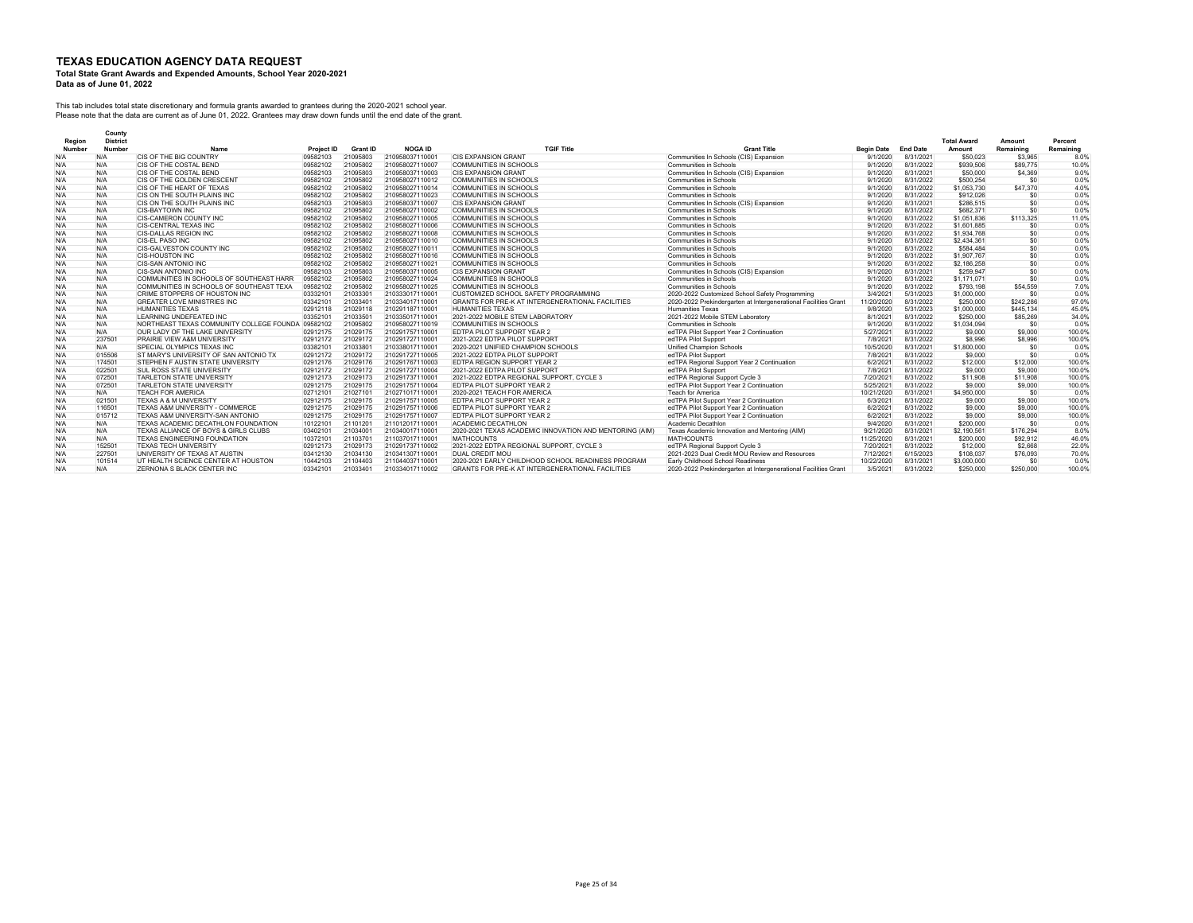# TEXAS EDUCATION AGENCY DATA REQUEST

**Total State Grant Awards and Expended Amounts, School Year 2020-2021**
**Data as of June 01, 2022**

This tab includes total state discretionary and formula grants awarded to grantees during the 2020-2021 school year.
Please note that the data are current as of June 01, 2022. Grantees may draw down funds until the end date of the grant.

| Region Number | County District Number | Name | Project ID | Grant ID | NOGA ID | TGIF Title | Grant Title | Begin Date | End Date | Total Award Amount | Amount Remaining | Percent Remaining |
|---|---|---|---|---|---|---|---|---|---|---|---|---|
| N/A | N/A | CIS OF THE BIG COUNTRY | 09582103 | 21095803 | 210958037110001 | CIS EXPANSION GRANT | Communities In Schools (CIS) Expansion | 9/1/2020 | 8/31/2021 | $50,023 | $3,965 | 8.0% |
| N/A | N/A | CIS OF THE COSTAL BEND | 09582102 | 21095802 | 210958027110007 | COMMUNITIES IN SCHOOLS | Communities in Schools | 9/1/2020 | 8/31/2022 | $939,506 | $89,775 | 10.0% |
| N/A | N/A | CIS OF THE COSTAL BEND | 09582103 | 21095803 | 210958037110003 | CIS EXPANSION GRANT | Communities In Schools (CIS) Expansion | 9/1/2020 | 8/31/2021 | $50,000 | $4,369 | 9.0% |
| N/A | N/A | CIS OF THE GOLDEN CRESCENT | 09582102 | 21095802 | 210958027110012 | COMMUNITIES IN SCHOOLS | Communities in Schools | 9/1/2020 | 8/31/2022 | $500,254 | $0 | 0.0% |
| N/A | N/A | CIS OF THE HEART OF TEXAS | 09582102 | 21095802 | 210958027110014 | COMMUNITIES IN SCHOOLS | Communities in Schools | 9/1/2020 | 8/31/2022 | $1,053,730 | $47,370 | 4.0% |
| N/A | N/A | CIS ON THE SOUTH PLAINS INC | 09582102 | 21095802 | 210958027110023 | COMMUNITIES IN SCHOOLS | Communities in Schools | 9/1/2020 | 8/31/2022 | $912,026 | $0 | 0.0% |
| N/A | N/A | CIS ON THE SOUTH PLAINS INC | 09582103 | 21095803 | 210958037110007 | CIS EXPANSION GRANT | Communities In Schools (CIS) Expansion | 9/1/2020 | 8/31/2021 | $286,515 | $0 | 0.0% |
| N/A | N/A | CIS-BAYTOWN INC | 09582102 | 21095802 | 210958027110002 | COMMUNITIES IN SCHOOLS | Communities in Schools | 9/1/2020 | 8/31/2022 | $682,371 | $0 | 0.0% |
| N/A | N/A | CIS-CAMERON COUNTY INC | 09582102 | 21095802 | 210958027110005 | COMMUNITIES IN SCHOOLS | Communities in Schools | 9/1/2020 | 8/31/2022 | $1,051,836 | $113,325 | 11.0% |
| N/A | N/A | CIS-CENTRAL TEXAS INC | 09582102 | 21095802 | 210958027110006 | COMMUNITIES IN SCHOOLS | Communities in Schools | 9/1/2020 | 8/31/2022 | $1,601,885 | $0 | 0.0% |
| N/A | N/A | CIS-DALLAS REGION INC | 09582102 | 21095802 | 210958027110008 | COMMUNITIES IN SCHOOLS | Communities in Schools | 9/1/2020 | 8/31/2022 | $1,934,768 | $0 | 0.0% |
| N/A | N/A | CIS-EL PASO INC | 09582102 | 21095802 | 210958027110010 | COMMUNITIES IN SCHOOLS | Communities in Schools | 9/1/2020 | 8/31/2022 | $2,434,361 | $0 | 0.0% |
| N/A | N/A | CIS-GALVESTON COUNTY INC | 09582102 | 21095802 | 210958027110011 | COMMUNITIES IN SCHOOLS | Communities in Schools | 9/1/2020 | 8/31/2022 | $584,484 | $0 | 0.0% |
| N/A | N/A | CIS-HOUSTON INC | 09582102 | 21095802 | 210958027110016 | COMMUNITIES IN SCHOOLS | Communities in Schools | 9/1/2020 | 8/31/2022 | $1,907,767 | $0 | 0.0% |
| N/A | N/A | CIS-SAN ANTONIO INC | 09582102 | 21095802 | 210958027110021 | COMMUNITIES IN SCHOOLS | Communities in Schools | 9/1/2020 | 8/31/2022 | $2,186,258 | $0 | 0.0% |
| N/A | N/A | CIS-SAN ANTONIO INC | 09582103 | 21095803 | 210958037110005 | CIS EXPANSION GRANT | Communities In Schools (CIS) Expansion | 9/1/2020 | 8/31/2021 | $259,947 | $0 | 0.0% |
| N/A | N/A | COMMUNITIES IN SCHOOLS OF SOUTHEAST HARR | 09582102 | 21095802 | 210958027110024 | COMMUNITIES IN SCHOOLS | Communities in Schools | 9/1/2020 | 8/31/2022 | $1,171,071 | $0 | 0.0% |
| N/A | N/A | COMMUNITIES IN SCHOOLS OF SOUTHEAST TEXA | 09582102 | 21095802 | 210958027110025 | COMMUNITIES IN SCHOOLS | Communities in Schools | 9/1/2020 | 8/31/2022 | $793,198 | $54,559 | 7.0% |
| N/A | N/A | CRIME STOPPERS OF HOUSTON INC | 03332101 | 21033301 | 210333017110001 | CUSTOMIZED SCHOOL SAFETY PROGRAMMING | 2020-2022 Customized School Safety Programming | 3/4/2021 | 5/31/2023 | $1,000,000 | $0 | 0.0% |
| N/A | N/A | GREATER LOVE MINISTRIES INC | 03342101 | 21033401 | 210334017110001 | GRANTS FOR PRE-K AT INTERGENERATIONAL FACILITIES | 2020-2022 Prekindergarten at Intergenerational Facilities Grant | 11/20/2020 | 8/31/2022 | $250,000 | $242,286 | 97.0% |
| N/A | N/A | HUMANITIES TEXAS | 02912118 | 21029118 | 210291187110001 | HUMANITIES TEXAS | Humanities Texas | 9/8/2020 | 5/31/2023 | $1,000,000 | $445,134 | 45.0% |
| N/A | N/A | LEARNING UNDEFEATED INC | 03352101 | 21033501 | 210335017110001 | 2021-2022 MOBILE STEM LABORATORY | 2021-2022 Mobile STEM Laboratory | 8/1/2021 | 8/31/2022 | $250,000 | $85,269 | 34.0% |
| N/A | N/A | NORTHEAST TEXAS COMMUNITY COLLEGE FOUNDA | 09582102 | 21095802 | 210958027110019 | COMMUNITIES IN SCHOOLS | Communities in Schools | 9/1/2020 | 8/31/2022 | $1,034,094 | $0 | 0.0% |
| N/A | N/A | OUR LADY OF THE LAKE UNIVERSITY | 02912175 | 21029175 | 210291757110001 | EDTPA PILOT SUPPORT YEAR 2 | edTPA Pilot Support Year 2 Continuation | 5/27/2021 | 8/31/2022 | $9,000 | $9,000 | 100.0% |
| N/A | 237501 | PRAIRIE VIEW A&M UNIVERSITY | 02912172 | 21029172 | 210291727110001 | 2021-2022 EDTPA PILOT SUPPORT | edTPA Pilot Support | 7/8/2021 | 8/31/2022 | $8,996 | $8,996 | 100.0% |
| N/A | N/A | SPECIAL OLYMPICS TEXAS INC | 03382101 | 21033801 | 210338017110001 | 2020-2021 UNIFIED CHAMPION SCHOOLS | Unified Champion Schools | 10/5/2020 | 8/31/2021 | $1,800,000 | $0 | 0.0% |
| N/A | 015506 | ST MARY'S UNIVERSITY OF SAN ANTONIO TX | 02912172 | 21029172 | 210291727110005 | 2021-2022 EDTPA PILOT SUPPORT | edTPA Pilot Support | 7/8/2021 | 8/31/2022 | $9,000 | $0 | 0.0% |
| N/A | 174501 | STEPHEN F AUSTIN STATE UNIVERSITY | 02912176 | 21029176 | 210291767110003 | EDTPA REGION SUPPORT YEAR 2 | edTPA Regional Support Year 2 Continuation | 6/2/2021 | 8/31/2022 | $12,000 | $12,000 | 100.0% |
| N/A | 022501 | SUL ROSS STATE UNIVERSITY | 02912172 | 21029172 | 210291727110004 | 2021-2022 EDTPA PILOT SUPPORT | edTPA Pilot Support | 7/8/2021 | 8/31/2022 | $9,000 | $9,000 | 100.0% |
| N/A | 072501 | TARLETON STATE UNIVERSITY | 02912173 | 21029173 | 210291737110001 | 2021-2022 EDTPA REGIONAL SUPPORT, CYCLE 3 | edTPA Regional Support Cycle 3 | 7/20/2021 | 8/31/2022 | $11,908 | $11,908 | 100.0% |
| N/A | 072501 | TARLETON STATE UNIVERSITY | 02912175 | 21029175 | 210291757110004 | EDTPA PILOT SUPPORT YEAR 2 | edTPA Pilot Support Year 2 Continuation | 5/25/2021 | 8/31/2022 | $9,000 | $9,000 | 100.0% |
| N/A | N/A | TEACH FOR AMERICA | 02712101 | 21027101 | 210271017110001 | 2020-2021 TEACH FOR AMERICA | Teach for America | 10/21/2020 | 8/31/2021 | $4,950,000 | $0 | 0.0% |
| N/A | 021501 | TEXAS A & M UNIVERSITY | 02912175 | 21029175 | 210291757110005 | EDTPA PILOT SUPPORT YEAR 2 | edTPA Pilot Support Year 2 Continuation | 6/3/2021 | 8/31/2022 | $9,000 | $9,000 | 100.0% |
| N/A | 116501 | TEXAS A&M UNIVERSITY - COMMERCE | 02912175 | 21029175 | 210291757110006 | EDTPA PILOT SUPPORT YEAR 2 | edTPA Pilot Support Year 2 Continuation | 6/2/2021 | 8/31/2022 | $9,000 | $9,000 | 100.0% |
| N/A | 015712 | TEXAS A&M UNIVERSITY-SAN ANTONIO | 02912175 | 21029175 | 210291757110007 | EDTPA PILOT SUPPORT YEAR 2 | edTPA Pilot Support Year 2 Continuation | 6/2/2021 | 8/31/2022 | $9,000 | $9,000 | 100.0% |
| N/A | N/A | TEXAS ACADEMIC DECATHLON FOUNDATION | 10122101 | 21101201 | 211012017110001 | ACADEMIC DECATHLON | Academic Decathlon | 9/4/2020 | 8/31/2021 | $200,000 | $0 | 0.0% |
| N/A | N/A | TEXAS ALLIANCE OF BOYS & GIRLS CLUBS | 03402101 | 21034001 | 210340017110001 | 2020-2021 TEXAS ACADEMIC INNOVATION AND MENTORING (AIM) | Texas Academic Innovation and Mentoring (AIM) | 9/21/2020 | 8/31/2021 | $2,190,561 | $176,294 | 8.0% |
| N/A | N/A | TEXAS ENGINEERING FOUNDATION | 10372101 | 21103701 | 211037017110001 | MATHCOUNTS | MATHCOUNTS | 11/25/2020 | 8/31/2021 | $200,000 | $92,912 | 46.0% |
| N/A | 152501 | TEXAS TECH UNIVERSITY | 02912173 | 21029173 | 210291737110002 | 2021-2022 EDTPA REGIONAL SUPPORT, CYCLE 3 | edTPA Regional Support Cycle 3 | 7/20/2021 | 8/31/2022 | $12,000 | $2,668 | 22.0% |
| N/A | 227501 | UNIVERSITY OF TEXAS AT AUSTIN | 03412130 | 21034130 | 210341307110001 | DUAL CREDIT MOU | 2021-2023 Dual Credit MOU Review and Resources | 7/12/2021 | 6/15/2023 | $108,037 | $76,093 | 70.0% |
| N/A | 101514 | UT HEALTH SCIENCE CENTER AT HOUSTON | 10442103 | 21104403 | 211044037110001 | 2020-2021 EARLY CHILDHOOD SCHOOL READINESS PROGRAM | Early Childhood School Readiness | 10/22/2020 | 8/31/2021 | $3,000,000 | $0 | 0.0% |
| N/A | N/A | ZERNONA S BLACK CENTER INC | 03342101 | 21033401 | 210334017110002 | GRANTS FOR PRE-K AT INTERGENERATIONAL FACILITIES | 2020-2022 Prekindergarten at Intergenerational Facilities Grant | 3/5/2021 | 8/31/2022 | $250,000 | $250,000 | 100.0% |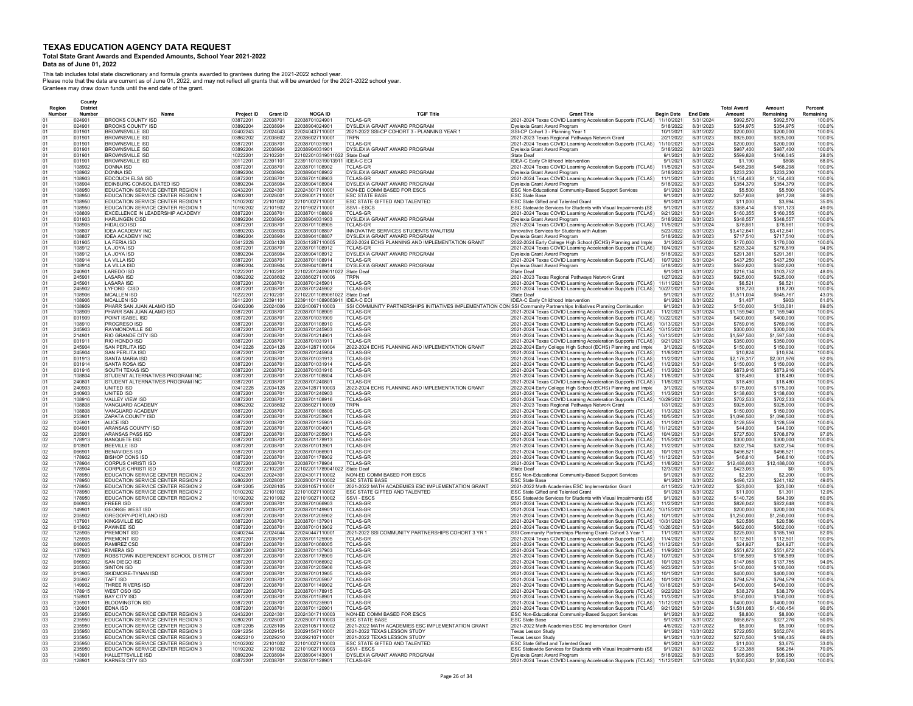# TEXAS EDUCATION AGENCY DATA REQUEST

**Total State Grant Awards and Expended Amounts, School Year 2021-2022**

**Data as of June 01, 2022**

This tab includes total state discretionary and formula grants awarded to grantees during the 2021-2022 school year.
Please note that the data are current as of June 01, 2022, and may not reflect all grants that will be awarded for the 2021-2022 school year.
Grantees may draw down funds until the end date of the grant.

| Region Number | County District Number | Name | Project ID | Grant ID | NOGA ID | TGIF Title | Grant Title | Begin Date | End Date | Total Award Amount | Amount Remaining | Percent Remaining |
|---|---|---|---|---|---|---|---|---|---|---|---|---|
| 01 | 024901 | BROOKS COUNTY ISD | 03872201 | 22038701 | 22038701024901 | TCLAS-GR | 2021-2024 Texas COVID Learning Acceleration Supports (TCLAS) | 11/10/2021 | 5/31/2024 | $992,570 | $992,570 | 100.0% |
| 01 | 024901 | BROOKS COUNTY ISD | 03892204 | 22038904 | 22038904024901 | DYSLEXIA GRANT AWARD PROGRAM | Dyslexia Grant Award Program | 5/18/2022 | 8/31/2023 | $354,975 | $354,975 | 100.0% |
| 01 | 031901 | BROWNSVILLE ISD | 02402243 | 22024043 | 220240437110001 | 2021-2022 SSI-CP COHORT 3 - PLANNING YEAR 1 | SSI-CP Cohort 3 - Planning Year 1 | 10/1/2021 | 8/31/2022 | $200,000 | $200,000 | 100.0% |
| 01 | 031901 | BROWNSVILLE ISD | 03862202 | 22038602 | 220386027110001 | TRPN | 2021-2023 Texas Regional Pathways Network Grant | 2/21/2022 | 8/31/2023 | $925,000 | $925,000 | 100.0% |
| 01 | 031901 | BROWNSVILLE ISD | 03872201 | 22038701 | 22038701031901 | TCLAS-GR | 2021-2024 Texas COVID Learning Acceleration Supports (TCLAS) | 11/10/2021 | 5/31/2024 | $200,000 | $200,000 | 100.0% |
| 01 | 031901 | BROWNSVILLE ISD | 03892204 | 22038904 | 22038904031901 | DYSLEXIA GRANT AWARD PROGRAM | Dyslexia Grant Award Program | 5/18/2022 | 8/31/2023 | $987,400 | $987,400 | 100.0% |
| 01 | 031901 | BROWNSVILLE ISD | 10222201 | 22102201 | 221022010319011022 | State Deaf | State Deaf | 9/1/2021 | 8/31/2022 | $599,828 | $166,045 | 28.0% |
| 01 | 031901 | BROWNSVILLE ISD | 39112201 | 22391101 | 223911010319013911 | IDEA-C ECI | IDEA-C Early Childhood Intervention | 9/1/2021 | 8/31/2022 | $1,190 | $808 | 68.0% |
| 01 | 108902 | DONNA ISD | 03872201 | 22038701 | 22038701108902 | TCLAS-GR | 2021-2024 Texas COVID Learning Acceleration Supports (TCLAS) | 11/5/2021 | 5/31/2024 | $468,298 | $468,298 | 100.0% |
| 01 | 108902 | DONNA ISD | 03892204 | 22038904 | 22038904108902 | DYSLEXIA GRANT AWARD PROGRAM | Dyslexia Grant Award Program | 5/18/2022 | 8/31/2023 | $233,230 | $233,230 | 100.0% |
| 01 | 108903 | EDCOUCH ELSA ISD | 03872201 | 22038701 | 22038701108903 | TCLAS-GR | 2021-2024 Texas COVID Learning Acceleration Supports (TCLAS) | 11/1/2021 | 5/31/2024 | $1,154,463 | $1,154,463 | 100.0% |
| 01 | 108904 | EDINBURG CONSOLIDATED ISD | 03892204 | 22038904 | 22038904108904 | DYSLEXIA GRANT AWARD PROGRAM | Dyslexia Grant Award Program | 5/18/2022 | 8/31/2023 | $354,379 | $354,379 | 100.0% |
| 01 | 108950 | EDUCATION SERVICE CENTER REGION 1 | 02432201 | 22024301 | 220243017110001 | NON-ED COMM BASED FOR ESCS | ESC Non-Educational Community-Based Support Services | 9/1/2021 | 8/31/2022 | $5,500 | $5,500 | 100.0% |
| 01 | 108950 | EDUCATION SERVICE CENTER REGION 1 | 02802201 | 22028001 | 220280017110001 | ESC STATE BASE | ESC State Base | 9/1/2021 | 8/31/2022 | $257,608 | $91,728 | 36.0% |
| 01 | 108950 | EDUCATION SERVICE CENTER REGION 1 | 10102202 | 22101002 | 221010027110001 | ESC STATE GIFTED AND TALENTED | ESC State Gifted and Talented Grant | 9/1/2021 | 8/31/2022 | $11,000 | $3,894 | 35.0% |
| 01 | 108950 | EDUCATION SERVICE CENTER REGION 1 | 10192202 | 22101902 | 221019027110001 | SSVI - ESCS | ESC Statewide Services for Students with Visual Impairments (SS | 9/1/2021 | 8/31/2022 | $368,414 | $181,123 | 49.0% |
| 01 | 108809 | EXCELLENCE IN LEADERSHIP ACADEMY | 03872201 | 22038701 | 22038701108809 | TCLAS-GR | 2021-2024 Texas COVID Learning Acceleration Supports (TCLAS) | 9/21/2021 | 5/31/2024 | $160,355 | $160,355 | 100.0% |
| 01 | 031903 | HARLINGEN CISD | 03892204 | 22038904 | 22038904031903 | DYSLEXIA GRANT AWARD PROGRAM | Dyslexia Grant Award Program | 5/18/2022 | 8/31/2023 | $348,557 | $348,557 | 100.0% |
| 01 | 108905 | HIDALGO ISD | 03872201 | 22038701 | 22038701108905 | TCLAS-GR | 2021-2024 Texas COVID Learning Acceleration Supports (TCLAS) | 11/5/2021 | 5/31/2024 | $78,661 | $78,661 | 100.0% |
| 01 | 108807 | IDEA ACADEMY INC | 03892203 | 22038903 | 22038903108807 | INNOVATIVE SERVICES STUDENTS W/AUTISM | Innovative Services for Students with Autism | 5/23/2022 | 8/31/2023 | $3,412,641 | $3,412,641 | 100.0% |
| 01 | 108807 | IDEA ACADEMY INC | 03892204 | 22038904 | 22038904108807 | DYSLEXIA GRANT AWARD PROGRAM | Dyslexia Grant Award Program | 5/18/2022 | 8/31/2023 | $717,510 | $717,510 | 100.0% |
| 01 | 031905 | LA FERIA ISD | 03412228 | 22034128 | 220341287110005 | 2022-2024 ECHS PLANNING AND IMPLEMENTATION GRANT | 2022-2024 Early College High School (ECHS) Planning and Imple | 3/1/2022 | 6/15/2024 | $170,000 | $170,000 | 100.0% |
| 01 | 108912 | LA JOYA ISD | 03872201 | 22038701 | 22038701108912 | TCLAS-GR | 2021-2024 Texas COVID Learning Acceleration Supports (TCLAS) | 10/4/2021 | 5/31/2024 | $293,324 | $276,819 | 94.0% |
| 01 | 108912 | LA JOYA ISD | 03892204 | 22038904 | 22038904108912 | DYSLEXIA GRANT AWARD PROGRAM | Dyslexia Grant Award Program | 5/18/2022 | 8/31/2023 | $291,361 | $291,361 | 100.0% |
| 01 | 108914 | LA VILLA ISD | 03872201 | 22038701 | 22038701108914 | TCLAS-GR | 2021-2024 Texas COVID Learning Acceleration Supports (TCLAS) | 10/7/2021 | 5/31/2024 | $437,250 | $437,250 | 100.0% |
| 01 | 108914 | LA VILLA ISD | 03892204 | 22038904 | 22038904108914 | DYSLEXIA GRANT AWARD PROGRAM | Dyslexia Grant Award Program | 5/18/2022 | 8/31/2023 | $582,620 | $582,620 | 100.0% |
| 01 | 240901 | LAREDO ISD | 10222201 | 22102201 | 221022012409011022 | State Deaf | State Deaf | 9/1/2021 | 8/31/2022 | $216,134 | $103,752 | 48.0% |
| 01 | 245901 | LASARA ISD | 03862202 | 22038602 | 220386027110006 | TRPN | 2021-2023 Texas Regional Pathways Network Grant | 1/27/2022 | 8/31/2023 | $925,000 | $925,000 | 100.0% |
| 01 | 245901 | LASARA ISD | 03872201 | 22038701 | 22038701245901 | TCLAS-GR | 2021-2024 Texas COVID Learning Acceleration Supports (TCLAS) | 11/11/2021 | 5/31/2024 | $6,521 | $6,521 | 100.0% |
| 01 | 245902 | LYFORD CISD | 03872201 | 22038701 | 22038701245902 | TCLAS-GR | 2021-2024 Texas COVID Learning Acceleration Supports (TCLAS) | 10/27/2021 | 5/31/2024 | $18,720 | $18,720 | 100.0% |
| 01 | 108906 | MCALLEN ISD | 10222201 | 22102201 | 221022011089061022 | State Deaf | State Deaf | 9/1/2021 | 8/31/2022 | $1,511,034 | $645,767 | 43.0% |
| 01 | 108906 | MCALLEN ISD | 39112201 | 22391101 | 223911011089063911 | IDEA-C ECI | IDEA-C Early Childhood Intervention | 9/1/2021 | 8/31/2022 | $1,487 | $903 | 61.0% |
| 01 | 108909 | PHARR SAN JUAN ALAMO ISD | 02402006 | 22024006 | 220240067110003 | SSI COMMUNITY PARTNERSHIPS INITIATIVES IMPLEMENTATION CON | SSI Community Partnerships Initiatives Planning Continuation | 9/1/2021 | 8/31/2022 | $150,000 | $133,081 | 89.0% |
| 01 | 108909 | PHARR SAN JUAN ALAMO ISD | 03872201 | 22038701 | 22038701108909 | TCLAS-GR | 2021-2024 Texas COVID Learning Acceleration Supports (TCLAS) | 11/2/2021 | 5/31/2024 | $1,159,940 | $1,159,940 | 100.0% |
| 01 | 031909 | POINT ISABEL ISD | 03872201 | 22038701 | 22038701031909 | TCLAS-GR | 2021-2024 Texas COVID Learning Acceleration Supports (TCLAS) | 10/22/2021 | 5/31/2024 | $400,000 | $400,000 | 100.0% |
| 01 | 108910 | PROGRESO ISD | 03872201 | 22038701 | 22038701108910 | TCLAS-GR | 2021-2024 Texas COVID Learning Acceleration Supports (TCLAS) | 10/13/2021 | 5/31/2024 | $769,016 | $769,016 | 100.0% |
| 01 | 245903 | RAYMONDVILLE ISD | 03872201 | 22038701 | 22038701245903 | TCLAS-GR | 2021-2024 Texas COVID Learning Acceleration Supports (TCLAS) | 10/15/2021 | 5/31/2024 | $300,000 | $300,000 | 100.0% |
| 01 | 214901 | RIO GRANDE CITY ISD | 03872201 | 22038701 | 22038701214901 | TCLAS-GR | 2021-2024 Texas COVID Learning Acceleration Supports (TCLAS) | 10/13/2021 | 5/31/2024 | $1,597,500 | $1,597,500 | 100.0% |
| 01 | 031911 | RIO HONDO ISD | 03872201 | 22038701 | 22038701031911 | TCLAS-GR | 2021-2024 Texas COVID Learning Acceleration Supports (TCLAS) | 9/21/2021 | 5/31/2024 | $350,000 | $350,000 | 100.0% |
| 01 | 245904 | SAN PERLITA ISD | 03412228 | 22034128 | 220341287110004 | 2022-2024 ECHS PLANNING AND IMPLEMENTATION GRANT | 2022-2024 Early College High School (ECHS) Planning and Imple | 3/1/2022 | 6/15/2024 | $150,000 | $150,000 | 100.0% |
| 01 | 245904 | SAN PERLITA ISD | 03872201 | 22038701 | 22038701245904 | TCLAS-GR | 2021-2024 Texas COVID Learning Acceleration Supports (TCLAS) | 11/8/2021 | 5/31/2024 | $10,824 | $10,824 | 100.0% |
| 01 | 031913 | SANTA MARIA ISD | 03872201 | 22038701 | 22038701031913 | TCLAS-GR | 2021-2024 Texas COVID Learning Acceleration Supports (TCLAS) | 11/2/2021 | 5/31/2024 | $2,176,317 | $2,001,976 | 92.0% |
| 01 | 031914 | SANTA ROSA ISD | 03872201 | 22038701 | 22038701031914 | TCLAS-GR | 2021-2024 Texas COVID Learning Acceleration Supports (TCLAS) | 11/2/2021 | 5/31/2024 | $150,000 | $150,000 | 100.0% |
| 01 | 031916 | SOUTH TEXAS ISD | 03872201 | 22038701 | 22038701031916 | TCLAS-GR | 2021-2024 Texas COVID Learning Acceleration Supports (TCLAS) | 11/3/2021 | 5/31/2024 | $873,916 | $873,916 | 100.0% |
| 01 | 108804 | STUDENT ALTERNATIVES PROGRAM INC | 03872201 | 22038701 | 22038701108804 | TCLAS-GR | 2021-2024 Texas COVID Learning Acceleration Supports (TCLAS) | 11/8/2021 | 5/31/2024 | $18,480 | $18,480 | 100.0% |
| 01 | 240801 | STUDENT ALTERNATIVES PROGRAM INC | 03872201 | 22038701 | 22038701240801 | TCLAS-GR | 2021-2024 Texas COVID Learning Acceleration Supports (TCLAS) | 11/8/2021 | 5/31/2024 | $18,480 | $18,480 | 100.0% |
| 01 | 240903 | UNITED ISD | 03412228 | 22034128 | 220341287110003 | 2022-2024 ECHS PLANNING AND IMPLEMENTATION GRANT | 2022-2024 Early College High School (ECHS) Planning and Imple | 3/1/2022 | 6/15/2024 | $175,000 | $175,000 | 100.0% |
| 01 | 240903 | UNITED ISD | 03872201 | 22038701 | 22038701240903 | TCLAS-GR | 2021-2024 Texas COVID Learning Acceleration Supports (TCLAS) | 11/3/2021 | 5/31/2024 | $138,600 | $138,600 | 100.0% |
| 01 | 108916 | VALLEY VIEW ISD | 03872201 | 22038701 | 22038701108916 | TCLAS-GR | 2021-2024 Texas COVID Learning Acceleration Supports (TCLAS) | 10/29/2021 | 5/31/2024 | $702,533 | $702,533 | 100.0% |
| 01 | 108808 | VANGUARD ACADEMY | 03862202 | 22038602 | 220386027110009 | TRPN | 2021-2023 Texas Regional Pathways Network Grant | 1/31/2022 | 8/31/2023 | $925,000 | $925,000 | 100.0% |
| 01 | 108808 | VANGUARD ACADEMY | 03872201 | 22038701 | 22038701108808 | TCLAS-GR | 2021-2024 Texas COVID Learning Acceleration Supports (TCLAS) | 11/3/2021 | 5/31/2024 | $150,000 | $150,000 | 100.0% |
| 01 | 253901 | ZAPATA COUNTY ISD | 03872201 | 22038701 | 22038701253901 | TCLAS-GR | 2021-2024 Texas COVID Learning Acceleration Supports (TCLAS) | 10/5/2021 | 5/31/2024 | $1,096,500 | $1,096,500 | 100.0% |
| 02 | 125901 | ALICE ISD | 03872201 | 22038701 | 22038701125901 | TCLAS-GR | 2021-2024 Texas COVID Learning Acceleration Supports (TCLAS) | 11/1/2021 | 5/31/2024 | $128,559 | $128,559 | 100.0% |
| 02 | 004901 | ARANSAS COUNTY ISD | 03872201 | 22038701 | 22038701004901 | TCLAS-GR | 2021-2024 Texas COVID Learning Acceleration Supports (TCLAS) | 11/12/2021 | 5/31/2024 | $44,000 | $44,000 | 100.0% |
| 02 | 205901 | ARANSAS PASS ISD | 03872201 | 22038701 | 22038701205901 | TCLAS-GR | 2021-2024 Texas COVID Learning Acceleration Supports (TCLAS) | 10/4/2021 | 5/31/2024 | $727,500 | $708,879 | 97.0% |
| 02 | 178913 | BANQUETE ISD | 03872201 | 22038701 | 22038701178913 | TCLAS-GR | 2021-2024 Texas COVID Learning Acceleration Supports (TCLAS) | 11/5/2021 | 5/31/2024 | $300,000 | $300,000 | 100.0% |
| 02 | 013901 | BEEVILLE ISD | 03872201 | 22038701 | 22038701013901 | TCLAS-GR | 2021-2024 Texas COVID Learning Acceleration Supports (TCLAS) | 11/2/2021 | 5/31/2024 | $202,754 | $202,754 | 100.0% |
| 02 | 066901 | BENAVIDES ISD | 03872201 | 22038701 | 22038701066901 | TCLAS-GR | 2021-2024 Texas COVID Learning Acceleration Supports (TCLAS) | 10/1/2021 | 5/31/2024 | $496,521 | $496,521 | 100.0% |
| 02 | 178902 | BISHOP CONS ISD | 03872201 | 22038701 | 22038701178902 | TCLAS-GR | 2021-2024 Texas COVID Learning Acceleration Supports (TCLAS) | 11/12/2021 | 5/31/2024 | $46,610 | $46,610 | 100.0% |
| 02 | 178904 | CORPUS CHRISTI ISD | 03872201 | 22038701 | 22038701178904 | TCLAS-GR | 2021-2024 Texas COVID Learning Acceleration Supports (TCLAS) | 11/8/2021 | 5/31/2024 | $12,488,000 | $12,488,000 | 100.0% |
| 02 | 178904 | CORPUS CHRISTI ISD | 10222201 | 22102201 | 221022011789041022 | State Deaf | State Deaf | 12/3/2021 | 8/31/2022 | $423,063 | $0 | 0.0% |
| 02 | 178950 | EDUCATION SERVICE CENTER REGION 2 | 02432201 | 22024301 | 220243017110002 | NON-ED COMM BASED FOR ESCS | ESC Non-Educational Community-Based Support Services | 9/1/2021 | 8/31/2022 | $2,200 | $2,200 | 100.0% |
| 02 | 178950 | EDUCATION SERVICE CENTER REGION 2 | 02802201 | 22028001 | 220280017110002 | ESC STATE BASE | ESC State Base | 9/1/2021 | 8/31/2022 | $496,123 | $241,182 | 49.0% |
| 02 | 178950 | EDUCATION SERVICE CENTER REGION 2 | 02812205 | 22028105 | 220281057110001 | 2021-2022 MATH ACADEMIES ESC IMPLEMENTATION GRANT | 2021-2022 Math Academies ESC Implementation Grant | 4/11/2022 | 12/31/2022 | $23,000 | $23,000 | 100.0% |
| 02 | 178950 | EDUCATION SERVICE CENTER REGION 2 | 10102202 | 22101002 | 221010027110002 | ESC STATE GIFTED AND TALENTED | ESC State Gifted and Talented Grant | 9/1/2021 | 8/31/2022 | $11,000 | $1,301 | 12.0% |
| 02 | 178950 | EDUCATION SERVICE CENTER REGION 2 | 10192202 | 22101902 | 221019027110002 | SSVI - ESCS | ESC Statewide Services for Students with Visual Impairments (SS | 9/1/2021 | 8/31/2022 | $140,726 | $84,399 | 60.0% |
| 02 | 066903 | FREER ISD | 03872201 | 22038701 | 22038701066903 | TCLAS-GR | 2021-2024 Texas COVID Learning Acceleration Supports (TCLAS) | 11/2/2021 | 5/31/2024 | $826,042 | $822,648 | 100.0% |
| 02 | 149901 | GEORGE WEST ISD | 03872201 | 22038701 | 22038701149901 | TCLAS-GR | 2021-2024 Texas COVID Learning Acceleration Supports (TCLAS) | 10/15/2021 | 5/31/2024 | $200,000 | $200,000 | 100.0% |
| 02 | 205902 | GREGORY-PORTLAND ISD | 03872201 | 22038701 | 22038701205902 | TCLAS-GR | 2021-2024 Texas COVID Learning Acceleration Supports (TCLAS) | 10/1/2021 | 5/31/2024 | $1,250,000 | $1,250,000 | 100.0% |
| 02 | 137901 | KINGSVILLE ISD | 03872201 | 22038701 | 22038701137901 | TCLAS-GR | 2021-2024 Texas COVID Learning Acceleration Supports (TCLAS) | 10/31/2021 | 5/31/2024 | $20,586 | $20,586 | 100.0% |
| 02 | 013902 | PAWNEE ISD | 03872201 | 22038701 | 22038701013902 | TCLAS-GR | 2021-2024 Texas COVID Learning Acceleration Supports (TCLAS) | 10/26/2021 | 5/31/2024 | $662,000 | $662,000 | 100.0% |
| 02 | 125905 | PREMONT ISD | 02402244 | 22024044 | 220240447110001 | 2021-2022 SSI COMMUNITY PARTNERSHIPS COHORT 3 YR 1 | SSI Community Partnerships Planning Grant- Cohort 3 Year 1 | 11/1/2021 | 8/31/2022 | $225,000 | $185,150 | 82.0% |
| 02 | 125905 | PREMONT ISD | 03872201 | 22038701 | 22038701125905 | TCLAS-GR | 2021-2024 Texas COVID Learning Acceleration Supports (TCLAS) | 11/4/2021 | 5/31/2024 | $112,501 | $112,501 | 100.0% |
| 02 | 066005 | RAMIREZ CSD | 03872201 | 22038701 | 22038701066005 | TCLAS-GR | 2021-2024 Texas COVID Learning Acceleration Supports (TCLAS) | 11/12/2021 | 5/31/2024 | $24,927 | $24,927 | 100.0% |
| 02 | 137903 | RIVIERA ISD | 03872201 | 22038701 | 22038701137903 | TCLAS-GR | 2021-2024 Texas COVID Learning Acceleration Supports (TCLAS) | 11/9/2021 | 5/31/2024 | $551,872 | $551,872 | 100.0% |
| 02 | 178909 | ROBSTOWN INDEPENDENT SCHOOL DISTRICT | 03872201 | 22038701 | 22038701178909 | TCLAS-GR | 2021-2024 Texas COVID Learning Acceleration Supports (TCLAS) | 10/7/2021 | 5/31/2024 | $196,589 | $196,589 | 100.0% |
| 02 | 066902 | SAN DIEGO ISD | 03872201 | 22038701 | 22038701066902 | TCLAS-GR | 2021-2024 Texas COVID Learning Acceleration Supports (TCLAS) | 10/1/2021 | 5/31/2024 | $147,088 | $137,755 | 94.0% |
| 02 | 205906 | SINTON ISD | 03872201 | 22038701 | 22038701205906 | TCLAS-GR | 2021-2024 Texas COVID Learning Acceleration Supports (TCLAS) | 9/23/2021 | 5/31/2024 | $100,000 | $100,000 | 100.0% |
| 02 | 013905 | SKIDMORE-TYNAN ISD | 03872201 | 22038701 | 22038701013905 | TCLAS-GR | 2021-2024 Texas COVID Learning Acceleration Supports (TCLAS) | 10/1/2021 | 5/31/2024 | $400,000 | $400,000 | 100.0% |
| 02 | 205907 | TAFT ISD | 03872201 | 22038701 | 22038701205907 | TCLAS-GR | 2021-2024 Texas COVID Learning Acceleration Supports (TCLAS) | 10/1/2021 | 5/31/2024 | $794,579 | $794,579 | 100.0% |
| 02 | 149902 | THREE RIVERS ISD | 03872201 | 22038701 | 22038701149902 | TCLAS-GR | 2021-2024 Texas COVID Learning Acceleration Supports (TCLAS) | 10/18/2021 | 5/31/2024 | $400,000 | $400,000 | 100.0% |
| 02 | 178915 | WEST OSO ISD | 03872201 | 22038701 | 22038701178915 | TCLAS-GR | 2021-2024 Texas COVID Learning Acceleration Supports (TCLAS) | 9/22/2021 | 5/31/2024 | $38,379 | $38,379 | 100.0% |
| 03 | 158901 | BAY CITY ISD | 03872201 | 22038701 | 22038701158901 | TCLAS-GR | 2021-2024 Texas COVID Learning Acceleration Supports (TCLAS) | 11/3/2021 | 5/31/2024 | $150,000 | $150,000 | 100.0% |
| 03 | 235901 | BLOOMINGTON ISD | 03872201 | 22038701 | 22038701235901 | TCLAS-GR | 2021-2024 Texas COVID Learning Acceleration Supports (TCLAS) | 11/12/2021 | 5/31/2024 | $400,000 | $400,000 | 100.0% |
| 03 | 120901 | EDNA ISD | 03872201 | 22038701 | 22038701120901 | TCLAS-GR | 2021-2024 Texas COVID Learning Acceleration Supports (TCLAS) | 9/21/2021 | 5/31/2024 | $1,581,083 | $1,430,454 | 90.0% |
| 03 | 235950 | EDUCATION SERVICE CENTER REGION 3 | 02432201 | 22024301 | 220243017110003 | NON-ED COMM BASED FOR ESCS | ESC Non-Educational Community-Based Support Services | 9/1/2021 | 8/31/2022 | $8,800 | $8,800 | 100.0% |
| 03 | 235950 | EDUCATION SERVICE CENTER REGION 3 | 02802201 | 22028001 | 220280017110003 | ESC STATE BASE | ESC State Base | 9/1/2021 | 8/31/2022 | $658,675 | $327,276 | 50.0% |
| 03 | 235950 | EDUCATION SERVICE CENTER REGION 3 | 02812205 | 22028105 | 220281057110002 | 2021-2022 MATH ACADEMIES ESC IMPLEMENTATION GRANT | 2021-2022 Math Academies ESC Implementation Grant | 4/6/2022 | 12/31/2022 | $5,000 | $5,000 | 100.0% |
| 03 | 235950 | EDUCATION SERVICE CENTER REGION 3 | 02912254 | 22029154 | 220291547110001 | 2021-2022 TEXAS LESSON STUDY | Texas Lesson Study | 9/1/2021 | 10/31/2022 | $722,050 | $652,074 | 90.0% |
| 03 | 235950 | EDUCATION SERVICE CENTER REGION 3 | 02922210 | 22029210 | 220292107110001 | 2021-2022 TEXAS LESSON STUDY | Texas Lesson Study | 9/1/2021 | 10/31/2022 | $270,500 | $186,435 | 69.0% |
| 03 | 235950 | EDUCATION SERVICE CENTER REGION 3 | 10102202 | 22101002 | 221010027110003 | ESC STATE GIFTED AND TALENTED | ESC State Gifted and Talented Grant | 9/1/2021 | 8/31/2022 | $11,000 | $3,675 | 33.0% |
| 03 | 235950 | EDUCATION SERVICE CENTER REGION 3 | 10192202 | 22101902 | 221019027110003 | SSVI - ESCS | ESC Statewide Services for Students with Visual Impairments (SS | 9/1/2021 | 8/31/2022 | $123,388 | $86,264 | 70.0% |
| 03 | 143901 | HALLETTSVILLE ISD | 03892204 | 22038904 | 22038904143901 | DYSLEXIA GRANT AWARD PROGRAM | Dyslexia Grant Award Program | 5/18/2022 | 8/31/2023 | $95,950 | $95,950 | 100.0% |
| 03 | 128901 | KARNES CITY ISD | 03872201 | 22038701 | 22038701128901 | TCLAS-GR | 2021-2024 Texas COVID Learning Acceleration Supports (TCLAS) | 11/12/2021 | 5/31/2024 | $1,000,520 | $1,000,520 | 100.0% |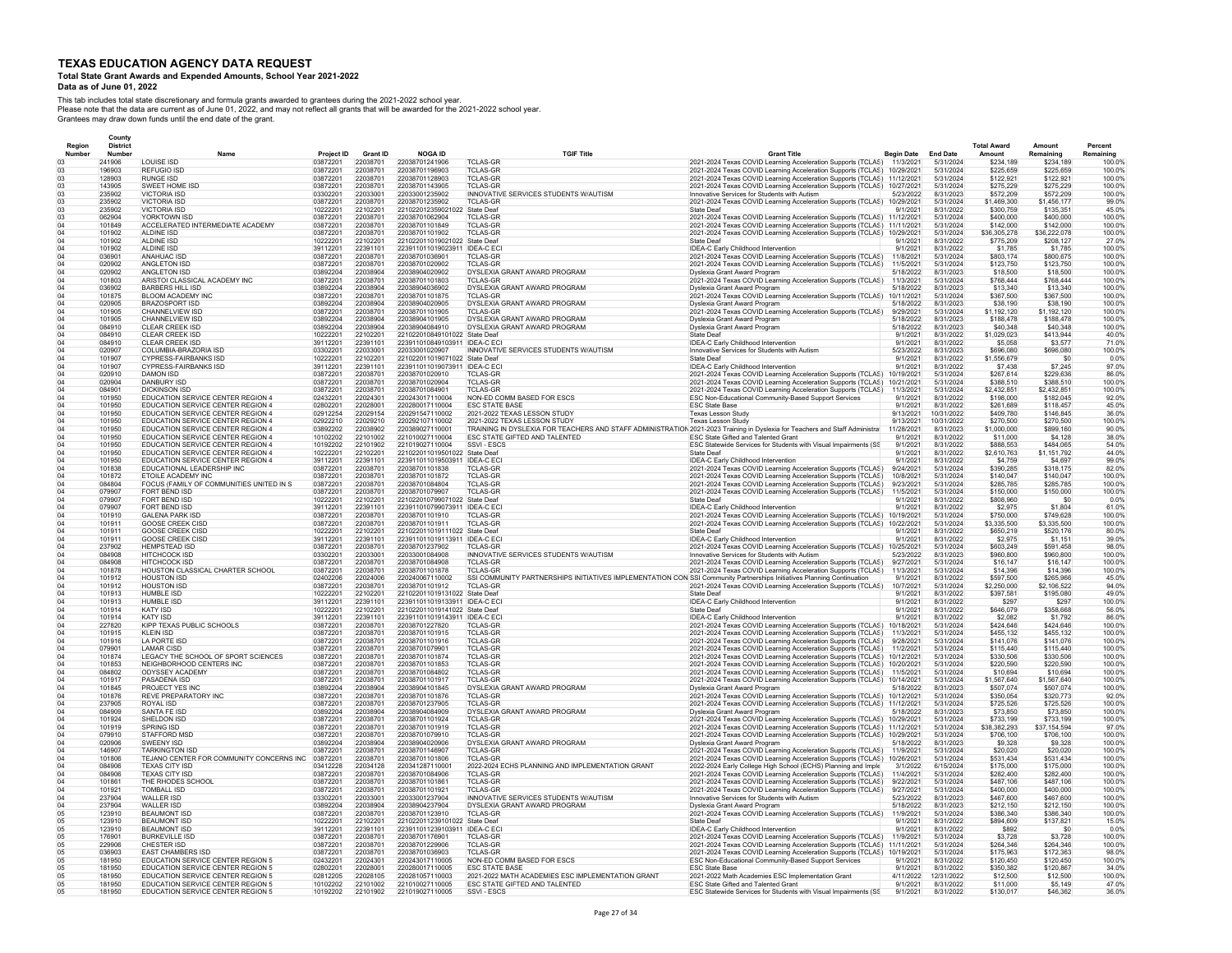# TEXAS EDUCATION AGENCY DATA REQUEST

**Total State Grant Awards and Expended Amounts, School Year 2021-2022**

**Data as of June 01, 2022**

This tab includes total state discretionary and formula grants awarded to grantees during the 2021-2022 school year.
Please note that the data are current as of June 01, 2022, and may not reflect all grants that will be awarded for the 2021-2022 school year.
Grantees may draw down funds until the end date of the grant.

| Region Number | County District Number | Name | Project ID | Grant ID | NOGA ID | TGIF Title | Grant Title | Begin Date | End Date | Total Award Amount | Amount Remaining | Percent Remaining |
|---|---|---|---|---|---|---|---|---|---|---|---|---|
| 03 | 241906 | LOUISE ISD | 03872201 | 22038701 | 22038701241906 | TCLAS-GR | 2021-2024 Texas COVID Learning Acceleration Supports (TCLAS) | 11/3/2021 | 5/31/2024 | $234,189 | $234,189 | 100.0% |
| 03 | 196903 | REFUGIO ISD | 03872201 | 22038701 | 22038701196903 | TCLAS-GR | 2021-2024 Texas COVID Learning Acceleration Supports (TCLAS) | 10/29/2021 | 5/31/2024 | $225,659 | $225,659 | 100.0% |
| 03 | 128903 | RUNGE ISD | 03872201 | 22038701 | 22038701128903 | TCLAS-GR | 2021-2024 Texas COVID Learning Acceleration Supports (TCLAS) | 11/12/2021 | 5/31/2024 | $122,921 | $122,921 | 100.0% |
| 03 | 143905 | SWEET HOME ISD | 03872201 | 22038701 | 22038701143905 | TCLAS-GR | 2021-2024 Texas COVID Learning Acceleration Supports (TCLAS) | 10/27/2021 | 5/31/2024 | $275,229 | $275,229 | 100.0% |
| 03 | 235902 | VICTORIA ISD | 03302201 | 22033001 | 22033001235902 | INNOVATIVE SERVICES STUDENTS W/AUTISM | Innovative Services for Students with Autism | 5/23/2022 | 8/31/2023 | $572,209 | $572,209 | 100.0% |
| 03 | 235902 | VICTORIA ISD | 03872201 | 22038701 | 22038701235902 | TCLAS-GR | 2021-2024 Texas COVID Learning Acceleration Supports (TCLAS) | 10/29/2021 | 5/31/2024 | $1,469,300 | $1,456,177 | 99.0% |
| 03 | 235902 | VICTORIA ISD | 10222201 | 22102201 | 22102201235902 1022 | State Deaf | State Deaf | 9/1/2021 | 8/31/2022 | $300,759 | $135,351 | 45.0% |
| 03 | 062904 | YORKTOWN ISD | 03872201 | 22038701 | 22038701062904 | TCLAS-GR | 2021-2024 Texas COVID Learning Acceleration Supports (TCLAS) | 11/12/2021 | 5/31/2024 | $400,000 | $400,000 | 100.0% |
| 04 | 101849 | ACCELERATED INTERMEDIATE ACADEMY | 03872201 | 22038701 | 22038701101849 | TCLAS-GR | 2021-2024 Texas COVID Learning Acceleration Supports (TCLAS) | 11/11/2021 | 5/31/2024 | $142,000 | $142,000 | 100.0% |
| 04 | 101902 | ALDINE ISD | 03872201 | 22038701 | 22038701101902 | TCLAS-GR | 2021-2024 Texas COVID Learning Acceleration Supports (TCLAS) | 10/29/2021 | 5/31/2024 | $36,305,278 | $36,222,078 | 100.0% |
| 04 | 101902 | ALDINE ISD | 10222201 | 22102201 | 22102201101902 1022 | State Deaf | State Deaf | 9/1/2021 | 8/31/2022 | $775,209 | $208,127 | 27.0% |
| 04 | 101902 | ALDINE ISD | 39112201 | 22391101 | 22391101101902 3911 | IDEA-C ECI | IDEA-C Early Childhood Intervention | 9/1/2021 | 8/31/2022 | $1,785 | $1,785 | 100.0% |
| 04 | 036901 | ANAHUAC ISD | 03872201 | 22038701 | 22038701036901 | TCLAS-GR | 2021-2024 Texas COVID Learning Acceleration Supports (TCLAS) | 11/8/2021 | 5/31/2024 | $803,174 | $800,675 | 100.0% |
| 04 | 020902 | ANGLETON ISD | 03872201 | 22038701 | 22038701020902 | TCLAS-GR | 2021-2024 Texas COVID Learning Acceleration Supports (TCLAS) | 11/5/2021 | 5/31/2024 | $123,750 | $123,750 | 100.0% |
| 04 | 020902 | ANGLETON ISD | 03892204 | 22038904 | 22038904020902 | DYSLEXIA GRANT AWARD PROGRAM | Dyslexia Grant Award Program | 5/18/2022 | 8/31/2023 | $18,500 | $18,500 | 100.0% |
| 04 | 101803 | ARISTOI CLASSICAL ACADEMY INC | 03872201 | 22038701 | 22038701101803 | TCLAS-GR | 2021-2024 Texas COVID Learning Acceleration Supports (TCLAS) | 11/3/2021 | 5/31/2024 | $768,444 | $768,444 | 100.0% |
| 04 | 036902 | BARBERS HILL ISD | 03892204 | 22038904 | 22038904036902 | DYSLEXIA GRANT AWARD PROGRAM | Dyslexia Grant Award Program | 5/18/2022 | 8/31/2023 | $13,340 | $13,340 | 100.0% |
| 04 | 101875 | BLOOM ACADEMY INC | 03872201 | 22038701 | 22038701101875 | TCLAS-GR | 2021-2024 Texas COVID Learning Acceleration Supports (TCLAS) | 10/11/2021 | 5/31/2024 | $367,500 | $367,500 | 100.0% |
| 04 | 020905 | BRAZOSPORT ISD | 03892204 | 22038904 | 22038904020905 | DYSLEXIA GRANT AWARD PROGRAM | Dyslexia Grant Award Program | 5/18/2022 | 8/31/2023 | $38,190 | $38,190 | 100.0% |
| 04 | 101905 | CHANNELVIEW ISD | 03872201 | 22038701 | 22038701101905 | TCLAS-GR | 2021-2024 Texas COVID Learning Acceleration Supports (TCLAS) | 9/29/2021 | 5/31/2024 | $1,192,120 | $1,192,120 | 100.0% |
| 04 | 101905 | CHANNELVIEW ISD | 03892204 | 22038904 | 22038904101905 | DYSLEXIA GRANT AWARD PROGRAM | Dyslexia Grant Award Program | 5/18/2022 | 8/31/2023 | $188,478 | $188,478 | 100.0% |
| 04 | 084910 | CLEAR CREEK ISD | 03892204 | 22038904 | 22038904084910 | DYSLEXIA GRANT AWARD PROGRAM | Dyslexia Grant Award Program | 5/18/2022 | 8/31/2023 | $40,348 | $40,348 | 100.0% |
| 04 | 084910 | CLEAR CREEK ISD | 10222201 | 22102201 | 22102201084910 1022 | State Deaf | State Deaf | 9/1/2021 | 8/31/2022 | $1,029,023 | $413,944 | 40.0% |
| 04 | 084910 | CLEAR CREEK ISD | 39112201 | 22391101 | 22391101084910 3911 | IDEA-C ECI | IDEA-C Early Childhood Intervention | 9/1/2021 | 8/31/2022 | $5,058 | $3,577 | 71.0% |
| 04 | 020907 | COLUMBIA-BRAZORIA ISD | 03302201 | 22033001 | 22033001020907 | INNOVATIVE SERVICES STUDENTS W/AUTISM | Innovative Services for Students with Autism | 5/23/2022 | 8/31/2023 | $696,080 | $696,080 | 100.0% |
| 04 | 101907 | CYPRESS-FAIRBANKS ISD | 10222201 | 22102201 | 22102201101907 1022 | State Deaf | State Deaf | 9/1/2021 | 8/31/2022 | $1,556,679 | $0 | 0.0% |
| 04 | 101907 | CYPRESS-FAIRBANKS ISD | 39112201 | 22391101 | 22391101101907 3911 | IDEA-C ECI | IDEA-C Early Childhood Intervention | 9/1/2021 | 8/31/2022 | $7,438 | $7,245 | 97.0% |
| 04 | 020910 | DAMON ISD | 03872201 | 22038701 | 22038701020910 | TCLAS-GR | 2021-2024 Texas COVID Learning Acceleration Supports (TCLAS) | 10/19/2021 | 5/31/2024 | $267,614 | $229,636 | 86.0% |
| 04 | 020904 | DANBURY ISD | 03872201 | 22038701 | 22038701020904 | TCLAS-GR | 2021-2024 Texas COVID Learning Acceleration Supports (TCLAS) | 10/21/2021 | 5/31/2024 | $388,510 | $388,510 | 100.0% |
| 04 | 084901 | DICKINSON ISD | 03872201 | 22038701 | 22038701084901 | TCLAS-GR | 2021-2024 Texas COVID Learning Acceleration Supports (TCLAS) | 11/3/2021 | 5/31/2024 | $2,432,851 | $2,432,851 | 100.0% |
| 04 | 101950 | EDUCATION SERVICE CENTER REGION 4 | 02432201 | 22024301 | 22024301710004 | NON-ED COMM BASED FOR ESCS | ESC Non-Educational Community-Based Support Services | 9/1/2021 | 8/31/2022 | $198,000 | $182,045 | 92.0% |
| 04 | 101950 | EDUCATION SERVICE CENTER REGION 4 | 02802201 | 22028001 | 22028001710004 | ESC STATE BASE | ESC State Base | 9/1/2021 | 8/31/2022 | $261,689 | $118,457 | 45.0% |
| 04 | 101950 | EDUCATION SERVICE CENTER REGION 4 | 02912254 | 22029154 | 22029154710002 | 2021-2022 TEXAS LESSON STUDY | Texas Lesson Study | 9/13/2021 | 10/31/2022 | $409,780 | $146,845 | 36.0% |
| 04 | 101950 | EDUCATION SERVICE CENTER REGION 4 | 02922210 | 22029210 | 22029210710002 | 2021-2022 TEXAS LESSON STUDY | Texas Lesson Study | 9/13/2021 | 10/31/2022 | $270,500 | $270,500 | 100.0% |
| 04 | 101950 | EDUCATION SERVICE CENTER REGION 4 | 03892202 | 22038902 | 22038902710001 | TRAINING IN DYSLEXIA FOR TEACHERS AND STAFF ADMINISTRATION | 2021-2023 Training in Dyslexia for Teachers and Staff Administra | 11/28/2021 | 8/31/2023 | $1,000,000 | $899,160 | 90.0% |
| 04 | 101950 | EDUCATION SERVICE CENTER REGION 4 | 10102202 | 22101002 | 22101002710004 | ESC STATE GIFTED AND TALENTED | ESC State Gifted and Talented Grant | 9/1/2021 | 8/31/2022 | $11,000 | $4,128 | 38.0% |
| 04 | 101950 | EDUCATION SERVICE CENTER REGION 4 | 10192202 | 22101902 | 22101902710004 | SSVI - ESCS | ESC Statewide Services for Students with Visual Impairments (SS | 9/1/2021 | 8/31/2022 | $888,553 | $484,065 | 54.0% |
| 04 | 101950 | EDUCATION SERVICE CENTER REGION 4 | 10222201 | 22102201 | 22102201101950 1022 | State Deaf | State Deaf | 9/1/2021 | 8/31/2022 | $2,610,763 | $1,151,792 | 44.0% |
| 04 | 101950 | EDUCATION SERVICE CENTER REGION 4 | 39112201 | 22391101 | 22391101101950 3911 | IDEA-C ECI | IDEA-C Early Childhood Intervention | 9/1/2021 | 8/31/2022 | $4,759 | $4,697 | 99.0% |
| 04 | 101838 | EDUCATIONAL LEADERSHIP INC | 03872201 | 22038701 | 22038701101838 | TCLAS-GR | 2021-2024 Texas COVID Learning Acceleration Supports (TCLAS) | 9/24/2021 | 5/31/2024 | $390,285 | $318,175 | 82.0% |
| 04 | 101872 | ETOILE ACADEMY INC | 03872201 | 22038701 | 22038701101872 | TCLAS-GR | 2021-2024 Texas COVID Learning Acceleration Supports (TCLAS) | 10/8/2021 | 5/31/2024 | $140,047 | $140,047 | 100.0% |
| 04 | 084804 | FOCUS (FAMILY OF COMMUNITIES UNITED IN S | 03872201 | 22038701 | 22038701084804 | TCLAS-GR | 2021-2024 Texas COVID Learning Acceleration Supports (TCLAS) | 9/23/2021 | 5/31/2024 | $285,785 | $285,785 | 100.0% |
| 04 | 079907 | FORT BEND ISD | 03872201 | 22038701 | 22038701079907 | TCLAS-GR | 2021-2024 Texas COVID Learning Acceleration Supports (TCLAS) | 11/5/2021 | 5/31/2024 | $150,000 | $150,000 | 100.0% |
| 04 | 079907 | FORT BEND ISD | 10222201 | 22102201 | 22102201079907 1022 | State Deaf | State Deaf | 9/1/2021 | 8/31/2022 | $808,960 | $0 | 0.0% |
| 04 | 079907 | FORT BEND ISD | 39112201 | 22391101 | 22391101079907 3911 | IDEA-C ECI | IDEA-C Early Childhood Intervention | 9/1/2021 | 8/31/2022 | $2,975 | $1,804 | 61.0% |
| 04 | 101910 | GALENA PARK ISD | 03872201 | 22038701 | 22038701101910 | TCLAS-GR | 2021-2024 Texas COVID Learning Acceleration Supports (TCLAS) | 10/19/2021 | 5/31/2024 | $750,000 | $749,628 | 100.0% |
| 04 | 101911 | GOOSE CREEK CISD | 03872201 | 22038701 | 22038701101911 | TCLAS-GR | 2021-2024 Texas COVID Learning Acceleration Supports (TCLAS) | 10/22/2021 | 5/31/2024 | $3,335,500 | $3,335,500 | 100.0% |
| 04 | 101911 | GOOSE CREEK CISD | 10222201 | 22102201 | 22102201101911 1022 | State Deaf | State Deaf | 9/1/2021 | 8/31/2022 | $650,219 | $520,176 | 80.0% |
| 04 | 101911 | GOOSE CREEK CISD | 39112201 | 22391101 | 22391101101911 3911 | IDEA-C ECI | IDEA-C Early Childhood Intervention | 9/1/2021 | 8/31/2022 | $2,975 | $1,151 | 39.0% |
| 04 | 237902 | HEMPSTEAD ISD | 03872201 | 22038701 | 22038701237902 | TCLAS-GR | 2021-2024 Texas COVID Learning Acceleration Supports (TCLAS) | 10/25/2021 | 5/31/2024 | $603,249 | $591,458 | 98.0% |
| 04 | 084908 | HITCHCOCK ISD | 03302201 | 22033001 | 22033001084908 | INNOVATIVE SERVICES STUDENTS W/AUTISM | Innovative Services for Students with Autism | 5/23/2022 | 8/31/2023 | $960,800 | $960,800 | 100.0% |
| 04 | 084908 | HITCHCOCK ISD | 03872201 | 22038701 | 22038701084908 | TCLAS-GR | 2021-2024 Texas COVID Learning Acceleration Supports (TCLAS) | 9/27/2021 | 5/31/2024 | $16,147 | $16,147 | 100.0% |
| 04 | 101878 | HOUSTON CLASSICAL CHARTER SCHOOL | 03872201 | 22038701 | 22038701101878 | TCLAS-GR | 2021-2024 Texas COVID Learning Acceleration Supports (TCLAS) | 11/3/2021 | 5/31/2024 | $14,396 | $14,396 | 100.0% |
| 04 | 101912 | HOUSTON ISD | 02402206 | 22024006 | 22024006710002 | SSI COMMUNITY PARTNERSHIPS INITIATIVES IMPLEMENTATION CON | SSI Community Partnerships Initiatives Planning Continuation | 9/1/2021 | 8/31/2022 | $597,500 | $265,966 | 45.0% |
| 04 | 101912 | HOUSTON ISD | 03872201 | 22038701 | 22038701101912 | TCLAS-GR | 2021-2024 Texas COVID Learning Acceleration Supports (TCLAS) | 10/7/2021 | 5/31/2024 | $2,250,000 | $2,108,522 | 94.0% |
| 04 | 101913 | HUMBLE ISD | 10222201 | 22102201 | 22102201101913 1022 | State Deaf | State Deaf | 9/1/2021 | 8/31/2022 | $397,581 | $195,080 | 49.0% |
| 04 | 101913 | HUMBLE ISD | 39112201 | 22391101 | 22391101101913 3911 | IDEA-C ECI | IDEA-C Early Childhood Intervention | 9/1/2021 | 8/31/2022 | $297 | $297 | 100.0% |
| 04 | 101914 | KATY ISD | 10222201 | 22102201 | 22102201101914 1022 | State Deaf | State Deaf | 9/1/2021 | 8/31/2022 | $646,079 | $358,668 | 56.0% |
| 04 | 101914 | KATY ISD | 39112201 | 22391101 | 22391101101914 3911 | IDEA-C ECI | IDEA-C Early Childhood Intervention | 9/1/2021 | 8/31/2022 | $2,082 | $1,792 | 86.0% |
| 04 | 227820 | KIPP TEXAS PUBLIC SCHOOLS | 03872201 | 22038701 | 22038701227820 | TCLAS-GR | 2021-2024 Texas COVID Learning Acceleration Supports (TCLAS) | 10/18/2021 | 5/31/2024 | $424,646 | $424,646 | 100.0% |
| 04 | 101915 | KLEIN ISD | 03872201 | 22038701 | 22038701101915 | TCLAS-GR | 2021-2024 Texas COVID Learning Acceleration Supports (TCLAS) | 11/3/2021 | 5/31/2024 | $455,132 | $455,132 | 100.0% |
| 04 | 101916 | LA PORTE ISD | 03872201 | 22038701 | 22038701101916 | TCLAS-GR | 2021-2024 Texas COVID Learning Acceleration Supports (TCLAS) | 9/28/2021 | 5/31/2024 | $141,076 | $141,076 | 100.0% |
| 04 | 079901 | LAMAR CISD | 03872201 | 22038701 | 22038701079901 | TCLAS-GR | 2021-2024 Texas COVID Learning Acceleration Supports (TCLAS) | 11/2/2021 | 5/31/2024 | $115,440 | $115,440 | 100.0% |
| 04 | 101874 | LEGACY THE SCHOOL OF SPORT SCIENCES | 03872201 | 22038701 | 22038701101874 | TCLAS-GR | 2021-2024 Texas COVID Learning Acceleration Supports (TCLAS) | 10/12/2021 | 5/31/2024 | $330,506 | $330,506 | 100.0% |
| 04 | 101853 | NEIGHBORHOOD CENTERS INC | 03872201 | 22038701 | 22038701101853 | TCLAS-GR | 2021-2024 Texas COVID Learning Acceleration Supports (TCLAS) | 10/20/2021 | 5/31/2024 | $220,590 | $220,590 | 100.0% |
| 04 | 084802 | ODYSSEY ACADEMY | 03872201 | 22038701 | 22038701084802 | TCLAS-GR | 2021-2024 Texas COVID Learning Acceleration Supports (TCLAS) | 11/5/2021 | 5/31/2024 | $10,694 | $10,694 | 100.0% |
| 04 | 101917 | PASADENA ISD | 03872201 | 22038701 | 22038701101917 | TCLAS-GR | 2021-2024 Texas COVID Learning Acceleration Supports (TCLAS) | 10/14/2021 | 5/31/2024 | $1,567,640 | $1,567,640 | 100.0% |
| 04 | 101845 | PROJECT YES INC | 03892204 | 22038904 | 22038904101845 | DYSLEXIA GRANT AWARD PROGRAM | Dyslexia Grant Award Program | 5/18/2022 | 8/31/2023 | $507,074 | $507,074 | 100.0% |
| 04 | 101876 | REVE PREPARATORY INC | 03872201 | 22038701 | 22038701101876 | TCLAS-GR | 2021-2024 Texas COVID Learning Acceleration Supports (TCLAS) | 10/12/2021 | 5/31/2024 | $350,054 | $320,773 | 92.0% |
| 04 | 237905 | ROYAL ISD | 03872201 | 22038701 | 22038701237905 | TCLAS-GR | 2021-2024 Texas COVID Learning Acceleration Supports (TCLAS) | 11/12/2021 | 5/31/2024 | $725,526 | $725,526 | 100.0% |
| 04 | 084909 | SANTA FE ISD | 03892204 | 22038904 | 22038904084909 | DYSLEXIA GRANT AWARD PROGRAM | Dyslexia Grant Award Program | 5/18/2022 | 8/31/2023 | $73,850 | $73,850 | 100.0% |
| 04 | 101924 | SHELDON ISD | 03872201 | 22038701 | 22038701101924 | TCLAS-GR | 2021-2024 Texas COVID Learning Acceleration Supports (TCLAS) | 10/29/2021 | 5/31/2024 | $733,199 | $733,199 | 100.0% |
| 04 | 101919 | SPRING ISD | 03872201 | 22038701 | 22038701101919 | TCLAS-GR | 2021-2024 Texas COVID Learning Acceleration Supports (TCLAS) | 11/12/2021 | 5/31/2024 | $38,382,293 | $37,154,594 | 97.0% |
| 04 | 079910 | STAFFORD MSD | 03872201 | 22038701 | 22038701079910 | TCLAS-GR | 2021-2024 Texas COVID Learning Acceleration Supports (TCLAS) | 10/29/2021 | 5/31/2024 | $706,100 | $706,100 | 100.0% |
| 04 | 020906 | SWEENY ISD | 03892204 | 22038904 | 22038904020906 | DYSLEXIA GRANT AWARD PROGRAM | Dyslexia Grant Award Program | 5/18/2022 | 8/31/2023 | $9,328 | $9,328 | 100.0% |
| 04 | 146907 | TARKINGTON ISD | 03872201 | 22038701 | 22038701146907 | TCLAS-GR | 2021-2024 Texas COVID Learning Acceleration Supports (TCLAS) | 11/9/2021 | 5/31/2024 | $20,020 | $20,020 | 100.0% |
| 04 | 101806 | TEJANO CENTER FOR COMMUNITY CONCERNS INC | 03872201 | 22038701 | 22038701101806 | TCLAS-GR | 2021-2024 Texas COVID Learning Acceleration Supports (TCLAS) | 10/26/2021 | 5/31/2024 | $531,434 | $531,434 | 100.0% |
| 04 | 084906 | TEXAS CITY ISD | 03412228 | 22034128 | 22034128710001 | 2022-2024 ECHS PLANNING AND IMPLEMENTATION GRANT | 2022-2024 Early College High School (ECHS) Planning and Imple | 3/1/2022 | 6/15/2024 | $175,000 | $175,000 | 100.0% |
| 04 | 084906 | TEXAS CITY ISD | 03872201 | 22038701 | 22038701084906 | TCLAS-GR | 2021-2024 Texas COVID Learning Acceleration Supports (TCLAS) | 11/4/2021 | 5/31/2024 | $282,400 | $282,400 | 100.0% |
| 04 | 101861 | THE RHODES SCHOOL | 03872201 | 22038701 | 22038701101861 | TCLAS-GR | 2021-2024 Texas COVID Learning Acceleration Supports (TCLAS) | 9/22/2021 | 5/31/2024 | $487,106 | $487,106 | 100.0% |
| 04 | 101921 | TOMBALL ISD | 03872201 | 22038701 | 22038701101921 | TCLAS-GR | 2021-2024 Texas COVID Learning Acceleration Supports (TCLAS) | 9/27/2021 | 5/31/2024 | $400,000 | $400,000 | 100.0% |
| 04 | 237904 | WALLER ISD | 03302201 | 22033001 | 22033001237904 | INNOVATIVE SERVICES STUDENTS W/AUTISM | Innovative Services for Students with Autism | 5/23/2022 | 8/31/2023 | $467,600 | $467,600 | 100.0% |
| 04 | 237904 | WALLER ISD | 03892204 | 22038904 | 22038904237904 | DYSLEXIA GRANT AWARD PROGRAM | Dyslexia Grant Award Program | 5/18/2022 | 8/31/2023 | $212,150 | $212,150 | 100.0% |
| 05 | 123910 | BEAUMONT ISD | 03872201 | 22038701 | 22038701123910 | TCLAS-GR | 2021-2024 Texas COVID Learning Acceleration Supports (TCLAS) | 11/9/2021 | 5/31/2024 | $386,340 | $386,340 | 100.0% |
| 05 | 123910 | BEAUMONT ISD | 10222201 | 22102201 | 22102201123910 1022 | State Deaf | State Deaf | 9/1/2021 | 8/31/2022 | $894,609 | $137,821 | 15.0% |
| 05 | 123910 | BEAUMONT ISD | 39112201 | 22391101 | 22391101123910 3911 | IDEA-C ECI | IDEA-C Early Childhood Intervention | 9/1/2021 | 8/31/2022 | $892 | $0 | 0.0% |
| 05 | 176901 | BURKEVILLE ISD | 03872201 | 22038701 | 22038701176901 | TCLAS-GR | 2021-2024 Texas COVID Learning Acceleration Supports (TCLAS) | 11/9/2021 | 5/31/2024 | $3,728 | $3,728 | 100.0% |
| 05 | 229906 | CHESTER ISD | 03872201 | 22038701 | 22038701229906 | TCLAS-GR | 2021-2024 Texas COVID Learning Acceleration Supports (TCLAS) | 11/11/2021 | 5/31/2024 | $264,346 | $264,346 | 100.0% |
| 05 | 036903 | EAST CHAMBERS ISD | 03872201 | 22038701 | 22038701036903 | TCLAS-GR | 2021-2024 Texas COVID Learning Acceleration Supports (TCLAS) | 10/19/2021 | 5/31/2024 | $175,963 | $172,363 | 98.0% |
| 05 | 181950 | EDUCATION SERVICE CENTER REGION 5 | 02432201 | 22024301 | 22024301710005 | NON-ED COMM BASED FOR ESCS | ESC Non-Educational Community-Based Support Services | 9/1/2021 | 8/31/2022 | $120,450 | $120,450 | 100.0% |
| 05 | 181950 | EDUCATION SERVICE CENTER REGION 5 | 02802201 | 22028001 | 22028001710005 | ESC STATE BASE | ESC State Base | 9/1/2021 | 8/31/2022 | $350,382 | $120,867 | 34.0% |
| 05 | 181950 | EDUCATION SERVICE CENTER REGION 5 | 02812205 | 22028105 | 22028105710003 | 2021-2022 MATH ACADEMIES ESC IMPLEMENTATION GRANT | 2021-2022 Math Academies ESC Implementation Grant | 4/11/2022 | 12/31/2022 | $12,500 | $12,500 | 100.0% |
| 05 | 181950 | EDUCATION SERVICE CENTER REGION 5 | 10102202 | 22101002 | 22101002710005 | ESC STATE GIFTED AND TALENTED | ESC State Gifted and Talented Grant | 9/1/2021 | 8/31/2022 | $11,000 | $5,149 | 47.0% |
| 05 | 181950 | EDUCATION SERVICE CENTER REGION 5 | 10192202 | 22101902 | 22101902710005 | SSVI - ESCS | ESC Statewide Services for Students with Visual Impairments (SS | 9/1/2021 | 8/31/2022 | $130,017 | $46,362 | 36.0% |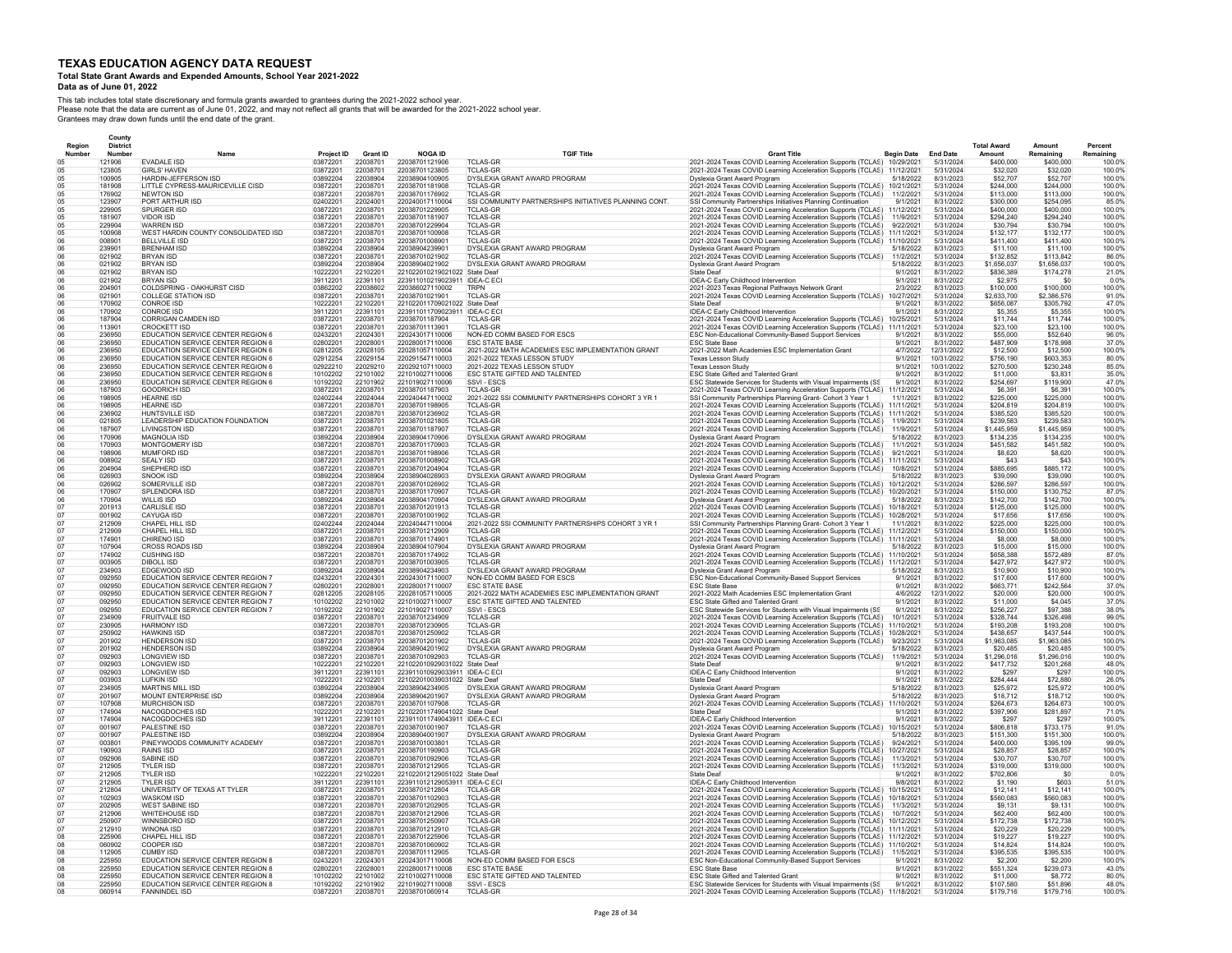# TEXAS EDUCATION AGENCY DATA REQUEST

**Total State Grant Awards and Expended Amounts, School Year 2021-2022**

**Data as of June 01, 2022**

This tab includes total state discretionary and formula grants awarded to grantees during the 2021-2022 school year.
Please note that the data are current as of June 01, 2022, and may not reflect all grants that will be awarded for the 2021-2022 school year.
Grantees may draw down funds until the end date of the grant.

| Region Number | County District Number | Name | Project ID | Grant ID | NOGA ID | TGIF Title | Grant Title | Begin Date | End Date | Total Award Amount | Amount Remaining | Percent Remaining |
|---|---|---|---|---|---|---|---|---|---|---|---|---|
| 05 | 121906 | EVADALE ISD | 03872201 | 22038701 | 22038701121906 | TCLAS-GR | 2021-2024 Texas COVID Learning Acceleration Supports (TCLAS) | 10/29/2021 | 5/31/2024 | $400,000 | $400,000 | 100.0% |
| 05 | 123805 | GIRLS' HAVEN | 03872201 | 22038701 | 22038701123805 | TCLAS-GR | 2021-2024 Texas COVID Learning Acceleration Supports (TCLAS) | 11/12/2021 | 5/31/2024 | $32,020 | $32,020 | 100.0% |
| 05 | 100905 | HARDIN-JEFFERSON ISD | 03892204 | 22038904 | 22038904100905 | DYSLEXIA GRANT AWARD PROGRAM | Dyslexia Grant Award Program | 5/18/2022 | 8/31/2023 | $52,707 | $52,707 | 100.0% |
| 05 | 181908 | LITTLE CYPRESS-MAURICEVILLE CISD | 03872201 | 22038701 | 22038701181908 | TCLAS-GR | 2021-2024 Texas COVID Learning Acceleration Supports (TCLAS) | 10/21/2021 | 5/31/2024 | $244,000 | $244,000 | 100.0% |
| 05 | 176902 | NEWTON ISD | 03872201 | 22038701 | 22038701176902 | TCLAS-GR | 2021-2024 Texas COVID Learning Acceleration Supports (TCLAS) | 11/2/2021 | 5/31/2024 | $113,000 | $113,000 | 100.0% |
| 05 | 123907 | PORT ARTHUR ISD | 02402201 | 22024001 | 220240017110004 | SSI COMMUNITY PARTNERSHIPS INITIATIVES PLANNING CONT. | SSI Community Partnerships Initiatives Planning Continuation | 9/1/2021 | 8/31/2022 | $300,000 | $254,095 | 85.0% |
| 05 | 229905 | SPURGER ISD | 03872201 | 22038701 | 22038701229905 | TCLAS-GR | 2021-2024 Texas COVID Learning Acceleration Supports (TCLAS) | 11/12/2021 | 5/31/2024 | $400,000 | $400,000 | 100.0% |
| 05 | 181907 | VIDOR ISD | 03872201 | 22038701 | 22038701181907 | TCLAS-GR | 2021-2024 Texas COVID Learning Acceleration Supports (TCLAS) | 11/9/2021 | 5/31/2024 | $294,240 | $294,240 | 100.0% |
| 05 | 229904 | WARREN ISD | 03872201 | 22038701 | 22038701229904 | TCLAS-GR | 2021-2024 Texas COVID Learning Acceleration Supports (TCLAS) | 9/22/2021 | 5/31/2024 | $30,794 | $30,794 | 100.0% |
| 05 | 100908 | WEST HARDIN COUNTY CONSOLIDATED ISD | 03872201 | 22038701 | 22038701100908 | TCLAS-GR | 2021-2024 Texas COVID Learning Acceleration Supports (TCLAS) | 11/11/2021 | 5/31/2024 | $132,177 | $132,177 | 100.0% |
| 06 | 008901 | BELLVILLE ISD | 03872201 | 22038701 | 22038701008901 | TCLAS-GR | 2021-2024 Texas COVID Learning Acceleration Supports (TCLAS) | 11/10/2021 | 5/31/2024 | $411,400 | $411,400 | 100.0% |
| 06 | 239901 | BRENHAM ISD | 03892204 | 22038904 | 22038904239901 | DYSLEXIA GRANT AWARD PROGRAM | Dyslexia Grant Award Program | 5/18/2022 | 8/31/2023 | $11,100 | $11,100 | 100.0% |
| 06 | 021902 | BRYAN ISD | 03872201 | 22038701 | 22038701021902 | TCLAS-GR | 2021-2024 Texas COVID Learning Acceleration Supports (TCLAS) | 11/2/2021 | 5/31/2024 | $132,852 | $113,842 | 86.0% |
| 06 | 021902 | BRYAN ISD | 03892204 | 22038904 | 22038904021902 | DYSLEXIA GRANT AWARD PROGRAM | Dyslexia Grant Award Program | 5/18/2022 | 8/31/2023 | $1,656,037 | $1,656,037 | 100.0% |
| 06 | 021902 | BRYAN ISD | 10222201 | 22102201 | 221022010219021022 | State Deaf | State Deaf | 9/1/2021 | 8/31/2022 | $836,389 | $174,278 | 21.0% |
| 06 | 021902 | BRYAN ISD | 39112201 | 22391101 | 223911010219023911 | IDEA-C ECI | IDEA-C Early Childhood Intervention | 9/1/2021 | 8/31/2022 | $2,975 | $0 | 0.0% |
| 06 | 204901 | COLDSPRING - OAKHURST CISD | 03862202 | 22038602 | 22038602710002 | TRPN | 2021-2023 Texas Regional Pathways Network Grant | 2/3/2022 | 8/31/2023 | $100,000 | $100,000 | 100.0% |
| 06 | 021901 | COLLEGE STATION ISD | 03872201 | 22038701 | 22038701021901 | TCLAS-GR | 2021-2024 Texas COVID Learning Acceleration Supports (TCLAS) | 10/27/2021 | 5/31/2024 | $2,633,700 | $2,386,576 | 91.0% |
| 06 | 170902 | CONROE ISD | 10222201 | 22102201 | 221022011709021022 | State Deaf | State Deaf | 9/1/2021 | 8/31/2022 | $656,087 | $305,792 | 47.0% |
| 06 | 170902 | CONROE ISD | 39112201 | 22391101 | 223911011709023911 | IDEA-C ECI | IDEA-C Early Childhood Intervention | 9/1/2021 | 8/31/2022 | $5,355 | $5,355 | 100.0% |
| 06 | 187904 | CORRIGAN CAMDEN ISD | 03872201 | 22038701 | 22038701187904 | TCLAS-GR | 2021-2024 Texas COVID Learning Acceleration Supports (TCLAS) | 10/25/2021 | 5/31/2024 | $11,744 | $11,744 | 100.0% |
| 06 | 113901 | CROCKETT ISD | 03872201 | 22038701 | 22038701113901 | TCLAS-GR | 2021-2024 Texas COVID Learning Acceleration Supports (TCLAS) | 11/11/2021 | 5/31/2024 | $23,100 | $23,100 | 100.0% |
| 06 | 236950 | EDUCATION SERVICE CENTER REGION 6 | 02432201 | 22024301 | 220243017110006 | NON-ED COMM BASED FOR ESCS | ESC Non-Educational Community-Based Support Services | 9/1/2021 | 8/31/2022 | $55,000 | $52,640 | 96.0% |
| 06 | 236950 | EDUCATION SERVICE CENTER REGION 6 | 02802201 | 22028001 | 220280017110006 | ESC STATE BASE | ESC State Base | 9/1/2021 | 8/31/2022 | $487,909 | $178,998 | 37.0% |
| 06 | 236950 | EDUCATION SERVICE CENTER REGION 6 | 02812205 | 22028105 | 220281057110004 | 2021-2022 MATH ACADEMIES ESC IMPLEMENTATION GRANT | 2021-2022 Math Academies ESC Implementation Grant | 4/7/2022 | 12/31/2022 | $12,500 | $12,500 | 100.0% |
| 06 | 236950 | EDUCATION SERVICE CENTER REGION 6 | 02912254 | 22029154 | 220291547110003 | 2021-2022 TEXAS LESSON STUDY | Texas Lesson Study | 9/1/2021 | 10/31/2022 | $756,190 | $603,353 | 80.0% |
| 06 | 236950 | EDUCATION SERVICE CENTER REGION 6 | 02922210 | 22029210 | 220292107110003 | 2021-2022 TEXAS LESSON STUDY | Texas Lesson Study | 9/1/2021 | 10/31/2022 | $270,500 | $230,248 | 85.0% |
| 06 | 236950 | EDUCATION SERVICE CENTER REGION 6 | 10102202 | 22101002 | 221010027110006 | ESC STATE GIFTED AND TALENTED | ESC State Gifted and Talented Grant | 9/1/2021 | 8/31/2022 | $11,000 | $3,831 | 35.0% |
| 06 | 236950 | EDUCATION SERVICE CENTER REGION 6 | 10192202 | 22101902 | 221019027110006 | SSVI - ESCS | ESC Statewide Services for Students with Visual Impairments (SS | 9/1/2021 | 8/31/2022 | $254,697 | $119,900 | 47.0% |
| 06 | 187903 | GOODRICH ISD | 03872201 | 22038701 | 22038701187903 | TCLAS-GR | 2021-2024 Texas COVID Learning Acceleration Supports (TCLAS) | 11/12/2021 | 5/31/2024 | $6,391 | $6,391 | 100.0% |
| 06 | 198905 | HEARNE ISD | 02402244 | 22024044 | 220240447110002 | 2021-2022 SSI COMMUNITY PARTNERSHIPS COHORT 3 YR 1 | SSI Community Partnerships Planning Grant- Cohort 3 Year 1 | 11/1/2021 | 8/31/2022 | $225,000 | $225,000 | 100.0% |
| 06 | 198905 | HEARNE ISD | 03872201 | 22038701 | 22038701198905 | TCLAS-GR | 2021-2024 Texas COVID Learning Acceleration Supports (TCLAS) | 11/11/2021 | 5/31/2024 | $204,819 | $204,819 | 100.0% |
| 06 | 236902 | HUNTSVILLE ISD | 03872201 | 22038701 | 22038701236902 | TCLAS-GR | 2021-2024 Texas COVID Learning Acceleration Supports (TCLAS) | 11/11/2021 | 5/31/2024 | $385,520 | $385,520 | 100.0% |
| 06 | 021805 | LEADERSHIP EDUCATION FOUNDATION | 03872201 | 22038701 | 22038701021805 | TCLAS-GR | 2021-2024 Texas COVID Learning Acceleration Supports (TCLAS) | 11/9/2021 | 5/31/2024 | $239,583 | $239,583 | 100.0% |
| 06 | 187907 | LIVINGSTON ISD | 03872201 | 22038701 | 22038701187907 | TCLAS-GR | 2021-2024 Texas COVID Learning Acceleration Supports (TCLAS) | 11/9/2021 | 5/31/2024 | $1,445,959 | $1,445,959 | 100.0% |
| 06 | 170906 | MAGNOLIA ISD | 03892204 | 22038904 | 22038904170906 | DYSLEXIA GRANT AWARD PROGRAM | Dyslexia Grant Award Program | 5/18/2022 | 8/31/2023 | $134,235 | $134,235 | 100.0% |
| 06 | 170903 | MONTGOMERY ISD | 03872201 | 22038701 | 22038701170903 | TCLAS-GR | 2021-2024 Texas COVID Learning Acceleration Supports (TCLAS) | 11/1/2021 | 5/31/2024 | $451,582 | $451,582 | 100.0% |
| 06 | 198906 | MUMFORD ISD | 03872201 | 22038701 | 22038701198906 | TCLAS-GR | 2021-2024 Texas COVID Learning Acceleration Supports (TCLAS) | 9/21/2021 | 5/31/2024 | $8,620 | $8,620 | 100.0% |
| 06 | 008902 | SEALY ISD | 03872201 | 22038701 | 22038701008902 | TCLAS-GR | 2021-2024 Texas COVID Learning Acceleration Supports (TCLAS) | 11/11/2021 | 5/31/2024 | $43 | $43 | 100.0% |
| 06 | 204904 | SHEPHERD ISD | 03872201 | 22038701 | 22038701204904 | TCLAS-GR | 2021-2024 Texas COVID Learning Acceleration Supports (TCLAS) | 10/8/2021 | 5/31/2024 | $885,695 | $885,172 | 100.0% |
| 06 | 026903 | SNOOK ISD | 03892204 | 22038904 | 22038904026903 | DYSLEXIA GRANT AWARD PROGRAM | Dyslexia Grant Award Program | 5/18/2022 | 8/31/2023 | $39,090 | $39,090 | 100.0% |
| 06 | 026902 | SOMERVILLE ISD | 03872201 | 22038701 | 22038701026902 | TCLAS-GR | 2021-2024 Texas COVID Learning Acceleration Supports (TCLAS) | 10/12/2021 | 5/31/2024 | $286,597 | $286,597 | 100.0% |
| 06 | 170907 | SPLENDORA ISD | 03872201 | 22038701 | 22038701170907 | TCLAS-GR | 2021-2024 Texas COVID Learning Acceleration Supports (TCLAS) | 10/20/2021 | 5/31/2024 | $150,000 | $130,752 | 87.0% |
| 06 | 170904 | WILLIS ISD | 03892204 | 22038904 | 22038904170904 | DYSLEXIA GRANT AWARD PROGRAM | Dyslexia Grant Award Program | 5/18/2022 | 8/31/2023 | $142,700 | $142,700 | 100.0% |
| 07 | 201913 | CARLISLE ISD | 03872201 | 22038701 | 22038701201913 | TCLAS-GR | 2021-2024 Texas COVID Learning Acceleration Supports (TCLAS) | 10/18/2021 | 5/31/2024 | $125,000 | $125,000 | 100.0% |
| 07 | 001902 | CAYUGA ISD | 03872201 | 22038701 | 22038701001902 | TCLAS-GR | 2021-2024 Texas COVID Learning Acceleration Supports (TCLAS) | 10/28/2021 | 5/31/2024 | $17,656 | $17,656 | 100.0% |
| 07 | 212909 | CHAPEL HILL ISD | 02402244 | 22024044 | 220240447110004 | 2021-2022 SSI COMMUNITY PARTNERSHIPS COHORT 3 YR 1 | SSI Community Partnerships Planning Grant- Cohort 3 Year 1 | 11/1/2021 | 8/31/2022 | $225,000 | $225,000 | 100.0% |
| 07 | 212909 | CHAPEL HILL ISD | 03872201 | 22038701 | 22038701212909 | TCLAS-GR | 2021-2024 Texas COVID Learning Acceleration Supports (TCLAS) | 11/12/2021 | 5/31/2024 | $150,000 | $150,000 | 100.0% |
| 07 | 174901 | CHIRENO ISD | 03872201 | 22038701 | 22038701174901 | TCLAS-GR | 2021-2024 Texas COVID Learning Acceleration Supports (TCLAS) | 11/11/2021 | 5/31/2024 | $8,000 | $8,000 | 100.0% |
| 07 | 107904 | CROSS ROADS ISD | 03892204 | 22038904 | 22038904107904 | DYSLEXIA GRANT AWARD PROGRAM | Dyslexia Grant Award Program | 5/18/2022 | 8/31/2023 | $15,000 | $15,000 | 100.0% |
| 07 | 174902 | CUSHING ISD | 03872201 | 22038701 | 22038701174902 | TCLAS-GR | 2021-2024 Texas COVID Learning Acceleration Supports (TCLAS) | 11/10/2021 | 5/31/2024 | $658,388 | $572,489 | 87.0% |
| 07 | 003905 | DIBOLL ISD | 03872201 | 22038701 | 22038701003905 | TCLAS-GR | 2021-2024 Texas COVID Learning Acceleration Supports (TCLAS) | 11/12/2021 | 5/31/2024 | $427,972 | $427,972 | 100.0% |
| 07 | 234903 | EDGEWOOD ISD | 03892204 | 22038904 | 22038904234903 | DYSLEXIA GRANT AWARD PROGRAM | Dyslexia Grant Award Program | 5/18/2022 | 8/31/2023 | $10,900 | $10,900 | 100.0% |
| 07 | 092950 | EDUCATION SERVICE CENTER REGION 7 | 02432201 | 22024301 | 220243017110007 | NON-ED COMM BASED FOR ESCS | ESC Non-Educational Community-Based Support Services | 9/1/2021 | 8/31/2022 | $17,600 | $17,600 | 100.0% |
| 07 | 092950 | EDUCATION SERVICE CENTER REGION 7 | 02802201 | 22028001 | 220280017110007 | ESC STATE BASE | ESC State Base | 9/1/2021 | 8/31/2022 | $663,771 | $242,564 | 37.0% |
| 07 | 092950 | EDUCATION SERVICE CENTER REGION 7 | 02812205 | 22028105 | 220281057110005 | 2021-2022 MATH ACADEMIES ESC IMPLEMENTATION GRANT | 2021-2022 Math Academies ESC Implementation Grant | 4/6/2022 | 12/31/2022 | $20,000 | $20,000 | 100.0% |
| 07 | 092950 | EDUCATION SERVICE CENTER REGION 7 | 10102202 | 22101002 | 221010027110007 | ESC STATE GIFTED AND TALENTED | ESC State Gifted and Talented Grant | 9/1/2021 | 8/31/2022 | $11,000 | $4,045 | 37.0% |
| 07 | 092950 | EDUCATION SERVICE CENTER REGION 7 | 10192202 | 22101902 | 221019027110007 | SSVI - ESCS | ESC Statewide Services for Students with Visual Impairments (SS | 9/1/2021 | 8/31/2022 | $256,227 | $97,388 | 38.0% |
| 07 | 234909 | FRUITVALE ISD | 03872201 | 22038701 | 22038701234909 | TCLAS-GR | 2021-2024 Texas COVID Learning Acceleration Supports (TCLAS) | 10/1/2021 | 5/31/2024 | $328,744 | $326,498 | 99.0% |
| 07 | 230905 | HARMONY ISD | 03872201 | 22038701 | 22038701230905 | TCLAS-GR | 2021-2024 Texas COVID Learning Acceleration Supports (TCLAS) | 11/10/2021 | 5/31/2024 | $193,208 | $193,208 | 100.0% |
| 07 | 250902 | HAWKINS ISD | 03872201 | 22038701 | 22038701250902 | TCLAS-GR | 2021-2024 Texas COVID Learning Acceleration Supports (TCLAS) | 10/28/2021 | 5/31/2024 | $438,657 | $437,544 | 100.0% |
| 07 | 201902 | HENDERSON ISD | 03872201 | 22038701 | 22038701201902 | TCLAS-GR | 2021-2024 Texas COVID Learning Acceleration Supports (TCLAS) | 9/23/2021 | 5/31/2024 | $1,963,085 | $1,963,085 | 100.0% |
| 07 | 201902 | HENDERSON ISD | 03892204 | 22038904 | 22038904201902 | DYSLEXIA GRANT AWARD PROGRAM | Dyslexia Grant Award Program | 5/18/2022 | 8/31/2023 | $20,485 | $20,485 | 100.0% |
| 07 | 092903 | LONGVIEW ISD | 03872201 | 22038701 | 22038701092903 | TCLAS-GR | 2021-2024 Texas COVID Learning Acceleration Supports (TCLAS) | 11/9/2021 | 5/31/2024 | $1,296,016 | $1,296,016 | 100.0% |
| 07 | 092903 | LONGVIEW ISD | 10222201 | 22102201 | 221022010929031022 | State Deaf | State Deaf | 9/1/2021 | 8/31/2022 | $417,732 | $201,268 | 48.0% |
| 07 | 092903 | LONGVIEW ISD | 39112201 | 22391101 | 223911010929033911 | IDEA-C ECI | IDEA-C Early Childhood Intervention | 9/1/2021 | 8/31/2022 | $297 | $297 | 100.0% |
| 07 | 003903 | LUFKIN ISD | 10222201 | 22102201 | 221022010039031022 | State Deaf | State Deaf | 9/1/2021 | 8/31/2022 | $284,444 | $72,880 | 26.0% |
| 07 | 234905 | MARTINS MILL ISD | 03892204 | 22038904 | 22038904234905 | DYSLEXIA GRANT AWARD PROGRAM | Dyslexia Grant Award Program | 5/18/2022 | 8/31/2023 | $25,972 | $25,972 | 100.0% |
| 07 | 201907 | MOUNT ENTERPRISE ISD | 03892204 | 22038904 | 22038904201907 | DYSLEXIA GRANT AWARD PROGRAM | Dyslexia Grant Award Program | 5/18/2022 | 8/31/2023 | $18,712 | $18,712 | 100.0% |
| 07 | 107908 | MURCHISON ISD | 03872201 | 22038701 | 22038701107908 | TCLAS-GR | 2021-2024 Texas COVID Learning Acceleration Supports (TCLAS) | 11/10/2021 | 5/31/2024 | $264,673 | $264,673 | 100.0% |
| 07 | 174904 | NACOGDOCHES ISD | 10222201 | 22102201 | 221022011749041022 | State Deaf | State Deaf | 9/1/2021 | 8/31/2022 | $397,906 | $281,897 | 71.0% |
| 07 | 174904 | NACOGDOCHES ISD | 39112201 | 22391101 | 223911011749043911 | IDEA-C ECI | IDEA-C Early Childhood Intervention | 9/1/2021 | 8/31/2022 | $297 | $297 | 100.0% |
| 07 | 001907 | PALESTINE ISD | 03872201 | 22038701 | 22038701001907 | TCLAS-GR | 2021-2024 Texas COVID Learning Acceleration Supports (TCLAS) | 10/15/2021 | 5/31/2024 | $806,818 | $733,175 | 91.0% |
| 07 | 001907 | PALESTINE ISD | 03892204 | 22038904 | 22038904001907 | DYSLEXIA GRANT AWARD PROGRAM | Dyslexia Grant Award Program | 5/18/2022 | 8/31/2023 | $151,300 | $151,300 | 100.0% |
| 07 | 003801 | PINEYWOODS COMMUNITY ACADEMY | 03872201 | 22038701 | 22038701003801 | TCLAS-GR | 2021-2024 Texas COVID Learning Acceleration Supports (TCLAS) | 9/24/2021 | 5/31/2024 | $400,000 | $395,109 | 99.0% |
| 07 | 190903 | RAINS ISD | 03872201 | 22038701 | 22038701190903 | TCLAS-GR | 2021-2024 Texas COVID Learning Acceleration Supports (TCLAS) | 10/27/2021 | 5/31/2024 | $28,857 | $28,857 | 100.0% |
| 07 | 092906 | SABINE ISD | 03872201 | 22038701 | 22038701092906 | TCLAS-GR | 2021-2024 Texas COVID Learning Acceleration Supports (TCLAS) | 11/3/2021 | 5/31/2024 | $30,707 | $30,707 | 100.0% |
| 07 | 212905 | TYLER ISD | 03872201 | 22038701 | 22038701212905 | TCLAS-GR | 2021-2024 Texas COVID Learning Acceleration Supports (TCLAS) | 11/3/2021 | 5/31/2024 | $319,000 | $319,000 | 100.0% |
| 07 | 212905 | TYLER ISD | 10222201 | 22102201 | 221022012129051022 | State Deaf | State Deaf | 9/1/2021 | 8/31/2022 | $702,806 | $0 | 0.0% |
| 07 | 212905 | TYLER ISD | 39112201 | 22391101 | 223911012129053911 | IDEA-C ECI | IDEA-C Early Childhood Intervention | 9/8/2021 | 8/31/2022 | $1,190 | $603 | 51.0% |
| 07 | 212804 | UNIVERSITY OF TEXAS AT TYLER | 03872201 | 22038701 | 22038701212804 | TCLAS-GR | 2021-2024 Texas COVID Learning Acceleration Supports (TCLAS) | 10/15/2021 | 5/31/2024 | $12,141 | $12,141 | 100.0% |
| 07 | 102903 | WASKOM ISD | 03872201 | 22038701 | 22038701102903 | TCLAS-GR | 2021-2024 Texas COVID Learning Acceleration Supports (TCLAS) | 10/18/2021 | 5/31/2024 | $560,083 | $560,083 | 100.0% |
| 07 | 202905 | WEST SABINE ISD | 03872201 | 22038701 | 22038701202905 | TCLAS-GR | 2021-2024 Texas COVID Learning Acceleration Supports (TCLAS) | 11/3/2021 | 5/31/2024 | $9,131 | $9,131 | 100.0% |
| 07 | 212906 | WHITEHOUSE ISD | 03872201 | 22038701 | 22038701212906 | TCLAS-GR | 2021-2024 Texas COVID Learning Acceleration Supports (TCLAS) | 10/7/2021 | 5/31/2024 | $62,400 | $62,400 | 100.0% |
| 07 | 250907 | WINNSBORO ISD | 03872201 | 22038701 | 22038701250907 | TCLAS-GR | 2021-2024 Texas COVID Learning Acceleration Supports (TCLAS) | 10/12/2021 | 5/31/2024 | $172,738 | $172,738 | 100.0% |
| 07 | 212910 | WINONA ISD | 03872201 | 22038701 | 22038701212910 | TCLAS-GR | 2021-2024 Texas COVID Learning Acceleration Supports (TCLAS) | 11/11/2021 | 5/31/2024 | $20,229 | $20,229 | 100.0% |
| 08 | 225906 | CHAPEL HILL ISD | 03872201 | 22038701 | 22038701225906 | TCLAS-GR | 2021-2024 Texas COVID Learning Acceleration Supports (TCLAS) | 11/12/2021 | 5/31/2024 | $19,227 | $19,227 | 100.0% |
| 08 | 060902 | COOPER ISD | 03872201 | 22038701 | 22038701060902 | TCLAS-GR | 2021-2024 Texas COVID Learning Acceleration Supports (TCLAS) | 11/10/2021 | 5/31/2024 | $14,824 | $14,824 | 100.0% |
| 08 | 112905 | CUMBY ISD | 03872201 | 22038701 | 22038701112905 | TCLAS-GR | 2021-2024 Texas COVID Learning Acceleration Supports (TCLAS) | 11/5/2021 | 5/31/2024 | $395,535 | $395,535 | 100.0% |
| 08 | 225950 | EDUCATION SERVICE CENTER REGION 8 | 02432201 | 22024301 | 220243017110008 | NON-ED COMM BASED FOR ESCS | ESC Non-Educational Community-Based Support Services | 9/1/2021 | 8/31/2022 | $2,200 | $2,200 | 100.0% |
| 08 | 225950 | EDUCATION SERVICE CENTER REGION 8 | 02802201 | 22028001 | 220280017110008 | ESC STATE BASE | ESC State Base | 9/1/2021 | 8/31/2022 | $551,324 | $239,073 | 43.0% |
| 08 | 225950 | EDUCATION SERVICE CENTER REGION 8 | 10102202 | 22101002 | 221010027110008 | ESC STATE GIFTED AND TALENTED | ESC State Gifted and Talented Grant | 9/1/2021 | 8/31/2022 | $11,000 | $8,772 | 80.0% |
| 08 | 225950 | EDUCATION SERVICE CENTER REGION 8 | 10192202 | 22101902 | 221019027110008 | SSVI - ESCS | ESC Statewide Services for Students with Visual Impairments (SS | 9/1/2021 | 8/31/2022 | $107,580 | $51,896 | 48.0% |
| 08 | 060914 | FANNINDEL ISD | 03872201 | 22038701 | 22038701060914 | TCLAS-GR | 2021-2024 Texas COVID Learning Acceleration Supports (TCLAS) | 11/18/2021 | 5/31/2024 | $179,716 | $179,716 | 100.0% |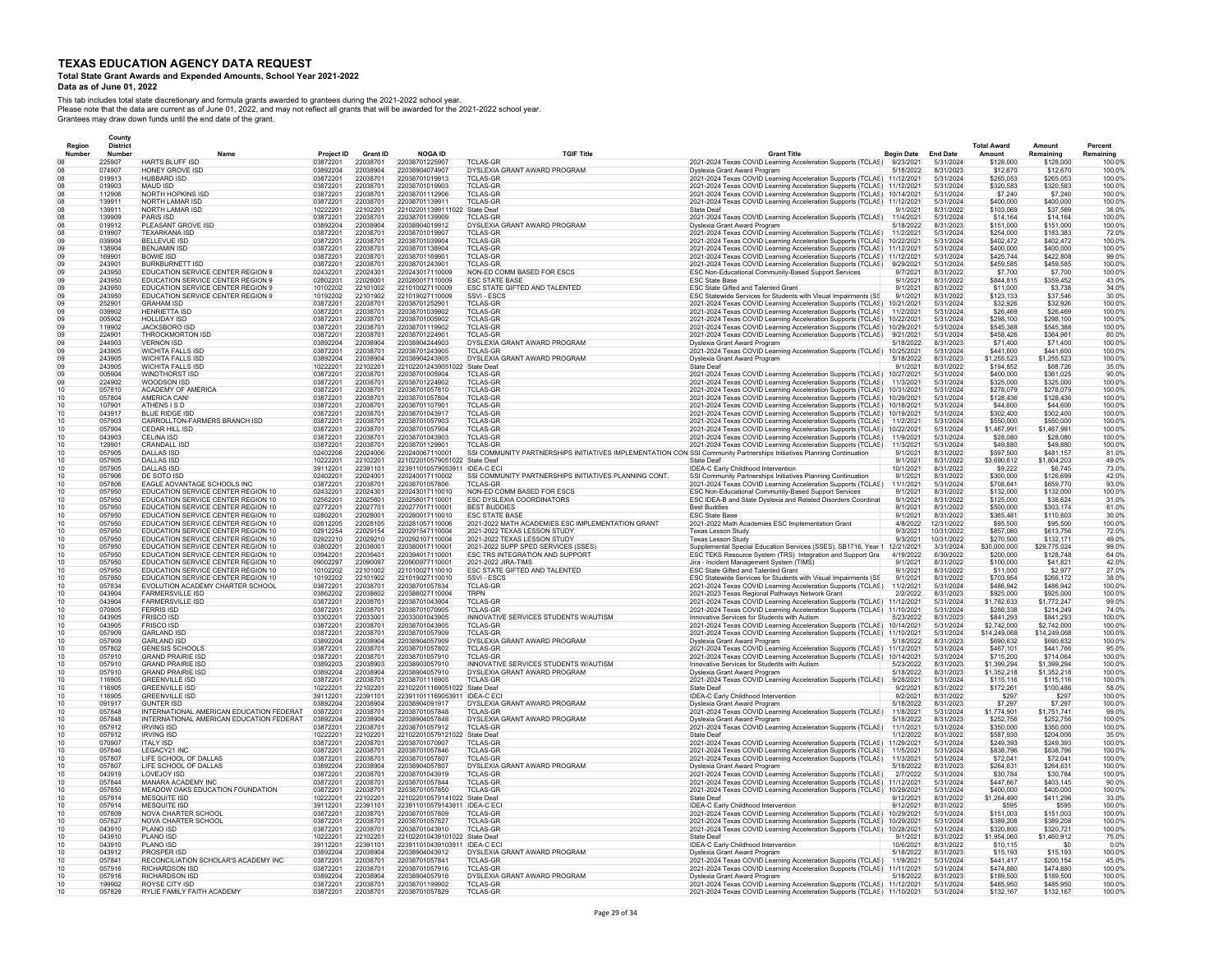# TEXAS EDUCATION AGENCY DATA REQUEST

**Total State Grant Awards and Expended Amounts, School Year 2021-2022**

**Data as of June 01, 2022**

This tab includes total state discretionary and formula grants awarded to grantees during the 2021-2022 school year.
Please note that the data are current as of June 01, 2022, and may not reflect all grants that will be awarded for the 2021-2022 school year.
Grantees may draw down funds until the end date of the grant.

| Region Number | County District Number | Name | Project ID | Grant ID | NOGA ID | TGIF Title | Grant Title | Begin Date | End Date | Total Award Amount | Amount Remaining | Percent Remaining |
|---|---|---|---|---|---|---|---|---|---|---|---|---|
| 08 | 225907 | HARTS BLUFF ISD | 03872201 | 22038701 | 22038701225907 | TCLAS-GR | 2021-2024 Texas COVID Learning Acceleration Supports (TCLAS) | 9/23/2021 | 5/31/2024 | $128,000 | $128,000 | 100.0% |
| 08 | 074907 | HONEY GROVE ISD | 03892204 | 22038904 | 22038904074907 | DYSLEXIA GRANT AWARD PROGRAM | Dyslexia Grant Award Program | 5/18/2022 | 8/31/2023 | $12,670 | $12,670 | 100.0% |
| 08 | 019913 | HUBBARD ISD | 03872201 | 22038701 | 22038701019913 | TCLAS-GR | 2021-2024 Texas COVID Learning Acceleration Supports (TCLAS) | 11/12/2021 | 5/31/2024 | $265,053 | $265,053 | 100.0% |
| 08 | 019903 | MAUD ISD | 03872201 | 22038701 | 22038701019903 | TCLAS-GR | 2021-2024 Texas COVID Learning Acceleration Supports (TCLAS) | 11/12/2021 | 5/31/2024 | $320,583 | $320,583 | 100.0% |
| 08 | 112906 | NORTH HOPKINS ISD | 03872201 | 22038701 | 22038701112906 | TCLAS-GR | 2021-2024 Texas COVID Learning Acceleration Supports (TCLAS) | 10/14/2021 | 5/31/2024 | $7,240 | $7,240 | 100.0% |
| 08 | 139911 | NORTH LAMAR ISD | 03872201 | 22038701 | 22038701139911 | TCLAS-GR | 2021-2024 Texas COVID Learning Acceleration Supports (TCLAS) | 11/12/2021 | 5/31/2024 | $400,000 | $400,000 | 100.0% |
| 08 | 139911 | NORTH LAMAR ISD | 10222201 | 22102201 | 22102201139911022 | State Deaf | State Deaf | 9/1/2021 | 8/31/2022 | $103,069 | $37,569 | 36.0% |
| 08 | 139909 | PARIS ISD | 03872201 | 22038701 | 22038701139909 | TCLAS-GR | 2021-2024 Texas COVID Learning Acceleration Supports (TCLAS) | 11/4/2021 | 5/31/2024 | $14,164 | $14,164 | 100.0% |
| 08 | 019912 | PLEASANT GROVE ISD | 03892204 | 22038904 | 22038904019912 | DYSLEXIA GRANT AWARD PROGRAM | Dyslexia Grant Award Program | 5/18/2022 | 8/31/2023 | $151,000 | $151,000 | 100.0% |
| 08 | 019907 | TEXARKANA ISD | 03872201 | 22038701 | 22038701019907 | TCLAS-GR | 2021-2024 Texas COVID Learning Acceleration Supports (TCLAS) | 11/2/2021 | 5/31/2024 | $254,000 | $183,383 | 72.0% |
| 09 | 039904 | BELLEVUE ISD | 03872201 | 22038701 | 22038701039904 | TCLAS-GR | 2021-2024 Texas COVID Learning Acceleration Supports (TCLAS) | 10/22/2021 | 5/31/2024 | $402,472 | $402,472 | 100.0% |
| 09 | 138904 | BENJAMIN ISD | 03872201 | 22038701 | 22038701138904 | TCLAS-GR | 2021-2024 Texas COVID Learning Acceleration Supports (TCLAS) | 11/12/2021 | 5/31/2024 | $400,000 | $400,000 | 100.0% |
| 09 | 169901 | BOWIE ISD | 03872201 | 22038701 | 22038701169901 | TCLAS-GR | 2021-2024 Texas COVID Learning Acceleration Supports (TCLAS) | 11/12/2021 | 5/31/2024 | $425,744 | $422,808 | 99.0% |
| 09 | 243901 | BURKBURNETT ISD | 03872201 | 22038701 | 22038701243901 | TCLAS-GR | 2021-2024 Texas COVID Learning Acceleration Supports (TCLAS) | 9/29/2021 | 5/31/2024 | $459,585 | $459,585 | 100.0% |
| 09 | 243950 | EDUCATION SERVICE CENTER REGION 9 | 02432201 | 22024301 | 220243017110009 | NON-ED COMM BASED FOR ESCS | ESC Non-Educational Community-Based Support Services | 9/7/2021 | 8/31/2022 | $7,700 | $7,700 | 100.0% |
| 09 | 243950 | EDUCATION SERVICE CENTER REGION 9 | 02802201 | 22028001 | 220280017110009 | ESC STATE BASE | ESC State Base | 9/1/2021 | 8/31/2022 | $844,815 | $359,452 | 43.0% |
| 09 | 243950 | EDUCATION SERVICE CENTER REGION 9 | 10102202 | 22101002 | 221010027110009 | ESC STATE GIFTED AND TALENTED | ESC State Gifted and Talented Grant | 9/1/2021 | 8/31/2022 | $11,000 | $3,738 | 34.0% |
| 09 | 243950 | EDUCATION SERVICE CENTER REGION 9 | 10192202 | 22101902 | 221019027110009 | SSVI - ESCS | ESC Statewide Services for Students with Visual Impairments (SS | 9/1/2021 | 8/31/2022 | $123,133 | $37,546 | 30.0% |
| 09 | 252901 | GRAHAM ISD | 03872201 | 22038701 | 22038701252901 | TCLAS-GR | 2021-2024 Texas COVID Learning Acceleration Supports (TCLAS) | 10/21/2021 | 5/31/2024 | $32,926 | $32,926 | 100.0% |
| 09 | 039902 | HENRIETTA ISD | 03872201 | 22038701 | 22038701039902 | TCLAS-GR | 2021-2024 Texas COVID Learning Acceleration Supports (TCLAS) | 11/2/2021 | 5/31/2024 | $26,469 | $26,469 | 100.0% |
| 09 | 005902 | HOLLIDAY ISD | 03872201 | 22038701 | 22038701005902 | TCLAS-GR | 2021-2024 Texas COVID Learning Acceleration Supports (TCLAS) | 10/22/2021 | 5/31/2024 | $298,100 | $298,100 | 100.0% |
| 09 | 119902 | JACKSBORO ISD | 03872201 | 22038701 | 22038701119902 | TCLAS-GR | 2021-2024 Texas COVID Learning Acceleration Supports (TCLAS) | 10/29/2021 | 5/31/2024 | $545,388 | $545,388 | 100.0% |
| 09 | 224901 | THROCKMORTON ISD | 03872201 | 22038701 | 22038701224901 | TCLAS-GR | 2021-2024 Texas COVID Learning Acceleration Supports (TCLAS) | 9/21/2021 | 5/31/2024 | $458,426 | $364,961 | 80.0% |
| 09 | 244903 | VERNON ISD | 03892204 | 22038904 | 22038904244903 | DYSLEXIA GRANT AWARD PROGRAM | Dyslexia Grant Award Program | 5/18/2022 | 8/31/2023 | $71,400 | $71,400 | 100.0% |
| 09 | 243905 | WICHITA FALLS ISD | 03872201 | 22038701 | 22038701243905 | TCLAS-GR | 2021-2024 Texas COVID Learning Acceleration Supports (TCLAS) | 10/25/2021 | 5/31/2024 | $441,600 | $441,600 | 100.0% |
| 09 | 243905 | WICHITA FALLS ISD | 03892204 | 22038904 | 22038904243905 | DYSLEXIA GRANT AWARD PROGRAM | Dyslexia Grant Award Program | 5/18/2022 | 8/31/2023 | $1,255,523 | $1,255,523 | 100.0% |
| 09 | 243905 | WICHITA FALLS ISD | 10222201 | 22102201 | 22102201243905022 | State Deaf | State Deaf | 9/1/2021 | 8/31/2022 | $194,852 | $68,726 | 35.0% |
| 09 | 005904 | WINDTHORST ISD | 03872201 | 22038701 | 22038701005904 | TCLAS-GR | 2021-2024 Texas COVID Learning Acceleration Supports (TCLAS) | 10/27/2021 | 5/31/2024 | $400,000 | $361,025 | 90.0% |
| 09 | 224902 | WOODSON ISD | 03872201 | 22038701 | 22038701224902 | TCLAS-GR | 2021-2024 Texas COVID Learning Acceleration Supports (TCLAS) | 11/3/2021 | 5/31/2024 | $325,000 | $325,000 | 100.0% |
| 10 | 057810 | ACADEMY OF AMERICA | 03872201 | 22038701 | 22038701057810 | TCLAS-GR | 2021-2024 Texas COVID Learning Acceleration Supports (TCLAS) | 10/31/2021 | 5/31/2024 | $278,079 | $278,079 | 100.0% |
| 10 | 057804 | AMERICA CAN! | 03872201 | 22038701 | 22038701057804 | TCLAS-GR | 2021-2024 Texas COVID Learning Acceleration Supports (TCLAS) | 10/29/2021 | 5/31/2024 | $128,436 | $128,436 | 100.0% |
| 10 | 107901 | ATHENS I S D | 03872201 | 22038701 | 22038701107901 | TCLAS-GR | 2021-2024 Texas COVID Learning Acceleration Supports (TCLAS) | 10/18/2021 | 5/31/2024 | $44,600 | $44,600 | 100.0% |
| 10 | 043917 | BLUE RIDGE ISD | 03872201 | 22038701 | 22038701043917 | TCLAS-GR | 2021-2024 Texas COVID Learning Acceleration Supports (TCLAS) | 10/19/2021 | 5/31/2024 | $302,400 | $302,400 | 100.0% |
| 10 | 057903 | CARROLLTON-FARMERS BRANCH ISD | 03872201 | 22038701 | 22038701057903 | TCLAS-GR | 2021-2024 Texas COVID Learning Acceleration Supports (TCLAS) | 11/2/2021 | 5/31/2024 | $550,000 | $550,000 | 100.0% |
| 10 | 057904 | CEDAR HILL ISD | 03872201 | 22038701 | 22038701057904 | TCLAS-GR | 2021-2024 Texas COVID Learning Acceleration Supports (TCLAS) | 10/22/2021 | 5/31/2024 | $1,467,991 | $1,467,991 | 100.0% |
| 10 | 043903 | CELINA ISD | 03872201 | 22038701 | 22038701043903 | TCLAS-GR | 2021-2024 Texas COVID Learning Acceleration Supports (TCLAS) | 11/9/2021 | 5/31/2024 | $28,080 | $28,080 | 100.0% |
| 10 | 129901 | CRANDALL ISD | 03872201 | 22038701 | 22038701129901 | TCLAS-GR | 2021-2024 Texas COVID Learning Acceleration Supports (TCLAS) | 11/3/2021 | 5/31/2024 | $49,880 | $49,880 | 100.0% |
| 10 | 057905 | DALLAS ISD | 02402206 | 22024006 | 220240067110001 | SSI COMMUNITY PARTNERSHIPS INITIATIVES IMPLEMENTATION CON | SSI Community Partnerships Initiatives Planning Continuation | 9/1/2021 | 8/31/2022 | $597,500 | $481,157 | 81.0% |
| 10 | 057905 | DALLAS ISD | 10222201 | 22102201 | 22102201057905022 | State Deaf | State Deaf | 9/1/2021 | 8/31/2022 | $3,690,612 | $1,804,203 | 49.0% |
| 10 | 057905 | DALLAS ISD | 39112201 | 22391101 | 2239110105790591 | IDEA-C ECI | IDEA-C Early Childhood Intervention | 10/14/2021 | 8/31/2022 | $9,222 | $6,745 | 73.0% |
| 10 | 057906 | DE SOTO ISD | 02402201 | 22024001 | 220240017110002 | SSI COMMUNITY PARTNERSHIPS INITIATIVES PLANNING CONT. | SSI Community Partnerships Initiatives Planning Continuation | 9/1/2021 | 8/31/2022 | $300,000 | $126,699 | 42.0% |
| 10 | 057806 | EAGLE ADVANTAGE SCHOOLS INC | 03872201 | 22038701 | 22038701057806 | TCLAS-GR | 2021-2024 Texas COVID Learning Acceleration Supports (TCLAS) | 11/1/2021 | 5/31/2024 | $708,641 | $659,770 | 93.0% |
| 10 | 057950 | EDUCATION SERVICE CENTER REGION 10 | 02432201 | 22024301 | 220243017110010 | NON-ED COMM BASED FOR ESCS | ESC Non-Educational Community-Based Support Services | 9/1/2021 | 8/31/2022 | $132,000 | $132,000 | 100.0% |
| 10 | 057950 | EDUCATION SERVICE CENTER REGION 10 | 02562201 | 22025601 | 220256017110001 | ESC DYSLEXIA COORDINATORS | ESC IDEA-B and State Dyslexia and Related Disorders Coordinat | 9/1/2021 | 8/31/2022 | $125,000 | $38,624 | 31.0% |
| 10 | 057950 | EDUCATION SERVICE CENTER REGION 10 | 02772201 | 22027701 | 220277017110001 | BEST BUDDIES | Best Buddies | 9/1/2021 | 8/31/2022 | $500,000 | $303,174 | 61.0% |
| 10 | 057950 | EDUCATION SERVICE CENTER REGION 10 | 02802201 | 22028001 | 220280017110010 | ESC STATE BASE | ESC State Base | 9/1/2021 | 8/31/2022 | $365,481 | $110,603 | 30.0% |
| 10 | 057950 | EDUCATION SERVICE CENTER REGION 10 | 02812205 | 22028105 | 220281057110006 | 2021-2022 MATH ACADEMIES ESC IMPLEMENTATION GRANT | 2021-2022 Math Academies ESC Implementation Grant | 4/8/2022 | 12/31/2022 | $95,500 | $95,500 | 100.0% |
| 10 | 057950 | EDUCATION SERVICE CENTER REGION 10 | 02912254 | 22029154 | 220291547110004 | 2021-2022 TEXAS LESSON STUDY | Texas Lesson Study | 9/3/2021 | 10/31/2022 | $857,080 | $613,756 | 72.0% |
| 10 | 057950 | EDUCATION SERVICE CENTER REGION 10 | 02922210 | 22029210 | 220292107110004 | 2021-2022 TEXAS LESSON STUDY | Texas Lesson Study | 9/3/2021 | 10/31/2022 | $270,500 | $132,171 | 49.0% |
| 10 | 057950 | EDUCATION SERVICE CENTER REGION 10 | 03802201 | 22038001 | 220380017110001 | 2021-2022 SUPP SPED SERVICES (SSES) | Supplemental Special Education Services (SSES), SB1716, Year 1 | 12/21/2021 | 3/31/2024 | $30,000,000 | $29,775,024 | 99.0% |
| 10 | 057950 | EDUCATION SERVICE CENTER REGION 10 | 03942201 | 22039401 | 220394017110001 | ESC TRS INTEGRATION AND SUPPORT | ESC TEKS Resource System (TRS) Integration and Support Gra | 4/19/2022 | 6/30/2022 | $200,000 | $128,748 | 64.0% |
| 10 | 057950 | EDUCATION SERVICE CENTER REGION 10 | 09002297 | 22090097 | 220900977110001 | 2021-2022 JIRA-TIMS | Jira - Incident Management System (TIMS) | 9/1/2021 | 8/31/2022 | $100,000 | $41,821 | 42.0% |
| 10 | 057950 | EDUCATION SERVICE CENTER REGION 10 | 10102202 | 22101002 | 221010027110010 | ESC STATE GIFTED AND TALENTED | ESC State Gifted and Talented Grant | 9/1/2021 | 8/31/2022 | $11,000 | $2,977 | 27.0% |
| 10 | 057950 | EDUCATION SERVICE CENTER REGION 10 | 10192202 | 22101902 | 221019027110010 | SSVI - ESCS | ESC Statewide Services for Students with Visual Impairments (SS | 9/1/2021 | 8/31/2022 | $703,954 | $266,172 | 38.0% |
| 10 | 057834 | EVOLUTION ACADEMY CHARTER SCHOOL | 03872201 | 22038701 | 22038701057834 | TCLAS-GR | 2021-2024 Texas COVID Learning Acceleration Supports (TCLAS) | 11/2/2021 | 5/31/2024 | $486,942 | $486,942 | 100.0% |
| 10 | 043904 | FARMERSVILLE ISD | 03862202 | 22038602 | 220386027110004 | TRPN | 2021-2023 Texas Regional Pathways Network Grant | 2/2/2022 | 8/31/2023 | $925,000 | $925,000 | 100.0% |
| 10 | 043904 | FARMERSVILLE ISD | 03872201 | 22038701 | 22038701043904 | TCLAS-GR | 2021-2024 Texas COVID Learning Acceleration Supports (TCLAS) | 11/12/2021 | 5/31/2024 | $1,782,633 | $1,772,247 | 99.0% |
| 10 | 070905 | FERRIS ISD | 03872201 | 22038701 | 22038701070905 | TCLAS-GR | 2021-2024 Texas COVID Learning Acceleration Supports (TCLAS) | 11/10/2021 | 5/31/2024 | $288,338 | $214,249 | 74.0% |
| 10 | 043905 | FRISCO ISD | 03302201 | 22033001 | 22033001043905 | INNOVATIVE SERVICES STUDENTS W/AUTISM | Innovative Services for Students with Autism | 5/23/2022 | 8/31/2023 | $841,293 | $841,293 | 100.0% |
| 10 | 043905 | FRISCO ISD | 03872201 | 22038701 | 22038701043905 | TCLAS-GR | 2021-2024 Texas COVID Learning Acceleration Supports (TCLAS) | 10/14/2021 | 5/31/2024 | $2,742,000 | $2,742,000 | 100.0% |
| 10 | 057909 | GARLAND ISD | 03872201 | 22038701 | 22038701057909 | TCLAS-GR | 2021-2024 Texas COVID Learning Acceleration Supports (TCLAS) | 11/10/2021 | 5/31/2024 | $14,249,068 | $14,249,068 | 100.0% |
| 10 | 057909 | GARLAND ISD | 03892204 | 22038904 | 22038904057909 | DYSLEXIA GRANT AWARD PROGRAM | Dyslexia Grant Award Program | 5/18/2022 | 8/31/2023 | $690,632 | $690,632 | 100.0% |
| 10 | 057802 | GENESIS SCHOOLS | 03872201 | 22038701 | 22038701057802 | TCLAS-GR | 2021-2024 Texas COVID Learning Acceleration Supports (TCLAS) | 11/12/2021 | 5/31/2024 | $467,101 | $441,766 | 95.0% |
| 10 | 057910 | GRAND PRAIRIE ISD | 03872201 | 22038701 | 22038701057910 | TCLAS-GR | 2021-2024 Texas COVID Learning Acceleration Supports (TCLAS) | 10/14/2021 | 5/31/2024 | $715,200 | $714,064 | 100.0% |
| 10 | 057910 | GRAND PRAIRIE ISD | 03892203 | 22038903 | 22038903057910 | INNOVATIVE SERVICES STUDENTS W/AUTISM | Innovative Services for Students with Autism | 5/23/2022 | 8/31/2023 | $1,399,294 | $1,399,294 | 100.0% |
| 10 | 057910 | GRAND PRAIRIE ISD | 03892204 | 22038904 | 22038904057910 | DYSLEXIA GRANT AWARD PROGRAM | Dyslexia Grant Award Program | 5/18/2022 | 8/31/2023 | $1,352,218 | $1,352,218 | 100.0% |
| 10 | 116905 | GREENVILLE ISD | 03872201 | 22038701 | 22038701116905 | TCLAS-GR | 2021-2024 Texas COVID Learning Acceleration Supports (TCLAS) | 9/28/2021 | 5/31/2024 | $115,116 | $115,116 | 100.0% |
| 10 | 116905 | GREENVILLE ISD | 10222201 | 22102201 | 22102201116905022 | State Deaf | State Deaf | 9/2/2021 | 8/31/2022 | $172,261 | $100,486 | 58.0% |
| 10 | 116905 | GREENVILLE ISD | 39112201 | 22391101 | 2239110111690591 | IDEA-C ECI | IDEA-C Early Childhood Intervention | 9/2/2021 | 8/31/2022 | $297 | $297 | 100.0% |
| 10 | 091917 | GUNTER ISD | 03892204 | 22038904 | 22038904091917 | DYSLEXIA GRANT AWARD PROGRAM | Dyslexia Grant Award Program | 5/18/2022 | 8/31/2023 | $7,297 | $7,297 | 100.0% |
| 10 | 057848 | INTERNATIONAL AMERICAN EDUCATION FEDERAT | 03872201 | 22038701 | 22038701057848 | TCLAS-GR | 2021-2024 Texas COVID Learning Acceleration Supports (TCLAS) | 11/8/2021 | 5/31/2024 | $1,774,901 | $1,751,741 | 99.0% |
| 10 | 057848 | INTERNATIONAL AMERICAN EDUCATION FEDERAT | 03892204 | 22038904 | 22038904057848 | DYSLEXIA GRANT AWARD PROGRAM | Dyslexia Grant Award Program | 5/18/2022 | 8/31/2023 | $252,756 | $252,756 | 100.0% |
| 10 | 057912 | IRVING ISD | 03872201 | 22038701 | 22038701057912 | TCLAS-GR | 2021-2024 Texas COVID Learning Acceleration Supports (TCLAS) | 11/1/2021 | 5/31/2024 | $350,000 | $350,000 | 100.0% |
| 10 | 057912 | IRVING ISD | 10222201 | 22102201 | 22102201057912022 | State Deaf | State Deaf | 1/12/2022 | 8/31/2022 | $587,930 | $204,006 | 35.0% |
| 10 | 070907 | ITALY ISD | 03872201 | 22038701 | 22038701070907 | TCLAS-GR | 2021-2024 Texas COVID Learning Acceleration Supports (TCLAS) | 11/29/2021 | 5/31/2024 | $249,393 | $249,393 | 100.0% |
| 10 | 057846 | LEGACY21 INC | 03872201 | 22038701 | 22038701057846 | TCLAS-GR | 2021-2024 Texas COVID Learning Acceleration Supports (TCLAS) | 11/5/2021 | 5/31/2024 | $838,796 | $838,796 | 100.0% |
| 10 | 057807 | LIFE SCHOOL OF DALLAS | 03872201 | 22038701 | 22038701057807 | TCLAS-GR | 2021-2024 Texas COVID Learning Acceleration Supports (TCLAS) | 11/3/2021 | 5/31/2024 | $72,041 | $72,041 | 100.0% |
| 10 | 057807 | LIFE SCHOOL OF DALLAS | 03892204 | 22038904 | 22038904057807 | DYSLEXIA GRANT AWARD PROGRAM | Dyslexia Grant Award Program | 5/18/2022 | 8/31/2023 | $264,631 | $264,631 | 100.0% |
| 10 | 043919 | LOVEJOY ISD | 03872201 | 22038701 | 22038701043919 | TCLAS-GR | 2021-2024 Texas COVID Learning Acceleration Supports (TCLAS) | 2/7/2022 | 5/31/2024 | $30,784 | $30,784 | 100.0% |
| 10 | 057844 | MANARA ACADEMY INC | 03872201 | 22038701 | 22038701057844 | TCLAS-GR | 2021-2024 Texas COVID Learning Acceleration Supports (TCLAS) | 11/12/2021 | 5/31/2024 | $447,667 | $403,145 | 90.0% |
| 10 | 057850 | MEADOW OAKS EDUCATION FOUNDATION | 03872201 | 22038701 | 22038701057850 | TCLAS-GR | 2021-2024 Texas COVID Learning Acceleration Supports (TCLAS) | 10/29/2021 | 5/31/2024 | $400,000 | $400,000 | 100.0% |
| 10 | 057914 | MESQUITE ISD | 10222201 | 22102201 | 22102201057914022 | State Deaf | State Deaf | 9/12/2021 | 8/31/2022 | $1,264,490 | $411,296 | 33.0% |
| 10 | 057914 | MESQUITE ISD | 39112201 | 22391101 | 2239110105791491 | IDEA-C ECI | IDEA-C Early Childhood Intervention | 9/12/2021 | 8/31/2022 | $595 | $595 | 100.0% |
| 10 | 057809 | NOVA CHARTER SCHOOL | 03872201 | 22038701 | 22038701057809 | TCLAS-GR | 2021-2024 Texas COVID Learning Acceleration Supports (TCLAS) | 10/29/2021 | 5/31/2024 | $151,003 | $151,003 | 100.0% |
| 10 | 057827 | NOVA CHARTER SCHOOL | 03872201 | 22038701 | 22038701057827 | TCLAS-GR | 2021-2024 Texas COVID Learning Acceleration Supports (TCLAS) | 10/29/2021 | 5/31/2024 | $389,208 | $389,208 | 100.0% |
| 10 | 043910 | PLANO ISD | 03872201 | 22038701 | 22038701043910 | TCLAS-GR | 2021-2024 Texas COVID Learning Acceleration Supports (TCLAS) | 10/28/2021 | 5/31/2024 | $320,800 | $320,721 | 100.0% |
| 10 | 043910 | PLANO ISD | 10222201 | 22102201 | 22102201043910022 | State Deaf | State Deaf | 9/1/2021 | 8/31/2022 | $1,954,060 | $1,460,912 | 75.0% |
| 10 | 043910 | PLANO ISD | 39112201 | 22391101 | 2239110104391091 | IDEA-C ECI | IDEA-C Early Childhood Intervention | 10/6/2021 | 8/31/2022 | $10,115 | $0 | 0.0% |
| 10 | 043912 | PROSPER ISD | 03892204 | 22038904 | 22038904043912 | DYSLEXIA GRANT AWARD PROGRAM | Dyslexia Grant Award Program | 5/18/2022 | 8/31/2023 | $15,193 | $15,193 | 100.0% |
| 10 | 057841 | RECONCILIATION SCHOLAR'S ACADEMY INC | 03872201 | 22038701 | 22038701057841 | TCLAS-GR | 2021-2024 Texas COVID Learning Acceleration Supports (TCLAS) | 11/9/2021 | 5/31/2024 | $441,417 | $200,154 | 45.0% |
| 10 | 057916 | RICHARDSON ISD | 03872201 | 22038701 | 22038701057916 | TCLAS-GR | 2021-2024 Texas COVID Learning Acceleration Supports (TCLAS) | 11/11/2021 | 5/31/2024 | $474,880 | $474,880 | 100.0% |
| 10 | 057916 | RICHARDSON ISD | 03892204 | 22038904 | 22038904057916 | DYSLEXIA GRANT AWARD PROGRAM | Dyslexia Grant Award Program | 5/18/2022 | 8/31/2023 | $189,500 | $189,500 | 100.0% |
| 10 | 199902 | ROYSE CITY ISD | 03872201 | 22038701 | 22038701199902 | TCLAS-GR | 2021-2024 Texas COVID Learning Acceleration Supports (TCLAS) | 11/12/2021 | 5/31/2024 | $485,950 | $485,950 | 100.0% |
| 10 | 057829 | RYLIE FAMILY FAITH ACADEMY | 03872201 | 22038701 | 22038701057829 | TCLAS-GR | 2021-2024 Texas COVID Learning Acceleration Supports (TCLAS) | 11/10/2021 | 5/31/2024 | $132,167 | $132,167 | 100.0% |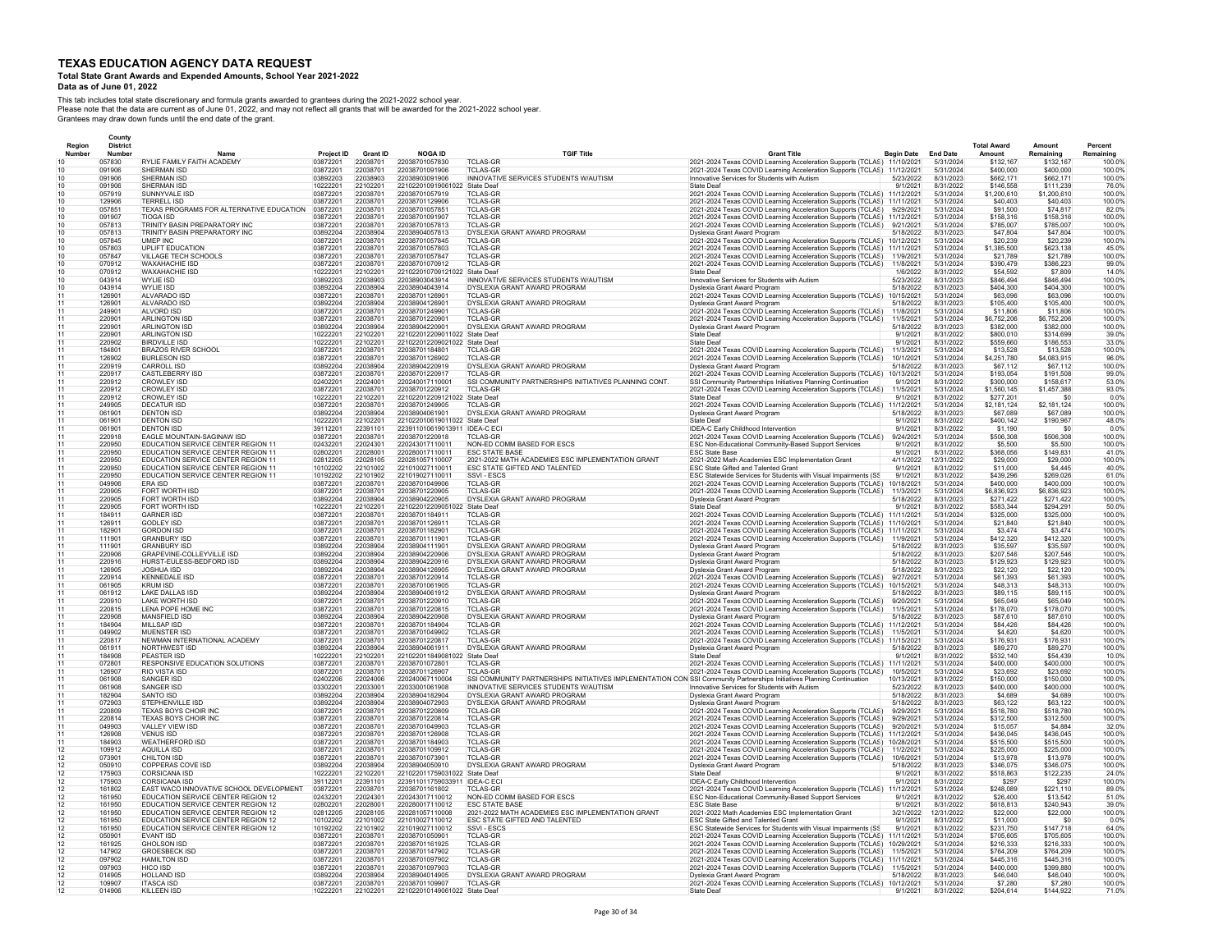# TEXAS EDUCATION AGENCY DATA REQUEST

**Total State Grant Awards and Expended Amounts, School Year 2021-2022**

**Data as of June 01, 2022**

This tab includes total state discretionary and formula grants awarded to grantees during the 2021-2022 school year.
Please note that the data are current as of June 01, 2022, and may not reflect all grants that will be awarded for the 2021-2022 school year.
Grantees may draw down funds until the end date of the grant.

| Region Number | County District Number | Name | Project ID | Grant ID | NOGA ID | TGIF Title | Grant Title | Begin Date | End Date | Total Award Amount | Amount Remaining | Percent Remaining |
|---|---|---|---|---|---|---|---|---|---|---|---|---|
| 10 | 057830 | RYLIE FAMILY FAITH ACADEMY | 03872201 | 22038701 | 22038701057830 | TCLAS-GR | 2021-2024 Texas COVID Learning Acceleration Supports (TCLAS) | 11/10/2021 | 5/31/2024 | $132,167 | $132,167 | 100.0% |
| 10 | 091906 | SHERMAN ISD | 03872201 | 22038701 | 22038701091906 | TCLAS-GR | 2021-2024 Texas COVID Learning Acceleration Supports (TCLAS) | 11/12/2021 | 5/31/2024 | $400,000 | $400,000 | 100.0% |
| 10 | 091906 | SHERMAN ISD | 03892203 | 22038903 | 22038903091906 | INNOVATIVE SERVICES STUDENTS W/AUTISM | Innovative Services for Students with Autism | 5/23/2022 | 8/31/2023 | $662,171 | $662,171 | 100.0% |
| 10 | 091906 | SHERMAN ISD | 10222201 | 22102201 | 22102201091906 1022 | State Deaf | State Deaf | 9/1/2021 | 8/31/2022 | $146,558 | $111,239 | 76.0% |
| 10 | 057919 | SUNNYVALE ISD | 03872201 | 22038701 | 22038701057919 | TCLAS-GR | 2021-2024 Texas COVID Learning Acceleration Supports (TCLAS) | 11/12/2021 | 5/31/2024 | $1,200,610 | $1,200,610 | 100.0% |
| 10 | 129906 | TERRELL ISD | 03872201 | 22038701 | 22038701129906 | TCLAS-GR | 2021-2024 Texas COVID Learning Acceleration Supports (TCLAS) | 11/11/2021 | 5/31/2024 | $40,403 | $40,403 | 100.0% |
| 10 | 057851 | TEXAS PROGRAMS FOR ALTERNATIVE EDUCATION | 03872201 | 22038701 | 22038701057851 | TCLAS-GR | 2021-2024 Texas COVID Learning Acceleration Supports (TCLAS) | 9/29/2021 | 5/31/2024 | $91,500 | $74,817 | 82.0% |
| 10 | 091907 | TIOGA ISD | 03872201 | 22038701 | 22038701091907 | TCLAS-GR | 2021-2024 Texas COVID Learning Acceleration Supports (TCLAS) | 11/12/2021 | 5/31/2024 | $158,316 | $158,316 | 100.0% |
| 10 | 057813 | TRINITY BASIN PREPARATORY INC | 03872201 | 22038701 | 22038701057813 | TCLAS-GR | 2021-2024 Texas COVID Learning Acceleration Supports (TCLAS) | 9/21/2021 | 5/31/2024 | $785,007 | $785,007 | 100.0% |
| 10 | 057813 | TRINITY BASIN PREPARATORY INC | 03892204 | 22038904 | 22038904057813 | DYSLEXIA GRANT AWARD PROGRAM | Dyslexia Grant Award Program | 5/18/2022 | 8/31/2023 | $47,804 | $47,804 | 100.0% |
| 10 | 057845 | UMEP INC | 03872201 | 22038701 | 22038701057845 | TCLAS-GR | 2021-2024 Texas COVID Learning Acceleration Supports (TCLAS) | 10/12/2021 | 5/31/2024 | $20,239 | $20,239 | 100.0% |
| 10 | 057803 | UPLIFT EDUCATION | 03872201 | 22038701 | 22038701057803 | TCLAS-GR | 2021-2024 Texas COVID Learning Acceleration Supports (TCLAS) | 11/11/2021 | 5/31/2024 | $1,385,500 | $623,138 | 45.0% |
| 10 | 057847 | VILLAGE TECH SCHOOLS | 03872201 | 22038701 | 22038701057847 | TCLAS-GR | 2021-2024 Texas COVID Learning Acceleration Supports (TCLAS) | 11/9/2021 | 5/31/2024 | $21,789 | $21,789 | 100.0% |
| 10 | 070912 | WAXAHACHIE ISD | 03872201 | 22038701 | 22038701070912 | TCLAS-GR | 2021-2024 Texas COVID Learning Acceleration Supports (TCLAS) | 11/8/2021 | 5/31/2024 | $390,479 | $386,223 | 99.0% |
| 10 | 070912 | WAXAHACHIE ISD | 10222201 | 22102201 | 22102201070912 1022 | State Deaf | State Deaf | 1/6/2022 | 8/31/2022 | $54,592 | $7,809 | 14.0% |
| 10 | 043914 | WYLIE ISD | 03892203 | 22038903 | 22038903043914 | INNOVATIVE SERVICES STUDENTS W/AUTISM | Innovative Services for Students with Autism | 5/23/2022 | 8/31/2023 | $846,494 | $846,494 | 100.0% |
| 10 | 043914 | WYLIE ISD | 03892204 | 22038904 | 22038904043914 | DYSLEXIA GRANT AWARD PROGRAM | Dyslexia Grant Award Program | 5/18/2022 | 8/31/2023 | $404,300 | $404,300 | 100.0% |
| 11 | 126901 | ALVARADO ISD | 03872201 | 22038701 | 22038701126901 | TCLAS-GR | 2021-2024 Texas COVID Learning Acceleration Supports (TCLAS) | 10/15/2021 | 5/31/2024 | $63,096 | $63,096 | 100.0% |
| 11 | 126901 | ALVARADO ISD | 03892204 | 22038904 | 22038904126901 | DYSLEXIA GRANT AWARD PROGRAM | Dyslexia Grant Award Program | 5/18/2022 | 8/31/2023 | $105,400 | $105,400 | 100.0% |
| 11 | 249901 | ALVORD ISD | 03872201 | 22038701 | 22038701249901 | TCLAS-GR | 2021-2024 Texas COVID Learning Acceleration Supports (TCLAS) | 11/8/2021 | 5/31/2024 | $11,806 | $11,806 | 100.0% |
| 11 | 220901 | ARLINGTON ISD | 03872201 | 22038701 | 22038701220901 | TCLAS-GR | 2021-2024 Texas COVID Learning Acceleration Supports (TCLAS) | 11/5/2021 | 5/31/2024 | $6,752,206 | $6,752,206 | 100.0% |
| 11 | 220901 | ARLINGTON ISD | 03892204 | 22038904 | 22038904220901 | DYSLEXIA GRANT AWARD PROGRAM | Dyslexia Grant Award Program | 5/18/2022 | 8/31/2023 | $382,000 | $382,000 | 100.0% |
| 11 | 220901 | ARLINGTON ISD | 10222201 | 22102201 | 22102201220901 1022 | State Deaf | State Deaf | 9/1/2021 | 8/31/2022 | $800,010 | $314,699 | 39.0% |
| 11 | 220902 | BIRDVILLE ISD | 10222201 | 22102201 | 22102201220902 1022 | State Deaf | State Deaf | 9/1/2021 | 8/31/2022 | $559,660 | $186,553 | 33.0% |
| 11 | 184801 | BRAZOS RIVER SCHOOL | 03872201 | 22038701 | 22038701184801 | TCLAS-GR | 2021-2024 Texas COVID Learning Acceleration Supports (TCLAS) | 11/3/2021 | 5/31/2024 | $13,528 | $13,528 | 100.0% |
| 11 | 126902 | BURLESON ISD | 03872201 | 22038701 | 22038701126902 | TCLAS-GR | 2021-2024 Texas COVID Learning Acceleration Supports (TCLAS) | 10/1/2021 | 5/31/2024 | $4,251,780 | $4,083,915 | 96.0% |
| 11 | 220919 | CARROLL ISD | 03892204 | 22038904 | 22038904220919 | DYSLEXIA GRANT AWARD PROGRAM | Dyslexia Grant Award Program | 5/18/2022 | 8/31/2023 | $67,112 | $67,112 | 100.0% |
| 11 | 220917 | CASTLEBERRY ISD | 03872201 | 22038701 | 22038701220917 | TCLAS-GR | 2021-2024 Texas COVID Learning Acceleration Supports (TCLAS) | 10/13/2021 | 5/31/2024 | $193,054 | $191,508 | 99.0% |
| 11 | 220912 | CROWLEY ISD | 02402201 | 22024001 | 22024001710001 | SSI COMMUNITY PARTNERSHIPS INITIATIVES PLANNING CONT. | SSI Community Partnerships Initiatives Planning Continuation | 9/1/2021 | 8/31/2022 | $300,000 | $158,617 | 53.0% |
| 11 | 220912 | CROWLEY ISD | 03872201 | 22038701 | 22038701220912 | TCLAS-GR | 2021-2024 Texas COVID Learning Acceleration Supports (TCLAS) | 11/5/2021 | 5/31/2024 | $1,560,145 | $1,457,388 | 93.0% |
| 11 | 220912 | CROWLEY ISD | 10222201 | 22102201 | 22102201220912 1022 | State Deaf | State Deaf | 9/1/2021 | 8/31/2022 | $277,201 | $0 | 0.0% |
| 11 | 249905 | DECATUR ISD | 03872201 | 22038701 | 22038701249905 | TCLAS-GR | 2021-2024 Texas COVID Learning Acceleration Supports (TCLAS) | 11/12/2021 | 5/31/2024 | $2,181,124 | $2,181,124 | 100.0% |
| 11 | 061901 | DENTON ISD | 03892204 | 22038904 | 22038904061901 | DYSLEXIA GRANT AWARD PROGRAM | Dyslexia Grant Award Program | 5/18/2022 | 8/31/2023 | $67,089 | $67,089 | 100.0% |
| 11 | 061901 | DENTON ISD | 10222201 | 22102201 | 22102201061901 1022 | State Deaf | State Deaf | 9/1/2021 | 8/31/2022 | $400,142 | $190,967 | 48.0% |
| 11 | 061901 | DENTON ISD | 39112201 | 22391101 | 22391101061901 3911 | IDEA-C ECI | IDEA-C Early Childhood Intervention | 9/1/2021 | 8/31/2022 | $1,190 | $0 | 0.0% |
| 11 | 220918 | EAGLE MOUNTAIN-SAGINAW ISD | 03872201 | 22038701 | 22038701220918 | TCLAS-GR | 2021-2024 Texas COVID Learning Acceleration Supports (TCLAS) | 9/24/2021 | 5/31/2024 | $506,308 | $506,308 | 100.0% |
| 11 | 220950 | EDUCATION SERVICE CENTER REGION 11 | 02432201 | 22024301 | 22024301710011 | NON-ED COMM BASED FOR ESCS | ESC Non-Educational Community-Based Support Services | 9/1/2021 | 8/31/2022 | $5,500 | $5,500 | 100.0% |
| 11 | 220950 | EDUCATION SERVICE CENTER REGION 11 | 02802201 | 22028001 | 22028001710011 | ESC STATE BASE | ESC State Base | 9/1/2021 | 8/31/2022 | $368,056 | $149,831 | 41.0% |
| 11 | 220950 | EDUCATION SERVICE CENTER REGION 11 | 02812205 | 22028105 | 22028105710007 | 2021-2022 MATH ACADEMIES ESC IMPLEMENTATION GRANT | 2021-2022 Math Academies ESC Implementation Grant | 4/11/2022 | 12/31/2022 | $29,000 | $29,000 | 100.0% |
| 11 | 220950 | EDUCATION SERVICE CENTER REGION 11 | 10102202 | 22101002 | 22101002710011 | ESC STATE GIFTED AND TALENTED | ESC State Gifted and Talented Grant | 9/1/2021 | 8/31/2022 | $11,000 | $4,445 | 40.0% |
| 11 | 220950 | EDUCATION SERVICE CENTER REGION 11 | 10192202 | 22101902 | 22101902710011 | SSVI - ESCS | ESC Statewide Services for Students with Visual Impairments (SS | 9/1/2021 | 8/31/2022 | $439,296 | $269,026 | 61.0% |
| 11 | 049906 | ERA ISD | 03872201 | 22038701 | 22038701049906 | TCLAS-GR | 2021-2024 Texas COVID Learning Acceleration Supports (TCLAS) | 10/18/2021 | 5/31/2024 | $400,000 | $400,000 | 100.0% |
| 11 | 220905 | FORT WORTH ISD | 03872201 | 22038701 | 22038701220905 | TCLAS-GR | 2021-2024 Texas COVID Learning Acceleration Supports (TCLAS) | 11/3/2021 | 5/31/2024 | $6,836,923 | $6,836,923 | 100.0% |
| 11 | 220905 | FORT WORTH ISD | 03892204 | 22038904 | 22038904220905 | DYSLEXIA GRANT AWARD PROGRAM | Dyslexia Grant Award Program | 5/18/2022 | 8/31/2023 | $271,422 | $271,422 | 100.0% |
| 11 | 220905 | FORT WORTH ISD | 10222201 | 22102201 | 22102201220905 1022 | State Deaf | State Deaf | 9/1/2021 | 8/31/2022 | $583,344 | $294,291 | 50.0% |
| 11 | 184911 | GARNER ISD | 03872201 | 22038701 | 22038701184911 | TCLAS-GR | 2021-2024 Texas COVID Learning Acceleration Supports (TCLAS) | 11/11/2021 | 5/31/2024 | $325,000 | $325,000 | 100.0% |
| 11 | 126911 | GODLEY ISD | 03872201 | 22038701 | 22038701126911 | TCLAS-GR | 2021-2024 Texas COVID Learning Acceleration Supports (TCLAS) | 11/10/2021 | 5/31/2024 | $21,840 | $21,840 | 100.0% |
| 11 | 182901 | GORDON ISD | 03872201 | 22038701 | 22038701182901 | TCLAS-GR | 2021-2024 Texas COVID Learning Acceleration Supports (TCLAS) | 11/11/2021 | 5/31/2024 | $3,474 | $3,474 | 100.0% |
| 11 | 111901 | GRANBURY ISD | 03872201 | 22038701 | 22038701111901 | TCLAS-GR | 2021-2024 Texas COVID Learning Acceleration Supports (TCLAS) | 11/9/2021 | 5/31/2024 | $412,320 | $412,320 | 100.0% |
| 11 | 111901 | GRANBURY ISD | 03892204 | 22038904 | 22038904111901 | DYSLEXIA GRANT AWARD PROGRAM | Dyslexia Grant Award Program | 5/18/2022 | 8/31/2023 | $35,597 | $35,597 | 100.0% |
| 11 | 220906 | GRAPEVINE-COLLEYVILLE ISD | 03892204 | 22038904 | 22038904220906 | DYSLEXIA GRANT AWARD PROGRAM | Dyslexia Grant Award Program | 5/18/2022 | 8/31/2023 | $207,546 | $207,546 | 100.0% |
| 11 | 220916 | HURST-EULESS-BEDFORD ISD | 03892204 | 22038904 | 22038904220916 | DYSLEXIA GRANT AWARD PROGRAM | Dyslexia Grant Award Program | 5/18/2022 | 8/31/2023 | $129,923 | $129,923 | 100.0% |
| 11 | 126905 | JOSHUA ISD | 03892204 | 22038904 | 22038904126905 | DYSLEXIA GRANT AWARD PROGRAM | Dyslexia Grant Award Program | 5/18/2022 | 8/31/2023 | $22,120 | $22,120 | 100.0% |
| 11 | 220914 | KENNEDALE ISD | 03872201 | 22038701 | 22038701220914 | TCLAS-GR | 2021-2024 Texas COVID Learning Acceleration Supports (TCLAS) | 9/27/2021 | 5/31/2024 | $61,393 | $61,393 | 100.0% |
| 11 | 061905 | KRUM ISD | 03872201 | 22038701 | 22038701061905 | TCLAS-GR | 2021-2024 Texas COVID Learning Acceleration Supports (TCLAS) | 10/15/2021 | 5/31/2024 | $48,313 | $48,313 | 100.0% |
| 11 | 061912 | LAKE DALLAS ISD | 03892204 | 22038904 | 22038904061912 | DYSLEXIA GRANT AWARD PROGRAM | Dyslexia Grant Award Program | 5/18/2022 | 8/31/2023 | $89,115 | $89,115 | 100.0% |
| 11 | 220910 | LAKE WORTH ISD | 03872201 | 22038701 | 22038701220910 | TCLAS-GR | 2021-2024 Texas COVID Learning Acceleration Supports (TCLAS) | 9/20/2021 | 5/31/2024 | $65,049 | $65,049 | 100.0% |
| 11 | 220815 | LENA POPE HOME INC | 03872201 | 22038701 | 22038701220815 | TCLAS-GR | 2021-2024 Texas COVID Learning Acceleration Supports (TCLAS) | 11/5/2021 | 5/31/2024 | $178,070 | $178,070 | 100.0% |
| 11 | 220908 | MANSFIELD ISD | 03892204 | 22038904 | 22038904220908 | DYSLEXIA GRANT AWARD PROGRAM | Dyslexia Grant Award Program | 5/18/2022 | 8/31/2023 | $87,610 | $87,610 | 100.0% |
| 11 | 184904 | MILLSAP ISD | 03872201 | 22038701 | 22038701184904 | TCLAS-GR | 2021-2024 Texas COVID Learning Acceleration Supports (TCLAS) | 11/12/2021 | 5/31/2024 | $84,426 | $84,426 | 100.0% |
| 11 | 049902 | MUENSTER ISD | 03872201 | 22038701 | 22038701049902 | TCLAS-GR | 2021-2024 Texas COVID Learning Acceleration Supports (TCLAS) | 11/5/2021 | 5/31/2024 | $4,620 | $4,620 | 100.0% |
| 11 | 220817 | NEWMAN INTERNATIONAL ACADEMY | 03872201 | 22038701 | 22038701220817 | TCLAS-GR | 2021-2024 Texas COVID Learning Acceleration Supports (TCLAS) | 11/15/2021 | 5/31/2024 | $176,931 | $176,931 | 100.0% |
| 11 | 061911 | NORTHWEST ISD | 03892204 | 22038904 | 22038904061911 | DYSLEXIA GRANT AWARD PROGRAM | Dyslexia Grant Award Program | 5/18/2022 | 8/31/2023 | $89,270 | $89,270 | 100.0% |
| 11 | 184908 | PEASTER ISD | 10222201 | 22102201 | 22102201184908 1022 | State Deaf | State Deaf | 9/1/2021 | 8/31/2022 | $532,140 | $54,439 | 10.0% |
| 11 | 072801 | RESPONSIVE EDUCATION SOLUTIONS | 03872201 | 22038701 | 22038701072801 | TCLAS-GR | 2021-2024 Texas COVID Learning Acceleration Supports (TCLAS) | 11/11/2021 | 5/31/2024 | $400,000 | $400,000 | 100.0% |
| 11 | 126907 | RIO VISTA ISD | 03872201 | 22038701 | 22038701126907 | TCLAS-GR | 2021-2024 Texas COVID Learning Acceleration Supports (TCLAS) | 10/5/2021 | 5/31/2024 | $23,692 | $23,692 | 100.0% |
| 11 | 061908 | SANGER ISD | 02402206 | 22024006 | 22024006710004 | SSI COMMUNITY PARTNERSHIPS INITIATIVES IMPLEMENTATION CON | SSI Community Partnerships Initiatives Planning Continuation | 10/13/2021 | 8/31/2022 | $150,000 | $150,000 | 100.0% |
| 11 | 061908 | SANGER ISD | 03302201 | 22033001 | 22033001061908 | INNOVATIVE SERVICES STUDENTS W/AUTISM | Innovative Services for Students with Autism | 5/23/2022 | 8/31/2023 | $400,000 | $400,000 | 100.0% |
| 11 | 182904 | SANTO ISD | 03892204 | 22038904 | 22038904182904 | DYSLEXIA GRANT AWARD PROGRAM | Dyslexia Grant Award Program | 5/18/2022 | 8/31/2023 | $4,689 | $4,689 | 100.0% |
| 11 | 072903 | STEPHENVILLE ISD | 03892204 | 22038904 | 22038904072903 | DYSLEXIA GRANT AWARD PROGRAM | Dyslexia Grant Award Program | 5/18/2022 | 8/31/2023 | $63,122 | $63,122 | 100.0% |
| 11 | 220809 | TEXAS BOYS CHOIR INC | 03872201 | 22038701 | 22038701220809 | TCLAS-GR | 2021-2024 Texas COVID Learning Acceleration Supports (TCLAS) | 9/29/2021 | 5/31/2024 | $518,780 | $518,780 | 100.0% |
| 11 | 220814 | TEXAS BOYS CHOIR INC | 03872201 | 22038701 | 22038701220814 | TCLAS-GR | 2021-2024 Texas COVID Learning Acceleration Supports (TCLAS) | 9/29/2021 | 5/31/2024 | $312,500 | $312,500 | 100.0% |
| 11 | 049903 | VALLEY VIEW ISD | 03872201 | 22038701 | 22038701049903 | TCLAS-GR | 2021-2024 Texas COVID Learning Acceleration Supports (TCLAS) | 9/20/2021 | 5/31/2024 | $15,057 | $4,884 | 32.0% |
| 11 | 126908 | VENUS ISD | 03872201 | 22038701 | 22038701126908 | TCLAS-GR | 2021-2024 Texas COVID Learning Acceleration Supports (TCLAS) | 11/12/2021 | 5/31/2024 | $436,045 | $436,045 | 100.0% |
| 11 | 184903 | WEATHERFORD ISD | 03872201 | 22038701 | 22038701184903 | TCLAS-GR | 2021-2024 Texas COVID Learning Acceleration Supports (TCLAS) | 10/28/2021 | 5/31/2024 | $515,500 | $515,500 | 100.0% |
| 12 | 109912 | AQUILLA ISD | 03872201 | 22038701 | 22038701109912 | TCLAS-GR | 2021-2024 Texas COVID Learning Acceleration Supports (TCLAS) | 11/2/2021 | 5/31/2024 | $225,000 | $225,000 | 100.0% |
| 12 | 073901 | CHILTON ISD | 03872201 | 22038701 | 22038701073901 | TCLAS-GR | 2021-2024 Texas COVID Learning Acceleration Supports (TCLAS) | 10/6/2021 | 5/31/2024 | $13,978 | $13,978 | 100.0% |
| 12 | 050910 | COPPERAS COVE ISD | 03892204 | 22038904 | 22038904050910 | DYSLEXIA GRANT AWARD PROGRAM | Dyslexia Grant Award Program | 5/18/2022 | 8/31/2023 | $346,075 | $346,075 | 100.0% |
| 12 | 175903 | CORSICANA ISD | 10222201 | 22102201 | 22102201175903 1022 | State Deaf | State Deaf | 9/1/2021 | 8/31/2022 | $518,863 | $122,235 | 24.0% |
| 12 | 175903 | CORSICANA ISD | 39112201 | 22391101 | 22391101175903 3911 | IDEA-C ECI | IDEA-C Early Childhood Intervention | 9/1/2021 | 8/31/2022 | $297 | $297 | 100.0% |
| 12 | 161802 | EAST WACO INNOVATIVE SCHOOL DEVELOPMENT | 03872201 | 22038701 | 22038701161802 | TCLAS-GR | 2021-2024 Texas COVID Learning Acceleration Supports (TCLAS) | 11/12/2021 | 5/31/2024 | $248,089 | $221,110 | 89.0% |
| 12 | 161950 | EDUCATION SERVICE CENTER REGION 12 | 02432201 | 22024301 | 22024301710012 | NON-ED COMM BASED FOR ESCS | ESC Non-Educational Community-Based Support Services | 9/1/2021 | 8/31/2022 | $26,400 | $13,542 | 51.0% |
| 12 | 161950 | EDUCATION SERVICE CENTER REGION 12 | 02802201 | 22028001 | 22028001710012 | ESC STATE BASE | ESC State Base | 9/1/2021 | 8/31/2022 | $618,813 | $240,943 | 39.0% |
| 12 | 161950 | EDUCATION SERVICE CENTER REGION 12 | 02812205 | 22028105 | 22028105710008 | 2021-2022 MATH ACADEMIES ESC IMPLEMENTATION GRANT | 2021-2022 Math Academies ESC Implementation Grant | 3/21/2022 | 12/31/2022 | $22,000 | $22,000 | 100.0% |
| 12 | 161950 | EDUCATION SERVICE CENTER REGION 12 | 10102202 | 22101002 | 22101002710012 | ESC STATE GIFTED AND TALENTED | ESC State Gifted and Talented Grant | 9/1/2021 | 8/31/2022 | $11,000 | $0 | 0.0% |
| 12 | 161950 | EDUCATION SERVICE CENTER REGION 12 | 10192202 | 22101902 | 22101902710012 | SSVI - ESCS | ESC Statewide Services for Students with Visual Impairments (SS | 9/1/2021 | 8/31/2022 | $231,750 | $147,718 | 64.0% |
| 12 | 050901 | EVANT ISD | 03872201 | 22038701 | 22038701050901 | TCLAS-GR | 2021-2024 Texas COVID Learning Acceleration Supports (TCLAS) | 11/11/2021 | 5/31/2024 | $705,605 | $705,605 | 100.0% |
| 12 | 161925 | GHOLSON ISD | 03872201 | 22038701 | 22038701161925 | TCLAS-GR | 2021-2024 Texas COVID Learning Acceleration Supports (TCLAS) | 10/29/2021 | 5/31/2024 | $216,333 | $216,333 | 100.0% |
| 12 | 147902 | GROESBECK ISD | 03872201 | 22038701 | 22038701147902 | TCLAS-GR | 2021-2024 Texas COVID Learning Acceleration Supports (TCLAS) | 11/5/2021 | 5/31/2024 | $764,209 | $764,209 | 100.0% |
| 12 | 097902 | HAMILTON ISD | 03872201 | 22038701 | 22038701097902 | TCLAS-GR | 2021-2024 Texas COVID Learning Acceleration Supports (TCLAS) | 11/11/2021 | 5/31/2024 | $445,316 | $445,316 | 100.0% |
| 12 | 097903 | HICO ISD | 03872201 | 22038701 | 22038701097903 | TCLAS-GR | 2021-2024 Texas COVID Learning Acceleration Supports (TCLAS) | 11/5/2021 | 5/31/2024 | $400,000 | $399,880 | 100.0% |
| 12 | 014905 | HOLLAND ISD | 03892204 | 22038904 | 22038904014905 | DYSLEXIA GRANT AWARD PROGRAM | Dyslexia Grant Award Program | 5/18/2022 | 8/31/2023 | $46,040 | $46,040 | 100.0% |
| 12 | 109907 | ITASCA ISD | 03872201 | 22038701 | 22038701109907 | TCLAS-GR | 2021-2024 Texas COVID Learning Acceleration Supports (TCLAS) | 10/12/2021 | 5/31/2024 | $7,280 | $7,280 | 100.0% |
| 12 | 014906 | KILLEEN ISD | 10222201 | 22102201 | 22102201014906 1022 | State Deaf | State Deaf | 9/1/2021 | 8/31/2022 | $204,614 | $144,922 | 71.0% |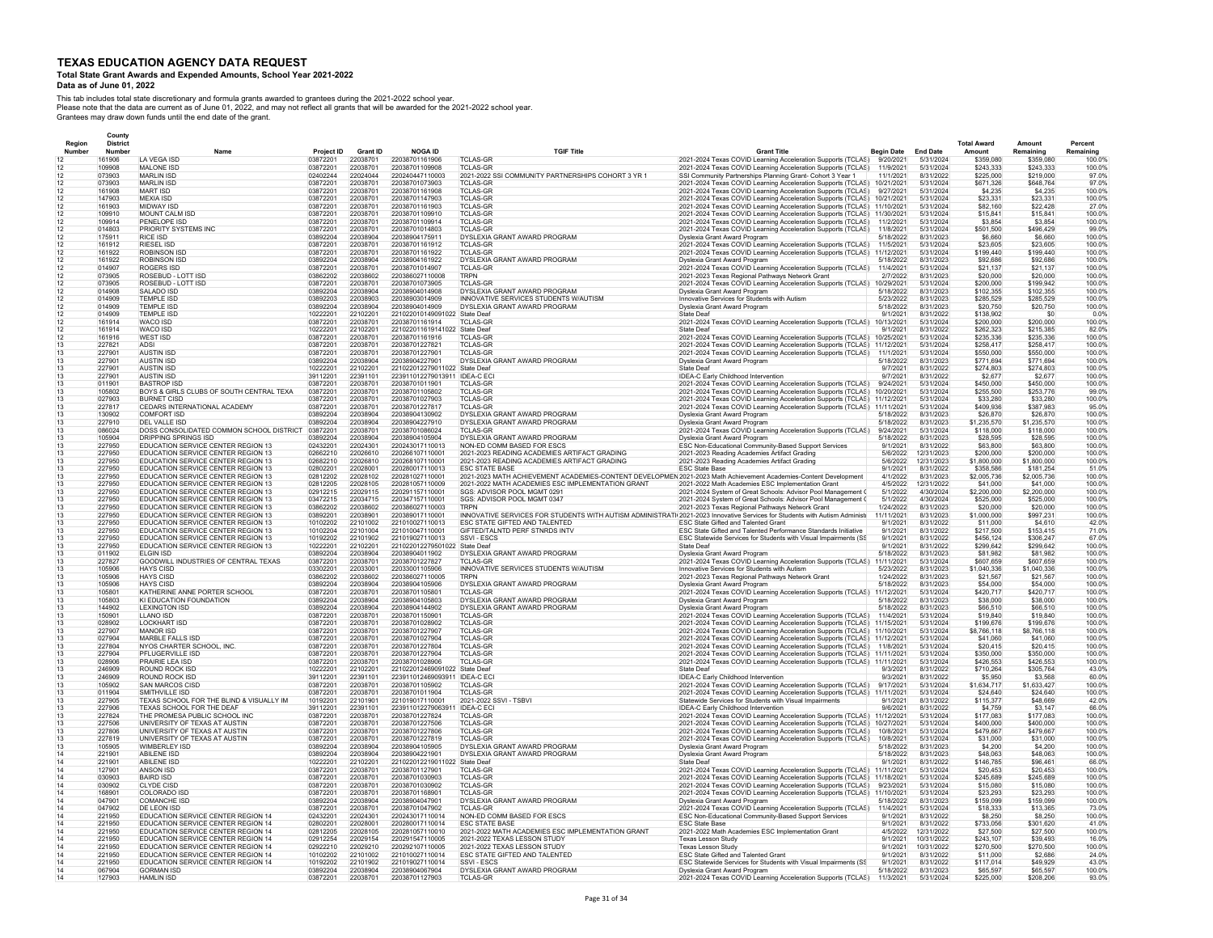# TEXAS EDUCATION AGENCY DATA REQUEST

**Total State Grant Awards and Expended Amounts, School Year 2021-2022**

**Data as of June 01, 2022**

This tab includes total state discretionary and formula grants awarded to grantees during the 2021-2022 school year.
Please note that the data are current as of June 01, 2022, and may not reflect all grants that will be awarded for the 2021-2022 school year.
Grantees may draw down funds until the end date of the grant.

| Region Number | County District Number | Name | Project ID | Grant ID | NOGA ID | TGIF Title | Grant Title | Begin Date | End Date | Total Award Amount | Amount Remaining | Percent Remaining |
|---|---|---|---|---|---|---|---|---|---|---|---|---|
| 12 | 161906 | LA VEGA ISD | 03872201 | 22038701 | 22038701161906 | TCLAS-GR | 2021-2024 Texas COVID Learning Acceleration Supports (TCLAS) | 9/20/2021 | 5/31/2024 | $359,080 | $359,080 | 100.0% |
| 12 | 109908 | MALONE ISD | 03872201 | 22038701 | 22038701109908 | TCLAS-GR | 2021-2024 Texas COVID Learning Acceleration Supports (TCLAS) | 11/9/2021 | 5/31/2024 | $243,333 | $243,333 | 100.0% |
| 12 | 073903 | MARLIN ISD | 02402244 | 22024044 | 220240447110003 | 2021-2022 SSI COMMUNITY PARTNERSHIPS COHORT 3 YR 1 | SSI Community Partnerships Planning Grant- Cohort 3 Year 1 | 11/1/2021 | 8/31/2022 | $225,000 | $219,000 | 97.0% |
| 12 | 073903 | MARLIN ISD | 03872201 | 22038701 | 22038701073903 | TCLAS-GR | 2021-2024 Texas COVID Learning Acceleration Supports (TCLAS) | 10/21/2021 | 5/31/2024 | $671,326 | $648,764 | 97.0% |
| 12 | 161908 | MART ISD | 03872201 | 22038701 | 22038701161908 | TCLAS-GR | 2021-2024 Texas COVID Learning Acceleration Supports (TCLAS) | 9/27/2021 | 5/31/2024 | $4,235 | $4,235 | 100.0% |
| 12 | 147903 | MEXIA ISD | 03872201 | 22038701 | 22038701147903 | TCLAS-GR | 2021-2024 Texas COVID Learning Acceleration Supports (TCLAS) | 10/21/2021 | 5/31/2024 | $23,331 | $23,331 | 100.0% |
| 12 | 161903 | MIDWAY ISD | 03872201 | 22038701 | 22038701161903 | TCLAS-GR | 2021-2024 Texas COVID Learning Acceleration Supports (TCLAS) | 11/10/2021 | 5/31/2024 | $82,160 | $22,428 | 27.0% |
| 12 | 109910 | MOUNT CALM ISD | 03872201 | 22038701 | 22038701109910 | TCLAS-GR | 2021-2024 Texas COVID Learning Acceleration Supports (TCLAS) | 11/30/2021 | 5/31/2024 | $15,841 | $15,841 | 100.0% |
| 12 | 109914 | PENELOPE ISD | 03872201 | 22038701 | 22038701109914 | TCLAS-GR | 2021-2024 Texas COVID Learning Acceleration Supports (TCLAS) | 11/2/2021 | 5/31/2024 | $3,854 | $3,854 | 100.0% |
| 12 | 014803 | PRIORITY SYSTEMS INC | 03872201 | 22038701 | 22038701014803 | TCLAS-GR | 2021-2024 Texas COVID Learning Acceleration Supports (TCLAS) | 11/8/2021 | 5/31/2024 | $501,500 | $496,429 | 99.0% |
| 12 | 175911 | RICE ISD | 03892204 | 22038904 | 22038904175911 | DYSLEXIA GRANT AWARD PROGRAM | Dyslexia Grant Award Program | 5/18/2022 | 8/31/2023 | $6,660 | $6,660 | 100.0% |
| 12 | 161912 | RIESEL ISD | 03872201 | 22038701 | 22038701161912 | TCLAS-GR | 2021-2024 Texas COVID Learning Acceleration Supports (TCLAS) | 11/5/2021 | 5/31/2024 | $23,605 | $23,605 | 100.0% |
| 12 | 161922 | ROBINSON ISD | 03872201 | 22038701 | 22038701161922 | TCLAS-GR | 2021-2024 Texas COVID Learning Acceleration Supports (TCLAS) | 11/12/2021 | 5/31/2024 | $199,440 | $199,440 | 100.0% |
| 12 | 161922 | ROBINSON ISD | 03892204 | 22038904 | 22038904161922 | DYSLEXIA GRANT AWARD PROGRAM | Dyslexia Grant Award Program | 5/18/2022 | 8/31/2023 | $92,686 | $92,686 | 100.0% |
| 12 | 014907 | ROGERS ISD | 03872201 | 22038701 | 22038701014907 | TCLAS-GR | 2021-2024 Texas COVID Learning Acceleration Supports (TCLAS) | 11/4/2021 | 5/31/2024 | $21,137 | $21,137 | 100.0% |
| 12 | 073905 | ROSEBUD - LOTT ISD | 03862202 | 22038602 | 22038602710008 | TRPN | 2021-2023 Texas Regional Pathways Network Grant | 2/7/2022 | 8/31/2023 | $20,000 | $20,000 | 100.0% |
| 12 | 073905 | ROSEBUD - LOTT ISD | 03872201 | 22038701 | 22038701073905 | TCLAS-GR | 2021-2024 Texas COVID Learning Acceleration Supports (TCLAS) | 10/29/2021 | 5/31/2024 | $200,000 | $199,942 | 100.0% |
| 12 | 014908 | SALADO ISD | 03892204 | 22038904 | 22038904014908 | DYSLEXIA GRANT AWARD PROGRAM | Dyslexia Grant Award Program | 5/18/2022 | 8/31/2023 | $102,355 | $102,355 | 100.0% |
| 12 | 014909 | TEMPLE ISD | 03892203 | 22038903 | 22038903014909 | INNOVATIVE SERVICES STUDENTS W/AUTISM | Innovative Services for Students with Autism | 5/23/2022 | 8/31/2023 | $285,529 | $285,529 | 100.0% |
| 12 | 014909 | TEMPLE ISD | 03892204 | 22038904 | 22038904014909 | DYSLEXIA GRANT AWARD PROGRAM | Dyslexia Grant Award Program | 5/18/2022 | 8/31/2023 | $20,750 | $20,750 | 100.0% |
| 12 | 014909 | TEMPLE ISD | 10222201 | 22102201 | 22102201014909 1022 | State Deaf | State Deaf | 9/1/2021 | 8/31/2022 | $138,902 | $0 | 0.0% |
| 12 | 161914 | WACO ISD | 03872201 | 22038701 | 22038701161914 | TCLAS-GR | 2021-2024 Texas COVID Learning Acceleration Supports (TCLAS) | 10/13/2021 | 5/31/2024 | $200,000 | $200,000 | 100.0% |
| 12 | 161914 | WACO ISD | 10222201 | 22102201 | 22102201161914 1022 | State Deaf | State Deaf | 9/1/2021 | 8/31/2022 | $262,323 | $215,385 | 82.0% |
| 12 | 161916 | WEST ISD | 03872201 | 22038701 | 22038701161916 | TCLAS-GR | 2021-2024 Texas COVID Learning Acceleration Supports (TCLAS) | 10/25/2021 | 5/31/2024 | $235,336 | $235,336 | 100.0% |
| 13 | 227821 | ADSI | 03872201 | 22038701 | 22038701227821 | TCLAS-GR | 2021-2024 Texas COVID Learning Acceleration Supports (TCLAS) | 11/12/2021 | 5/31/2024 | $258,417 | $258,417 | 100.0% |
| 13 | 227901 | AUSTIN ISD | 03872201 | 22038701 | 22038701227901 | TCLAS-GR | 2021-2024 Texas COVID Learning Acceleration Supports (TCLAS) | 11/1/2021 | 5/31/2024 | $550,000 | $550,000 | 100.0% |
| 13 | 227901 | AUSTIN ISD | 03892204 | 22038904 | 22038904227901 | DYSLEXIA GRANT AWARD PROGRAM | Dyslexia Grant Award Program | 5/18/2022 | 8/31/2023 | $771,694 | $771,694 | 100.0% |
| 13 | 227901 | AUSTIN ISD | 10222201 | 22102201 | 22102201227901 1022 | State Deaf | State Deaf | 9/7/2021 | 8/31/2022 | $274,803 | $274,803 | 100.0% |
| 13 | 227901 | AUSTIN ISD | 39112201 | 22391101 | 22391101227901 3911 | IDEA-C ECI | IDEA-C Early Childhood Intervention | 9/7/2021 | 8/31/2022 | $2,677 | $2,677 | 100.0% |
| 13 | 011901 | BASTROP ISD | 03872201 | 22038701 | 22038701011901 | TCLAS-GR | 2021-2024 Texas COVID Learning Acceleration Supports (TCLAS) | 9/24/2021 | 5/31/2024 | $450,000 | $450,000 | 100.0% |
| 13 | 105802 | BOYS & GIRLS CLUBS OF SOUTH CENTRAL TEXA | 03872201 | 22038701 | 22038701105802 | TCLAS-GR | 2021-2024 Texas COVID Learning Acceleration Supports (TCLAS) | 10/20/2021 | 5/31/2024 | $255,500 | $253,776 | 99.0% |
| 13 | 027903 | BURNET CISD | 03872201 | 22038701 | 22038701027903 | TCLAS-GR | 2021-2024 Texas COVID Learning Acceleration Supports (TCLAS) | 11/12/2021 | 5/31/2024 | $33,280 | $33,280 | 100.0% |
| 13 | 227817 | CEDARS INTERNATIONAL ACADEMY | 03872201 | 22038701 | 22038701227817 | TCLAS-GR | 2021-2024 Texas COVID Learning Acceleration Supports (TCLAS) | 11/11/2021 | 5/31/2024 | $409,936 | $387,983 | 95.0% |
| 13 | 130902 | COMFORT ISD | 03892204 | 22038904 | 22038904130902 | DYSLEXIA GRANT AWARD PROGRAM | Dyslexia Grant Award Program | 5/18/2022 | 8/31/2023 | $26,870 | $26,870 | 100.0% |
| 13 | 227910 | DEL VALLE ISD | 03892204 | 22038904 | 22038904227910 | DYSLEXIA GRANT AWARD PROGRAM | Dyslexia Grant Award Program | 5/18/2022 | 8/31/2023 | $1,235,570 | $1,235,570 | 100.0% |
| 13 | 086024 | DOSS CONSOLIDATED COMMON SCHOOL DISTRICT | 03872201 | 22038701 | 22038701086024 | TCLAS-GR | 2021-2024 Texas COVID Learning Acceleration Supports (TCLAS) | 9/24/2021 | 5/31/2024 | $118,000 | $118,000 | 100.0% |
| 13 | 105904 | DRIPPING SPRINGS ISD | 03892204 | 22038904 | 22038904105904 | DYSLEXIA GRANT AWARD PROGRAM | Dyslexia Grant Award Program | 5/18/2022 | 8/31/2023 | $28,595 | $28,595 | 100.0% |
| 13 | 227950 | EDUCATION SERVICE CENTER REGION 13 | 02432201 | 22024301 | 220243017110013 | NON-ED COMM BASED FOR ESCS | ESC Non-Educational Community-Based Support Services | 9/1/2021 | 8/31/2022 | $63,800 | $63,800 | 100.0% |
| 13 | 227950 | EDUCATION SERVICE CENTER REGION 13 | 02662210 | 22026610 | 220266107110001 | 2021-2023 READING ACADEMIES ARTIFACT GRADING | 2021-2023 Reading Academies Artifact Grading | 5/6/2022 | 12/31/2023 | $200,000 | $200,000 | 100.0% |
| 13 | 227950 | EDUCATION SERVICE CENTER REGION 13 | 02682210 | 22026810 | 220268107110001 | 2021-2023 READING ACADEMIES ARTIFACT GRADING | 2021-2023 Reading Academies Artifact Grading | 5/6/2022 | 12/31/2023 | $1,800,000 | $1,800,000 | 100.0% |
| 13 | 227950 | EDUCATION SERVICE CENTER REGION 13 | 02802201 | 22028001 | 220280017110013 | ESC STATE BASE | ESC State Base | 9/1/2021 | 8/31/2022 | $358,586 | $181,254 | 51.0% |
| 13 | 227950 | EDUCATION SERVICE CENTER REGION 13 | 02812202 | 22028102 | 220281027110001 | 2021-2023 MATH ACHIEVEMENT ACADEMIES-CONTENT DEVELOPMEN | 2021-2023 Math Achievement Academies-Content Development | 4/1/2022 | 8/31/2023 | $2,005,736 | $2,005,736 | 100.0% |
| 13 | 227950 | EDUCATION SERVICE CENTER REGION 13 | 02812205 | 22028105 | 220281057110009 | 2021-2022 MATH ACADEMIES ESC IMPLEMENTATION GRANT | 2021-2022 Math Academies ESC Implementation Grant | 4/5/2022 | 12/31/2022 | $41,000 | $41,000 | 100.0% |
| 13 | 227950 | EDUCATION SERVICE CENTER REGION 13 | 02912215 | 22029115 | 220291157110001 | SGS: ADVISOR POOL MGMT 0291 | 2021-2024 System of Great Schools: Advisor Pool Management ( | 5/1/2022 | 4/30/2024 | $2,200,000 | $2,200,000 | 100.0% |
| 13 | 227950 | EDUCATION SERVICE CENTER REGION 13 | 03472215 | 22034715 | 220347157110001 | SGS: ADVISOR POOL MGMT 0347 | 2021-2024 System of Great Schools: Advisor Pool Management ( | 5/1/2022 | 4/30/2024 | $525,000 | $525,000 | 100.0% |
| 13 | 227950 | EDUCATION SERVICE CENTER REGION 13 | 03862202 | 22038602 | 220386027110003 | TRPN | 2021-2023 Texas Regional Pathways Network Grant | 1/24/2022 | 8/31/2023 | $20,000 | $20,000 | 100.0% |
| 13 | 227950 | EDUCATION SERVICE CENTER REGION 13 | 03892201 | 22038901 | 220389017110001 | INNOVATIVE SERVICES FOR STUDENTS WITH AUTISM ADMINISTRATI | 2021-2023 Innovative Services for Students with Autism Administ | 11/11/2021 | 8/31/2023 | $1,000,000 | $997,231 | 100.0% |
| 13 | 227950 | EDUCATION SERVICE CENTER REGION 13 | 10102202 | 22101002 | 221010027110013 | ESC STATE GIFTED AND TALENTED | ESC State Gifted and Talented Grant | 9/1/2021 | 8/31/2022 | $11,000 | $4,610 | 42.0% |
| 13 | 227950 | EDUCATION SERVICE CENTER REGION 13 | 10102204 | 22101004 | 221010047110001 | GIFTED/TALNTD PERF STNRDS INTV | ESC State Gifted and Talented Performance Standards Initiative | 9/1/2021 | 8/31/2022 | $217,500 | $153,415 | 71.0% |
| 13 | 227950 | EDUCATION SERVICE CENTER REGION 13 | 10192202 | 22101902 | 221019027110013 | SSVI - ESCS | ESC Statewide Services for Students with Visual Impairments (SS | 9/1/2021 | 8/31/2022 | $456,124 | $306,247 | 67.0% |
| 13 | 227950 | EDUCATION SERVICE CENTER REGION 13 | 10222201 | 22102201 | 22102201227950 1022 | State Deaf | State Deaf | 9/1/2021 | 8/31/2022 | $299,642 | $299,642 | 100.0% |
| 13 | 011902 | ELGIN ISD | 03892204 | 22038904 | 22038904011902 | DYSLEXIA GRANT AWARD PROGRAM | Dyslexia Grant Award Program | 5/18/2022 | 8/31/2023 | $81,982 | $81,982 | 100.0% |
| 13 | 227827 | GOODWILL INDUSTRIES OF CENTRAL TEXAS | 03872201 | 22038701 | 22038701227827 | TCLAS-GR | 2021-2024 Texas COVID Learning Acceleration Supports (TCLAS) | 11/11/2021 | 5/31/2024 | $607,659 | $607,659 | 100.0% |
| 13 | 105906 | HAYS CISD | 03302201 | 22033001 | 22033001105906 | INNOVATIVE SERVICES STUDENTS W/AUTISM | Innovative Services for Students with Autism | 5/23/2022 | 8/31/2023 | $1,040,336 | $1,040,336 | 100.0% |
| 13 | 105906 | HAYS CISD | 03862202 | 22038602 | 220386027110005 | TRPN | 2021-2023 Texas Regional Pathways Network Grant | 1/24/2022 | 8/31/2023 | $21,567 | $21,567 | 100.0% |
| 13 | 105906 | HAYS CISD | 03892204 | 22038904 | 22038904105906 | DYSLEXIA GRANT AWARD PROGRAM | Dyslexia Grant Award Program | 5/18/2022 | 8/31/2023 | $54,000 | $54,000 | 100.0% |
| 13 | 105801 | KATHERINE ANNE PORTER SCHOOL | 03872201 | 22038701 | 22038701105801 | TCLAS-GR | 2021-2024 Texas COVID Learning Acceleration Supports (TCLAS) | 11/12/2021 | 5/31/2024 | $420,717 | $420,717 | 100.0% |
| 13 | 105803 | KI EDUCATION FOUNDATION | 03892204 | 22038904 | 22038904105803 | DYSLEXIA GRANT AWARD PROGRAM | Dyslexia Grant Award Program | 5/18/2022 | 8/31/2023 | $38,000 | $38,000 | 100.0% |
| 13 | 144902 | LEXINGTON ISD | 03892204 | 22038904 | 22038904144902 | DYSLEXIA GRANT AWARD PROGRAM | Dyslexia Grant Award Program | 5/18/2022 | 8/31/2023 | $66,510 | $66,510 | 100.0% |
| 13 | 150901 | LLANO ISD | 03872201 | 22038701 | 22038701150901 | TCLAS-GR | 2021-2024 Texas COVID Learning Acceleration Supports (TCLAS) | 11/4/2021 | 5/31/2024 | $19,840 | $19,840 | 100.0% |
| 13 | 028902 | LOCKHART ISD | 03872201 | 22038701 | 22038701028902 | TCLAS-GR | 2021-2024 Texas COVID Learning Acceleration Supports (TCLAS) | 11/15/2021 | 5/31/2024 | $199,676 | $199,676 | 100.0% |
| 13 | 227907 | MANOR ISD | 03872201 | 22038701 | 22038701227907 | TCLAS-GR | 2021-2024 Texas COVID Learning Acceleration Supports (TCLAS) | 11/10/2021 | 5/31/2024 | $8,766,118 | $8,766,118 | 100.0% |
| 13 | 027904 | MARBLE FALLS ISD | 03872201 | 22038701 | 22038701027904 | TCLAS-GR | 2021-2024 Texas COVID Learning Acceleration Supports (TCLAS) | 11/12/2021 | 5/31/2024 | $41,060 | $41,060 | 100.0% |
| 13 | 227804 | NYOS CHARTER SCHOOL, INC. | 03872201 | 22038701 | 22038701227804 | TCLAS-GR | 2021-2024 Texas COVID Learning Acceleration Supports (TCLAS) | 11/8/2021 | 5/31/2024 | $20,415 | $20,415 | 100.0% |
| 13 | 227904 | PFLUGERVILLE ISD | 03872201 | 22038701 | 22038701227904 | TCLAS-GR | 2021-2024 Texas COVID Learning Acceleration Supports (TCLAS) | 11/11/2021 | 5/31/2024 | $350,000 | $350,000 | 100.0% |
| 13 | 028906 | PRAIRIE LEA ISD | 03872201 | 22038701 | 22038701028906 | TCLAS-GR | 2021-2024 Texas COVID Learning Acceleration Supports (TCLAS) | 11/11/2021 | 5/31/2024 | $426,553 | $426,553 | 100.0% |
| 13 | 246909 | ROUND ROCK ISD | 10222201 | 22102201 | 22102201246909 1022 | State Deaf | State Deaf | 9/3/2021 | 8/31/2022 | $710,264 | $305,764 | 43.0% |
| 13 | 246909 | ROUND ROCK ISD | 39112201 | 22391101 | 22391101246909 3911 | IDEA-C ECI | IDEA-C Early Childhood Intervention | 9/3/2021 | 8/31/2022 | $5,950 | $3,568 | 60.0% |
| 13 | 105902 | SAN MARCOS CISD | 03872201 | 22038701 | 22038701105902 | TCLAS-GR | 2021-2024 Texas COVID Learning Acceleration Supports (TCLAS) | 9/17/2021 | 5/31/2024 | $1,634,717 | $1,633,427 | 100.0% |
| 13 | 011904 | SMITHVILLE ISD | 03872201 | 22038701 | 22038701011904 | TCLAS-GR | 2021-2024 Texas COVID Learning Acceleration Supports (TCLAS) | 11/11/2021 | 5/31/2024 | $24,640 | $24,640 | 100.0% |
| 13 | 227905 | TEXAS SCHOOL FOR THE BLIND & VISUALLY IM | 10192201 | 22101901 | 221019017110001 | 2021-2022 SSVI - TSBVI | Statewide Services for Students with Visual Impairments | 9/1/2021 | 8/31/2022 | $115,377 | $48,669 | 42.0% |
| 13 | 227906 | TEXAS SCHOOL FOR THE DEAF | 39112201 | 22391101 | 22391101227906 3911 | IDEA-C ECI | IDEA-C Early Childhood Intervention | 9/6/2021 | 8/31/2022 | $4,759 | $3,147 | 66.0% |
| 13 | 227824 | THE PROMESA PUBLIC SCHOOL INC | 03872201 | 22038701 | 22038701227824 | TCLAS-GR | 2021-2024 Texas COVID Learning Acceleration Supports (TCLAS) | 11/12/2021 | 5/31/2024 | $177,083 | $177,083 | 100.0% |
| 13 | 227506 | UNIVERSITY OF TEXAS AT AUSTIN | 03872201 | 22038701 | 22038701227506 | TCLAS-GR | 2021-2024 Texas COVID Learning Acceleration Supports (TCLAS) | 10/27/2021 | 5/31/2024 | $400,000 | $400,000 | 100.0% |
| 13 | 227806 | UNIVERSITY OF TEXAS AT AUSTIN | 03872201 | 22038701 | 22038701227806 | TCLAS-GR | 2021-2024 Texas COVID Learning Acceleration Supports (TCLAS) | 10/8/2021 | 5/31/2024 | $479,667 | $479,667 | 100.0% |
| 13 | 227819 | UNIVERSITY OF TEXAS AT AUSTIN | 03872201 | 22038701 | 22038701227819 | TCLAS-GR | 2021-2024 Texas COVID Learning Acceleration Supports (TCLAS) | 10/8/2021 | 5/31/2024 | $31,000 | $31,000 | 100.0% |
| 13 | 105905 | WIMBERLEY ISD | 03892204 | 22038904 | 22038904105905 | DYSLEXIA GRANT AWARD PROGRAM | Dyslexia Grant Award Program | 5/18/2022 | 8/31/2023 | $4,200 | $4,200 | 100.0% |
| 14 | 221901 | ABILENE ISD | 03892204 | 22038904 | 22038904221901 | DYSLEXIA GRANT AWARD PROGRAM | Dyslexia Grant Award Program | 5/18/2022 | 8/31/2023 | $48,063 | $48,063 | 100.0% |
| 14 | 221901 | ABILENE ISD | 10222201 | 22102201 | 22102201221901 1022 | State Deaf | State Deaf | 9/1/2021 | 8/31/2022 | $146,785 | $96,461 | 66.0% |
| 14 | 127901 | ANSON ISD | 03872201 | 22038701 | 22038701127901 | TCLAS-GR | 2021-2024 Texas COVID Learning Acceleration Supports (TCLAS) | 11/11/2021 | 5/31/2024 | $20,453 | $20,453 | 100.0% |
| 14 | 030903 | BAIRD ISD | 03872201 | 22038701 | 22038701030903 | TCLAS-GR | 2021-2024 Texas COVID Learning Acceleration Supports (TCLAS) | 11/18/2021 | 5/31/2024 | $245,689 | $245,689 | 100.0% |
| 14 | 030902 | CLYDE CISD | 03872201 | 22038701 | 22038701030902 | TCLAS-GR | 2021-2024 Texas COVID Learning Acceleration Supports (TCLAS) | 9/23/2021 | 5/31/2024 | $15,080 | $15,080 | 100.0% |
| 14 | 168901 | COLORADO ISD | 03872201 | 22038701 | 22038701168901 | TCLAS-GR | 2021-2024 Texas COVID Learning Acceleration Supports (TCLAS) | 11/10/2021 | 5/31/2024 | $23,293 | $23,293 | 100.0% |
| 14 | 047901 | COMANCHE ISD | 03892204 | 22038904 | 22038904047901 | DYSLEXIA GRANT AWARD PROGRAM | Dyslexia Grant Award Program | 5/18/2022 | 8/31/2023 | $159,099 | $159,099 | 100.0% |
| 14 | 047902 | DE LEON ISD | 03872201 | 22038701 | 22038701047902 | TCLAS-GR | 2021-2024 Texas COVID Learning Acceleration Supports (TCLAS) | 11/4/2021 | 5/31/2024 | $18,333 | $13,365 | 73.0% |
| 14 | 221950 | EDUCATION SERVICE CENTER REGION 14 | 02432201 | 22024301 | 220243017110014 | NON-ED COMM BASED FOR ESCS | ESC Non-Educational Community-Based Support Services | 9/1/2021 | 8/31/2022 | $8,250 | $8,250 | 100.0% |
| 14 | 221950 | EDUCATION SERVICE CENTER REGION 14 | 02802201 | 22028001 | 220280017110014 | ESC STATE BASE | ESC State Base | 9/1/2021 | 8/31/2022 | $733,056 | $301,820 | 41.0% |
| 14 | 221950 | EDUCATION SERVICE CENTER REGION 14 | 02812205 | 22028105 | 220281057110010 | 2021-2022 MATH ACADEMIES ESC IMPLEMENTATION GRANT | 2021-2022 Math Academies ESC Implementation Grant | 4/5/2022 | 12/31/2022 | $27,500 | $27,500 | 100.0% |
| 14 | 221950 | EDUCATION SERVICE CENTER REGION 14 | 02912254 | 22029154 | 220291547110005 | 2021-2022 TEXAS LESSON STUDY | Texas Lesson Study | 9/1/2021 | 10/31/2022 | $243,107 | $39,493 | 16.0% |
| 14 | 221950 | EDUCATION SERVICE CENTER REGION 14 | 02922210 | 22029210 | 220292107110005 | 2021-2022 TEXAS LESSON STUDY | Texas Lesson Study | 9/1/2021 | 10/31/2022 | $270,500 | $270,500 | 100.0% |
| 14 | 221950 | EDUCATION SERVICE CENTER REGION 14 | 10102202 | 22101002 | 221010027110014 | ESC STATE GIFTED AND TALENTED | ESC State Gifted and Talented Grant | 9/1/2021 | 8/31/2022 | $11,000 | $2,686 | 24.0% |
| 14 | 221950 | EDUCATION SERVICE CENTER REGION 14 | 10192202 | 22101902 | 221019027110014 | SSVI - ESCS | ESC Statewide Services for Students with Visual Impairments (SS | 9/1/2021 | 8/31/2022 | $117,014 | $49,929 | 43.0% |
| 14 | 067904 | GORMAN ISD | 03892204 | 22038904 | 22038904067904 | DYSLEXIA GRANT AWARD PROGRAM | Dyslexia Grant Award Program | 5/18/2022 | 8/31/2023 | $65,597 | $65,597 | 100.0% |
| 14 | 127903 | HAMLIN ISD | 03872201 | 22038701 | 22038701127903 | TCLAS-GR | 2021-2024 Texas COVID Learning Acceleration Supports (TCLAS) | 11/3/2021 | 5/31/2024 | $225,000 | $208,206 | 93.0% |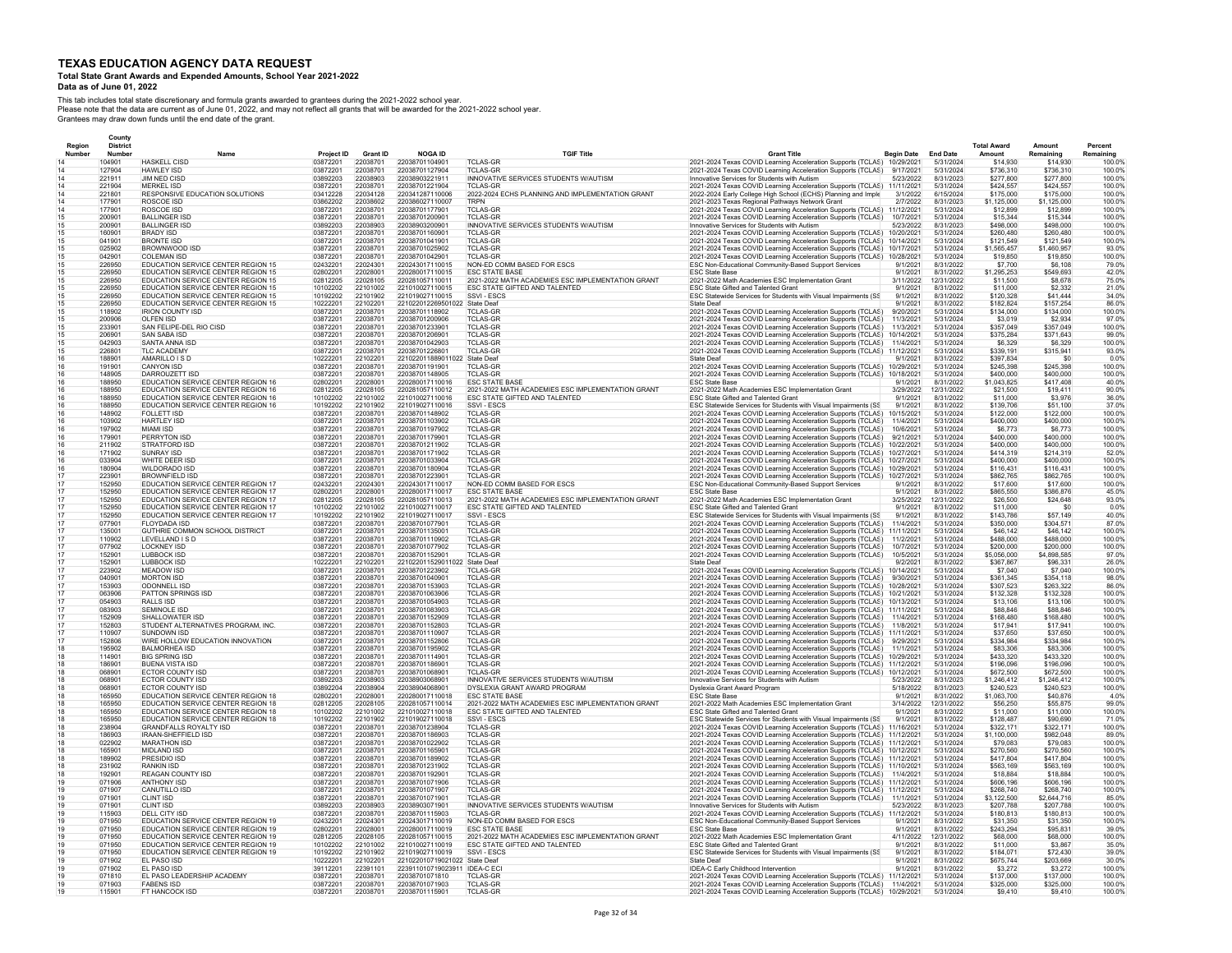# TEXAS EDUCATION AGENCY DATA REQUEST

**Total State Grant Awards and Expended Amounts, School Year 2021-2022**

**Data as of June 01, 2022**

This tab includes total state discretionary and formula grants awarded to grantees during the 2021-2022 school year.
Please note that the data are current as of June 01, 2022, and may not reflect all grants that will be awarded for the 2021-2022 school year.
Grantees may draw down funds until the end date of the grant.

| Region Number | County District Number | Name | Project ID | Grant ID | NOGA ID | TGIF Title | Grant Title | Begin Date | End Date | Total Award Amount | Amount Remaining | Percent Remaining |
|---|---|---|---|---|---|---|---|---|---|---|---|---|
| 14 | 104901 | HASKELL CISD | 03872201 | 22038701 | 22038701104901 | TCLAS-GR | 2021-2024 Texas COVID Learning Acceleration Supports (TCLAS) | 10/29/2021 | 5/31/2024 | $14,930 | $14,930 | 100.0% |
| 14 | 127904 | HAWLEY ISD | 03872201 | 22038701 | 22038701127904 | TCLAS-GR | 2021-2024 Texas COVID Learning Acceleration Supports (TCLAS) | 9/17/2021 | 5/31/2024 | $736,310 | $736,310 | 100.0% |
| 14 | 221911 | JIM NED CISD | 03892203 | 22038903 | 22038903221911 | INNOVATIVE SERVICES STUDENTS W/AUTISM | Innovative Services for Students with Autism | 5/23/2022 | 8/31/2023 | $277,800 | $277,800 | 100.0% |
| 14 | 221904 | MERKEL ISD | 03872201 | 22038701 | 22038701221904 | TCLAS-GR | 2021-2024 Texas COVID Learning Acceleration Supports (TCLAS) | 11/11/2021 | 5/31/2024 | $424,557 | $424,557 | 100.0% |
| 14 | 221801 | RESPONSIVE EDUCATION SOLUTIONS | 03412228 | 22034128 | 22034128710006 | 2022-2024 ECHS PLANNING AND IMPLEMENTATION GRANT | 2022-2024 Early College High School (ECHS) Planning and Imple | 3/1/2022 | 6/15/2024 | $175,000 | $175,000 | 100.0% |
| 14 | 177901 | ROSCOE ISD | 03862202 | 22038602 | 22038602710007 | TRPN | 2021-2023 Texas Regional Pathways Network Grant | 2/7/2022 | 8/31/2023 | $1,125,000 | $1,125,000 | 100.0% |
| 14 | 177901 | ROSCOE ISD | 03872201 | 22038701 | 22038701177901 | TCLAS-GR | 2021-2024 Texas COVID Learning Acceleration Supports (TCLAS) | 11/12/2021 | 5/31/2024 | $12,899 | $12,899 | 100.0% |
| 15 | 200901 | BALLINGER ISD | 03872201 | 22038701 | 22038701200901 | TCLAS-GR | 2021-2024 Texas COVID Learning Acceleration Supports (TCLAS) | 10/7/2021 | 5/31/2024 | $15,344 | $15,344 | 100.0% |
| 15 | 200901 | BALLINGER ISD | 03892203 | 22038903 | 22038903200901 | INNOVATIVE SERVICES STUDENTS W/AUTISM | Innovative Services for Students with Autism | 5/23/2022 | 8/31/2023 | $498,000 | $498,000 | 100.0% |
| 15 | 160901 | BRADY ISD | 03872201 | 22038701 | 22038701160901 | TCLAS-GR | 2021-2024 Texas COVID Learning Acceleration Supports (TCLAS) | 10/20/2021 | 5/31/2024 | $260,480 | $260,480 | 100.0% |
| 15 | 041901 | BRONTE ISD | 03872201 | 22038701 | 22038701041901 | TCLAS-GR | 2021-2024 Texas COVID Learning Acceleration Supports (TCLAS) | 10/14/2021 | 5/31/2024 | $121,549 | $121,549 | 100.0% |
| 15 | 025902 | BROWNWOOD ISD | 03872201 | 22038701 | 22038701025902 | TCLAS-GR | 2021-2024 Texas COVID Learning Acceleration Supports (TCLAS) | 10/17/2021 | 5/31/2024 | $1,565,457 | $1,460,957 | 93.0% |
| 15 | 042901 | COLEMAN ISD | 03872201 | 22038701 | 22038701042901 | TCLAS-GR | 2021-2024 Texas COVID Learning Acceleration Supports (TCLAS) | 10/28/2021 | 5/31/2024 | $19,850 | $19,850 | 100.0% |
| 15 | 226950 | EDUCATION SERVICE CENTER REGION 15 | 02432201 | 22024301 | 22024301710015 | NON-ED COMM BASED FOR ESCS | ESC Non-Educational Community-Based Support Services | 9/1/2021 | 8/31/2022 | $7,700 | $6,108 | 79.0% |
| 15 | 226950 | EDUCATION SERVICE CENTER REGION 15 | 02802201 | 22028001 | 22028001710015 | ESC STATE BASE | ESC State Base | 9/1/2021 | 8/31/2022 | $1,295,253 | $549,693 | 42.0% |
| 15 | 226950 | EDUCATION SERVICE CENTER REGION 15 | 02812205 | 22028105 | 22028105710011 | 2021-2022 MATH ACADEMIES ESC IMPLEMENTATION GRANT | 2021-2022 Math Academies ESC Implementation Grant | 3/11/2022 | 12/31/2022 | $11,500 | $8,678 | 75.0% |
| 15 | 226950 | EDUCATION SERVICE CENTER REGION 15 | 10102202 | 22101002 | 22101002710015 | ESC STATE GIFTED AND TALENTED | ESC State Gifted and Talented Grant | 9/1/2021 | 8/31/2022 | $11,000 | $2,332 | 21.0% |
| 15 | 226950 | EDUCATION SERVICE CENTER REGION 15 | 10192202 | 22101902 | 22101902710015 | SSVI - ESCS | ESC Statewide Services for Students with Visual Impairments (SS | 9/1/2021 | 8/31/2022 | $120,328 | $41,444 | 34.0% |
| 15 | 226950 | EDUCATION SERVICE CENTER REGION 15 | 10222201 | 22102201 | 22102201226950 1022 | State Deaf | State Deaf | 9/1/2021 | 8/31/2022 | $182,824 | $157,254 | 86.0% |
| 15 | 118902 | IRION COUNTY ISD | 03872201 | 22038701 | 22038701118902 | TCLAS-GR | 2021-2024 Texas COVID Learning Acceleration Supports (TCLAS) | 9/20/2021 | 5/31/2024 | $134,000 | $134,000 | 100.0% |
| 15 | 200906 | OLFEN ISD | 03872201 | 22038701 | 22038701200906 | TCLAS-GR | 2021-2024 Texas COVID Learning Acceleration Supports (TCLAS) | 11/3/2021 | 5/31/2024 | $3,019 | $2,934 | 97.0% |
| 15 | 233901 | SAN FELIPE-DEL RIO CISD | 03872201 | 22038701 | 22038701233901 | TCLAS-GR | 2021-2024 Texas COVID Learning Acceleration Supports (TCLAS) | 11/3/2021 | 5/31/2024 | $357,049 | $357,049 | 100.0% |
| 15 | 206901 | SAN SABA ISD | 03872201 | 22038701 | 22038701206901 | TCLAS-GR | 2021-2024 Texas COVID Learning Acceleration Supports (TCLAS) | 10/14/2021 | 5/31/2024 | $375,284 | $371,643 | 99.0% |
| 15 | 042903 | SANTA ANNA ISD | 03872201 | 22038701 | 22038701042903 | TCLAS-GR | 2021-2024 Texas COVID Learning Acceleration Supports (TCLAS) | 11/4/2021 | 5/31/2024 | $6,329 | $6,329 | 100.0% |
| 15 | 226801 | TLC ACADEMY | 03872201 | 22038701 | 22038701226801 | TCLAS-GR | 2021-2024 Texas COVID Learning Acceleration Supports (TCLAS) | 11/12/2021 | 5/31/2024 | $339,191 | $315,941 | 93.0% |
| 16 | 188901 | AMARILLO I S D | 10222201 | 22102201 | 22102201188901 1022 | State Deaf | State Deaf | 9/1/2021 | 8/31/2022 | $397,834 | $0 | 0.0% |
| 16 | 191901 | CANYON ISD | 03872201 | 22038701 | 22038701191901 | TCLAS-GR | 2021-2024 Texas COVID Learning Acceleration Supports (TCLAS) | 10/29/2021 | 5/31/2024 | $245,398 | $245,398 | 100.0% |
| 16 | 148905 | DARROUZETT ISD | 03872201 | 22038701 | 22038701148905 | TCLAS-GR | 2021-2024 Texas COVID Learning Acceleration Supports (TCLAS) | 10/18/2021 | 5/31/2024 | $400,000 | $400,000 | 100.0% |
| 16 | 188950 | EDUCATION SERVICE CENTER REGION 16 | 02802201 | 22028001 | 22028001710016 | ESC STATE BASE | ESC State Base | 9/1/2021 | 8/31/2022 | $1,043,825 | $417,408 | 40.0% |
| 16 | 188950 | EDUCATION SERVICE CENTER REGION 16 | 02812205 | 22028105 | 22028105710012 | 2021-2022 MATH ACADEMIES ESC IMPLEMENTATION GRANT | 2021-2022 Math Academies ESC Implementation Grant | 3/29/2022 | 12/31/2022 | $21,500 | $19,411 | 90.0% |
| 16 | 188950 | EDUCATION SERVICE CENTER REGION 16 | 10102202 | 22101002 | 22101002710016 | ESC STATE GIFTED AND TALENTED | ESC State Gifted and Talented Grant | 9/1/2021 | 8/31/2022 | $11,000 | $3,976 | 36.0% |
| 16 | 188950 | EDUCATION SERVICE CENTER REGION 16 | 10192202 | 22101902 | 22101902710016 | SSVI - ESCS | ESC Statewide Services for Students with Visual Impairments (SS | 9/1/2021 | 8/31/2022 | $139,706 | $51,100 | 37.0% |
| 16 | 148902 | FOLLETT ISD | 03872201 | 22038701 | 22038701148902 | TCLAS-GR | 2021-2024 Texas COVID Learning Acceleration Supports (TCLAS) | 10/15/2021 | 5/31/2024 | $122,000 | $122,000 | 100.0% |
| 16 | 103902 | HARTLEY ISD | 03872201 | 22038701 | 22038701103902 | TCLAS-GR | 2021-2024 Texas COVID Learning Acceleration Supports (TCLAS) | 11/4/2021 | 5/31/2024 | $400,000 | $400,000 | 100.0% |
| 16 | 197902 | MIAMI ISD | 03872201 | 22038701 | 22038701197902 | TCLAS-GR | 2021-2024 Texas COVID Learning Acceleration Supports (TCLAS) | 10/6/2021 | 5/31/2024 | $6,773 | $6,773 | 100.0% |
| 16 | 179901 | PERRYTON ISD | 03872201 | 22038701 | 22038701179901 | TCLAS-GR | 2021-2024 Texas COVID Learning Acceleration Supports (TCLAS) | 9/21/2021 | 5/31/2024 | $400,000 | $400,000 | 100.0% |
| 16 | 211902 | STRATFORD ISD | 03872201 | 22038701 | 22038701211902 | TCLAS-GR | 2021-2024 Texas COVID Learning Acceleration Supports (TCLAS) | 10/22/2021 | 5/31/2024 | $400,000 | $400,000 | 100.0% |
| 16 | 171902 | SUNRAY ISD | 03872201 | 22038701 | 22038701171902 | TCLAS-GR | 2021-2024 Texas COVID Learning Acceleration Supports (TCLAS) | 10/27/2021 | 5/31/2024 | $414,319 | $214,319 | 52.0% |
| 16 | 033904 | WHITE DEER ISD | 03872201 | 22038701 | 22038701033904 | TCLAS-GR | 2021-2024 Texas COVID Learning Acceleration Supports (TCLAS) | 10/27/2021 | 5/31/2024 | $400,000 | $400,000 | 100.0% |
| 16 | 180904 | WILDORADO ISD | 03872201 | 22038701 | 22038701180904 | TCLAS-GR | 2021-2024 Texas COVID Learning Acceleration Supports (TCLAS) | 10/29/2021 | 5/31/2024 | $116,431 | $116,431 | 100.0% |
| 17 | 223901 | BROWNFIELD ISD | 03872201 | 22038701 | 22038701223901 | TCLAS-GR | 2021-2024 Texas COVID Learning Acceleration Supports (TCLAS) | 10/27/2021 | 5/31/2024 | $862,765 | $862,765 | 100.0% |
| 17 | 152950 | EDUCATION SERVICE CENTER REGION 17 | 02432201 | 22024301 | 22024301710017 | NON-ED COMM BASED FOR ESCS | ESC Non-Educational Community-Based Support Services | 9/1/2021 | 8/31/2022 | $17,600 | $17,600 | 100.0% |
| 17 | 152950 | EDUCATION SERVICE CENTER REGION 17 | 02802201 | 22028001 | 22028001710017 | ESC STATE BASE | ESC State Base | 9/1/2021 | 8/31/2022 | $865,550 | $386,876 | 45.0% |
| 17 | 152950 | EDUCATION SERVICE CENTER REGION 17 | 02812205 | 22028105 | 22028105710013 | 2021-2022 MATH ACADEMIES ESC IMPLEMENTATION GRANT | 2021-2022 Math Academies ESC Implementation Grant | 3/25/2022 | 12/31/2022 | $26,500 | $24,648 | 93.0% |
| 17 | 152950 | EDUCATION SERVICE CENTER REGION 17 | 10102202 | 22101002 | 22101002710017 | ESC STATE GIFTED AND TALENTED | ESC State Gifted and Talented Grant | 9/1/2021 | 8/31/2022 | $11,000 | $0 | 0.0% |
| 17 | 152950 | EDUCATION SERVICE CENTER REGION 17 | 10192202 | 22101902 | 22101902710017 | SSVI - ESCS | ESC Statewide Services for Students with Visual Impairments (SS | 9/1/2021 | 8/31/2022 | $143,786 | $57,149 | 40.0% |
| 17 | 077901 | FLOYDADA ISD | 03872201 | 22038701 | 22038701077901 | TCLAS-GR | 2021-2024 Texas COVID Learning Acceleration Supports (TCLAS) | 11/4/2021 | 5/31/2024 | $350,000 | $304,571 | 87.0% |
| 17 | 135001 | GUTHRIE COMMON SCHOOL DISTRICT | 03872201 | 22038701 | 22038701135001 | TCLAS-GR | 2021-2024 Texas COVID Learning Acceleration Supports (TCLAS) | 11/11/2021 | 5/31/2024 | $46,142 | $46,142 | 100.0% |
| 17 | 110902 | LEVELLAND I S D | 03872201 | 22038701 | 22038701110902 | TCLAS-GR | 2021-2024 Texas COVID Learning Acceleration Supports (TCLAS) | 11/2/2021 | 5/31/2024 | $488,000 | $488,000 | 100.0% |
| 17 | 077902 | LOCKNEY ISD | 03872201 | 22038701 | 22038701077902 | TCLAS-GR | 2021-2024 Texas COVID Learning Acceleration Supports (TCLAS) | 10/7/2021 | 5/31/2024 | $200,000 | $200,000 | 100.0% |
| 17 | 152901 | LUBBOCK ISD | 03872201 | 22038701 | 22038701152901 | TCLAS-GR | 2021-2024 Texas COVID Learning Acceleration Supports (TCLAS) | 10/5/2021 | 5/31/2024 | $5,056,000 | $4,898,585 | 97.0% |
| 17 | 152901 | LUBBOCK ISD | 10222201 | 22102201 | 22102201152901 1022 | State Deaf | State Deaf | 9/1/2021 | 8/31/2022 | $367,867 | $96,331 | 26.0% |
| 17 | 223902 | MEADOW ISD | 03872201 | 22038701 | 22038701223902 | TCLAS-GR | 2021-2024 Texas COVID Learning Acceleration Supports (TCLAS) | 10/14/2021 | 5/31/2024 | $7,040 | $7,040 | 100.0% |
| 17 | 040901 | MORTON ISD | 03872201 | 22038701 | 22038701040901 | TCLAS-GR | 2021-2024 Texas COVID Learning Acceleration Supports (TCLAS) | 9/30/2021 | 5/31/2024 | $361,345 | $354,118 | 98.0% |
| 17 | 153903 | ODONNELL ISD | 03872201 | 22038701 | 22038701153903 | TCLAS-GR | 2021-2024 Texas COVID Learning Acceleration Supports (TCLAS) | 10/28/2021 | 5/31/2024 | $307,523 | $263,322 | 86.0% |
| 17 | 063906 | PATTON SPRINGS ISD | 03872201 | 22038701 | 22038701063906 | TCLAS-GR | 2021-2024 Texas COVID Learning Acceleration Supports (TCLAS) | 10/21/2021 | 5/31/2024 | $132,328 | $132,328 | 100.0% |
| 17 | 054903 | RALLS ISD | 03872201 | 22038701 | 22038701054903 | TCLAS-GR | 2021-2024 Texas COVID Learning Acceleration Supports (TCLAS) | 10/13/2021 | 5/31/2024 | $13,106 | $13,106 | 100.0% |
| 17 | 083903 | SEMINOLE ISD | 03872201 | 22038701 | 22038701083903 | TCLAS-GR | 2021-2024 Texas COVID Learning Acceleration Supports (TCLAS) | 11/11/2021 | 5/31/2024 | $88,846 | $88,846 | 100.0% |
| 17 | 152909 | SHALLOWATER ISD | 03872201 | 22038701 | 22038701152909 | TCLAS-GR | 2021-2024 Texas COVID Learning Acceleration Supports (TCLAS) | 11/4/2021 | 5/31/2024 | $168,480 | $168,480 | 100.0% |
| 17 | 152803 | STUDENT ALTERNATIVES PROGRAM, INC. | 03872201 | 22038701 | 22038701152803 | TCLAS-GR | 2021-2024 Texas COVID Learning Acceleration Supports (TCLAS) | 11/8/2021 | 5/31/2024 | $17,941 | $17,941 | 100.0% |
| 17 | 110907 | SUNDOWN ISD | 03872201 | 22038701 | 22038701110907 | TCLAS-GR | 2021-2024 Texas COVID Learning Acceleration Supports (TCLAS) | 11/11/2021 | 5/31/2024 | $37,650 | $37,650 | 100.0% |
| 17 | 152806 | WIRE HOLLOW EDUCATION INNOVATION | 03872201 | 22038701 | 22038701152806 | TCLAS-GR | 2021-2024 Texas COVID Learning Acceleration Supports (TCLAS) | 9/29/2021 | 5/31/2024 | $334,984 | $334,984 | 100.0% |
| 18 | 195902 | BALMORHEA ISD | 03872201 | 22038701 | 22038701195902 | TCLAS-GR | 2021-2024 Texas COVID Learning Acceleration Supports (TCLAS) | 11/1/2021 | 5/31/2024 | $83,306 | $83,306 | 100.0% |
| 18 | 114901 | BIG SPRING ISD | 03872201 | 22038701 | 22038701114901 | TCLAS-GR | 2021-2024 Texas COVID Learning Acceleration Supports (TCLAS) | 10/29/2021 | 5/31/2024 | $433,320 | $433,320 | 100.0% |
| 18 | 186901 | BUENA VISTA ISD | 03872201 | 22038701 | 22038701186901 | TCLAS-GR | 2021-2024 Texas COVID Learning Acceleration Supports (TCLAS) | 11/12/2021 | 5/31/2024 | $196,096 | $196,096 | 100.0% |
| 18 | 068901 | ECTOR COUNTY ISD | 03872201 | 22038701 | 22038701068901 | TCLAS-GR | 2021-2024 Texas COVID Learning Acceleration Supports (TCLAS) | 10/12/2021 | 5/31/2024 | $672,500 | $672,500 | 100.0% |
| 18 | 068901 | ECTOR COUNTY ISD | 03892203 | 22038903 | 22038903068901 | INNOVATIVE SERVICES STUDENTS W/AUTISM | Innovative Services for Students with Autism | 5/23/2022 | 8/31/2023 | $1,246,412 | $1,246,412 | 100.0% |
| 18 | 068901 | ECTOR COUNTY ISD | 03892204 | 22038904 | 22038904068901 | DYSLEXIA GRANT AWARD PROGRAM | Dyslexia Grant Award Program | 5/18/2022 | 8/31/2023 | $240,523 | $240,523 | 100.0% |
| 18 | 165950 | EDUCATION SERVICE CENTER REGION 18 | 02802201 | 22028001 | 22028001710018 | ESC STATE BASE | ESC State Base | 9/1/2021 | 8/31/2022 | $1,063,700 | $40,876 | 4.0% |
| 18 | 165950 | EDUCATION SERVICE CENTER REGION 18 | 02812205 | 22028105 | 22028105710014 | 2021-2022 MATH ACADEMIES ESC IMPLEMENTATION GRANT | 2021-2022 Math Academies ESC Implementation Grant | 3/14/2022 | 12/31/2022 | $56,250 | $55,875 | 99.0% |
| 18 | 165950 | EDUCATION SERVICE CENTER REGION 18 | 10102202 | 22101002 | 22101002710018 | ESC STATE GIFTED AND TALENTED | ESC State Gifted and Talented Grant | 9/1/2021 | 8/31/2022 | $11,000 | $11,000 | 100.0% |
| 18 | 165950 | EDUCATION SERVICE CENTER REGION 18 | 10192202 | 22101902 | 22101902710018 | SSVI - ESCS | ESC Statewide Services for Students with Visual Impairments (SS | 9/1/2021 | 8/31/2022 | $128,487 | $90,690 | 71.0% |
| 18 | 238904 | GRANDFALLS ROYALTY ISD | 03872201 | 22038701 | 22038701238904 | TCLAS-GR | 2021-2024 Texas COVID Learning Acceleration Supports (TCLAS) | 11/16/2021 | 5/31/2024 | $322,171 | $322,171 | 100.0% |
| 18 | 186903 | IRAAN-SHEFFIELD ISD | 03872201 | 22038701 | 22038701186903 | TCLAS-GR | 2021-2024 Texas COVID Learning Acceleration Supports (TCLAS) | 11/12/2021 | 5/31/2024 | $1,100,000 | $982,048 | 89.0% |
| 18 | 022902 | MARATHON ISD | 03872201 | 22038701 | 22038701022902 | TCLAS-GR | 2021-2024 Texas COVID Learning Acceleration Supports (TCLAS) | 11/12/2021 | 5/31/2024 | $79,083 | $79,083 | 100.0% |
| 18 | 165901 | MIDLAND ISD | 03872201 | 22038701 | 22038701165901 | TCLAS-GR | 2021-2024 Texas COVID Learning Acceleration Supports (TCLAS) | 10/12/2021 | 5/31/2024 | $270,560 | $270,560 | 100.0% |
| 18 | 189902 | PRESIDIO ISD | 03872201 | 22038701 | 22038701189902 | TCLAS-GR | 2021-2024 Texas COVID Learning Acceleration Supports (TCLAS) | 11/12/2021 | 5/31/2024 | $417,804 | $417,804 | 100.0% |
| 18 | 231902 | RANKIN ISD | 03872201 | 22038701 | 22038701231902 | TCLAS-GR | 2021-2024 Texas COVID Learning Acceleration Supports (TCLAS) | 11/10/2021 | 5/31/2024 | $563,169 | $563,169 | 100.0% |
| 18 | 192901 | REAGAN COUNTY ISD | 03872201 | 22038701 | 22038701192901 | TCLAS-GR | 2021-2024 Texas COVID Learning Acceleration Supports (TCLAS) | 11/4/2021 | 5/31/2024 | $18,884 | $18,884 | 100.0% |
| 19 | 071906 | ANTHONY ISD | 03872201 | 22038701 | 22038701071906 | TCLAS-GR | 2021-2024 Texas COVID Learning Acceleration Supports (TCLAS) | 11/12/2021 | 5/31/2024 | $606,196 | $606,196 | 100.0% |
| 19 | 071907 | CANUTILLO ISD | 03872201 | 22038701 | 22038701071907 | TCLAS-GR | 2021-2024 Texas COVID Learning Acceleration Supports (TCLAS) | 11/12/2021 | 5/31/2024 | $268,740 | $268,740 | 100.0% |
| 19 | 071901 | CLINT ISD | 03872201 | 22038701 | 22038701071901 | TCLAS-GR | 2021-2024 Texas COVID Learning Acceleration Supports (TCLAS) | 11/1/2021 | 5/31/2024 | $3,122,500 | $2,644,716 | 85.0% |
| 19 | 071901 | CLINT ISD | 03892203 | 22038903 | 22038903071901 | INNOVATIVE SERVICES STUDENTS W/AUTISM | Innovative Services for Students with Autism | 5/23/2022 | 8/31/2023 | $207,768 | $207,768 | 100.0% |
| 19 | 115903 | DELL CITY ISD | 03872201 | 22038701 | 22038701115903 | TCLAS-GR | 2021-2024 Texas COVID Learning Acceleration Supports (TCLAS) | 11/12/2021 | 5/31/2024 | $180,813 | $180,813 | 100.0% |
| 19 | 071950 | EDUCATION SERVICE CENTER REGION 19 | 02432201 | 22024301 | 22024301710019 | NON-ED COMM BASED FOR ESCS | ESC Non-Educational Community-Based Support Services | 9/1/2021 | 8/31/2022 | $31,350 | $31,350 | 100.0% |
| 19 | 071950 | EDUCATION SERVICE CENTER REGION 19 | 02802201 | 22028001 | 22028001710019 | ESC STATE BASE | ESC State Base | 9/1/2021 | 8/31/2022 | $243,294 | $95,831 | 39.0% |
| 19 | 071950 | EDUCATION SERVICE CENTER REGION 19 | 02812205 | 22028105 | 22028105710015 | 2021-2022 MATH ACADEMIES ESC IMPLEMENTATION GRANT | 2021-2022 Math Academies ESC Implementation Grant | 4/11/2022 | 12/31/2022 | $68,000 | $68,000 | 100.0% |
| 19 | 071950 | EDUCATION SERVICE CENTER REGION 19 | 10102202 | 22101002 | 22101002710019 | ESC STATE GIFTED AND TALENTED | ESC State Gifted and Talented Grant | 9/1/2021 | 8/31/2022 | $11,000 | $3,867 | 35.0% |
| 19 | 071950 | EDUCATION SERVICE CENTER REGION 19 | 10192202 | 22101902 | 22101902710019 | SSVI - ESCS | ESC Statewide Services for Students with Visual Impairments (SS | 9/1/2021 | 8/31/2022 | $184,071 | $72,430 | 39.0% |
| 19 | 071902 | EL PASO ISD | 10222201 | 22102201 | 22102201071902 1022 | State Deaf | State Deaf | 9/1/2021 | 8/31/2022 | $675,744 | $203,669 | 30.0% |
| 19 | 071902 | EL PASO ISD | 39112201 | 22391101 | 22391101071902 3911 | IDEA-C ECI | IDEA-C Early Childhood Intervention | 9/1/2021 | 8/31/2022 | $3,272 | $3,272 | 100.0% |
| 19 | 071810 | EL PASO LEADERSHIP ACADEMY | 03872201 | 22038701 | 22038701071810 | TCLAS-GR | 2021-2024 Texas COVID Learning Acceleration Supports (TCLAS) | 11/12/2021 | 5/31/2024 | $137,000 | $137,000 | 100.0% |
| 19 | 071903 | FABENS ISD | 03872201 | 22038701 | 22038701071903 | TCLAS-GR | 2021-2024 Texas COVID Learning Acceleration Supports (TCLAS) | 11/4/2021 | 5/31/2024 | $325,000 | $325,000 | 100.0% |
| 19 | 115901 | FT HANCOCK ISD | 03872201 | 22038701 | 22038701115901 | TCLAS-GR | 2021-2024 Texas COVID Learning Acceleration Supports (TCLAS) | 10/29/2021 | 5/31/2024 | $9,410 | $9,410 | 100.0% |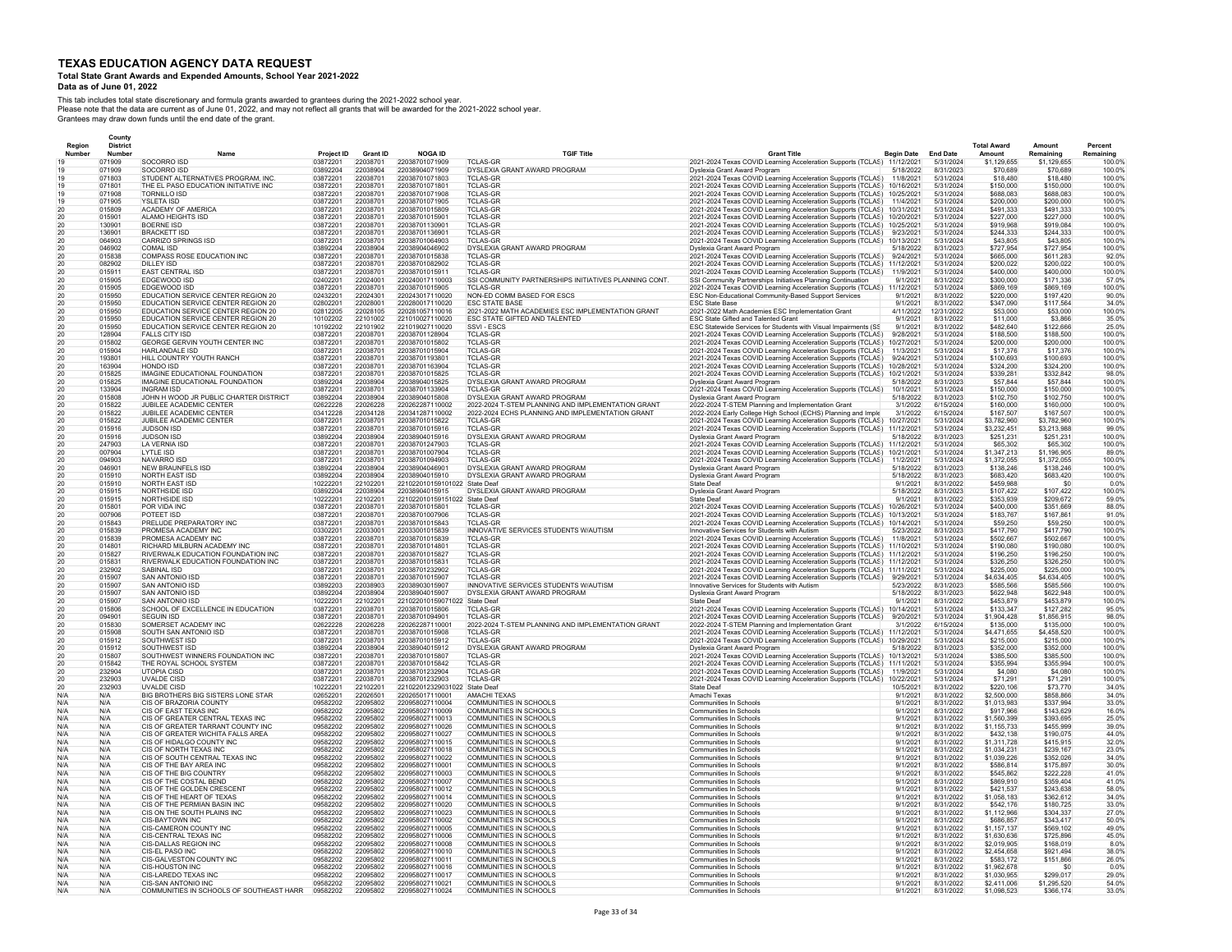# TEXAS EDUCATION AGENCY DATA REQUEST

**Total State Grant Awards and Expended Amounts, School Year 2021-2022**

**Data as of June 01, 2022**

This tab includes total state discretionary and formula grants awarded to grantees during the 2021-2022 school year.
Please note that the data are current as of June 01, 2022, and may not reflect all grants that will be awarded for the 2021-2022 school year.
Grantees may draw down funds until the end date of the grant.

| Region Number | County District Number | Name | Project ID | Grant ID | NOGA ID | TGIF Title | Grant Title | Begin Date | End Date | Total Award Amount | Amount Remaining | Percent Remaining |
|---|---|---|---|---|---|---|---|---|---|---|---|---|
| 19 | 071909 | SOCORRO ISD | 03872201 | 22038701 | 22038701071909 | TCLAS-GR | 2021-2024 Texas COVID Learning Acceleration Supports (TCLAS) | 11/12/2021 | 5/31/2024 | $1,129,655 | $1,129,655 | 100.0% |
| 19 | 071909 | SOCORRO ISD | 03892204 | 22038904 | 22038904071909 | DYSLEXIA GRANT AWARD PROGRAM | Dyslexia Grant Award Program | 5/18/2022 | 8/31/2023 | $70,689 | $70,689 | 100.0% |
| 19 | 071803 | STUDENT ALTERNATIVES PROGRAM, INC. | 03872201 | 22038701 | 22038701071803 | TCLAS-GR | 2021-2024 Texas COVID Learning Acceleration Supports (TCLAS) | 11/8/2021 | 5/31/2024 | $18,480 | $18,480 | 100.0% |
| 19 | 071801 | THE EL PASO EDUCATION INITIATIVE INC | 03872201 | 22038701 | 22038701071801 | TCLAS-GR | 2021-2024 Texas COVID Learning Acceleration Supports (TCLAS) | 10/16/2021 | 5/31/2024 | $150,000 | $150,000 | 100.0% |
| 19 | 071908 | TORNILLO ISD | 03872201 | 22038701 | 22038701071908 | TCLAS-GR | 2021-2024 Texas COVID Learning Acceleration Supports (TCLAS) | 10/25/2021 | 5/31/2024 | $688,083 | $688,083 | 100.0% |
| 19 | 071905 | YSLETA ISD | 03872201 | 22038701 | 22038701071905 | TCLAS-GR | 2021-2024 Texas COVID Learning Acceleration Supports (TCLAS) | 11/4/2021 | 5/31/2024 | $200,000 | $200,000 | 100.0% |
| 20 | 015809 | ACADEMY OF AMERICA | 03872201 | 22038701 | 22038701015809 | TCLAS-GR | 2021-2024 Texas COVID Learning Acceleration Supports (TCLAS) | 10/31/2021 | 5/31/2024 | $491,333 | $491,333 | 100.0% |
| 20 | 015901 | ALAMO HEIGHTS ISD | 03872201 | 22038701 | 22038701015901 | TCLAS-GR | 2021-2024 Texas COVID Learning Acceleration Supports (TCLAS) | 10/20/2021 | 5/31/2024 | $227,000 | $227,000 | 100.0% |
| 20 | 130901 | BOERNE ISD | 03872201 | 22038701 | 22038701130901 | TCLAS-GR | 2021-2024 Texas COVID Learning Acceleration Supports (TCLAS) | 10/25/2021 | 5/31/2024 | $919,968 | $919,084 | 100.0% |
| 20 | 136901 | BRACKETT ISD | 03872201 | 22038701 | 22038701136901 | TCLAS-GR | 2021-2024 Texas COVID Learning Acceleration Supports (TCLAS) | 9/23/2021 | 5/31/2024 | $244,333 | $244,333 | 100.0% |
| 20 | 064903 | CARRIZO SPRINGS ISD | 03872201 | 22038701 | 22038701064903 | TCLAS-GR | 2021-2024 Texas COVID Learning Acceleration Supports (TCLAS) | 10/13/2021 | 5/31/2024 | $43,805 | $43,805 | 100.0% |
| 20 | 046902 | COMAL ISD | 03892204 | 22038904 | 22038904046902 | DYSLEXIA GRANT AWARD PROGRAM | Dyslexia Grant Award Program | 5/18/2022 | 8/31/2023 | $727,954 | $727,954 | 100.0% |
| 20 | 015838 | COMPASS ROSE EDUCATION INC | 03872201 | 22038701 | 22038701015838 | TCLAS-GR | 2021-2024 Texas COVID Learning Acceleration Supports (TCLAS) | 9/24/2021 | 5/31/2024 | $665,000 | $611,283 | 92.0% |
| 20 | 082902 | DILLEY ISD | 03872201 | 22038701 | 22038701082902 | TCLAS-GR | 2021-2024 Texas COVID Learning Acceleration Supports (TCLAS) | 11/12/2021 | 5/31/2024 | $200,022 | $200,022 | 100.0% |
| 20 | 015911 | EAST CENTRAL ISD | 03872201 | 22038701 | 22038701015911 | TCLAS-GR | 2021-2024 Texas COVID Learning Acceleration Supports (TCLAS) | 11/9/2021 | 5/31/2024 | $400,000 | $400,000 | 100.0% |
| 20 | 015905 | EDGEWOOD ISD | 02402201 | 22024001 | 22024001710003 | SSI COMMUNITY PARTNERSHIPS INITIATIVES PLANNING CONT. | SSI Community Partnerships Initiatives Planning Continuation | 9/1/2021 | 8/31/2022 | $300,000 | $171,336 | 57.0% |
| 20 | 015905 | EDGEWOOD ISD | 03872201 | 22038701 | 22038701015905 | TCLAS-GR | 2021-2024 Texas COVID Learning Acceleration Supports (TCLAS) | 11/12/2021 | 5/31/2024 | $869,169 | $869,169 | 100.0% |
| 20 | 015950 | EDUCATION SERVICE CENTER REGION 20 | 02432201 | 22024301 | 22024301710020 | NON-ED COMM BASED FOR ESCS | ESC Non-Educational Community-Based Support Services | 9/1/2021 | 8/31/2022 | $220,000 | $197,420 | 90.0% |
| 20 | 015950 | EDUCATION SERVICE CENTER REGION 20 | 02802201 | 22028001 | 22028001710020 | ESC STATE BASE | ESC State Base | 9/1/2021 | 8/31/2022 | $347,090 | $117,564 | 34.0% |
| 20 | 015950 | EDUCATION SERVICE CENTER REGION 20 | 02812205 | 22028105 | 22028105710016 | 2021-2022 MATH ACADEMIES ESC IMPLEMENTATION GRANT | 2021-2022 Math Academies ESC Implementation Grant | 4/11/2022 | 12/31/2022 | $53,000 | $53,000 | 100.0% |
| 20 | 015950 | EDUCATION SERVICE CENTER REGION 20 | 10102202 | 22101002 | 22101002710020 | ESC STATE GIFTED AND TALENTED | ESC State Gifted and Talented Grant | 9/1/2021 | 8/31/2022 | $11,000 | $3,866 | 35.0% |
| 20 | 015950 | EDUCATION SERVICE CENTER REGION 20 | 10192202 | 22101902 | 22101902710020 | SSVI - ESCS | ESC Statewide Services for Students with Visual Impairments (SS | 9/1/2021 | 8/31/2022 | $482,640 | $122,666 | 25.0% |
| 20 | 128904 | FALLS CITY ISD | 03872201 | 22038701 | 22038701128904 | TCLAS-GR | 2021-2024 Texas COVID Learning Acceleration Supports (TCLAS) | 9/28/2021 | 5/31/2024 | $188,500 | $188,500 | 100.0% |
| 20 | 015802 | GEORGE GERVIN YOUTH CENTER INC | 03872201 | 22038701 | 22038701015802 | TCLAS-GR | 2021-2024 Texas COVID Learning Acceleration Supports (TCLAS) | 10/27/2021 | 5/31/2024 | $200,000 | $200,000 | 100.0% |
| 20 | 015904 | HARLANDALE ISD | 03872201 | 22038701 | 22038701015904 | TCLAS-GR | 2021-2024 Texas COVID Learning Acceleration Supports (TCLAS) | 11/3/2021 | 5/31/2024 | $17,376 | $17,376 | 100.0% |
| 20 | 193801 | HILL COUNTRY YOUTH RANCH | 03872201 | 22038701 | 22038701193801 | TCLAS-GR | 2021-2024 Texas COVID Learning Acceleration Supports (TCLAS) | 9/24/2021 | 5/31/2024 | $100,693 | $100,693 | 100.0% |
| 20 | 163904 | HONDO ISD | 03872201 | 22038701 | 22038701163904 | TCLAS-GR | 2021-2024 Texas COVID Learning Acceleration Supports (TCLAS) | 10/28/2021 | 5/31/2024 | $324,200 | $324,200 | 100.0% |
| 20 | 015825 | IMAGINE EDUCATIONAL FOUNDATION | 03872201 | 22038701 | 22038701015825 | TCLAS-GR | 2021-2024 Texas COVID Learning Acceleration Supports (TCLAS) | 10/21/2021 | 5/31/2024 | $339,281 | $332,842 | 98.0% |
| 20 | 015825 | IMAGINE EDUCATIONAL FOUNDATION | 03892204 | 22038904 | 22038904015825 | DYSLEXIA GRANT AWARD PROGRAM | Dyslexia Grant Award Program | 5/18/2022 | 8/31/2023 | $57,844 | $57,844 | 100.0% |
| 20 | 133904 | INGRAM ISD | 03872201 | 22038701 | 22038701133904 | TCLAS-GR | 2021-2024 Texas COVID Learning Acceleration Supports (TCLAS) | 10/1/2021 | 5/31/2024 | $150,000 | $150,000 | 100.0% |
| 20 | 015808 | JOHN H WOOD JR PUBLIC CHARTER DISTRICT | 03892204 | 22038904 | 22038904015808 | DYSLEXIA GRANT AWARD PROGRAM | Dyslexia Grant Award Program | 5/18/2022 | 8/31/2023 | $102,750 | $102,750 | 100.0% |
| 20 | 015822 | JUBILEE ACADEMIC CENTER | 02622228 | 22026228 | 22026228710002 | 2022-2024 T-STEM PLANNING AND IMPLEMENTATION GRANT | 2022-2024 T-STEM Planning and Implementation Grant | 3/1/2022 | 6/15/2024 | $160,000 | $160,000 | 100.0% |
| 20 | 015822 | JUBILEE ACADEMIC CENTER | 03412228 | 22034128 | 22034128710002 | 2022-2024 ECHS PLANNING AND IMPLEMENTATION GRANT | 2022-2024 Early College High School (ECHS) Planning and Imple | 3/1/2022 | 6/15/2024 | $167,507 | $167,507 | 100.0% |
| 20 | 015822 | JUBILEE ACADEMIC CENTER | 03872201 | 22038701 | 22038701015822 | TCLAS-GR | 2021-2024 Texas COVID Learning Acceleration Supports (TCLAS) | 10/27/2021 | 5/31/2024 | $3,782,960 | $3,782,960 | 100.0% |
| 20 | 015916 | JUDSON ISD | 03872201 | 22038701 | 22038701015916 | TCLAS-GR | 2021-2024 Texas COVID Learning Acceleration Supports (TCLAS) | 11/12/2021 | 5/31/2024 | $3,232,451 | $3,213,988 | 99.0% |
| 20 | 015916 | JUDSON ISD | 03892204 | 22038904 | 22038904015916 | DYSLEXIA GRANT AWARD PROGRAM | Dyslexia Grant Award Program | 5/18/2022 | 8/31/2023 | $251,231 | $251,231 | 100.0% |
| 20 | 247903 | LA VERNIA ISD | 03872201 | 22038701 | 22038701247903 | TCLAS-GR | 2021-2024 Texas COVID Learning Acceleration Supports (TCLAS) | 11/12/2021 | 5/31/2024 | $65,302 | $65,302 | 100.0% |
| 20 | 007904 | LYTLE ISD | 03872201 | 22038701 | 22038701007904 | TCLAS-GR | 2021-2024 Texas COVID Learning Acceleration Supports (TCLAS) | 10/21/2021 | 5/31/2024 | $1,347,213 | $1,196,905 | 89.0% |
| 20 | 094903 | NAVARRO ISD | 03872201 | 22038701 | 22038701094903 | TCLAS-GR | 2021-2024 Texas COVID Learning Acceleration Supports (TCLAS) | 11/2/2021 | 5/31/2024 | $1,372,055 | $1,372,055 | 100.0% |
| 20 | 046901 | NEW BRAUNFELS ISD | 03892204 | 22038904 | 22038904046901 | DYSLEXIA GRANT AWARD PROGRAM | Dyslexia Grant Award Program | 5/18/2022 | 8/31/2023 | $138,246 | $138,246 | 100.0% |
| 20 | 015910 | NORTH EAST ISD | 03892204 | 22038904 | 22038904015910 | DYSLEXIA GRANT AWARD PROGRAM | Dyslexia Grant Award Program | 5/18/2022 | 8/31/2023 | $683,420 | $683,420 | 100.0% |
| 20 | 015910 | NORTH EAST ISD | 10222201 | 22102201 | 22102201015910 1022 | State Deaf | State Deaf | 9/1/2021 | 8/31/2022 | $459,988 | $0 | 0.0% |
| 20 | 015915 | NORTHSIDE ISD | 03892204 | 22038904 | 22038904015915 | DYSLEXIA GRANT AWARD PROGRAM | Dyslexia Grant Award Program | 5/18/2022 | 8/31/2023 | $107,422 | $107,422 | 100.0% |
| 20 | 015915 | NORTHSIDE ISD | 10222201 | 22102201 | 22102201015915 1022 | State Deaf | State Deaf | 9/1/2021 | 8/31/2022 | $353,939 | $209,672 | 59.0% |
| 20 | 015801 | POR VIDA INC | 03872201 | 22038701 | 22038701015801 | TCLAS-GR | 2021-2024 Texas COVID Learning Acceleration Supports (TCLAS) | 10/26/2021 | 5/31/2024 | $400,000 | $351,669 | 88.0% |
| 20 | 007906 | POTEET ISD | 03872201 | 22038701 | 22038701007906 | TCLAS-GR | 2021-2024 Texas COVID Learning Acceleration Supports (TCLAS) | 10/13/2021 | 5/31/2024 | $183,767 | $167,861 | 91.0% |
| 20 | 015843 | PRELUDE PREPARATORY INC | 03872201 | 22038701 | 22038701015843 | TCLAS-GR | 2021-2024 Texas COVID Learning Acceleration Supports (TCLAS) | 10/14/2021 | 5/31/2024 | $59,250 | $59,250 | 100.0% |
| 20 | 015839 | PROMESA ACADEMY INC | 03302201 | 22033001 | 22033001015839 | INNOVATIVE SERVICES STUDENTS W/AUTISM | Innovative Services for Students with Autism | 5/23/2022 | 8/31/2023 | $417,790 | $417,790 | 100.0% |
| 20 | 015839 | PROMESA ACADEMY INC | 03872201 | 22038701 | 22038701015839 | TCLAS-GR | 2021-2024 Texas COVID Learning Acceleration Supports (TCLAS) | 11/8/2021 | 5/31/2024 | $502,667 | $502,667 | 100.0% |
| 20 | 014801 | RICHARD MILBURN ACADEMY INC | 03872201 | 22038701 | 22038701014801 | TCLAS-GR | 2021-2024 Texas COVID Learning Acceleration Supports (TCLAS) | 11/10/2021 | 5/31/2024 | $190,080 | $190,080 | 100.0% |
| 20 | 015827 | RIVERWALK EDUCATION FOUNDATION INC | 03872201 | 22038701 | 22038701015827 | TCLAS-GR | 2021-2024 Texas COVID Learning Acceleration Supports (TCLAS) | 11/12/2021 | 5/31/2024 | $196,250 | $196,250 | 100.0% |
| 20 | 015831 | RIVERWALK EDUCATION FOUNDATION INC | 03872201 | 22038701 | 22038701015831 | TCLAS-GR | 2021-2024 Texas COVID Learning Acceleration Supports (TCLAS) | 11/12/2021 | 5/31/2024 | $326,250 | $326,250 | 100.0% |
| 20 | 232902 | SABINAL ISD | 03872201 | 22038701 | 22038701232902 | TCLAS-GR | 2021-2024 Texas COVID Learning Acceleration Supports (TCLAS) | 11/11/2021 | 5/31/2024 | $225,000 | $225,000 | 100.0% |
| 20 | 015907 | SAN ANTONIO ISD | 03872201 | 22038701 | 22038701015907 | TCLAS-GR | 2021-2024 Texas COVID Learning Acceleration Supports (TCLAS) | 9/29/2021 | 5/31/2024 | $4,634,405 | $4,634,405 | 100.0% |
| 20 | 015907 | SAN ANTONIO ISD | 03892203 | 22038903 | 22038903015907 | INNOVATIVE SERVICES STUDENTS W/AUTISM | Innovative Services for Students with Autism | 5/23/2022 | 8/31/2023 | $585,566 | $585,566 | 100.0% |
| 20 | 015907 | SAN ANTONIO ISD | 03892204 | 22038904 | 22038904015907 | DYSLEXIA GRANT AWARD PROGRAM | Dyslexia Grant Award Program | 5/18/2022 | 8/31/2023 | $622,948 | $622,948 | 100.0% |
| 20 | 015907 | SAN ANTONIO ISD | 10222201 | 22102201 | 22102201015907 1022 | State Deaf | State Deaf | 9/1/2021 | 8/31/2022 | $453,879 | $453,879 | 100.0% |
| 20 | 015806 | SCHOOL OF EXCELLENCE IN EDUCATION | 03872201 | 22038701 | 22038701015806 | TCLAS-GR | 2021-2024 Texas COVID Learning Acceleration Supports (TCLAS) | 10/14/2021 | 5/31/2024 | $133,347 | $127,262 | 95.0% |
| 20 | 094901 | SEGUIN ISD | 03872201 | 22038701 | 22038701094901 | TCLAS-GR | 2021-2024 Texas COVID Learning Acceleration Supports (TCLAS) | 9/20/2021 | 5/31/2024 | $1,904,428 | $1,856,915 | 98.0% |
| 20 | 015830 | SOMERSET ACADEMY INC | 02622228 | 22026228 | 22026228710001 | 2022-2024 T-STEM PLANNING AND IMPLEMENTATION GRANT | 2022-2024 T-STEM Planning and Implementation Grant | 3/1/2022 | 6/15/2024 | $135,000 | $135,000 | 100.0% |
| 20 | 015908 | SOUTH SAN ANTONIO ISD | 03872201 | 22038701 | 22038701015908 | TCLAS-GR | 2021-2024 Texas COVID Learning Acceleration Supports (TCLAS) | 11/12/2021 | 5/31/2024 | $4,471,655 | $4,458,520 | 100.0% |
| 20 | 015912 | SOUTHWEST ISD | 03872201 | 22038701 | 22038701015912 | TCLAS-GR | 2021-2024 Texas COVID Learning Acceleration Supports (TCLAS) | 10/29/2021 | 5/31/2024 | $215,000 | $215,000 | 100.0% |
| 20 | 015912 | SOUTHWEST ISD | 03892204 | 22038904 | 22038904015912 | DYSLEXIA GRANT AWARD PROGRAM | Dyslexia Grant Award Program | 5/18/2022 | 8/31/2023 | $352,000 | $352,000 | 100.0% |
| 20 | 015807 | SOUTHWEST WINNERS FOUNDATION INC | 03872201 | 22038701 | 22038701015807 | TCLAS-GR | 2021-2024 Texas COVID Learning Acceleration Supports (TCLAS) | 10/13/2021 | 5/31/2024 | $385,500 | $385,500 | 100.0% |
| 20 | 015842 | THE ROYAL SCHOOL SYSTEM | 03872201 | 22038701 | 22038701015842 | TCLAS-GR | 2021-2024 Texas COVID Learning Acceleration Supports (TCLAS) | 11/11/2021 | 5/31/2024 | $355,994 | $355,994 | 100.0% |
| 20 | 232904 | UTOPIA CISD | 03872201 | 22038701 | 22038701232904 | TCLAS-GR | 2021-2024 Texas COVID Learning Acceleration Supports (TCLAS) | 11/9/2021 | 5/31/2024 | $4,080 | $4,080 | 100.0% |
| 20 | 232903 | UVALDE CISD | 03872201 | 22038701 | 22038701232903 | TCLAS-GR | 2021-2024 Texas COVID Learning Acceleration Supports (TCLAS) | 10/22/2021 | 5/31/2024 | $71,291 | $71,291 | 100.0% |
| 20 | 232903 | UVALDE CISD | 10222201 | 22102201 | 22102201232903 1022 | State Deaf | State Deaf | 10/5/2021 | 8/31/2022 | $220,106 | $73,770 | 34.0% |
| N/A | N/A | BIG BROTHERS BIG SISTERS LONE STAR | 02652201 | 22026501 | 22026501710001 | AMACHI TEXAS | Amachi Texas | 9/1/2021 | 8/31/2022 | $2,500,000 | $858,866 | 34.0% |
| N/A | N/A | CIS OF BRAZORIA COUNTY | 09582202 | 22095802 | 22095802710004 | COMMUNITIES IN SCHOOLS | Communities In Schools | 9/1/2021 | 8/31/2022 | $1,013,983 | $337,994 | 33.0% |
| N/A | N/A | CIS OF EAST TEXAS INC | 09582202 | 22095802 | 22095802710009 | COMMUNITIES IN SCHOOLS | Communities In Schools | 9/1/2021 | 8/31/2022 | $917,966 | $143,629 | 16.0% |
| N/A | N/A | CIS OF GREATER CENTRAL TEXAS INC | 09582202 | 22095802 | 22095802710013 | COMMUNITIES IN SCHOOLS | Communities In Schools | 9/1/2021 | 8/31/2022 | $1,560,399 | $393,695 | 25.0% |
| N/A | N/A | CIS OF GREATER TARRANT COUNTY INC | 09582202 | 22095802 | 22095802710026 | COMMUNITIES IN SCHOOLS | Communities In Schools | 9/1/2021 | 8/31/2022 | $1,155,733 | $455,999 | 39.0% |
| N/A | N/A | CIS OF GREATER WICHITA FALLS AREA | 09582202 | 22095802 | 22095802710027 | COMMUNITIES IN SCHOOLS | Communities In Schools | 9/1/2021 | 8/31/2022 | $432,138 | $190,075 | 44.0% |
| N/A | N/A | CIS OF HIDALGO COUNTY INC | 09582202 | 22095802 | 22095802710015 | COMMUNITIES IN SCHOOLS | Communities In Schools | 9/1/2021 | 8/31/2022 | $1,311,728 | $415,915 | 32.0% |
| N/A | N/A | CIS OF NORTH TEXAS INC | 09582202 | 22095802 | 22095802710018 | COMMUNITIES IN SCHOOLS | Communities In Schools | 9/1/2021 | 8/31/2022 | $1,034,231 | $239,167 | 23.0% |
| N/A | N/A | CIS OF SOUTH CENTRAL TEXAS INC | 09582202 | 22095802 | 22095802710022 | COMMUNITIES IN SCHOOLS | Communities In Schools | 9/1/2021 | 8/31/2022 | $1,039,226 | $352,026 | 34.0% |
| N/A | N/A | CIS OF THE BAY AREA INC | 09582202 | 22095802 | 22095802710001 | COMMUNITIES IN SCHOOLS | Communities In Schools | 9/1/2021 | 8/31/2022 | $586,814 | $175,897 | 30.0% |
| N/A | N/A | CIS OF THE BIG COUNTRY | 09582202 | 22095802 | 22095802710003 | COMMUNITIES IN SCHOOLS | Communities In Schools | 9/1/2021 | 8/31/2022 | $545,862 | $222,228 | 41.0% |
| N/A | N/A | CIS OF THE COSTAL BEND | 09582202 | 22095802 | 22095802710007 | COMMUNITIES IN SCHOOLS | Communities In Schools | 9/1/2021 | 8/31/2022 | $869,910 | $359,404 | 41.0% |
| N/A | N/A | CIS OF THE GOLDEN CRESCENT | 09582202 | 22095802 | 22095802710012 | COMMUNITIES IN SCHOOLS | Communities In Schools | 9/1/2021 | 8/31/2022 | $421,537 | $243,638 | 58.0% |
| N/A | N/A | CIS OF THE HEART OF TEXAS | 09582202 | 22095802 | 22095802710014 | COMMUNITIES IN SCHOOLS | Communities In Schools | 9/1/2021 | 8/31/2022 | $1,058,183 | $362,612 | 34.0% |
| N/A | N/A | CIS OF THE PERMIAN BASIN INC | 09582202 | 22095802 | 22095802710020 | COMMUNITIES IN SCHOOLS | Communities In Schools | 9/1/2021 | 8/31/2022 | $542,176 | $180,725 | 33.0% |
| N/A | N/A | CIS ON THE SOUTH PLAINS INC | 09582202 | 22095802 | 22095802710023 | COMMUNITIES IN SCHOOLS | Communities In Schools | 9/1/2021 | 8/31/2022 | $1,112,966 | $304,337 | 27.0% |
| N/A | N/A | CIS-BAYTOWN INC | 09582202 | 22095802 | 22095802710002 | COMMUNITIES IN SCHOOLS | Communities In Schools | 9/1/2021 | 8/31/2022 | $686,857 | $343,417 | 50.0% |
| N/A | N/A | CIS-CAMERON COUNTY INC | 09582202 | 22095802 | 22095802710005 | COMMUNITIES IN SCHOOLS | Communities In Schools | 9/1/2021 | 8/31/2022 | $1,157,137 | $569,102 | 49.0% |
| N/A | N/A | CIS-CENTRAL TEXAS INC | 09582202 | 22095802 | 22095802710006 | COMMUNITIES IN SCHOOLS | Communities In Schools | 9/1/2021 | 8/31/2022 | $1,630,636 | $725,896 | 45.0% |
| N/A | N/A | CIS-DALLAS REGION INC | 09582202 | 22095802 | 22095802710008 | COMMUNITIES IN SCHOOLS | Communities In Schools | 9/1/2021 | 8/31/2022 | $2,019,905 | $168,019 | 8.0% |
| N/A | N/A | CIS-EL PASO INC | 09582202 | 22095802 | 22095802710010 | COMMUNITIES IN SCHOOLS | Communities In Schools | 9/1/2021 | 8/31/2022 | $2,454,658 | $921,494 | 38.0% |
| N/A | N/A | CIS-GALVESTON COUNTY INC | 09582202 | 22095802 | 22095802710011 | COMMUNITIES IN SCHOOLS | Communities In Schools | 9/1/2021 | 8/31/2022 | $583,172 | $151,866 | 26.0% |
| N/A | N/A | CIS-HOUSTON INC | 09582202 | 22095802 | 22095802710016 | COMMUNITIES IN SCHOOLS | Communities In Schools | 9/1/2021 | 8/31/2022 | $1,962,678 | $0 | 0.0% |
| N/A | N/A | CIS-LAREDO TEXAS INC | 09582202 | 22095802 | 22095802710017 | COMMUNITIES IN SCHOOLS | Communities In Schools | 9/1/2021 | 8/31/2022 | $1,030,955 | $299,017 | 29.0% |
| N/A | N/A | CIS-SAN ANTONIO INC | 09582202 | 22095802 | 22095802710021 | COMMUNITIES IN SCHOOLS | Communities In Schools | 9/1/2021 | 8/31/2022 | $2,411,006 | $1,295,520 | 54.0% |
| N/A | N/A | COMMUNITIES IN SCHOOLS OF SOUTHEAST HARR | 09582202 | 22095802 | 22095802710024 | COMMUNITIES IN SCHOOLS | Communities In Schools | 9/1/2021 | 8/31/2022 | $1,098,523 | $366,174 | 33.0% |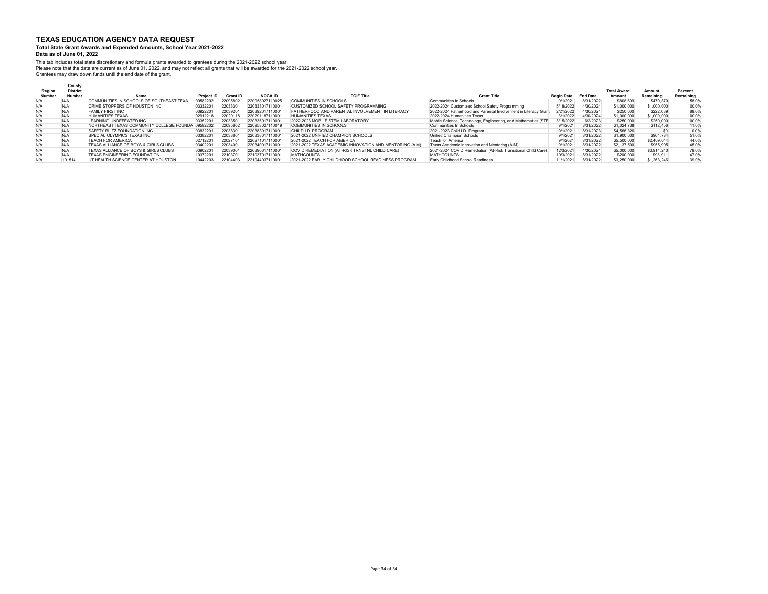# TEXAS EDUCATION AGENCY DATA REQUEST

**Total State Grant Awards and Expended Amounts, School Year 2021-2022**

**Data as of June 01, 2022**

This tab includes total state discretionary and formula grants awarded to grantees during the 2021-2022 school year.
Please note that the data are current as of June 01, 2022, and may not reflect all grants that will be awarded for the 2021-2022 school year.
Grantees may draw down funds until the end date of the grant.

| Region Number | County District Number | Name | Project ID | Grant ID | NOGA ID | TGIF Title | Grant Title | Begin Date | End Date | Total Award Amount | Amount Remaining | Percent Remaining |
|---|---|---|---|---|---|---|---|---|---|---|---|---|
| N/A | N/A | COMMUNITIES IN SCHOOLS OF SOUTHEAST TEXA | 09582202 | 22095802 | 220958027110025 | COMMUNITIES IN SCHOOLS | Communities In Schools | 9/1/2021 | 8/31/2022 | $808,699 | $470,870 | 58.0% |
| N/A | N/A | CRIME STOPPERS OF HOUSTON INC | 03332201 | 22033301 | 220333017110001 | CUSTOMIZED SCHOOL SAFETY PROGRAMMING | 2022-2024 Customized School Safety Programming | 5/18/2022 | 4/30/2024 | $1,000,000 | $1,000,000 | 100.0% |
| N/A | N/A | FAMILY FIRST INC | 03922201 | 22039201 | 220392017110001 | FATHERHOOD AND PARENTAL INVOLVEMENT IN LITERACY | 2022-2024 Fatherhood and Parental Involvement in Literacy Grant | 2/21/2022 | 4/30/2024 | $250,000 | $222,039 | 89.0% |
| N/A | N/A | HUMANITIES TEXAS | 02912218 | 22029118 | 220291187110001 | HUMANITIES TEXAS | 2022-2024 Humanities Texas | 3/1/2022 | 4/30/2024 | $1,000,000 | $1,000,000 | 100.0% |
| N/A | N/A | LEARNING UNDEFEATED INC | 03352201 | 22033501 | 220335017110001 | 2022-2023 MOBILE STEM LABORATORY | Mobile Science, Technology, Engineering, and Mathematics (STE | 3/15/2022 | 6/2/2023 | $250,000 | $250,000 | 100.0% |
| N/A | N/A | NORTHEAST TEXAS COMMUNITY COLLEGE FOUNDA | 09582202 | 22095802 | 220958027110019 | COMMUNITIES IN SCHOOLS | Communities In Schools | 9/1/2021 | 8/31/2022 | $1,024,738 | $112,456 | 11.0% |
| N/A | N/A | SAFETY BLITZ FOUNDATION INC | 03832201 | 22038301 | 220383017110001 | CHILD I.D. PROGRAM | 2021-2023 Child I.D. Program | 9/1/2021 | 8/31/2023 | $4,566,326 | $0 | 0.0% |
| N/A | N/A | SPECIAL OLYMPICS TEXAS INC | 03382201 | 22033801 | 220338017110001 | 2021-2022 UNIFIED CHAMPION SCHOOLS | Unified Champion Schools | 9/1/2021 | 8/31/2022 | $1,900,000 | $964,784 | 51.0% |
| N/A | N/A | TEACH FOR AMERICA | 02712201 | 22027101 | 220271017110001 | 2021-2022 TEACH FOR AMERICA | Teach for America | 9/1/2021 | 8/31/2022 | $5,500,000 | $2,409,044 | 44.0% |
| N/A | N/A | TEXAS ALLIANCE OF BOYS & GIRLS CLUBS | 03402201 | 22034001 | 220340017110001 | 2021-2022 TEXAS ACADEMIC INNOVATION AND MENTORING (AIM) | Texas Academic Innovation and Mentoring (AIM) | 9/1/2021 | 8/31/2022 | $2,137,500 | $955,995 | 45.0% |
| N/A | N/A | TEXAS ALLIANCE OF BOYS & GIRLS CLUBS | 03902201 | 22039001 | 220390017110001 | COVID REMEDIATION (AT-RISK TRNSTNL CHILD CARE) | 2021-2024 COVID Remediation (At-Risk Transitional Child Care) | 12/3/2021 | 4/30/2024 | $5,000,000 | $3,914,240 | 78.0% |
| N/A | N/A | TEXAS ENGINEERING FOUNDATION | 10372201 | 22103701 | 221037017110001 | MATHCOUNTS | MATHCOUNTS | 10/3/2021 | 8/31/2022 | $200,000 | $93,911 | 47.0% |
| N/A | 101514 | UT HEALTH SCIENCE CENTER AT HOUSTON | 10442203 | 22104403 | 221044037110001 | 2021-2022 EARLY CHILDHOOD SCHOOL READINESS PROGRAM | Early Childhood School Readiness | 11/1/2021 | 8/31/2022 | $3,250,000 | $1,263,246 | 39.0% |